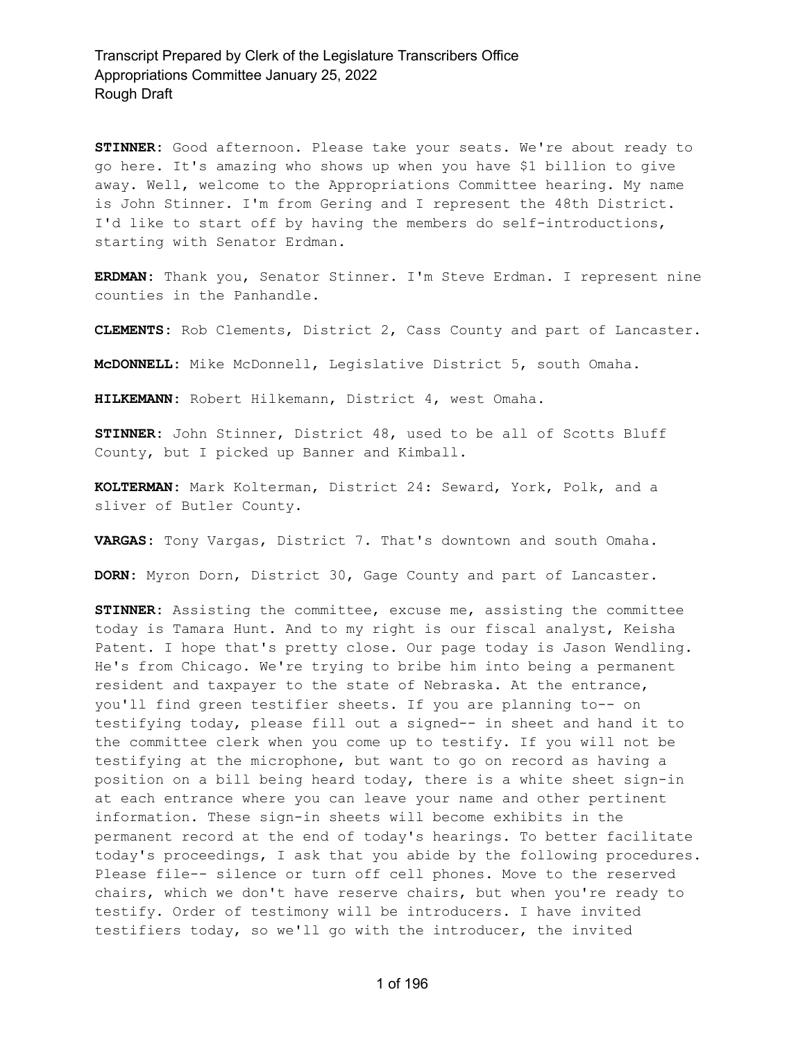**STINNER:** Good afternoon. Please take your seats. We're about ready to go here. It's amazing who shows up when you have $1 billion to give away. Well, welcome to the Appropriations Committee hearing. My name is John Stinner. I'm from Gering and I represent the 48th District. I'd like to start off by having the members do self-introductions, starting with Senator Erdman.

**ERDMAN:** Thank you, Senator Stinner. I'm Steve Erdman. I represent nine counties in the Panhandle.

**CLEMENTS:** Rob Clements, District 2, Cass County and part of Lancaster.

**McDONNELL:** Mike McDonnell, Legislative District 5, south Omaha.

**HILKEMANN:** Robert Hilkemann, District 4, west Omaha.

**STINNER:** John Stinner, District 48, used to be all of Scotts Bluff County, but I picked up Banner and Kimball.

**KOLTERMAN:** Mark Kolterman, District 24: Seward, York, Polk, and a sliver of Butler County.

**VARGAS:** Tony Vargas, District 7. That's downtown and south Omaha.

**DORN:** Myron Dorn, District 30, Gage County and part of Lancaster.

**STINNER:** Assisting the committee, excuse me, assisting the committee today is Tamara Hunt. And to my right is our fiscal analyst, Keisha Patent. I hope that's pretty close. Our page today is Jason Wendling. He's from Chicago. We're trying to bribe him into being a permanent resident and taxpayer to the state of Nebraska. At the entrance, you'll find green testifier sheets. If you are planning to-- on testifying today, please fill out a signed-- in sheet and hand it to the committee clerk when you come up to testify. If you will not be testifying at the microphone, but want to go on record as having a position on a bill being heard today, there is a white sheet sign-in at each entrance where you can leave your name and other pertinent information. These sign-in sheets will become exhibits in the permanent record at the end of today's hearings. To better facilitate today's proceedings, I ask that you abide by the following procedures. Please file-- silence or turn off cell phones. Move to the reserved chairs, which we don't have reserve chairs, but when you're ready to testify. Order of testimony will be introducers. I have invited testifiers today, so we'll go with the introducer, the invited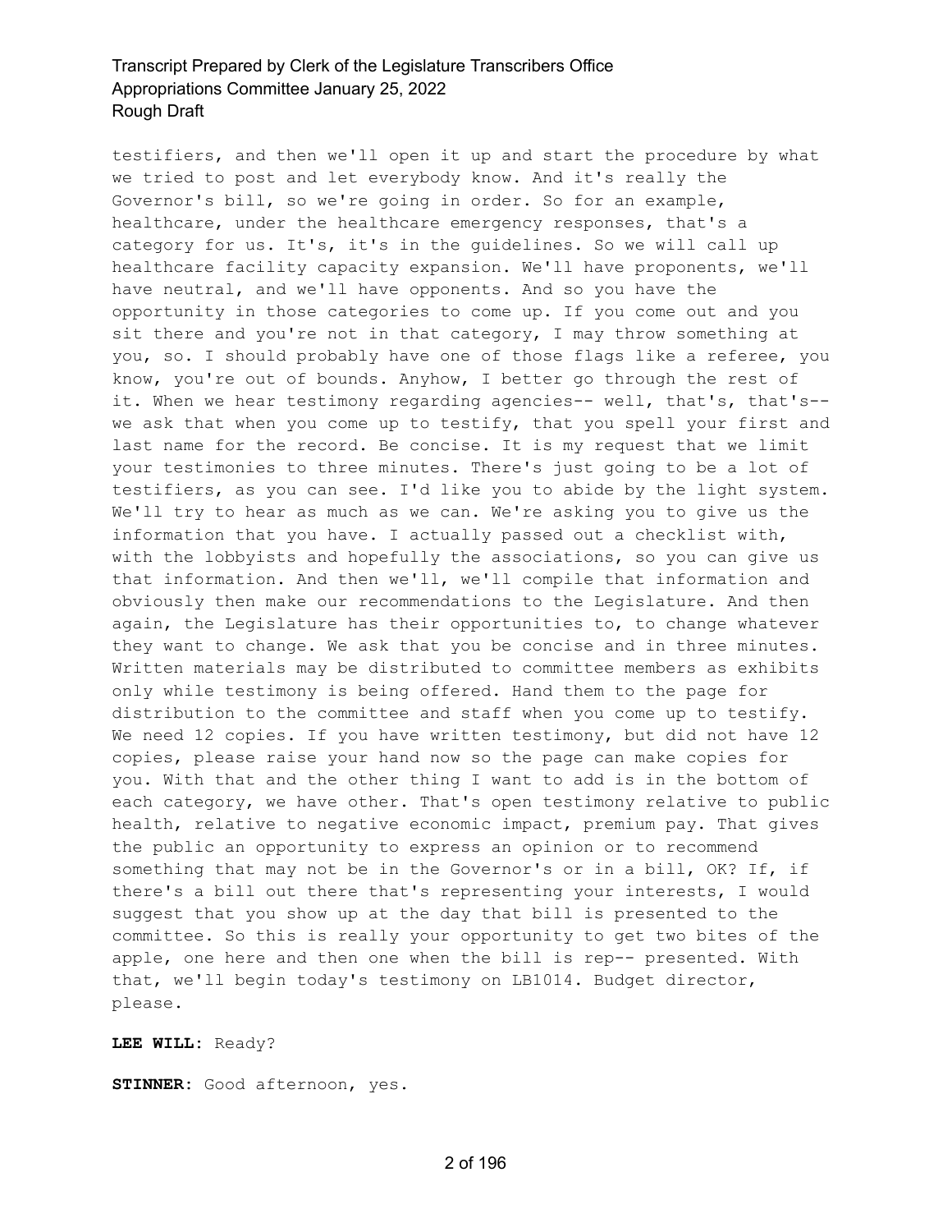testifiers, and then we'll open it up and start the procedure by what we tried to post and let everybody know. And it's really the Governor's bill, so we're going in order. So for an example, healthcare, under the healthcare emergency responses, that's a category for us. It's, it's in the guidelines. So we will call up healthcare facility capacity expansion. We'll have proponents, we'll have neutral, and we'll have opponents. And so you have the opportunity in those categories to come up. If you come out and you sit there and you're not in that category, I may throw something at you, so. I should probably have one of those flags like a referee, you know, you're out of bounds. Anyhow, I better go through the rest of it. When we hear testimony regarding agencies-- well, that's, that's-- we ask that when you come up to testify, that you spell your first and last name for the record. Be concise. It is my request that we limit your testimonies to three minutes. There's just going to be a lot of testifiers, as you can see. I'd like you to abide by the light system. We'll try to hear as much as we can. We're asking you to give us the information that you have. I actually passed out a checklist with, with the lobbyists and hopefully the associations, so you can give us that information. And then we'll, we'll compile that information and obviously then make our recommendations to the Legislature. And then again, the Legislature has their opportunities to, to change whatever they want to change. We ask that you be concise and in three minutes. Written materials may be distributed to committee members as exhibits only while testimony is being offered. Hand them to the page for distribution to the committee and staff when you come up to testify. We need 12 copies. If you have written testimony, but did not have 12 copies, please raise your hand now so the page can make copies for you. With that and the other thing I want to add is in the bottom of each category, we have other. That's open testimony relative to public health, relative to negative economic impact, premium pay. That gives the public an opportunity to express an opinion or to recommend something that may not be in the Governor's or in a bill, OK? If, if there's a bill out there that's representing your interests, I would suggest that you show up at the day that bill is presented to the committee. So this is really your opportunity to get two bites of the apple, one here and then one when the bill is rep-- presented. With that, we'll begin today's testimony on LB1014. Budget director, please.

**LEE WILL:** Ready?

**STINNER:** Good afternoon, yes.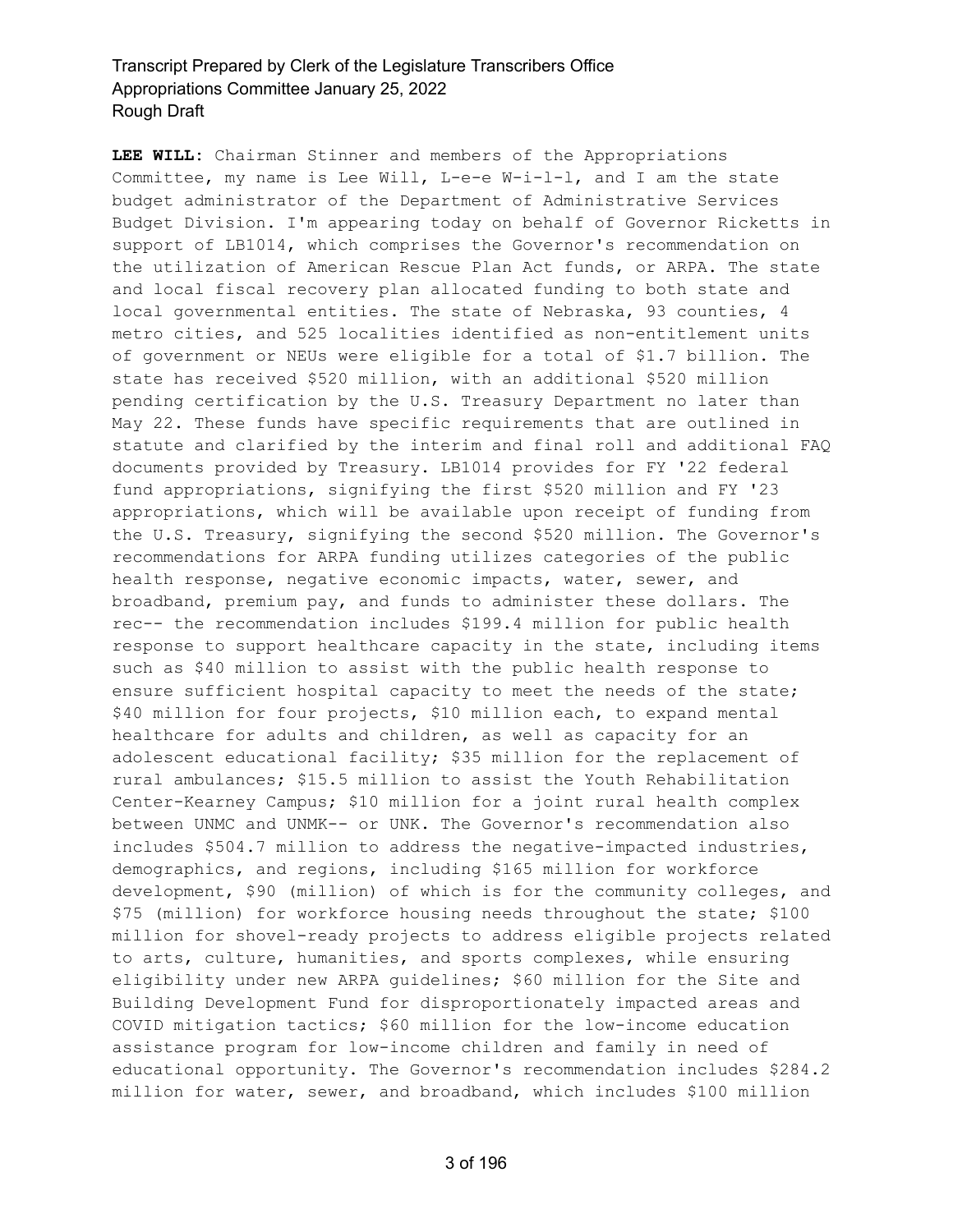**LEE WILL:** Chairman Stinner and members of the Appropriations Committee, my name is Lee Will, L-e-e W-i-l-l, and I am the state budget administrator of the Department of Administrative Services Budget Division. I'm appearing today on behalf of Governor Ricketts in support of LB1014, which comprises the Governor's recommendation on the utilization of American Rescue Plan Act funds, or ARPA. The state and local fiscal recovery plan allocated funding to both state and local governmental entities. The state of Nebraska, 93 counties, 4 metro cities, and 525 localities identified as non-entitlement units of government or NEUs were eligible for a total of $1.7 billion. The state has received $520 million, with an additional $520 million pending certification by the U.S. Treasury Department no later than May 22. These funds have specific requirements that are outlined in statute and clarified by the interim and final roll and additional FAQ documents provided by Treasury. LB1014 provides for FY '22 federal fund appropriations, signifying the first $520 million and FY '23 appropriations, which will be available upon receipt of funding from the U.S. Treasury, signifying the second $520 million. The Governor's recommendations for ARPA funding utilizes categories of the public health response, negative economic impacts, water, sewer, and broadband, premium pay, and funds to administer these dollars. The rec-- the recommendation includes $199.4 million for public health response to support healthcare capacity in the state, including items such as $40 million to assist with the public health response to ensure sufficient hospital capacity to meet the needs of the state; $40 million for four projects, $10 million each, to expand mental healthcare for adults and children, as well as capacity for an adolescent educational facility; $35 million for the replacement of rural ambulances; $15.5 million to assist the Youth Rehabilitation Center-Kearney Campus; $10 million for a joint rural health complex between UNMC and UNMK-- or UNK. The Governor's recommendation also includes $504.7 million to address the negative-impacted industries, demographics, and regions, including $165 million for workforce development, $90 (million) of which is for the community colleges, and $75 (million) for workforce housing needs throughout the state; $100 million for shovel-ready projects to address eligible projects related to arts, culture, humanities, and sports complexes, while ensuring eligibility under new ARPA guidelines; $60 million for the Site and Building Development Fund for disproportionately impacted areas and COVID mitigation tactics; $60 million for the low-income education assistance program for low-income children and family in need of educational opportunity. The Governor's recommendation includes $284.2 million for water, sewer, and broadband, which includes $100 million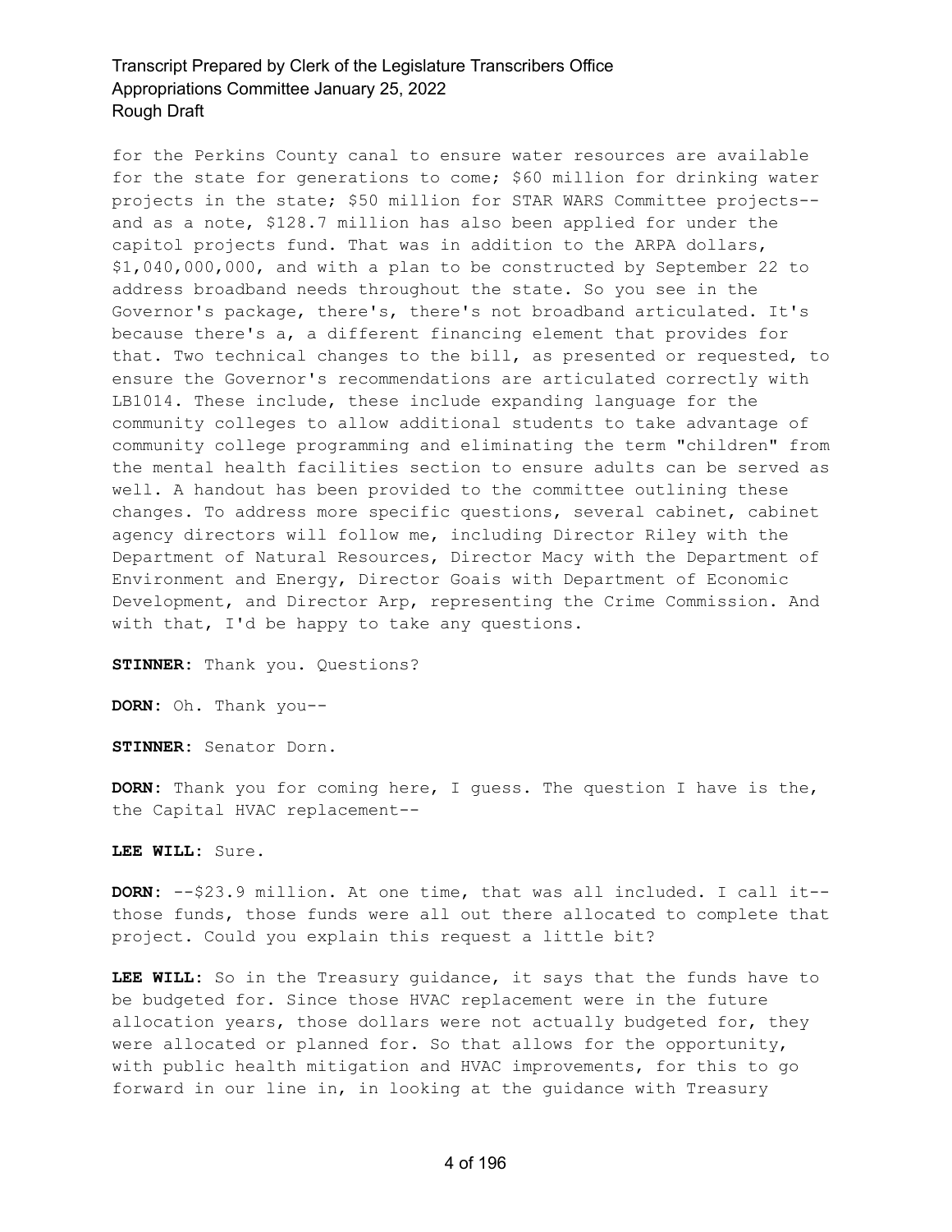for the Perkins County canal to ensure water resources are available for the state for generations to come; $60 million for drinking water projects in the state; $50 million for STAR WARS Committee projects-- and as a note, $128.7 million has also been applied for under the capitol projects fund. That was in addition to the ARPA dollars, $1,040,000,000, and with a plan to be constructed by September 22 to address broadband needs throughout the state. So you see in the Governor's package, there's, there's not broadband articulated. It's because there's a, a different financing element that provides for that. Two technical changes to the bill, as presented or requested, to ensure the Governor's recommendations are articulated correctly with LB1014. These include, these include expanding language for the community colleges to allow additional students to take advantage of community college programming and eliminating the term "children" from the mental health facilities section to ensure adults can be served as well. A handout has been provided to the committee outlining these changes. To address more specific questions, several cabinet, cabinet agency directors will follow me, including Director Riley with the Department of Natural Resources, Director Macy with the Department of Environment and Energy, Director Goais with Department of Economic Development, and Director Arp, representing the Crime Commission. And with that, I'd be happy to take any questions.

**STINNER:** Thank you. Questions?

**DORN:** Oh. Thank you--

**STINNER:** Senator Dorn.

**DORN:** Thank you for coming here, I guess. The question I have is the, the Capital HVAC replacement--

**LEE WILL:** Sure.

**DORN:** --$23.9 million. At one time, that was all included. I call it-- those funds, those funds were all out there allocated to complete that project. Could you explain this request a little bit?

**LEE WILL:** So in the Treasury guidance, it says that the funds have to be budgeted for. Since those HVAC replacement were in the future allocation years, those dollars were not actually budgeted for, they were allocated or planned for. So that allows for the opportunity, with public health mitigation and HVAC improvements, for this to go forward in our line in, in looking at the guidance with Treasury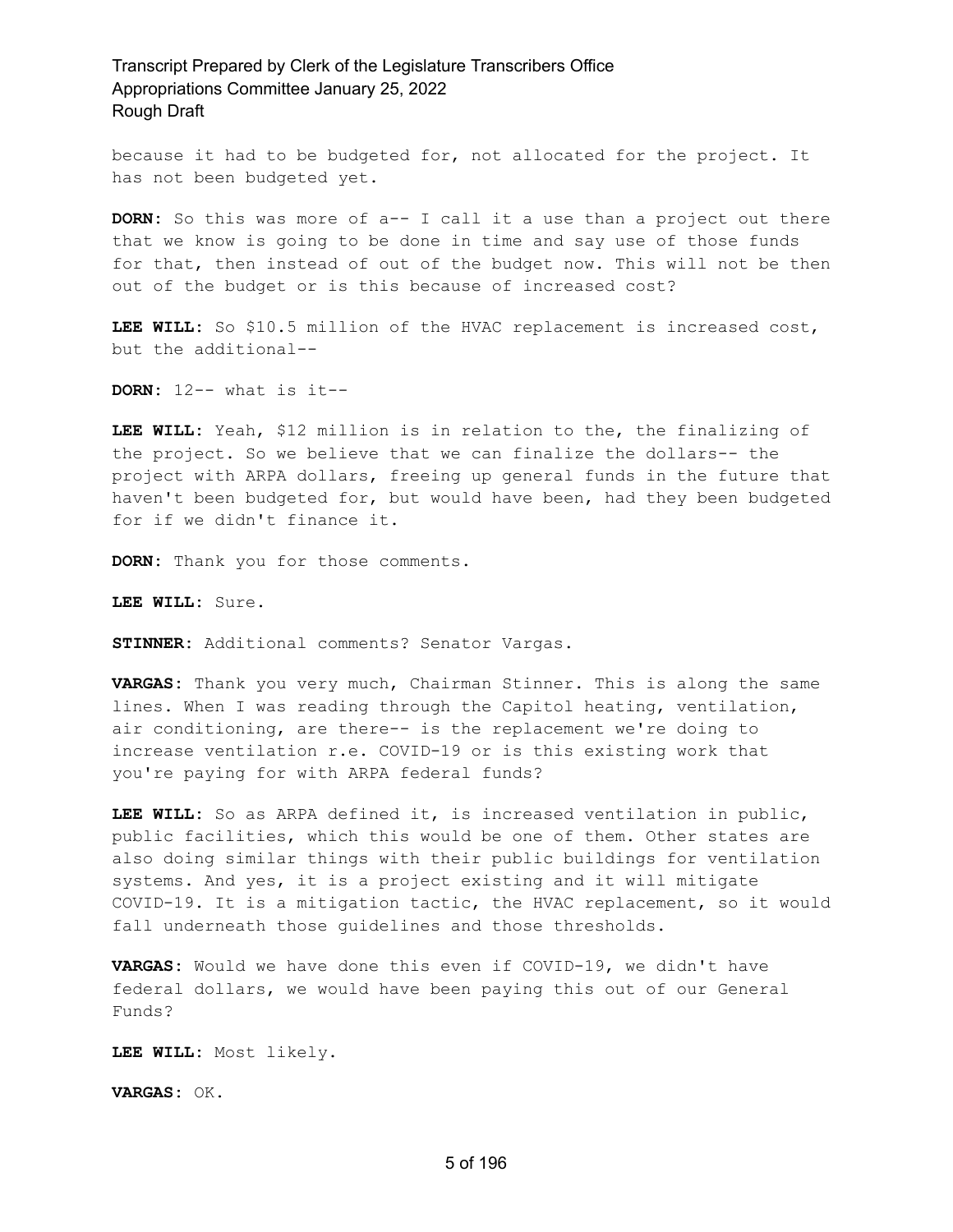because it had to be budgeted for, not allocated for the project. It has not been budgeted yet.

**DORN:** So this was more of a-- I call it a use than a project out there that we know is going to be done in time and say use of those funds for that, then instead of out of the budget now. This will not be then out of the budget or is this because of increased cost?

**LEE WILL:** So $10.5 million of the HVAC replacement is increased cost, but the additional--

**DORN:** 12-- what is it--

**LEE WILL:** Yeah, $12 million is in relation to the, the finalizing of the project. So we believe that we can finalize the dollars-- the project with ARPA dollars, freeing up general funds in the future that haven't been budgeted for, but would have been, had they been budgeted for if we didn't finance it.

**DORN:** Thank you for those comments.

**LEE WILL:** Sure.

**STINNER:** Additional comments? Senator Vargas.

**VARGAS:** Thank you very much, Chairman Stinner. This is along the same lines. When I was reading through the Capitol heating, ventilation, air conditioning, are there-- is the replacement we're doing to increase ventilation r.e. COVID-19 or is this existing work that you're paying for with ARPA federal funds?

**LEE WILL:** So as ARPA defined it, is increased ventilation in public, public facilities, which this would be one of them. Other states are also doing similar things with their public buildings for ventilation systems. And yes, it is a project existing and it will mitigate COVID-19. It is a mitigation tactic, the HVAC replacement, so it would fall underneath those guidelines and those thresholds.

**VARGAS:** Would we have done this even if COVID-19, we didn't have federal dollars, we would have been paying this out of our General Funds?

**LEE WILL:** Most likely.

**VARGAS:** OK.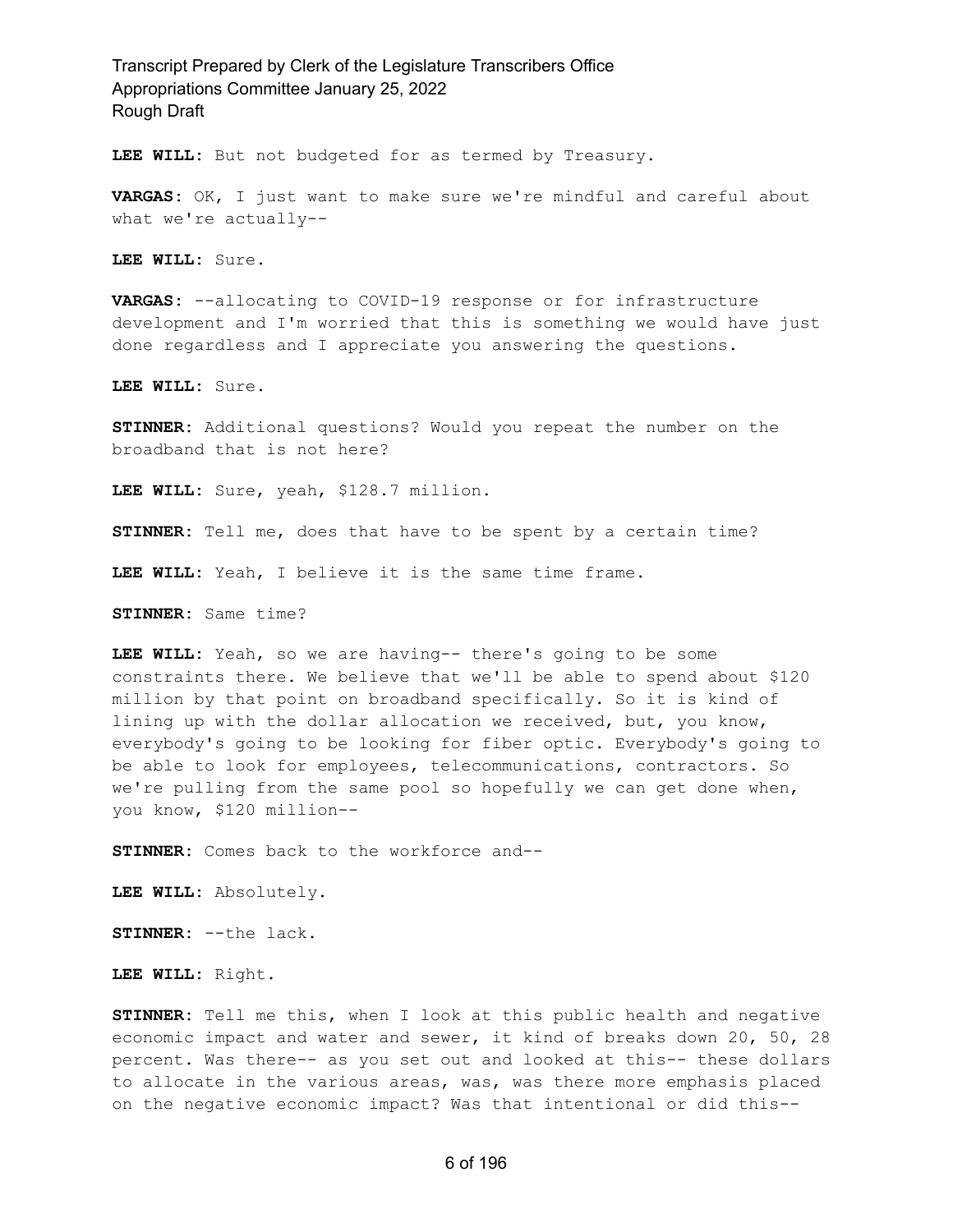**LEE WILL:** But not budgeted for as termed by Treasury.

**VARGAS:** OK, I just want to make sure we're mindful and careful about what we're actually--

**LEE WILL:** Sure.

**VARGAS:** --allocating to COVID-19 response or for infrastructure development and I'm worried that this is something we would have just done regardless and I appreciate you answering the questions.

**LEE WILL:** Sure.

**STINNER:** Additional questions? Would you repeat the number on the broadband that is not here?

**LEE WILL:** Sure, yeah, $128.7 million.

**STINNER:** Tell me, does that have to be spent by a certain time?

**LEE WILL:** Yeah, I believe it is the same time frame.

**STINNER:** Same time?

**LEE WILL:** Yeah, so we are having-- there's going to be some constraints there. We believe that we'll be able to spend about $120 million by that point on broadband specifically. So it is kind of lining up with the dollar allocation we received, but, you know, everybody's going to be looking for fiber optic. Everybody's going to be able to look for employees, telecommunications, contractors. So we're pulling from the same pool so hopefully we can get done when, you know, $120 million--

**STINNER:** Comes back to the workforce and--

**LEE WILL:** Absolutely.

**STINNER:** --the lack.

**LEE WILL:** Right.

**STINNER:** Tell me this, when I look at this public health and negative economic impact and water and sewer, it kind of breaks down 20, 50, 28 percent. Was there-- as you set out and looked at this-- these dollars to allocate in the various areas, was, was there more emphasis placed on the negative economic impact? Was that intentional or did this--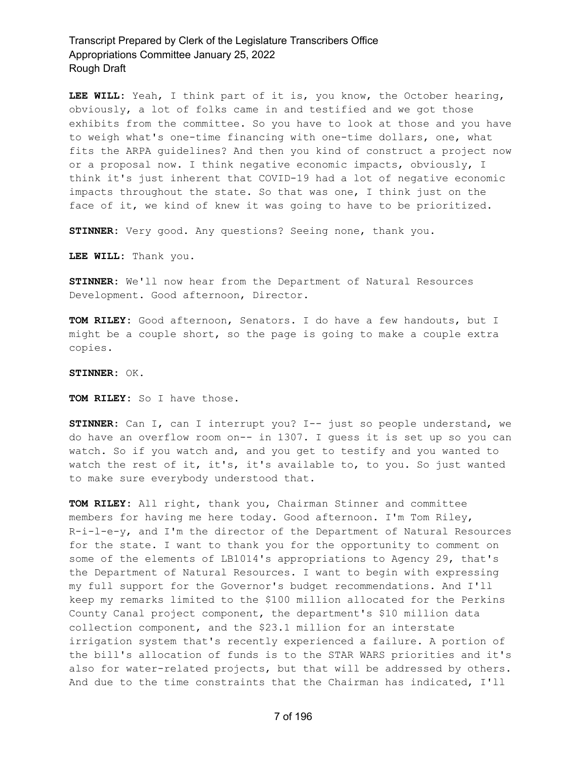**LEE WILL:** Yeah, I think part of it is, you know, the October hearing, obviously, a lot of folks came in and testified and we got those exhibits from the committee. So you have to look at those and you have to weigh what's one-time financing with one-time dollars, one, what fits the ARPA guidelines? And then you kind of construct a project now or a proposal now. I think negative economic impacts, obviously, I think it's just inherent that COVID-19 had a lot of negative economic impacts throughout the state. So that was one, I think just on the face of it, we kind of knew it was going to have to be prioritized.

**STINNER:** Very good. Any questions? Seeing none, thank you.

**LEE WILL:** Thank you.

**STINNER:** We'll now hear from the Department of Natural Resources Development. Good afternoon, Director.

**TOM RILEY:** Good afternoon, Senators. I do have a few handouts, but I might be a couple short, so the page is going to make a couple extra copies.

**STINNER:** OK.

**TOM RILEY:** So I have those.

**STINNER:** Can I, can I interrupt you? I-- just so people understand, we do have an overflow room on-- in 1307. I guess it is set up so you can watch. So if you watch and, and you get to testify and you wanted to watch the rest of it, it's, it's available to, to you. So just wanted to make sure everybody understood that.

**TOM RILEY:** All right, thank you, Chairman Stinner and committee members for having me here today. Good afternoon. I'm Tom Riley, R-i-l-e-y, and I'm the director of the Department of Natural Resources for the state. I want to thank you for the opportunity to comment on some of the elements of LB1014's appropriations to Agency 29, that's the Department of Natural Resources. I want to begin with expressing my full support for the Governor's budget recommendations. And I'll keep my remarks limited to the $100 million allocated for the Perkins County Canal project component, the department's $10 million data collection component, and the $23.1 million for an interstate irrigation system that's recently experienced a failure. A portion of the bill's allocation of funds is to the STAR WARS priorities and it's also for water-related projects, but that will be addressed by others. And due to the time constraints that the Chairman has indicated, I'll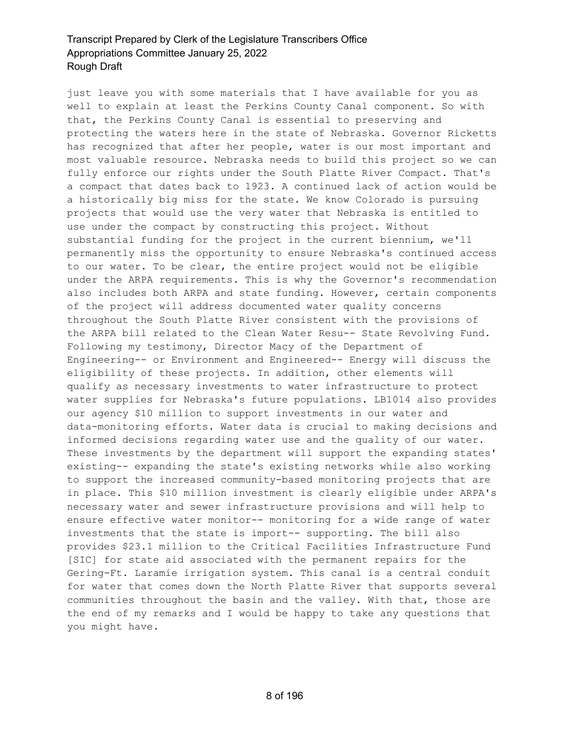just leave you with some materials that I have available for you as well to explain at least the Perkins County Canal component. So with that, the Perkins County Canal is essential to preserving and protecting the waters here in the state of Nebraska. Governor Ricketts has recognized that after her people, water is our most important and most valuable resource. Nebraska needs to build this project so we can fully enforce our rights under the South Platte River Compact. That's a compact that dates back to 1923. A continued lack of action would be a historically big miss for the state. We know Colorado is pursuing projects that would use the very water that Nebraska is entitled to use under the compact by constructing this project. Without substantial funding for the project in the current biennium, we'll permanently miss the opportunity to ensure Nebraska's continued access to our water. To be clear, the entire project would not be eligible under the ARPA requirements. This is why the Governor's recommendation also includes both ARPA and state funding. However, certain components of the project will address documented water quality concerns throughout the South Platte River consistent with the provisions of the ARPA bill related to the Clean Water Resu-- State Revolving Fund. Following my testimony, Director Macy of the Department of Engineering-- or Environment and Engineered-- Energy will discuss the eligibility of these projects. In addition, other elements will qualify as necessary investments to water infrastructure to protect water supplies for Nebraska's future populations. LB1014 also provides our agency $10 million to support investments in our water and data-monitoring efforts. Water data is crucial to making decisions and informed decisions regarding water use and the quality of our water. These investments by the department will support the expanding states' existing-- expanding the state's existing networks while also working to support the increased community-based monitoring projects that are in place. This $10 million investment is clearly eligible under ARPA's necessary water and sewer infrastructure provisions and will help to ensure effective water monitor-- monitoring for a wide range of water investments that the state is import-- supporting. The bill also provides $23.1 million to the Critical Facilities Infrastructure Fund [SIC] for state aid associated with the permanent repairs for the Gering-Ft. Laramie irrigation system. This canal is a central conduit for water that comes down the North Platte River that supports several communities throughout the basin and the valley. With that, those are the end of my remarks and I would be happy to take any questions that you might have.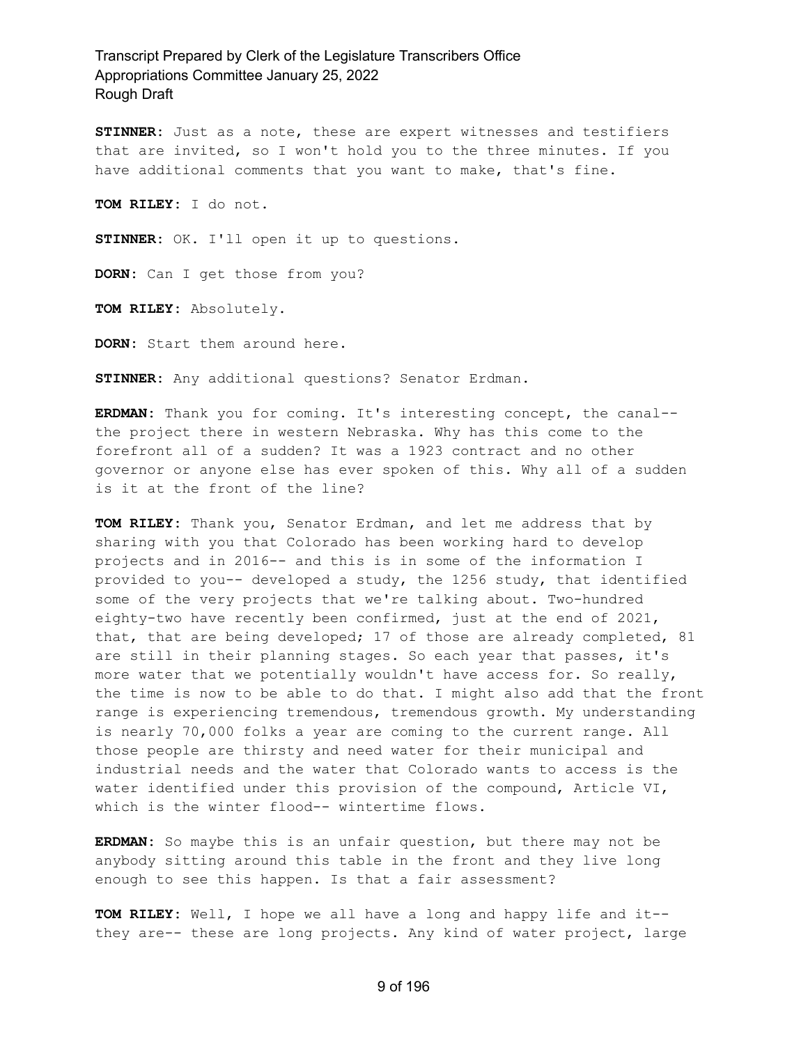**STINNER**: Just as a note, these are expert witnesses and testifiers that are invited, so I won't hold you to the three minutes. If you have additional comments that you want to make, that's fine.

**TOM RILEY**: I do not.

**STINNER**: OK. I'll open it up to questions.

**DORN**: Can I get those from you?

**TOM RILEY**: Absolutely.

**DORN**: Start them around here.

**STINNER**: Any additional questions? Senator Erdman.

**ERDMAN**: Thank you for coming. It's interesting concept, the canal-- the project there in western Nebraska. Why has this come to the forefront all of a sudden? It was a 1923 contract and no other governor or anyone else has ever spoken of this. Why all of a sudden is it at the front of the line?

**TOM RILEY**: Thank you, Senator Erdman, and let me address that by sharing with you that Colorado has been working hard to develop projects and in 2016-- and this is in some of the information I provided to you-- developed a study, the 1256 study, that identified some of the very projects that we're talking about. Two-hundred eighty-two have recently been confirmed, just at the end of 2021, that, that are being developed; 17 of those are already completed, 81 are still in their planning stages. So each year that passes, it's more water that we potentially wouldn't have access for. So really, the time is now to be able to do that. I might also add that the front range is experiencing tremendous, tremendous growth. My understanding is nearly 70,000 folks a year are coming to the current range. All those people are thirsty and need water for their municipal and industrial needs and the water that Colorado wants to access is the water identified under this provision of the compound, Article VI, which is the winter flood-- wintertime flows.

**ERDMAN**: So maybe this is an unfair question, but there may not be anybody sitting around this table in the front and they live long enough to see this happen. Is that a fair assessment?

**TOM RILEY**: Well, I hope we all have a long and happy life and it-- they are-- these are long projects. Any kind of water project, large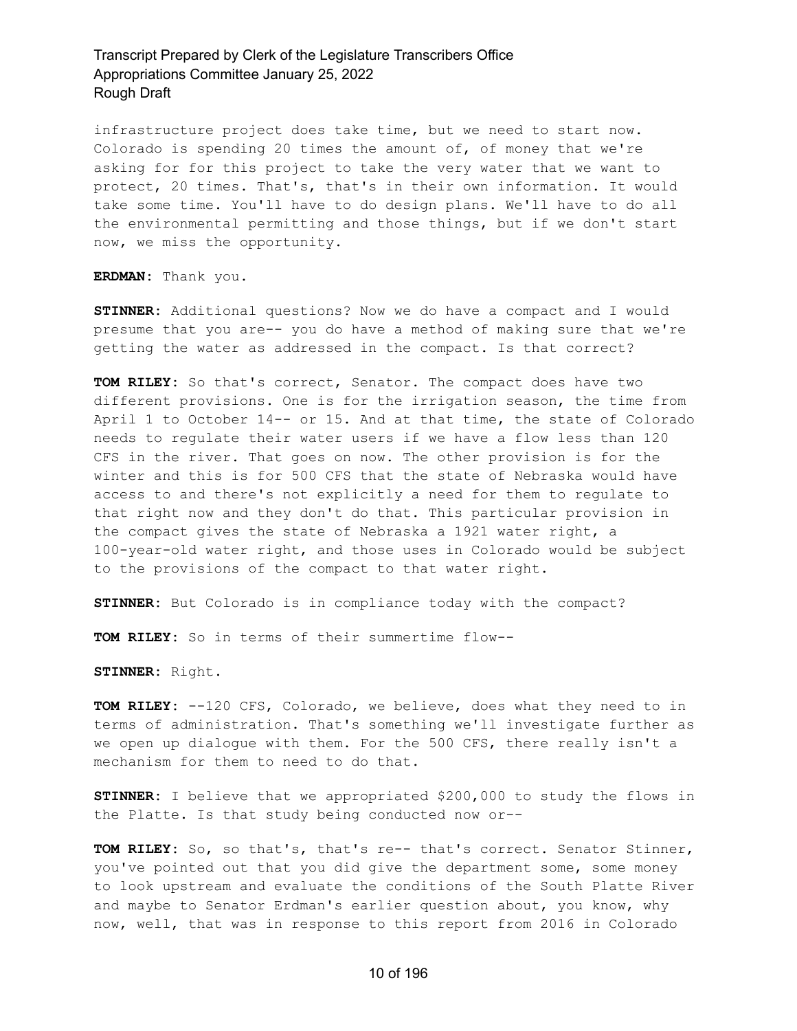infrastructure project does take time, but we need to start now. Colorado is spending 20 times the amount of, of money that we're asking for for this project to take the very water that we want to protect, 20 times. That's, that's in their own information. It would take some time. You'll have to do design plans. We'll have to do all the environmental permitting and those things, but if we don't start now, we miss the opportunity.

**ERDMAN:** Thank you.

**STINNER:** Additional questions? Now we do have a compact and I would presume that you are-- you do have a method of making sure that we're getting the water as addressed in the compact. Is that correct?

**TOM RILEY:** So that's correct, Senator. The compact does have two different provisions. One is for the irrigation season, the time from April 1 to October 14-- or 15. And at that time, the state of Colorado needs to regulate their water users if we have a flow less than 120 CFS in the river. That goes on now. The other provision is for the winter and this is for 500 CFS that the state of Nebraska would have access to and there's not explicitly a need for them to regulate to that right now and they don't do that. This particular provision in the compact gives the state of Nebraska a 1921 water right, a 100-year-old water right, and those uses in Colorado would be subject to the provisions of the compact to that water right.

**STINNER:** But Colorado is in compliance today with the compact?

**TOM RILEY:** So in terms of their summertime flow--

**STINNER:** Right.

**TOM RILEY:** --120 CFS, Colorado, we believe, does what they need to in terms of administration. That's something we'll investigate further as we open up dialogue with them. For the 500 CFS, there really isn't a mechanism for them to need to do that.

**STINNER:** I believe that we appropriated $200,000 to study the flows in the Platte. Is that study being conducted now or--

**TOM RILEY:** So, so that's, that's re-- that's correct. Senator Stinner, you've pointed out that you did give the department some, some money to look upstream and evaluate the conditions of the South Platte River and maybe to Senator Erdman's earlier question about, you know, why now, well, that was in response to this report from 2016 in Colorado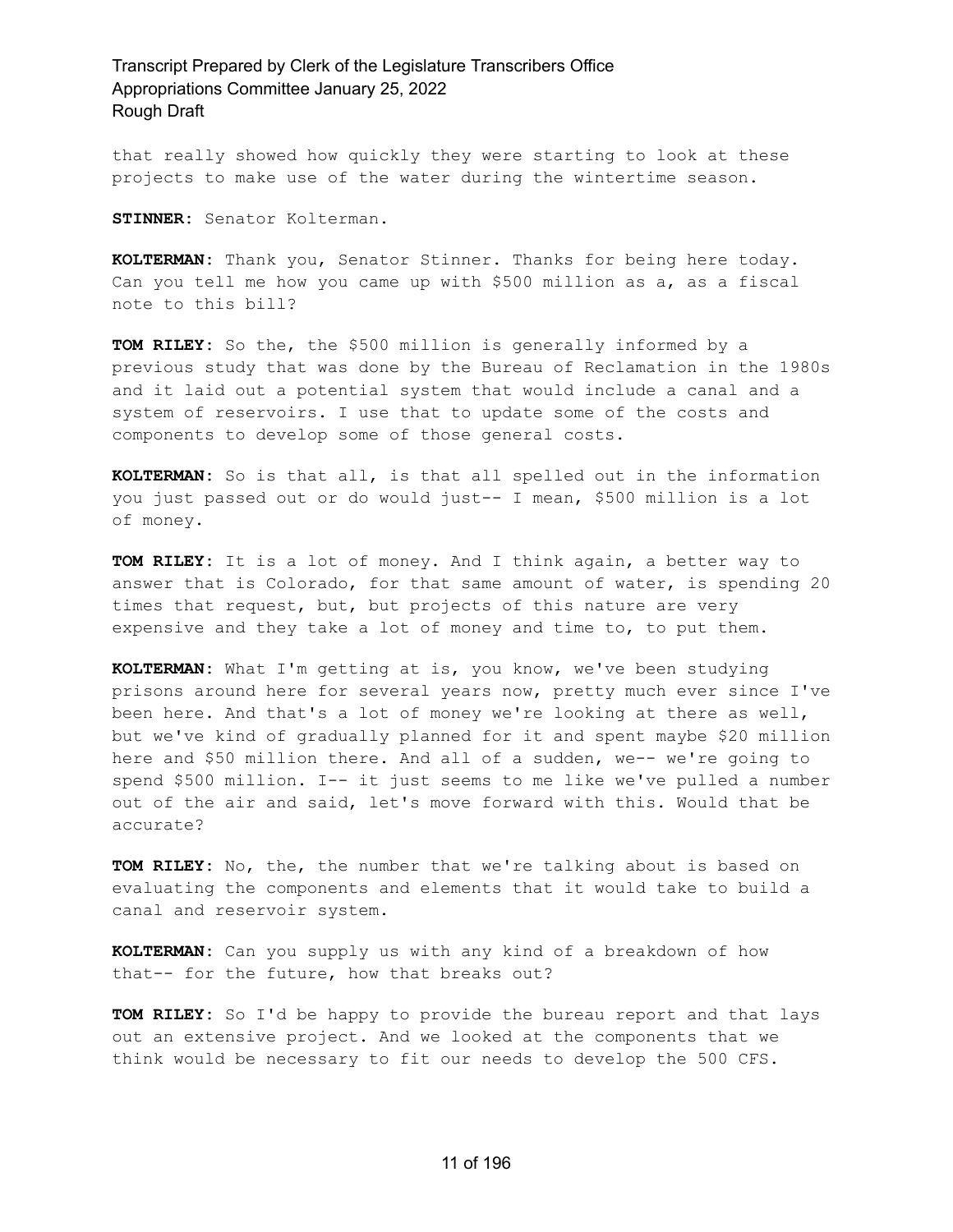that really showed how quickly they were starting to look at these projects to make use of the water during the wintertime season.

**STINNER:** Senator Kolterman.

**KOLTERMAN:** Thank you, Senator Stinner. Thanks for being here today. Can you tell me how you came up with $500 million as a, as a fiscal note to this bill?

**TOM RILEY:** So the, the $500 million is generally informed by a previous study that was done by the Bureau of Reclamation in the 1980s and it laid out a potential system that would include a canal and a system of reservoirs. I use that to update some of the costs and components to develop some of those general costs.

**KOLTERMAN:** So is that all, is that all spelled out in the information you just passed out or do would just-- I mean, $500 million is a lot of money.

**TOM RILEY:** It is a lot of money. And I think again, a better way to answer that is Colorado, for that same amount of water, is spending 20 times that request, but, but projects of this nature are very expensive and they take a lot of money and time to, to put them.

**KOLTERMAN:** What I'm getting at is, you know, we've been studying prisons around here for several years now, pretty much ever since I've been here. And that's a lot of money we're looking at there as well, but we've kind of gradually planned for it and spent maybe $20 million here and $50 million there. And all of a sudden, we-- we're going to spend $500 million. I-- it just seems to me like we've pulled a number out of the air and said, let's move forward with this. Would that be accurate?

**TOM RILEY:** No, the, the number that we're talking about is based on evaluating the components and elements that it would take to build a canal and reservoir system.

**KOLTERMAN:** Can you supply us with any kind of a breakdown of how that-- for the future, how that breaks out?

**TOM RILEY:** So I'd be happy to provide the bureau report and that lays out an extensive project. And we looked at the components that we think would be necessary to fit our needs to develop the 500 CFS.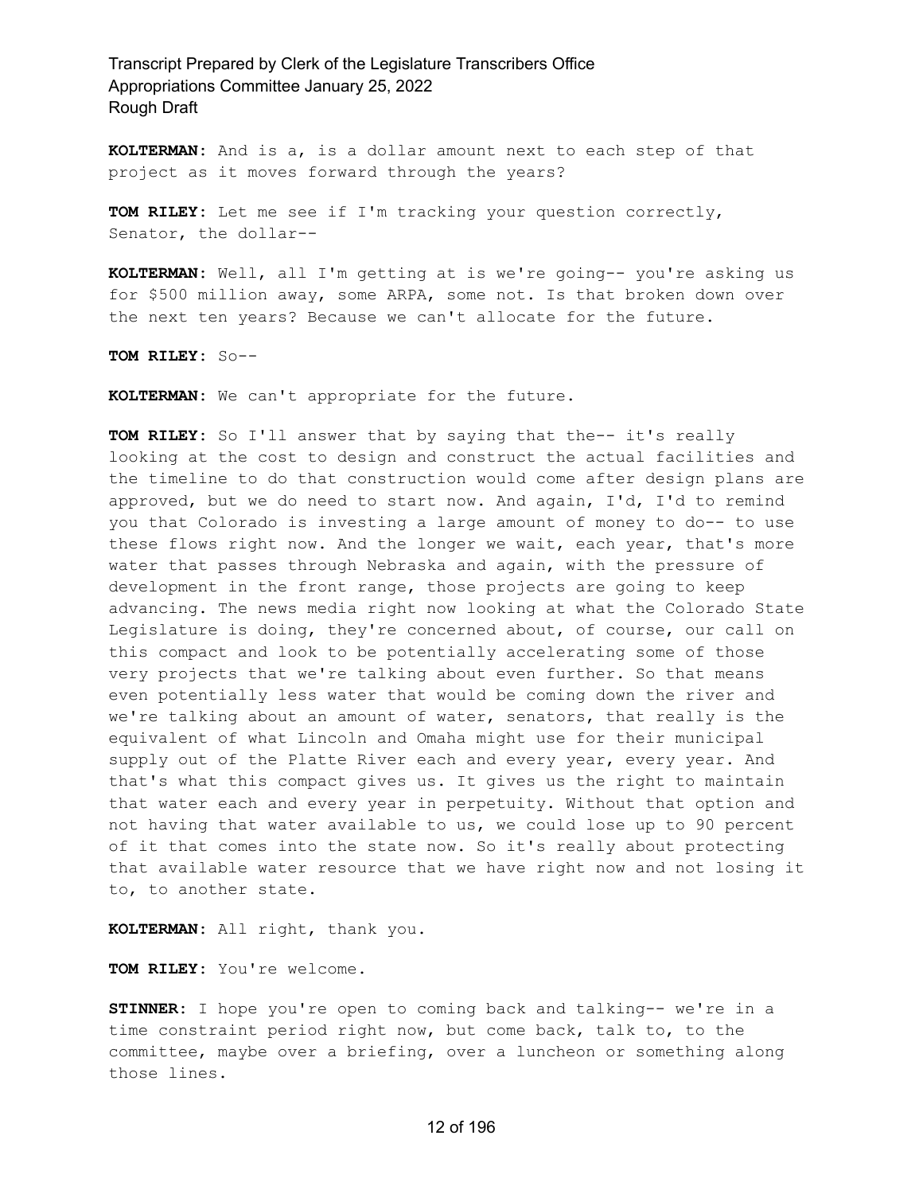**KOLTERMAN:** And is a, is a dollar amount next to each step of that project as it moves forward through the years?

**TOM RILEY:** Let me see if I'm tracking your question correctly, Senator, the dollar--

**KOLTERMAN:** Well, all I'm getting at is we're going-- you're asking us for $500 million away, some ARPA, some not. Is that broken down over the next ten years? Because we can't allocate for the future.

**TOM RILEY:** So--

**KOLTERMAN:** We can't appropriate for the future.

**TOM RILEY:** So I'll answer that by saying that the-- it's really looking at the cost to design and construct the actual facilities and the timeline to do that construction would come after design plans are approved, but we do need to start now. And again, I'd, I'd to remind you that Colorado is investing a large amount of money to do-- to use these flows right now. And the longer we wait, each year, that's more water that passes through Nebraska and again, with the pressure of development in the front range, those projects are going to keep advancing. The news media right now looking at what the Colorado State Legislature is doing, they're concerned about, of course, our call on this compact and look to be potentially accelerating some of those very projects that we're talking about even further. So that means even potentially less water that would be coming down the river and we're talking about an amount of water, senators, that really is the equivalent of what Lincoln and Omaha might use for their municipal supply out of the Platte River each and every year, every year. And that's what this compact gives us. It gives us the right to maintain that water each and every year in perpetuity. Without that option and not having that water available to us, we could lose up to 90 percent of it that comes into the state now. So it's really about protecting that available water resource that we have right now and not losing it to, to another state.

**KOLTERMAN:** All right, thank you.

**TOM RILEY:** You're welcome.

**STINNER:** I hope you're open to coming back and talking-- we're in a time constraint period right now, but come back, talk to, to the committee, maybe over a briefing, over a luncheon or something along those lines.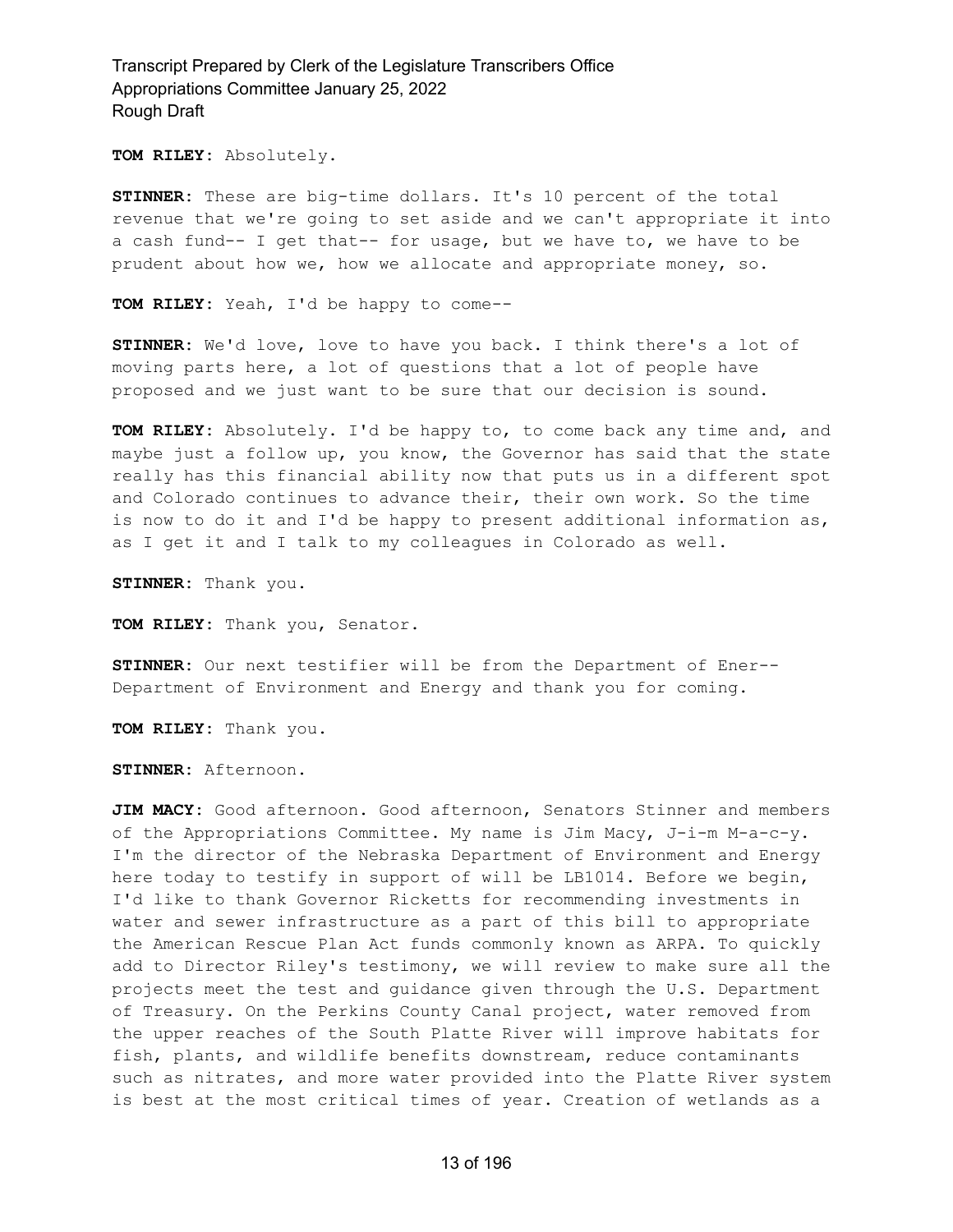**TOM RILEY:** Absolutely.

**STINNER:** These are big-time dollars. It's 10 percent of the total revenue that we're going to set aside and we can't appropriate it into a cash fund-- I get that-- for usage, but we have to, we have to be prudent about how we, how we allocate and appropriate money, so.

**TOM RILEY:** Yeah, I'd be happy to come--

**STINNER:** We'd love, love to have you back. I think there's a lot of moving parts here, a lot of questions that a lot of people have proposed and we just want to be sure that our decision is sound.

**TOM RILEY:** Absolutely. I'd be happy to, to come back any time and, and maybe just a follow up, you know, the Governor has said that the state really has this financial ability now that puts us in a different spot and Colorado continues to advance their, their own work. So the time is now to do it and I'd be happy to present additional information as, as I get it and I talk to my colleagues in Colorado as well.

**STINNER:** Thank you.

**TOM RILEY:** Thank you, Senator.

**STINNER:** Our next testifier will be from the Department of Ener-- Department of Environment and Energy and thank you for coming.

**TOM RILEY:** Thank you.

**STINNER:** Afternoon.

**JIM MACY:** Good afternoon. Good afternoon, Senators Stinner and members of the Appropriations Committee. My name is Jim Macy, J-i-m M-a-c-y. I'm the director of the Nebraska Department of Environment and Energy here today to testify in support of will be LB1014. Before we begin, I'd like to thank Governor Ricketts for recommending investments in water and sewer infrastructure as a part of this bill to appropriate the American Rescue Plan Act funds commonly known as ARPA. To quickly add to Director Riley's testimony, we will review to make sure all the projects meet the test and guidance given through the U.S. Department of Treasury. On the Perkins County Canal project, water removed from the upper reaches of the South Platte River will improve habitats for fish, plants, and wildlife benefits downstream, reduce contaminants such as nitrates, and more water provided into the Platte River system is best at the most critical times of year. Creation of wetlands as a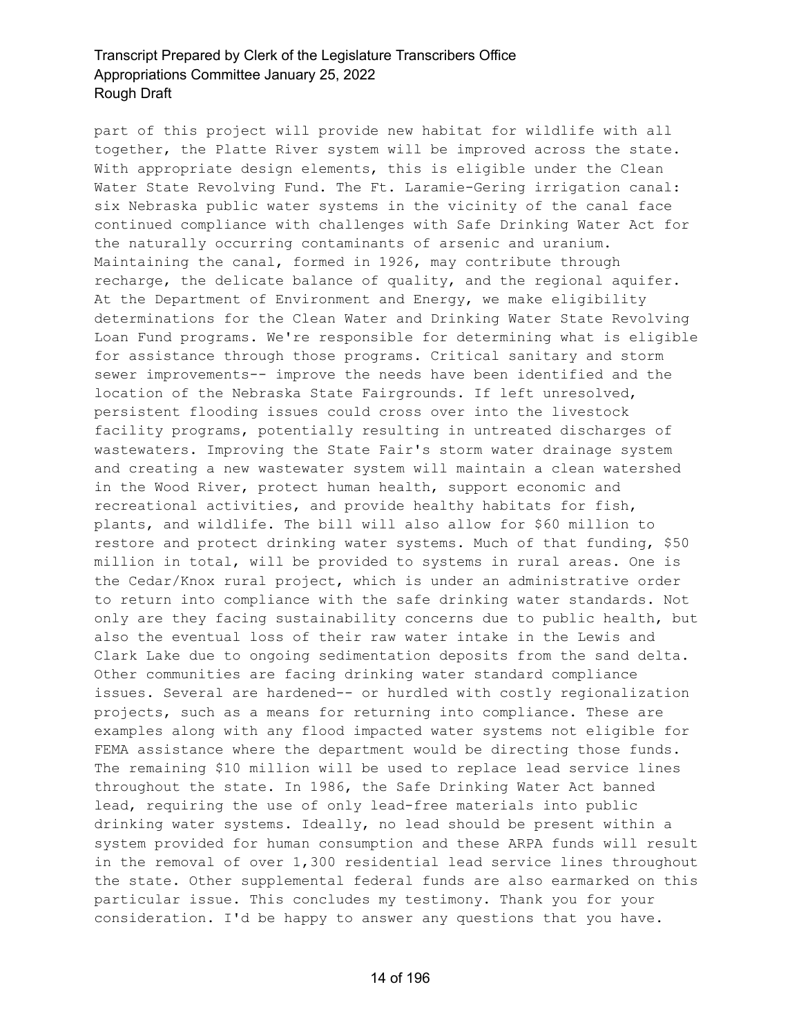part of this project will provide new habitat for wildlife with all together, the Platte River system will be improved across the state. With appropriate design elements, this is eligible under the Clean Water State Revolving Fund. The Ft. Laramie-Gering irrigation canal: six Nebraska public water systems in the vicinity of the canal face continued compliance with challenges with Safe Drinking Water Act for the naturally occurring contaminants of arsenic and uranium. Maintaining the canal, formed in 1926, may contribute through recharge, the delicate balance of quality, and the regional aquifer. At the Department of Environment and Energy, we make eligibility determinations for the Clean Water and Drinking Water State Revolving Loan Fund programs. We're responsible for determining what is eligible for assistance through those programs. Critical sanitary and storm sewer improvements-- improve the needs have been identified and the location of the Nebraska State Fairgrounds. If left unresolved, persistent flooding issues could cross over into the livestock facility programs, potentially resulting in untreated discharges of wastewaters. Improving the State Fair's storm water drainage system and creating a new wastewater system will maintain a clean watershed in the Wood River, protect human health, support economic and recreational activities, and provide healthy habitats for fish, plants, and wildlife. The bill will also allow for $60 million to restore and protect drinking water systems. Much of that funding, $50 million in total, will be provided to systems in rural areas. One is the Cedar/Knox rural project, which is under an administrative order to return into compliance with the safe drinking water standards. Not only are they facing sustainability concerns due to public health, but also the eventual loss of their raw water intake in the Lewis and Clark Lake due to ongoing sedimentation deposits from the sand delta. Other communities are facing drinking water standard compliance issues. Several are hardened-- or hurdled with costly regionalization projects, such as a means for returning into compliance. These are examples along with any flood impacted water systems not eligible for FEMA assistance where the department would be directing those funds. The remaining $10 million will be used to replace lead service lines throughout the state. In 1986, the Safe Drinking Water Act banned lead, requiring the use of only lead-free materials into public drinking water systems. Ideally, no lead should be present within a system provided for human consumption and these ARPA funds will result in the removal of over 1,300 residential lead service lines throughout the state. Other supplemental federal funds are also earmarked on this particular issue. This concludes my testimony. Thank you for your consideration. I'd be happy to answer any questions that you have.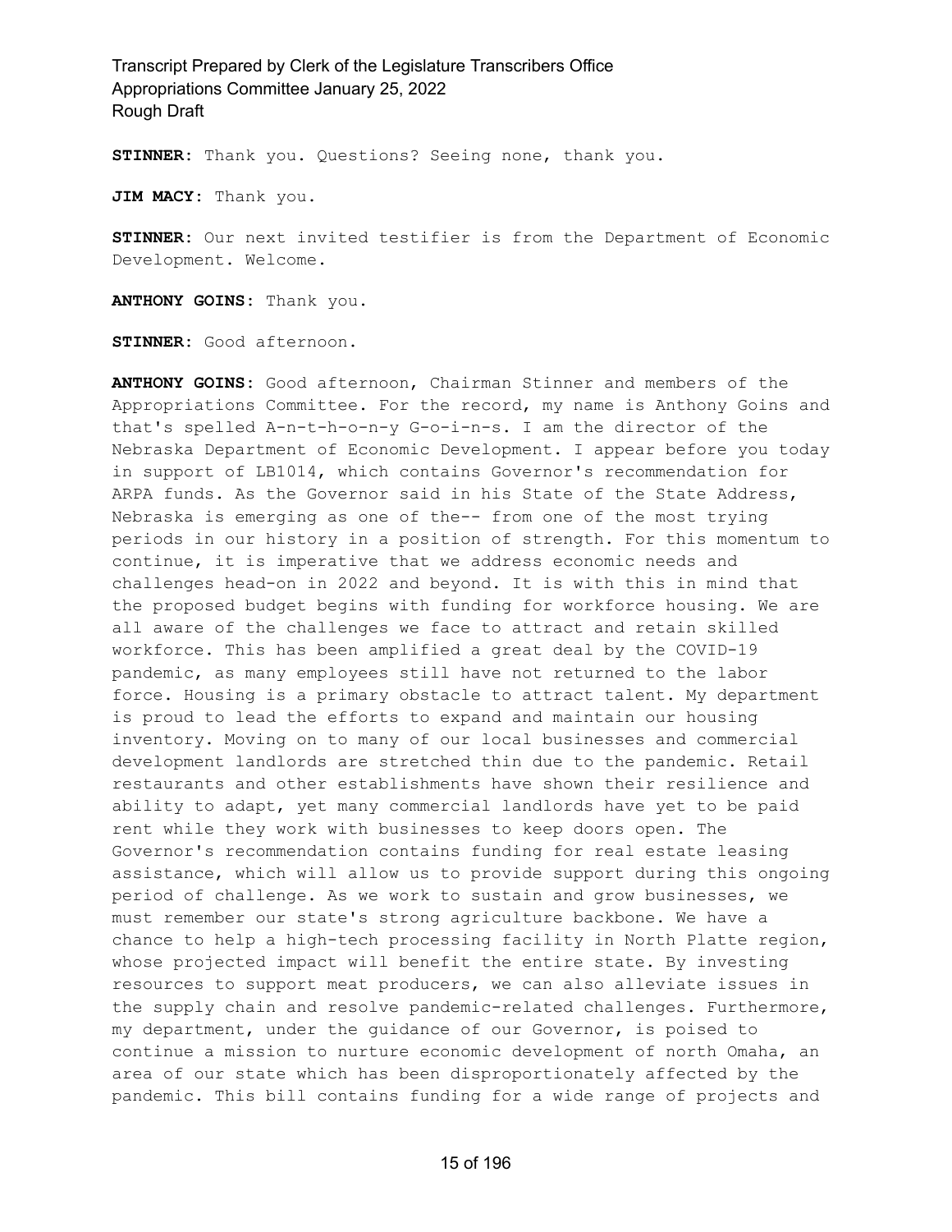**STINNER:** Thank you. Questions? Seeing none, thank you.

**JIM MACY:** Thank you.

**STINNER:** Our next invited testifier is from the Department of Economic Development. Welcome.

**ANTHONY GOINS:** Thank you.

**STINNER:** Good afternoon.

**ANTHONY GOINS:** Good afternoon, Chairman Stinner and members of the Appropriations Committee. For the record, my name is Anthony Goins and that's spelled A-n-t-h-o-n-y G-o-i-n-s. I am the director of the Nebraska Department of Economic Development. I appear before you today in support of LB1014, which contains Governor's recommendation for ARPA funds. As the Governor said in his State of the State Address, Nebraska is emerging as one of the-- from one of the most trying periods in our history in a position of strength. For this momentum to continue, it is imperative that we address economic needs and challenges head-on in 2022 and beyond. It is with this in mind that the proposed budget begins with funding for workforce housing. We are all aware of the challenges we face to attract and retain skilled workforce. This has been amplified a great deal by the COVID-19 pandemic, as many employees still have not returned to the labor force. Housing is a primary obstacle to attract talent. My department is proud to lead the efforts to expand and maintain our housing inventory. Moving on to many of our local businesses and commercial development landlords are stretched thin due to the pandemic. Retail restaurants and other establishments have shown their resilience and ability to adapt, yet many commercial landlords have yet to be paid rent while they work with businesses to keep doors open. The Governor's recommendation contains funding for real estate leasing assistance, which will allow us to provide support during this ongoing period of challenge. As we work to sustain and grow businesses, we must remember our state's strong agriculture backbone. We have a chance to help a high-tech processing facility in North Platte region, whose projected impact will benefit the entire state. By investing resources to support meat producers, we can also alleviate issues in the supply chain and resolve pandemic-related challenges. Furthermore, my department, under the guidance of our Governor, is poised to continue a mission to nurture economic development of north Omaha, an area of our state which has been disproportionately affected by the pandemic. This bill contains funding for a wide range of projects and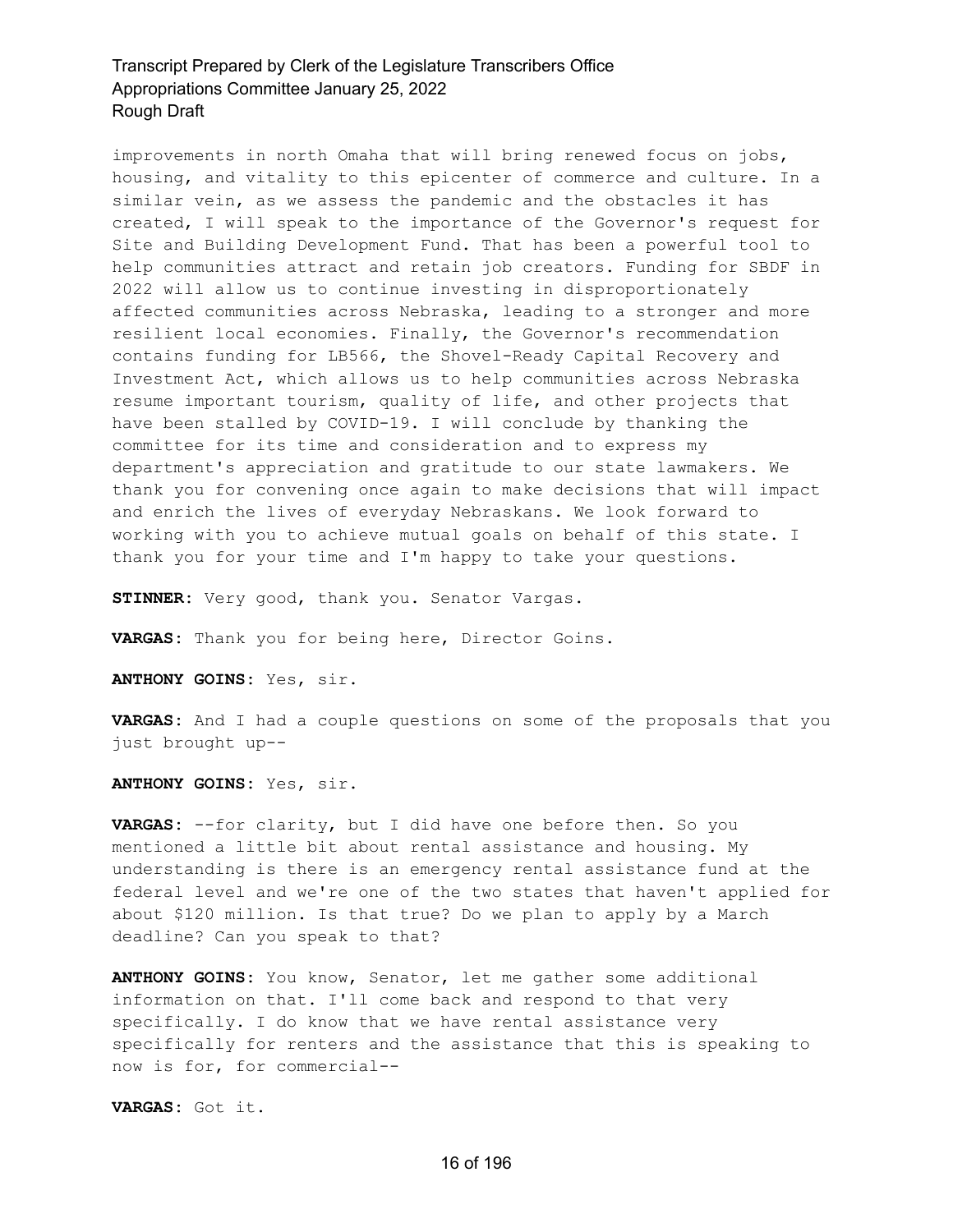improvements in north Omaha that will bring renewed focus on jobs, housing, and vitality to this epicenter of commerce and culture. In a similar vein, as we assess the pandemic and the obstacles it has created, I will speak to the importance of the Governor's request for Site and Building Development Fund. That has been a powerful tool to help communities attract and retain job creators. Funding for SBDF in 2022 will allow us to continue investing in disproportionately affected communities across Nebraska, leading to a stronger and more resilient local economies. Finally, the Governor's recommendation contains funding for LB566, the Shovel-Ready Capital Recovery and Investment Act, which allows us to help communities across Nebraska resume important tourism, quality of life, and other projects that have been stalled by COVID-19. I will conclude by thanking the committee for its time and consideration and to express my department's appreciation and gratitude to our state lawmakers. We thank you for convening once again to make decisions that will impact and enrich the lives of everyday Nebraskans. We look forward to working with you to achieve mutual goals on behalf of this state. I thank you for your time and I'm happy to take your questions.

**STINNER:** Very good, thank you. Senator Vargas.

**VARGAS:** Thank you for being here, Director Goins.

**ANTHONY GOINS:** Yes, sir.

**VARGAS:** And I had a couple questions on some of the proposals that you just brought up--

**ANTHONY GOINS:** Yes, sir.

**VARGAS:** --for clarity, but I did have one before then. So you mentioned a little bit about rental assistance and housing. My understanding is there is an emergency rental assistance fund at the federal level and we're one of the two states that haven't applied for about $120 million. Is that true? Do we plan to apply by a March deadline? Can you speak to that?

**ANTHONY GOINS:** You know, Senator, let me gather some additional information on that. I'll come back and respond to that very specifically. I do know that we have rental assistance very specifically for renters and the assistance that this is speaking to now is for, for commercial--

**VARGAS:** Got it.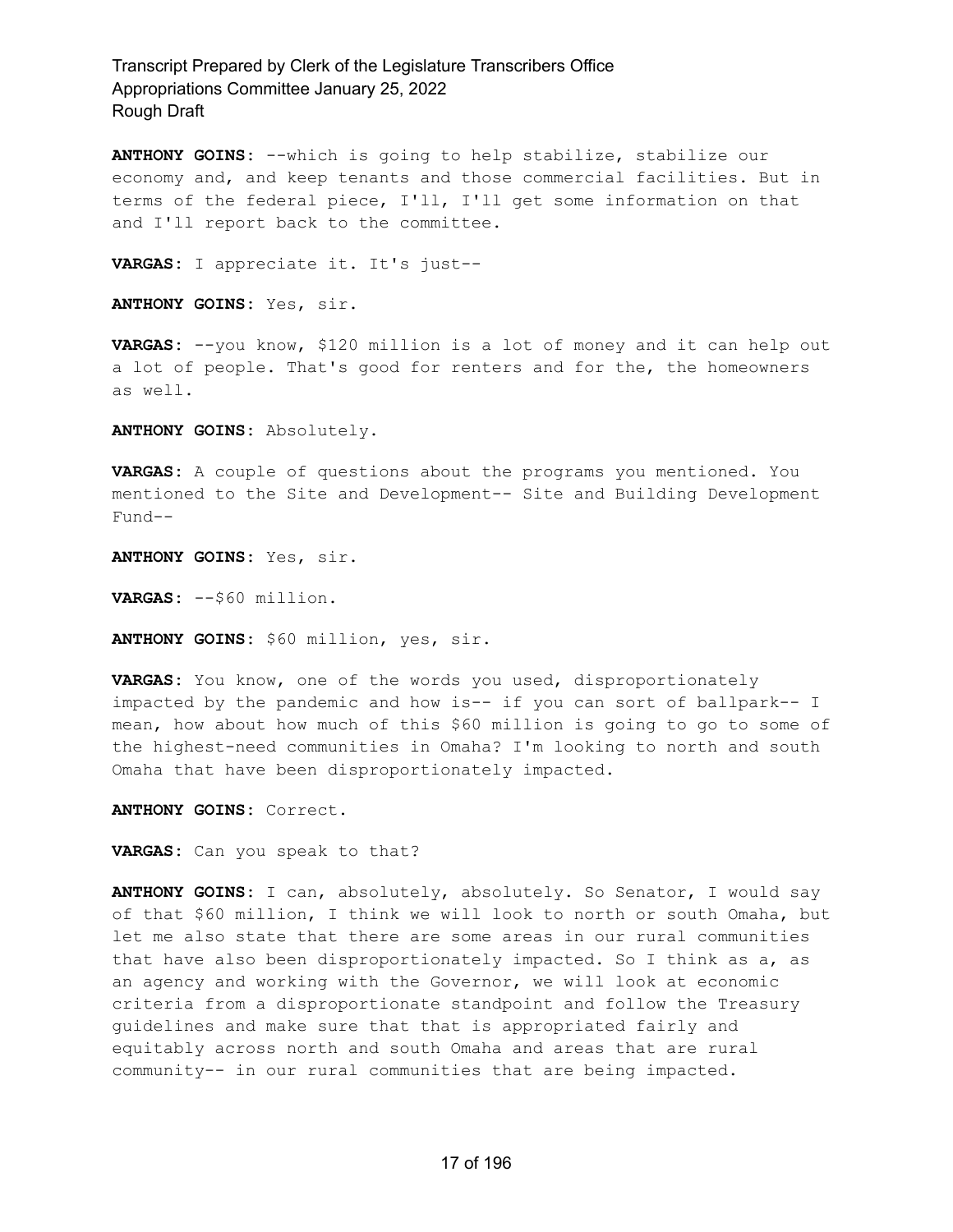**ANTHONY GOINS:** --which is going to help stabilize, stabilize our economy and, and keep tenants and those commercial facilities. But in terms of the federal piece, I'll, I'll get some information on that and I'll report back to the committee.

**VARGAS:** I appreciate it. It's just--

**ANTHONY GOINS:** Yes, sir.

**VARGAS:** --you know, $120 million is a lot of money and it can help out a lot of people. That's good for renters and for the, the homeowners as well.

**ANTHONY GOINS:** Absolutely.

**VARGAS:** A couple of questions about the programs you mentioned. You mentioned to the Site and Development-- Site and Building Development Fund--

**ANTHONY GOINS:** Yes, sir.

**VARGAS:** --$60 million.

**ANTHONY GOINS:** $60 million, yes, sir.

**VARGAS:** You know, one of the words you used, disproportionately impacted by the pandemic and how is-- if you can sort of ballpark-- I mean, how about how much of this $60 million is going to go to some of the highest-need communities in Omaha? I'm looking to north and south Omaha that have been disproportionately impacted.

**ANTHONY GOINS:** Correct.

**VARGAS:** Can you speak to that?

**ANTHONY GOINS:** I can, absolutely, absolutely. So Senator, I would say of that $60 million, I think we will look to north or south Omaha, but let me also state that there are some areas in our rural communities that have also been disproportionately impacted. So I think as a, as an agency and working with the Governor, we will look at economic criteria from a disproportionate standpoint and follow the Treasury guidelines and make sure that that is appropriated fairly and equitably across north and south Omaha and areas that are rural community-- in our rural communities that are being impacted.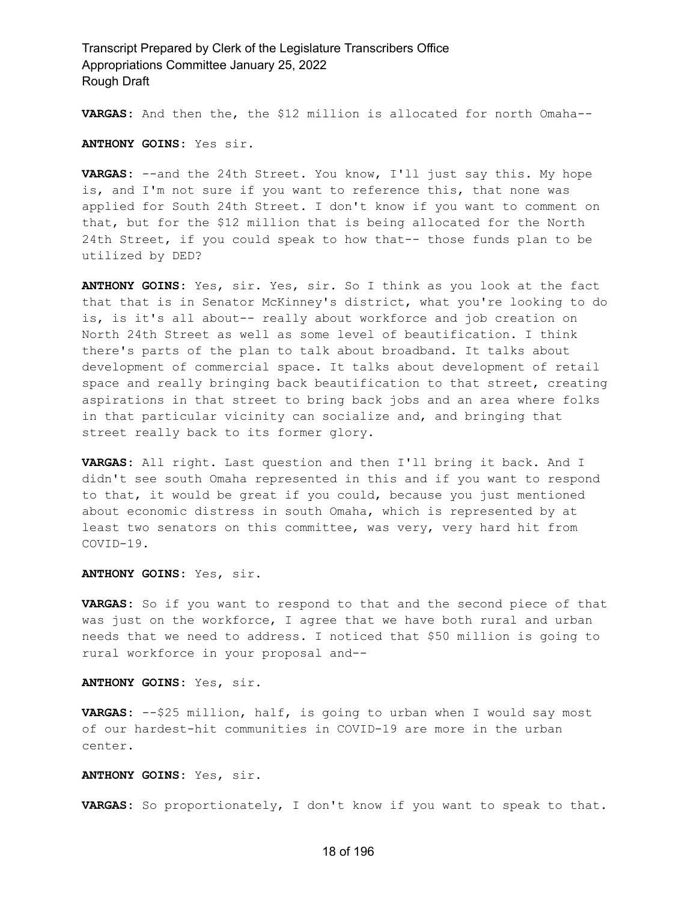**VARGAS:** And then the, the $12 million is allocated for north Omaha--

**ANTHONY GOINS:** Yes sir.

**VARGAS:** --and the 24th Street. You know, I'll just say this. My hope is, and I'm not sure if you want to reference this, that none was applied for South 24th Street. I don't know if you want to comment on that, but for the $12 million that is being allocated for the North 24th Street, if you could speak to how that-- those funds plan to be utilized by DED?

**ANTHONY GOINS:** Yes, sir. Yes, sir. So I think as you look at the fact that that is in Senator McKinney's district, what you're looking to do is, is it's all about-- really about workforce and job creation on North 24th Street as well as some level of beautification. I think there's parts of the plan to talk about broadband. It talks about development of commercial space. It talks about development of retail space and really bringing back beautification to that street, creating aspirations in that street to bring back jobs and an area where folks in that particular vicinity can socialize and, and bringing that street really back to its former glory.

**VARGAS:** All right. Last question and then I'll bring it back. And I didn't see south Omaha represented in this and if you want to respond to that, it would be great if you could, because you just mentioned about economic distress in south Omaha, which is represented by at least two senators on this committee, was very, very hard hit from COVID-19.

**ANTHONY GOINS:** Yes, sir.

**VARGAS:** So if you want to respond to that and the second piece of that was just on the workforce, I agree that we have both rural and urban needs that we need to address. I noticed that $50 million is going to rural workforce in your proposal and--

**ANTHONY GOINS:** Yes, sir.

**VARGAS:** --$25 million, half, is going to urban when I would say most of our hardest-hit communities in COVID-19 are more in the urban center.

**ANTHONY GOINS:** Yes, sir.

**VARGAS:** So proportionately, I don't know if you want to speak to that.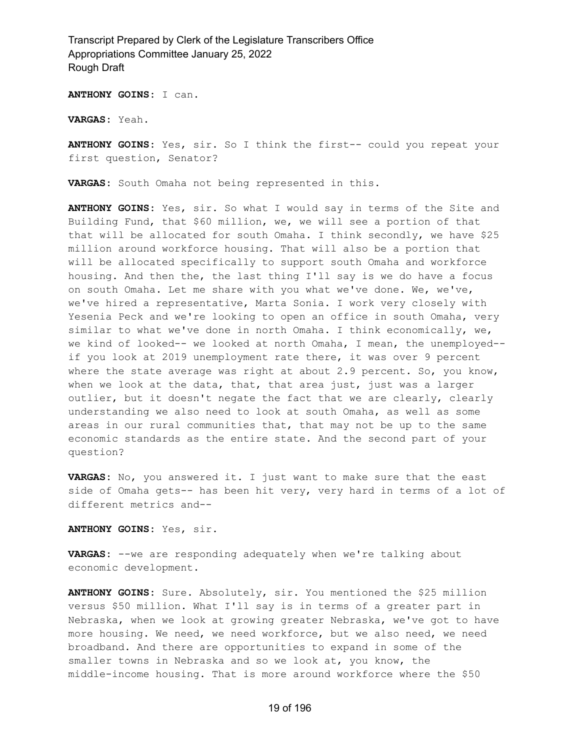**ANTHONY GOINS:** I can.

**VARGAS:** Yeah.

**ANTHONY GOINS:** Yes, sir. So I think the first-- could you repeat your first question, Senator?

**VARGAS:** South Omaha not being represented in this.

**ANTHONY GOINS:** Yes, sir. So what I would say in terms of the Site and Building Fund, that $60 million, we, we will see a portion of that that will be allocated for south Omaha. I think secondly, we have $25 million around workforce housing. That will also be a portion that will be allocated specifically to support south Omaha and workforce housing. And then the, the last thing I'll say is we do have a focus on south Omaha. Let me share with you what we've done. We, we've, we've hired a representative, Marta Sonia. I work very closely with Yesenia Peck and we're looking to open an office in south Omaha, very similar to what we've done in north Omaha. I think economically, we, we kind of looked-- we looked at north Omaha, I mean, the unemployed-- if you look at 2019 unemployment rate there, it was over 9 percent where the state average was right at about 2.9 percent. So, you know, when we look at the data, that, that area just, just was a larger outlier, but it doesn't negate the fact that we are clearly, clearly understanding we also need to look at south Omaha, as well as some areas in our rural communities that, that may not be up to the same economic standards as the entire state. And the second part of your question?

**VARGAS:** No, you answered it. I just want to make sure that the east side of Omaha gets-- has been hit very, very hard in terms of a lot of different metrics and--

**ANTHONY GOINS:** Yes, sir.

**VARGAS:** --we are responding adequately when we're talking about economic development.

**ANTHONY GOINS:** Sure. Absolutely, sir. You mentioned the $25 million versus $50 million. What I'll say is in terms of a greater part in Nebraska, when we look at growing greater Nebraska, we've got to have more housing. We need, we need workforce, but we also need, we need broadband. And there are opportunities to expand in some of the smaller towns in Nebraska and so we look at, you know, the middle-income housing. That is more around workforce where the $50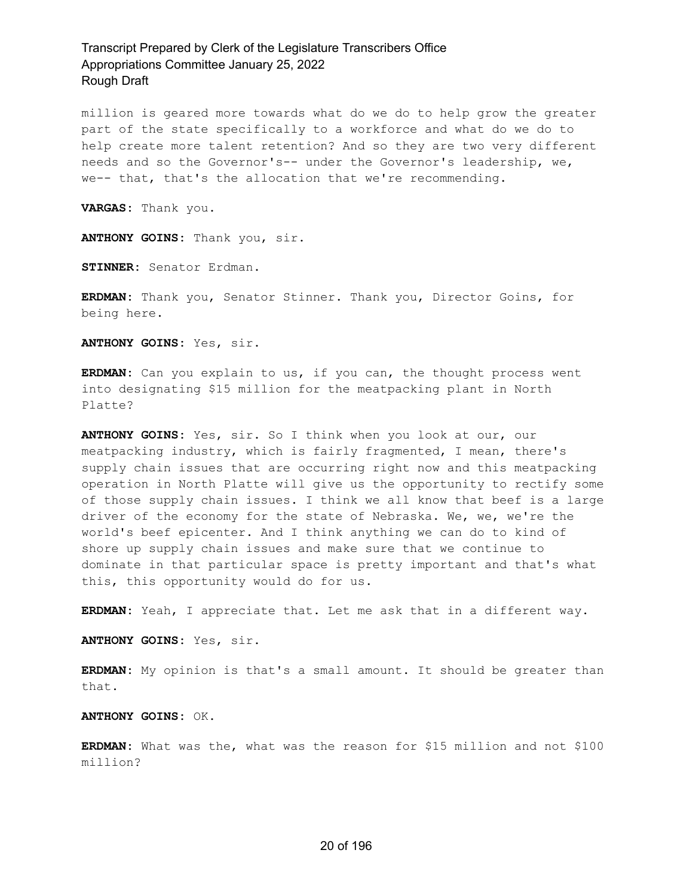million is geared more towards what do we do to help grow the greater part of the state specifically to a workforce and what do we do to help create more talent retention? And so they are two very different needs and so the Governor's-- under the Governor's leadership, we, we-- that, that's the allocation that we're recommending.

**VARGAS:** Thank you.

**ANTHONY GOINS:** Thank you, sir.

**STINNER:** Senator Erdman.

**ERDMAN:** Thank you, Senator Stinner. Thank you, Director Goins, for being here.

**ANTHONY GOINS:** Yes, sir.

**ERDMAN:** Can you explain to us, if you can, the thought process went into designating $15 million for the meatpacking plant in North Platte?

**ANTHONY GOINS:** Yes, sir. So I think when you look at our, our meatpacking industry, which is fairly fragmented, I mean, there's supply chain issues that are occurring right now and this meatpacking operation in North Platte will give us the opportunity to rectify some of those supply chain issues. I think we all know that beef is a large driver of the economy for the state of Nebraska. We, we, we're the world's beef epicenter. And I think anything we can do to kind of shore up supply chain issues and make sure that we continue to dominate in that particular space is pretty important and that's what this, this opportunity would do for us.

**ERDMAN:** Yeah, I appreciate that. Let me ask that in a different way.

**ANTHONY GOINS:** Yes, sir.

**ERDMAN:** My opinion is that's a small amount. It should be greater than that.

**ANTHONY GOINS:** OK.

**ERDMAN:** What was the, what was the reason for $15 million and not $100 million?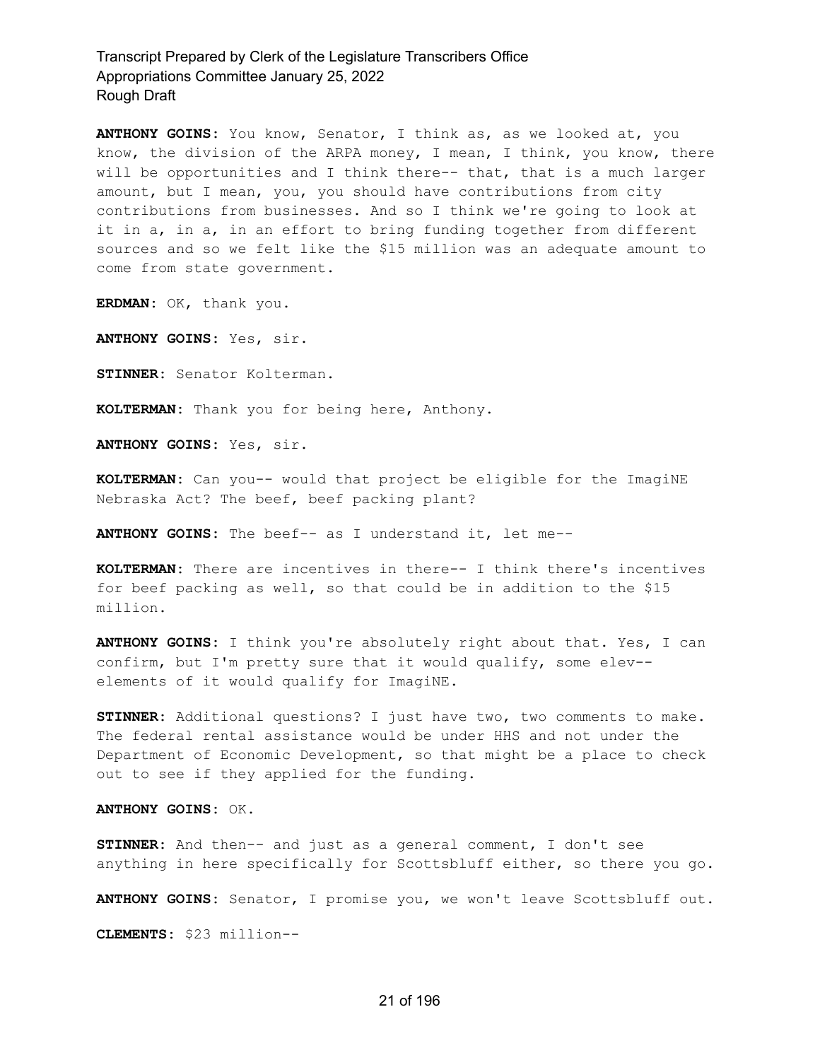**ANTHONY GOINS:** You know, Senator, I think as, as we looked at, you know, the division of the ARPA money, I mean, I think, you know, there will be opportunities and I think there-- that, that is a much larger amount, but I mean, you, you should have contributions from city contributions from businesses. And so I think we're going to look at it in a, in a, in an effort to bring funding together from different sources and so we felt like the $15 million was an adequate amount to come from state government.

**ERDMAN:** OK, thank you.

**ANTHONY GOINS:** Yes, sir.

**STINNER:** Senator Kolterman.

**KOLTERMAN:** Thank you for being here, Anthony.

**ANTHONY GOINS:** Yes, sir.

**KOLTERMAN:** Can you-- would that project be eligible for the ImagiNE Nebraska Act? The beef, beef packing plant?

**ANTHONY GOINS:** The beef-- as I understand it, let me--

**KOLTERMAN:** There are incentives in there-- I think there's incentives for beef packing as well, so that could be in addition to the $15 million.

**ANTHONY GOINS:** I think you're absolutely right about that. Yes, I can confirm, but I'm pretty sure that it would qualify, some elev-- elements of it would qualify for ImagiNE.

**STINNER:** Additional questions? I just have two, two comments to make. The federal rental assistance would be under HHS and not under the Department of Economic Development, so that might be a place to check out to see if they applied for the funding.

**ANTHONY GOINS:** OK.

**STINNER:** And then-- and just as a general comment, I don't see anything in here specifically for Scottsbluff either, so there you go.

**ANTHONY GOINS:** Senator, I promise you, we won't leave Scottsbluff out.

**CLEMENTS:** $23 million--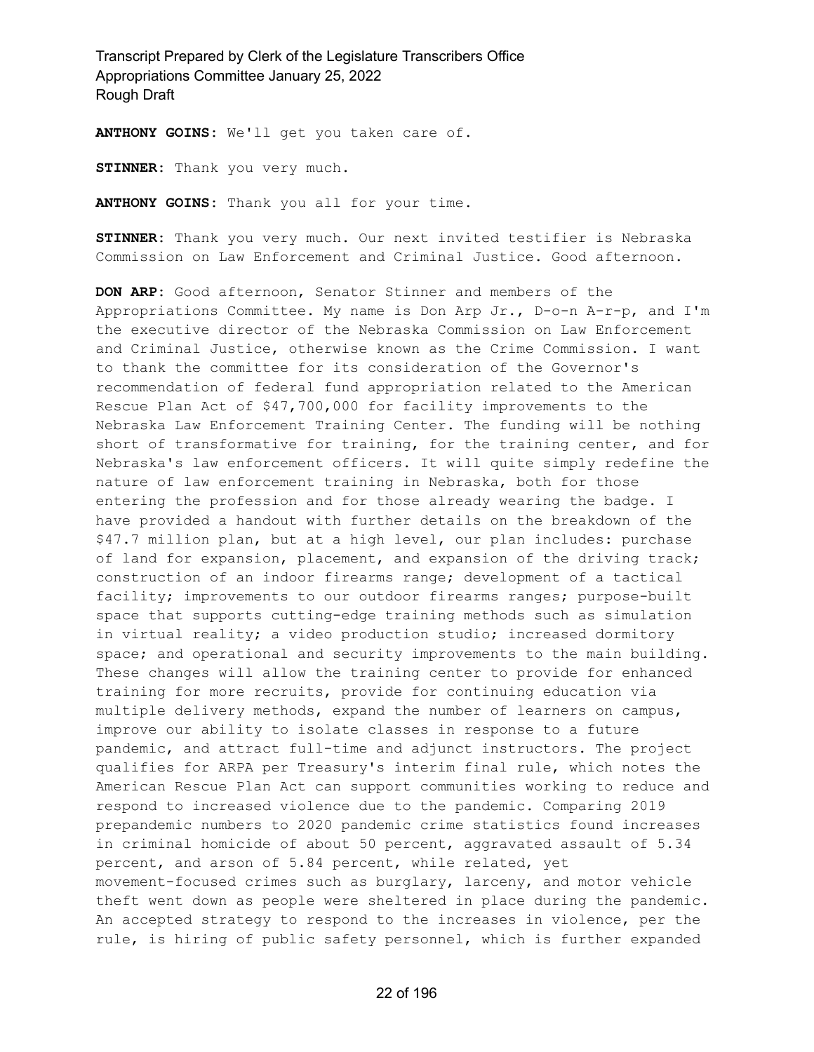**ANTHONY GOINS:** We'll get you taken care of.

**STINNER:** Thank you very much.

**ANTHONY GOINS:** Thank you all for your time.

**STINNER:** Thank you very much. Our next invited testifier is Nebraska Commission on Law Enforcement and Criminal Justice. Good afternoon.

**DON ARP:** Good afternoon, Senator Stinner and members of the Appropriations Committee. My name is Don Arp Jr., D-o-n A-r-p, and I'm the executive director of the Nebraska Commission on Law Enforcement and Criminal Justice, otherwise known as the Crime Commission. I want to thank the committee for its consideration of the Governor's recommendation of federal fund appropriation related to the American Rescue Plan Act of $47,700,000 for facility improvements to the Nebraska Law Enforcement Training Center. The funding will be nothing short of transformative for training, for the training center, and for Nebraska's law enforcement officers. It will quite simply redefine the nature of law enforcement training in Nebraska, both for those entering the profession and for those already wearing the badge. I have provided a handout with further details on the breakdown of the $47.7 million plan, but at a high level, our plan includes: purchase of land for expansion, placement, and expansion of the driving track; construction of an indoor firearms range; development of a tactical facility; improvements to our outdoor firearms ranges; purpose-built space that supports cutting-edge training methods such as simulation in virtual reality; a video production studio; increased dormitory space; and operational and security improvements to the main building. These changes will allow the training center to provide for enhanced training for more recruits, provide for continuing education via multiple delivery methods, expand the number of learners on campus, improve our ability to isolate classes in response to a future pandemic, and attract full-time and adjunct instructors. The project qualifies for ARPA per Treasury's interim final rule, which notes the American Rescue Plan Act can support communities working to reduce and respond to increased violence due to the pandemic. Comparing 2019 prepandemic numbers to 2020 pandemic crime statistics found increases in criminal homicide of about 50 percent, aggravated assault of 5.34 percent, and arson of 5.84 percent, while related, yet movement-focused crimes such as burglary, larceny, and motor vehicle theft went down as people were sheltered in place during the pandemic. An accepted strategy to respond to the increases in violence, per the rule, is hiring of public safety personnel, which is further expanded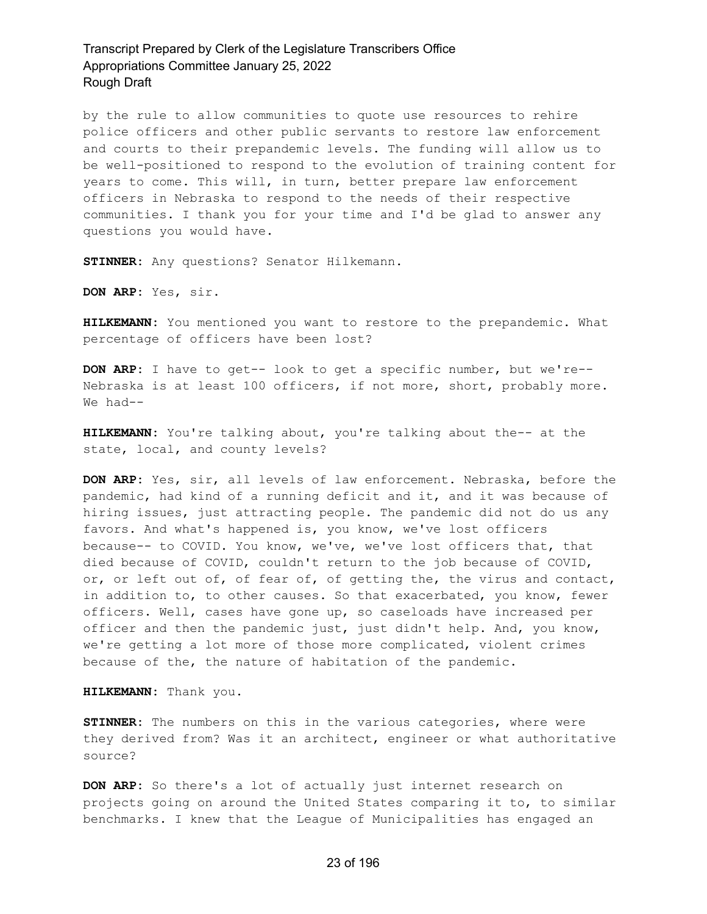by the rule to allow communities to quote use resources to rehire police officers and other public servants to restore law enforcement and courts to their prepandemic levels. The funding will allow us to be well-positioned to respond to the evolution of training content for years to come. This will, in turn, better prepare law enforcement officers in Nebraska to respond to the needs of their respective communities. I thank you for your time and I'd be glad to answer any questions you would have.

**STINNER:** Any questions? Senator Hilkemann.

**DON ARP:** Yes, sir.

**HILKEMANN:** You mentioned you want to restore to the prepandemic. What percentage of officers have been lost?

**DON ARP:** I have to get-- look to get a specific number, but we're-- Nebraska is at least 100 officers, if not more, short, probably more. We had--

**HILKEMANN:** You're talking about, you're talking about the-- at the state, local, and county levels?

**DON ARP:** Yes, sir, all levels of law enforcement. Nebraska, before the pandemic, had kind of a running deficit and it, and it was because of hiring issues, just attracting people. The pandemic did not do us any favors. And what's happened is, you know, we've lost officers because-- to COVID. You know, we've, we've lost officers that, that died because of COVID, couldn't return to the job because of COVID, or, or left out of, of fear of, of getting the, the virus and contact, in addition to, to other causes. So that exacerbated, you know, fewer officers. Well, cases have gone up, so caseloads have increased per officer and then the pandemic just, just didn't help. And, you know, we're getting a lot more of those more complicated, violent crimes because of the, the nature of habitation of the pandemic.

**HILKEMANN:** Thank you.

**STINNER:** The numbers on this in the various categories, where were they derived from? Was it an architect, engineer or what authoritative source?

**DON ARP:** So there's a lot of actually just internet research on projects going on around the United States comparing it to, to similar benchmarks. I knew that the League of Municipalities has engaged an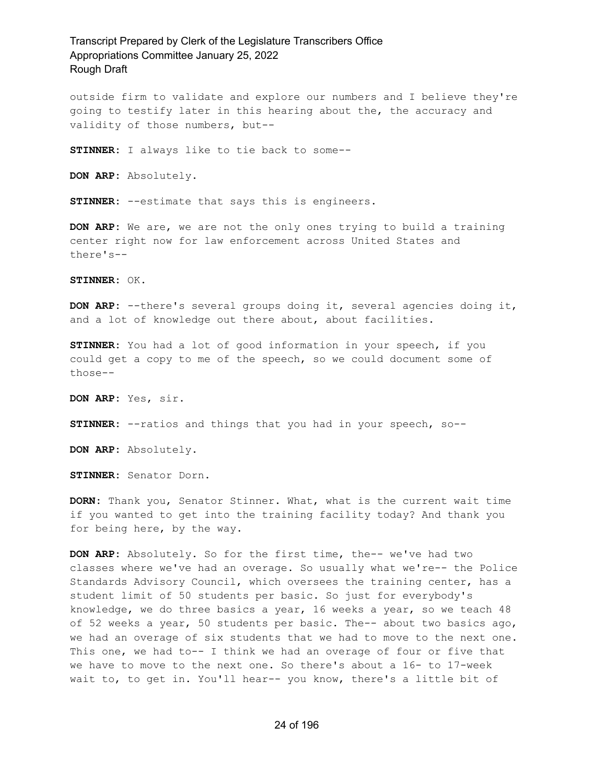outside firm to validate and explore our numbers and I believe they're going to testify later in this hearing about the, the accuracy and validity of those numbers, but--

**STINNER:** I always like to tie back to some--

**DON ARP:** Absolutely.

**STINNER:** --estimate that says this is engineers.

**DON ARP:** We are, we are not the only ones trying to build a training center right now for law enforcement across United States and there's--

**STINNER:** OK.

**DON ARP:** --there's several groups doing it, several agencies doing it, and a lot of knowledge out there about, about facilities.

**STINNER:** You had a lot of good information in your speech, if you could get a copy to me of the speech, so we could document some of those--

**DON ARP:** Yes, sir.

**STINNER:** --ratios and things that you had in your speech, so--

**DON ARP:** Absolutely.

**STINNER:** Senator Dorn.

**DORN:** Thank you, Senator Stinner. What, what is the current wait time if you wanted to get into the training facility today? And thank you for being here, by the way.

**DON ARP:** Absolutely. So for the first time, the-- we've had two classes where we've had an overage. So usually what we're-- the Police Standards Advisory Council, which oversees the training center, has a student limit of 50 students per basic. So just for everybody's knowledge, we do three basics a year, 16 weeks a year, so we teach 48 of 52 weeks a year, 50 students per basic. The-- about two basics ago, we had an overage of six students that we had to move to the next one. This one, we had to-- I think we had an overage of four or five that we have to move to the next one. So there's about a 16- to 17-week wait to, to get in. You'll hear-- you know, there's a little bit of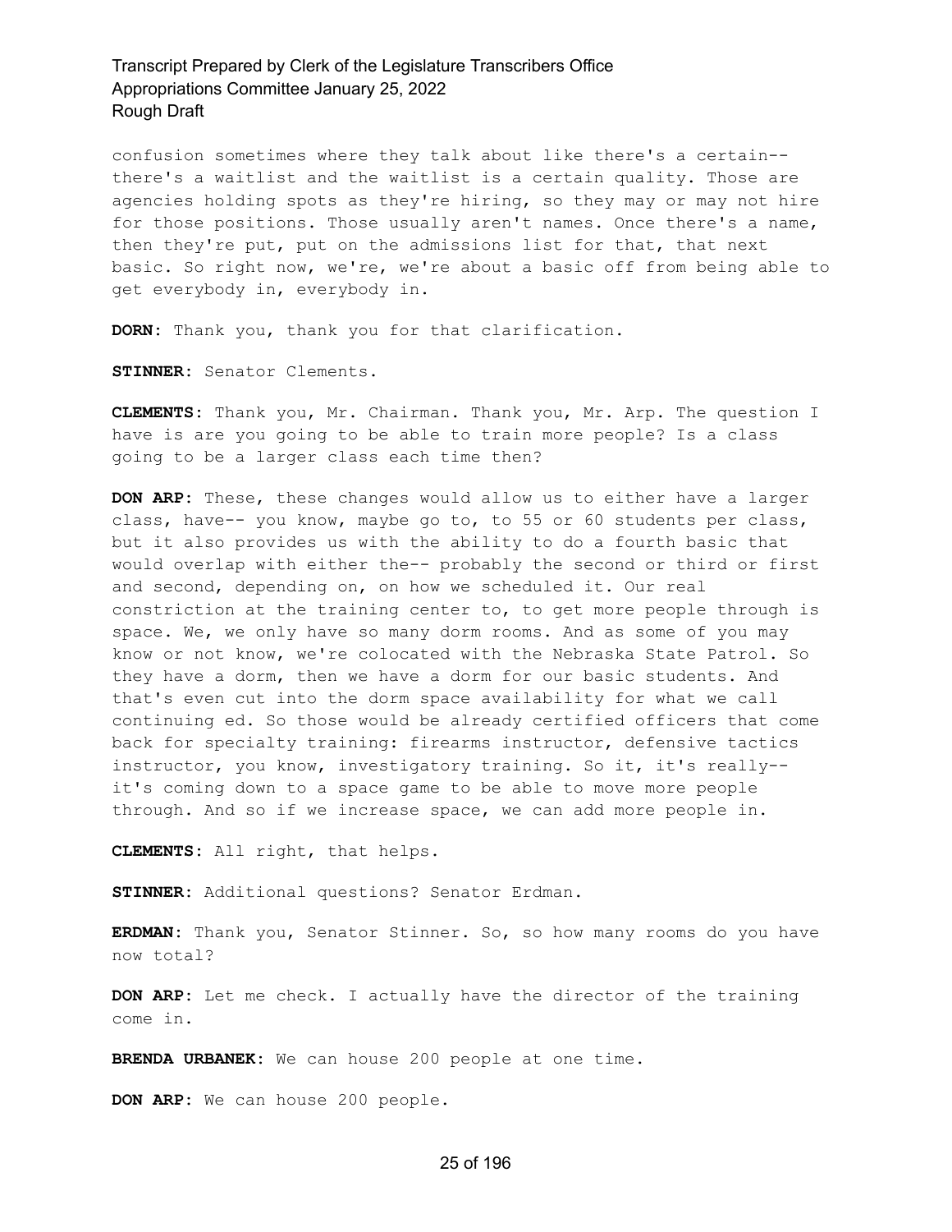confusion sometimes where they talk about like there's a certain-- there's a waitlist and the waitlist is a certain quality. Those are agencies holding spots as they're hiring, so they may or may not hire for those positions. Those usually aren't names. Once there's a name, then they're put, put on the admissions list for that, that next basic. So right now, we're, we're about a basic off from being able to get everybody in, everybody in.

**DORN:** Thank you, thank you for that clarification.

**STINNER:** Senator Clements.

**CLEMENTS:** Thank you, Mr. Chairman. Thank you, Mr. Arp. The question I have is are you going to be able to train more people? Is a class going to be a larger class each time then?

**DON ARP:** These, these changes would allow us to either have a larger class, have-- you know, maybe go to, to 55 or 60 students per class, but it also provides us with the ability to do a fourth basic that would overlap with either the-- probably the second or third or first and second, depending on, on how we scheduled it. Our real constriction at the training center to, to get more people through is space. We, we only have so many dorm rooms. And as some of you may know or not know, we're colocated with the Nebraska State Patrol. So they have a dorm, then we have a dorm for our basic students. And that's even cut into the dorm space availability for what we call continuing ed. So those would be already certified officers that come back for specialty training: firearms instructor, defensive tactics instructor, you know, investigatory training. So it, it's really-- it's coming down to a space game to be able to move more people through. And so if we increase space, we can add more people in.

**CLEMENTS:** All right, that helps.

**STINNER:** Additional questions? Senator Erdman.

**ERDMAN:** Thank you, Senator Stinner. So, so how many rooms do you have now total?

**DON ARP:** Let me check. I actually have the director of the training come in.

**BRENDA URBANEK:** We can house 200 people at one time.

**DON ARP:** We can house 200 people.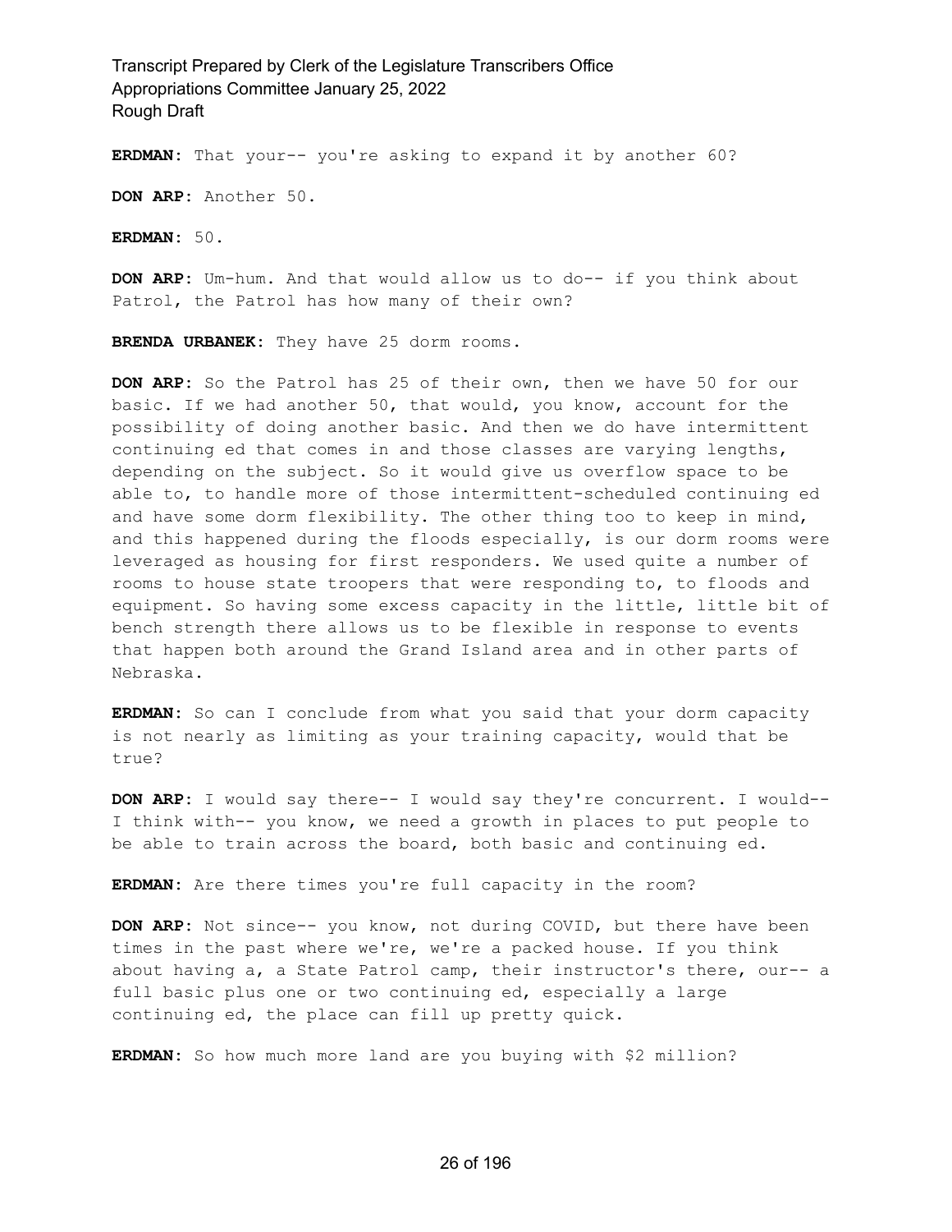**ERDMAN:** That your-- you're asking to expand it by another 60?

**DON ARP:** Another 50.

**ERDMAN:** 50.

**DON ARP:** Um-hum. And that would allow us to do-- if you think about Patrol, the Patrol has how many of their own?

**BRENDA URBANEK:** They have 25 dorm rooms.

**DON ARP:** So the Patrol has 25 of their own, then we have 50 for our basic. If we had another 50, that would, you know, account for the possibility of doing another basic. And then we do have intermittent continuing ed that comes in and those classes are varying lengths, depending on the subject. So it would give us overflow space to be able to, to handle more of those intermittent-scheduled continuing ed and have some dorm flexibility. The other thing too to keep in mind, and this happened during the floods especially, is our dorm rooms were leveraged as housing for first responders. We used quite a number of rooms to house state troopers that were responding to, to floods and equipment. So having some excess capacity in the little, little bit of bench strength there allows us to be flexible in response to events that happen both around the Grand Island area and in other parts of Nebraska.

**ERDMAN:** So can I conclude from what you said that your dorm capacity is not nearly as limiting as your training capacity, would that be true?

**DON ARP:** I would say there-- I would say they're concurrent. I would-- I think with-- you know, we need a growth in places to put people to be able to train across the board, both basic and continuing ed.

**ERDMAN:** Are there times you're full capacity in the room?

**DON ARP:** Not since-- you know, not during COVID, but there have been times in the past where we're, we're a packed house. If you think about having a, a State Patrol camp, their instructor's there, our-- a full basic plus one or two continuing ed, especially a large continuing ed, the place can fill up pretty quick.

**ERDMAN:** So how much more land are you buying with $2 million?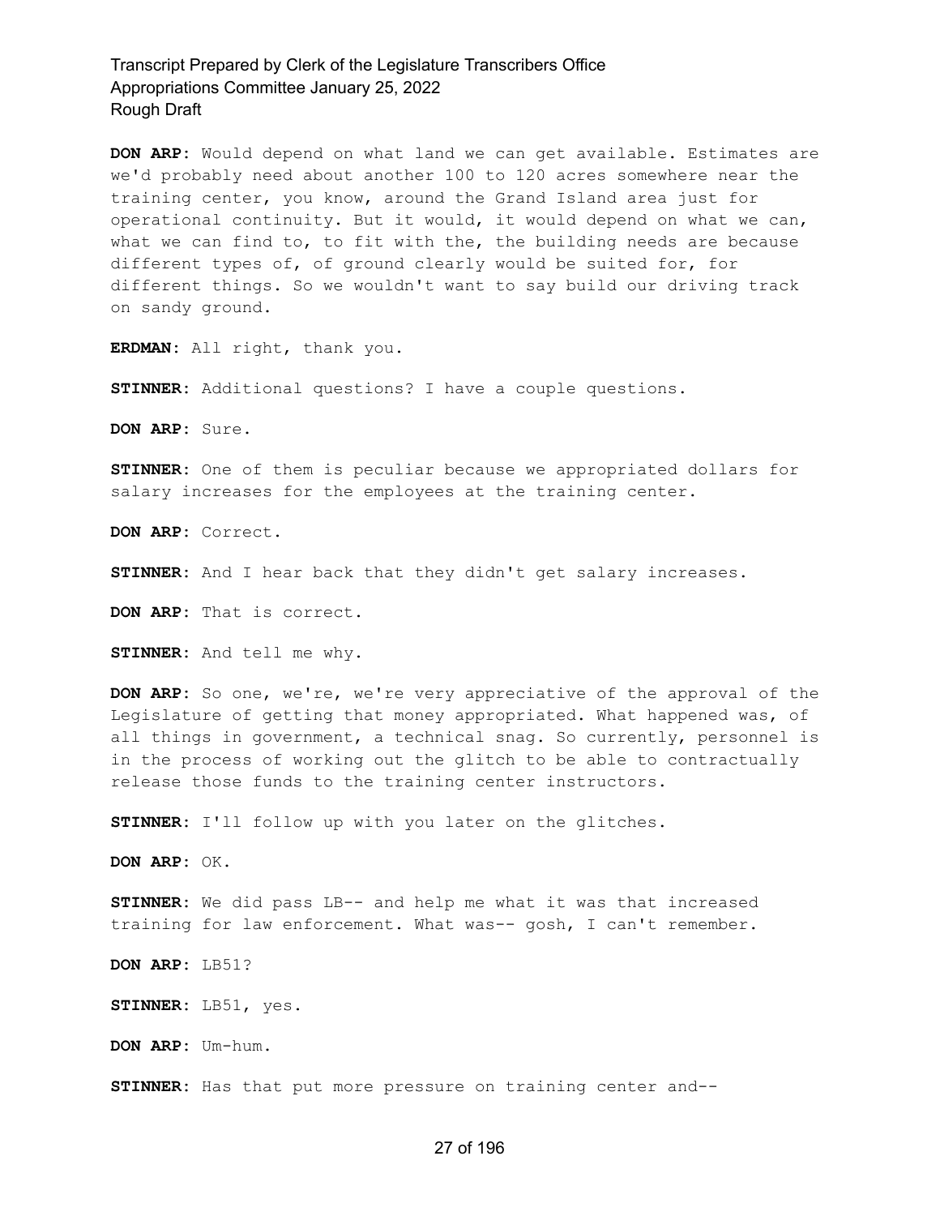**DON ARP:** Would depend on what land we can get available. Estimates are we'd probably need about another 100 to 120 acres somewhere near the training center, you know, around the Grand Island area just for operational continuity. But it would, it would depend on what we can, what we can find to, to fit with the, the building needs are because different types of, of ground clearly would be suited for, for different things. So we wouldn't want to say build our driving track on sandy ground.

**ERDMAN:** All right, thank you.

**STINNER:** Additional questions? I have a couple questions.

**DON ARP:** Sure.

**STINNER:** One of them is peculiar because we appropriated dollars for salary increases for the employees at the training center.

**DON ARP:** Correct.

**STINNER:** And I hear back that they didn't get salary increases.

**DON ARP:** That is correct.

**STINNER:** And tell me why.

**DON ARP:** So one, we're, we're very appreciative of the approval of the Legislature of getting that money appropriated. What happened was, of all things in government, a technical snag. So currently, personnel is in the process of working out the glitch to be able to contractually release those funds to the training center instructors.

**STINNER:** I'll follow up with you later on the glitches.

**DON ARP:** OK.

**STINNER:** We did pass LB-- and help me what it was that increased training for law enforcement. What was-- gosh, I can't remember.

**DON ARP:** LB51?

**STINNER:** LB51, yes.

**DON ARP:** Um-hum.

**STINNER:** Has that put more pressure on training center and--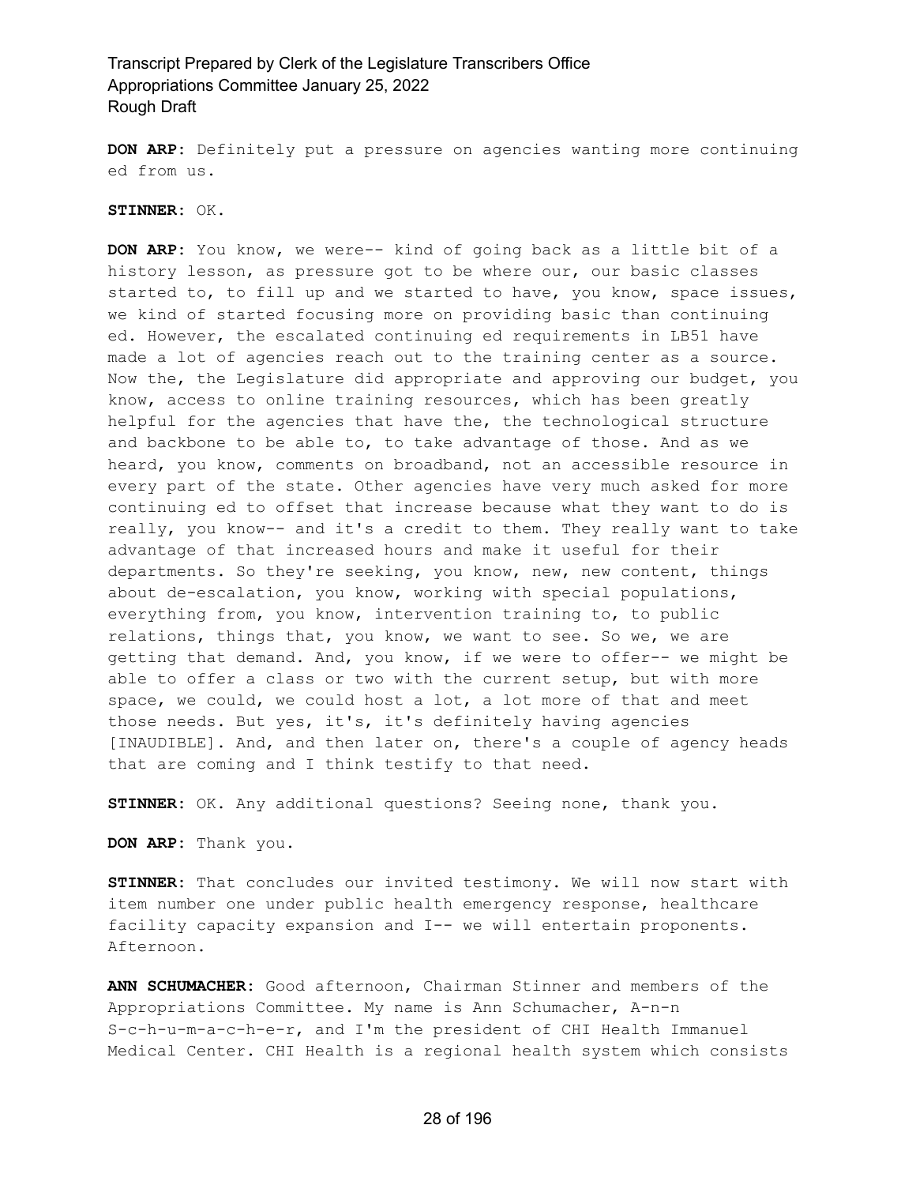**DON ARP:** Definitely put a pressure on agencies wanting more continuing ed from us.

**STINNER:** OK.

**DON ARP:** You know, we were-- kind of going back as a little bit of a history lesson, as pressure got to be where our, our basic classes started to, to fill up and we started to have, you know, space issues, we kind of started focusing more on providing basic than continuing ed. However, the escalated continuing ed requirements in LB51 have made a lot of agencies reach out to the training center as a source. Now the, the Legislature did appropriate and approving our budget, you know, access to online training resources, which has been greatly helpful for the agencies that have the, the technological structure and backbone to be able to, to take advantage of those. And as we heard, you know, comments on broadband, not an accessible resource in every part of the state. Other agencies have very much asked for more continuing ed to offset that increase because what they want to do is really, you know-- and it's a credit to them. They really want to take advantage of that increased hours and make it useful for their departments. So they're seeking, you know, new, new content, things about de-escalation, you know, working with special populations, everything from, you know, intervention training to, to public relations, things that, you know, we want to see. So we, we are getting that demand. And, you know, if we were to offer-- we might be able to offer a class or two with the current setup, but with more space, we could, we could host a lot, a lot more of that and meet those needs. But yes, it's, it's definitely having agencies [INAUDIBLE]. And, and then later on, there's a couple of agency heads that are coming and I think testify to that need.

**STINNER:** OK. Any additional questions? Seeing none, thank you.

**DON ARP:** Thank you.

**STINNER:** That concludes our invited testimony. We will now start with item number one under public health emergency response, healthcare facility capacity expansion and I-- we will entertain proponents. Afternoon.

**ANN SCHUMACHER:** Good afternoon, Chairman Stinner and members of the Appropriations Committee. My name is Ann Schumacher, A-n-n S-c-h-u-m-a-c-h-e-r, and I'm the president of CHI Health Immanuel Medical Center. CHI Health is a regional health system which consists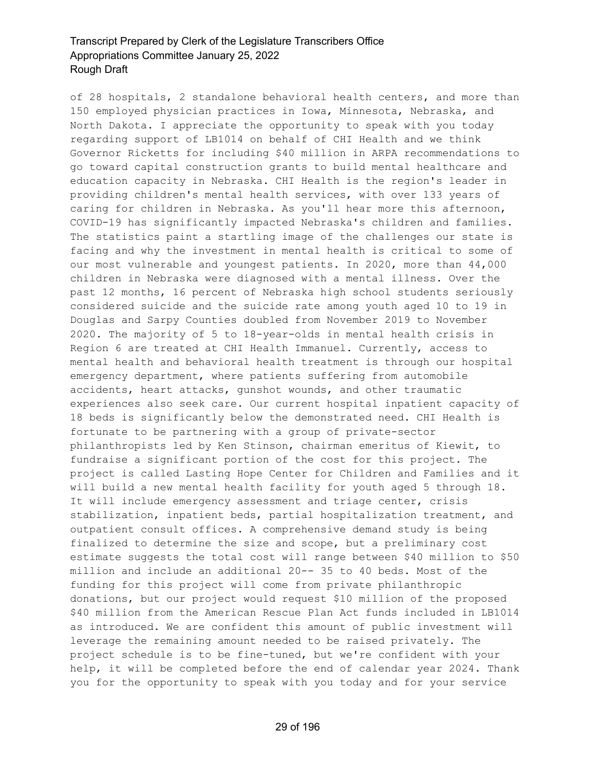of 28 hospitals, 2 standalone behavioral health centers, and more than 150 employed physician practices in Iowa, Minnesota, Nebraska, and North Dakota. I appreciate the opportunity to speak with you today regarding support of LB1014 on behalf of CHI Health and we think Governor Ricketts for including $40 million in ARPA recommendations to go toward capital construction grants to build mental healthcare and education capacity in Nebraska. CHI Health is the region's leader in providing children's mental health services, with over 133 years of caring for children in Nebraska. As you'll hear more this afternoon, COVID-19 has significantly impacted Nebraska's children and families. The statistics paint a startling image of the challenges our state is facing and why the investment in mental health is critical to some of our most vulnerable and youngest patients. In 2020, more than 44,000 children in Nebraska were diagnosed with a mental illness. Over the past 12 months, 16 percent of Nebraska high school students seriously considered suicide and the suicide rate among youth aged 10 to 19 in Douglas and Sarpy Counties doubled from November 2019 to November 2020. The majority of 5 to 18-year-olds in mental health crisis in Region 6 are treated at CHI Health Immanuel. Currently, access to mental health and behavioral health treatment is through our hospital emergency department, where patients suffering from automobile accidents, heart attacks, gunshot wounds, and other traumatic experiences also seek care. Our current hospital inpatient capacity of 18 beds is significantly below the demonstrated need. CHI Health is fortunate to be partnering with a group of private-sector philanthropists led by Ken Stinson, chairman emeritus of Kiewit, to fundraise a significant portion of the cost for this project. The project is called Lasting Hope Center for Children and Families and it will build a new mental health facility for youth aged 5 through 18. It will include emergency assessment and triage center, crisis stabilization, inpatient beds, partial hospitalization treatment, and outpatient consult offices. A comprehensive demand study is being finalized to determine the size and scope, but a preliminary cost estimate suggests the total cost will range between $40 million to $50 million and include an additional 20-- 35 to 40 beds. Most of the funding for this project will come from private philanthropic donations, but our project would request $10 million of the proposed $40 million from the American Rescue Plan Act funds included in LB1014 as introduced. We are confident this amount of public investment will leverage the remaining amount needed to be raised privately. The project schedule is to be fine-tuned, but we're confident with your help, it will be completed before the end of calendar year 2024. Thank you for the opportunity to speak with you today and for your service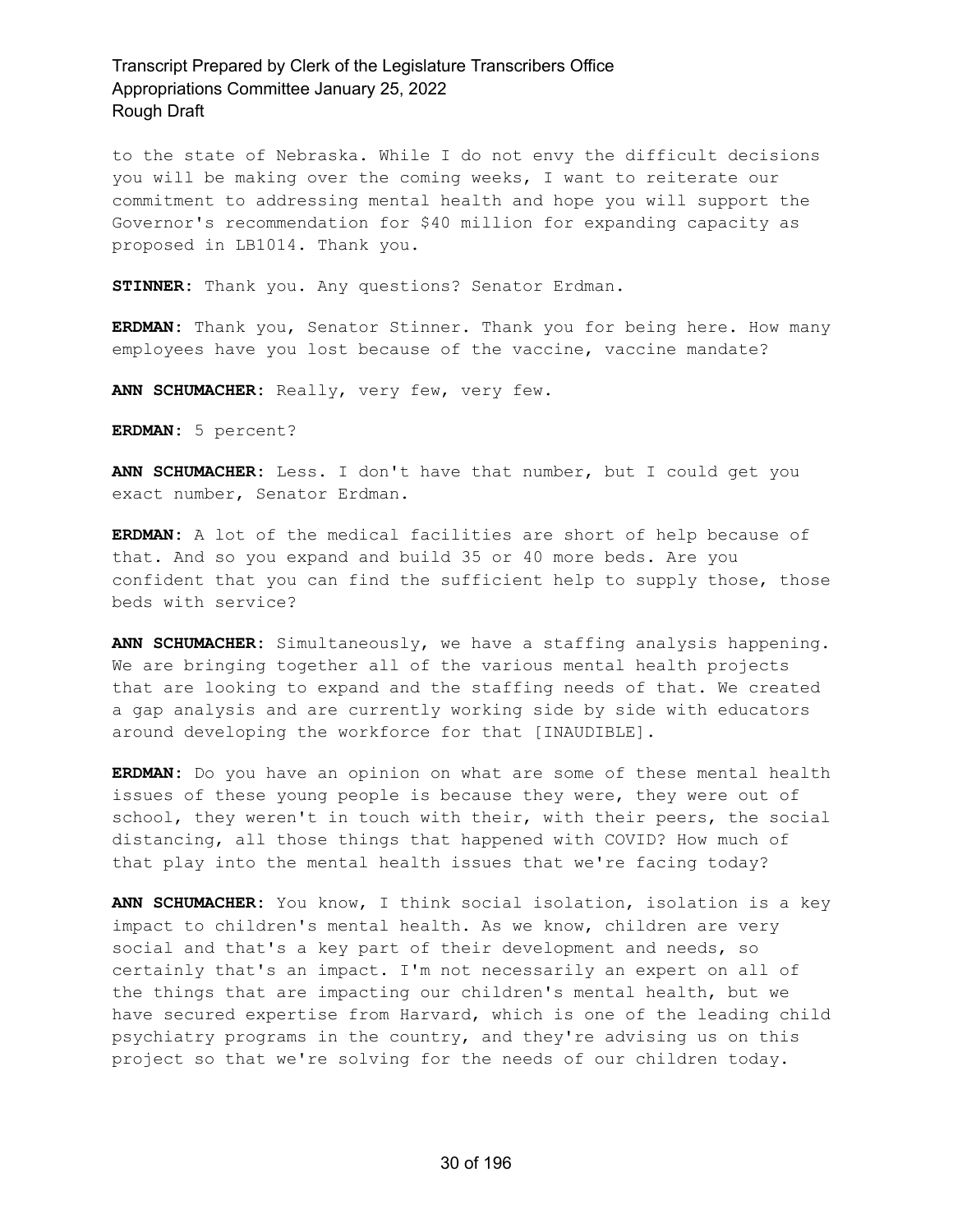to the state of Nebraska. While I do not envy the difficult decisions you will be making over the coming weeks, I want to reiterate our commitment to addressing mental health and hope you will support the Governor's recommendation for $40 million for expanding capacity as proposed in LB1014. Thank you.

**STINNER:** Thank you. Any questions? Senator Erdman.

**ERDMAN:** Thank you, Senator Stinner. Thank you for being here. How many employees have you lost because of the vaccine, vaccine mandate?

**ANN SCHUMACHER:** Really, very few, very few.

**ERDMAN:** 5 percent?

**ANN SCHUMACHER:** Less. I don't have that number, but I could get you exact number, Senator Erdman.

**ERDMAN:** A lot of the medical facilities are short of help because of that. And so you expand and build 35 or 40 more beds. Are you confident that you can find the sufficient help to supply those, those beds with service?

**ANN SCHUMACHER:** Simultaneously, we have a staffing analysis happening. We are bringing together all of the various mental health projects that are looking to expand and the staffing needs of that. We created a gap analysis and are currently working side by side with educators around developing the workforce for that [INAUDIBLE].

**ERDMAN:** Do you have an opinion on what are some of these mental health issues of these young people is because they were, they were out of school, they weren't in touch with their, with their peers, the social distancing, all those things that happened with COVID? How much of that play into the mental health issues that we're facing today?

**ANN SCHUMACHER:** You know, I think social isolation, isolation is a key impact to children's mental health. As we know, children are very social and that's a key part of their development and needs, so certainly that's an impact. I'm not necessarily an expert on all of the things that are impacting our children's mental health, but we have secured expertise from Harvard, which is one of the leading child psychiatry programs in the country, and they're advising us on this project so that we're solving for the needs of our children today.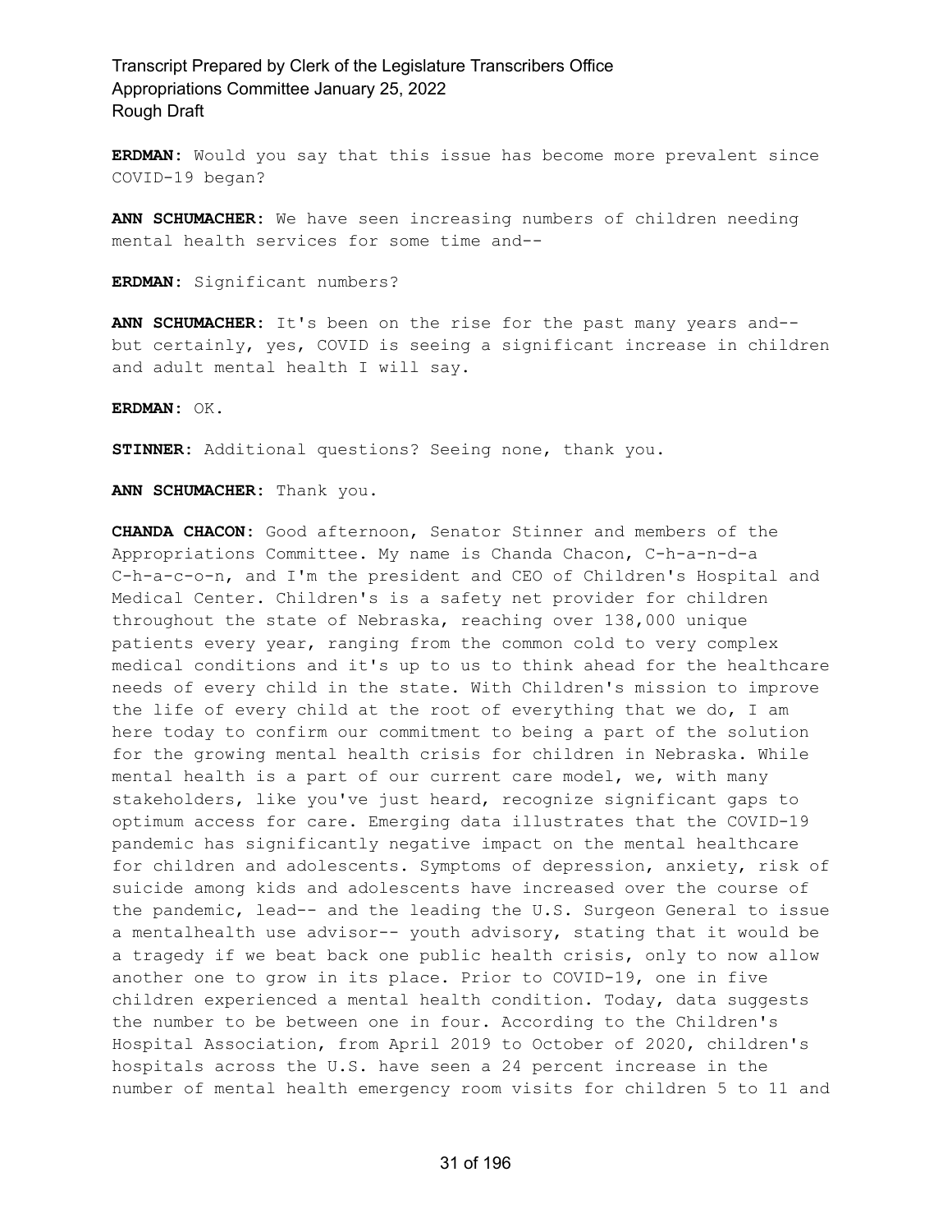**ERDMAN:** Would you say that this issue has become more prevalent since COVID-19 began?

**ANN SCHUMACHER:** We have seen increasing numbers of children needing mental health services for some time and--

**ERDMAN:** Significant numbers?

**ANN SCHUMACHER:** It's been on the rise for the past many years and-- but certainly, yes, COVID is seeing a significant increase in children and adult mental health I will say.

**ERDMAN:** OK.

**STINNER:** Additional questions? Seeing none, thank you.

**ANN SCHUMACHER:** Thank you.

**CHANDA CHACON:** Good afternoon, Senator Stinner and members of the Appropriations Committee. My name is Chanda Chacon, C-h-a-n-d-a C-h-a-c-o-n, and I'm the president and CEO of Children's Hospital and Medical Center. Children's is a safety net provider for children throughout the state of Nebraska, reaching over 138,000 unique patients every year, ranging from the common cold to very complex medical conditions and it's up to us to think ahead for the healthcare needs of every child in the state. With Children's mission to improve the life of every child at the root of everything that we do, I am here today to confirm our commitment to being a part of the solution for the growing mental health crisis for children in Nebraska. While mental health is a part of our current care model, we, with many stakeholders, like you've just heard, recognize significant gaps to optimum access for care. Emerging data illustrates that the COVID-19 pandemic has significantly negative impact on the mental healthcare for children and adolescents. Symptoms of depression, anxiety, risk of suicide among kids and adolescents have increased over the course of the pandemic, lead-- and the leading the U.S. Surgeon General to issue a mentalhealth use advisor-- youth advisory, stating that it would be a tragedy if we beat back one public health crisis, only to now allow another one to grow in its place. Prior to COVID-19, one in five children experienced a mental health condition. Today, data suggests the number to be between one in four. According to the Children's Hospital Association, from April 2019 to October of 2020, children's hospitals across the U.S. have seen a 24 percent increase in the number of mental health emergency room visits for children 5 to 11 and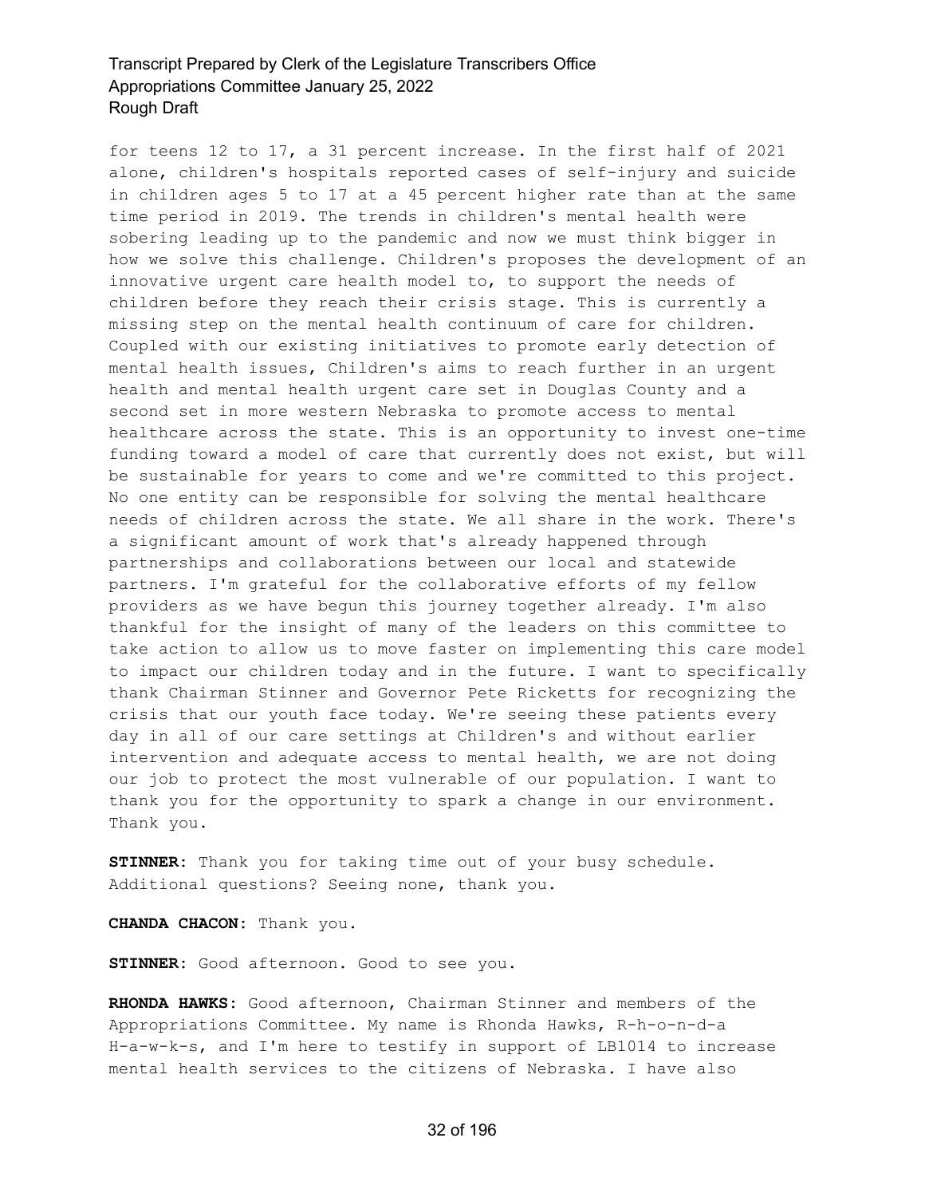for teens 12 to 17, a 31 percent increase. In the first half of 2021 alone, children's hospitals reported cases of self-injury and suicide in children ages 5 to 17 at a 45 percent higher rate than at the same time period in 2019. The trends in children's mental health were sobering leading up to the pandemic and now we must think bigger in how we solve this challenge. Children's proposes the development of an innovative urgent care health model to, to support the needs of children before they reach their crisis stage. This is currently a missing step on the mental health continuum of care for children. Coupled with our existing initiatives to promote early detection of mental health issues, Children's aims to reach further in an urgent health and mental health urgent care set in Douglas County and a second set in more western Nebraska to promote access to mental healthcare across the state. This is an opportunity to invest one-time funding toward a model of care that currently does not exist, but will be sustainable for years to come and we're committed to this project. No one entity can be responsible for solving the mental healthcare needs of children across the state. We all share in the work. There's a significant amount of work that's already happened through partnerships and collaborations between our local and statewide partners. I'm grateful for the collaborative efforts of my fellow providers as we have begun this journey together already. I'm also thankful for the insight of many of the leaders on this committee to take action to allow us to move faster on implementing this care model to impact our children today and in the future. I want to specifically thank Chairman Stinner and Governor Pete Ricketts for recognizing the crisis that our youth face today. We're seeing these patients every day in all of our care settings at Children's and without earlier intervention and adequate access to mental health, we are not doing our job to protect the most vulnerable of our population. I want to thank you for the opportunity to spark a change in our environment. Thank you.

**STINNER:** Thank you for taking time out of your busy schedule. Additional questions? Seeing none, thank you.

**CHANDA CHACON:** Thank you.

**STINNER:** Good afternoon. Good to see you.

**RHONDA HAWKS:** Good afternoon, Chairman Stinner and members of the Appropriations Committee. My name is Rhonda Hawks, R-h-o-n-d-a H-a-w-k-s, and I'm here to testify in support of LB1014 to increase mental health services to the citizens of Nebraska. I have also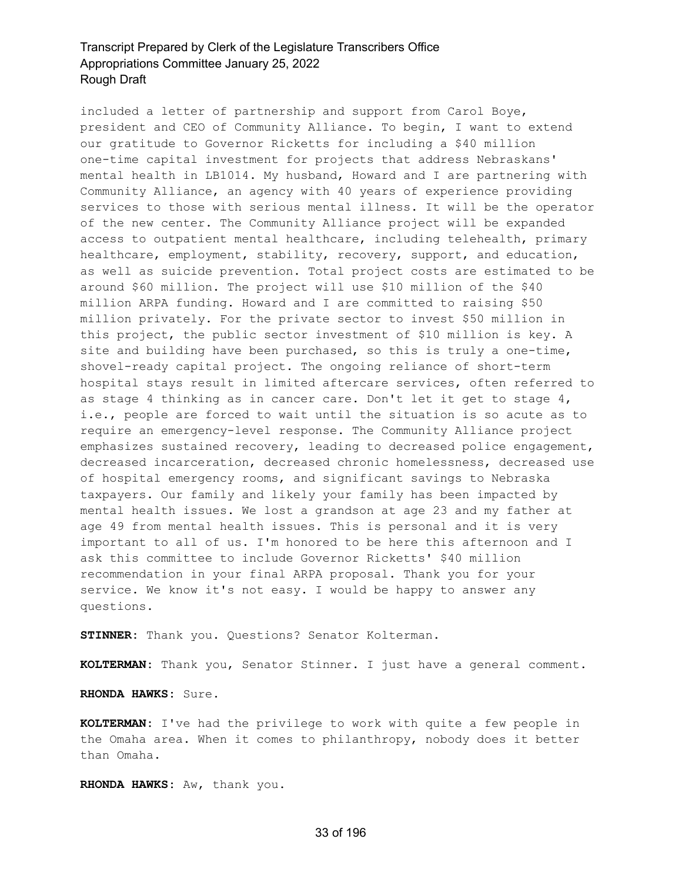included a letter of partnership and support from Carol Boye, president and CEO of Community Alliance. To begin, I want to extend our gratitude to Governor Ricketts for including a $40 million one-time capital investment for projects that address Nebraskans' mental health in LB1014. My husband, Howard and I are partnering with Community Alliance, an agency with 40 years of experience providing services to those with serious mental illness. It will be the operator of the new center. The Community Alliance project will be expanded access to outpatient mental healthcare, including telehealth, primary healthcare, employment, stability, recovery, support, and education, as well as suicide prevention. Total project costs are estimated to be around $60 million. The project will use $10 million of the $40 million ARPA funding. Howard and I are committed to raising $50 million privately. For the private sector to invest $50 million in this project, the public sector investment of $10 million is key. A site and building have been purchased, so this is truly a one-time, shovel-ready capital project. The ongoing reliance of short-term hospital stays result in limited aftercare services, often referred to as stage 4 thinking as in cancer care. Don't let it get to stage 4, i.e., people are forced to wait until the situation is so acute as to require an emergency-level response. The Community Alliance project emphasizes sustained recovery, leading to decreased police engagement, decreased incarceration, decreased chronic homelessness, decreased use of hospital emergency rooms, and significant savings to Nebraska taxpayers. Our family and likely your family has been impacted by mental health issues. We lost a grandson at age 23 and my father at age 49 from mental health issues. This is personal and it is very important to all of us. I'm honored to be here this afternoon and I ask this committee to include Governor Ricketts' $40 million recommendation in your final ARPA proposal. Thank you for your service. We know it's not easy. I would be happy to answer any questions.

**STINNER:** Thank you. Questions? Senator Kolterman.

**KOLTERMAN:** Thank you, Senator Stinner. I just have a general comment.

**RHONDA HAWKS:** Sure.

**KOLTERMAN:** I've had the privilege to work with quite a few people in the Omaha area. When it comes to philanthropy, nobody does it better than Omaha.

**RHONDA HAWKS:** Aw, thank you.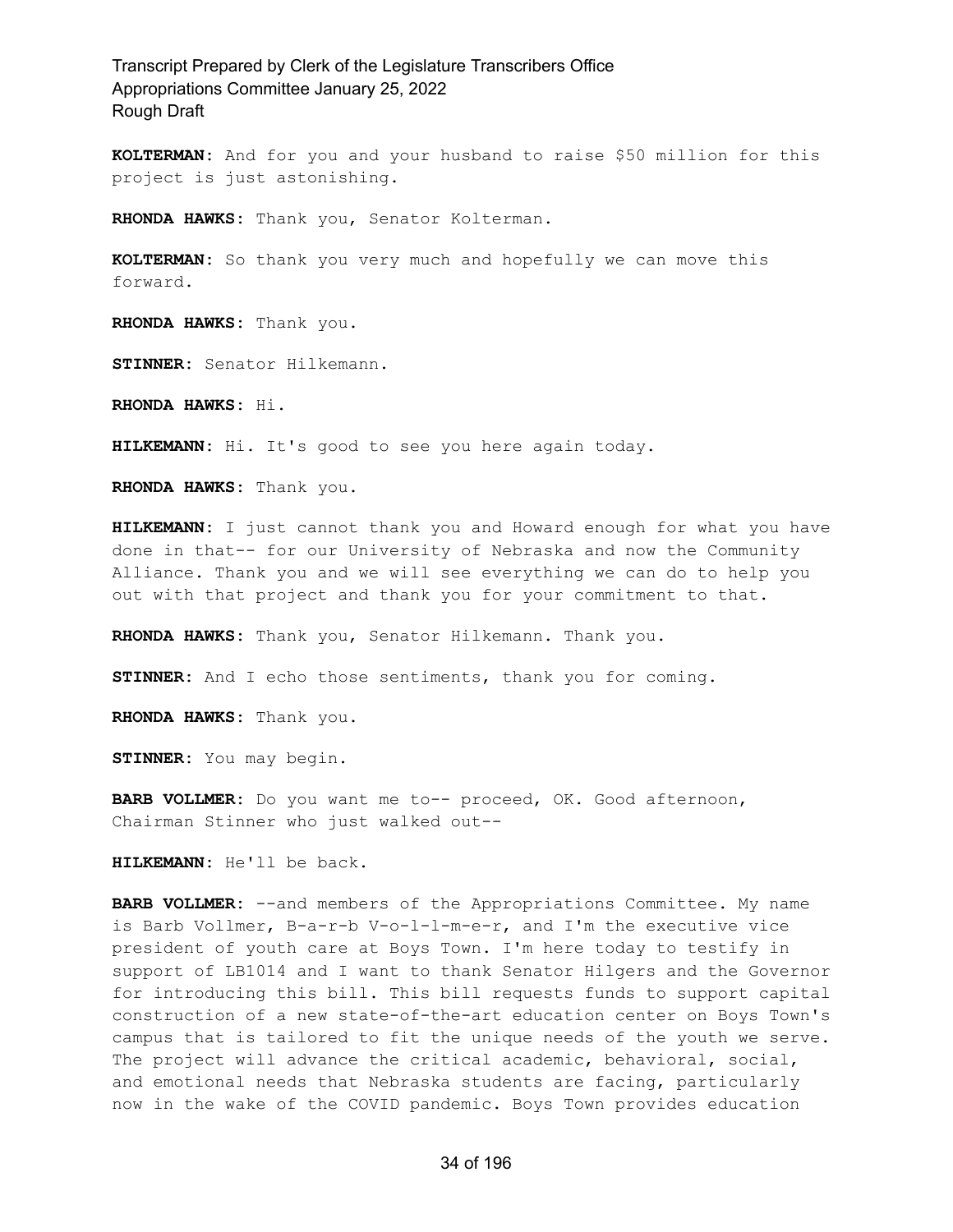**KOLTERMAN:** And for you and your husband to raise $50 million for this project is just astonishing.

**RHONDA HAWKS:** Thank you, Senator Kolterman.

**KOLTERMAN:** So thank you very much and hopefully we can move this forward.

**RHONDA HAWKS:** Thank you.

**STINNER:** Senator Hilkemann.

**RHONDA HAWKS:** Hi.

**HILKEMANN:** Hi. It's good to see you here again today.

**RHONDA HAWKS:** Thank you.

**HILKEMANN:** I just cannot thank you and Howard enough for what you have done in that-- for our University of Nebraska and now the Community Alliance. Thank you and we will see everything we can do to help you out with that project and thank you for your commitment to that.

**RHONDA HAWKS:** Thank you, Senator Hilkemann. Thank you.

**STINNER:** And I echo those sentiments, thank you for coming.

**RHONDA HAWKS:** Thank you.

**STINNER:** You may begin.

**BARB VOLLMER:** Do you want me to-- proceed, OK. Good afternoon, Chairman Stinner who just walked out--

**HILKEMANN:** He'll be back.

**BARB VOLLMER:** --and members of the Appropriations Committee. My name is Barb Vollmer, B-a-r-b V-o-l-l-m-e-r, and I'm the executive vice president of youth care at Boys Town. I'm here today to testify in support of LB1014 and I want to thank Senator Hilgers and the Governor for introducing this bill. This bill requests funds to support capital construction of a new state-of-the-art education center on Boys Town's campus that is tailored to fit the unique needs of the youth we serve. The project will advance the critical academic, behavioral, social, and emotional needs that Nebraska students are facing, particularly now in the wake of the COVID pandemic. Boys Town provides education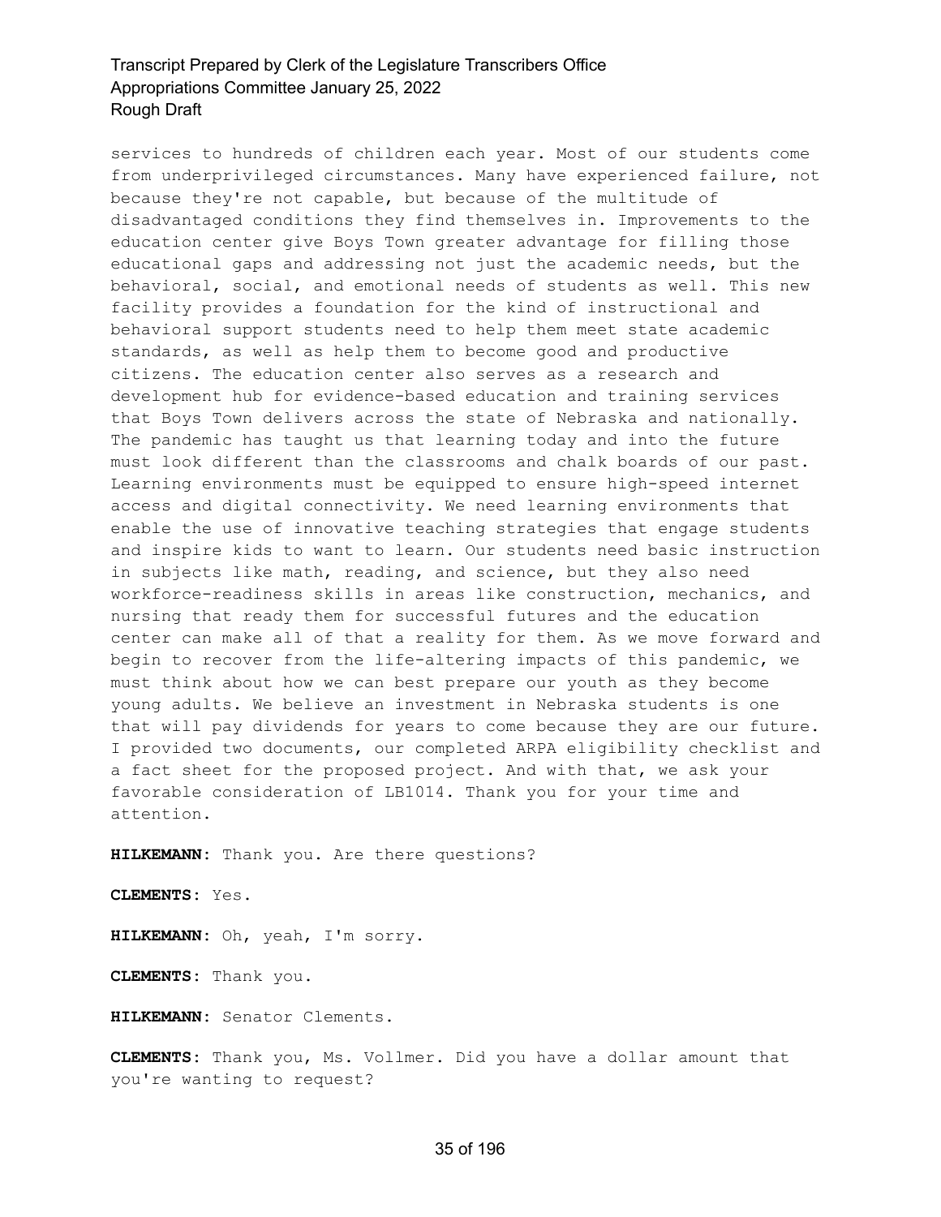services to hundreds of children each year. Most of our students come from underprivileged circumstances. Many have experienced failure, not because they're not capable, but because of the multitude of disadvantaged conditions they find themselves in. Improvements to the education center give Boys Town greater advantage for filling those educational gaps and addressing not just the academic needs, but the behavioral, social, and emotional needs of students as well. This new facility provides a foundation for the kind of instructional and behavioral support students need to help them meet state academic standards, as well as help them to become good and productive citizens. The education center also serves as a research and development hub for evidence-based education and training services that Boys Town delivers across the state of Nebraska and nationally. The pandemic has taught us that learning today and into the future must look different than the classrooms and chalk boards of our past. Learning environments must be equipped to ensure high-speed internet access and digital connectivity. We need learning environments that enable the use of innovative teaching strategies that engage students and inspire kids to want to learn. Our students need basic instruction in subjects like math, reading, and science, but they also need workforce-readiness skills in areas like construction, mechanics, and nursing that ready them for successful futures and the education center can make all of that a reality for them. As we move forward and begin to recover from the life-altering impacts of this pandemic, we must think about how we can best prepare our youth as they become young adults. We believe an investment in Nebraska students is one that will pay dividends for years to come because they are our future. I provided two documents, our completed ARPA eligibility checklist and a fact sheet for the proposed project. And with that, we ask your favorable consideration of LB1014. Thank you for your time and attention.

**HILKEMANN:** Thank you. Are there questions?

**CLEMENTS:** Yes.

**HILKEMANN:** Oh, yeah, I'm sorry.

**CLEMENTS:** Thank you.

**HILKEMANN:** Senator Clements.

**CLEMENTS:** Thank you, Ms. Vollmer. Did you have a dollar amount that you're wanting to request?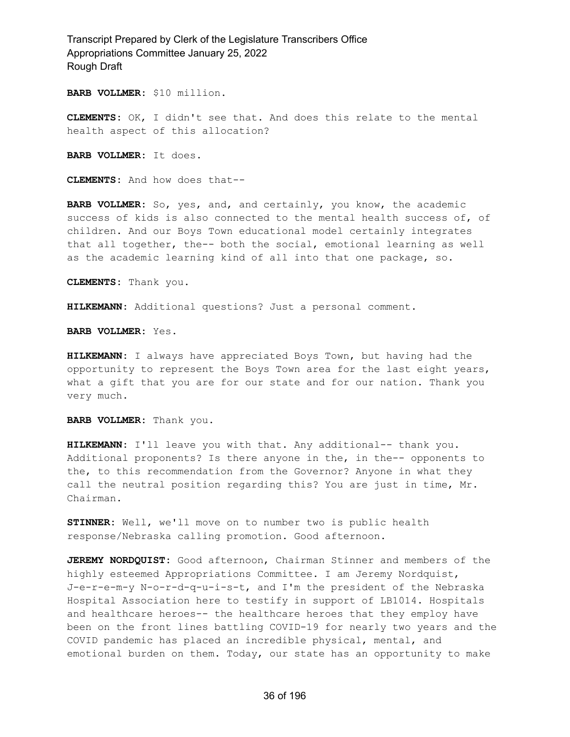**BARB VOLLMER:** $10 million.

**CLEMENTS:** OK, I didn't see that. And does this relate to the mental health aspect of this allocation?

**BARB VOLLMER:** It does.

**CLEMENTS:** And how does that--

**BARB VOLLMER:** So, yes, and, and certainly, you know, the academic success of kids is also connected to the mental health success of, of children. And our Boys Town educational model certainly integrates that all together, the-- both the social, emotional learning as well as the academic learning kind of all into that one package, so.

**CLEMENTS:** Thank you.

**HILKEMANN:** Additional questions? Just a personal comment.

**BARB VOLLMER:** Yes.

**HILKEMANN:** I always have appreciated Boys Town, but having had the opportunity to represent the Boys Town area for the last eight years, what a gift that you are for our state and for our nation. Thank you very much.

**BARB VOLLMER:** Thank you.

**HILKEMANN:** I'll leave you with that. Any additional-- thank you. Additional proponents? Is there anyone in the, in the-- opponents to the, to this recommendation from the Governor? Anyone in what they call the neutral position regarding this? You are just in time, Mr. Chairman.

**STINNER:** Well, we'll move on to number two is public health response/Nebraska calling promotion. Good afternoon.

**JEREMY NORDQUIST:** Good afternoon, Chairman Stinner and members of the highly esteemed Appropriations Committee. I am Jeremy Nordquist, J-e-r-e-m-y N-o-r-d-q-u-i-s-t, and I'm the president of the Nebraska Hospital Association here to testify in support of LB1014. Hospitals and healthcare heroes-- the healthcare heroes that they employ have been on the front lines battling COVID-19 for nearly two years and the COVID pandemic has placed an incredible physical, mental, and emotional burden on them. Today, our state has an opportunity to make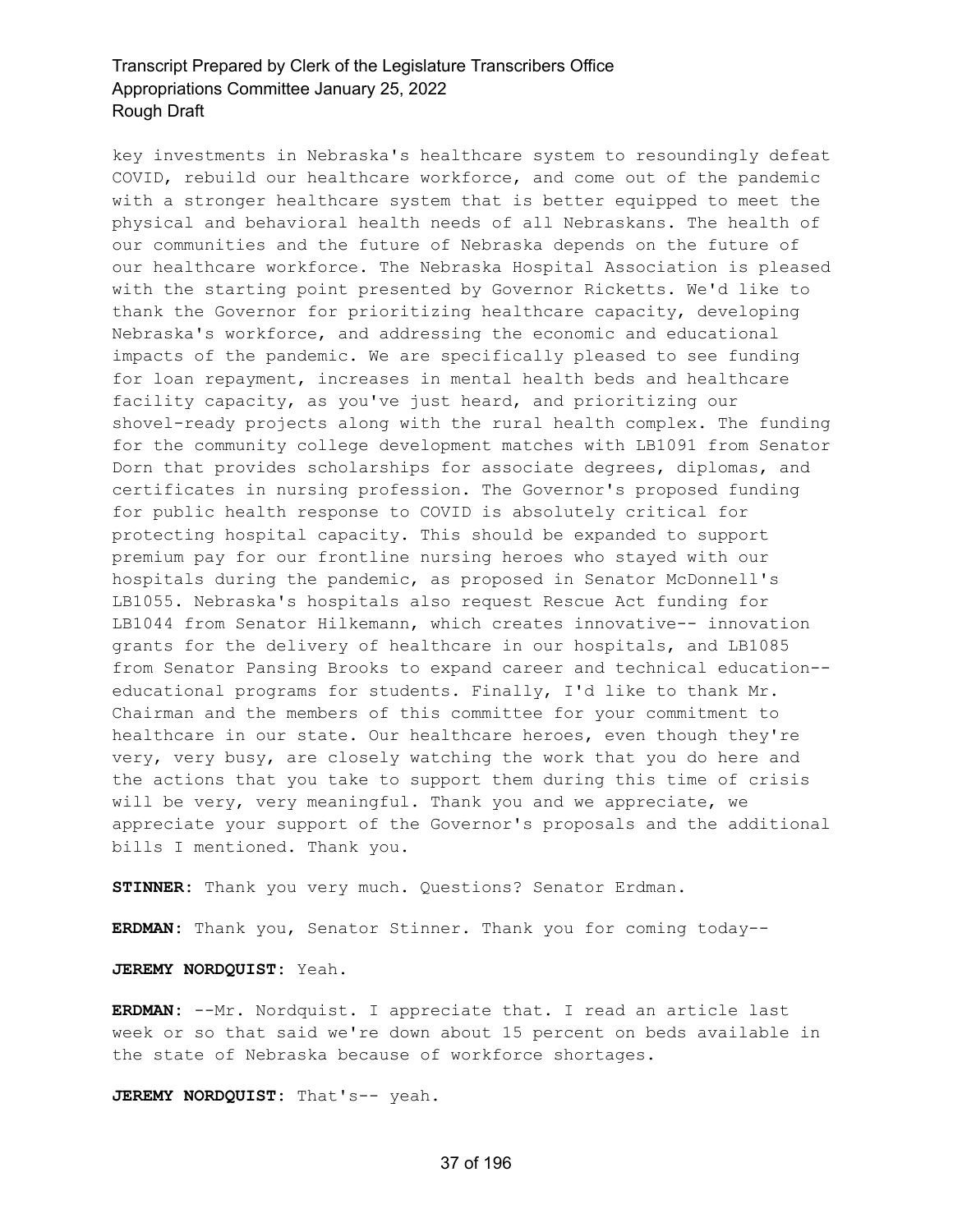key investments in Nebraska's healthcare system to resoundingly defeat COVID, rebuild our healthcare workforce, and come out of the pandemic with a stronger healthcare system that is better equipped to meet the physical and behavioral health needs of all Nebraskans. The health of our communities and the future of Nebraska depends on the future of our healthcare workforce. The Nebraska Hospital Association is pleased with the starting point presented by Governor Ricketts. We'd like to thank the Governor for prioritizing healthcare capacity, developing Nebraska's workforce, and addressing the economic and educational impacts of the pandemic. We are specifically pleased to see funding for loan repayment, increases in mental health beds and healthcare facility capacity, as you've just heard, and prioritizing our shovel-ready projects along with the rural health complex. The funding for the community college development matches with LB1091 from Senator Dorn that provides scholarships for associate degrees, diplomas, and certificates in nursing profession. The Governor's proposed funding for public health response to COVID is absolutely critical for protecting hospital capacity. This should be expanded to support premium pay for our frontline nursing heroes who stayed with our hospitals during the pandemic, as proposed in Senator McDonnell's LB1055. Nebraska's hospitals also request Rescue Act funding for LB1044 from Senator Hilkemann, which creates innovative-- innovation grants for the delivery of healthcare in our hospitals, and LB1085 from Senator Pansing Brooks to expand career and technical education-- educational programs for students. Finally, I'd like to thank Mr. Chairman and the members of this committee for your commitment to healthcare in our state. Our healthcare heroes, even though they're very, very busy, are closely watching the work that you do here and the actions that you take to support them during this time of crisis will be very, very meaningful. Thank you and we appreciate, we appreciate your support of the Governor's proposals and the additional bills I mentioned. Thank you.

**STINNER:** Thank you very much. Questions? Senator Erdman.

**ERDMAN:** Thank you, Senator Stinner. Thank you for coming today--

**JEREMY NORDQUIST:** Yeah.

**ERDMAN:** --Mr. Nordquist. I appreciate that. I read an article last week or so that said we're down about 15 percent on beds available in the state of Nebraska because of workforce shortages.

**JEREMY NORDQUIST:** That's-- yeah.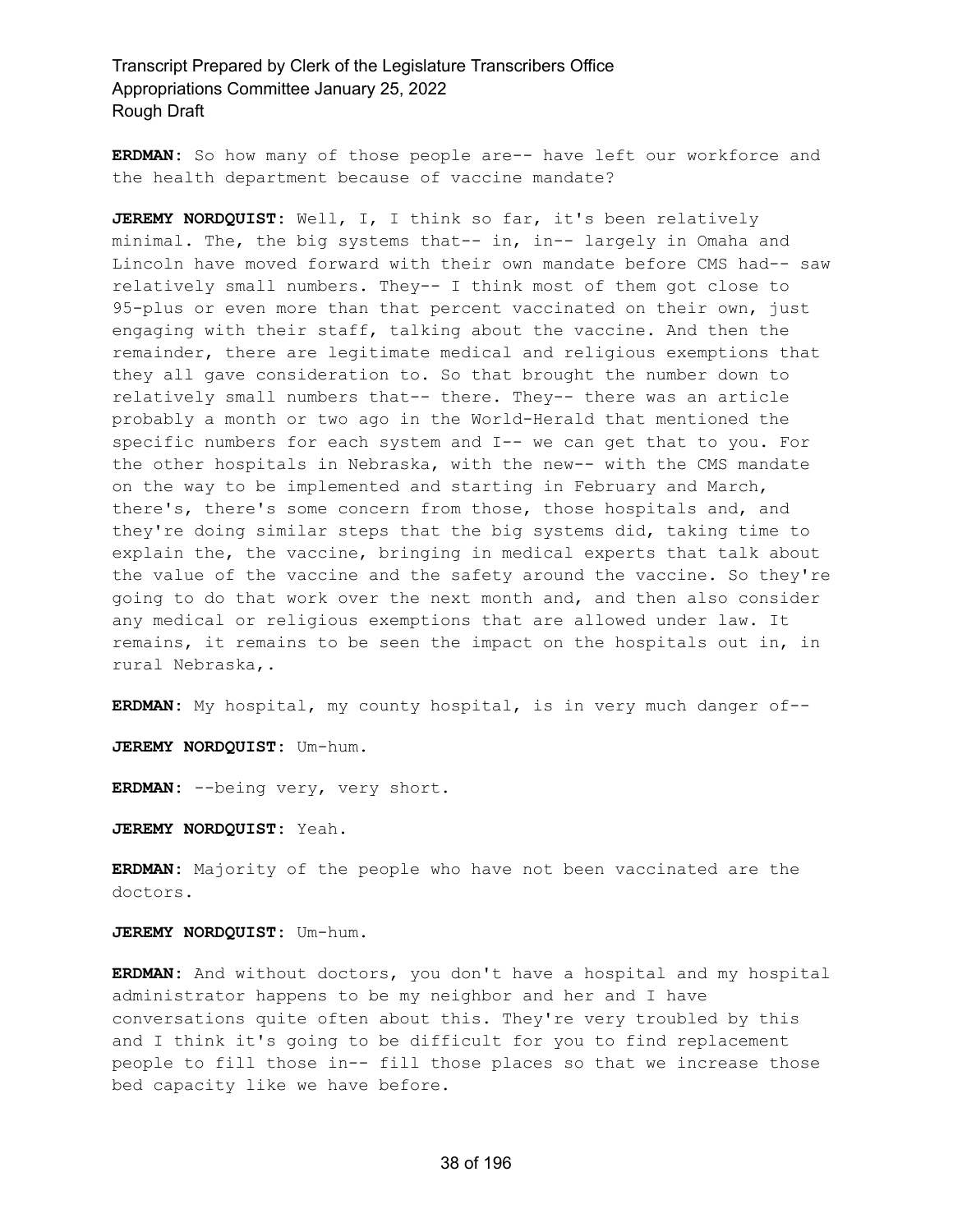**ERDMAN:** So how many of those people are-- have left our workforce and the health department because of vaccine mandate?

**JEREMY NORDQUIST:** Well, I, I think so far, it's been relatively minimal. The, the big systems that-- in, in-- largely in Omaha and Lincoln have moved forward with their own mandate before CMS had-- saw relatively small numbers. They-- I think most of them got close to 95-plus or even more than that percent vaccinated on their own, just engaging with their staff, talking about the vaccine. And then the remainder, there are legitimate medical and religious exemptions that they all gave consideration to. So that brought the number down to relatively small numbers that-- there. They-- there was an article probably a month or two ago in the World-Herald that mentioned the specific numbers for each system and I-- we can get that to you. For the other hospitals in Nebraska, with the new-- with the CMS mandate on the way to be implemented and starting in February and March, there's, there's some concern from those, those hospitals and, and they're doing similar steps that the big systems did, taking time to explain the, the vaccine, bringing in medical experts that talk about the value of the vaccine and the safety around the vaccine. So they're going to do that work over the next month and, and then also consider any medical or religious exemptions that are allowed under law. It remains, it remains to be seen the impact on the hospitals out in, in rural Nebraska,.

**ERDMAN:** My hospital, my county hospital, is in very much danger of--

**JEREMY NORDQUIST:** Um-hum.

**ERDMAN:** --being very, very short.

**JEREMY NORDQUIST:** Yeah.

**ERDMAN:** Majority of the people who have not been vaccinated are the doctors.

**JEREMY NORDQUIST:** Um-hum.

**ERDMAN:** And without doctors, you don't have a hospital and my hospital administrator happens to be my neighbor and her and I have conversations quite often about this. They're very troubled by this and I think it's going to be difficult for you to find replacement people to fill those in-- fill those places so that we increase those bed capacity like we have before.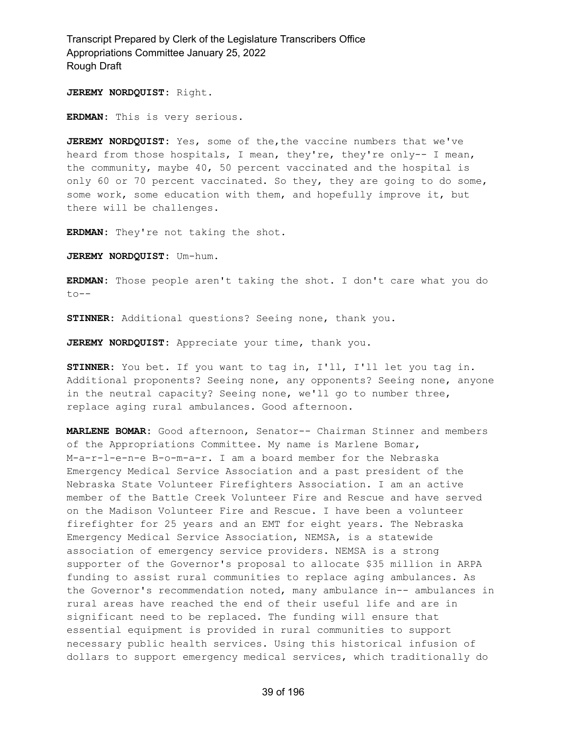**JEREMY NORDQUIST:** Right.

**ERDMAN:** This is very serious.

**JEREMY NORDQUIST:** Yes, some of the,the vaccine numbers that we've heard from those hospitals, I mean, they're, they're only-- I mean, the community, maybe 40, 50 percent vaccinated and the hospital is only 60 or 70 percent vaccinated. So they, they are going to do some, some work, some education with them, and hopefully improve it, but there will be challenges.

**ERDMAN:** They're not taking the shot.

**JEREMY NORDQUIST:** Um-hum.

**ERDMAN:** Those people aren't taking the shot. I don't care what you do to--

**STINNER:** Additional questions? Seeing none, thank you.

**JEREMY NORDQUIST:** Appreciate your time, thank you.

**STINNER:** You bet. If you want to tag in, I'll, I'll let you tag in. Additional proponents? Seeing none, any opponents? Seeing none, anyone in the neutral capacity? Seeing none, we'll go to number three, replace aging rural ambulances. Good afternoon.

**MARLENE BOMAR:** Good afternoon, Senator-- Chairman Stinner and members of the Appropriations Committee. My name is Marlene Bomar, M-a-r-l-e-n-e B-o-m-a-r. I am a board member for the Nebraska Emergency Medical Service Association and a past president of the Nebraska State Volunteer Firefighters Association. I am an active member of the Battle Creek Volunteer Fire and Rescue and have served on the Madison Volunteer Fire and Rescue. I have been a volunteer firefighter for 25 years and an EMT for eight years. The Nebraska Emergency Medical Service Association, NEMSA, is a statewide association of emergency service providers. NEMSA is a strong supporter of the Governor's proposal to allocate $35 million in ARPA funding to assist rural communities to replace aging ambulances. As the Governor's recommendation noted, many ambulance in-- ambulances in rural areas have reached the end of their useful life and are in significant need to be replaced. The funding will ensure that essential equipment is provided in rural communities to support necessary public health services. Using this historical infusion of dollars to support emergency medical services, which traditionally do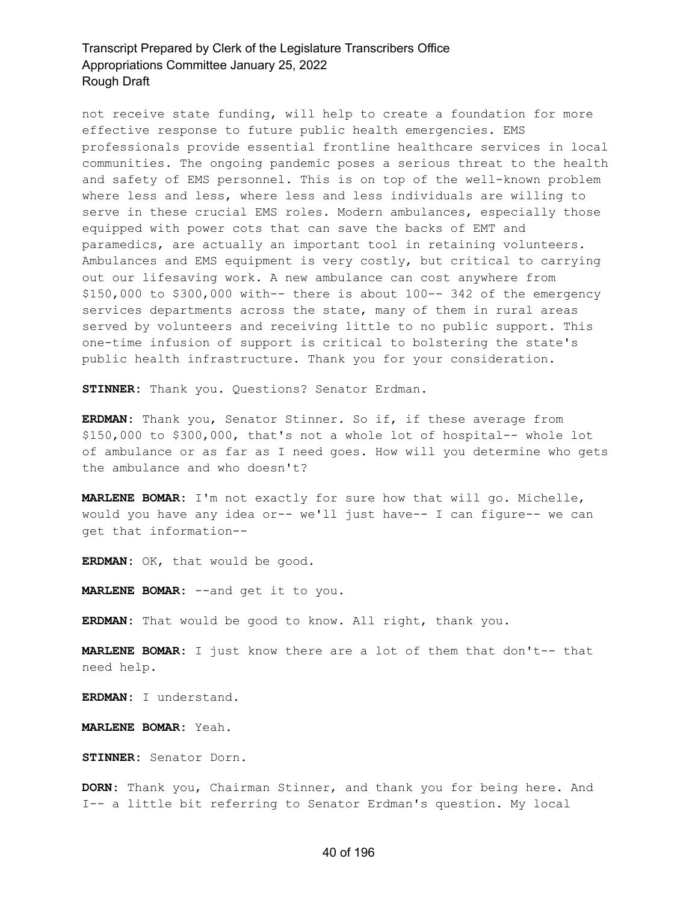not receive state funding, will help to create a foundation for more effective response to future public health emergencies. EMS professionals provide essential frontline healthcare services in local communities. The ongoing pandemic poses a serious threat to the health and safety of EMS personnel. This is on top of the well-known problem where less and less, where less and less individuals are willing to serve in these crucial EMS roles. Modern ambulances, especially those equipped with power cots that can save the backs of EMT and paramedics, are actually an important tool in retaining volunteers. Ambulances and EMS equipment is very costly, but critical to carrying out our lifesaving work. A new ambulance can cost anywhere from $150,000 to $300,000 with-- there is about 100-- 342 of the emergency services departments across the state, many of them in rural areas served by volunteers and receiving little to no public support. This one-time infusion of support is critical to bolstering the state's public health infrastructure. Thank you for your consideration.

**STINNER:** Thank you. Questions? Senator Erdman.

**ERDMAN:** Thank you, Senator Stinner. So if, if these average from $150,000 to $300,000, that's not a whole lot of hospital-- whole lot of ambulance or as far as I need goes. How will you determine who gets the ambulance and who doesn't?

**MARLENE BOMAR:** I'm not exactly for sure how that will go. Michelle, would you have any idea or-- we'll just have-- I can figure-- we can get that information--

**ERDMAN:** OK, that would be good.

**MARLENE BOMAR:** --and get it to you.

**ERDMAN:** That would be good to know. All right, thank you.

**MARLENE BOMAR:** I just know there are a lot of them that don't-- that need help.

**ERDMAN:** I understand.

**MARLENE BOMAR:** Yeah.

**STINNER:** Senator Dorn.

**DORN:** Thank you, Chairman Stinner, and thank you for being here. And I-- a little bit referring to Senator Erdman's question. My local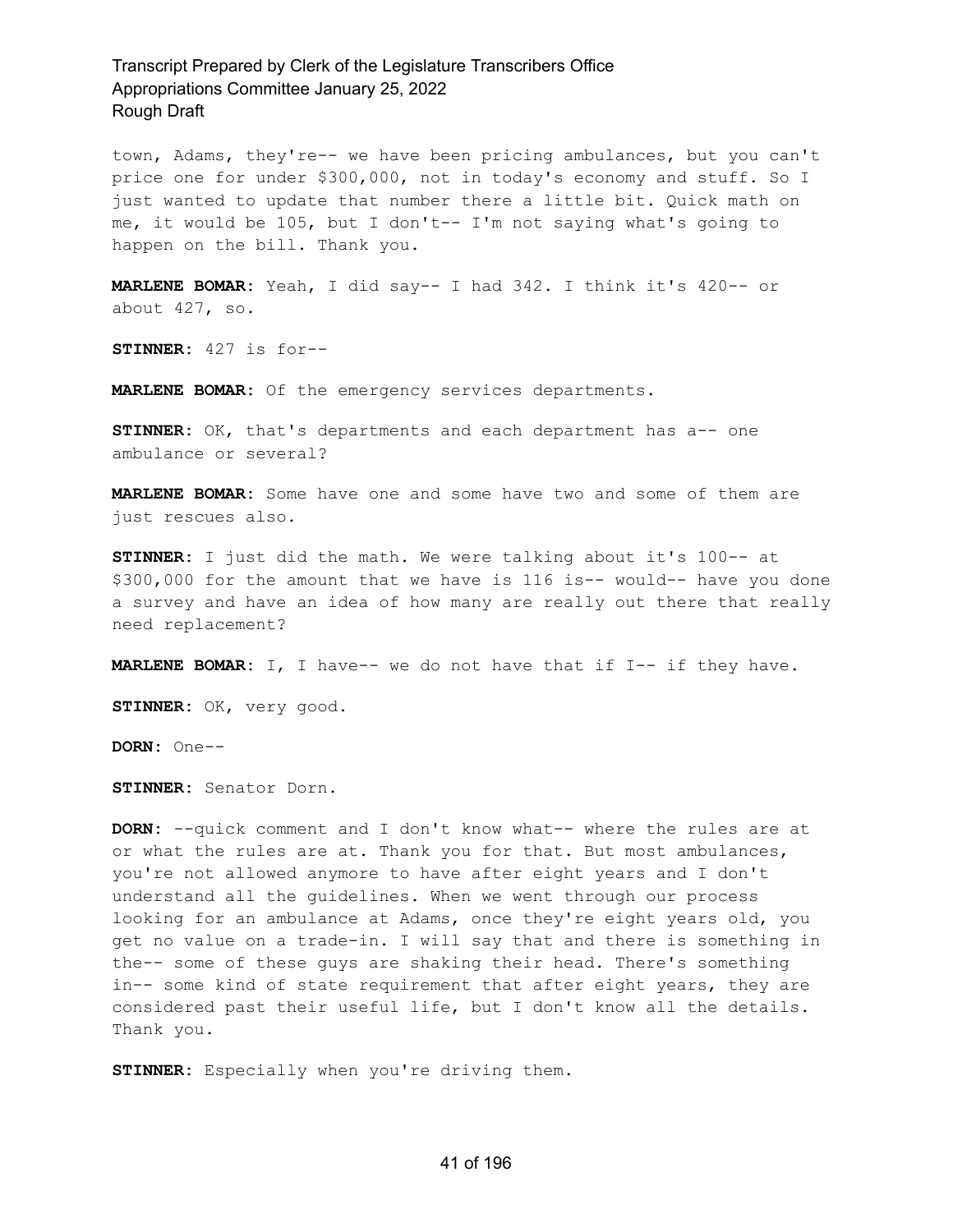town, Adams, they're-- we have been pricing ambulances, but you can't price one for under $300,000, not in today's economy and stuff. So I just wanted to update that number there a little bit. Quick math on me, it would be 105, but I don't-- I'm not saying what's going to happen on the bill. Thank you.

**MARLENE BOMAR:** Yeah, I did say-- I had 342. I think it's 420-- or about 427, so.

**STINNER:** 427 is for--

**MARLENE BOMAR:** Of the emergency services departments.

**STINNER:** OK, that's departments and each department has a-- one ambulance or several?

**MARLENE BOMAR:** Some have one and some have two and some of them are just rescues also.

**STINNER:** I just did the math. We were talking about it's 100-- at $300,000 for the amount that we have is 116 is-- would-- have you done a survey and have an idea of how many are really out there that really need replacement?

**MARLENE BOMAR:** I, I have-- we do not have that if I-- if they have.

**STINNER:** OK, very good.

**DORN:** One--

**STINNER:** Senator Dorn.

**DORN:** --quick comment and I don't know what-- where the rules are at or what the rules are at. Thank you for that. But most ambulances, you're not allowed anymore to have after eight years and I don't understand all the guidelines. When we went through our process looking for an ambulance at Adams, once they're eight years old, you get no value on a trade-in. I will say that and there is something in the-- some of these guys are shaking their head. There's something in-- some kind of state requirement that after eight years, they are considered past their useful life, but I don't know all the details. Thank you.

**STINNER:** Especially when you're driving them.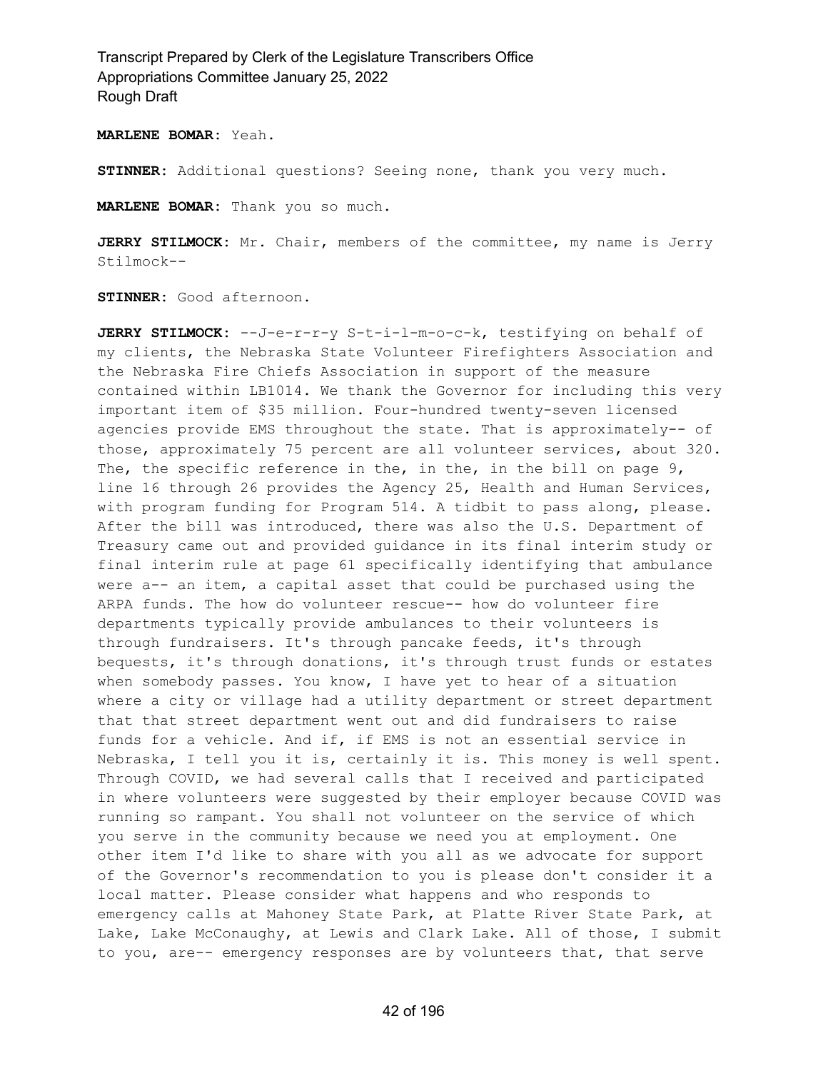**MARLENE BOMAR:** Yeah.

**STINNER:** Additional questions? Seeing none, thank you very much.

**MARLENE BOMAR:** Thank you so much.

**JERRY STILMOCK:** Mr. Chair, members of the committee, my name is Jerry Stilmock--

**STINNER:** Good afternoon.

**JERRY STILMOCK:** --J-e-r-r-y S-t-i-l-m-o-c-k, testifying on behalf of my clients, the Nebraska State Volunteer Firefighters Association and the Nebraska Fire Chiefs Association in support of the measure contained within LB1014. We thank the Governor for including this very important item of $35 million. Four-hundred twenty-seven licensed agencies provide EMS throughout the state. That is approximately-- of those, approximately 75 percent are all volunteer services, about 320. The, the specific reference in the, in the, in the bill on page 9, line 16 through 26 provides the Agency 25, Health and Human Services, with program funding for Program 514. A tidbit to pass along, please. After the bill was introduced, there was also the U.S. Department of Treasury came out and provided guidance in its final interim study or final interim rule at page 61 specifically identifying that ambulance were a-- an item, a capital asset that could be purchased using the ARPA funds. The how do volunteer rescue-- how do volunteer fire departments typically provide ambulances to their volunteers is through fundraisers. It's through pancake feeds, it's through bequests, it's through donations, it's through trust funds or estates when somebody passes. You know, I have yet to hear of a situation where a city or village had a utility department or street department that that street department went out and did fundraisers to raise funds for a vehicle. And if, if EMS is not an essential service in Nebraska, I tell you it is, certainly it is. This money is well spent. Through COVID, we had several calls that I received and participated in where volunteers were suggested by their employer because COVID was running so rampant. You shall not volunteer on the service of which you serve in the community because we need you at employment. One other item I'd like to share with you all as we advocate for support of the Governor's recommendation to you is please don't consider it a local matter. Please consider what happens and who responds to emergency calls at Mahoney State Park, at Platte River State Park, at Lake, Lake McConaughy, at Lewis and Clark Lake. All of those, I submit to you, are-- emergency responses are by volunteers that, that serve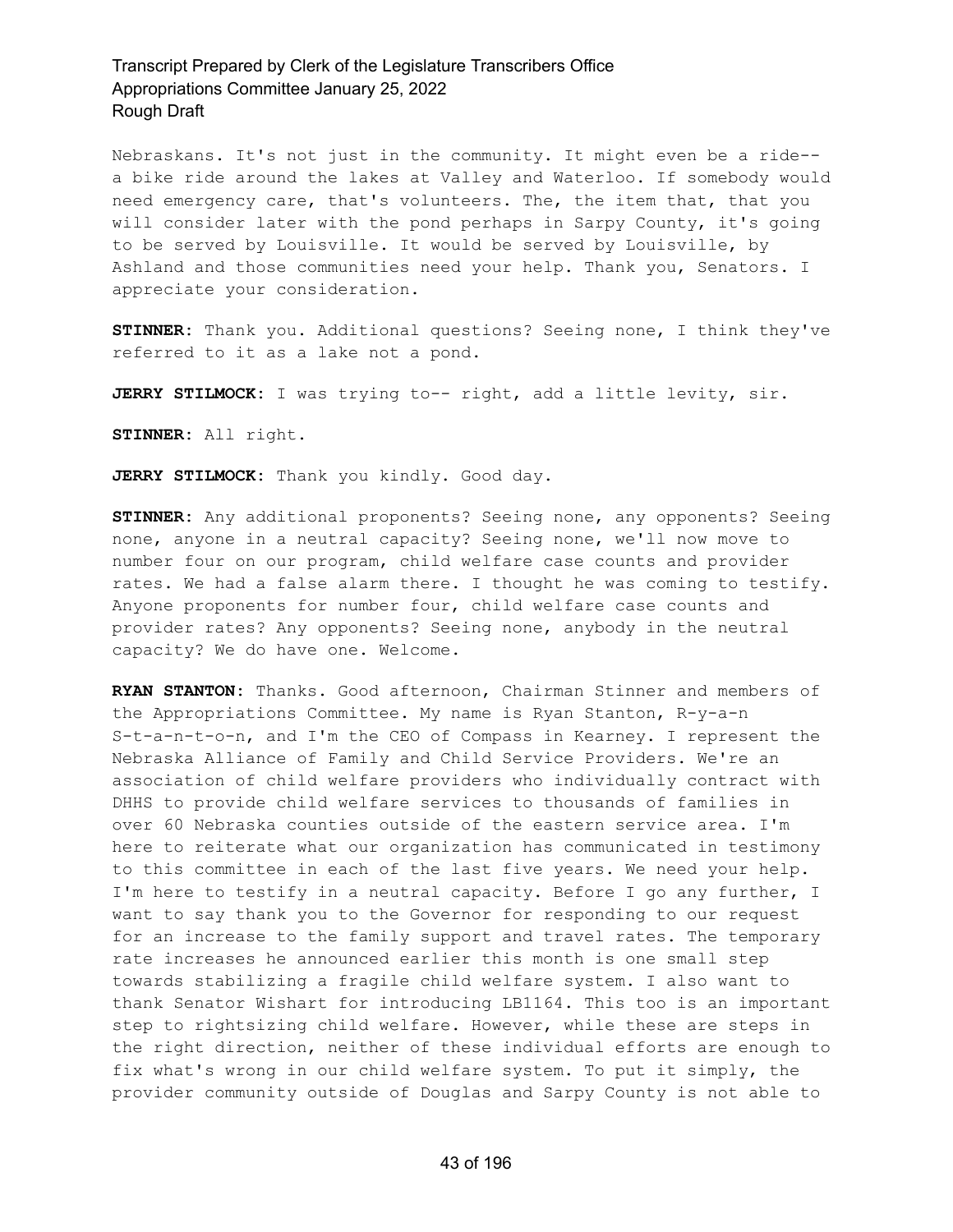Nebraskans. It's not just in the community. It might even be a ride-- a bike ride around the lakes at Valley and Waterloo. If somebody would need emergency care, that's volunteers. The, the item that, that you will consider later with the pond perhaps in Sarpy County, it's going to be served by Louisville. It would be served by Louisville, by Ashland and those communities need your help. Thank you, Senators. I appreciate your consideration.

**STINNER:** Thank you. Additional questions? Seeing none, I think they've referred to it as a lake not a pond.

**JERRY STILMOCK:** I was trying to-- right, add a little levity, sir.

**STINNER:** All right.

**JERRY STILMOCK:** Thank you kindly. Good day.

**STINNER:** Any additional proponents? Seeing none, any opponents? Seeing none, anyone in a neutral capacity? Seeing none, we'll now move to number four on our program, child welfare case counts and provider rates. We had a false alarm there. I thought he was coming to testify. Anyone proponents for number four, child welfare case counts and provider rates? Any opponents? Seeing none, anybody in the neutral capacity? We do have one. Welcome.

**RYAN STANTON:** Thanks. Good afternoon, Chairman Stinner and members of the Appropriations Committee. My name is Ryan Stanton, R-y-a-n S-t-a-n-t-o-n, and I'm the CEO of Compass in Kearney. I represent the Nebraska Alliance of Family and Child Service Providers. We're an association of child welfare providers who individually contract with DHHS to provide child welfare services to thousands of families in over 60 Nebraska counties outside of the eastern service area. I'm here to reiterate what our organization has communicated in testimony to this committee in each of the last five years. We need your help. I'm here to testify in a neutral capacity. Before I go any further, I want to say thank you to the Governor for responding to our request for an increase to the family support and travel rates. The temporary rate increases he announced earlier this month is one small step towards stabilizing a fragile child welfare system. I also want to thank Senator Wishart for introducing LB1164. This too is an important step to rightsizing child welfare. However, while these are steps in the right direction, neither of these individual efforts are enough to fix what's wrong in our child welfare system. To put it simply, the provider community outside of Douglas and Sarpy County is not able to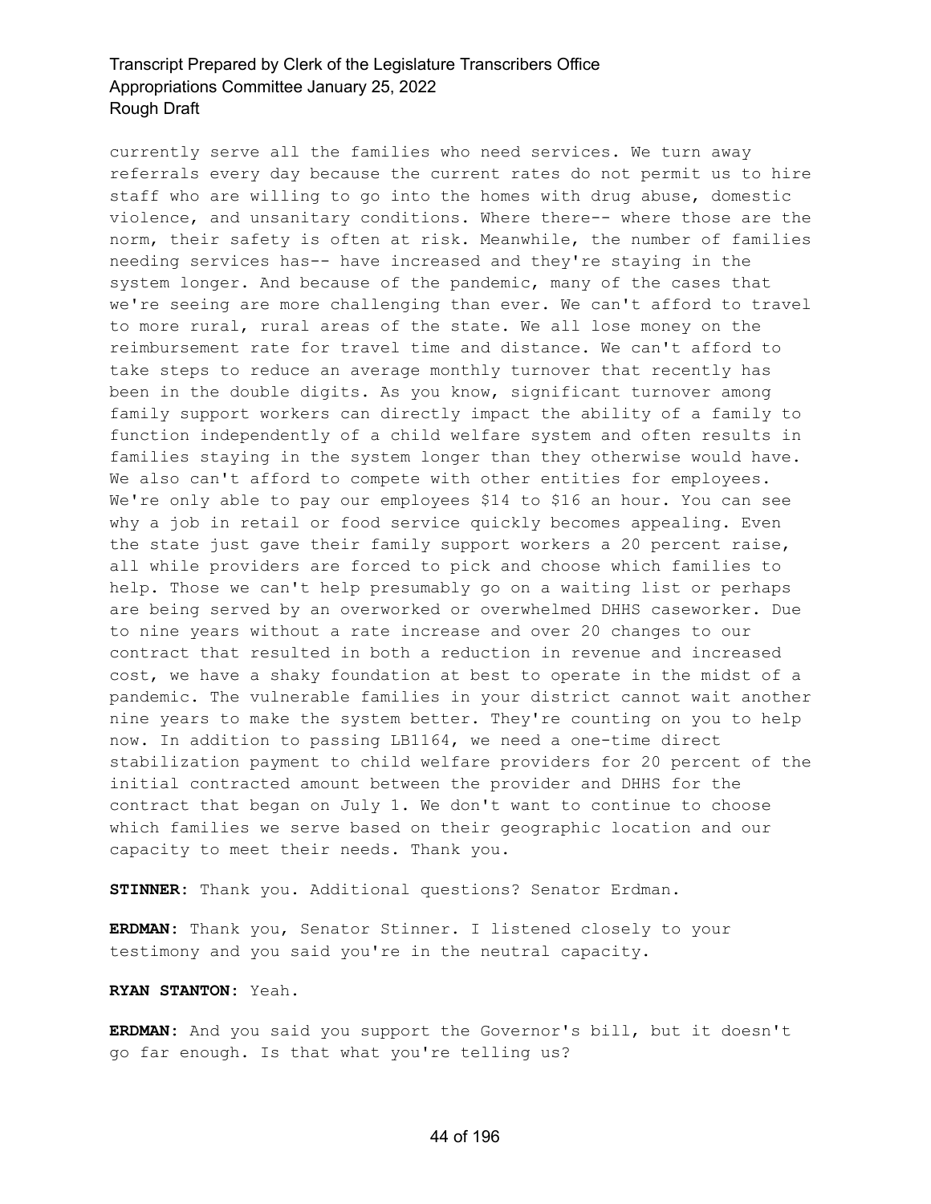currently serve all the families who need services. We turn away referrals every day because the current rates do not permit us to hire staff who are willing to go into the homes with drug abuse, domestic violence, and unsanitary conditions. Where there-- where those are the norm, their safety is often at risk. Meanwhile, the number of families needing services has-- have increased and they're staying in the system longer. And because of the pandemic, many of the cases that we're seeing are more challenging than ever. We can't afford to travel to more rural, rural areas of the state. We all lose money on the reimbursement rate for travel time and distance. We can't afford to take steps to reduce an average monthly turnover that recently has been in the double digits. As you know, significant turnover among family support workers can directly impact the ability of a family to function independently of a child welfare system and often results in families staying in the system longer than they otherwise would have. We also can't afford to compete with other entities for employees. We're only able to pay our employees $14 to $16 an hour. You can see why a job in retail or food service quickly becomes appealing. Even the state just gave their family support workers a 20 percent raise, all while providers are forced to pick and choose which families to help. Those we can't help presumably go on a waiting list or perhaps are being served by an overworked or overwhelmed DHHS caseworker. Due to nine years without a rate increase and over 20 changes to our contract that resulted in both a reduction in revenue and increased cost, we have a shaky foundation at best to operate in the midst of a pandemic. The vulnerable families in your district cannot wait another nine years to make the system better. They're counting on you to help now. In addition to passing LB1164, we need a one-time direct stabilization payment to child welfare providers for 20 percent of the initial contracted amount between the provider and DHHS for the contract that began on July 1. We don't want to continue to choose which families we serve based on their geographic location and our capacity to meet their needs. Thank you.

**STINNER:** Thank you. Additional questions? Senator Erdman.

**ERDMAN:** Thank you, Senator Stinner. I listened closely to your testimony and you said you're in the neutral capacity.

**RYAN STANTON:** Yeah.

**ERDMAN:** And you said you support the Governor's bill, but it doesn't go far enough. Is that what you're telling us?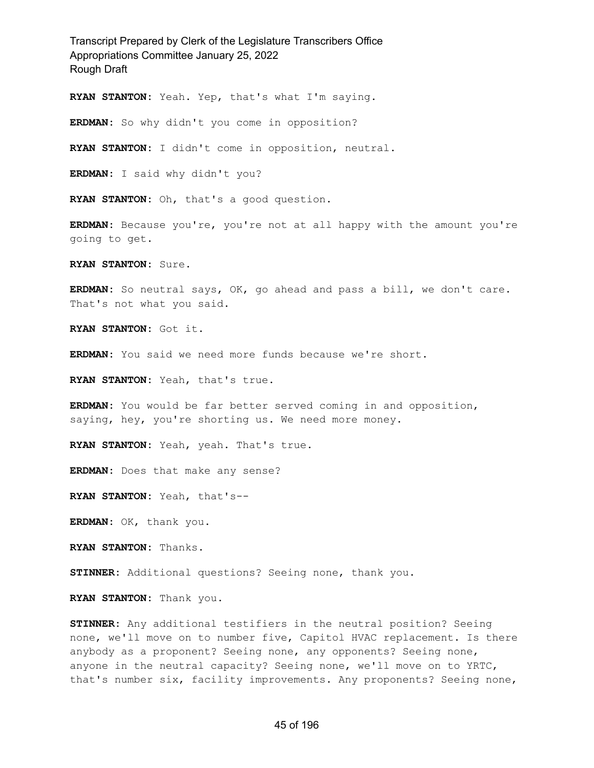**RYAN STANTON:** Yeah. Yep, that's what I'm saying.

**ERDMAN:** So why didn't you come in opposition?

**RYAN STANTON:** I didn't come in opposition, neutral.

**ERDMAN:** I said why didn't you?

**RYAN STANTON:** Oh, that's a good question.

**ERDMAN:** Because you're, you're not at all happy with the amount you're going to get.

**RYAN STANTON:** Sure.

**ERDMAN:** So neutral says, OK, go ahead and pass a bill, we don't care. That's not what you said.

**RYAN STANTON:** Got it.

**ERDMAN:** You said we need more funds because we're short.

**RYAN STANTON:** Yeah, that's true.

**ERDMAN:** You would be far better served coming in and opposition, saying, hey, you're shorting us. We need more money.

**RYAN STANTON:** Yeah, yeah. That's true.

**ERDMAN:** Does that make any sense?

**RYAN STANTON:** Yeah, that's--

**ERDMAN:** OK, thank you.

**RYAN STANTON:** Thanks.

**STINNER:** Additional questions? Seeing none, thank you.

**RYAN STANTON:** Thank you.

**STINNER:** Any additional testifiers in the neutral position? Seeing none, we'll move on to number five, Capitol HVAC replacement. Is there anybody as a proponent? Seeing none, any opponents? Seeing none, anyone in the neutral capacity? Seeing none, we'll move on to YRTC, that's number six, facility improvements. Any proponents? Seeing none,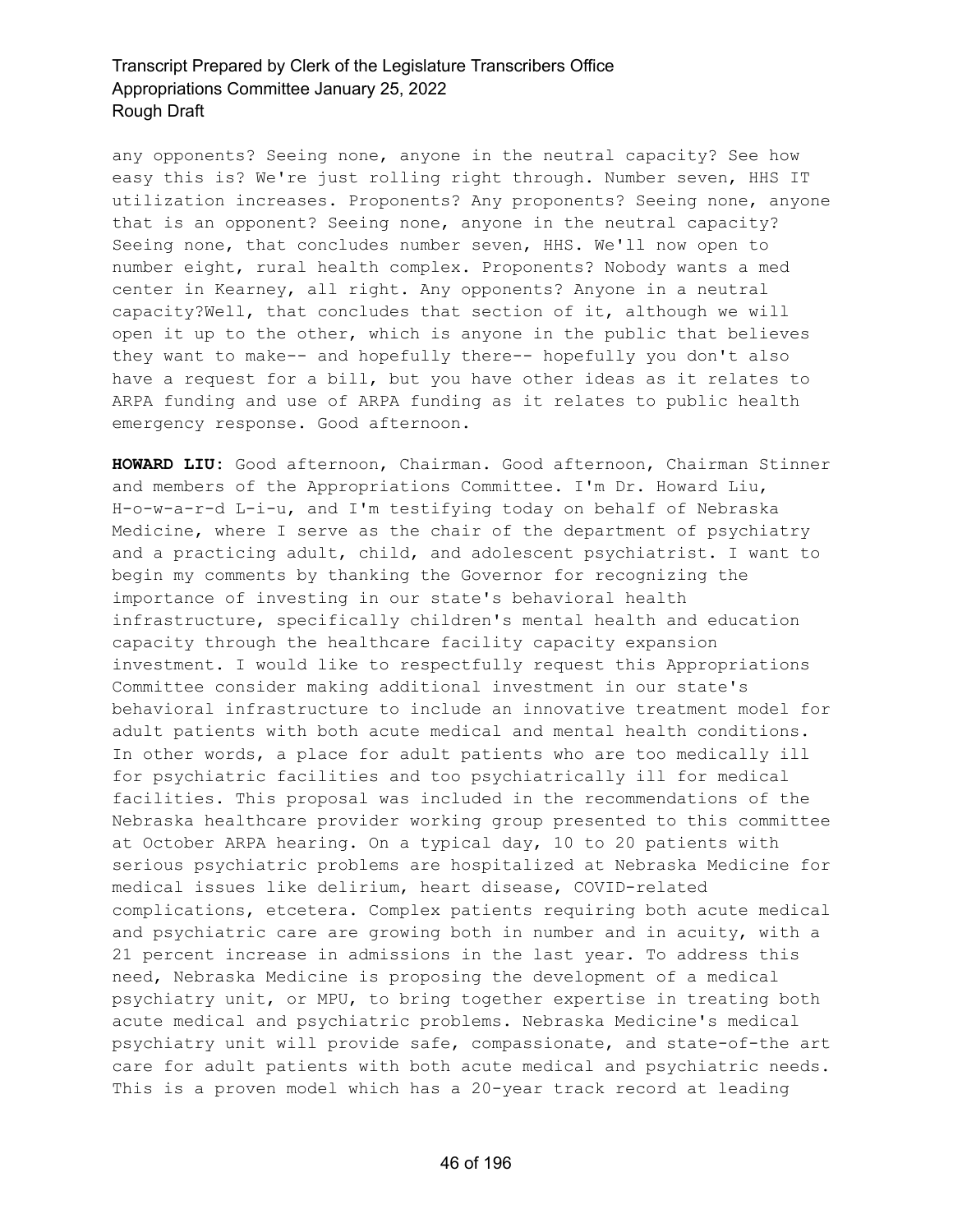any opponents? Seeing none, anyone in the neutral capacity? See how easy this is? We're just rolling right through. Number seven, HHS IT utilization increases. Proponents? Any proponents? Seeing none, anyone that is an opponent? Seeing none, anyone in the neutral capacity? Seeing none, that concludes number seven, HHS. We'll now open to number eight, rural health complex. Proponents? Nobody wants a med center in Kearney, all right. Any opponents? Anyone in a neutral capacity?Well, that concludes that section of it, although we will open it up to the other, which is anyone in the public that believes they want to make-- and hopefully there-- hopefully you don't also have a request for a bill, but you have other ideas as it relates to ARPA funding and use of ARPA funding as it relates to public health emergency response. Good afternoon.

**HOWARD LIU:** Good afternoon, Chairman. Good afternoon, Chairman Stinner and members of the Appropriations Committee. I'm Dr. Howard Liu, H-o-w-a-r-d L-i-u, and I'm testifying today on behalf of Nebraska Medicine, where I serve as the chair of the department of psychiatry and a practicing adult, child, and adolescent psychiatrist. I want to begin my comments by thanking the Governor for recognizing the importance of investing in our state's behavioral health infrastructure, specifically children's mental health and education capacity through the healthcare facility capacity expansion investment. I would like to respectfully request this Appropriations Committee consider making additional investment in our state's behavioral infrastructure to include an innovative treatment model for adult patients with both acute medical and mental health conditions. In other words, a place for adult patients who are too medically ill for psychiatric facilities and too psychiatrically ill for medical facilities. This proposal was included in the recommendations of the Nebraska healthcare provider working group presented to this committee at October ARPA hearing. On a typical day, 10 to 20 patients with serious psychiatric problems are hospitalized at Nebraska Medicine for medical issues like delirium, heart disease, COVID-related complications, etcetera. Complex patients requiring both acute medical and psychiatric care are growing both in number and in acuity, with a 21 percent increase in admissions in the last year. To address this need, Nebraska Medicine is proposing the development of a medical psychiatry unit, or MPU, to bring together expertise in treating both acute medical and psychiatric problems. Nebraska Medicine's medical psychiatry unit will provide safe, compassionate, and state-of-the art care for adult patients with both acute medical and psychiatric needs. This is a proven model which has a 20-year track record at leading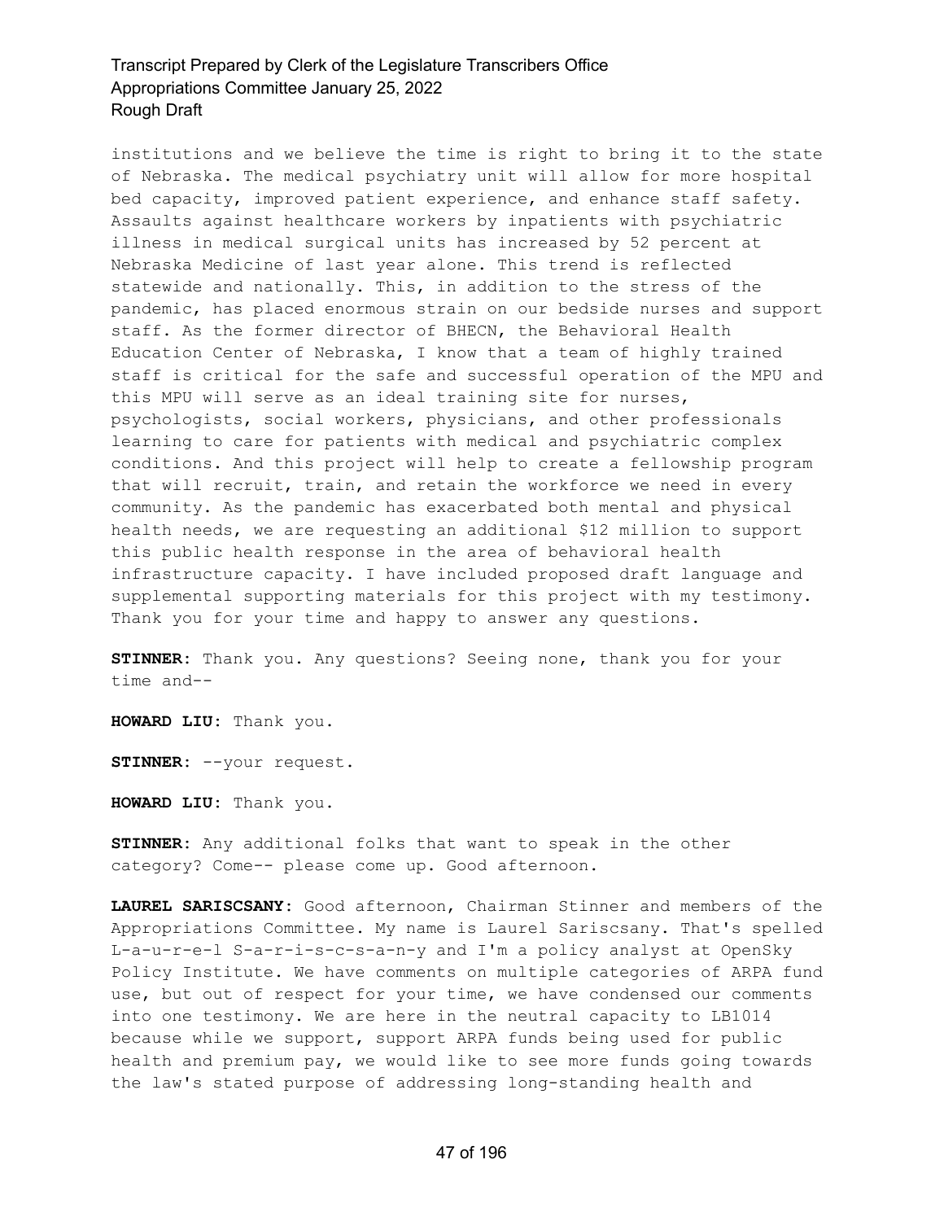institutions and we believe the time is right to bring it to the state of Nebraska. The medical psychiatry unit will allow for more hospital bed capacity, improved patient experience, and enhance staff safety. Assaults against healthcare workers by inpatients with psychiatric illness in medical surgical units has increased by 52 percent at Nebraska Medicine of last year alone. This trend is reflected statewide and nationally. This, in addition to the stress of the pandemic, has placed enormous strain on our bedside nurses and support staff. As the former director of BHECN, the Behavioral Health Education Center of Nebraska, I know that a team of highly trained staff is critical for the safe and successful operation of the MPU and this MPU will serve as an ideal training site for nurses, psychologists, social workers, physicians, and other professionals learning to care for patients with medical and psychiatric complex conditions. And this project will help to create a fellowship program that will recruit, train, and retain the workforce we need in every community. As the pandemic has exacerbated both mental and physical health needs, we are requesting an additional $12 million to support this public health response in the area of behavioral health infrastructure capacity. I have included proposed draft language and supplemental supporting materials for this project with my testimony. Thank you for your time and happy to answer any questions.

**STINNER:** Thank you. Any questions? Seeing none, thank you for your time and--

**HOWARD LIU:** Thank you.

**STINNER:** --your request.

**HOWARD LIU:** Thank you.

**STINNER:** Any additional folks that want to speak in the other category? Come-- please come up. Good afternoon.

**LAUREL SARISCSANY:** Good afternoon, Chairman Stinner and members of the Appropriations Committee. My name is Laurel Sariscsany. That's spelled L-a-u-r-e-l S-a-r-i-s-c-s-a-n-y and I'm a policy analyst at OpenSky Policy Institute. We have comments on multiple categories of ARPA fund use, but out of respect for your time, we have condensed our comments into one testimony. We are here in the neutral capacity to LB1014 because while we support, support ARPA funds being used for public health and premium pay, we would like to see more funds going towards the law's stated purpose of addressing long-standing health and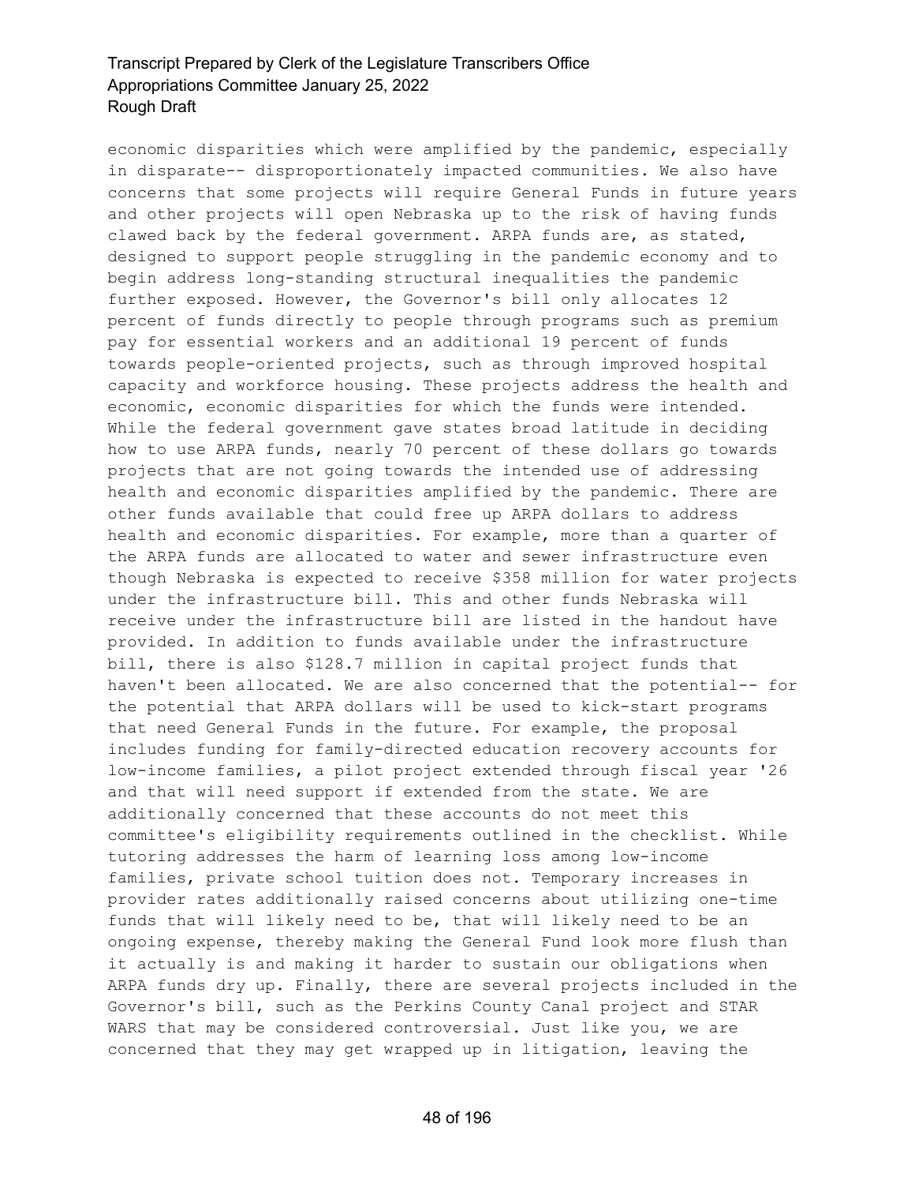economic disparities which were amplified by the pandemic, especially in disparate-- disproportionately impacted communities. We also have concerns that some projects will require General Funds in future years and other projects will open Nebraska up to the risk of having funds clawed back by the federal government. ARPA funds are, as stated, designed to support people struggling in the pandemic economy and to begin address long-standing structural inequalities the pandemic further exposed. However, the Governor's bill only allocates 12 percent of funds directly to people through programs such as premium pay for essential workers and an additional 19 percent of funds towards people-oriented projects, such as through improved hospital capacity and workforce housing. These projects address the health and economic, economic disparities for which the funds were intended. While the federal government gave states broad latitude in deciding how to use ARPA funds, nearly 70 percent of these dollars go towards projects that are not going towards the intended use of addressing health and economic disparities amplified by the pandemic. There are other funds available that could free up ARPA dollars to address health and economic disparities. For example, more than a quarter of the ARPA funds are allocated to water and sewer infrastructure even though Nebraska is expected to receive $358 million for water projects under the infrastructure bill. This and other funds Nebraska will receive under the infrastructure bill are listed in the handout have provided. In addition to funds available under the infrastructure bill, there is also $128.7 million in capital project funds that haven't been allocated. We are also concerned that the potential-- for the potential that ARPA dollars will be used to kick-start programs that need General Funds in the future. For example, the proposal includes funding for family-directed education recovery accounts for low-income families, a pilot project extended through fiscal year '26 and that will need support if extended from the state. We are additionally concerned that these accounts do not meet this committee's eligibility requirements outlined in the checklist. While tutoring addresses the harm of learning loss among low-income families, private school tuition does not. Temporary increases in provider rates additionally raised concerns about utilizing one-time funds that will likely need to be, that will likely need to be an ongoing expense, thereby making the General Fund look more flush than it actually is and making it harder to sustain our obligations when ARPA funds dry up. Finally, there are several projects included in the Governor's bill, such as the Perkins County Canal project and STAR WARS that may be considered controversial. Just like you, we are concerned that they may get wrapped up in litigation, leaving the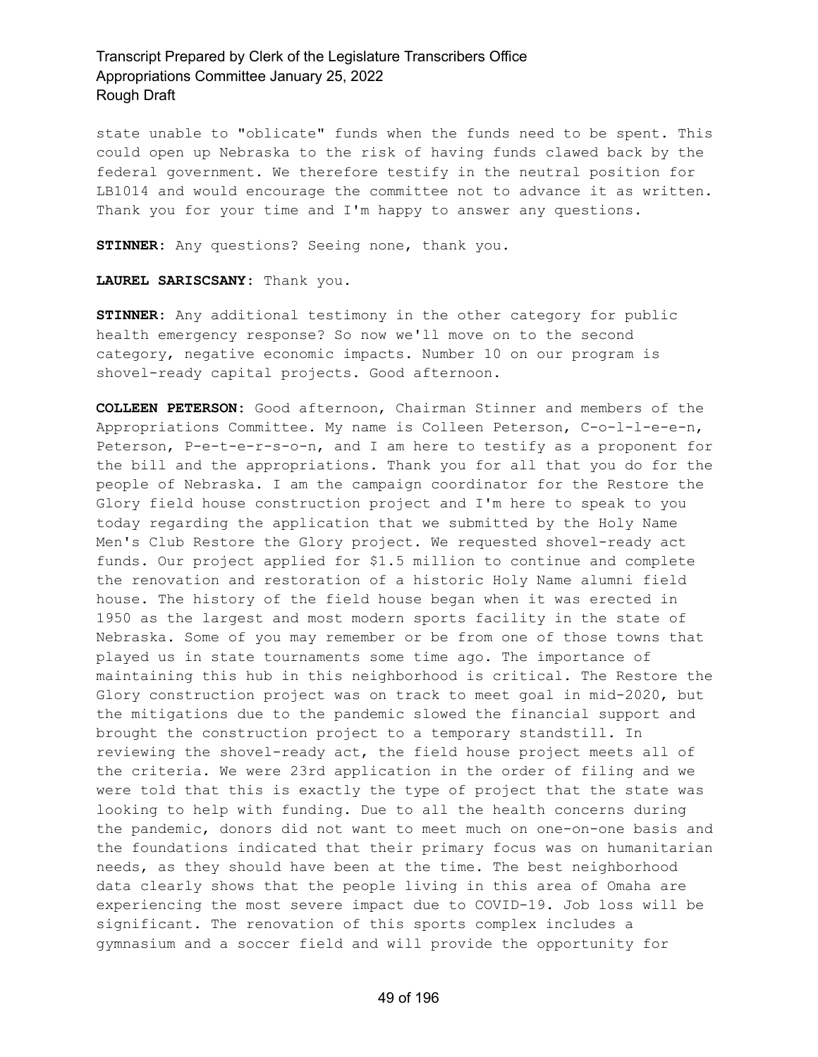state unable to "oblicate" funds when the funds need to be spent. This could open up Nebraska to the risk of having funds clawed back by the federal government. We therefore testify in the neutral position for LB1014 and would encourage the committee not to advance it as written. Thank you for your time and I'm happy to answer any questions.

**STINNER:** Any questions? Seeing none, thank you.

**LAUREL SARISCSANY:** Thank you.

**STINNER:** Any additional testimony in the other category for public health emergency response? So now we'll move on to the second category, negative economic impacts. Number 10 on our program is shovel-ready capital projects. Good afternoon.

**COLLEEN PETERSON:** Good afternoon, Chairman Stinner and members of the Appropriations Committee. My name is Colleen Peterson, C-o-l-l-e-e-n, Peterson, P-e-t-e-r-s-o-n, and I am here to testify as a proponent for the bill and the appropriations. Thank you for all that you do for the people of Nebraska. I am the campaign coordinator for the Restore the Glory field house construction project and I'm here to speak to you today regarding the application that we submitted by the Holy Name Men's Club Restore the Glory project. We requested shovel-ready act funds. Our project applied for $1.5 million to continue and complete the renovation and restoration of a historic Holy Name alumni field house. The history of the field house began when it was erected in 1950 as the largest and most modern sports facility in the state of Nebraska. Some of you may remember or be from one of those towns that played us in state tournaments some time ago. The importance of maintaining this hub in this neighborhood is critical. The Restore the Glory construction project was on track to meet goal in mid-2020, but the mitigations due to the pandemic slowed the financial support and brought the construction project to a temporary standstill. In reviewing the shovel-ready act, the field house project meets all of the criteria. We were 23rd application in the order of filing and we were told that this is exactly the type of project that the state was looking to help with funding. Due to all the health concerns during the pandemic, donors did not want to meet much on one-on-one basis and the foundations indicated that their primary focus was on humanitarian needs, as they should have been at the time. The best neighborhood data clearly shows that the people living in this area of Omaha are experiencing the most severe impact due to COVID-19. Job loss will be significant. The renovation of this sports complex includes a gymnasium and a soccer field and will provide the opportunity for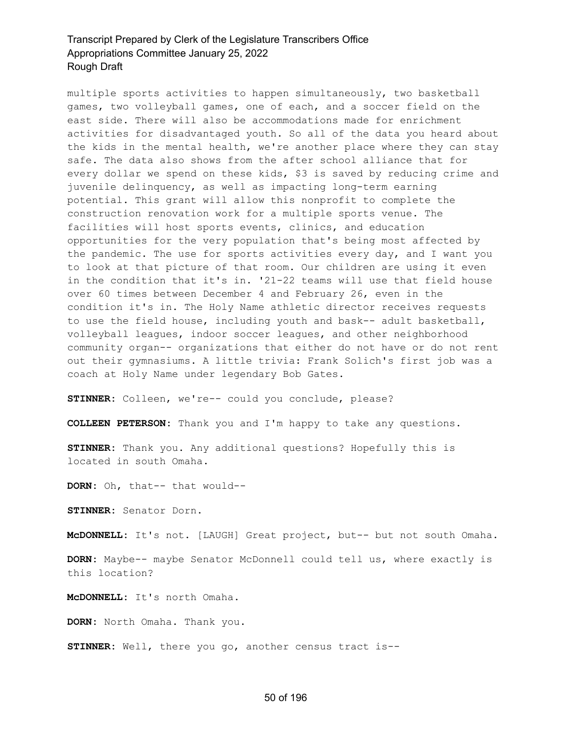multiple sports activities to happen simultaneously, two basketball games, two volleyball games, one of each, and a soccer field on the east side. There will also be accommodations made for enrichment activities for disadvantaged youth. So all of the data you heard about the kids in the mental health, we're another place where they can stay safe. The data also shows from the after school alliance that for every dollar we spend on these kids, $3 is saved by reducing crime and juvenile delinquency, as well as impacting long-term earning potential. This grant will allow this nonprofit to complete the construction renovation work for a multiple sports venue. The facilities will host sports events, clinics, and education opportunities for the very population that's being most affected by the pandemic. The use for sports activities every day, and I want you to look at that picture of that room. Our children are using it even in the condition that it's in. '21-22 teams will use that field house over 60 times between December 4 and February 26, even in the condition it's in. The Holy Name athletic director receives requests to use the field house, including youth and bask-- adult basketball, volleyball leagues, indoor soccer leagues, and other neighborhood community organ-- organizations that either do not have or do not rent out their gymnasiums. A little trivia: Frank Solich's first job was a coach at Holy Name under legendary Bob Gates.

**STINNER:** Colleen, we're-- could you conclude, please?

**COLLEEN PETERSON:** Thank you and I'm happy to take any questions.

**STINNER:** Thank you. Any additional questions? Hopefully this is located in south Omaha.

**DORN:** Oh, that-- that would--

**STINNER:** Senator Dorn.

**McDONNELL:** It's not. [LAUGH] Great project, but-- but not south Omaha.

**DORN:** Maybe-- maybe Senator McDonnell could tell us, where exactly is this location?

**McDONNELL:** It's north Omaha.

**DORN:** North Omaha. Thank you.

**STINNER:** Well, there you go, another census tract is--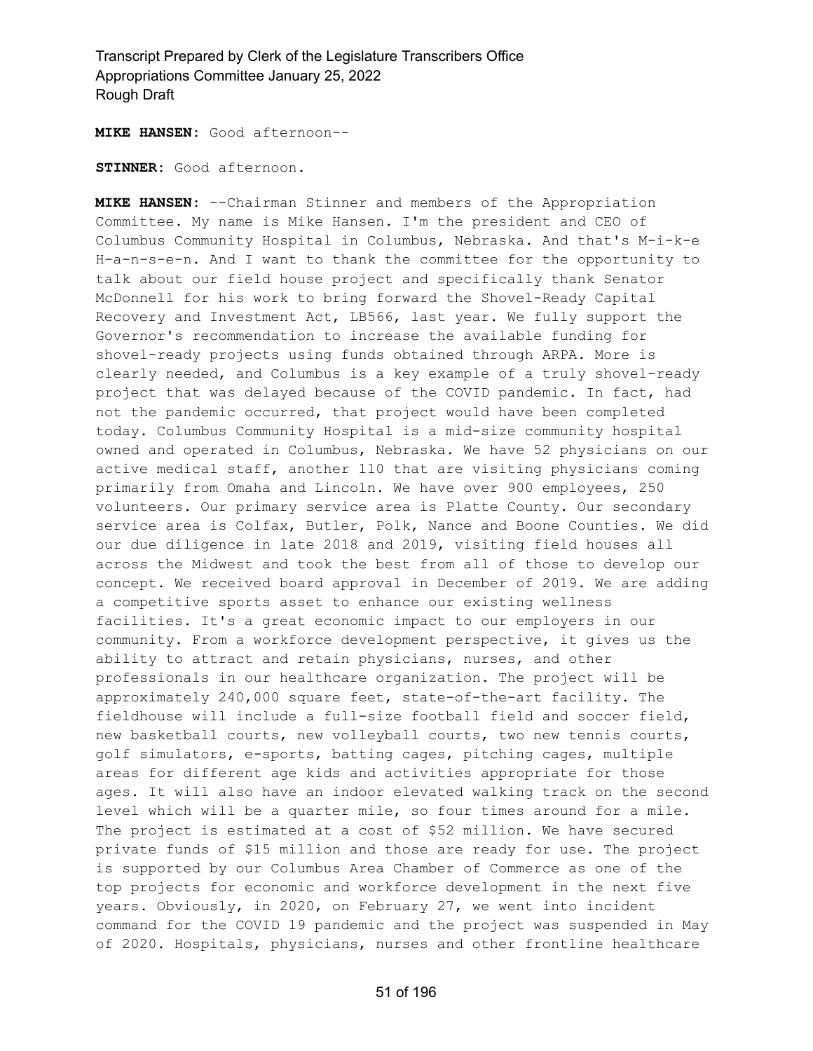**MIKE HANSEN:** Good afternoon--

**STINNER:** Good afternoon.

**MIKE HANSEN:** --Chairman Stinner and members of the Appropriation Committee. My name is Mike Hansen. I'm the president and CEO of Columbus Community Hospital in Columbus, Nebraska. And that's M-i-k-e H-a-n-s-e-n. And I want to thank the committee for the opportunity to talk about our field house project and specifically thank Senator McDonnell for his work to bring forward the Shovel-Ready Capital Recovery and Investment Act, LB566, last year. We fully support the Governor's recommendation to increase the available funding for shovel-ready projects using funds obtained through ARPA. More is clearly needed, and Columbus is a key example of a truly shovel-ready project that was delayed because of the COVID pandemic. In fact, had not the pandemic occurred, that project would have been completed today. Columbus Community Hospital is a mid-size community hospital owned and operated in Columbus, Nebraska. We have 52 physicians on our active medical staff, another 110 that are visiting physicians coming primarily from Omaha and Lincoln. We have over 900 employees, 250 volunteers. Our primary service area is Platte County. Our secondary service area is Colfax, Butler, Polk, Nance and Boone Counties. We did our due diligence in late 2018 and 2019, visiting field houses all across the Midwest and took the best from all of those to develop our concept. We received board approval in December of 2019. We are adding a competitive sports asset to enhance our existing wellness facilities. It's a great economic impact to our employers in our community. From a workforce development perspective, it gives us the ability to attract and retain physicians, nurses, and other professionals in our healthcare organization. The project will be approximately 240,000 square feet, state-of-the-art facility. The fieldhouse will include a full-size football field and soccer field, new basketball courts, new volleyball courts, two new tennis courts, golf simulators, e-sports, batting cages, pitching cages, multiple areas for different age kids and activities appropriate for those ages. It will also have an indoor elevated walking track on the second level which will be a quarter mile, so four times around for a mile. The project is estimated at a cost of $52 million. We have secured private funds of $15 million and those are ready for use. The project is supported by our Columbus Area Chamber of Commerce as one of the top projects for economic and workforce development in the next five years. Obviously, in 2020, on February 27, we went into incident command for the COVID 19 pandemic and the project was suspended in May of 2020. Hospitals, physicians, nurses and other frontline healthcare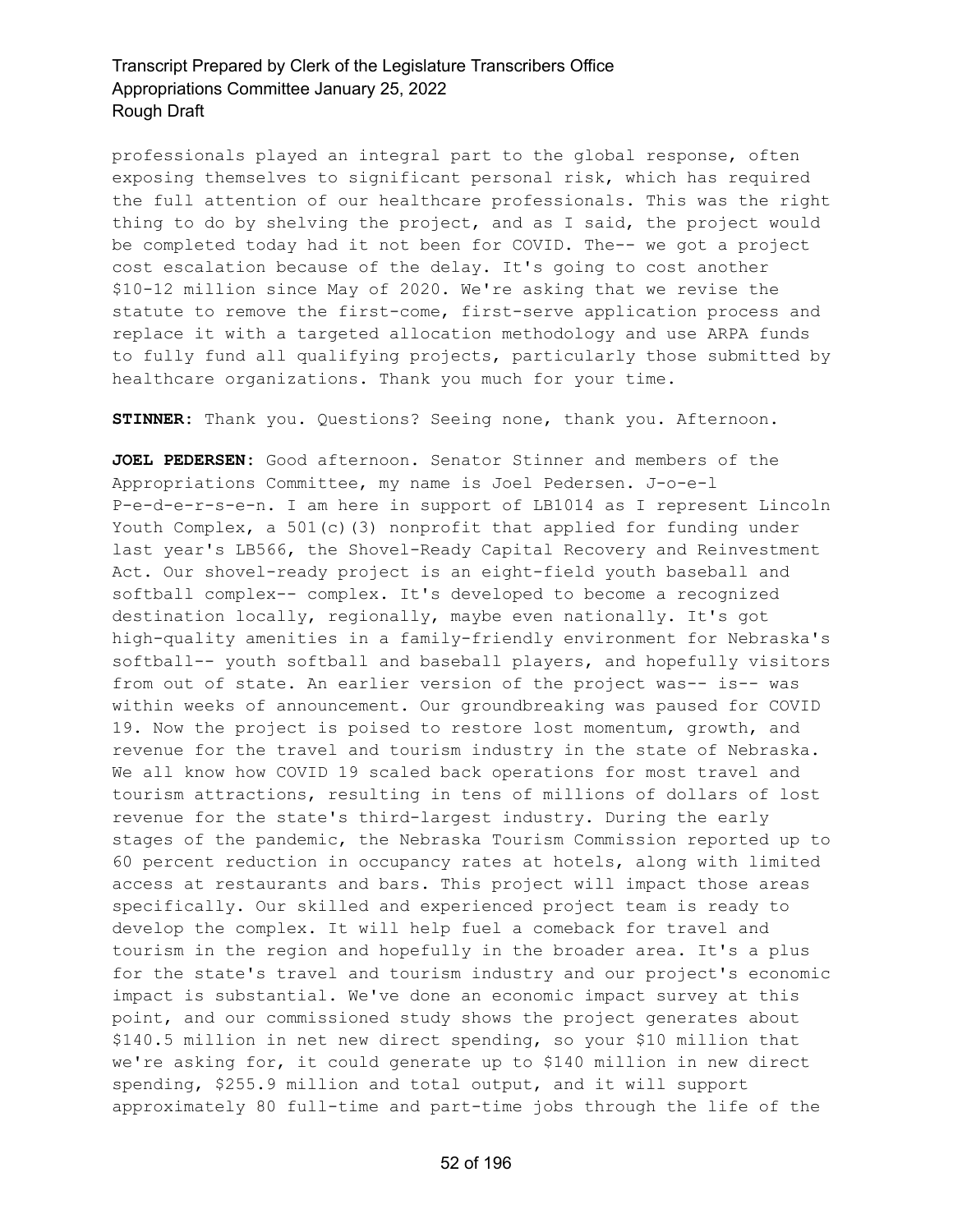professionals played an integral part to the global response, often exposing themselves to significant personal risk, which has required the full attention of our healthcare professionals. This was the right thing to do by shelving the project, and as I said, the project would be completed today had it not been for COVID. The-- we got a project cost escalation because of the delay. It's going to cost another $10-12 million since May of 2020. We're asking that we revise the statute to remove the first-come, first-serve application process and replace it with a targeted allocation methodology and use ARPA funds to fully fund all qualifying projects, particularly those submitted by healthcare organizations. Thank you much for your time.

**STINNER:** Thank you. Questions? Seeing none, thank you. Afternoon.

**JOEL PEDERSEN:** Good afternoon. Senator Stinner and members of the Appropriations Committee, my name is Joel Pedersen. J-o-e-l P-e-d-e-r-s-e-n. I am here in support of LB1014 as I represent Lincoln Youth Complex, a 501(c)(3) nonprofit that applied for funding under last year's LB566, the Shovel-Ready Capital Recovery and Reinvestment Act. Our shovel-ready project is an eight-field youth baseball and softball complex-- complex. It's developed to become a recognized destination locally, regionally, maybe even nationally. It's got high-quality amenities in a family-friendly environment for Nebraska's softball-- youth softball and baseball players, and hopefully visitors from out of state. An earlier version of the project was-- is-- was within weeks of announcement. Our groundbreaking was paused for COVID 19. Now the project is poised to restore lost momentum, growth, and revenue for the travel and tourism industry in the state of Nebraska. We all know how COVID 19 scaled back operations for most travel and tourism attractions, resulting in tens of millions of dollars of lost revenue for the state's third-largest industry. During the early stages of the pandemic, the Nebraska Tourism Commission reported up to 60 percent reduction in occupancy rates at hotels, along with limited access at restaurants and bars. This project will impact those areas specifically. Our skilled and experienced project team is ready to develop the complex. It will help fuel a comeback for travel and tourism in the region and hopefully in the broader area. It's a plus for the state's travel and tourism industry and our project's economic impact is substantial. We've done an economic impact survey at this point, and our commissioned study shows the project generates about $140.5 million in net new direct spending, so your $10 million that we're asking for, it could generate up to $140 million in new direct spending, $255.9 million and total output, and it will support approximately 80 full-time and part-time jobs through the life of the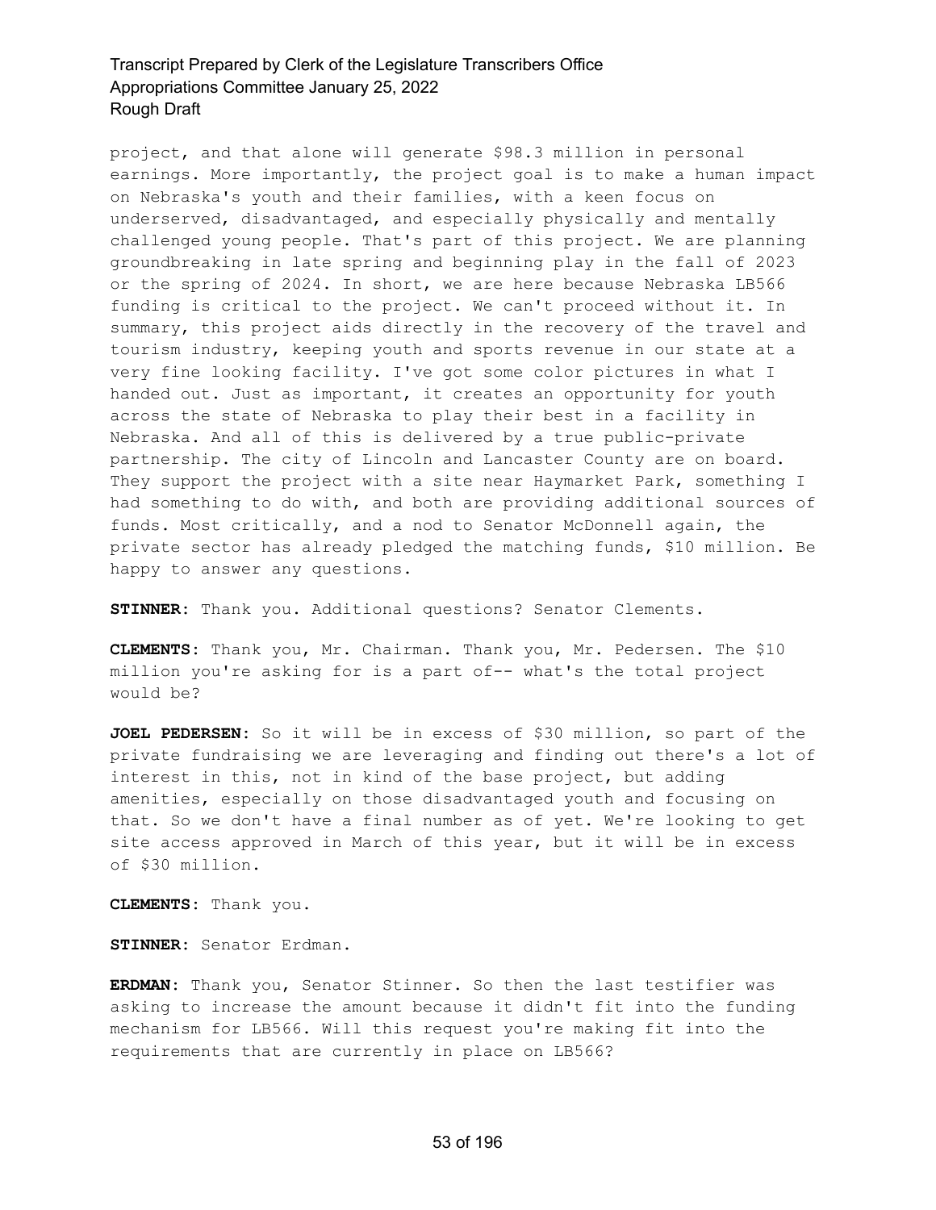project, and that alone will generate $98.3 million in personal earnings. More importantly, the project goal is to make a human impact on Nebraska's youth and their families, with a keen focus on underserved, disadvantaged, and especially physically and mentally challenged young people. That's part of this project. We are planning groundbreaking in late spring and beginning play in the fall of 2023 or the spring of 2024. In short, we are here because Nebraska LB566 funding is critical to the project. We can't proceed without it. In summary, this project aids directly in the recovery of the travel and tourism industry, keeping youth and sports revenue in our state at a very fine looking facility. I've got some color pictures in what I handed out. Just as important, it creates an opportunity for youth across the state of Nebraska to play their best in a facility in Nebraska. And all of this is delivered by a true public-private partnership. The city of Lincoln and Lancaster County are on board. They support the project with a site near Haymarket Park, something I had something to do with, and both are providing additional sources of funds. Most critically, and a nod to Senator McDonnell again, the private sector has already pledged the matching funds, $10 million. Be happy to answer any questions.

**STINNER:** Thank you. Additional questions? Senator Clements.

**CLEMENTS:** Thank you, Mr. Chairman. Thank you, Mr. Pedersen. The $10 million you're asking for is a part of-- what's the total project would be?

**JOEL PEDERSEN:** So it will be in excess of $30 million, so part of the private fundraising we are leveraging and finding out there's a lot of interest in this, not in kind of the base project, but adding amenities, especially on those disadvantaged youth and focusing on that. So we don't have a final number as of yet. We're looking to get site access approved in March of this year, but it will be in excess of $30 million.

**CLEMENTS:** Thank you.

**STINNER:** Senator Erdman.

**ERDMAN:** Thank you, Senator Stinner. So then the last testifier was asking to increase the amount because it didn't fit into the funding mechanism for LB566. Will this request you're making fit into the requirements that are currently in place on LB566?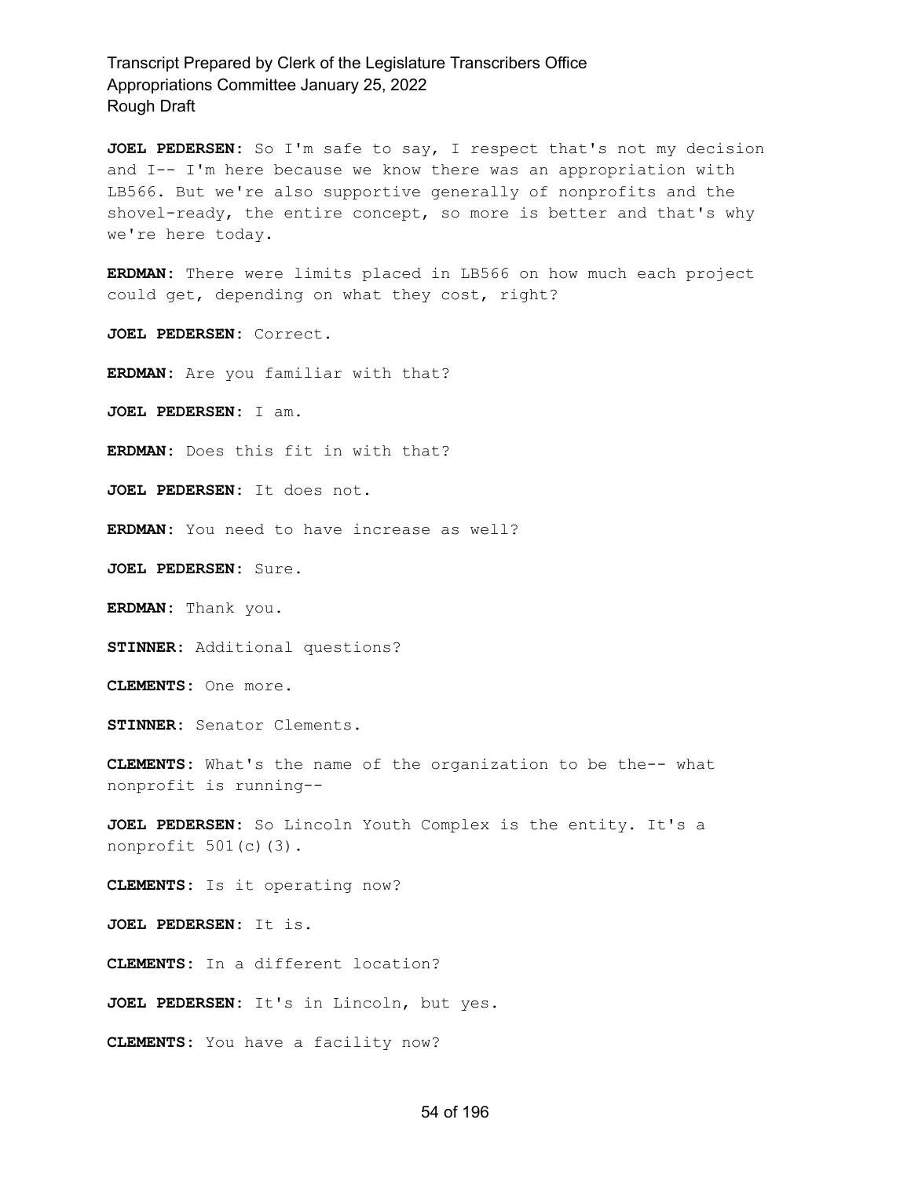**JOEL PEDERSEN:** So I'm safe to say, I respect that's not my decision and I-- I'm here because we know there was an appropriation with LB566. But we're also supportive generally of nonprofits and the shovel-ready, the entire concept, so more is better and that's why we're here today.

**ERDMAN:** There were limits placed in LB566 on how much each project could get, depending on what they cost, right?

**JOEL PEDERSEN:** Correct.

**ERDMAN:** Are you familiar with that?

**JOEL PEDERSEN:** I am.

**ERDMAN:** Does this fit in with that?

**JOEL PEDERSEN:** It does not.

**ERDMAN:** You need to have increase as well?

**JOEL PEDERSEN:** Sure.

**ERDMAN:** Thank you.

**STINNER:** Additional questions?

**CLEMENTS:** One more.

**STINNER:** Senator Clements.

**CLEMENTS:** What's the name of the organization to be the-- what nonprofit is running--

**JOEL PEDERSEN:** So Lincoln Youth Complex is the entity. It's a nonprofit 501(c)(3).

**CLEMENTS:** Is it operating now?

**JOEL PEDERSEN:** It is.

**CLEMENTS:** In a different location?

**JOEL PEDERSEN:** It's in Lincoln, but yes.

**CLEMENTS:** You have a facility now?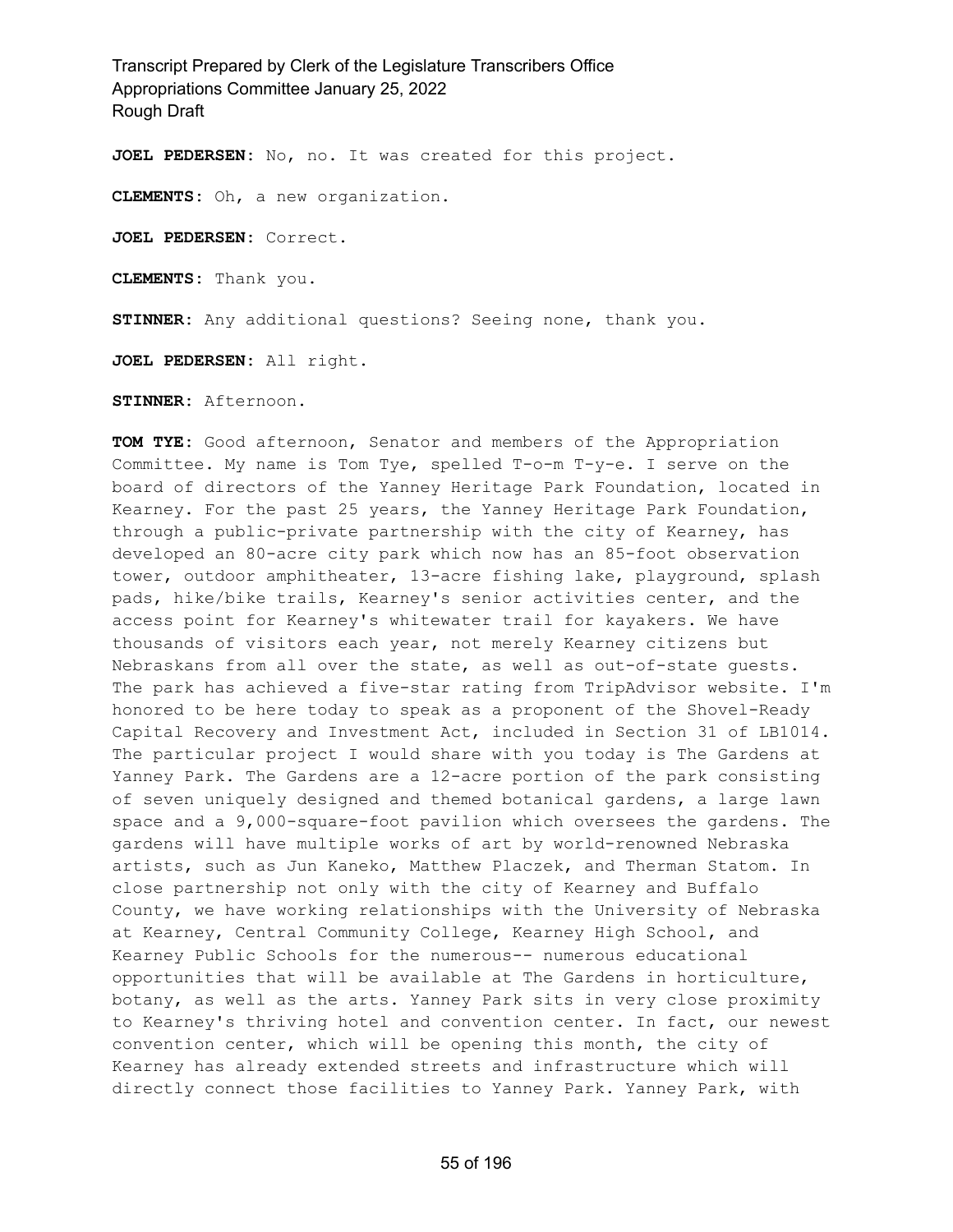**JOEL PEDERSEN:** No, no. It was created for this project.

**CLEMENTS:** Oh, a new organization.

**JOEL PEDERSEN:** Correct.

**CLEMENTS:** Thank you.

**STINNER:** Any additional questions? Seeing none, thank you.

**JOEL PEDERSEN:** All right.

**STINNER:** Afternoon.

**TOM TYE:** Good afternoon, Senator and members of the Appropriation Committee. My name is Tom Tye, spelled T-o-m T-y-e. I serve on the board of directors of the Yanney Heritage Park Foundation, located in Kearney. For the past 25 years, the Yanney Heritage Park Foundation, through a public-private partnership with the city of Kearney, has developed an 80-acre city park which now has an 85-foot observation tower, outdoor amphitheater, 13-acre fishing lake, playground, splash pads, hike/bike trails, Kearney's senior activities center, and the access point for Kearney's whitewater trail for kayakers. We have thousands of visitors each year, not merely Kearney citizens but Nebraskans from all over the state, as well as out-of-state guests. The park has achieved a five-star rating from TripAdvisor website. I'm honored to be here today to speak as a proponent of the Shovel-Ready Capital Recovery and Investment Act, included in Section 31 of LB1014. The particular project I would share with you today is The Gardens at Yanney Park. The Gardens are a 12-acre portion of the park consisting of seven uniquely designed and themed botanical gardens, a large lawn space and a 9,000-square-foot pavilion which oversees the gardens. The gardens will have multiple works of art by world-renowned Nebraska artists, such as Jun Kaneko, Matthew Placzek, and Therman Statom. In close partnership not only with the city of Kearney and Buffalo County, we have working relationships with the University of Nebraska at Kearney, Central Community College, Kearney High School, and Kearney Public Schools for the numerous-- numerous educational opportunities that will be available at The Gardens in horticulture, botany, as well as the arts. Yanney Park sits in very close proximity to Kearney's thriving hotel and convention center. In fact, our newest convention center, which will be opening this month, the city of Kearney has already extended streets and infrastructure which will directly connect those facilities to Yanney Park. Yanney Park, with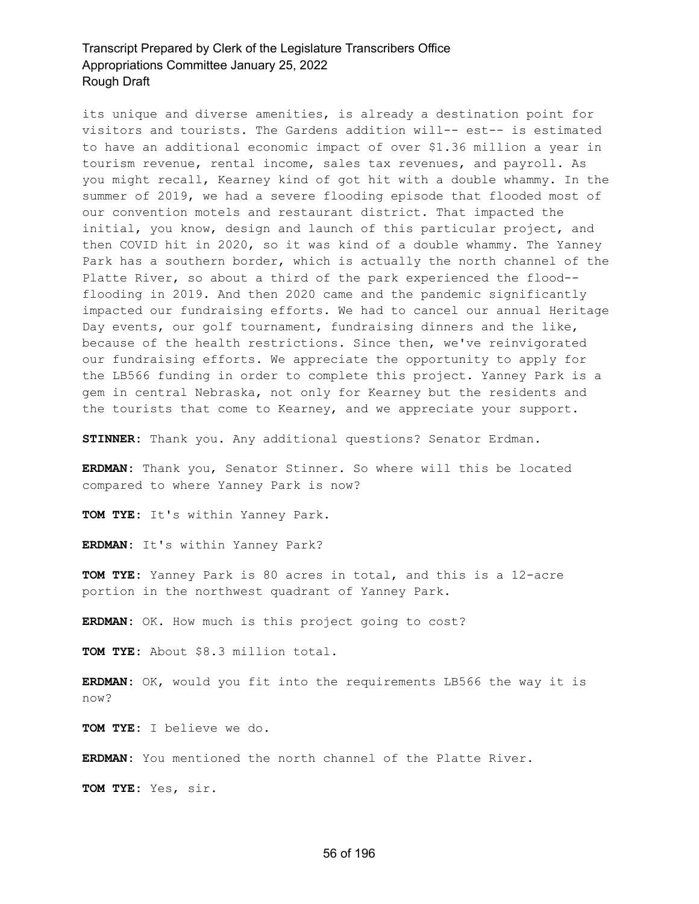its unique and diverse amenities, is already a destination point for visitors and tourists. The Gardens addition will-- est-- is estimated to have an additional economic impact of over $1.36 million a year in tourism revenue, rental income, sales tax revenues, and payroll. As you might recall, Kearney kind of got hit with a double whammy. In the summer of 2019, we had a severe flooding episode that flooded most of our convention motels and restaurant district. That impacted the initial, you know, design and launch of this particular project, and then COVID hit in 2020, so it was kind of a double whammy. The Yanney Park has a southern border, which is actually the north channel of the Platte River, so about a third of the park experienced the flood-- flooding in 2019. And then 2020 came and the pandemic significantly impacted our fundraising efforts. We had to cancel our annual Heritage Day events, our golf tournament, fundraising dinners and the like, because of the health restrictions. Since then, we've reinvigorated our fundraising efforts. We appreciate the opportunity to apply for the LB566 funding in order to complete this project. Yanney Park is a gem in central Nebraska, not only for Kearney but the residents and the tourists that come to Kearney, and we appreciate your support.

**STINNER:** Thank you. Any additional questions? Senator Erdman.

**ERDMAN:** Thank you, Senator Stinner. So where will this be located compared to where Yanney Park is now?

**TOM TYE:** It's within Yanney Park.

**ERDMAN:** It's within Yanney Park?

**TOM TYE:** Yanney Park is 80 acres in total, and this is a 12-acre portion in the northwest quadrant of Yanney Park.

**ERDMAN:** OK. How much is this project going to cost?

**TOM TYE:** About $8.3 million total.

**ERDMAN:** OK, would you fit into the requirements LB566 the way it is now?

**TOM TYE:** I believe we do.

**ERDMAN:** You mentioned the north channel of the Platte River.

**TOM TYE:** Yes, sir.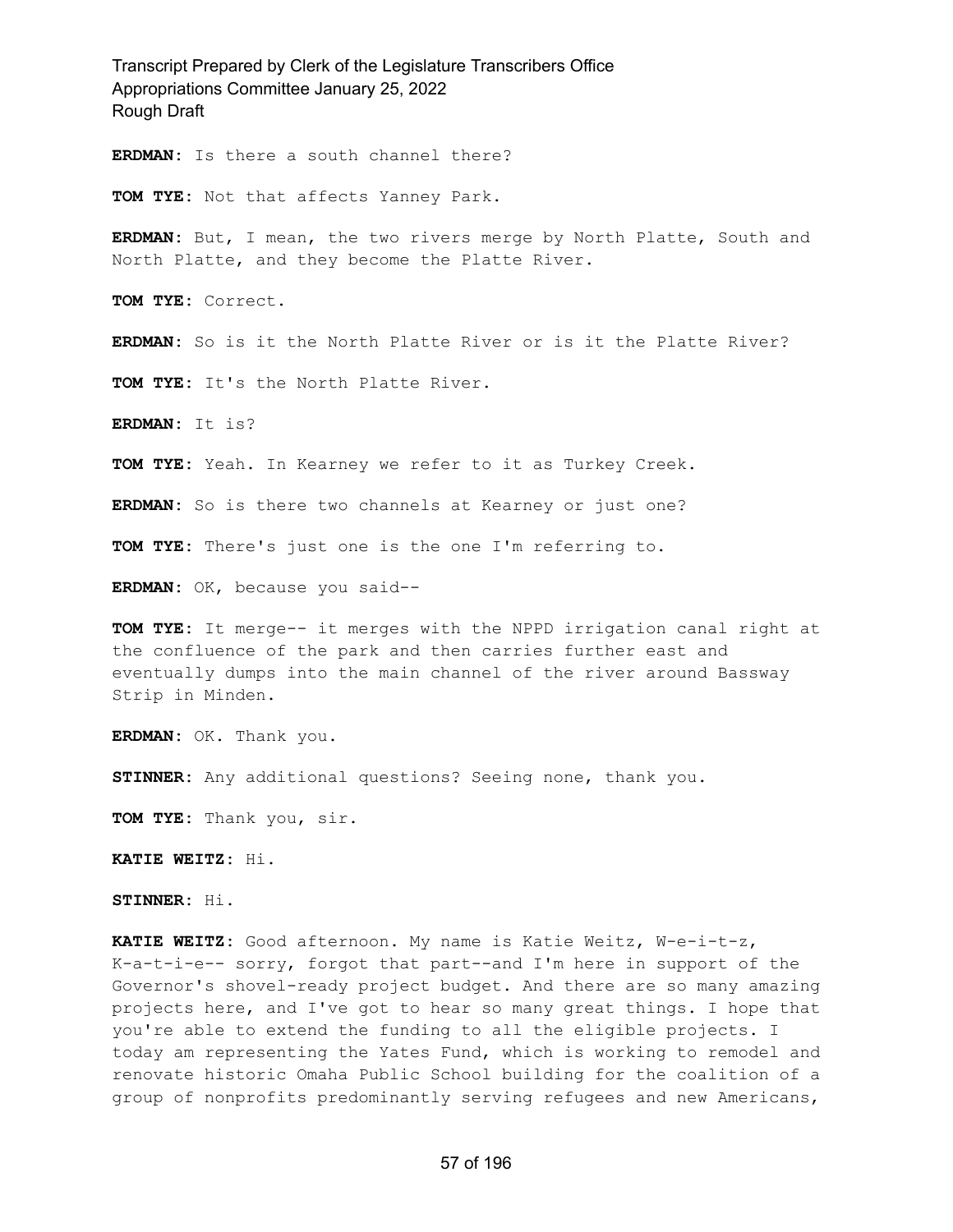**ERDMAN:** Is there a south channel there?

**TOM TYE:** Not that affects Yanney Park.

**ERDMAN:** But, I mean, the two rivers merge by North Platte, South and North Platte, and they become the Platte River.

**TOM TYE:** Correct.

**ERDMAN:** So is it the North Platte River or is it the Platte River?

**TOM TYE:** It's the North Platte River.

**ERDMAN:** It is?

**TOM TYE:** Yeah. In Kearney we refer to it as Turkey Creek.

**ERDMAN:** So is there two channels at Kearney or just one?

**TOM TYE:** There's just one is the one I'm referring to.

**ERDMAN:** OK, because you said--

**TOM TYE:** It merge-- it merges with the NPPD irrigation canal right at the confluence of the park and then carries further east and eventually dumps into the main channel of the river around Bassway Strip in Minden.

**ERDMAN:** OK. Thank you.

**STINNER:** Any additional questions? Seeing none, thank you.

**TOM TYE:** Thank you, sir.

**KATIE WEITZ:** Hi.

**STINNER:** Hi.

**KATIE WEITZ:** Good afternoon. My name is Katie Weitz, W-e-i-t-z, K-a-t-i-e-- sorry, forgot that part--and I'm here in support of the Governor's shovel-ready project budget. And there are so many amazing projects here, and I've got to hear so many great things. I hope that you're able to extend the funding to all the eligible projects. I today am representing the Yates Fund, which is working to remodel and renovate historic Omaha Public School building for the coalition of a group of nonprofits predominantly serving refugees and new Americans,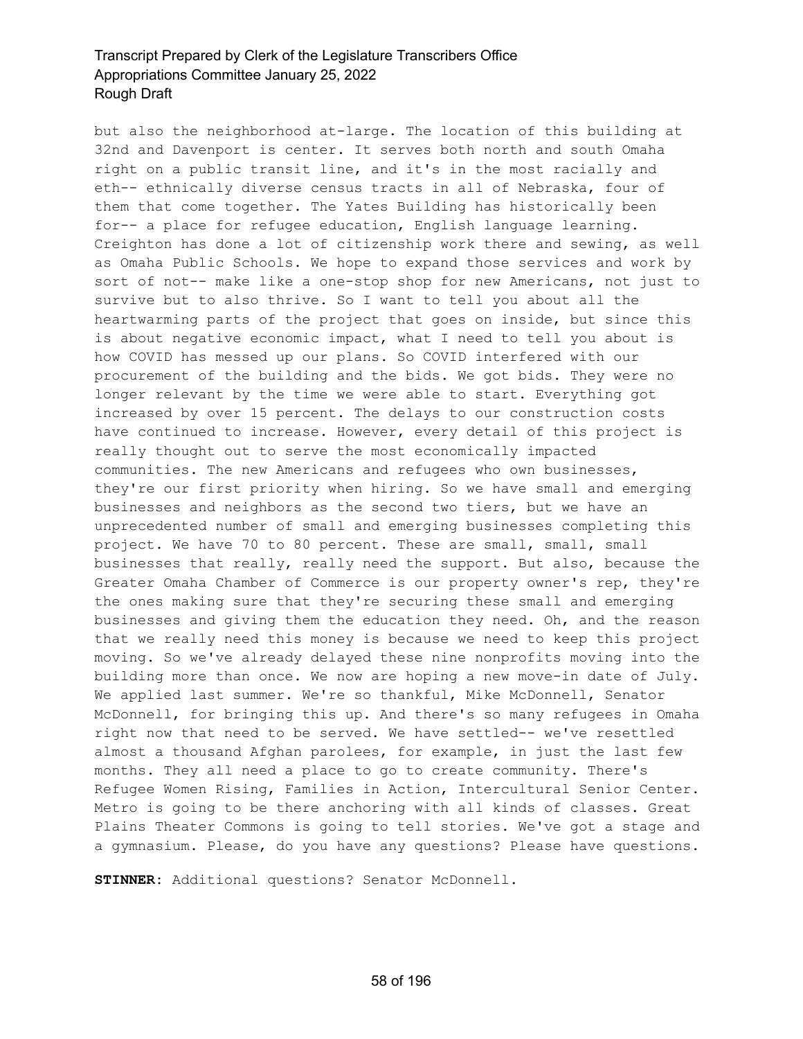but also the neighborhood at-large. The location of this building at 32nd and Davenport is center. It serves both north and south Omaha right on a public transit line, and it's in the most racially and eth-- ethnically diverse census tracts in all of Nebraska, four of them that come together. The Yates Building has historically been for-- a place for refugee education, English language learning. Creighton has done a lot of citizenship work there and sewing, as well as Omaha Public Schools. We hope to expand those services and work by sort of not-- make like a one-stop shop for new Americans, not just to survive but to also thrive. So I want to tell you about all the heartwarming parts of the project that goes on inside, but since this is about negative economic impact, what I need to tell you about is how COVID has messed up our plans. So COVID interfered with our procurement of the building and the bids. We got bids. They were no longer relevant by the time we were able to start. Everything got increased by over 15 percent. The delays to our construction costs have continued to increase. However, every detail of this project is really thought out to serve the most economically impacted communities. The new Americans and refugees who own businesses, they're our first priority when hiring. So we have small and emerging businesses and neighbors as the second two tiers, but we have an unprecedented number of small and emerging businesses completing this project. We have 70 to 80 percent. These are small, small, small businesses that really, really need the support. But also, because the Greater Omaha Chamber of Commerce is our property owner's rep, they're the ones making sure that they're securing these small and emerging businesses and giving them the education they need. Oh, and the reason that we really need this money is because we need to keep this project moving. So we've already delayed these nine nonprofits moving into the building more than once. We now are hoping a new move-in date of July. We applied last summer. We're so thankful, Mike McDonnell, Senator McDonnell, for bringing this up. And there's so many refugees in Omaha right now that need to be served. We have settled-- we've resettled almost a thousand Afghan parolees, for example, in just the last few months. They all need a place to go to create community. There's Refugee Women Rising, Families in Action, Intercultural Senior Center. Metro is going to be there anchoring with all kinds of classes. Great Plains Theater Commons is going to tell stories. We've got a stage and a gymnasium. Please, do you have any questions? Please have questions.

**STINNER:** Additional questions? Senator McDonnell.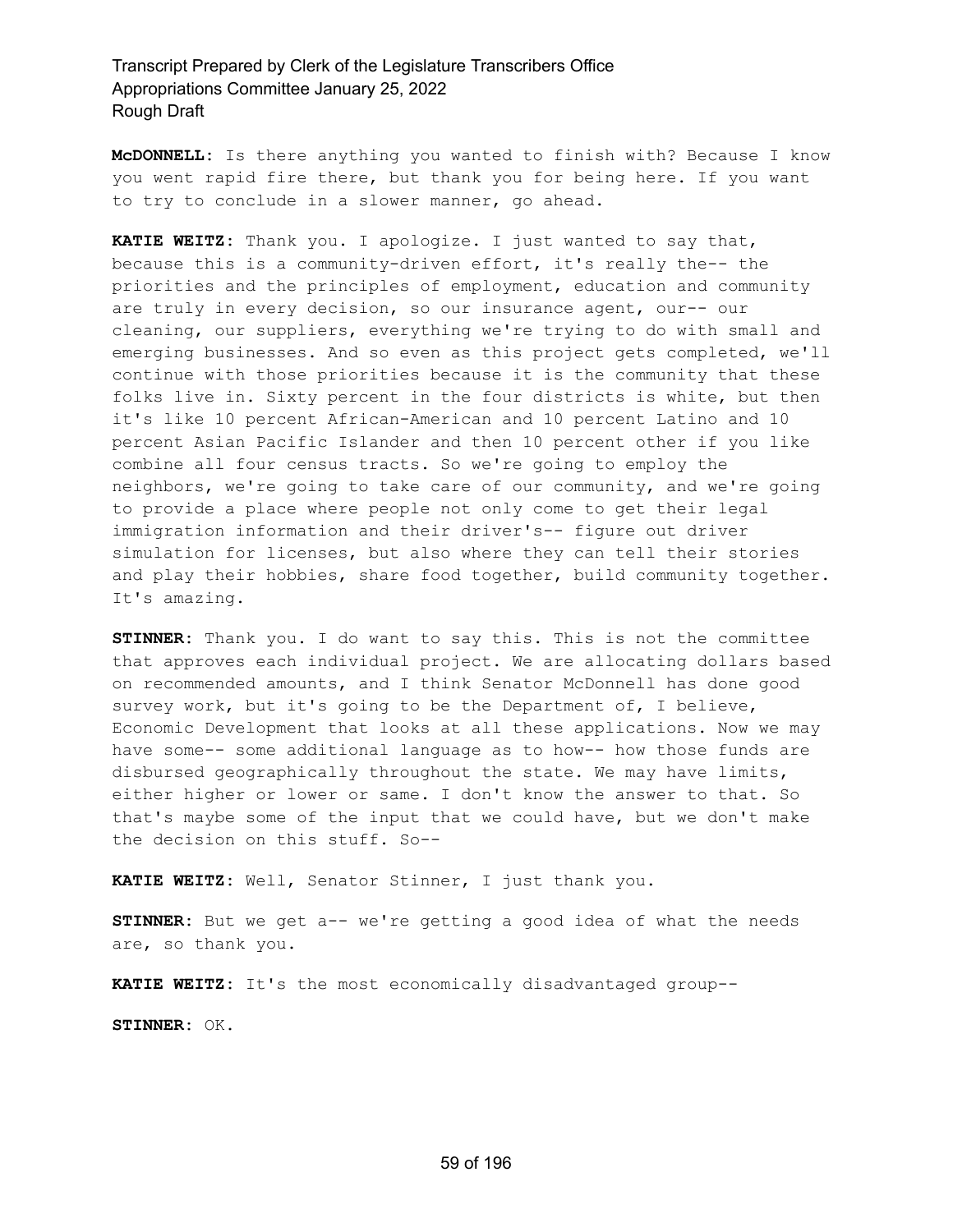**McDONNELL:** Is there anything you wanted to finish with? Because I know you went rapid fire there, but thank you for being here. If you want to try to conclude in a slower manner, go ahead.

**KATIE WEITZ:** Thank you. I apologize. I just wanted to say that, because this is a community-driven effort, it's really the-- the priorities and the principles of employment, education and community are truly in every decision, so our insurance agent, our-- our cleaning, our suppliers, everything we're trying to do with small and emerging businesses. And so even as this project gets completed, we'll continue with those priorities because it is the community that these folks live in. Sixty percent in the four districts is white, but then it's like 10 percent African-American and 10 percent Latino and 10 percent Asian Pacific Islander and then 10 percent other if you like combine all four census tracts. So we're going to employ the neighbors, we're going to take care of our community, and we're going to provide a place where people not only come to get their legal immigration information and their driver's-- figure out driver simulation for licenses, but also where they can tell their stories and play their hobbies, share food together, build community together. It's amazing.

**STINNER:** Thank you. I do want to say this. This is not the committee that approves each individual project. We are allocating dollars based on recommended amounts, and I think Senator McDonnell has done good survey work, but it's going to be the Department of, I believe, Economic Development that looks at all these applications. Now we may have some-- some additional language as to how-- how those funds are disbursed geographically throughout the state. We may have limits, either higher or lower or same. I don't know the answer to that. So that's maybe some of the input that we could have, but we don't make the decision on this stuff. So--

**KATIE WEITZ:** Well, Senator Stinner, I just thank you.

**STINNER:** But we get a-- we're getting a good idea of what the needs are, so thank you.

**KATIE WEITZ:** It's the most economically disadvantaged group--

**STINNER:** OK.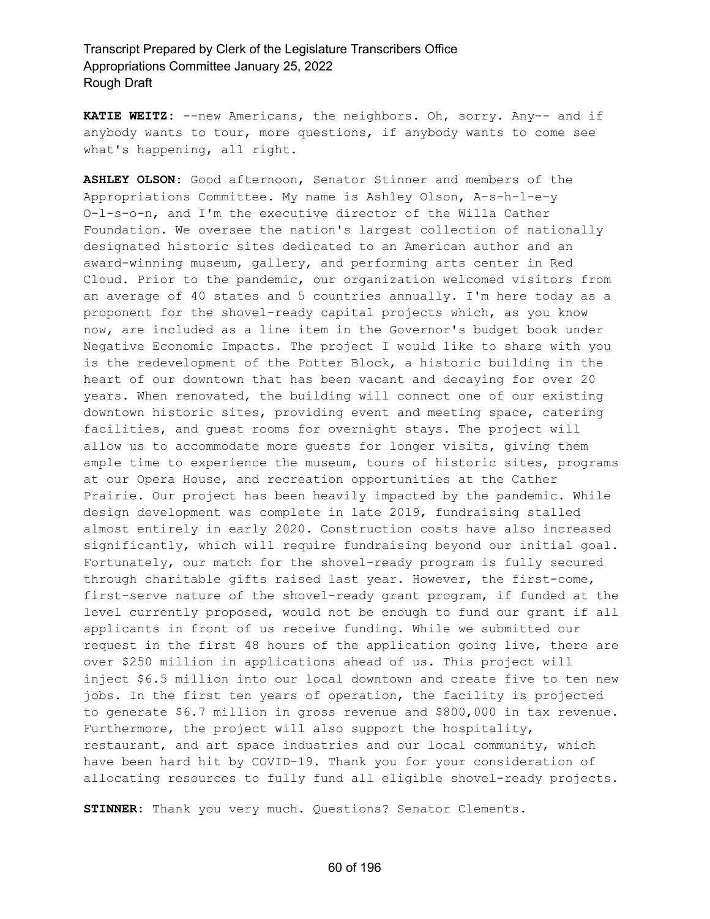**KATIE WEITZ:** --new Americans, the neighbors. Oh, sorry. Any-- and if anybody wants to tour, more questions, if anybody wants to come see what's happening, all right.

**ASHLEY OLSON:** Good afternoon, Senator Stinner and members of the Appropriations Committee. My name is Ashley Olson, A-s-h-l-e-y O-l-s-o-n, and I'm the executive director of the Willa Cather Foundation. We oversee the nation's largest collection of nationally designated historic sites dedicated to an American author and an award-winning museum, gallery, and performing arts center in Red Cloud. Prior to the pandemic, our organization welcomed visitors from an average of 40 states and 5 countries annually. I'm here today as a proponent for the shovel-ready capital projects which, as you know now, are included as a line item in the Governor's budget book under Negative Economic Impacts. The project I would like to share with you is the redevelopment of the Potter Block, a historic building in the heart of our downtown that has been vacant and decaying for over 20 years. When renovated, the building will connect one of our existing downtown historic sites, providing event and meeting space, catering facilities, and guest rooms for overnight stays. The project will allow us to accommodate more guests for longer visits, giving them ample time to experience the museum, tours of historic sites, programs at our Opera House, and recreation opportunities at the Cather Prairie. Our project has been heavily impacted by the pandemic. While design development was complete in late 2019, fundraising stalled almost entirely in early 2020. Construction costs have also increased significantly, which will require fundraising beyond our initial goal. Fortunately, our match for the shovel-ready program is fully secured through charitable gifts raised last year. However, the first-come, first-serve nature of the shovel-ready grant program, if funded at the level currently proposed, would not be enough to fund our grant if all applicants in front of us receive funding. While we submitted our request in the first 48 hours of the application going live, there are over $250 million in applications ahead of us. This project will inject $6.5 million into our local downtown and create five to ten new jobs. In the first ten years of operation, the facility is projected to generate $6.7 million in gross revenue and $800,000 in tax revenue. Furthermore, the project will also support the hospitality, restaurant, and art space industries and our local community, which have been hard hit by COVID-19. Thank you for your consideration of allocating resources to fully fund all eligible shovel-ready projects.

**STINNER:** Thank you very much. Questions? Senator Clements.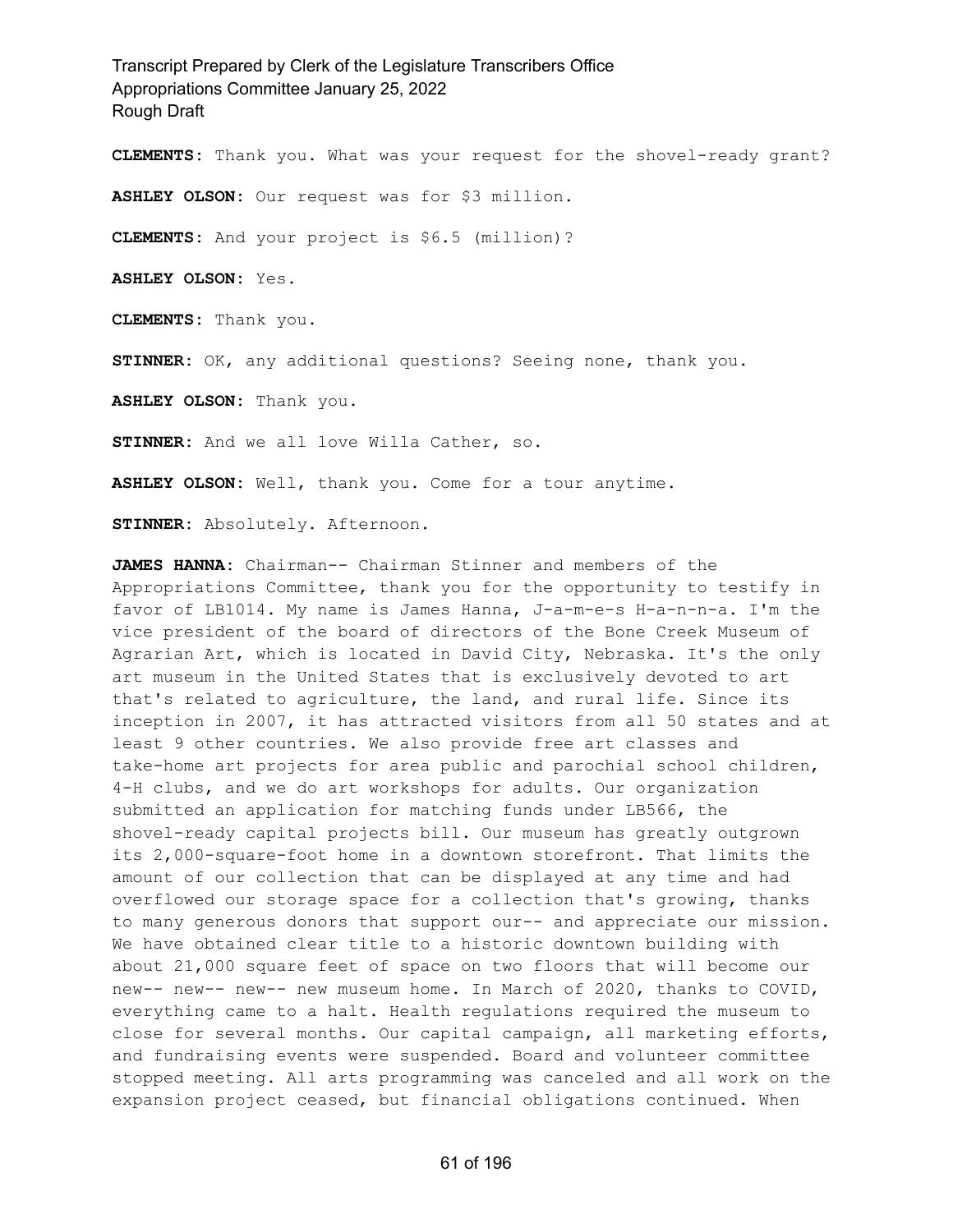**CLEMENTS:** Thank you. What was your request for the shovel-ready grant?

**ASHLEY OLSON:** Our request was for $3 million.

**CLEMENTS:** And your project is $6.5 (million)?

**ASHLEY OLSON:** Yes.

**CLEMENTS:** Thank you.

**STINNER:** OK, any additional questions? Seeing none, thank you.

**ASHLEY OLSON:** Thank you.

**STINNER:** And we all love Willa Cather, so.

**ASHLEY OLSON:** Well, thank you. Come for a tour anytime.

**STINNER:** Absolutely. Afternoon.

**JAMES HANNA:** Chairman-- Chairman Stinner and members of the Appropriations Committee, thank you for the opportunity to testify in favor of LB1014. My name is James Hanna, J-a-m-e-s H-a-n-n-a. I'm the vice president of the board of directors of the Bone Creek Museum of Agrarian Art, which is located in David City, Nebraska. It's the only art museum in the United States that is exclusively devoted to art that's related to agriculture, the land, and rural life. Since its inception in 2007, it has attracted visitors from all 50 states and at least 9 other countries. We also provide free art classes and take-home art projects for area public and parochial school children, 4-H clubs, and we do art workshops for adults. Our organization submitted an application for matching funds under LB566, the shovel-ready capital projects bill. Our museum has greatly outgrown its 2,000-square-foot home in a downtown storefront. That limits the amount of our collection that can be displayed at any time and had overflowed our storage space for a collection that's growing, thanks to many generous donors that support our-- and appreciate our mission. We have obtained clear title to a historic downtown building with about 21,000 square feet of space on two floors that will become our new-- new-- new-- new museum home. In March of 2020, thanks to COVID, everything came to a halt. Health regulations required the museum to close for several months. Our capital campaign, all marketing efforts, and fundraising events were suspended. Board and volunteer committee stopped meeting. All arts programming was canceled and all work on the expansion project ceased, but financial obligations continued. When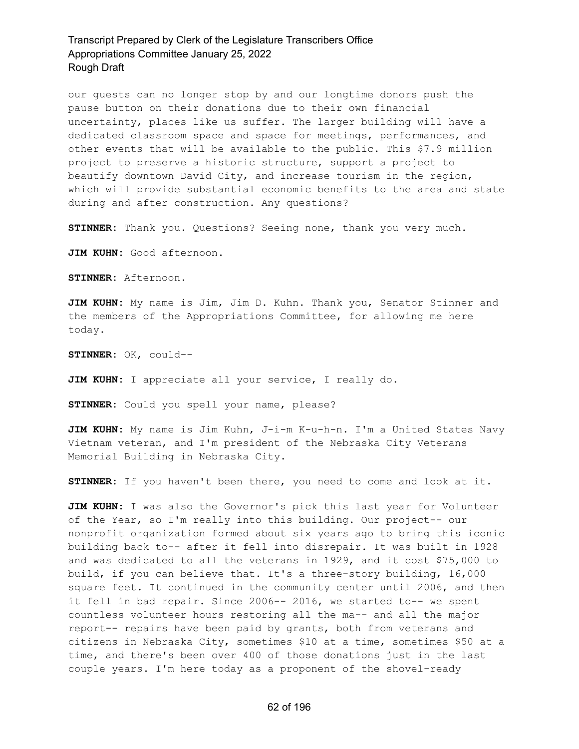our guests can no longer stop by and our longtime donors push the pause button on their donations due to their own financial uncertainty, places like us suffer. The larger building will have a dedicated classroom space and space for meetings, performances, and other events that will be available to the public. This $7.9 million project to preserve a historic structure, support a project to beautify downtown David City, and increase tourism in the region, which will provide substantial economic benefits to the area and state during and after construction. Any questions?

**STINNER:** Thank you. Questions? Seeing none, thank you very much.

**JIM KUHN:** Good afternoon.

**STINNER:** Afternoon.

**JIM KUHN:** My name is Jim, Jim D. Kuhn. Thank you, Senator Stinner and the members of the Appropriations Committee, for allowing me here today.

**STINNER:** OK, could--

**JIM KUHN:** I appreciate all your service, I really do.

**STINNER:** Could you spell your name, please?

**JIM KUHN:** My name is Jim Kuhn, J-i-m K-u-h-n. I'm a United States Navy Vietnam veteran, and I'm president of the Nebraska City Veterans Memorial Building in Nebraska City.

**STINNER:** If you haven't been there, you need to come and look at it.

**JIM KUHN:** I was also the Governor's pick this last year for Volunteer of the Year, so I'm really into this building. Our project-- our nonprofit organization formed about six years ago to bring this iconic building back to-- after it fell into disrepair. It was built in 1928 and was dedicated to all the veterans in 1929, and it cost $75,000 to build, if you can believe that. It's a three-story building, 16,000 square feet. It continued in the community center until 2006, and then it fell in bad repair. Since 2006-- 2016, we started to-- we spent countless volunteer hours restoring all the ma-- and all the major report-- repairs have been paid by grants, both from veterans and citizens in Nebraska City, sometimes $10 at a time, sometimes $50 at a time, and there's been over 400 of those donations just in the last couple years. I'm here today as a proponent of the shovel-ready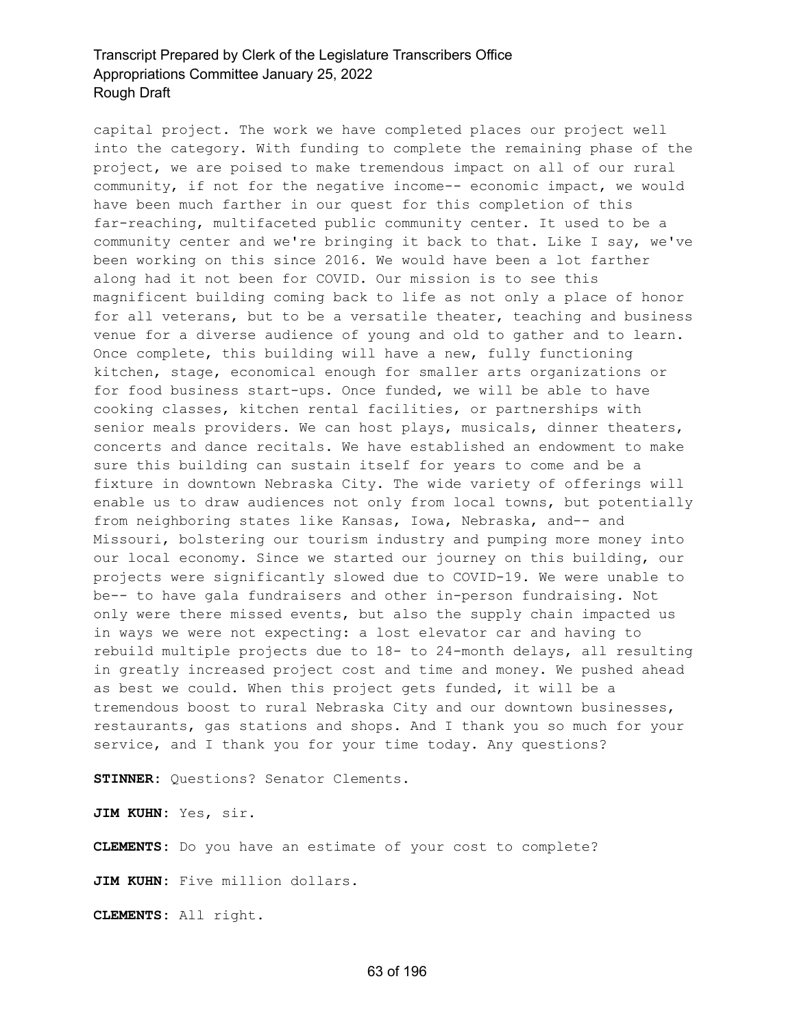capital project. The work we have completed places our project well into the category. With funding to complete the remaining phase of the project, we are poised to make tremendous impact on all of our rural community, if not for the negative income-- economic impact, we would have been much farther in our quest for this completion of this far-reaching, multifaceted public community center. It used to be a community center and we're bringing it back to that. Like I say, we've been working on this since 2016. We would have been a lot farther along had it not been for COVID. Our mission is to see this magnificent building coming back to life as not only a place of honor for all veterans, but to be a versatile theater, teaching and business venue for a diverse audience of young and old to gather and to learn. Once complete, this building will have a new, fully functioning kitchen, stage, economical enough for smaller arts organizations or for food business start-ups. Once funded, we will be able to have cooking classes, kitchen rental facilities, or partnerships with senior meals providers. We can host plays, musicals, dinner theaters, concerts and dance recitals. We have established an endowment to make sure this building can sustain itself for years to come and be a fixture in downtown Nebraska City. The wide variety of offerings will enable us to draw audiences not only from local towns, but potentially from neighboring states like Kansas, Iowa, Nebraska, and-- and Missouri, bolstering our tourism industry and pumping more money into our local economy. Since we started our journey on this building, our projects were significantly slowed due to COVID-19. We were unable to be-- to have gala fundraisers and other in-person fundraising. Not only were there missed events, but also the supply chain impacted us in ways we were not expecting: a lost elevator car and having to rebuild multiple projects due to 18- to 24-month delays, all resulting in greatly increased project cost and time and money. We pushed ahead as best we could. When this project gets funded, it will be a tremendous boost to rural Nebraska City and our downtown businesses, restaurants, gas stations and shops. And I thank you so much for your service, and I thank you for your time today. Any questions?

**STINNER:** Questions? Senator Clements.

**JIM KUHN:** Yes, sir.

**CLEMENTS:** Do you have an estimate of your cost to complete?

**JIM KUHN:** Five million dollars.

**CLEMENTS:** All right.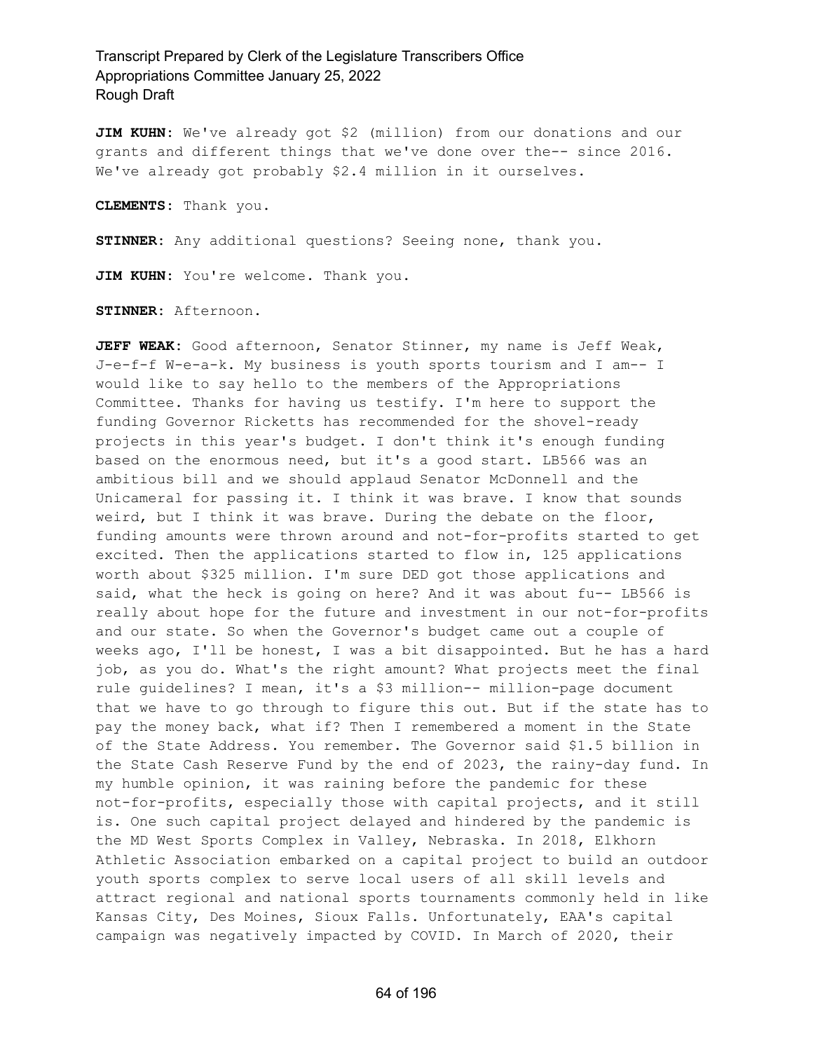**JIM KUHN:** We've already got $2 (million) from our donations and our grants and different things that we've done over the-- since 2016. We've already got probably $2.4 million in it ourselves.

**CLEMENTS:** Thank you.

**STINNER:** Any additional questions? Seeing none, thank you.

**JIM KUHN:** You're welcome. Thank you.

**STINNER:** Afternoon.

**JEFF WEAK:** Good afternoon, Senator Stinner, my name is Jeff Weak, J-e-f-f W-e-a-k. My business is youth sports tourism and I am-- I would like to say hello to the members of the Appropriations Committee. Thanks for having us testify. I'm here to support the funding Governor Ricketts has recommended for the shovel-ready projects in this year's budget. I don't think it's enough funding based on the enormous need, but it's a good start. LB566 was an ambitious bill and we should applaud Senator McDonnell and the Unicameral for passing it. I think it was brave. I know that sounds weird, but I think it was brave. During the debate on the floor, funding amounts were thrown around and not-for-profits started to get excited. Then the applications started to flow in, 125 applications worth about $325 million. I'm sure DED got those applications and said, what the heck is going on here? And it was about fu-- LB566 is really about hope for the future and investment in our not-for-profits and our state. So when the Governor's budget came out a couple of weeks ago, I'll be honest, I was a bit disappointed. But he has a hard job, as you do. What's the right amount? What projects meet the final rule guidelines? I mean, it's a $3 million-- million-page document that we have to go through to figure this out. But if the state has to pay the money back, what if? Then I remembered a moment in the State of the State Address. You remember. The Governor said $1.5 billion in the State Cash Reserve Fund by the end of 2023, the rainy-day fund. In my humble opinion, it was raining before the pandemic for these not-for-profits, especially those with capital projects, and it still is. One such capital project delayed and hindered by the pandemic is the MD West Sports Complex in Valley, Nebraska. In 2018, Elkhorn Athletic Association embarked on a capital project to build an outdoor youth sports complex to serve local users of all skill levels and attract regional and national sports tournaments commonly held in like Kansas City, Des Moines, Sioux Falls. Unfortunately, EAA's capital campaign was negatively impacted by COVID. In March of 2020, their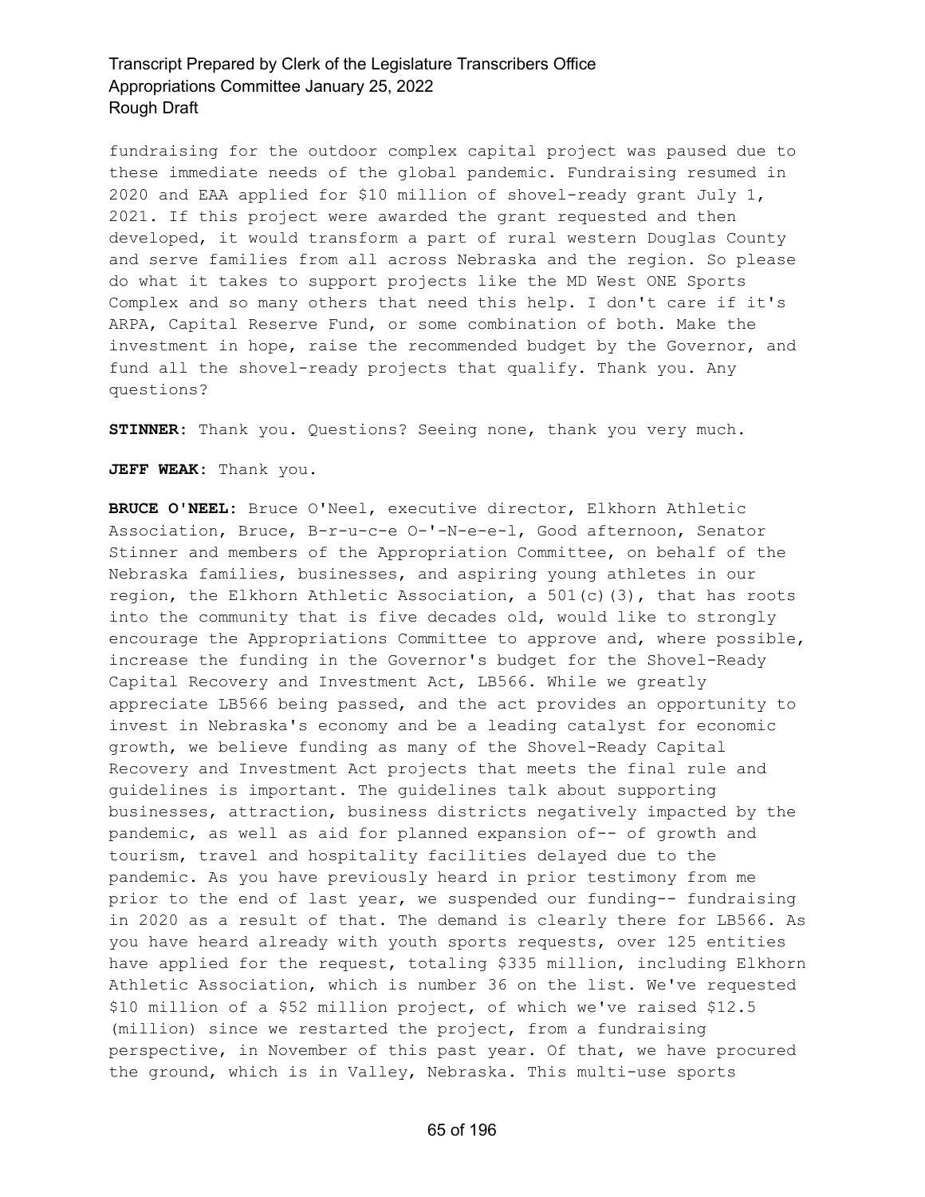fundraising for the outdoor complex capital project was paused due to these immediate needs of the global pandemic. Fundraising resumed in 2020 and EAA applied for $10 million of shovel-ready grant July 1, 2021. If this project were awarded the grant requested and then developed, it would transform a part of rural western Douglas County and serve families from all across Nebraska and the region. So please do what it takes to support projects like the MD West ONE Sports Complex and so many others that need this help. I don't care if it's ARPA, Capital Reserve Fund, or some combination of both. Make the investment in hope, raise the recommended budget by the Governor, and fund all the shovel-ready projects that qualify. Thank you. Any questions?

**STINNER:** Thank you. Questions? Seeing none, thank you very much.

**JEFF WEAK:** Thank you.

**BRUCE O'NEEL:** Bruce O'Neel, executive director, Elkhorn Athletic Association, Bruce, B-r-u-c-e O-'-N-e-e-l, Good afternoon, Senator Stinner and members of the Appropriation Committee, on behalf of the Nebraska families, businesses, and aspiring young athletes in our region, the Elkhorn Athletic Association, a 501(c)(3), that has roots into the community that is five decades old, would like to strongly encourage the Appropriations Committee to approve and, where possible, increase the funding in the Governor's budget for the Shovel-Ready Capital Recovery and Investment Act, LB566. While we greatly appreciate LB566 being passed, and the act provides an opportunity to invest in Nebraska's economy and be a leading catalyst for economic growth, we believe funding as many of the Shovel-Ready Capital Recovery and Investment Act projects that meets the final rule and guidelines is important. The guidelines talk about supporting businesses, attraction, business districts negatively impacted by the pandemic, as well as aid for planned expansion of-- of growth and tourism, travel and hospitality facilities delayed due to the pandemic. As you have previously heard in prior testimony from me prior to the end of last year, we suspended our funding-- fundraising in 2020 as a result of that. The demand is clearly there for LB566. As you have heard already with youth sports requests, over 125 entities have applied for the request, totaling $335 million, including Elkhorn Athletic Association, which is number 36 on the list. We've requested $10 million of a $52 million project, of which we've raised $12.5 (million) since we restarted the project, from a fundraising perspective, in November of this past year. Of that, we have procured the ground, which is in Valley, Nebraska. This multi-use sports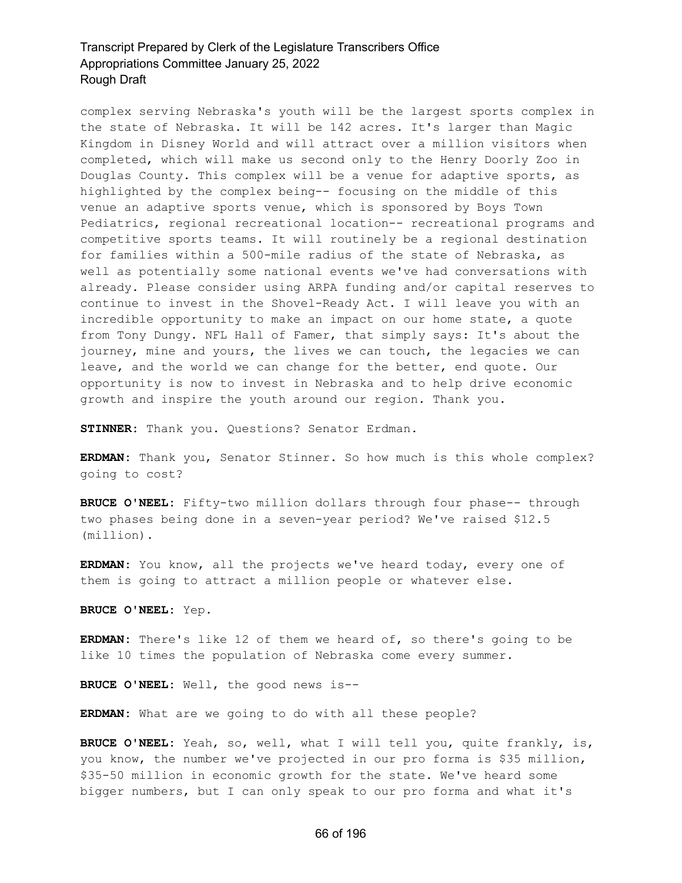complex serving Nebraska's youth will be the largest sports complex in the state of Nebraska. It will be 142 acres. It's larger than Magic Kingdom in Disney World and will attract over a million visitors when completed, which will make us second only to the Henry Doorly Zoo in Douglas County. This complex will be a venue for adaptive sports, as highlighted by the complex being-- focusing on the middle of this venue an adaptive sports venue, which is sponsored by Boys Town Pediatrics, regional recreational location-- recreational programs and competitive sports teams. It will routinely be a regional destination for families within a 500-mile radius of the state of Nebraska, as well as potentially some national events we've had conversations with already. Please consider using ARPA funding and/or capital reserves to continue to invest in the Shovel-Ready Act. I will leave you with an incredible opportunity to make an impact on our home state, a quote from Tony Dungy. NFL Hall of Famer, that simply says: It's about the journey, mine and yours, the lives we can touch, the legacies we can leave, and the world we can change for the better, end quote. Our opportunity is now to invest in Nebraska and to help drive economic growth and inspire the youth around our region. Thank you.

**STINNER:** Thank you. Questions? Senator Erdman.

**ERDMAN:** Thank you, Senator Stinner. So how much is this whole complex? going to cost?

**BRUCE O'NEEL:** Fifty-two million dollars through four phase-- through two phases being done in a seven-year period? We've raised $12.5 (million).

**ERDMAN:** You know, all the projects we've heard today, every one of them is going to attract a million people or whatever else.

**BRUCE O'NEEL:** Yep.

**ERDMAN:** There's like 12 of them we heard of, so there's going to be like 10 times the population of Nebraska come every summer.

**BRUCE O'NEEL:** Well, the good news is--

**ERDMAN:** What are we going to do with all these people?

**BRUCE O'NEEL:** Yeah, so, well, what I will tell you, quite frankly, is, you know, the number we've projected in our pro forma is $35 million, $35-50 million in economic growth for the state. We've heard some bigger numbers, but I can only speak to our pro forma and what it's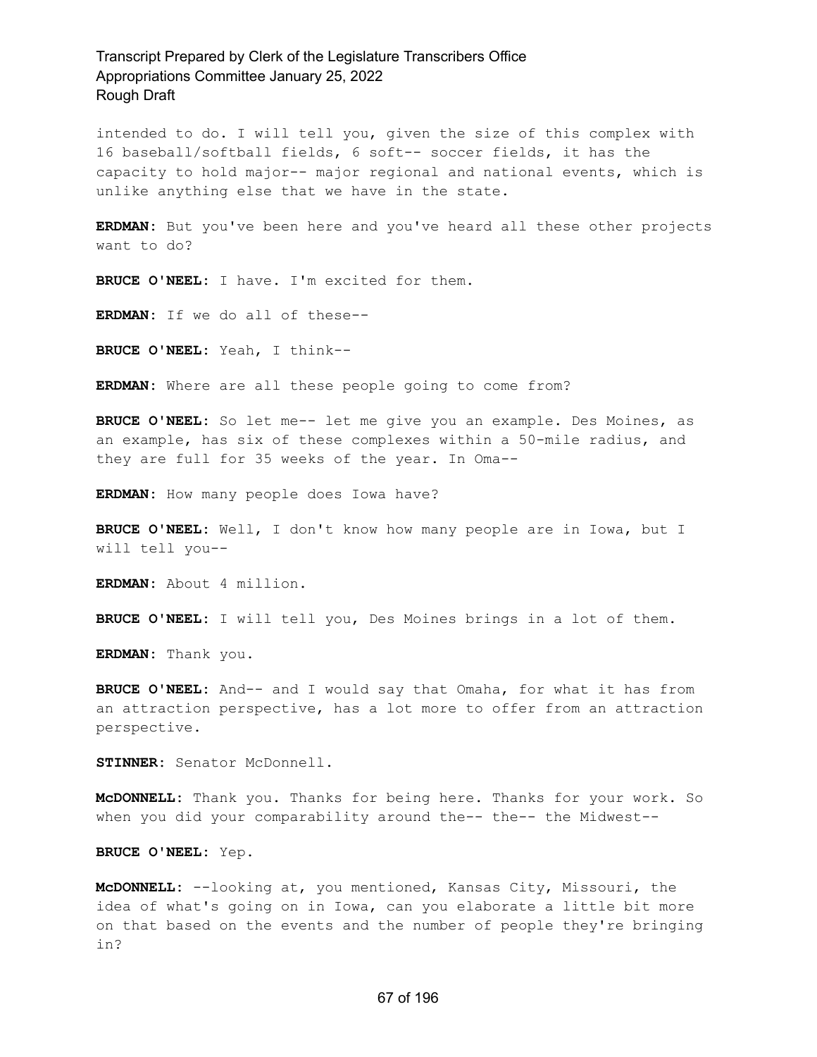intended to do. I will tell you, given the size of this complex with 16 baseball/softball fields, 6 soft-- soccer fields, it has the capacity to hold major-- major regional and national events, which is unlike anything else that we have in the state.

**ERDMAN:** But you've been here and you've heard all these other projects want to do?

**BRUCE O'NEEL:** I have. I'm excited for them.

**ERDMAN:** If we do all of these--

**BRUCE O'NEEL:** Yeah, I think--

**ERDMAN:** Where are all these people going to come from?

**BRUCE O'NEEL:** So let me-- let me give you an example. Des Moines, as an example, has six of these complexes within a 50-mile radius, and they are full for 35 weeks of the year. In Oma--

**ERDMAN:** How many people does Iowa have?

**BRUCE O'NEEL:** Well, I don't know how many people are in Iowa, but I will tell you--

**ERDMAN:** About 4 million.

**BRUCE O'NEEL:** I will tell you, Des Moines brings in a lot of them.

**ERDMAN:** Thank you.

**BRUCE O'NEEL:** And-- and I would say that Omaha, for what it has from an attraction perspective, has a lot more to offer from an attraction perspective.

**STINNER:** Senator McDonnell.

**McDONNELL:** Thank you. Thanks for being here. Thanks for your work. So when you did your comparability around the-- the-- the Midwest--

**BRUCE O'NEEL:** Yep.

**McDONNELL:** --looking at, you mentioned, Kansas City, Missouri, the idea of what's going on in Iowa, can you elaborate a little bit more on that based on the events and the number of people they're bringing in?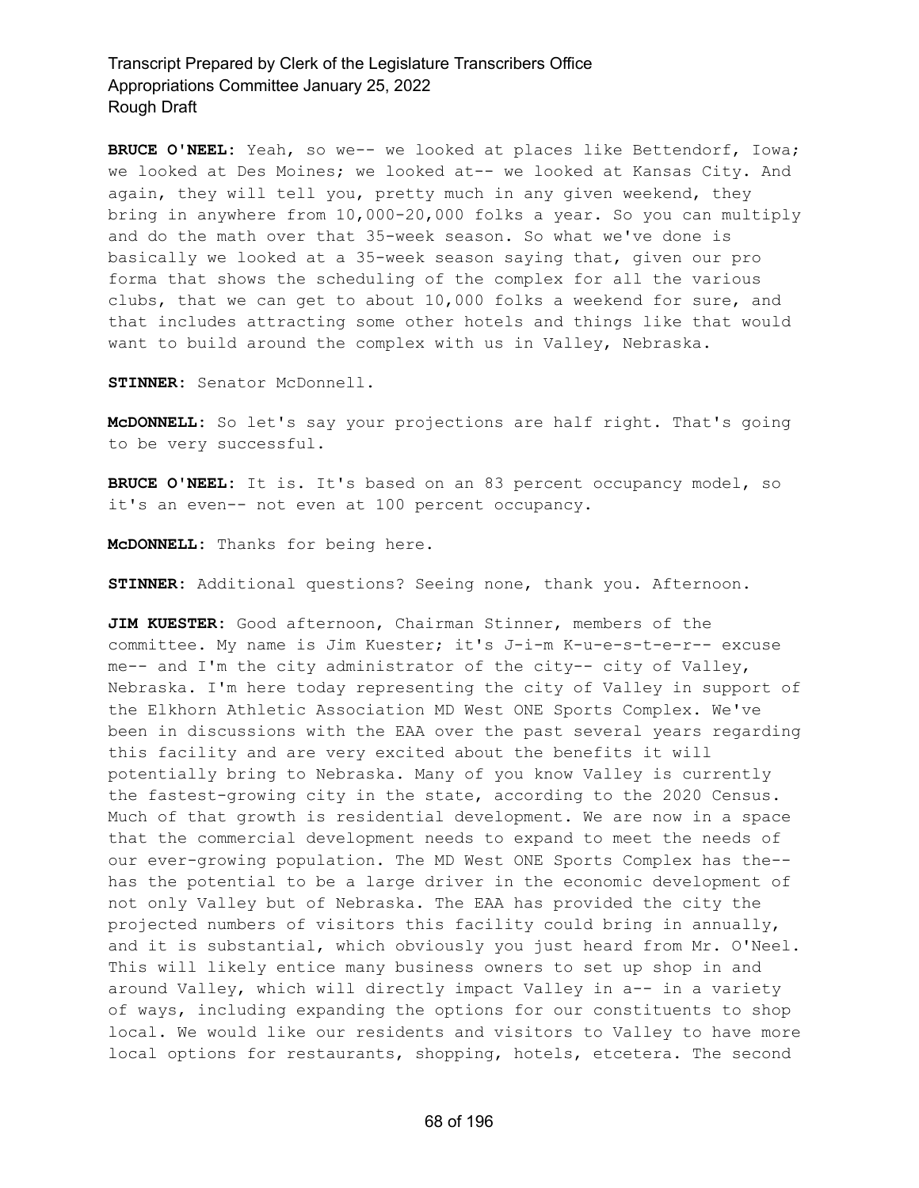**BRUCE O'NEEL:** Yeah, so we-- we looked at places like Bettendorf, Iowa; we looked at Des Moines; we looked at-- we looked at Kansas City. And again, they will tell you, pretty much in any given weekend, they bring in anywhere from 10,000-20,000 folks a year. So you can multiply and do the math over that 35-week season. So what we've done is basically we looked at a 35-week season saying that, given our pro forma that shows the scheduling of the complex for all the various clubs, that we can get to about 10,000 folks a weekend for sure, and that includes attracting some other hotels and things like that would want to build around the complex with us in Valley, Nebraska.

**STINNER:** Senator McDonnell.

**McDONNELL:** So let's say your projections are half right. That's going to be very successful.

**BRUCE O'NEEL:** It is. It's based on an 83 percent occupancy model, so it's an even-- not even at 100 percent occupancy.

**McDONNELL:** Thanks for being here.

**STINNER:** Additional questions? Seeing none, thank you. Afternoon.

**JIM KUESTER:** Good afternoon, Chairman Stinner, members of the committee. My name is Jim Kuester; it's J-i-m K-u-e-s-t-e-r-- excuse me-- and I'm the city administrator of the city-- city of Valley, Nebraska. I'm here today representing the city of Valley in support of the Elkhorn Athletic Association MD West ONE Sports Complex. We've been in discussions with the EAA over the past several years regarding this facility and are very excited about the benefits it will potentially bring to Nebraska. Many of you know Valley is currently the fastest-growing city in the state, according to the 2020 Census. Much of that growth is residential development. We are now in a space that the commercial development needs to expand to meet the needs of our ever-growing population. The MD West ONE Sports Complex has the-- has the potential to be a large driver in the economic development of not only Valley but of Nebraska. The EAA has provided the city the projected numbers of visitors this facility could bring in annually, and it is substantial, which obviously you just heard from Mr. O'Neel. This will likely entice many business owners to set up shop in and around Valley, which will directly impact Valley in a-- in a variety of ways, including expanding the options for our constituents to shop local. We would like our residents and visitors to Valley to have more local options for restaurants, shopping, hotels, etcetera. The second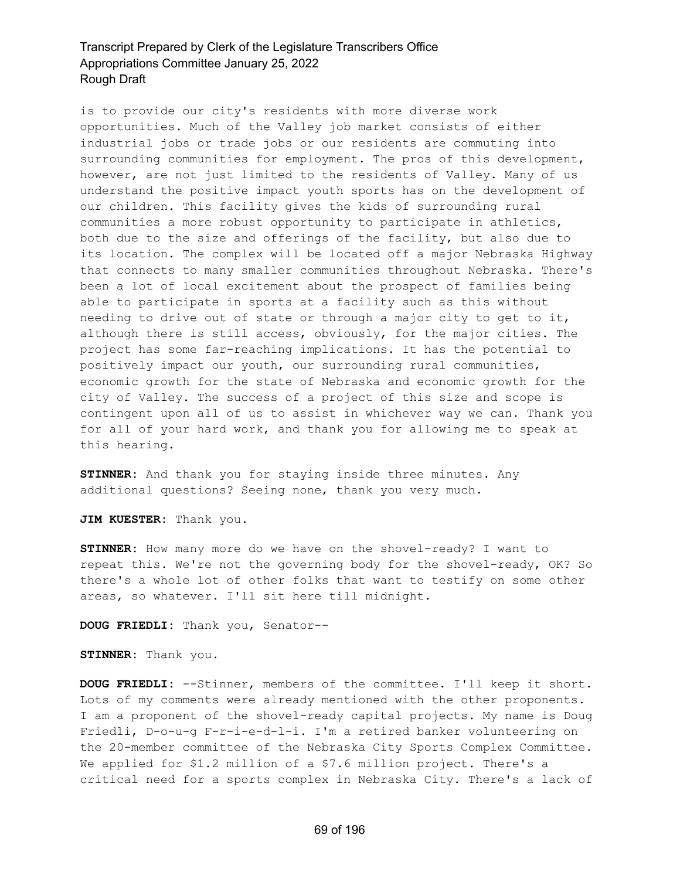is to provide our city's residents with more diverse work opportunities. Much of the Valley job market consists of either industrial jobs or trade jobs or our residents are commuting into surrounding communities for employment. The pros of this development, however, are not just limited to the residents of Valley. Many of us understand the positive impact youth sports has on the development of our children. This facility gives the kids of surrounding rural communities a more robust opportunity to participate in athletics, both due to the size and offerings of the facility, but also due to its location. The complex will be located off a major Nebraska Highway that connects to many smaller communities throughout Nebraska. There's been a lot of local excitement about the prospect of families being able to participate in sports at a facility such as this without needing to drive out of state or through a major city to get to it, although there is still access, obviously, for the major cities. The project has some far-reaching implications. It has the potential to positively impact our youth, our surrounding rural communities, economic growth for the state of Nebraska and economic growth for the city of Valley. The success of a project of this size and scope is contingent upon all of us to assist in whichever way we can. Thank you for all of your hard work, and thank you for allowing me to speak at this hearing.

**STINNER:** And thank you for staying inside three minutes. Any additional questions? Seeing none, thank you very much.

**JIM KUESTER:** Thank you.

**STINNER:** How many more do we have on the shovel-ready? I want to repeat this. We're not the governing body for the shovel-ready, OK? So there's a whole lot of other folks that want to testify on some other areas, so whatever. I'll sit here till midnight.

**DOUG FRIEDLI:** Thank you, Senator--

**STINNER:** Thank you.

**DOUG FRIEDLI:** --Stinner, members of the committee. I'll keep it short. Lots of my comments were already mentioned with the other proponents. I am a proponent of the shovel-ready capital projects. My name is Doug Friedli, D-o-u-g F-r-i-e-d-l-i. I'm a retired banker volunteering on the 20-member committee of the Nebraska City Sports Complex Committee. We applied for $1.2 million of a $7.6 million project. There's a critical need for a sports complex in Nebraska City. There's a lack of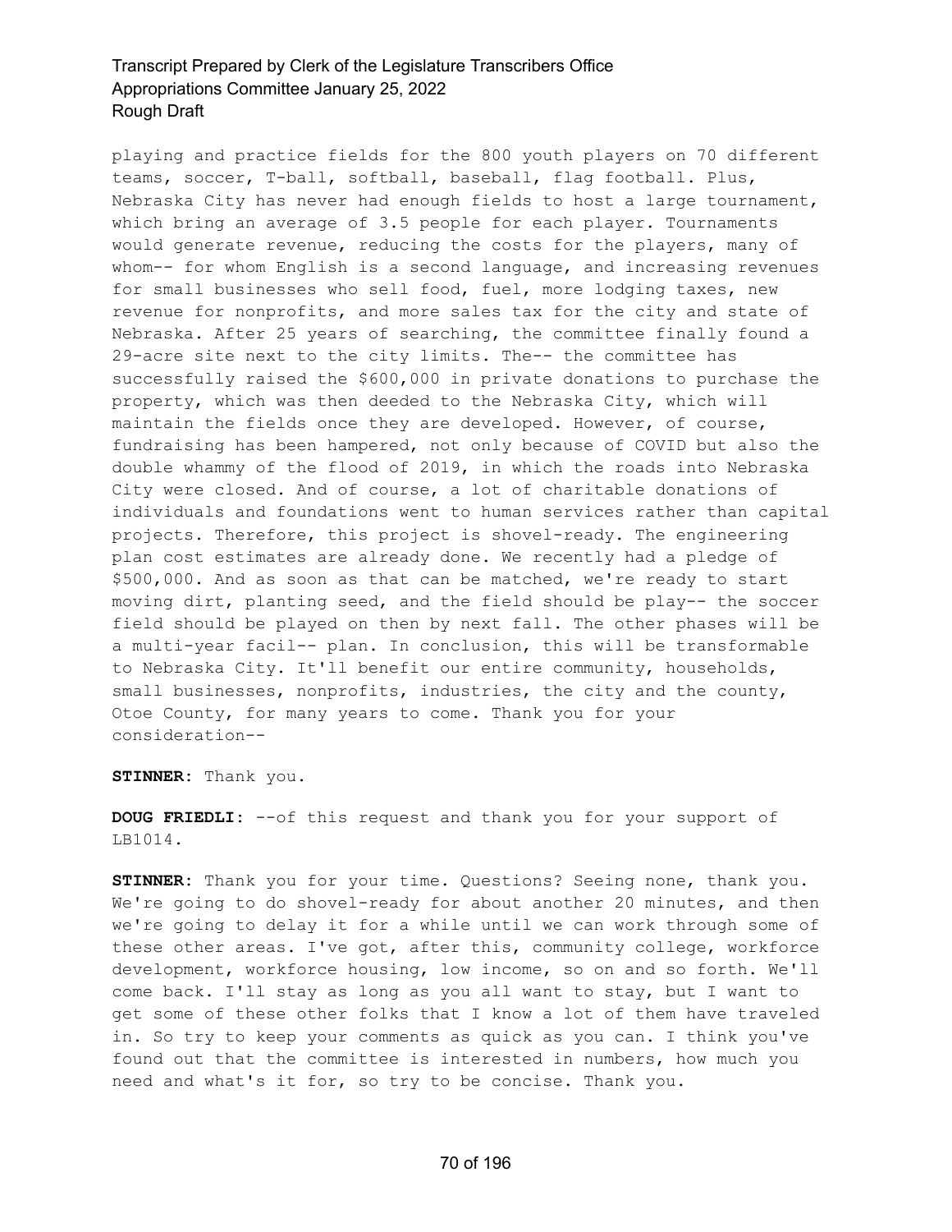playing and practice fields for the 800 youth players on 70 different teams, soccer, T-ball, softball, baseball, flag football. Plus, Nebraska City has never had enough fields to host a large tournament, which bring an average of 3.5 people for each player. Tournaments would generate revenue, reducing the costs for the players, many of whom-- for whom English is a second language, and increasing revenues for small businesses who sell food, fuel, more lodging taxes, new revenue for nonprofits, and more sales tax for the city and state of Nebraska. After 25 years of searching, the committee finally found a 29-acre site next to the city limits. The-- the committee has successfully raised the $600,000 in private donations to purchase the property, which was then deeded to the Nebraska City, which will maintain the fields once they are developed. However, of course, fundraising has been hampered, not only because of COVID but also the double whammy of the flood of 2019, in which the roads into Nebraska City were closed. And of course, a lot of charitable donations of individuals and foundations went to human services rather than capital projects. Therefore, this project is shovel-ready. The engineering plan cost estimates are already done. We recently had a pledge of $500,000. And as soon as that can be matched, we're ready to start moving dirt, planting seed, and the field should be play-- the soccer field should be played on then by next fall. The other phases will be a multi-year facil-- plan. In conclusion, this will be transformable to Nebraska City. It'll benefit our entire community, households, small businesses, nonprofits, industries, the city and the county, Otoe County, for many years to come. Thank you for your consideration--

**STINNER:** Thank you.

**DOUG FRIEDLI:** --of this request and thank you for your support of LB1014.

**STINNER:** Thank you for your time. Questions? Seeing none, thank you. We're going to do shovel-ready for about another 20 minutes, and then we're going to delay it for a while until we can work through some of these other areas. I've got, after this, community college, workforce development, workforce housing, low income, so on and so forth. We'll come back. I'll stay as long as you all want to stay, but I want to get some of these other folks that I know a lot of them have traveled in. So try to keep your comments as quick as you can. I think you've found out that the committee is interested in numbers, how much you need and what's it for, so try to be concise. Thank you.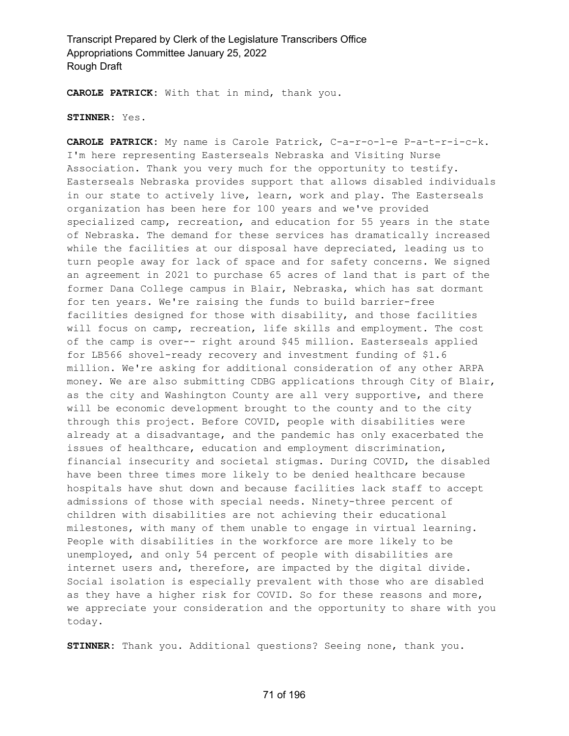**CAROLE PATRICK:** With that in mind, thank you.

**STINNER:** Yes.

**CAROLE PATRICK:** My name is Carole Patrick, C-a-r-o-l-e P-a-t-r-i-c-k. I'm here representing Easterseals Nebraska and Visiting Nurse Association. Thank you very much for the opportunity to testify. Easterseals Nebraska provides support that allows disabled individuals in our state to actively live, learn, work and play. The Easterseals organization has been here for 100 years and we've provided specialized camp, recreation, and education for 55 years in the state of Nebraska. The demand for these services has dramatically increased while the facilities at our disposal have depreciated, leading us to turn people away for lack of space and for safety concerns. We signed an agreement in 2021 to purchase 65 acres of land that is part of the former Dana College campus in Blair, Nebraska, which has sat dormant for ten years. We're raising the funds to build barrier-free facilities designed for those with disability, and those facilities will focus on camp, recreation, life skills and employment. The cost of the camp is over-- right around $45 million. Easterseals applied for LB566 shovel-ready recovery and investment funding of $1.6 million. We're asking for additional consideration of any other ARPA money. We are also submitting CDBG applications through City of Blair, as the city and Washington County are all very supportive, and there will be economic development brought to the county and to the city through this project. Before COVID, people with disabilities were already at a disadvantage, and the pandemic has only exacerbated the issues of healthcare, education and employment discrimination, financial insecurity and societal stigmas. During COVID, the disabled have been three times more likely to be denied healthcare because hospitals have shut down and because facilities lack staff to accept admissions of those with special needs. Ninety-three percent of children with disabilities are not achieving their educational milestones, with many of them unable to engage in virtual learning. People with disabilities in the workforce are more likely to be unemployed, and only 54 percent of people with disabilities are internet users and, therefore, are impacted by the digital divide. Social isolation is especially prevalent with those who are disabled as they have a higher risk for COVID. So for these reasons and more, we appreciate your consideration and the opportunity to share with you today.

**STINNER:** Thank you. Additional questions? Seeing none, thank you.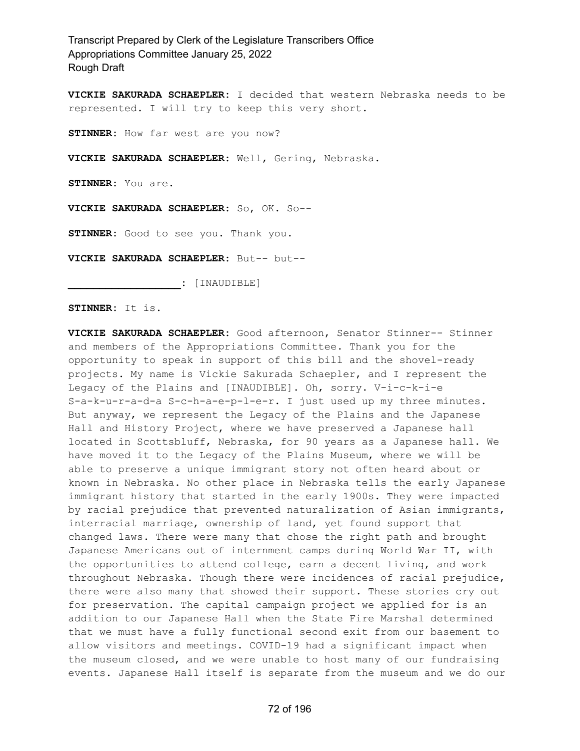**VICKIE SAKURADA SCHAEPLER:** I decided that western Nebraska needs to be represented. I will try to keep this very short.

**STINNER:** How far west are you now?

**VICKIE SAKURADA SCHAEPLER:** Well, Gering, Nebraska.

**STINNER:** You are.

**VICKIE SAKURADA SCHAEPLER:** So, OK. So--

**STINNER:** Good to see you. Thank you.

**VICKIE SAKURADA SCHAEPLER:** But-- but--

**__________________:** [INAUDIBLE]

**STINNER:** It is.

**VICKIE SAKURADA SCHAEPLER:** Good afternoon, Senator Stinner-- Stinner and members of the Appropriations Committee. Thank you for the opportunity to speak in support of this bill and the shovel-ready projects. My name is Vickie Sakurada Schaepler, and I represent the Legacy of the Plains and [INAUDIBLE]. Oh, sorry. V-i-c-k-i-e S-a-k-u-r-a-d-a S-c-h-a-e-p-l-e-r. I just used up my three minutes. But anyway, we represent the Legacy of the Plains and the Japanese Hall and History Project, where we have preserved a Japanese hall located in Scottsbluff, Nebraska, for 90 years as a Japanese hall. We have moved it to the Legacy of the Plains Museum, where we will be able to preserve a unique immigrant story not often heard about or known in Nebraska. No other place in Nebraska tells the early Japanese immigrant history that started in the early 1900s. They were impacted by racial prejudice that prevented naturalization of Asian immigrants, interracial marriage, ownership of land, yet found support that changed laws. There were many that chose the right path and brought Japanese Americans out of internment camps during World War II, with the opportunities to attend college, earn a decent living, and work throughout Nebraska. Though there were incidences of racial prejudice, there were also many that showed their support. These stories cry out for preservation. The capital campaign project we applied for is an addition to our Japanese Hall when the State Fire Marshal determined that we must have a fully functional second exit from our basement to allow visitors and meetings. COVID-19 had a significant impact when the museum closed, and we were unable to host many of our fundraising events. Japanese Hall itself is separate from the museum and we do our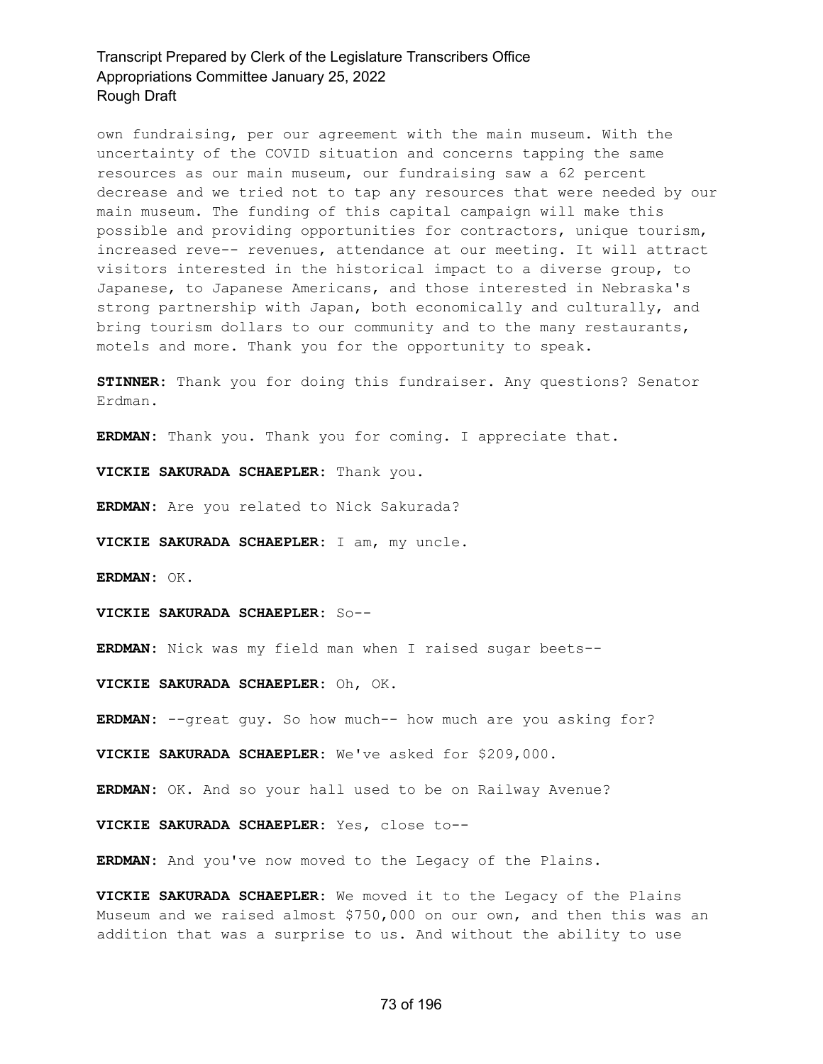own fundraising, per our agreement with the main museum. With the uncertainty of the COVID situation and concerns tapping the same resources as our main museum, our fundraising saw a 62 percent decrease and we tried not to tap any resources that were needed by our main museum. The funding of this capital campaign will make this possible and providing opportunities for contractors, unique tourism, increased reve-- revenues, attendance at our meeting. It will attract visitors interested in the historical impact to a diverse group, to Japanese, to Japanese Americans, and those interested in Nebraska's strong partnership with Japan, both economically and culturally, and bring tourism dollars to our community and to the many restaurants, motels and more. Thank you for the opportunity to speak.

**STINNER:** Thank you for doing this fundraiser. Any questions? Senator Erdman.

**ERDMAN:** Thank you. Thank you for coming. I appreciate that.

**VICKIE SAKURADA SCHAEPLER:** Thank you.

**ERDMAN:** Are you related to Nick Sakurada?

**VICKIE SAKURADA SCHAEPLER:** I am, my uncle.

**ERDMAN:** OK.

**VICKIE SAKURADA SCHAEPLER:** So--

**ERDMAN:** Nick was my field man when I raised sugar beets--

**VICKIE SAKURADA SCHAEPLER:** Oh, OK.

**ERDMAN:** --great guy. So how much-- how much are you asking for?

**VICKIE SAKURADA SCHAEPLER:** We've asked for $209,000.

**ERDMAN:** OK. And so your hall used to be on Railway Avenue?

**VICKIE SAKURADA SCHAEPLER:** Yes, close to--

**ERDMAN:** And you've now moved to the Legacy of the Plains.

**VICKIE SAKURADA SCHAEPLER:** We moved it to the Legacy of the Plains Museum and we raised almost $750,000 on our own, and then this was an addition that was a surprise to us. And without the ability to use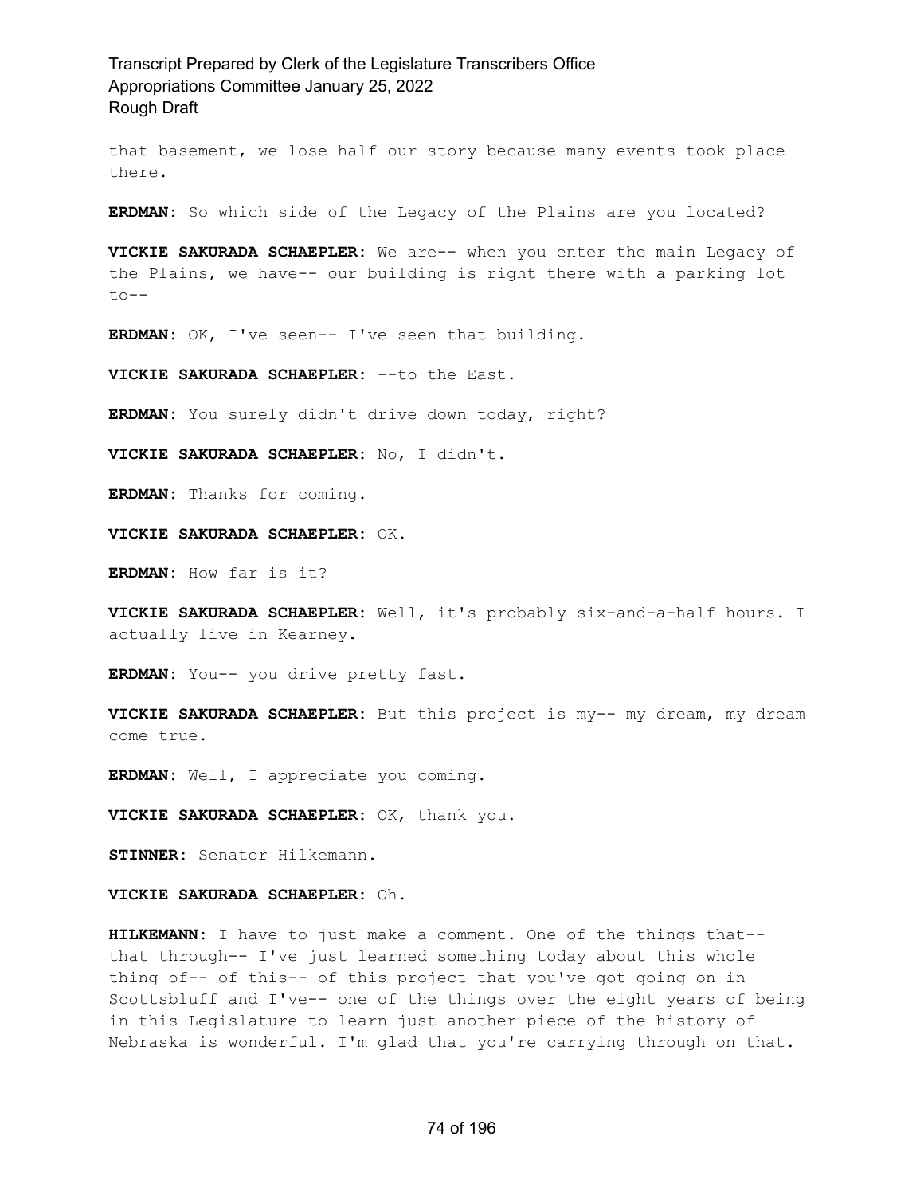that basement, we lose half our story because many events took place there.

**ERDMAN:** So which side of the Legacy of the Plains are you located?

**VICKIE SAKURADA SCHAEPLER:** We are-- when you enter the main Legacy of the Plains, we have-- our building is right there with a parking lot to--

**ERDMAN:** OK, I've seen-- I've seen that building.

**VICKIE SAKURADA SCHAEPLER:** --to the East.

**ERDMAN:** You surely didn't drive down today, right?

**VICKIE SAKURADA SCHAEPLER:** No, I didn't.

**ERDMAN:** Thanks for coming.

**VICKIE SAKURADA SCHAEPLER:** OK.

**ERDMAN:** How far is it?

**VICKIE SAKURADA SCHAEPLER:** Well, it's probably six-and-a-half hours. I actually live in Kearney.

**ERDMAN:** You-- you drive pretty fast.

**VICKIE SAKURADA SCHAEPLER:** But this project is my-- my dream, my dream come true.

**ERDMAN:** Well, I appreciate you coming.

**VICKIE SAKURADA SCHAEPLER:** OK, thank you.

**STINNER:** Senator Hilkemann.

**VICKIE SAKURADA SCHAEPLER:** Oh.

**HILKEMANN:** I have to just make a comment. One of the things that-- that through-- I've just learned something today about this whole thing of-- of this-- of this project that you've got going on in Scottsbluff and I've-- one of the things over the eight years of being in this Legislature to learn just another piece of the history of Nebraska is wonderful. I'm glad that you're carrying through on that.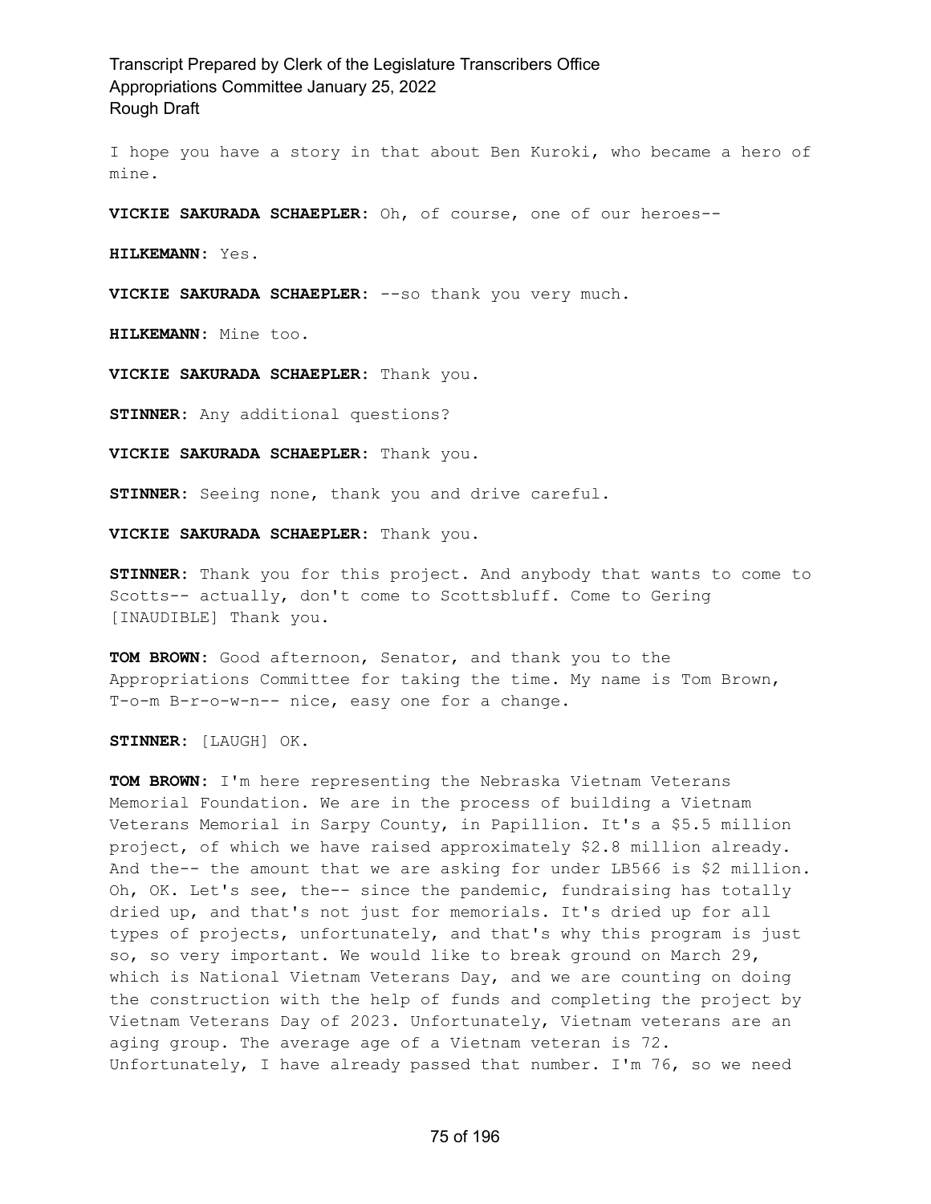I hope you have a story in that about Ben Kuroki, who became a hero of mine.

**VICKIE SAKURADA SCHAEPLER:** Oh, of course, one of our heroes--

**HILKEMANN:** Yes.

**VICKIE SAKURADA SCHAEPLER:** --so thank you very much.

**HILKEMANN:** Mine too.

**VICKIE SAKURADA SCHAEPLER:** Thank you.

**STINNER:** Any additional questions?

**VICKIE SAKURADA SCHAEPLER:** Thank you.

**STINNER:** Seeing none, thank you and drive careful.

**VICKIE SAKURADA SCHAEPLER:** Thank you.

**STINNER:** Thank you for this project. And anybody that wants to come to Scotts-- actually, don't come to Scottsbluff. Come to Gering [INAUDIBLE] Thank you.

**TOM BROWN:** Good afternoon, Senator, and thank you to the Appropriations Committee for taking the time. My name is Tom Brown, T-o-m B-r-o-w-n-- nice, easy one for a change.

**STINNER:** [LAUGH] OK.

**TOM BROWN:** I'm here representing the Nebraska Vietnam Veterans Memorial Foundation. We are in the process of building a Vietnam Veterans Memorial in Sarpy County, in Papillion. It's a $5.5 million project, of which we have raised approximately $2.8 million already. And the-- the amount that we are asking for under LB566 is $2 million. Oh, OK. Let's see, the-- since the pandemic, fundraising has totally dried up, and that's not just for memorials. It's dried up for all types of projects, unfortunately, and that's why this program is just so, so very important. We would like to break ground on March 29, which is National Vietnam Veterans Day, and we are counting on doing the construction with the help of funds and completing the project by Vietnam Veterans Day of 2023. Unfortunately, Vietnam veterans are an aging group. The average age of a Vietnam veteran is 72. Unfortunately, I have already passed that number. I'm 76, so we need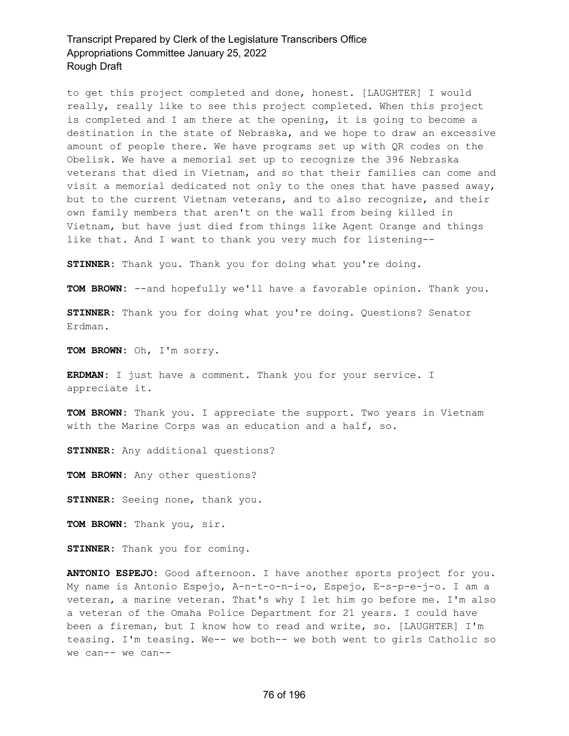to get this project completed and done, honest. [LAUGHTER] I would really, really like to see this project completed. When this project is completed and I am there at the opening, it is going to become a destination in the state of Nebraska, and we hope to draw an excessive amount of people there. We have programs set up with QR codes on the Obelisk. We have a memorial set up to recognize the 396 Nebraska veterans that died in Vietnam, and so that their families can come and visit a memorial dedicated not only to the ones that have passed away, but to the current Vietnam veterans, and to also recognize, and their own family members that aren't on the wall from being killed in Vietnam, but have just died from things like Agent Orange and things like that. And I want to thank you very much for listening--

**STINNER:** Thank you. Thank you for doing what you're doing.

**TOM BROWN:** --and hopefully we'll have a favorable opinion. Thank you.

**STINNER:** Thank you for doing what you're doing. Questions? Senator Erdman.

**TOM BROWN:** Oh, I'm sorry.

**ERDMAN:** I just have a comment. Thank you for your service. I appreciate it.

**TOM BROWN:** Thank you. I appreciate the support. Two years in Vietnam with the Marine Corps was an education and a half, so.

**STINNER:** Any additional questions?

**TOM BROWN:** Any other questions?

**STINNER:** Seeing none, thank you.

**TOM BROWN:** Thank you, sir.

**STINNER:** Thank you for coming.

**ANTONIO ESPEJO:** Good afternoon. I have another sports project for you. My name is Antonio Espejo, A-n-t-o-n-i-o, Espejo, E-s-p-e-j-o. I am a veteran, a marine veteran. That's why I let him go before me. I'm also a veteran of the Omaha Police Department for 21 years. I could have been a fireman, but I know how to read and write, so. [LAUGHTER] I'm teasing. I'm teasing. We-- we both-- we both went to girls Catholic so we can-- we can--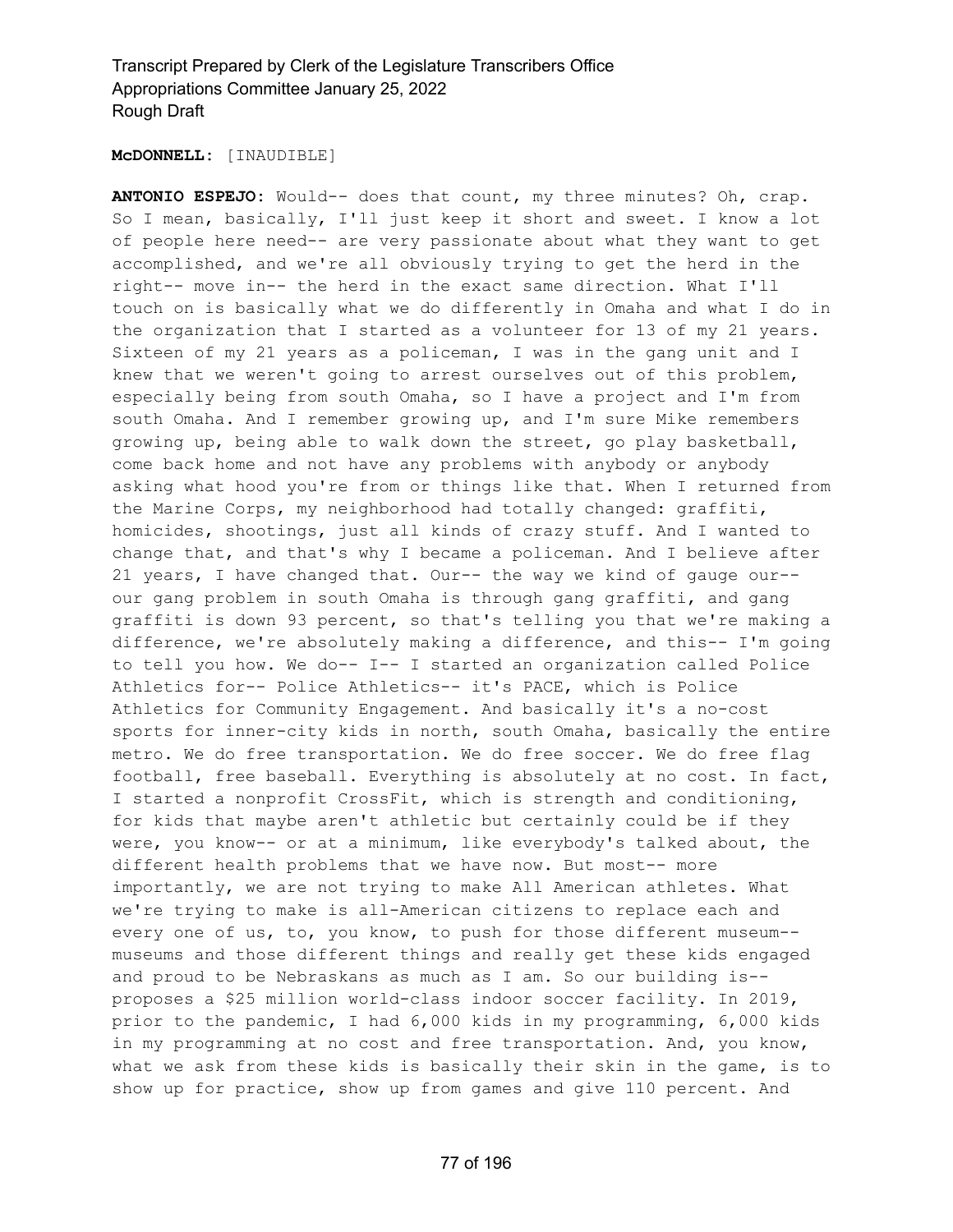**McDONNELL:** [INAUDIBLE]

**ANTONIO ESPEJO:** Would-- does that count, my three minutes? Oh, crap. So I mean, basically, I'll just keep it short and sweet. I know a lot of people here need-- are very passionate about what they want to get accomplished, and we're all obviously trying to get the herd in the right-- move in-- the herd in the exact same direction. What I'll touch on is basically what we do differently in Omaha and what I do in the organization that I started as a volunteer for 13 of my 21 years. Sixteen of my 21 years as a policeman, I was in the gang unit and I knew that we weren't going to arrest ourselves out of this problem, especially being from south Omaha, so I have a project and I'm from south Omaha. And I remember growing up, and I'm sure Mike remembers growing up, being able to walk down the street, go play basketball, come back home and not have any problems with anybody or anybody asking what hood you're from or things like that. When I returned from the Marine Corps, my neighborhood had totally changed: graffiti, homicides, shootings, just all kinds of crazy stuff. And I wanted to change that, and that's why I became a policeman. And I believe after 21 years, I have changed that. Our-- the way we kind of gauge our-- our gang problem in south Omaha is through gang graffiti, and gang graffiti is down 93 percent, so that's telling you that we're making a difference, we're absolutely making a difference, and this-- I'm going to tell you how. We do-- I-- I started an organization called Police Athletics for-- Police Athletics-- it's PACE, which is Police Athletics for Community Engagement. And basically it's a no-cost sports for inner-city kids in north, south Omaha, basically the entire metro. We do free transportation. We do free soccer. We do free flag football, free baseball. Everything is absolutely at no cost. In fact, I started a nonprofit CrossFit, which is strength and conditioning, for kids that maybe aren't athletic but certainly could be if they were, you know-- or at a minimum, like everybody's talked about, the different health problems that we have now. But most-- more importantly, we are not trying to make All American athletes. What we're trying to make is all-American citizens to replace each and every one of us, to, you know, to push for those different museum-- museums and those different things and really get these kids engaged and proud to be Nebraskans as much as I am. So our building is-- proposes a $25 million world-class indoor soccer facility. In 2019, prior to the pandemic, I had 6,000 kids in my programming, 6,000 kids in my programming at no cost and free transportation. And, you know, what we ask from these kids is basically their skin in the game, is to show up for practice, show up from games and give 110 percent. And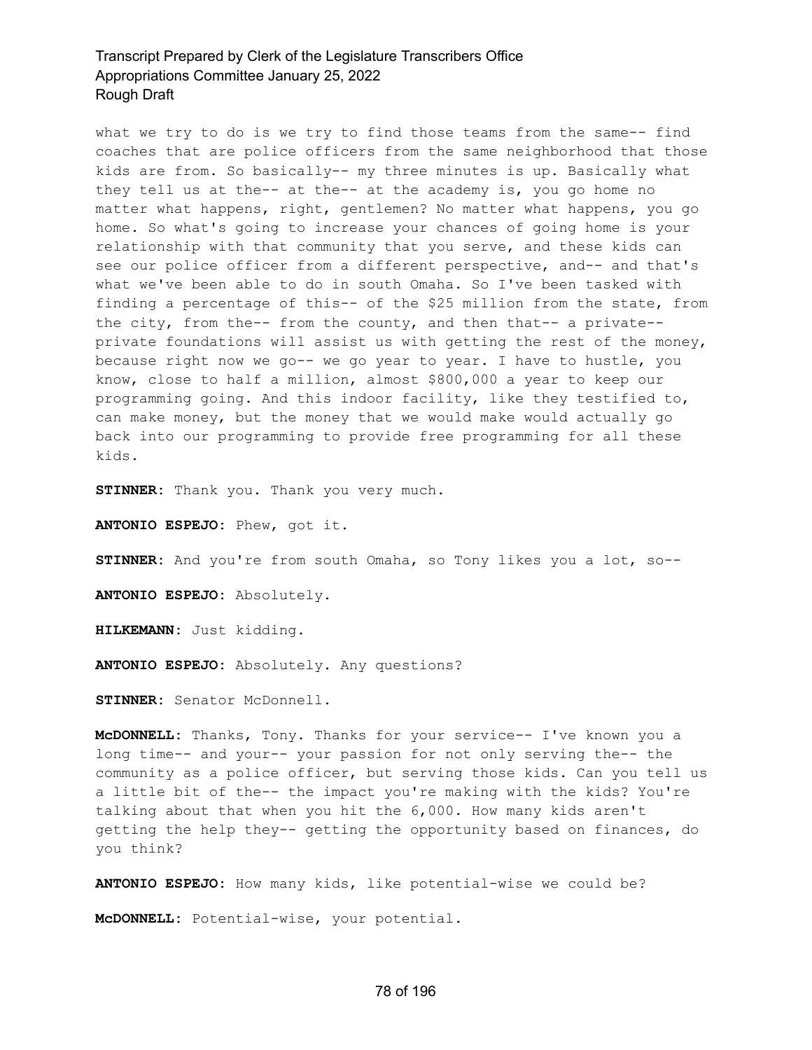what we try to do is we try to find those teams from the same-- find coaches that are police officers from the same neighborhood that those kids are from. So basically-- my three minutes is up. Basically what they tell us at the-- at the-- at the academy is, you go home no matter what happens, right, gentlemen? No matter what happens, you go home. So what's going to increase your chances of going home is your relationship with that community that you serve, and these kids can see our police officer from a different perspective, and-- and that's what we've been able to do in south Omaha. So I've been tasked with finding a percentage of this-- of the $25 million from the state, from the city, from the-- from the county, and then that-- a private-- private foundations will assist us with getting the rest of the money, because right now we go-- we go year to year. I have to hustle, you know, close to half a million, almost $800,000 a year to keep our programming going. And this indoor facility, like they testified to, can make money, but the money that we would make would actually go back into our programming to provide free programming for all these kids.

**STINNER:** Thank you. Thank you very much.

**ANTONIO ESPEJO:** Phew, got it.

**STINNER:** And you're from south Omaha, so Tony likes you a lot, so--

**ANTONIO ESPEJO:** Absolutely.

**HILKEMANN:** Just kidding.

**ANTONIO ESPEJO:** Absolutely. Any questions?

**STINNER:** Senator McDonnell.

**McDONNELL:** Thanks, Tony. Thanks for your service-- I've known you a long time-- and your-- your passion for not only serving the-- the community as a police officer, but serving those kids. Can you tell us a little bit of the-- the impact you're making with the kids? You're talking about that when you hit the 6,000. How many kids aren't getting the help they-- getting the opportunity based on finances, do you think?

**ANTONIO ESPEJO:** How many kids, like potential-wise we could be?

**McDONNELL:** Potential-wise, your potential.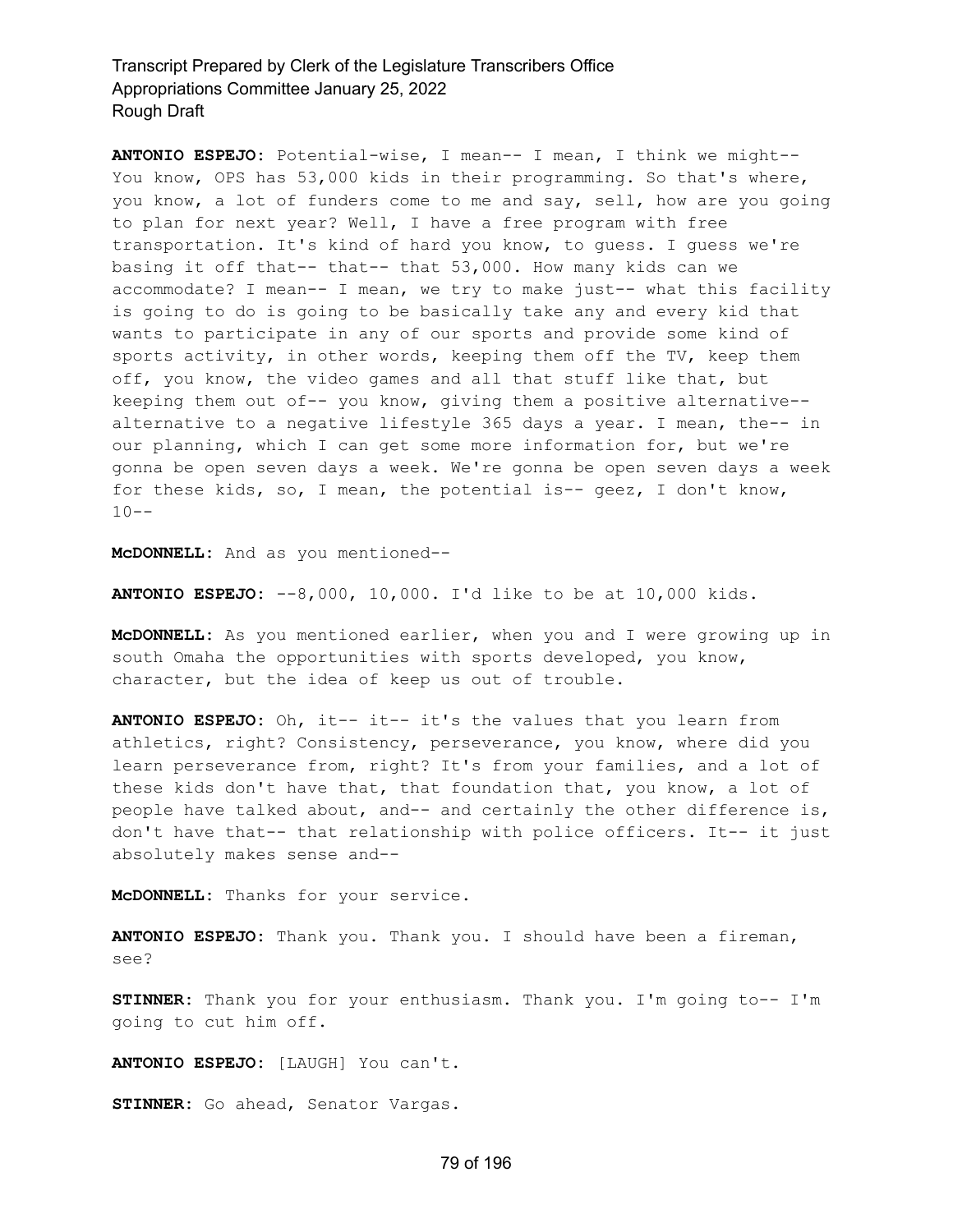**ANTONIO ESPEJO:** Potential-wise, I mean-- I mean, I think we might-- You know, OPS has 53,000 kids in their programming. So that's where, you know, a lot of funders come to me and say, sell, how are you going to plan for next year? Well, I have a free program with free transportation. It's kind of hard you know, to guess. I guess we're basing it off that-- that-- that 53,000. How many kids can we accommodate? I mean-- I mean, we try to make just-- what this facility is going to do is going to be basically take any and every kid that wants to participate in any of our sports and provide some kind of sports activity, in other words, keeping them off the TV, keep them off, you know, the video games and all that stuff like that, but keeping them out of-- you know, giving them a positive alternative-- alternative to a negative lifestyle 365 days a year. I mean, the-- in our planning, which I can get some more information for, but we're gonna be open seven days a week. We're gonna be open seven days a week for these kids, so, I mean, the potential is-- geez, I don't know, 10--

**McDONNELL:** And as you mentioned--

**ANTONIO ESPEJO:** --8,000, 10,000. I'd like to be at 10,000 kids.

**McDONNELL:** As you mentioned earlier, when you and I were growing up in south Omaha the opportunities with sports developed, you know, character, but the idea of keep us out of trouble.

**ANTONIO ESPEJO:** Oh, it-- it-- it's the values that you learn from athletics, right? Consistency, perseverance, you know, where did you learn perseverance from, right? It's from your families, and a lot of these kids don't have that, that foundation that, you know, a lot of people have talked about, and-- and certainly the other difference is, don't have that-- that relationship with police officers. It-- it just absolutely makes sense and--

**McDONNELL:** Thanks for your service.

**ANTONIO ESPEJO:** Thank you. Thank you. I should have been a fireman, see?

**STINNER:** Thank you for your enthusiasm. Thank you. I'm going to-- I'm going to cut him off.

**ANTONIO ESPEJO:** [LAUGH] You can't.

**STINNER:** Go ahead, Senator Vargas.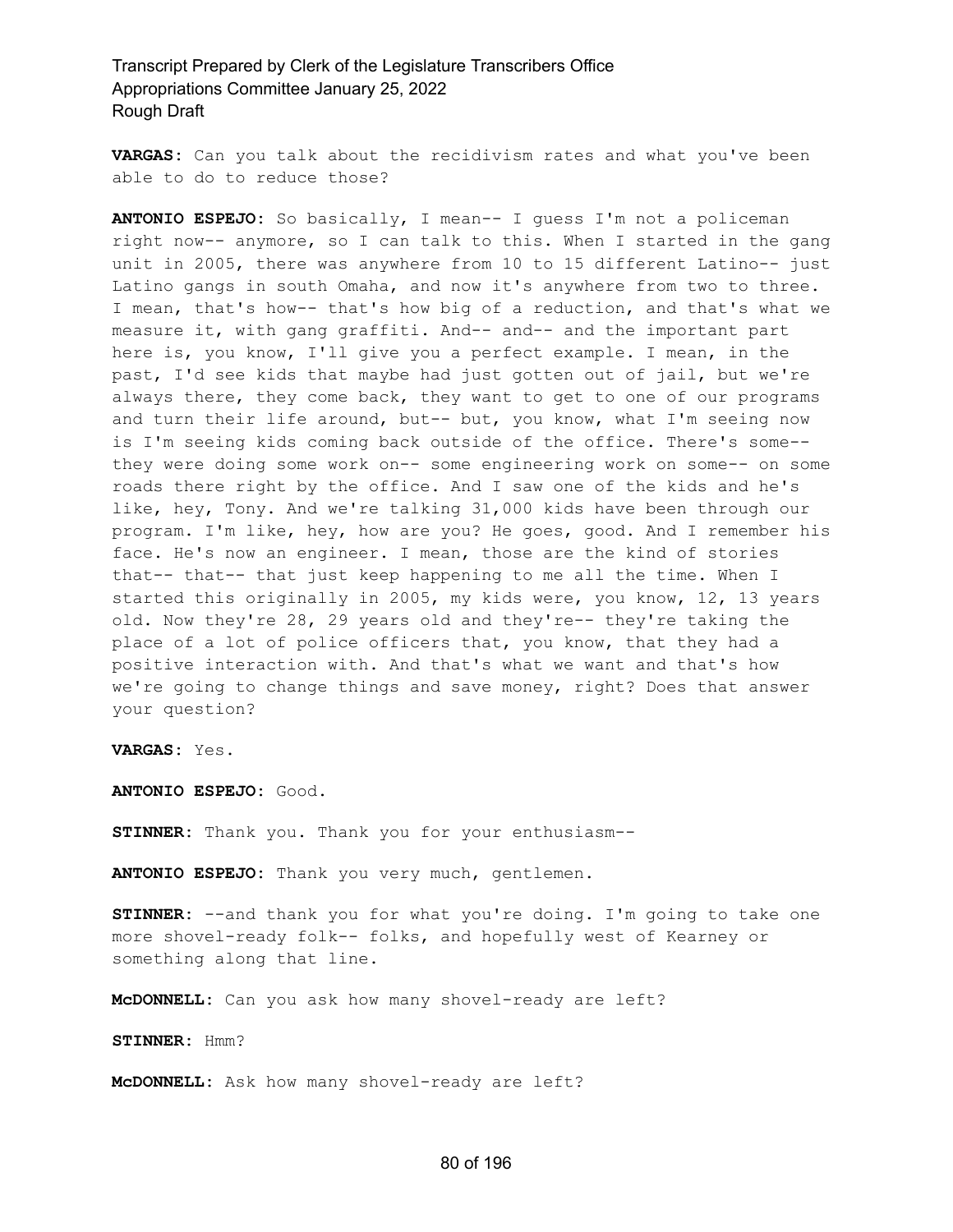**VARGAS:** Can you talk about the recidivism rates and what you've been able to do to reduce those?

**ANTONIO ESPEJO:** So basically, I mean-- I guess I'm not a policeman right now-- anymore, so I can talk to this. When I started in the gang unit in 2005, there was anywhere from 10 to 15 different Latino-- just Latino gangs in south Omaha, and now it's anywhere from two to three. I mean, that's how-- that's how big of a reduction, and that's what we measure it, with gang graffiti. And-- and-- and the important part here is, you know, I'll give you a perfect example. I mean, in the past, I'd see kids that maybe had just gotten out of jail, but we're always there, they come back, they want to get to one of our programs and turn their life around, but-- but, you know, what I'm seeing now is I'm seeing kids coming back outside of the office. There's some-- they were doing some work on-- some engineering work on some-- on some roads there right by the office. And I saw one of the kids and he's like, hey, Tony. And we're talking 31,000 kids have been through our program. I'm like, hey, how are you? He goes, good. And I remember his face. He's now an engineer. I mean, those are the kind of stories that-- that-- that just keep happening to me all the time. When I started this originally in 2005, my kids were, you know, 12, 13 years old. Now they're 28, 29 years old and they're-- they're taking the place of a lot of police officers that, you know, that they had a positive interaction with. And that's what we want and that's how we're going to change things and save money, right? Does that answer your question?

**VARGAS:** Yes.

**ANTONIO ESPEJO:** Good.

**STINNER:** Thank you. Thank you for your enthusiasm--

**ANTONIO ESPEJO:** Thank you very much, gentlemen.

**STINNER:** --and thank you for what you're doing. I'm going to take one more shovel-ready folk-- folks, and hopefully west of Kearney or something along that line.

**McDONNELL:** Can you ask how many shovel-ready are left?

**STINNER:** Hmm?

**McDONNELL:** Ask how many shovel-ready are left?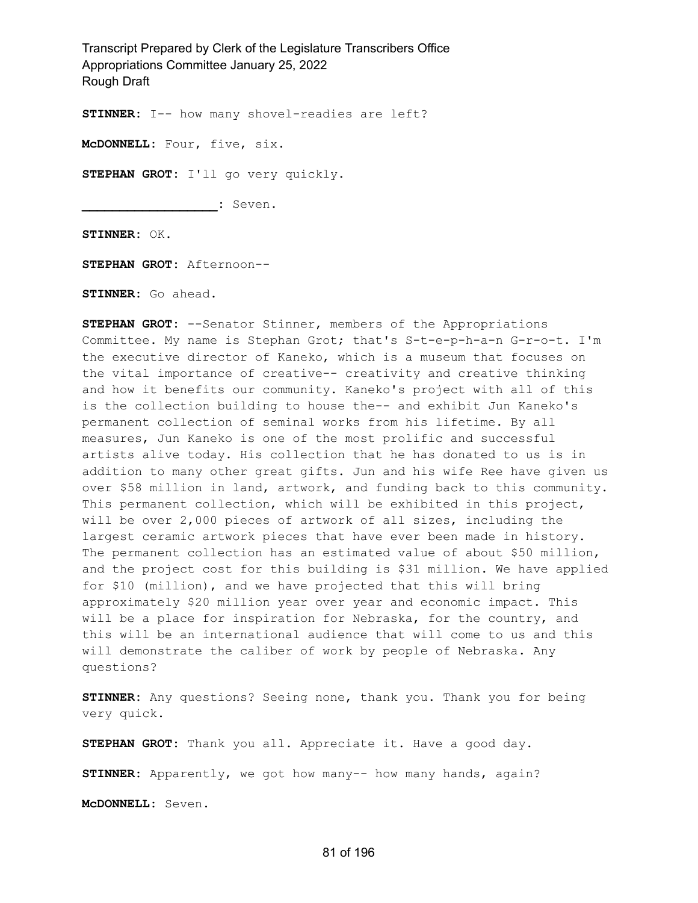**STINNER:** I-- how many shovel-readies are left?

**McDONNELL:** Four, five, six.

**STEPHAN GROT:** I'll go very quickly.

**__________________:** Seven.

**STINNER:** OK.

**STEPHAN GROT:** Afternoon--

**STINNER:** Go ahead.

**STEPHAN GROT:** --Senator Stinner, members of the Appropriations Committee. My name is Stephan Grot; that's S-t-e-p-h-a-n G-r-o-t. I'm the executive director of Kaneko, which is a museum that focuses on the vital importance of creative-- creativity and creative thinking and how it benefits our community. Kaneko's project with all of this is the collection building to house the-- and exhibit Jun Kaneko's permanent collection of seminal works from his lifetime. By all measures, Jun Kaneko is one of the most prolific and successful artists alive today. His collection that he has donated to us is in addition to many other great gifts. Jun and his wife Ree have given us over $58 million in land, artwork, and funding back to this community. This permanent collection, which will be exhibited in this project, will be over 2,000 pieces of artwork of all sizes, including the largest ceramic artwork pieces that have ever been made in history. The permanent collection has an estimated value of about $50 million, and the project cost for this building is $31 million. We have applied for $10 (million), and we have projected that this will bring approximately $20 million year over year and economic impact. This will be a place for inspiration for Nebraska, for the country, and this will be an international audience that will come to us and this will demonstrate the caliber of work by people of Nebraska. Any questions?

**STINNER:** Any questions? Seeing none, thank you. Thank you for being very quick.

**STEPHAN GROT:** Thank you all. Appreciate it. Have a good day.

**STINNER:** Apparently, we got how many-- how many hands, again?

**McDONNELL:** Seven.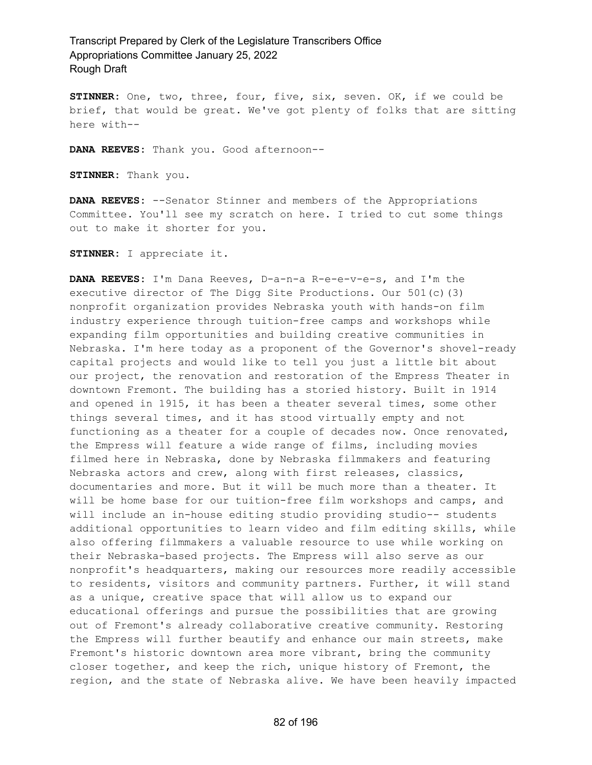**STINNER:** One, two, three, four, five, six, seven. OK, if we could be brief, that would be great. We've got plenty of folks that are sitting here with--

**DANA REEVES:** Thank you. Good afternoon--

**STINNER:** Thank you.

**DANA REEVES:** --Senator Stinner and members of the Appropriations Committee. You'll see my scratch on here. I tried to cut some things out to make it shorter for you.

**STINNER:** I appreciate it.

**DANA REEVES:** I'm Dana Reeves, D-a-n-a R-e-e-v-e-s, and I'm the executive director of The Digg Site Productions. Our 501(c)(3) nonprofit organization provides Nebraska youth with hands-on film industry experience through tuition-free camps and workshops while expanding film opportunities and building creative communities in Nebraska. I'm here today as a proponent of the Governor's shovel-ready capital projects and would like to tell you just a little bit about our project, the renovation and restoration of the Empress Theater in downtown Fremont. The building has a storied history. Built in 1914 and opened in 1915, it has been a theater several times, some other things several times, and it has stood virtually empty and not functioning as a theater for a couple of decades now. Once renovated, the Empress will feature a wide range of films, including movies filmed here in Nebraska, done by Nebraska filmmakers and featuring Nebraska actors and crew, along with first releases, classics, documentaries and more. But it will be much more than a theater. It will be home base for our tuition-free film workshops and camps, and will include an in-house editing studio providing studio-- students additional opportunities to learn video and film editing skills, while also offering filmmakers a valuable resource to use while working on their Nebraska-based projects. The Empress will also serve as our nonprofit's headquarters, making our resources more readily accessible to residents, visitors and community partners. Further, it will stand as a unique, creative space that will allow us to expand our educational offerings and pursue the possibilities that are growing out of Fremont's already collaborative creative community. Restoring the Empress will further beautify and enhance our main streets, make Fremont's historic downtown area more vibrant, bring the community closer together, and keep the rich, unique history of Fremont, the region, and the state of Nebraska alive. We have been heavily impacted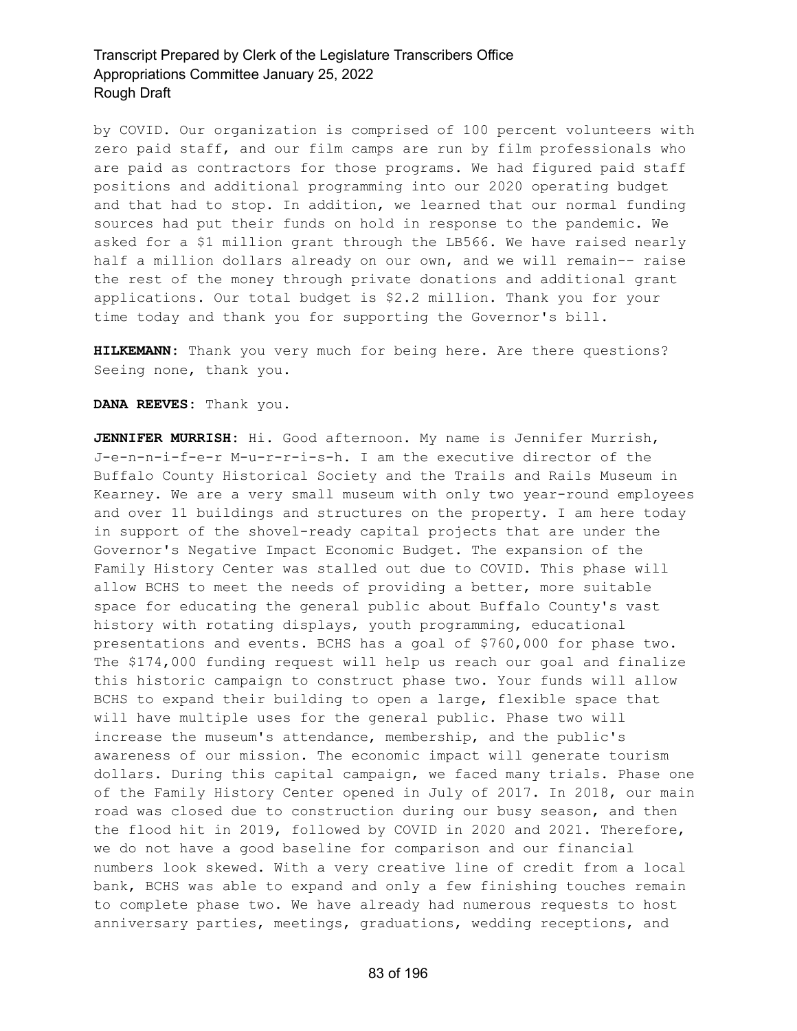by COVID. Our organization is comprised of 100 percent volunteers with zero paid staff, and our film camps are run by film professionals who are paid as contractors for those programs. We had figured paid staff positions and additional programming into our 2020 operating budget and that had to stop. In addition, we learned that our normal funding sources had put their funds on hold in response to the pandemic. We asked for a $1 million grant through the LB566. We have raised nearly half a million dollars already on our own, and we will remain-- raise the rest of the money through private donations and additional grant applications. Our total budget is $2.2 million. Thank you for your time today and thank you for supporting the Governor's bill.

**HILKEMANN:** Thank you very much for being here. Are there questions? Seeing none, thank you.

**DANA REEVES:** Thank you.

**JENNIFER MURRISH:** Hi. Good afternoon. My name is Jennifer Murrish, J-e-n-n-i-f-e-r M-u-r-r-i-s-h. I am the executive director of the Buffalo County Historical Society and the Trails and Rails Museum in Kearney. We are a very small museum with only two year-round employees and over 11 buildings and structures on the property. I am here today in support of the shovel-ready capital projects that are under the Governor's Negative Impact Economic Budget. The expansion of the Family History Center was stalled out due to COVID. This phase will allow BCHS to meet the needs of providing a better, more suitable space for educating the general public about Buffalo County's vast history with rotating displays, youth programming, educational presentations and events. BCHS has a goal of $760,000 for phase two. The $174,000 funding request will help us reach our goal and finalize this historic campaign to construct phase two. Your funds will allow BCHS to expand their building to open a large, flexible space that will have multiple uses for the general public. Phase two will increase the museum's attendance, membership, and the public's awareness of our mission. The economic impact will generate tourism dollars. During this capital campaign, we faced many trials. Phase one of the Family History Center opened in July of 2017. In 2018, our main road was closed due to construction during our busy season, and then the flood hit in 2019, followed by COVID in 2020 and 2021. Therefore, we do not have a good baseline for comparison and our financial numbers look skewed. With a very creative line of credit from a local bank, BCHS was able to expand and only a few finishing touches remain to complete phase two. We have already had numerous requests to host anniversary parties, meetings, graduations, wedding receptions, and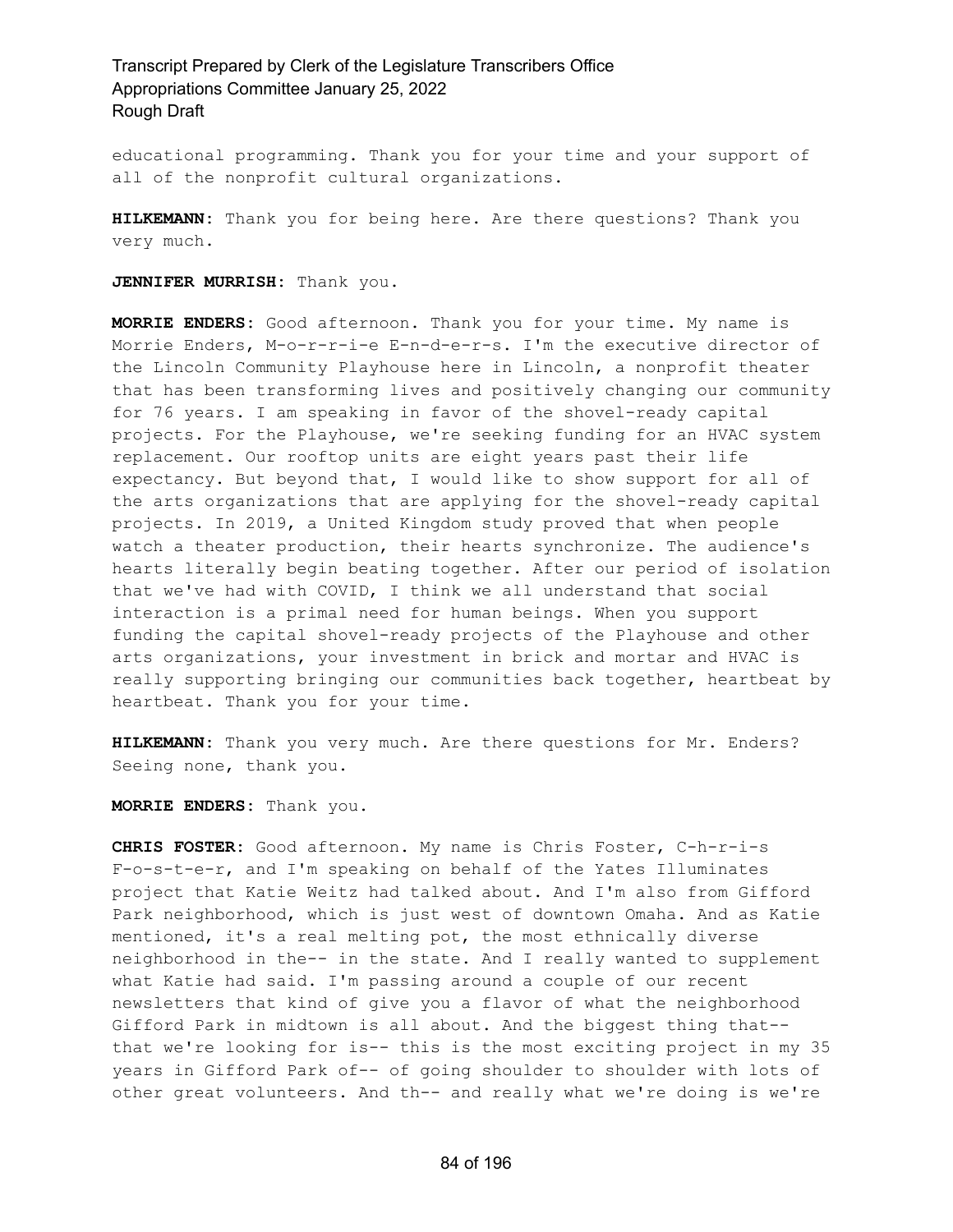educational programming. Thank you for your time and your support of all of the nonprofit cultural organizations.

**HILKEMANN:** Thank you for being here. Are there questions? Thank you very much.

**JENNIFER MURRISH:** Thank you.

**MORRIE ENDERS:** Good afternoon. Thank you for your time. My name is Morrie Enders, M-o-r-r-i-e E-n-d-e-r-s. I'm the executive director of the Lincoln Community Playhouse here in Lincoln, a nonprofit theater that has been transforming lives and positively changing our community for 76 years. I am speaking in favor of the shovel-ready capital projects. For the Playhouse, we're seeking funding for an HVAC system replacement. Our rooftop units are eight years past their life expectancy. But beyond that, I would like to show support for all of the arts organizations that are applying for the shovel-ready capital projects. In 2019, a United Kingdom study proved that when people watch a theater production, their hearts synchronize. The audience's hearts literally begin beating together. After our period of isolation that we've had with COVID, I think we all understand that social interaction is a primal need for human beings. When you support funding the capital shovel-ready projects of the Playhouse and other arts organizations, your investment in brick and mortar and HVAC is really supporting bringing our communities back together, heartbeat by heartbeat. Thank you for your time.

**HILKEMANN:** Thank you very much. Are there questions for Mr. Enders? Seeing none, thank you.

**MORRIE ENDERS:** Thank you.

**CHRIS FOSTER:** Good afternoon. My name is Chris Foster, C-h-r-i-s F-o-s-t-e-r, and I'm speaking on behalf of the Yates Illuminates project that Katie Weitz had talked about. And I'm also from Gifford Park neighborhood, which is just west of downtown Omaha. And as Katie mentioned, it's a real melting pot, the most ethnically diverse neighborhood in the-- in the state. And I really wanted to supplement what Katie had said. I'm passing around a couple of our recent newsletters that kind of give you a flavor of what the neighborhood Gifford Park in midtown is all about. And the biggest thing that-- that we're looking for is-- this is the most exciting project in my 35 years in Gifford Park of-- of going shoulder to shoulder with lots of other great volunteers. And th-- and really what we're doing is we're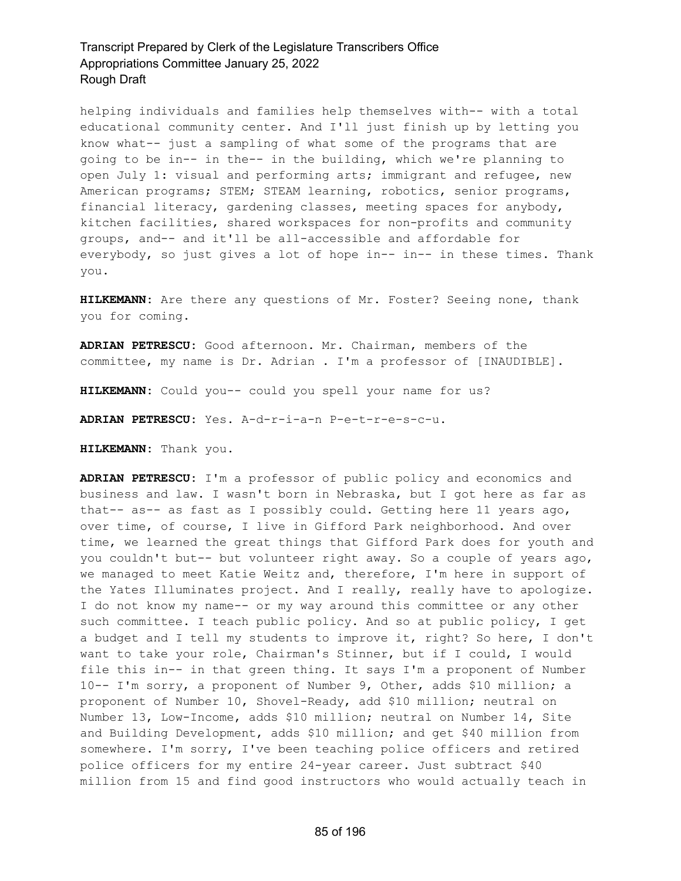helping individuals and families help themselves with-- with a total educational community center. And I'll just finish up by letting you know what-- just a sampling of what some of the programs that are going to be in-- in the-- in the building, which we're planning to open July 1: visual and performing arts; immigrant and refugee, new American programs; STEM; STEAM learning, robotics, senior programs, financial literacy, gardening classes, meeting spaces for anybody, kitchen facilities, shared workspaces for non-profits and community groups, and-- and it'll be all-accessible and affordable for everybody, so just gives a lot of hope in-- in-- in these times. Thank you.

**HILKEMANN:** Are there any questions of Mr. Foster? Seeing none, thank you for coming.

**ADRIAN PETRESCU:** Good afternoon. Mr. Chairman, members of the committee, my name is Dr. Adrian . I'm a professor of [INAUDIBLE].

**HILKEMANN:** Could you-- could you spell your name for us?

**ADRIAN PETRESCU:** Yes. A-d-r-i-a-n P-e-t-r-e-s-c-u.

**HILKEMANN:** Thank you.

**ADRIAN PETRESCU:** I'm a professor of public policy and economics and business and law. I wasn't born in Nebraska, but I got here as far as that-- as-- as fast as I possibly could. Getting here 11 years ago, over time, of course, I live in Gifford Park neighborhood. And over time, we learned the great things that Gifford Park does for youth and you couldn't but-- but volunteer right away. So a couple of years ago, we managed to meet Katie Weitz and, therefore, I'm here in support of the Yates Illuminates project. And I really, really have to apologize. I do not know my name-- or my way around this committee or any other such committee. I teach public policy. And so at public policy, I get a budget and I tell my students to improve it, right? So here, I don't want to take your role, Chairman's Stinner, but if I could, I would file this in-- in that green thing. It says I'm a proponent of Number 10-- I'm sorry, a proponent of Number 9, Other, adds $10 million; a proponent of Number 10, Shovel-Ready, add $10 million; neutral on Number 13, Low-Income, adds $10 million; neutral on Number 14, Site and Building Development, adds $10 million; and get $40 million from somewhere. I'm sorry, I've been teaching police officers and retired police officers for my entire 24-year career. Just subtract $40 million from 15 and find good instructors who would actually teach in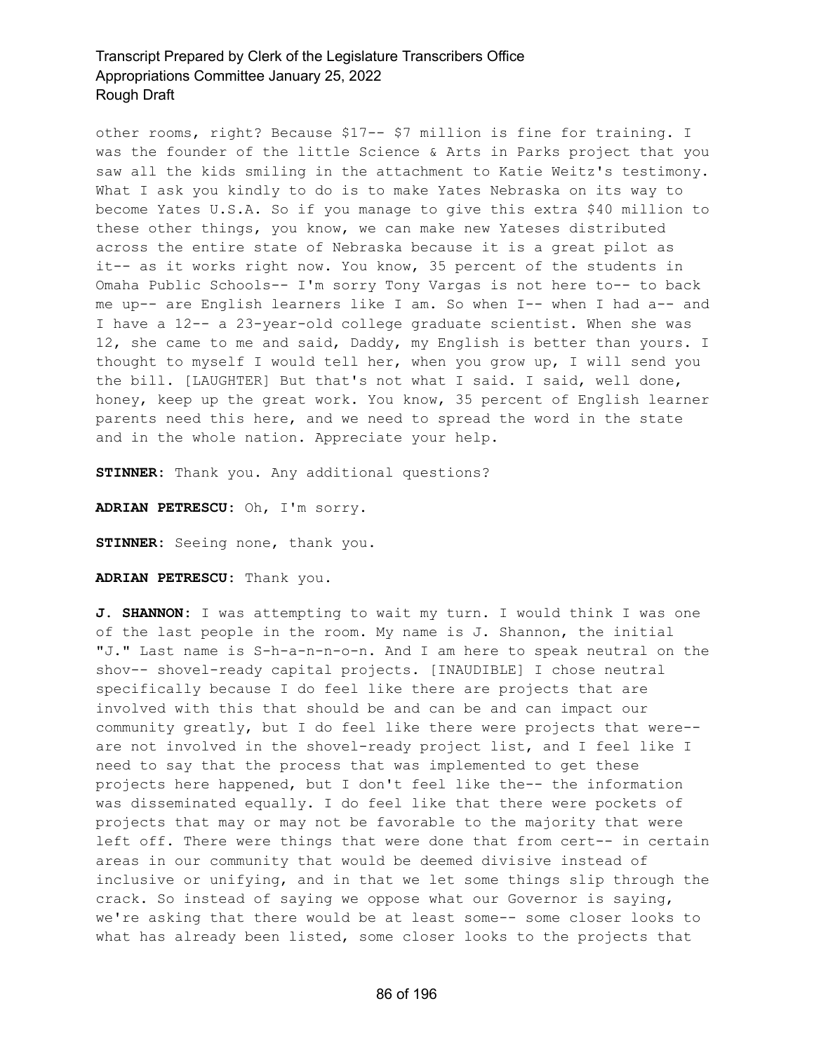other rooms, right? Because $17-- $7 million is fine for training. I was the founder of the little Science & Arts in Parks project that you saw all the kids smiling in the attachment to Katie Weitz's testimony. What I ask you kindly to do is to make Yates Nebraska on its way to become Yates U.S.A. So if you manage to give this extra $40 million to these other things, you know, we can make new Yateses distributed across the entire state of Nebraska because it is a great pilot as it-- as it works right now. You know, 35 percent of the students in Omaha Public Schools-- I'm sorry Tony Vargas is not here to-- to back me up-- are English learners like I am. So when I-- when I had a-- and I have a 12-- a 23-year-old college graduate scientist. When she was 12, she came to me and said, Daddy, my English is better than yours. I thought to myself I would tell her, when you grow up, I will send you the bill. [LAUGHTER] But that's not what I said. I said, well done, honey, keep up the great work. You know, 35 percent of English learner parents need this here, and we need to spread the word in the state and in the whole nation. Appreciate your help.

**STINNER:** Thank you. Any additional questions?

**ADRIAN PETRESCU:** Oh, I'm sorry.

**STINNER:** Seeing none, thank you.

**ADRIAN PETRESCU:** Thank you.

**J. SHANNON:** I was attempting to wait my turn. I would think I was one of the last people in the room. My name is J. Shannon, the initial "J." Last name is S-h-a-n-n-o-n. And I am here to speak neutral on the shov-- shovel-ready capital projects. [INAUDIBLE] I chose neutral specifically because I do feel like there are projects that are involved with this that should be and can be and can impact our community greatly, but I do feel like there were projects that were-- are not involved in the shovel-ready project list, and I feel like I need to say that the process that was implemented to get these projects here happened, but I don't feel like the-- the information was disseminated equally. I do feel like that there were pockets of projects that may or may not be favorable to the majority that were left off. There were things that were done that from cert-- in certain areas in our community that would be deemed divisive instead of inclusive or unifying, and in that we let some things slip through the crack. So instead of saying we oppose what our Governor is saying, we're asking that there would be at least some-- some closer looks to what has already been listed, some closer looks to the projects that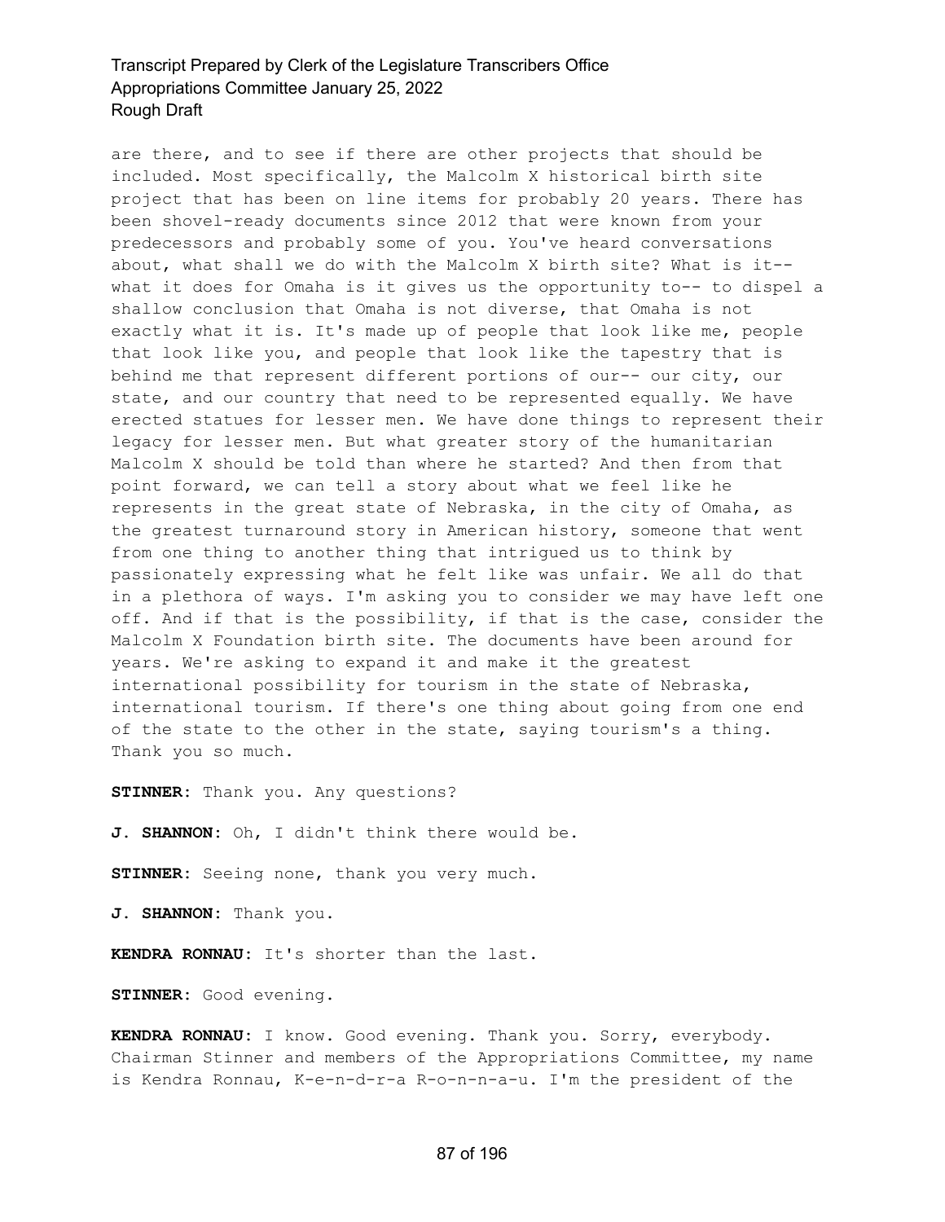are there, and to see if there are other projects that should be included. Most specifically, the Malcolm X historical birth site project that has been on line items for probably 20 years. There has been shovel-ready documents since 2012 that were known from your predecessors and probably some of you. You've heard conversations about, what shall we do with the Malcolm X birth site? What is it-- what it does for Omaha is it gives us the opportunity to-- to dispel a shallow conclusion that Omaha is not diverse, that Omaha is not exactly what it is. It's made up of people that look like me, people that look like you, and people that look like the tapestry that is behind me that represent different portions of our-- our city, our state, and our country that need to be represented equally. We have erected statues for lesser men. We have done things to represent their legacy for lesser men. But what greater story of the humanitarian Malcolm X should be told than where he started? And then from that point forward, we can tell a story about what we feel like he represents in the great state of Nebraska, in the city of Omaha, as the greatest turnaround story in American history, someone that went from one thing to another thing that intrigued us to think by passionately expressing what he felt like was unfair. We all do that in a plethora of ways. I'm asking you to consider we may have left one off. And if that is the possibility, if that is the case, consider the Malcolm X Foundation birth site. The documents have been around for years. We're asking to expand it and make it the greatest international possibility for tourism in the state of Nebraska, international tourism. If there's one thing about going from one end of the state to the other in the state, saying tourism's a thing. Thank you so much.

**STINNER:** Thank you. Any questions?

**J. SHANNON:** Oh, I didn't think there would be.

**STINNER:** Seeing none, thank you very much.

**J. SHANNON:** Thank you.

**KENDRA RONNAU:** It's shorter than the last.

**STINNER:** Good evening.

**KENDRA RONNAU:** I know. Good evening. Thank you. Sorry, everybody. Chairman Stinner and members of the Appropriations Committee, my name is Kendra Ronnau, K-e-n-d-r-a R-o-n-n-a-u. I'm the president of the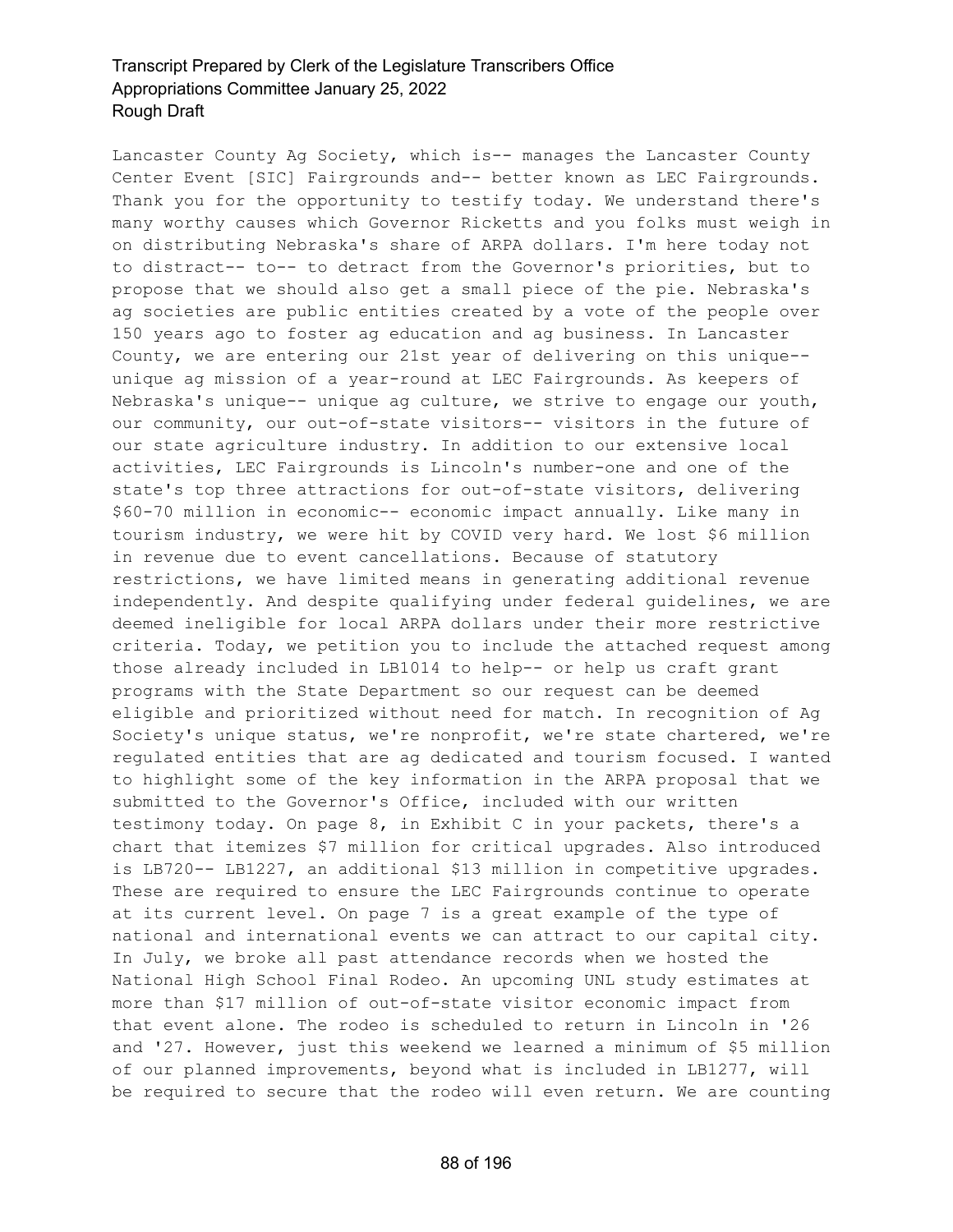Lancaster County Ag Society, which is-- manages the Lancaster County Center Event [SIC] Fairgrounds and-- better known as LEC Fairgrounds. Thank you for the opportunity to testify today. We understand there's many worthy causes which Governor Ricketts and you folks must weigh in on distributing Nebraska's share of ARPA dollars. I'm here today not to distract-- to-- to detract from the Governor's priorities, but to propose that we should also get a small piece of the pie. Nebraska's ag societies are public entities created by a vote of the people over 150 years ago to foster ag education and ag business. In Lancaster County, we are entering our 21st year of delivering on this unique-- unique ag mission of a year-round at LEC Fairgrounds. As keepers of Nebraska's unique-- unique ag culture, we strive to engage our youth, our community, our out-of-state visitors-- visitors in the future of our state agriculture industry. In addition to our extensive local activities, LEC Fairgrounds is Lincoln's number-one and one of the state's top three attractions for out-of-state visitors, delivering $60-70 million in economic-- economic impact annually. Like many in tourism industry, we were hit by COVID very hard. We lost $6 million in revenue due to event cancellations. Because of statutory restrictions, we have limited means in generating additional revenue independently. And despite qualifying under federal guidelines, we are deemed ineligible for local ARPA dollars under their more restrictive criteria. Today, we petition you to include the attached request among those already included in LB1014 to help-- or help us craft grant programs with the State Department so our request can be deemed eligible and prioritized without need for match. In recognition of Ag Society's unique status, we're nonprofit, we're state chartered, we're regulated entities that are ag dedicated and tourism focused. I wanted to highlight some of the key information in the ARPA proposal that we submitted to the Governor's Office, included with our written testimony today. On page 8, in Exhibit C in your packets, there's a chart that itemizes $7 million for critical upgrades. Also introduced is LB720-- LB1227, an additional $13 million in competitive upgrades. These are required to ensure the LEC Fairgrounds continue to operate at its current level. On page 7 is a great example of the type of national and international events we can attract to our capital city. In July, we broke all past attendance records when we hosted the National High School Final Rodeo. An upcoming UNL study estimates at more than $17 million of out-of-state visitor economic impact from that event alone. The rodeo is scheduled to return in Lincoln in '26 and '27. However, just this weekend we learned a minimum of $5 million of our planned improvements, beyond what is included in LB1277, will be required to secure that the rodeo will even return. We are counting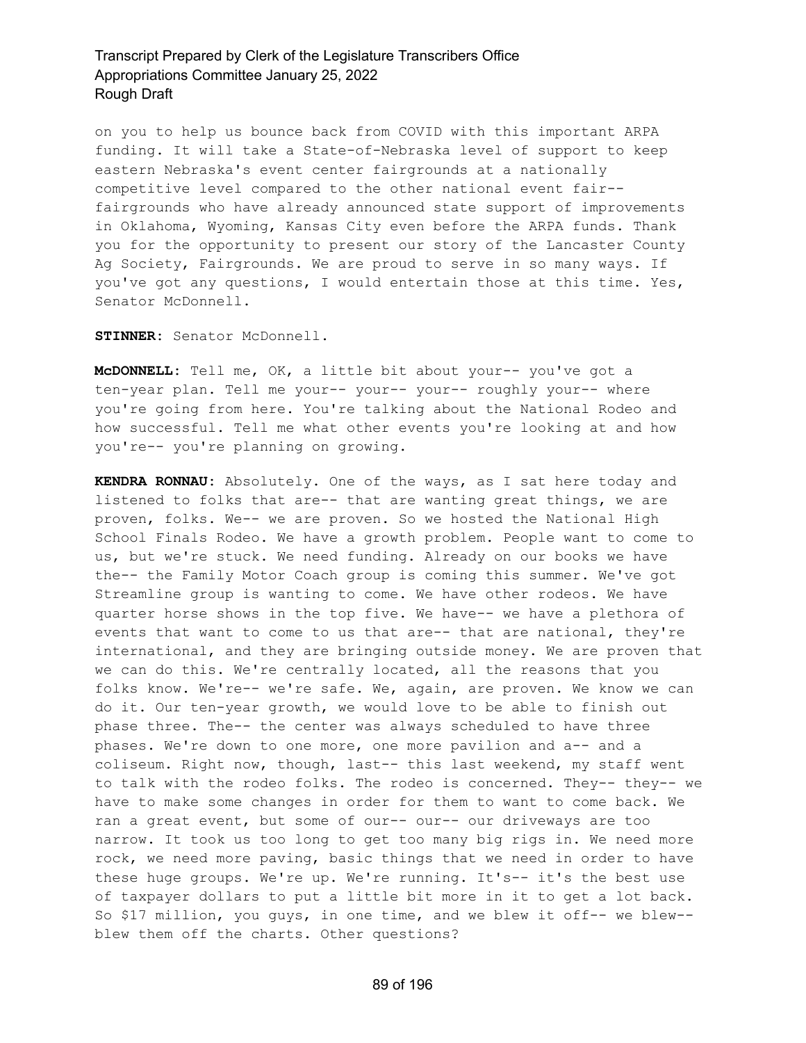on you to help us bounce back from COVID with this important ARPA funding. It will take a State-of-Nebraska level of support to keep eastern Nebraska's event center fairgrounds at a nationally competitive level compared to the other national event fair-- fairgrounds who have already announced state support of improvements in Oklahoma, Wyoming, Kansas City even before the ARPA funds. Thank you for the opportunity to present our story of the Lancaster County Ag Society, Fairgrounds. We are proud to serve in so many ways. If you've got any questions, I would entertain those at this time. Yes, Senator McDonnell.

**STINNER:** Senator McDonnell.

**McDONNELL:** Tell me, OK, a little bit about your-- you've got a ten-year plan. Tell me your-- your-- your-- roughly your-- where you're going from here. You're talking about the National Rodeo and how successful. Tell me what other events you're looking at and how you're-- you're planning on growing.

**KENDRA RONNAU:** Absolutely. One of the ways, as I sat here today and listened to folks that are-- that are wanting great things, we are proven, folks. We-- we are proven. So we hosted the National High School Finals Rodeo. We have a growth problem. People want to come to us, but we're stuck. We need funding. Already on our books we have the-- the Family Motor Coach group is coming this summer. We've got Streamline group is wanting to come. We have other rodeos. We have quarter horse shows in the top five. We have-- we have a plethora of events that want to come to us that are-- that are national, they're international, and they are bringing outside money. We are proven that we can do this. We're centrally located, all the reasons that you folks know. We're-- we're safe. We, again, are proven. We know we can do it. Our ten-year growth, we would love to be able to finish out phase three. The-- the center was always scheduled to have three phases. We're down to one more, one more pavilion and a-- and a coliseum. Right now, though, last-- this last weekend, my staff went to talk with the rodeo folks. The rodeo is concerned. They-- they-- we have to make some changes in order for them to want to come back. We ran a great event, but some of our-- our-- our driveways are too narrow. It took us too long to get too many big rigs in. We need more rock, we need more paving, basic things that we need in order to have these huge groups. We're up. We're running. It's-- it's the best use of taxpayer dollars to put a little bit more in it to get a lot back. So $17 million, you guys, in one time, and we blew it off-- we blew-- blew them off the charts. Other questions?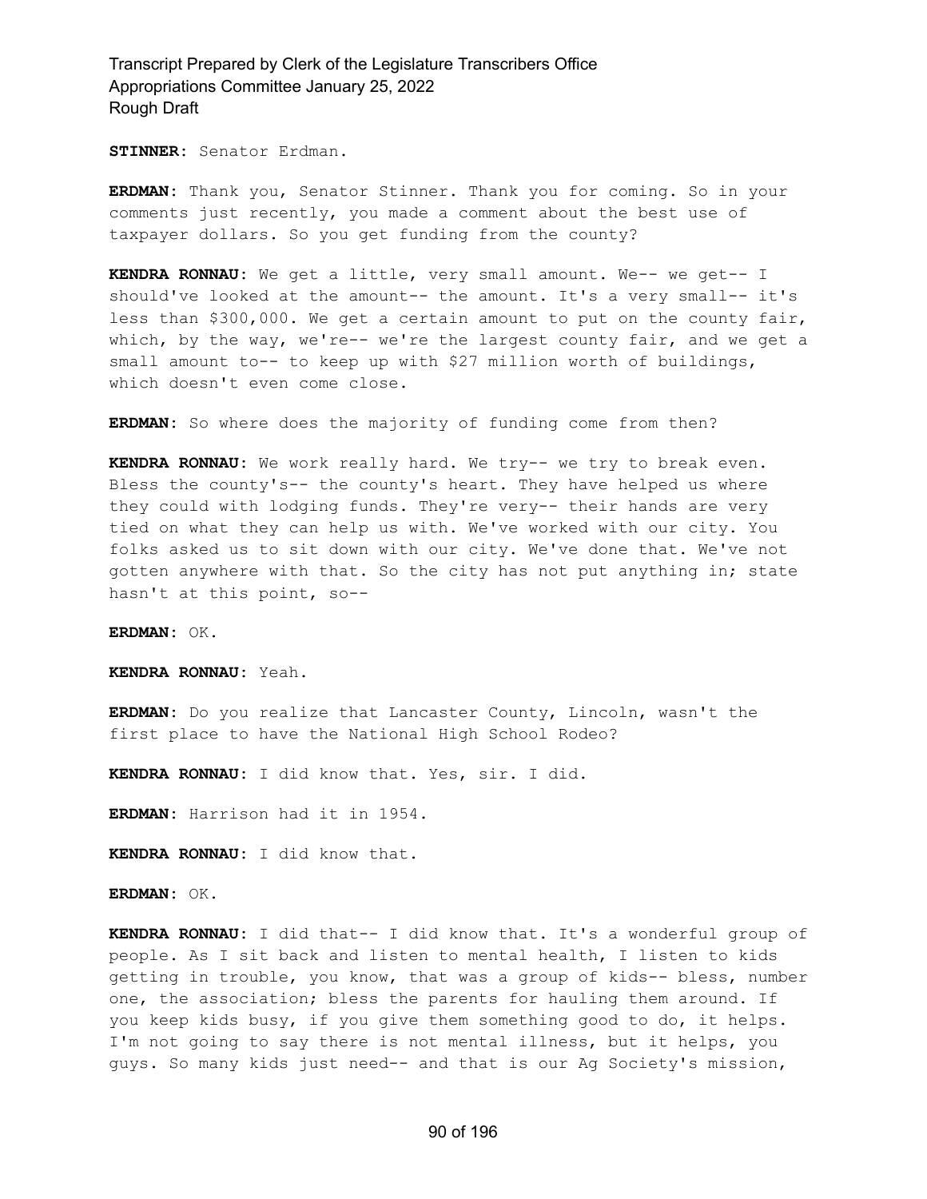**STINNER:** Senator Erdman.

**ERDMAN:** Thank you, Senator Stinner. Thank you for coming. So in your comments just recently, you made a comment about the best use of taxpayer dollars. So you get funding from the county?

**KENDRA RONNAU:** We get a little, very small amount. We-- we get-- I should've looked at the amount-- the amount. It's a very small-- it's less than $300,000. We get a certain amount to put on the county fair, which, by the way, we're-- we're the largest county fair, and we get a small amount to-- to keep up with $27 million worth of buildings, which doesn't even come close.

**ERDMAN:** So where does the majority of funding come from then?

**KENDRA RONNAU:** We work really hard. We try-- we try to break even. Bless the county's-- the county's heart. They have helped us where they could with lodging funds. They're very-- their hands are very tied on what they can help us with. We've worked with our city. You folks asked us to sit down with our city. We've done that. We've not gotten anywhere with that. So the city has not put anything in; state hasn't at this point, so--

**ERDMAN:** OK.

**KENDRA RONNAU:** Yeah.

**ERDMAN:** Do you realize that Lancaster County, Lincoln, wasn't the first place to have the National High School Rodeo?

**KENDRA RONNAU:** I did know that. Yes, sir. I did.

**ERDMAN:** Harrison had it in 1954.

**KENDRA RONNAU:** I did know that.

**ERDMAN:** OK.

**KENDRA RONNAU:** I did that-- I did know that. It's a wonderful group of people. As I sit back and listen to mental health, I listen to kids getting in trouble, you know, that was a group of kids-- bless, number one, the association; bless the parents for hauling them around. If you keep kids busy, if you give them something good to do, it helps. I'm not going to say there is not mental illness, but it helps, you guys. So many kids just need-- and that is our Ag Society's mission,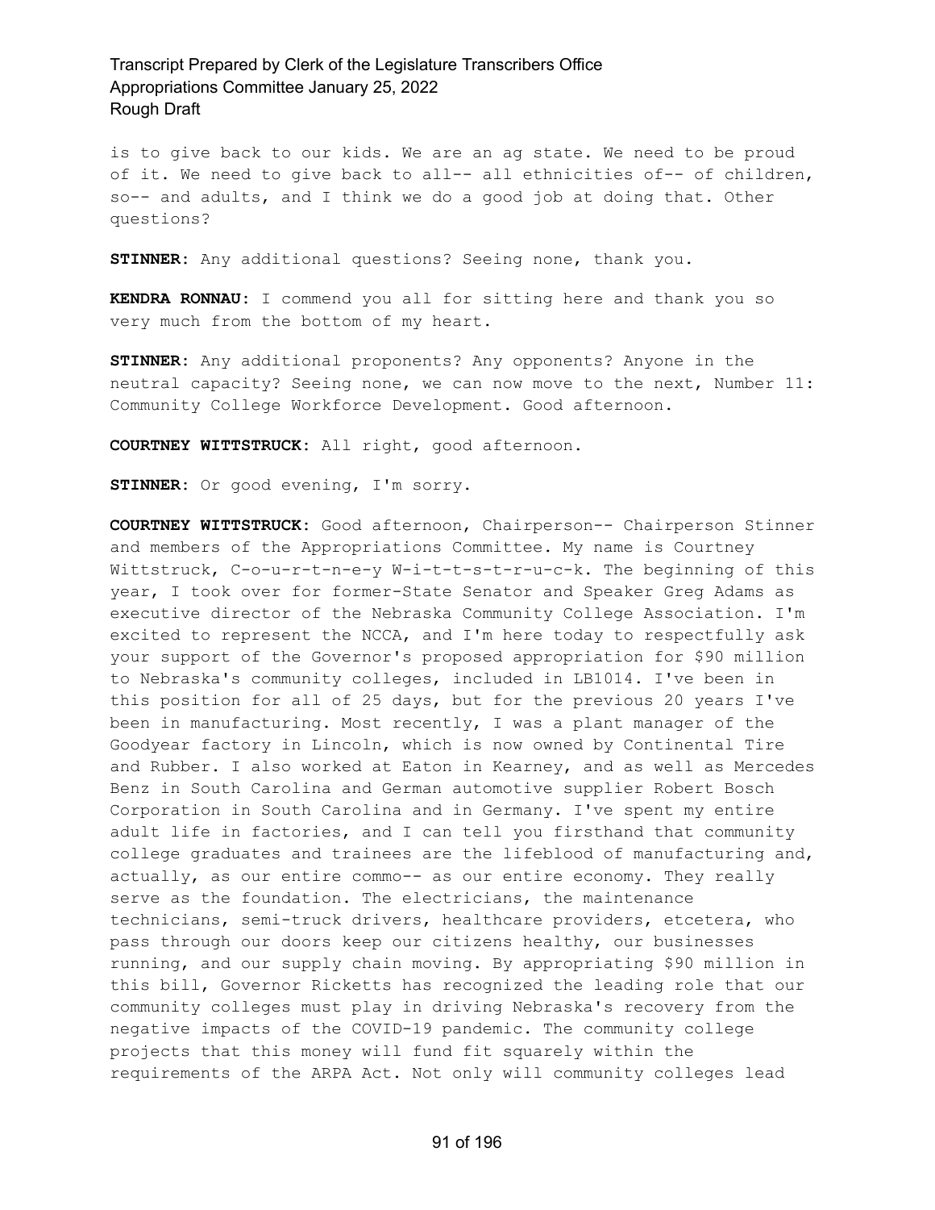is to give back to our kids. We are an ag state. We need to be proud of it. We need to give back to all-- all ethnicities of-- of children, so-- and adults, and I think we do a good job at doing that. Other questions?

**STINNER:** Any additional questions? Seeing none, thank you.

**KENDRA RONNAU:** I commend you all for sitting here and thank you so very much from the bottom of my heart.

**STINNER:** Any additional proponents? Any opponents? Anyone in the neutral capacity? Seeing none, we can now move to the next, Number 11: Community College Workforce Development. Good afternoon.

**COURTNEY WITTSTRUCK:** All right, good afternoon.

**STINNER:** Or good evening, I'm sorry.

**COURTNEY WITTSTRUCK:** Good afternoon, Chairperson-- Chairperson Stinner and members of the Appropriations Committee. My name is Courtney Wittstruck, C-o-u-r-t-n-e-y W-i-t-t-s-t-r-u-c-k. The beginning of this year, I took over for former-State Senator and Speaker Greg Adams as executive director of the Nebraska Community College Association. I'm excited to represent the NCCA, and I'm here today to respectfully ask your support of the Governor's proposed appropriation for $90 million to Nebraska's community colleges, included in LB1014. I've been in this position for all of 25 days, but for the previous 20 years I've been in manufacturing. Most recently, I was a plant manager of the Goodyear factory in Lincoln, which is now owned by Continental Tire and Rubber. I also worked at Eaton in Kearney, and as well as Mercedes Benz in South Carolina and German automotive supplier Robert Bosch Corporation in South Carolina and in Germany. I've spent my entire adult life in factories, and I can tell you firsthand that community college graduates and trainees are the lifeblood of manufacturing and, actually, as our entire commo-- as our entire economy. They really serve as the foundation. The electricians, the maintenance technicians, semi-truck drivers, healthcare providers, etcetera, who pass through our doors keep our citizens healthy, our businesses running, and our supply chain moving. By appropriating $90 million in this bill, Governor Ricketts has recognized the leading role that our community colleges must play in driving Nebraska's recovery from the negative impacts of the COVID-19 pandemic. The community college projects that this money will fund fit squarely within the requirements of the ARPA Act. Not only will community colleges lead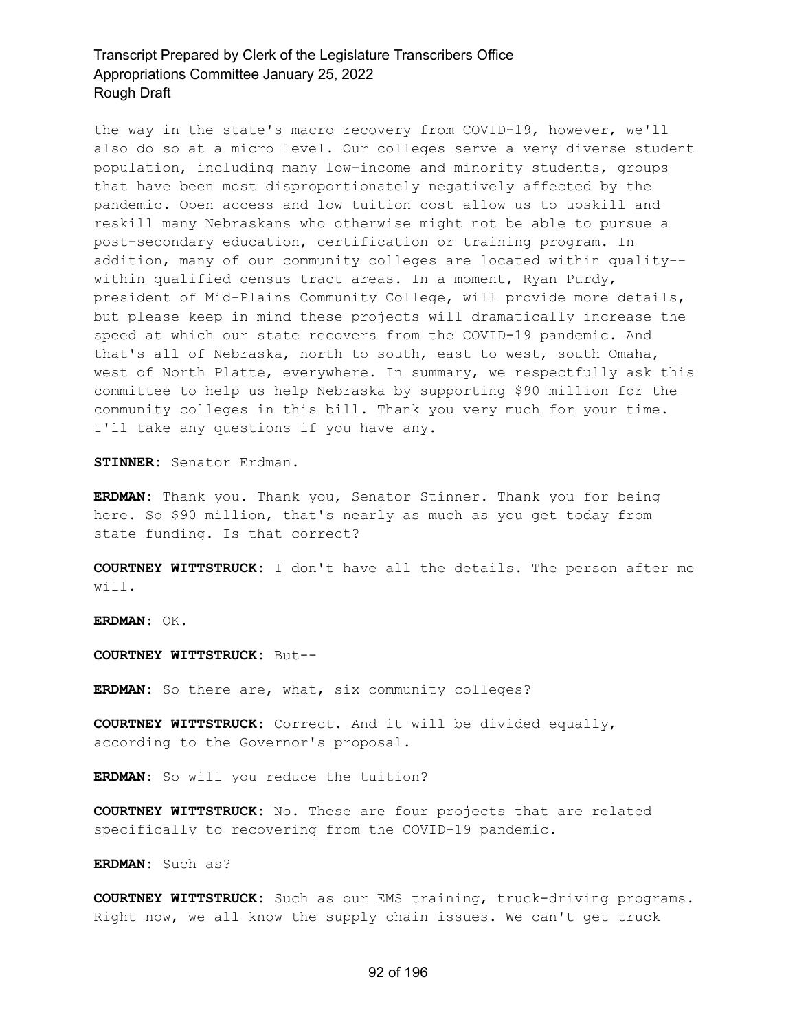the way in the state's macro recovery from COVID-19, however, we'll also do so at a micro level. Our colleges serve a very diverse student population, including many low-income and minority students, groups that have been most disproportionately negatively affected by the pandemic. Open access and low tuition cost allow us to upskill and reskill many Nebraskans who otherwise might not be able to pursue a post-secondary education, certification or training program. In addition, many of our community colleges are located within quality-- within qualified census tract areas. In a moment, Ryan Purdy, president of Mid-Plains Community College, will provide more details, but please keep in mind these projects will dramatically increase the speed at which our state recovers from the COVID-19 pandemic. And that's all of Nebraska, north to south, east to west, south Omaha, west of North Platte, everywhere. In summary, we respectfully ask this committee to help us help Nebraska by supporting $90 million for the community colleges in this bill. Thank you very much for your time. I'll take any questions if you have any.

**STINNER:** Senator Erdman.

**ERDMAN:** Thank you. Thank you, Senator Stinner. Thank you for being here. So $90 million, that's nearly as much as you get today from state funding. Is that correct?

**COURTNEY WITTSTRUCK:** I don't have all the details. The person after me will.

**ERDMAN:** OK.

**COURTNEY WITTSTRUCK:** But--

**ERDMAN:** So there are, what, six community colleges?

**COURTNEY WITTSTRUCK:** Correct. And it will be divided equally, according to the Governor's proposal.

**ERDMAN:** So will you reduce the tuition?

**COURTNEY WITTSTRUCK:** No. These are four projects that are related specifically to recovering from the COVID-19 pandemic.

**ERDMAN:** Such as?

**COURTNEY WITTSTRUCK:** Such as our EMS training, truck-driving programs. Right now, we all know the supply chain issues. We can't get truck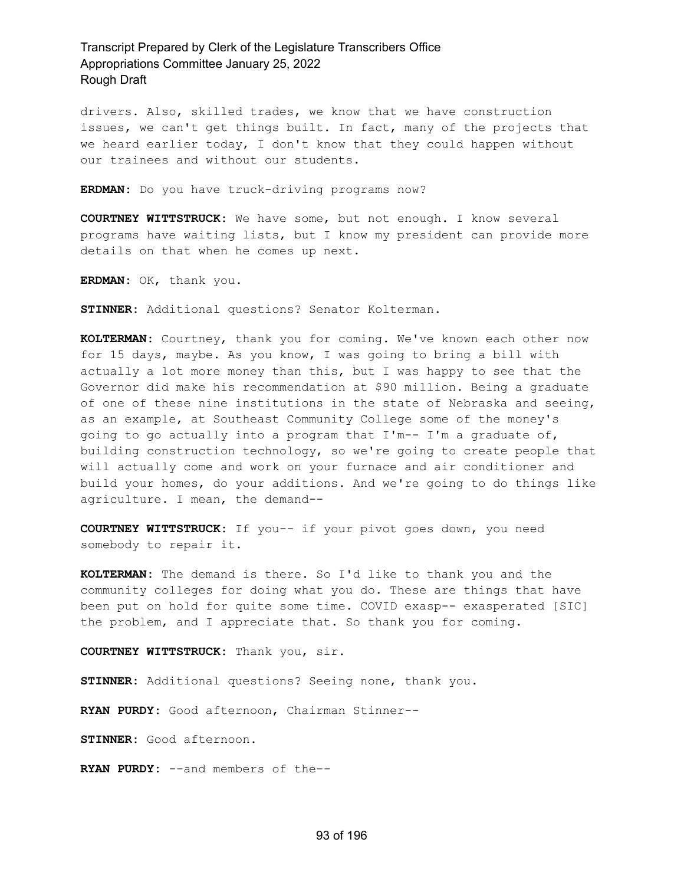drivers. Also, skilled trades, we know that we have construction issues, we can't get things built. In fact, many of the projects that we heard earlier today, I don't know that they could happen without our trainees and without our students.

**ERDMAN:** Do you have truck-driving programs now?

**COURTNEY WITTSTRUCK:** We have some, but not enough. I know several programs have waiting lists, but I know my president can provide more details on that when he comes up next.

**ERDMAN:** OK, thank you.

**STINNER:** Additional questions? Senator Kolterman.

**KOLTERMAN:** Courtney, thank you for coming. We've known each other now for 15 days, maybe. As you know, I was going to bring a bill with actually a lot more money than this, but I was happy to see that the Governor did make his recommendation at $90 million. Being a graduate of one of these nine institutions in the state of Nebraska and seeing, as an example, at Southeast Community College some of the money's going to go actually into a program that I'm-- I'm a graduate of, building construction technology, so we're going to create people that will actually come and work on your furnace and air conditioner and build your homes, do your additions. And we're going to do things like agriculture. I mean, the demand--

**COURTNEY WITTSTRUCK:** If you-- if your pivot goes down, you need somebody to repair it.

**KOLTERMAN:** The demand is there. So I'd like to thank you and the community colleges for doing what you do. These are things that have been put on hold for quite some time. COVID exasp-- exasperated [SIC] the problem, and I appreciate that. So thank you for coming.

**COURTNEY WITTSTRUCK:** Thank you, sir.

**STINNER:** Additional questions? Seeing none, thank you.

**RYAN PURDY:** Good afternoon, Chairman Stinner--

**STINNER:** Good afternoon.

**RYAN PURDY:** --and members of the--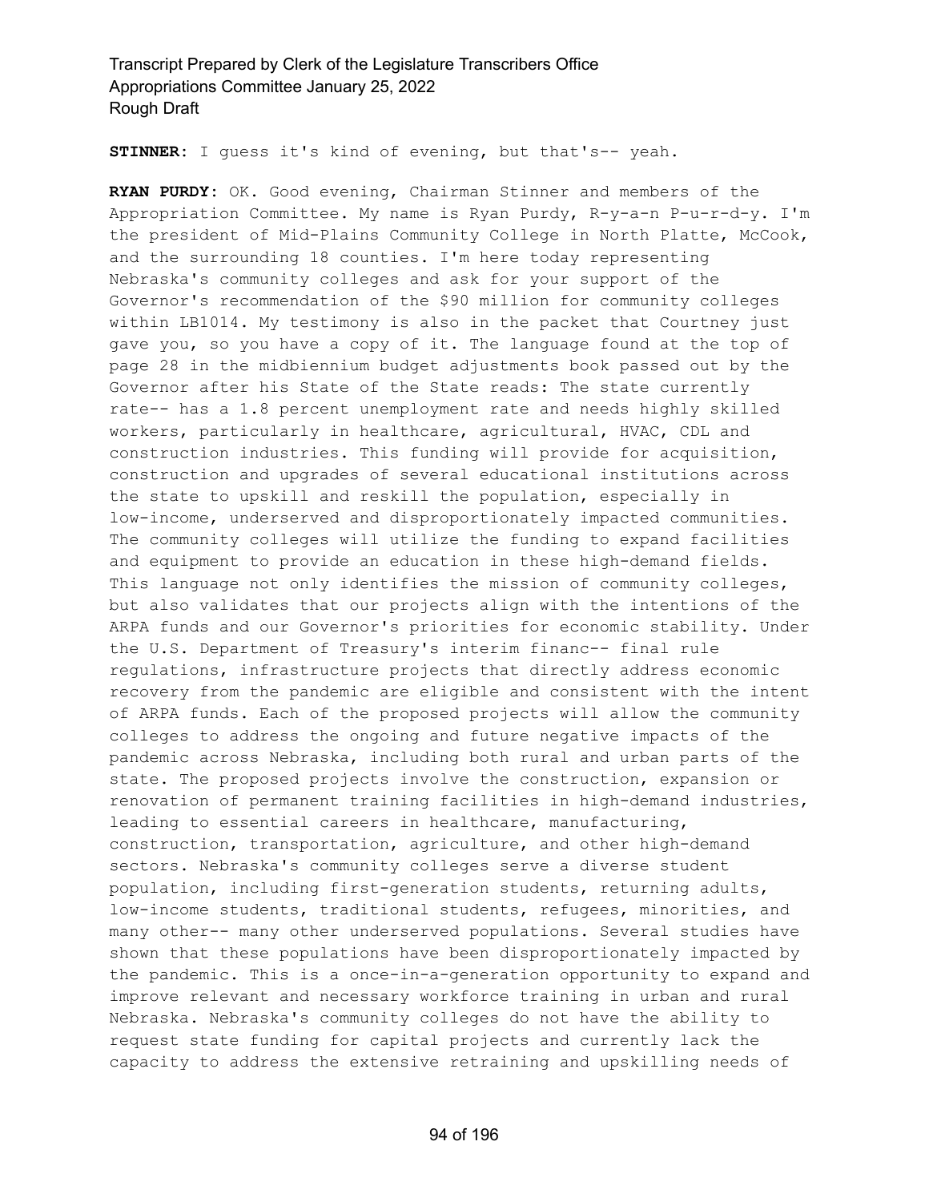**STINNER:** I guess it's kind of evening, but that's-- yeah.

**RYAN PURDY:** OK. Good evening, Chairman Stinner and members of the Appropriation Committee. My name is Ryan Purdy, R-y-a-n P-u-r-d-y. I'm the president of Mid-Plains Community College in North Platte, McCook, and the surrounding 18 counties. I'm here today representing Nebraska's community colleges and ask for your support of the Governor's recommendation of the $90 million for community colleges within LB1014. My testimony is also in the packet that Courtney just gave you, so you have a copy of it. The language found at the top of page 28 in the midbiennium budget adjustments book passed out by the Governor after his State of the State reads: The state currently rate-- has a 1.8 percent unemployment rate and needs highly skilled workers, particularly in healthcare, agricultural, HVAC, CDL and construction industries. This funding will provide for acquisition, construction and upgrades of several educational institutions across the state to upskill and reskill the population, especially in low-income, underserved and disproportionately impacted communities. The community colleges will utilize the funding to expand facilities and equipment to provide an education in these high-demand fields. This language not only identifies the mission of community colleges, but also validates that our projects align with the intentions of the ARPA funds and our Governor's priorities for economic stability. Under the U.S. Department of Treasury's interim financ-- final rule regulations, infrastructure projects that directly address economic recovery from the pandemic are eligible and consistent with the intent of ARPA funds. Each of the proposed projects will allow the community colleges to address the ongoing and future negative impacts of the pandemic across Nebraska, including both rural and urban parts of the state. The proposed projects involve the construction, expansion or renovation of permanent training facilities in high-demand industries, leading to essential careers in healthcare, manufacturing, construction, transportation, agriculture, and other high-demand sectors. Nebraska's community colleges serve a diverse student population, including first-generation students, returning adults, low-income students, traditional students, refugees, minorities, and many other-- many other underserved populations. Several studies have shown that these populations have been disproportionately impacted by the pandemic. This is a once-in-a-generation opportunity to expand and improve relevant and necessary workforce training in urban and rural Nebraska. Nebraska's community colleges do not have the ability to request state funding for capital projects and currently lack the capacity to address the extensive retraining and upskilling needs of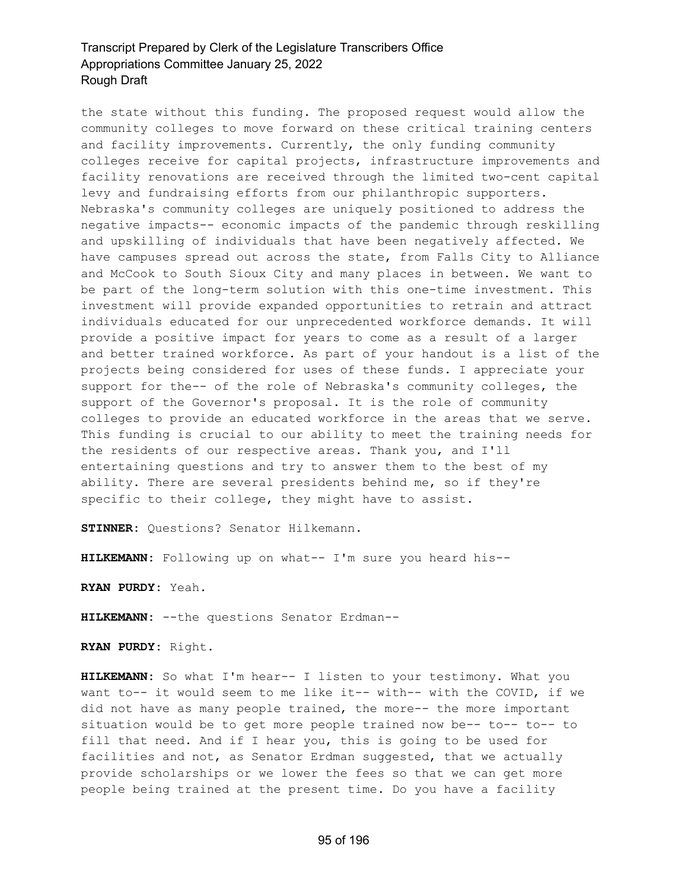the state without this funding. The proposed request would allow the community colleges to move forward on these critical training centers and facility improvements. Currently, the only funding community colleges receive for capital projects, infrastructure improvements and facility renovations are received through the limited two-cent capital levy and fundraising efforts from our philanthropic supporters. Nebraska's community colleges are uniquely positioned to address the negative impacts-- economic impacts of the pandemic through reskilling and upskilling of individuals that have been negatively affected. We have campuses spread out across the state, from Falls City to Alliance and McCook to South Sioux City and many places in between. We want to be part of the long-term solution with this one-time investment. This investment will provide expanded opportunities to retrain and attract individuals educated for our unprecedented workforce demands. It will provide a positive impact for years to come as a result of a larger and better trained workforce. As part of your handout is a list of the projects being considered for uses of these funds. I appreciate your support for the-- of the role of Nebraska's community colleges, the support of the Governor's proposal. It is the role of community colleges to provide an educated workforce in the areas that we serve. This funding is crucial to our ability to meet the training needs for the residents of our respective areas. Thank you, and I'll entertaining questions and try to answer them to the best of my ability. There are several presidents behind me, so if they're specific to their college, they might have to assist.

**STINNER:** Questions? Senator Hilkemann.

**HILKEMANN:** Following up on what-- I'm sure you heard his--

**RYAN PURDY:** Yeah.

**HILKEMANN:** --the questions Senator Erdman--

**RYAN PURDY:** Right.

**HILKEMANN:** So what I'm hear-- I listen to your testimony. What you want to-- it would seem to me like it-- with-- with the COVID, if we did not have as many people trained, the more-- the more important situation would be to get more people trained now be-- to-- to-- to fill that need. And if I hear you, this is going to be used for facilities and not, as Senator Erdman suggested, that we actually provide scholarships or we lower the fees so that we can get more people being trained at the present time. Do you have a facility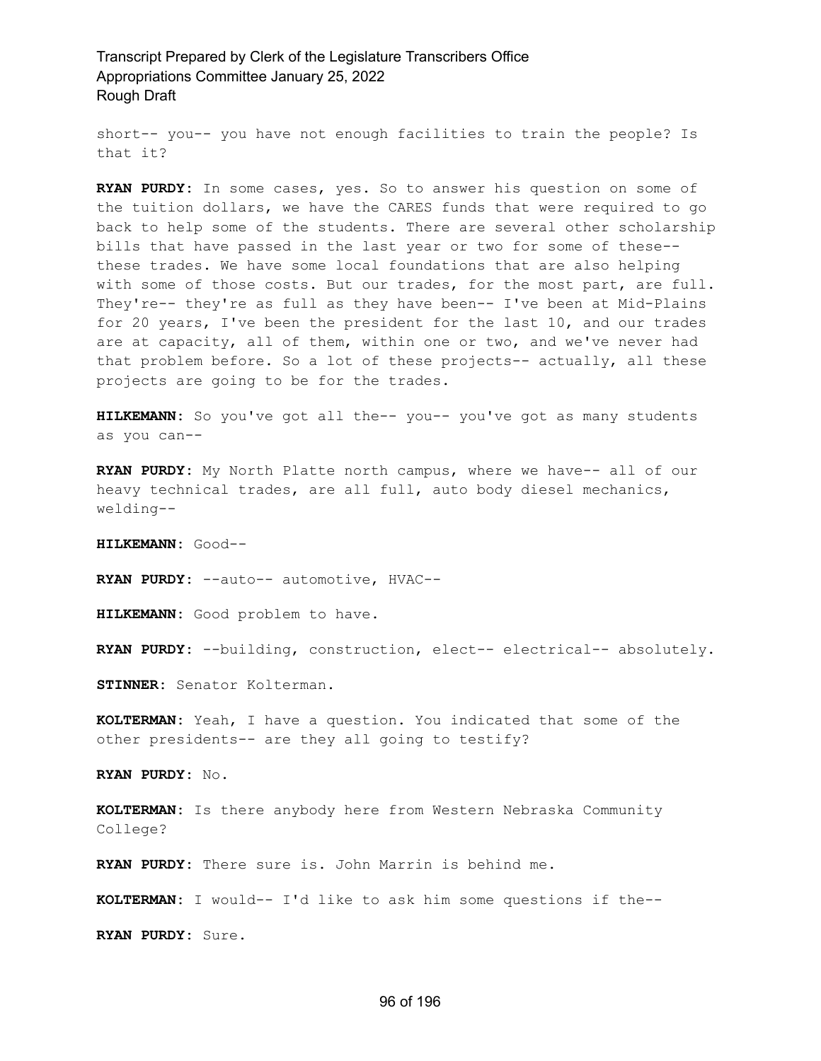short-- you-- you have not enough facilities to train the people? Is that it?

**RYAN PURDY:** In some cases, yes. So to answer his question on some of the tuition dollars, we have the CARES funds that were required to go back to help some of the students. There are several other scholarship bills that have passed in the last year or two for some of these-- these trades. We have some local foundations that are also helping with some of those costs. But our trades, for the most part, are full. They're-- they're as full as they have been-- I've been at Mid-Plains for 20 years, I've been the president for the last 10, and our trades are at capacity, all of them, within one or two, and we've never had that problem before. So a lot of these projects-- actually, all these projects are going to be for the trades.

**HILKEMANN:** So you've got all the-- you-- you've got as many students as you can--

**RYAN PURDY:** My North Platte north campus, where we have-- all of our heavy technical trades, are all full, auto body diesel mechanics, welding--

**HILKEMANN:** Good--

**RYAN PURDY:** --auto-- automotive, HVAC--

**HILKEMANN:** Good problem to have.

**RYAN PURDY:** --building, construction, elect-- electrical-- absolutely.

**STINNER:** Senator Kolterman.

**KOLTERMAN:** Yeah, I have a question. You indicated that some of the other presidents-- are they all going to testify?

**RYAN PURDY:** No.

**KOLTERMAN:** Is there anybody here from Western Nebraska Community College?

**RYAN PURDY:** There sure is. John Marrin is behind me.

**KOLTERMAN:** I would-- I'd like to ask him some questions if the--

**RYAN PURDY:** Sure.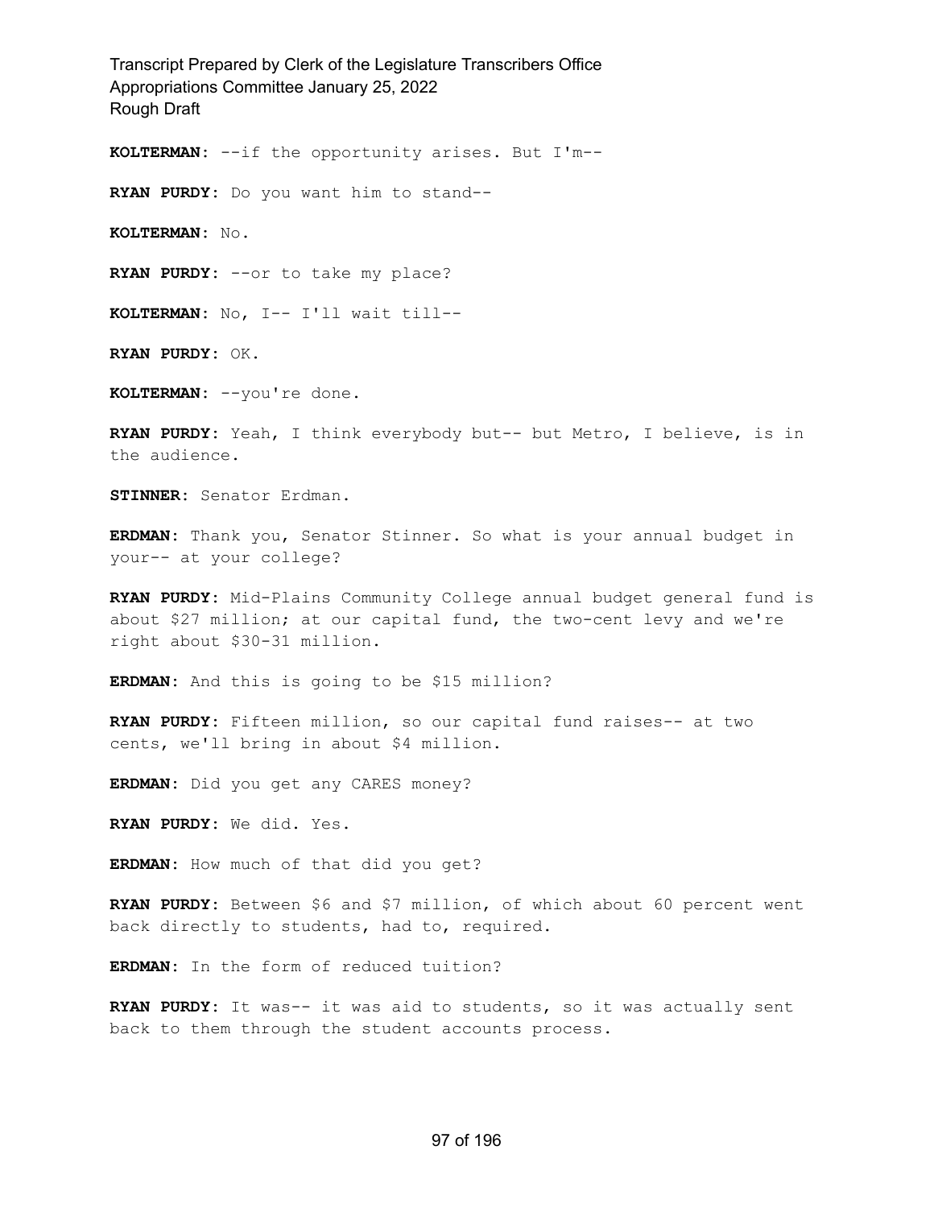**KOLTERMAN:** --if the opportunity arises. But I'm--

**RYAN PURDY:** Do you want him to stand--

**KOLTERMAN:** No.

**RYAN PURDY:** --or to take my place?

**KOLTERMAN:** No, I-- I'll wait till--

**RYAN PURDY:** OK.

**KOLTERMAN:** --you're done.

**RYAN PURDY:** Yeah, I think everybody but-- but Metro, I believe, is in the audience.

**STINNER:** Senator Erdman.

**ERDMAN:** Thank you, Senator Stinner. So what is your annual budget in your-- at your college?

**RYAN PURDY:** Mid-Plains Community College annual budget general fund is about $27 million; at our capital fund, the two-cent levy and we're right about $30-31 million.

**ERDMAN:** And this is going to be $15 million?

**RYAN PURDY:** Fifteen million, so our capital fund raises-- at two cents, we'll bring in about $4 million.

**ERDMAN:** Did you get any CARES money?

**RYAN PURDY:** We did. Yes.

**ERDMAN:** How much of that did you get?

**RYAN PURDY:** Between $6 and $7 million, of which about 60 percent went back directly to students, had to, required.

**ERDMAN:** In the form of reduced tuition?

**RYAN PURDY:** It was-- it was aid to students, so it was actually sent back to them through the student accounts process.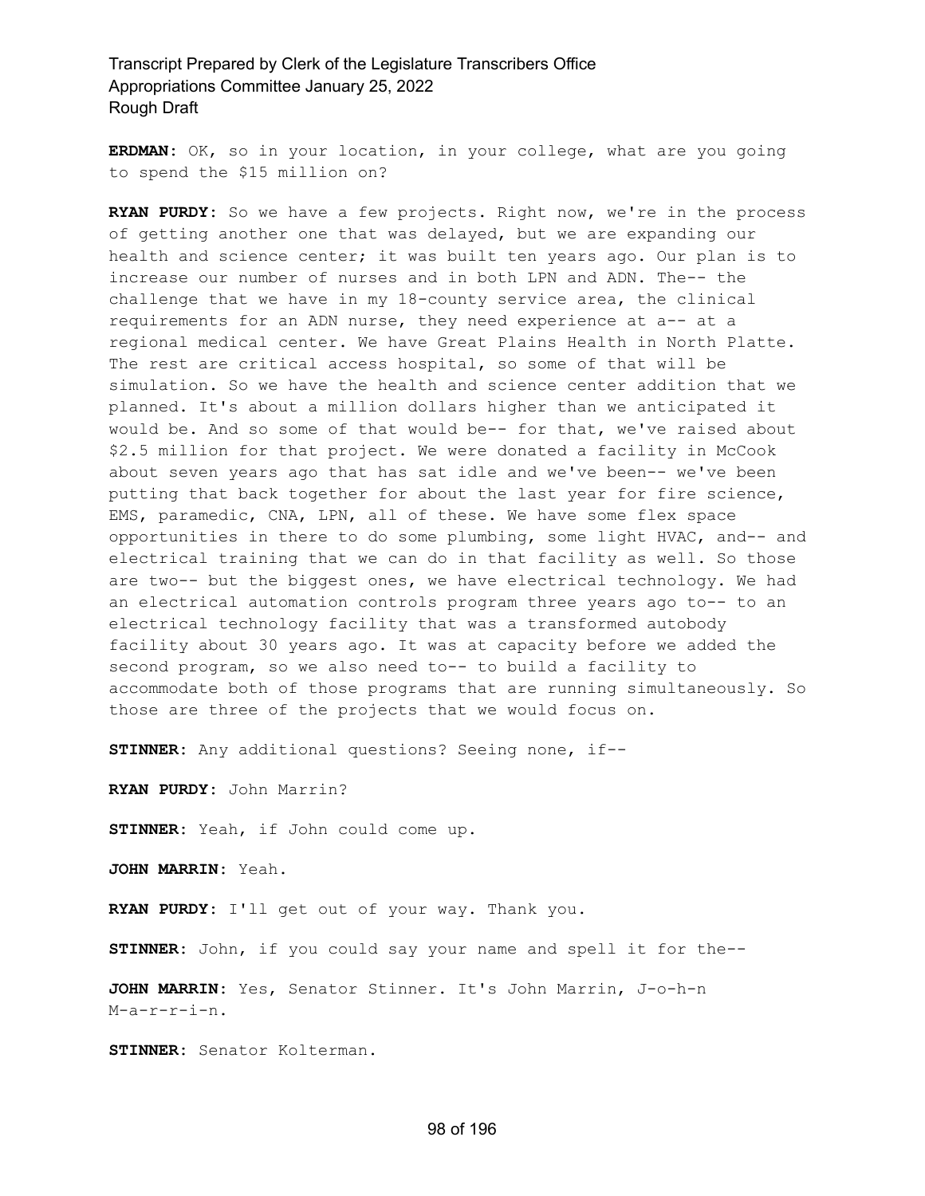**ERDMAN:** OK, so in your location, in your college, what are you going to spend the $15 million on?

**RYAN PURDY:** So we have a few projects. Right now, we're in the process of getting another one that was delayed, but we are expanding our health and science center; it was built ten years ago. Our plan is to increase our number of nurses and in both LPN and ADN. The-- the challenge that we have in my 18-county service area, the clinical requirements for an ADN nurse, they need experience at a-- at a regional medical center. We have Great Plains Health in North Platte. The rest are critical access hospital, so some of that will be simulation. So we have the health and science center addition that we planned. It's about a million dollars higher than we anticipated it would be. And so some of that would be-- for that, we've raised about $2.5 million for that project. We were donated a facility in McCook about seven years ago that has sat idle and we've been-- we've been putting that back together for about the last year for fire science, EMS, paramedic, CNA, LPN, all of these. We have some flex space opportunities in there to do some plumbing, some light HVAC, and-- and electrical training that we can do in that facility as well. So those are two-- but the biggest ones, we have electrical technology. We had an electrical automation controls program three years ago to-- to an electrical technology facility that was a transformed autobody facility about 30 years ago. It was at capacity before we added the second program, so we also need to-- to build a facility to accommodate both of those programs that are running simultaneously. So those are three of the projects that we would focus on.

**STINNER:** Any additional questions? Seeing none, if--

**RYAN PURDY:** John Marrin?

**STINNER:** Yeah, if John could come up.

**JOHN MARRIN:** Yeah.

**RYAN PURDY:** I'll get out of your way. Thank you.

**STINNER:** John, if you could say your name and spell it for the--

**JOHN MARRIN:** Yes, Senator Stinner. It's John Marrin, J-o-h-n M-a-r-r-i-n.

**STINNER:** Senator Kolterman.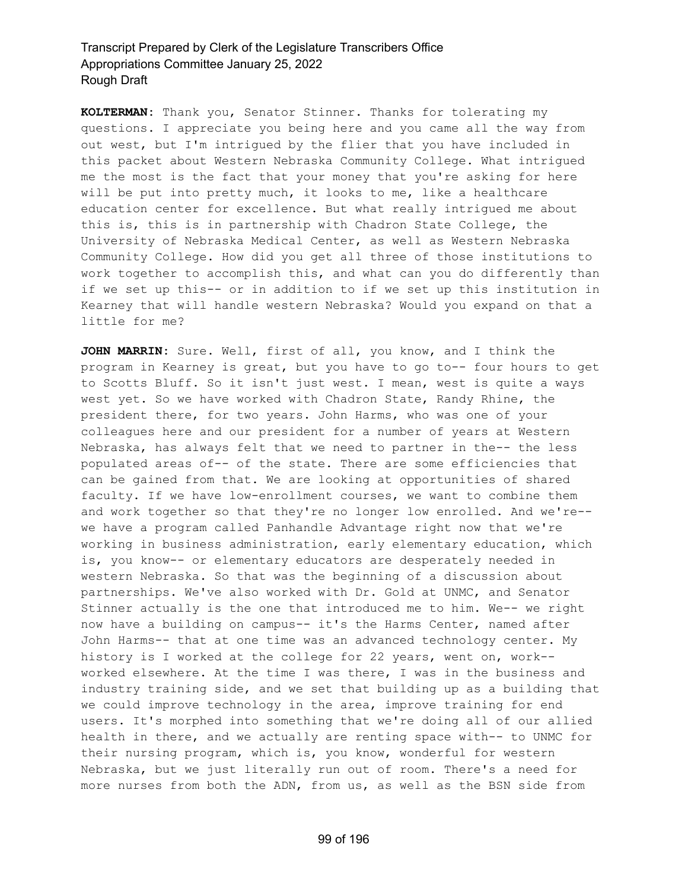**KOLTERMAN:** Thank you, Senator Stinner. Thanks for tolerating my questions. I appreciate you being here and you came all the way from out west, but I'm intrigued by the flier that you have included in this packet about Western Nebraska Community College. What intrigued me the most is the fact that your money that you're asking for here will be put into pretty much, it looks to me, like a healthcare education center for excellence. But what really intrigued me about this is, this is in partnership with Chadron State College, the University of Nebraska Medical Center, as well as Western Nebraska Community College. How did you get all three of those institutions to work together to accomplish this, and what can you do differently than if we set up this-- or in addition to if we set up this institution in Kearney that will handle western Nebraska? Would you expand on that a little for me?

**JOHN MARRIN:** Sure. Well, first of all, you know, and I think the program in Kearney is great, but you have to go to-- four hours to get to Scotts Bluff. So it isn't just west. I mean, west is quite a ways west yet. So we have worked with Chadron State, Randy Rhine, the president there, for two years. John Harms, who was one of your colleagues here and our president for a number of years at Western Nebraska, has always felt that we need to partner in the-- the less populated areas of-- of the state. There are some efficiencies that can be gained from that. We are looking at opportunities of shared faculty. If we have low-enrollment courses, we want to combine them and work together so that they're no longer low enrolled. And we're-- we have a program called Panhandle Advantage right now that we're working in business administration, early elementary education, which is, you know-- or elementary educators are desperately needed in western Nebraska. So that was the beginning of a discussion about partnerships. We've also worked with Dr. Gold at UNMC, and Senator Stinner actually is the one that introduced me to him. We-- we right now have a building on campus-- it's the Harms Center, named after John Harms-- that at one time was an advanced technology center. My history is I worked at the college for 22 years, went on, work-- worked elsewhere. At the time I was there, I was in the business and industry training side, and we set that building up as a building that we could improve technology in the area, improve training for end users. It's morphed into something that we're doing all of our allied health in there, and we actually are renting space with-- to UNMC for their nursing program, which is, you know, wonderful for western Nebraska, but we just literally run out of room. There's a need for more nurses from both the ADN, from us, as well as the BSN side from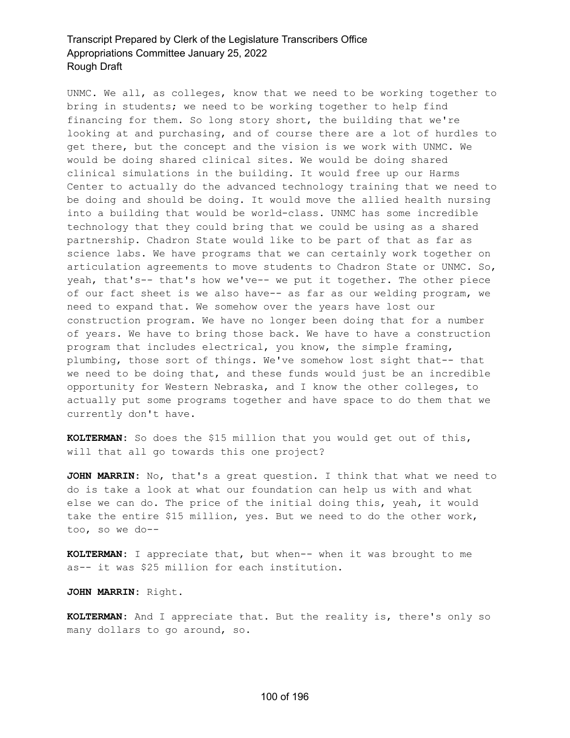UNMC. We all, as colleges, know that we need to be working together to bring in students; we need to be working together to help find financing for them. So long story short, the building that we're looking at and purchasing, and of course there are a lot of hurdles to get there, but the concept and the vision is we work with UNMC. We would be doing shared clinical sites. We would be doing shared clinical simulations in the building. It would free up our Harms Center to actually do the advanced technology training that we need to be doing and should be doing. It would move the allied health nursing into a building that would be world-class. UNMC has some incredible technology that they could bring that we could be using as a shared partnership. Chadron State would like to be part of that as far as science labs. We have programs that we can certainly work together on articulation agreements to move students to Chadron State or UNMC. So, yeah, that's-- that's how we've-- we put it together. The other piece of our fact sheet is we also have-- as far as our welding program, we need to expand that. We somehow over the years have lost our construction program. We have no longer been doing that for a number of years. We have to bring those back. We have to have a construction program that includes electrical, you know, the simple framing, plumbing, those sort of things. We've somehow lost sight that-- that we need to be doing that, and these funds would just be an incredible opportunity for Western Nebraska, and I know the other colleges, to actually put some programs together and have space to do them that we currently don't have.

**KOLTERMAN:** So does the $15 million that you would get out of this, will that all go towards this one project?

**JOHN MARRIN:** No, that's a great question. I think that what we need to do is take a look at what our foundation can help us with and what else we can do. The price of the initial doing this, yeah, it would take the entire $15 million, yes. But we need to do the other work, too, so we do--

**KOLTERMAN:** I appreciate that, but when-- when it was brought to me as-- it was $25 million for each institution.

**JOHN MARRIN:** Right.

**KOLTERMAN:** And I appreciate that. But the reality is, there's only so many dollars to go around, so.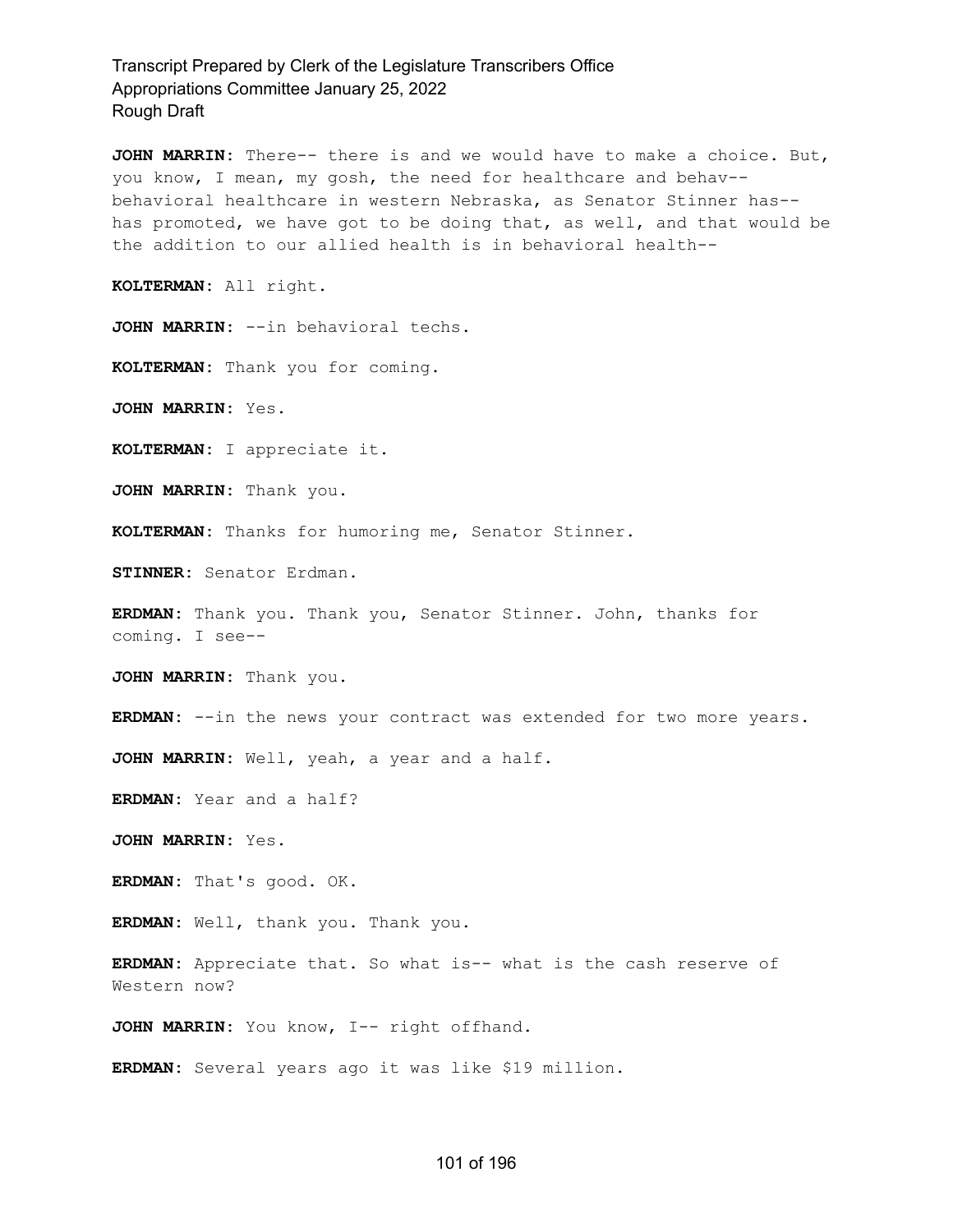**JOHN MARRIN:** There-- there is and we would have to make a choice. But, you know, I mean, my gosh, the need for healthcare and behav-- behavioral healthcare in western Nebraska, as Senator Stinner has-- has promoted, we have got to be doing that, as well, and that would be the addition to our allied health is in behavioral health--

**KOLTERMAN:** All right.

**JOHN MARRIN:** --in behavioral techs.

**KOLTERMAN:** Thank you for coming.

**JOHN MARRIN:** Yes.

**KOLTERMAN:** I appreciate it.

**JOHN MARRIN:** Thank you.

**KOLTERMAN:** Thanks for humoring me, Senator Stinner.

**STINNER:** Senator Erdman.

**ERDMAN:** Thank you. Thank you, Senator Stinner. John, thanks for coming. I see--

**JOHN MARRIN:** Thank you.

**ERDMAN:** --in the news your contract was extended for two more years.

**JOHN MARRIN:** Well, yeah, a year and a half.

**ERDMAN:** Year and a half?

**JOHN MARRIN:** Yes.

**ERDMAN:** That's good. OK.

**ERDMAN:** Well, thank you. Thank you.

**ERDMAN:** Appreciate that. So what is-- what is the cash reserve of Western now?

**JOHN MARRIN:** You know, I-- right offhand.

**ERDMAN:** Several years ago it was like $19 million.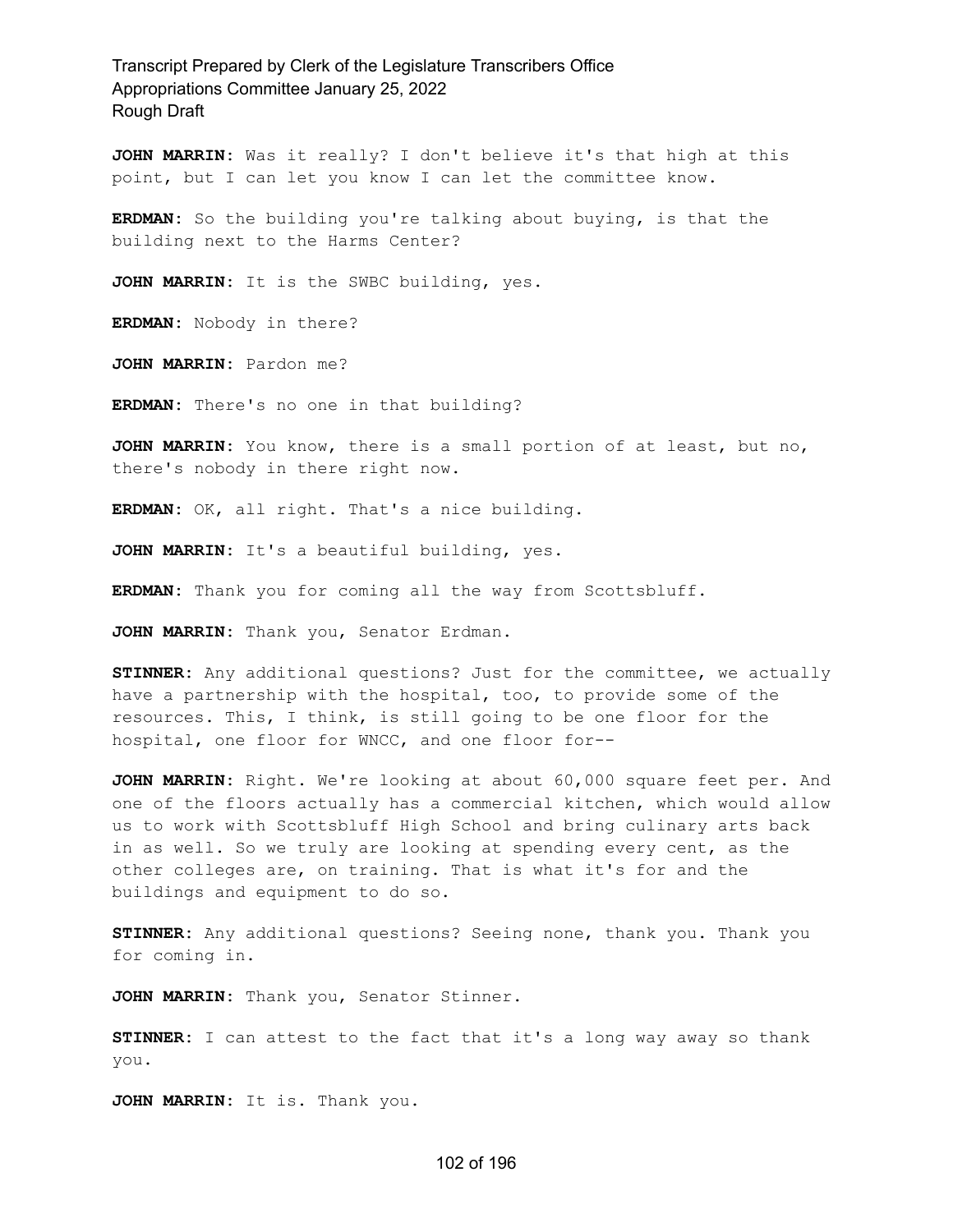**JOHN MARRIN:** Was it really? I don't believe it's that high at this point, but I can let you know I can let the committee know.

**ERDMAN:** So the building you're talking about buying, is that the building next to the Harms Center?

**JOHN MARRIN:** It is the SWBC building, yes.

**ERDMAN:** Nobody in there?

**JOHN MARRIN:** Pardon me?

**ERDMAN:** There's no one in that building?

**JOHN MARRIN:** You know, there is a small portion of at least, but no, there's nobody in there right now.

**ERDMAN:** OK, all right. That's a nice building.

**JOHN MARRIN:** It's a beautiful building, yes.

**ERDMAN:** Thank you for coming all the way from Scottsbluff.

**JOHN MARRIN:** Thank you, Senator Erdman.

**STINNER:** Any additional questions? Just for the committee, we actually have a partnership with the hospital, too, to provide some of the resources. This, I think, is still going to be one floor for the hospital, one floor for WNCC, and one floor for--

**JOHN MARRIN:** Right. We're looking at about 60,000 square feet per. And one of the floors actually has a commercial kitchen, which would allow us to work with Scottsbluff High School and bring culinary arts back in as well. So we truly are looking at spending every cent, as the other colleges are, on training. That is what it's for and the buildings and equipment to do so.

**STINNER:** Any additional questions? Seeing none, thank you. Thank you for coming in.

**JOHN MARRIN:** Thank you, Senator Stinner.

**STINNER:** I can attest to the fact that it's a long way away so thank you.

**JOHN MARRIN:** It is. Thank you.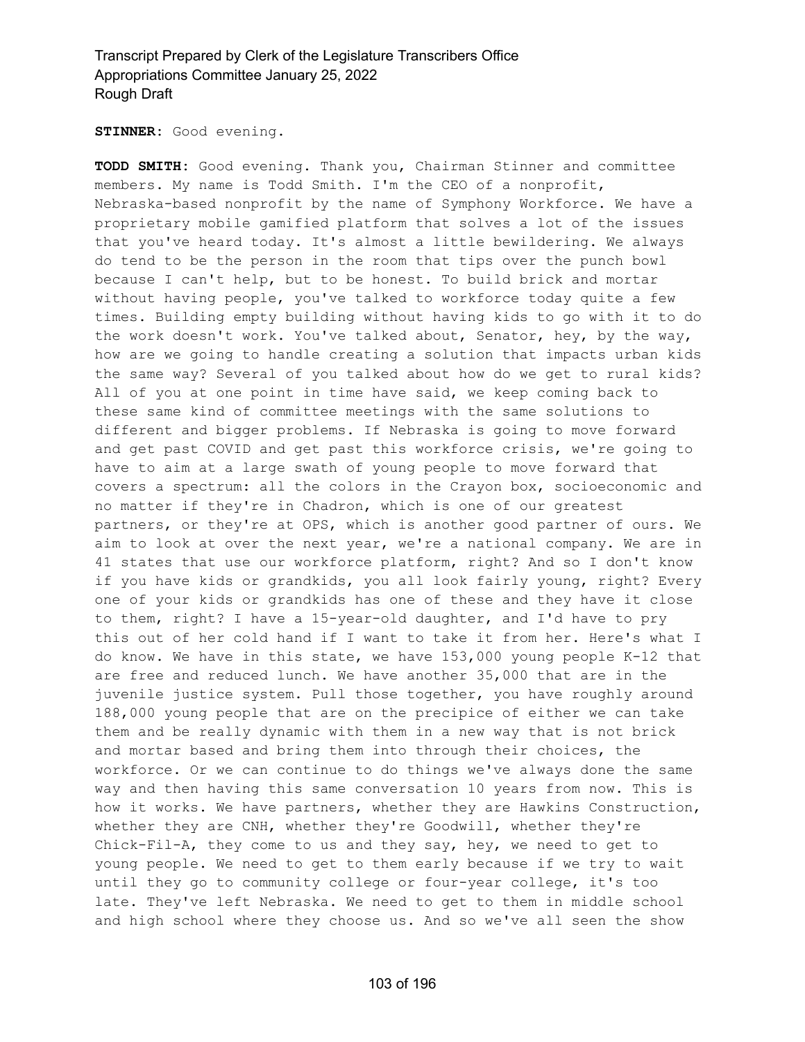**STINNER:** Good evening.

**TODD SMITH:** Good evening. Thank you, Chairman Stinner and committee members. My name is Todd Smith. I'm the CEO of a nonprofit, Nebraska-based nonprofit by the name of Symphony Workforce. We have a proprietary mobile gamified platform that solves a lot of the issues that you've heard today. It's almost a little bewildering. We always do tend to be the person in the room that tips over the punch bowl because I can't help, but to be honest. To build brick and mortar without having people, you've talked to workforce today quite a few times. Building empty building without having kids to go with it to do the work doesn't work. You've talked about, Senator, hey, by the way, how are we going to handle creating a solution that impacts urban kids the same way? Several of you talked about how do we get to rural kids? All of you at one point in time have said, we keep coming back to these same kind of committee meetings with the same solutions to different and bigger problems. If Nebraska is going to move forward and get past COVID and get past this workforce crisis, we're going to have to aim at a large swath of young people to move forward that covers a spectrum: all the colors in the Crayon box, socioeconomic and no matter if they're in Chadron, which is one of our greatest partners, or they're at OPS, which is another good partner of ours. We aim to look at over the next year, we're a national company. We are in 41 states that use our workforce platform, right? And so I don't know if you have kids or grandkids, you all look fairly young, right? Every one of your kids or grandkids has one of these and they have it close to them, right? I have a 15-year-old daughter, and I'd have to pry this out of her cold hand if I want to take it from her. Here's what I do know. We have in this state, we have 153,000 young people K-12 that are free and reduced lunch. We have another 35,000 that are in the juvenile justice system. Pull those together, you have roughly around 188,000 young people that are on the precipice of either we can take them and be really dynamic with them in a new way that is not brick and mortar based and bring them into through their choices, the workforce. Or we can continue to do things we've always done the same way and then having this same conversation 10 years from now. This is how it works. We have partners, whether they are Hawkins Construction, whether they are CNH, whether they're Goodwill, whether they're Chick-Fil-A, they come to us and they say, hey, we need to get to young people. We need to get to them early because if we try to wait until they go to community college or four-year college, it's too late. They've left Nebraska. We need to get to them in middle school and high school where they choose us. And so we've all seen the show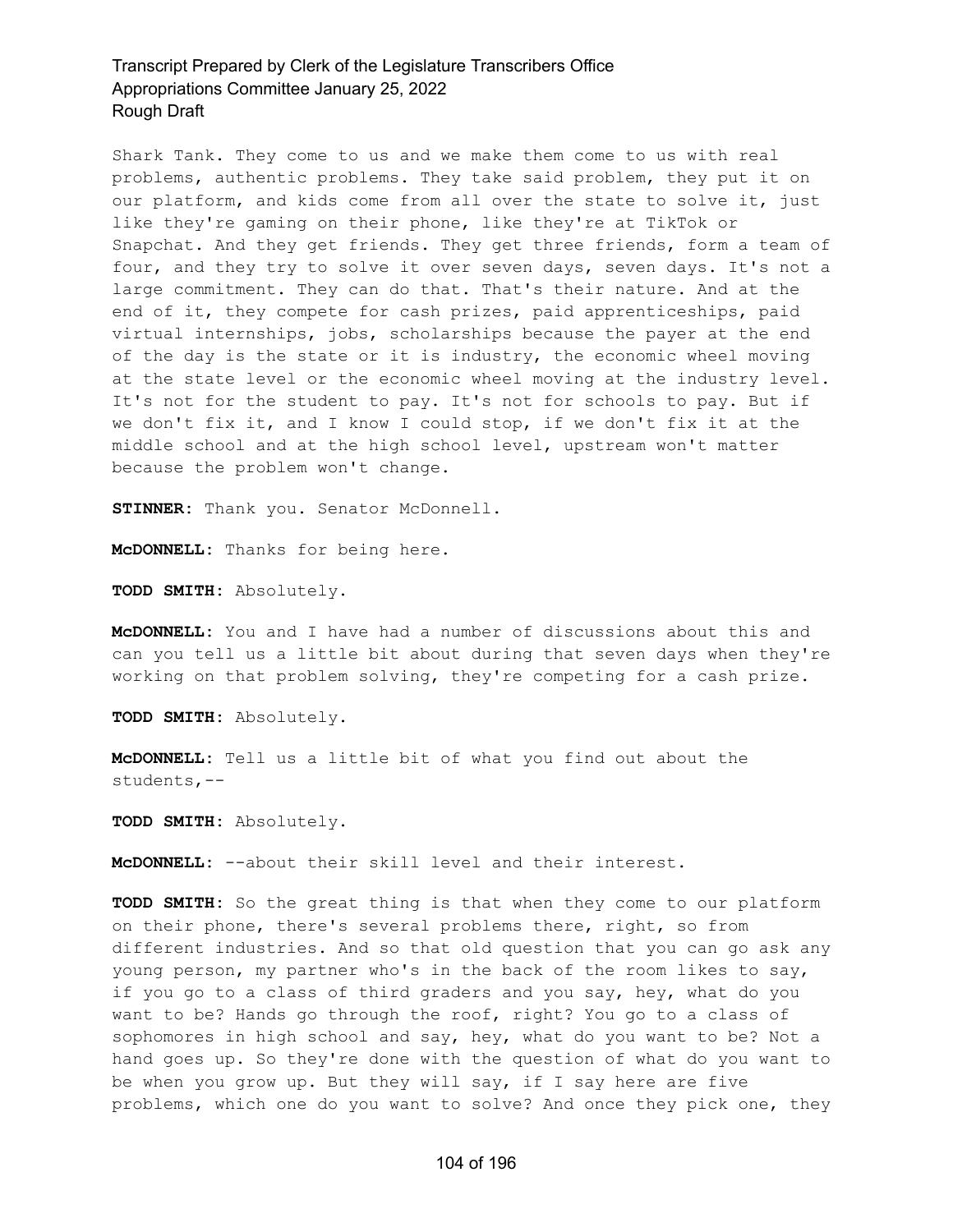Shark Tank. They come to us and we make them come to us with real problems, authentic problems. They take said problem, they put it on our platform, and kids come from all over the state to solve it, just like they're gaming on their phone, like they're at TikTok or Snapchat. And they get friends. They get three friends, form a team of four, and they try to solve it over seven days, seven days. It's not a large commitment. They can do that. That's their nature. And at the end of it, they compete for cash prizes, paid apprenticeships, paid virtual internships, jobs, scholarships because the payer at the end of the day is the state or it is industry, the economic wheel moving at the state level or the economic wheel moving at the industry level. It's not for the student to pay. It's not for schools to pay. But if we don't fix it, and I know I could stop, if we don't fix it at the middle school and at the high school level, upstream won't matter because the problem won't change.

**STINNER:** Thank you. Senator McDonnell.

**McDONNELL:** Thanks for being here.

**TODD SMITH:** Absolutely.

**McDONNELL:** You and I have had a number of discussions about this and can you tell us a little bit about during that seven days when they're working on that problem solving, they're competing for a cash prize.

**TODD SMITH:** Absolutely.

**McDONNELL:** Tell us a little bit of what you find out about the students,--

**TODD SMITH:** Absolutely.

**McDONNELL:** --about their skill level and their interest.

**TODD SMITH:** So the great thing is that when they come to our platform on their phone, there's several problems there, right, so from different industries. And so that old question that you can go ask any young person, my partner who's in the back of the room likes to say, if you go to a class of third graders and you say, hey, what do you want to be? Hands go through the roof, right? You go to a class of sophomores in high school and say, hey, what do you want to be? Not a hand goes up. So they're done with the question of what do you want to be when you grow up. But they will say, if I say here are five problems, which one do you want to solve? And once they pick one, they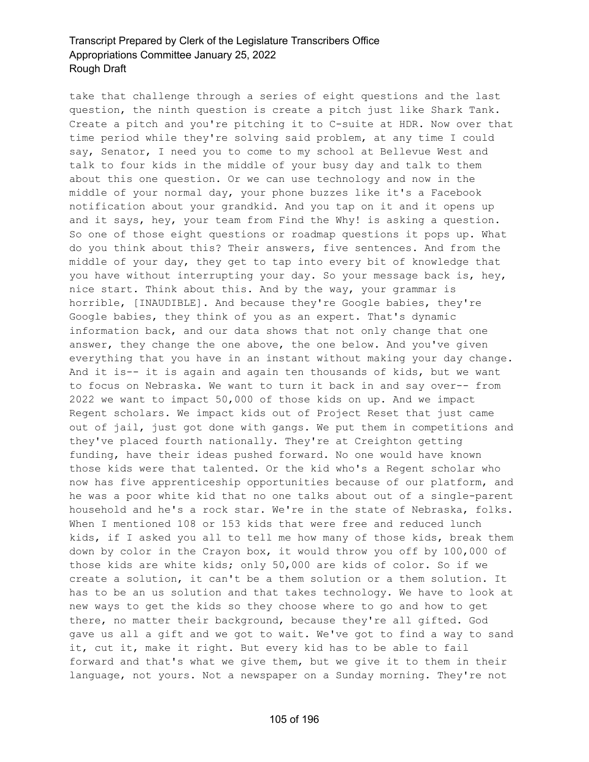take that challenge through a series of eight questions and the last question, the ninth question is create a pitch just like Shark Tank. Create a pitch and you're pitching it to C-suite at HDR. Now over that time period while they're solving said problem, at any time I could say, Senator, I need you to come to my school at Bellevue West and talk to four kids in the middle of your busy day and talk to them about this one question. Or we can use technology and now in the middle of your normal day, your phone buzzes like it's a Facebook notification about your grandkid. And you tap on it and it opens up and it says, hey, your team from Find the Why! is asking a question. So one of those eight questions or roadmap questions it pops up. What do you think about this? Their answers, five sentences. And from the middle of your day, they get to tap into every bit of knowledge that you have without interrupting your day. So your message back is, hey, nice start. Think about this. And by the way, your grammar is horrible, [INAUDIBLE]. And because they're Google babies, they're Google babies, they think of you as an expert. That's dynamic information back, and our data shows that not only change that one answer, they change the one above, the one below. And you've given everything that you have in an instant without making your day change. And it is-- it is again and again ten thousands of kids, but we want to focus on Nebraska. We want to turn it back in and say over-- from 2022 we want to impact 50,000 of those kids on up. And we impact Regent scholars. We impact kids out of Project Reset that just came out of jail, just got done with gangs. We put them in competitions and they've placed fourth nationally. They're at Creighton getting funding, have their ideas pushed forward. No one would have known those kids were that talented. Or the kid who's a Regent scholar who now has five apprenticeship opportunities because of our platform, and he was a poor white kid that no one talks about out of a single-parent household and he's a rock star. We're in the state of Nebraska, folks. When I mentioned 108 or 153 kids that were free and reduced lunch kids, if I asked you all to tell me how many of those kids, break them down by color in the Crayon box, it would throw you off by 100,000 of those kids are white kids; only 50,000 are kids of color. So if we create a solution, it can't be a them solution or a them solution. It has to be an us solution and that takes technology. We have to look at new ways to get the kids so they choose where to go and how to get there, no matter their background, because they're all gifted. God gave us all a gift and we got to wait. We've got to find a way to sand it, cut it, make it right. But every kid has to be able to fail forward and that's what we give them, but we give it to them in their language, not yours. Not a newspaper on a Sunday morning. They're not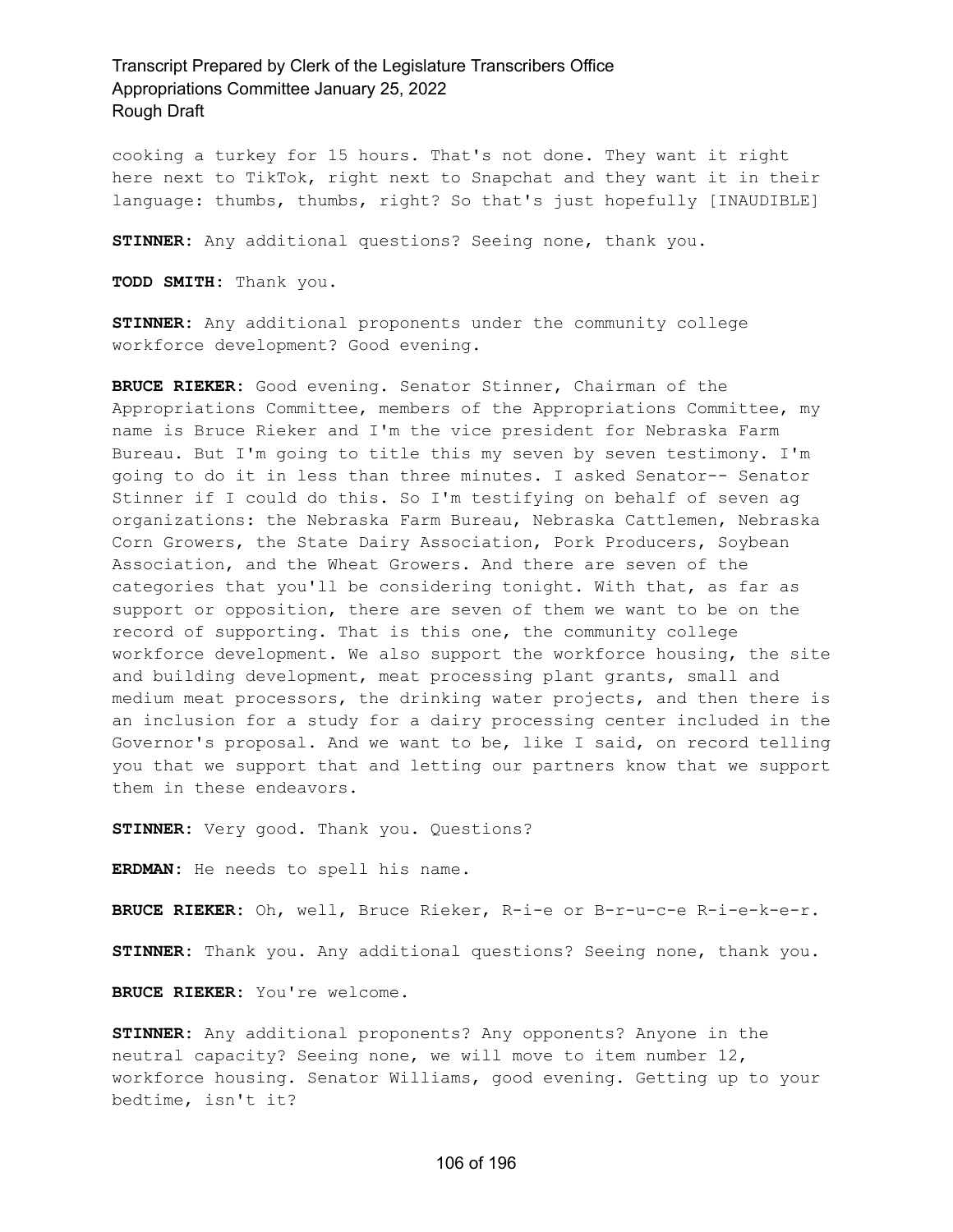cooking a turkey for 15 hours. That's not done. They want it right here next to TikTok, right next to Snapchat and they want it in their language: thumbs, thumbs, right? So that's just hopefully [INAUDIBLE]

**STINNER:** Any additional questions? Seeing none, thank you.

**TODD SMITH:** Thank you.

**STINNER:** Any additional proponents under the community college workforce development? Good evening.

**BRUCE RIEKER:** Good evening. Senator Stinner, Chairman of the Appropriations Committee, members of the Appropriations Committee, my name is Bruce Rieker and I'm the vice president for Nebraska Farm Bureau. But I'm going to title this my seven by seven testimony. I'm going to do it in less than three minutes. I asked Senator-- Senator Stinner if I could do this. So I'm testifying on behalf of seven ag organizations: the Nebraska Farm Bureau, Nebraska Cattlemen, Nebraska Corn Growers, the State Dairy Association, Pork Producers, Soybean Association, and the Wheat Growers. And there are seven of the categories that you'll be considering tonight. With that, as far as support or opposition, there are seven of them we want to be on the record of supporting. That is this one, the community college workforce development. We also support the workforce housing, the site and building development, meat processing plant grants, small and medium meat processors, the drinking water projects, and then there is an inclusion for a study for a dairy processing center included in the Governor's proposal. And we want to be, like I said, on record telling you that we support that and letting our partners know that we support them in these endeavors.

**STINNER:** Very good. Thank you. Questions?

**ERDMAN:** He needs to spell his name.

**BRUCE RIEKER:** Oh, well, Bruce Rieker, R-i-e or B-r-u-c-e R-i-e-k-e-r.

**STINNER:** Thank you. Any additional questions? Seeing none, thank you.

**BRUCE RIEKER:** You're welcome.

**STINNER:** Any additional proponents? Any opponents? Anyone in the neutral capacity? Seeing none, we will move to item number 12, workforce housing. Senator Williams, good evening. Getting up to your bedtime, isn't it?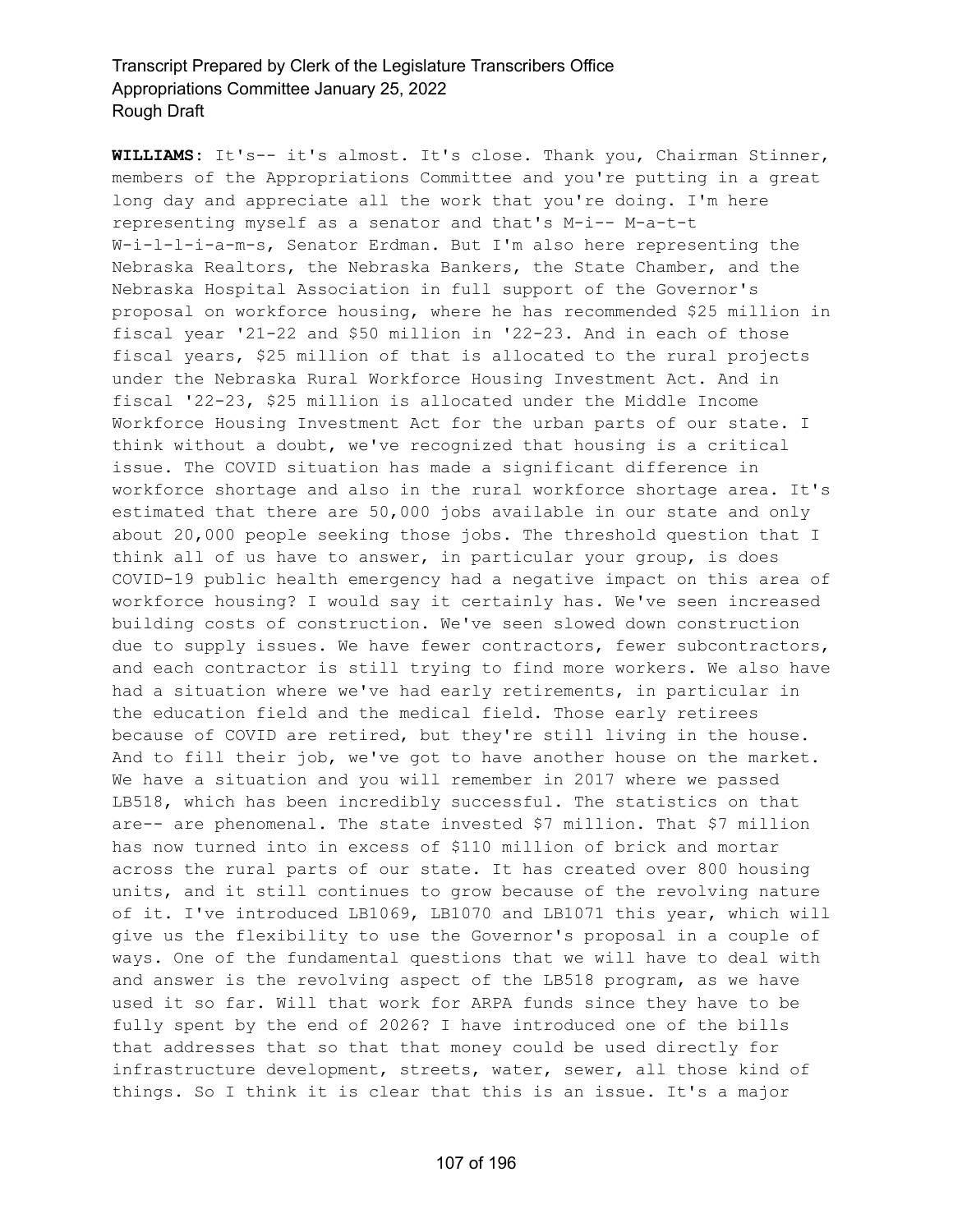**WILLIAMS:** It's-- it's almost. It's close. Thank you, Chairman Stinner, members of the Appropriations Committee and you're putting in a great long day and appreciate all the work that you're doing. I'm here representing myself as a senator and that's M-i-- M-a-t-t W-i-l-l-i-a-m-s, Senator Erdman. But I'm also here representing the Nebraska Realtors, the Nebraska Bankers, the State Chamber, and the Nebraska Hospital Association in full support of the Governor's proposal on workforce housing, where he has recommended $25 million in fiscal year '21-22 and $50 million in '22-23. And in each of those fiscal years, $25 million of that is allocated to the rural projects under the Nebraska Rural Workforce Housing Investment Act. And in fiscal '22-23, $25 million is allocated under the Middle Income Workforce Housing Investment Act for the urban parts of our state. I think without a doubt, we've recognized that housing is a critical issue. The COVID situation has made a significant difference in workforce shortage and also in the rural workforce shortage area. It's estimated that there are 50,000 jobs available in our state and only about 20,000 people seeking those jobs. The threshold question that I think all of us have to answer, in particular your group, is does COVID-19 public health emergency had a negative impact on this area of workforce housing? I would say it certainly has. We've seen increased building costs of construction. We've seen slowed down construction due to supply issues. We have fewer contractors, fewer subcontractors, and each contractor is still trying to find more workers. We also have had a situation where we've had early retirements, in particular in the education field and the medical field. Those early retirees because of COVID are retired, but they're still living in the house. And to fill their job, we've got to have another house on the market. We have a situation and you will remember in 2017 where we passed LB518, which has been incredibly successful. The statistics on that are-- are phenomenal. The state invested $7 million. That $7 million has now turned into in excess of $110 million of brick and mortar across the rural parts of our state. It has created over 800 housing units, and it still continues to grow because of the revolving nature of it. I've introduced LB1069, LB1070 and LB1071 this year, which will give us the flexibility to use the Governor's proposal in a couple of ways. One of the fundamental questions that we will have to deal with and answer is the revolving aspect of the LB518 program, as we have used it so far. Will that work for ARPA funds since they have to be fully spent by the end of 2026? I have introduced one of the bills that addresses that so that that money could be used directly for infrastructure development, streets, water, sewer, all those kind of things. So I think it is clear that this is an issue. It's a major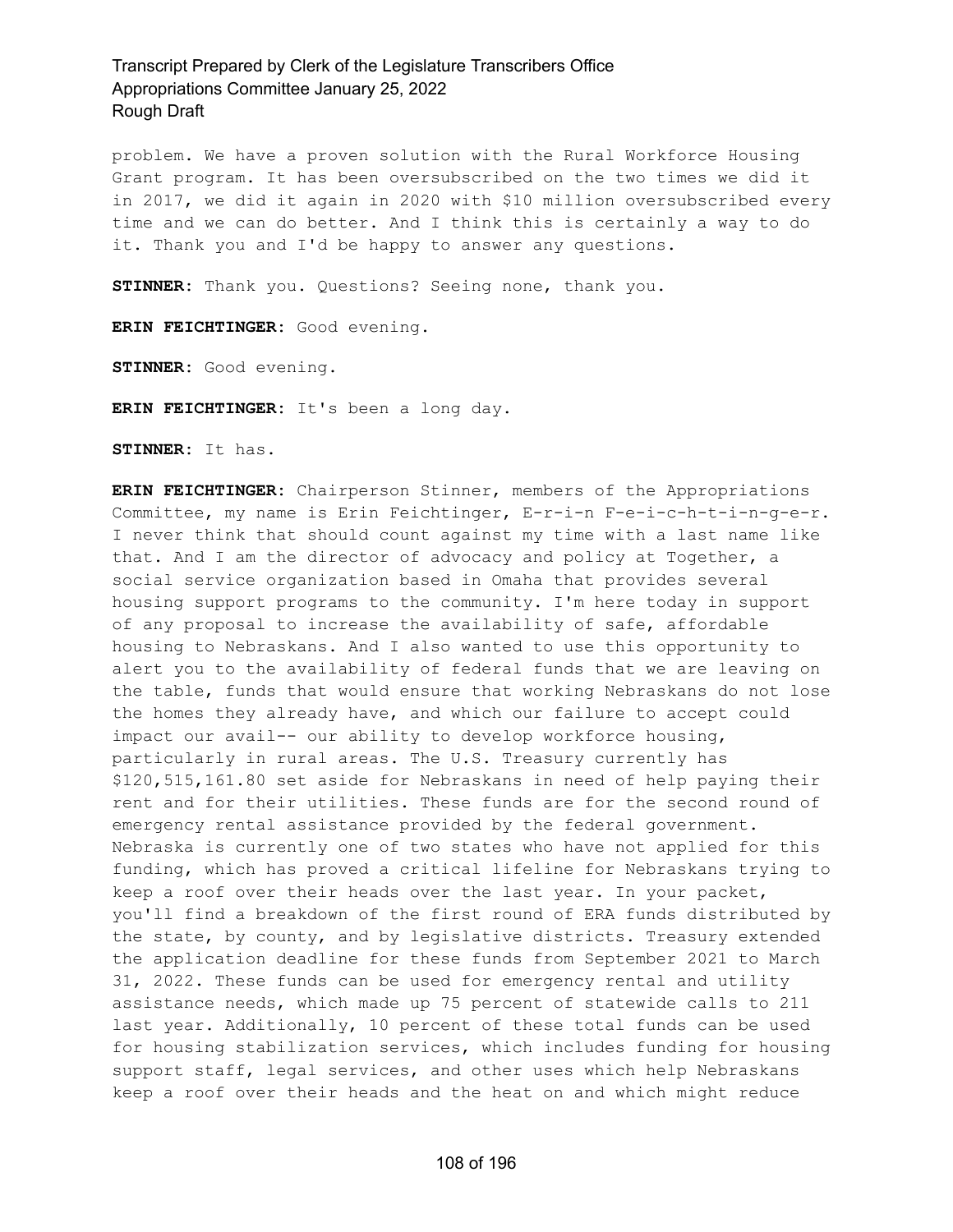problem. We have a proven solution with the Rural Workforce Housing Grant program. It has been oversubscribed on the two times we did it in 2017, we did it again in 2020 with $10 million oversubscribed every time and we can do better. And I think this is certainly a way to do it. Thank you and I'd be happy to answer any questions.

**STINNER:** Thank you. Questions? Seeing none, thank you.

**ERIN FEICHTINGER:** Good evening.

**STINNER:** Good evening.

**ERIN FEICHTINGER:** It's been a long day.

**STINNER:** It has.

**ERIN FEICHTINGER:** Chairperson Stinner, members of the Appropriations Committee, my name is Erin Feichtinger, E-r-i-n F-e-i-c-h-t-i-n-g-e-r. I never think that should count against my time with a last name like that. And I am the director of advocacy and policy at Together, a social service organization based in Omaha that provides several housing support programs to the community. I'm here today in support of any proposal to increase the availability of safe, affordable housing to Nebraskans. And I also wanted to use this opportunity to alert you to the availability of federal funds that we are leaving on the table, funds that would ensure that working Nebraskans do not lose the homes they already have, and which our failure to accept could impact our avail-- our ability to develop workforce housing, particularly in rural areas. The U.S. Treasury currently has $120,515,161.80 set aside for Nebraskans in need of help paying their rent and for their utilities. These funds are for the second round of emergency rental assistance provided by the federal government. Nebraska is currently one of two states who have not applied for this funding, which has proved a critical lifeline for Nebraskans trying to keep a roof over their heads over the last year. In your packet, you'll find a breakdown of the first round of ERA funds distributed by the state, by county, and by legislative districts. Treasury extended the application deadline for these funds from September 2021 to March 31, 2022. These funds can be used for emergency rental and utility assistance needs, which made up 75 percent of statewide calls to 211 last year. Additionally, 10 percent of these total funds can be used for housing stabilization services, which includes funding for housing support staff, legal services, and other uses which help Nebraskans keep a roof over their heads and the heat on and which might reduce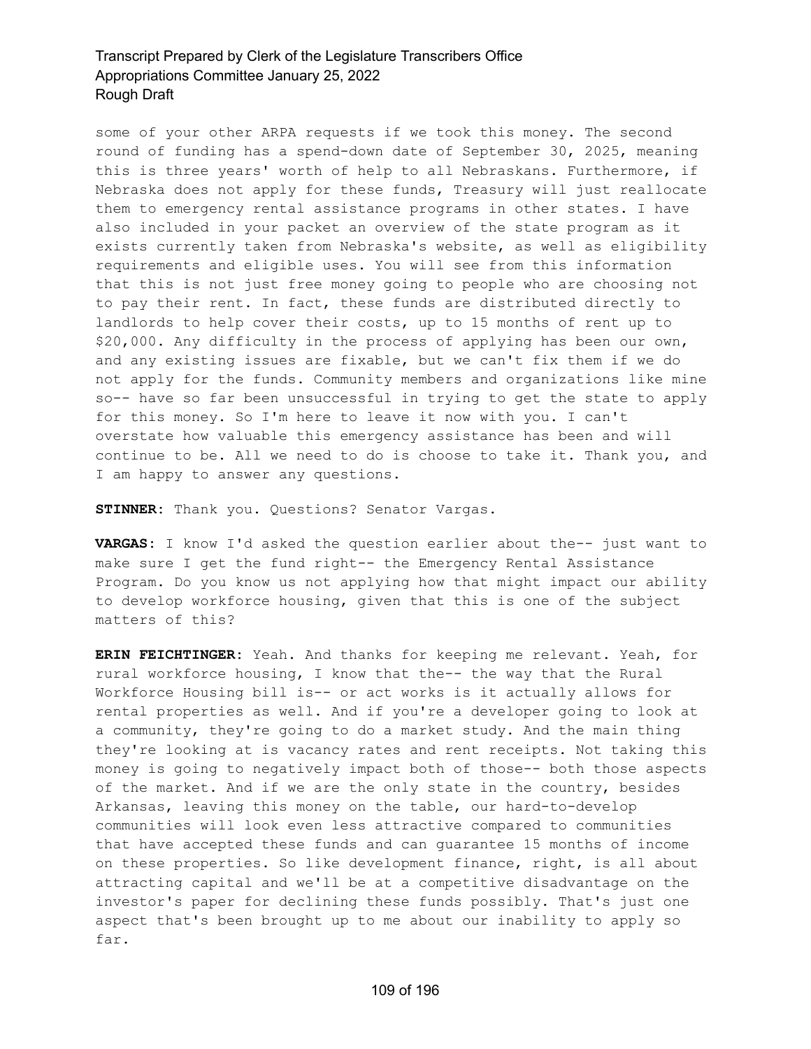some of your other ARPA requests if we took this money. The second round of funding has a spend-down date of September 30, 2025, meaning this is three years' worth of help to all Nebraskans. Furthermore, if Nebraska does not apply for these funds, Treasury will just reallocate them to emergency rental assistance programs in other states. I have also included in your packet an overview of the state program as it exists currently taken from Nebraska's website, as well as eligibility requirements and eligible uses. You will see from this information that this is not just free money going to people who are choosing not to pay their rent. In fact, these funds are distributed directly to landlords to help cover their costs, up to 15 months of rent up to $20,000. Any difficulty in the process of applying has been our own, and any existing issues are fixable, but we can't fix them if we do not apply for the funds. Community members and organizations like mine so-- have so far been unsuccessful in trying to get the state to apply for this money. So I'm here to leave it now with you. I can't overstate how valuable this emergency assistance has been and will continue to be. All we need to do is choose to take it. Thank you, and I am happy to answer any questions.

**STINNER:** Thank you. Questions? Senator Vargas.

**VARGAS:** I know I'd asked the question earlier about the-- just want to make sure I get the fund right-- the Emergency Rental Assistance Program. Do you know us not applying how that might impact our ability to develop workforce housing, given that this is one of the subject matters of this?

**ERIN FEICHTINGER:** Yeah. And thanks for keeping me relevant. Yeah, for rural workforce housing, I know that the-- the way that the Rural Workforce Housing bill is-- or act works is it actually allows for rental properties as well. And if you're a developer going to look at a community, they're going to do a market study. And the main thing they're looking at is vacancy rates and rent receipts. Not taking this money is going to negatively impact both of those-- both those aspects of the market. And if we are the only state in the country, besides Arkansas, leaving this money on the table, our hard-to-develop communities will look even less attractive compared to communities that have accepted these funds and can guarantee 15 months of income on these properties. So like development finance, right, is all about attracting capital and we'll be at a competitive disadvantage on the investor's paper for declining these funds possibly. That's just one aspect that's been brought up to me about our inability to apply so far.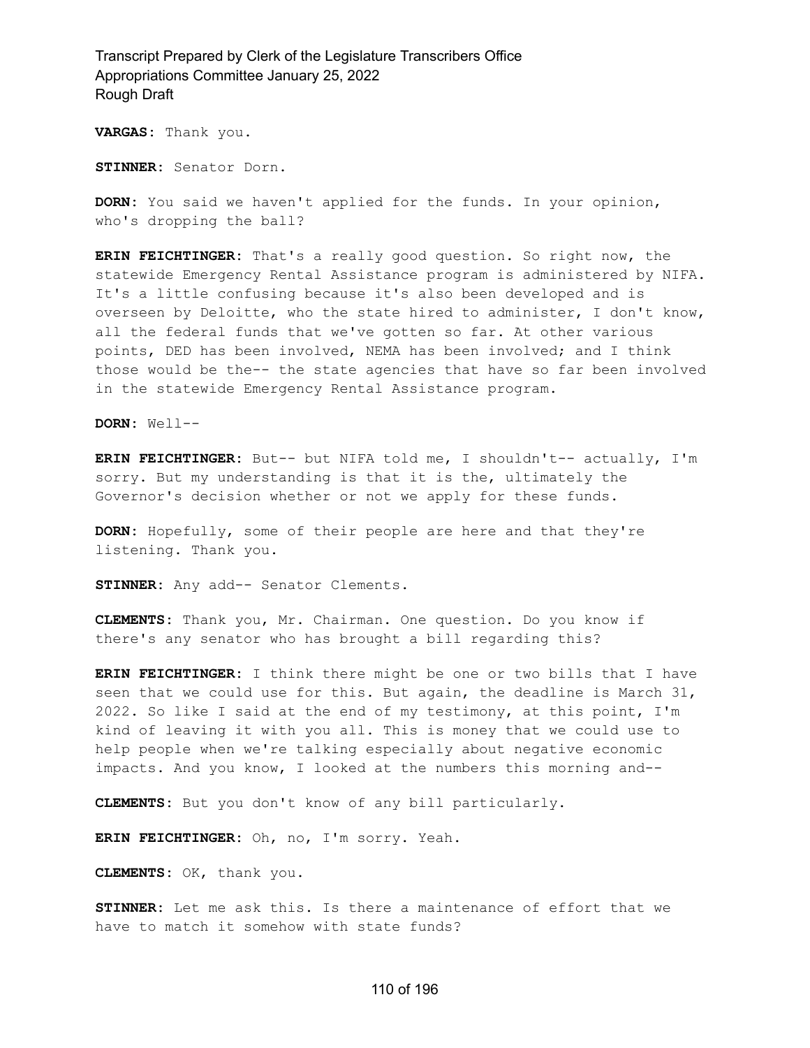**VARGAS:** Thank you.

**STINNER:** Senator Dorn.

**DORN:** You said we haven't applied for the funds. In your opinion, who's dropping the ball?

**ERIN FEICHTINGER:** That's a really good question. So right now, the statewide Emergency Rental Assistance program is administered by NIFA. It's a little confusing because it's also been developed and is overseen by Deloitte, who the state hired to administer, I don't know, all the federal funds that we've gotten so far. At other various points, DED has been involved, NEMA has been involved; and I think those would be the-- the state agencies that have so far been involved in the statewide Emergency Rental Assistance program.

**DORN:** Well--

**ERIN FEICHTINGER:** But-- but NIFA told me, I shouldn't-- actually, I'm sorry. But my understanding is that it is the, ultimately the Governor's decision whether or not we apply for these funds.

**DORN:** Hopefully, some of their people are here and that they're listening. Thank you.

**STINNER:** Any add-- Senator Clements.

**CLEMENTS:** Thank you, Mr. Chairman. One question. Do you know if there's any senator who has brought a bill regarding this?

**ERIN FEICHTINGER:** I think there might be one or two bills that I have seen that we could use for this. But again, the deadline is March 31, 2022. So like I said at the end of my testimony, at this point, I'm kind of leaving it with you all. This is money that we could use to help people when we're talking especially about negative economic impacts. And you know, I looked at the numbers this morning and--

**CLEMENTS:** But you don't know of any bill particularly.

**ERIN FEICHTINGER:** Oh, no, I'm sorry. Yeah.

**CLEMENTS:** OK, thank you.

**STINNER:** Let me ask this. Is there a maintenance of effort that we have to match it somehow with state funds?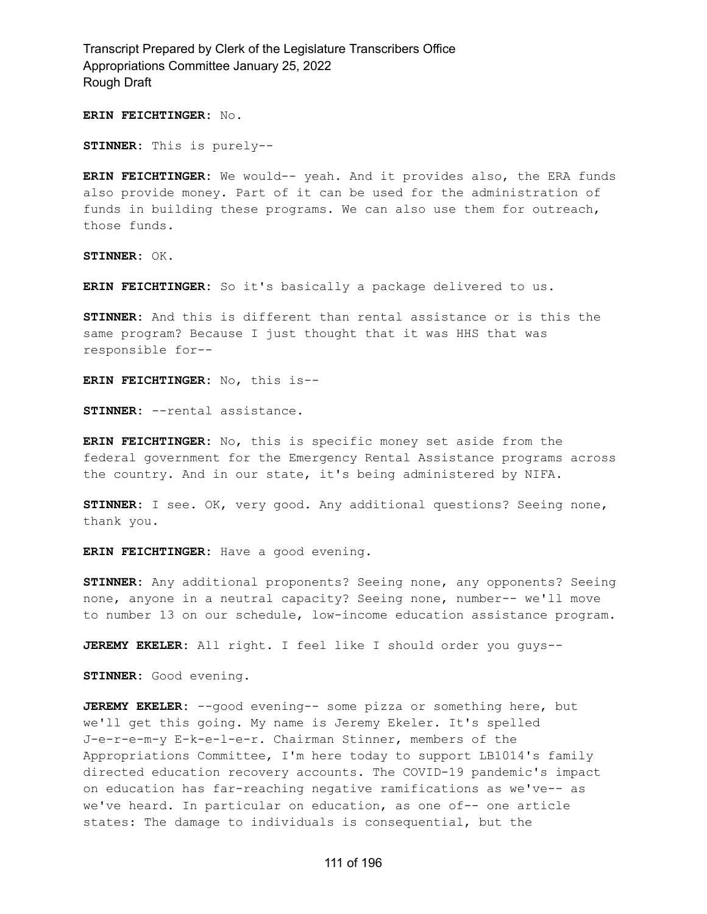**ERIN FEICHTINGER:** No.

**STINNER:** This is purely--

**ERIN FEICHTINGER:** We would-- yeah. And it provides also, the ERA funds also provide money. Part of it can be used for the administration of funds in building these programs. We can also use them for outreach, those funds.

**STINNER:** OK.

**ERIN FEICHTINGER:** So it's basically a package delivered to us.

**STINNER:** And this is different than rental assistance or is this the same program? Because I just thought that it was HHS that was responsible for--

**ERIN FEICHTINGER:** No, this is--

**STINNER:** --rental assistance.

**ERIN FEICHTINGER:** No, this is specific money set aside from the federal government for the Emergency Rental Assistance programs across the country. And in our state, it's being administered by NIFA.

**STINNER:** I see. OK, very good. Any additional questions? Seeing none, thank you.

**ERIN FEICHTINGER:** Have a good evening.

**STINNER:** Any additional proponents? Seeing none, any opponents? Seeing none, anyone in a neutral capacity? Seeing none, number-- we'll move to number 13 on our schedule, low-income education assistance program.

**JEREMY EKELER:** All right. I feel like I should order you guys--

**STINNER:** Good evening.

**JEREMY EKELER:** --good evening-- some pizza or something here, but we'll get this going. My name is Jeremy Ekeler. It's spelled J-e-r-e-m-y E-k-e-l-e-r. Chairman Stinner, members of the Appropriations Committee, I'm here today to support LB1014's family directed education recovery accounts. The COVID-19 pandemic's impact on education has far-reaching negative ramifications as we've-- as we've heard. In particular on education, as one of-- one article states: The damage to individuals is consequential, but the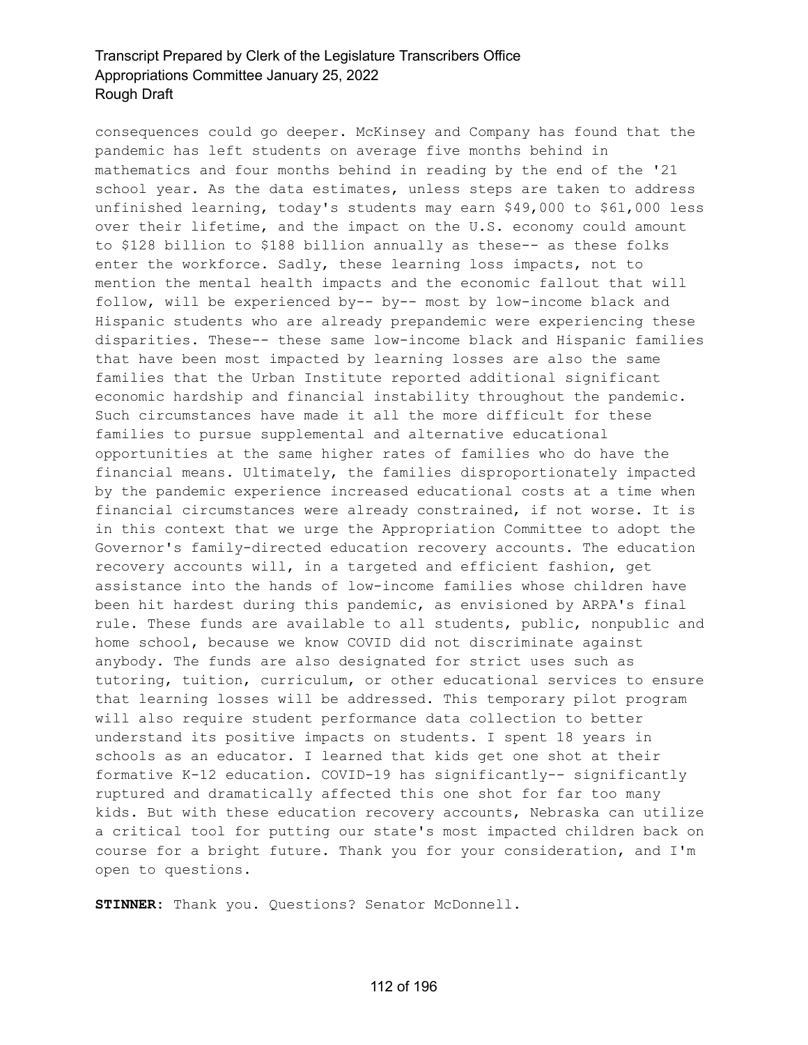consequences could go deeper. McKinsey and Company has found that the pandemic has left students on average five months behind in mathematics and four months behind in reading by the end of the '21 school year. As the data estimates, unless steps are taken to address unfinished learning, today's students may earn $49,000 to $61,000 less over their lifetime, and the impact on the U.S. economy could amount to $128 billion to $188 billion annually as these-- as these folks enter the workforce. Sadly, these learning loss impacts, not to mention the mental health impacts and the economic fallout that will follow, will be experienced by-- by-- most by low-income black and Hispanic students who are already prepandemic were experiencing these disparities. These-- these same low-income black and Hispanic families that have been most impacted by learning losses are also the same families that the Urban Institute reported additional significant economic hardship and financial instability throughout the pandemic. Such circumstances have made it all the more difficult for these families to pursue supplemental and alternative educational opportunities at the same higher rates of families who do have the financial means. Ultimately, the families disproportionately impacted by the pandemic experience increased educational costs at a time when financial circumstances were already constrained, if not worse. It is in this context that we urge the Appropriation Committee to adopt the Governor's family-directed education recovery accounts. The education recovery accounts will, in a targeted and efficient fashion, get assistance into the hands of low-income families whose children have been hit hardest during this pandemic, as envisioned by ARPA's final rule. These funds are available to all students, public, nonpublic and home school, because we know COVID did not discriminate against anybody. The funds are also designated for strict uses such as tutoring, tuition, curriculum, or other educational services to ensure that learning losses will be addressed. This temporary pilot program will also require student performance data collection to better understand its positive impacts on students. I spent 18 years in schools as an educator. I learned that kids get one shot at their formative K-12 education. COVID-19 has significantly-- significantly ruptured and dramatically affected this one shot for far too many kids. But with these education recovery accounts, Nebraska can utilize a critical tool for putting our state's most impacted children back on course for a bright future. Thank you for your consideration, and I'm open to questions.

**STINNER:** Thank you. Questions? Senator McDonnell.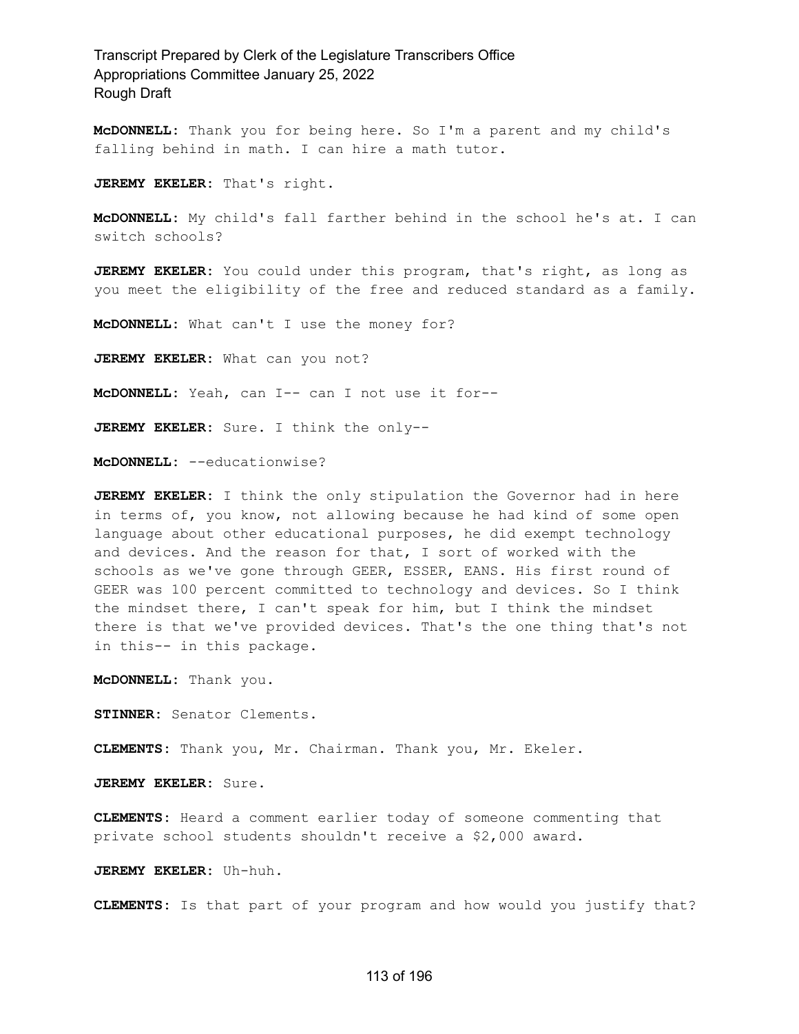**McDONNELL:** Thank you for being here. So I'm a parent and my child's falling behind in math. I can hire a math tutor.

**JEREMY EKELER:** That's right.

**McDONNELL:** My child's fall farther behind in the school he's at. I can switch schools?

**JEREMY EKELER:** You could under this program, that's right, as long as you meet the eligibility of the free and reduced standard as a family.

**McDONNELL:** What can't I use the money for?

**JEREMY EKELER:** What can you not?

**McDONNELL:** Yeah, can I-- can I not use it for--

**JEREMY EKELER:** Sure. I think the only--

**McDONNELL:** --educationwise?

**JEREMY EKELER:** I think the only stipulation the Governor had in here in terms of, you know, not allowing because he had kind of some open language about other educational purposes, he did exempt technology and devices. And the reason for that, I sort of worked with the schools as we've gone through GEER, ESSER, EANS. His first round of GEER was 100 percent committed to technology and devices. So I think the mindset there, I can't speak for him, but I think the mindset there is that we've provided devices. That's the one thing that's not in this-- in this package.

**McDONNELL:** Thank you.

**STINNER:** Senator Clements.

**CLEMENTS:** Thank you, Mr. Chairman. Thank you, Mr. Ekeler.

**JEREMY EKELER:** Sure.

**CLEMENTS:** Heard a comment earlier today of someone commenting that private school students shouldn't receive a $2,000 award.

**JEREMY EKELER:** Uh-huh.

**CLEMENTS:** Is that part of your program and how would you justify that?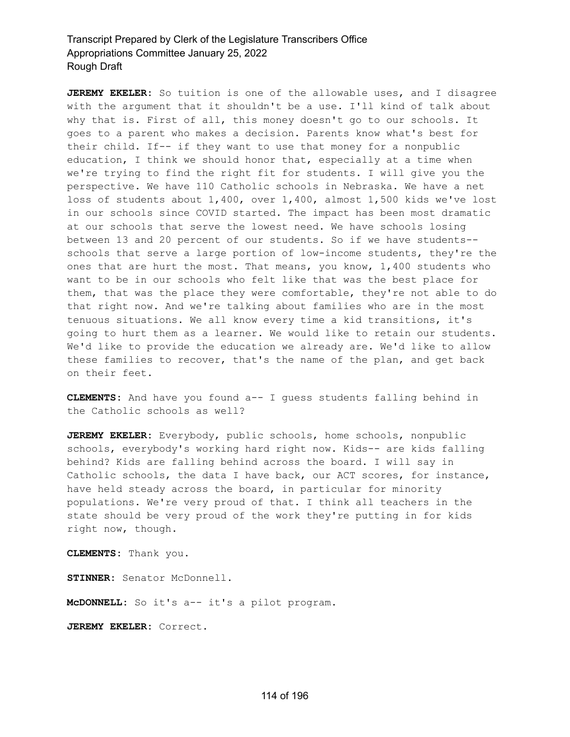**JEREMY EKELER:** So tuition is one of the allowable uses, and I disagree with the argument that it shouldn't be a use. I'll kind of talk about why that is. First of all, this money doesn't go to our schools. It goes to a parent who makes a decision. Parents know what's best for their child. If-- if they want to use that money for a nonpublic education, I think we should honor that, especially at a time when we're trying to find the right fit for students. I will give you the perspective. We have 110 Catholic schools in Nebraska. We have a net loss of students about 1,400, over 1,400, almost 1,500 kids we've lost in our schools since COVID started. The impact has been most dramatic at our schools that serve the lowest need. We have schools losing between 13 and 20 percent of our students. So if we have students-- schools that serve a large portion of low-income students, they're the ones that are hurt the most. That means, you know, 1,400 students who want to be in our schools who felt like that was the best place for them, that was the place they were comfortable, they're not able to do that right now. And we're talking about families who are in the most tenuous situations. We all know every time a kid transitions, it's going to hurt them as a learner. We would like to retain our students. We'd like to provide the education we already are. We'd like to allow these families to recover, that's the name of the plan, and get back on their feet.

**CLEMENTS:** And have you found a-- I guess students falling behind in the Catholic schools as well?

**JEREMY EKELER:** Everybody, public schools, home schools, nonpublic schools, everybody's working hard right now. Kids-- are kids falling behind? Kids are falling behind across the board. I will say in Catholic schools, the data I have back, our ACT scores, for instance, have held steady across the board, in particular for minority populations. We're very proud of that. I think all teachers in the state should be very proud of the work they're putting in for kids right now, though.

**CLEMENTS:** Thank you.

**STINNER:** Senator McDonnell.

**McDONNELL:** So it's a-- it's a pilot program.

**JEREMY EKELER:** Correct.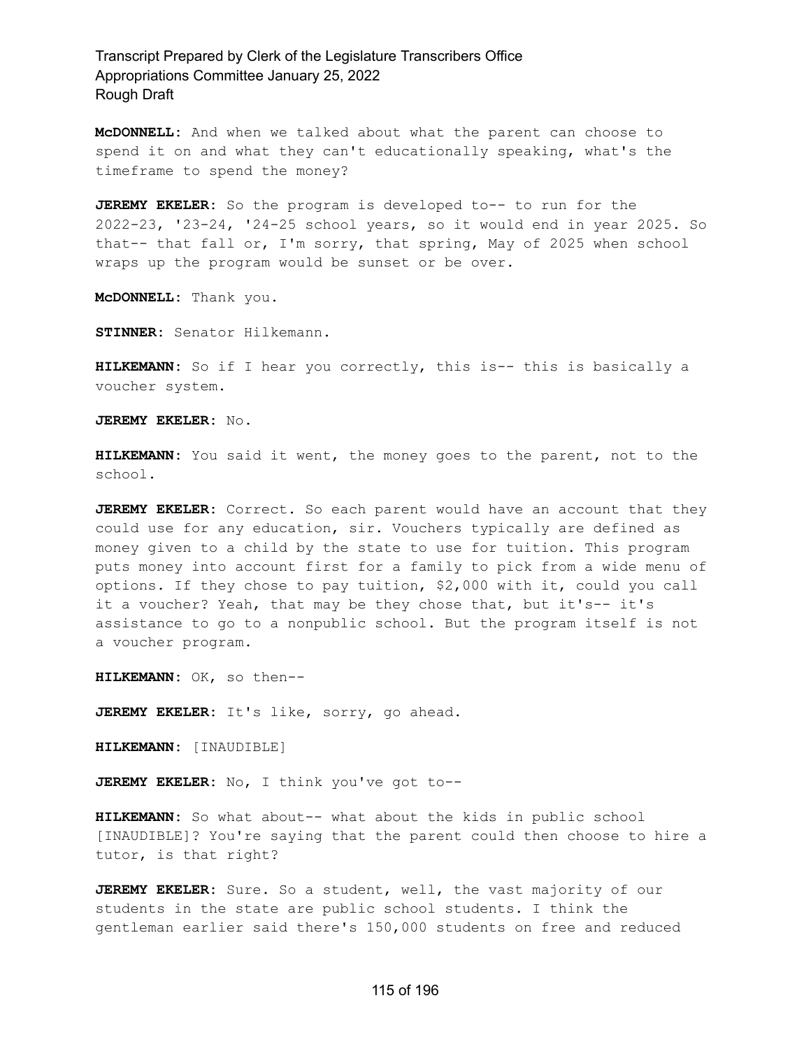**McDONNELL:** And when we talked about what the parent can choose to spend it on and what they can't educationally speaking, what's the timeframe to spend the money?

**JEREMY EKELER:** So the program is developed to-- to run for the 2022-23, '23-24, '24-25 school years, so it would end in year 2025. So that-- that fall or, I'm sorry, that spring, May of 2025 when school wraps up the program would be sunset or be over.

**McDONNELL:** Thank you.

**STINNER:** Senator Hilkemann.

**HILKEMANN:** So if I hear you correctly, this is-- this is basically a voucher system.

**JEREMY EKELER:** No.

**HILKEMANN:** You said it went, the money goes to the parent, not to the school.

**JEREMY EKELER:** Correct. So each parent would have an account that they could use for any education, sir. Vouchers typically are defined as money given to a child by the state to use for tuition. This program puts money into account first for a family to pick from a wide menu of options. If they chose to pay tuition, $2,000 with it, could you call it a voucher? Yeah, that may be they chose that, but it's-- it's assistance to go to a nonpublic school. But the program itself is not a voucher program.

**HILKEMANN:** OK, so then--

**JEREMY EKELER:** It's like, sorry, go ahead.

**HILKEMANN:** [INAUDIBLE]

**JEREMY EKELER:** No, I think you've got to--

**HILKEMANN:** So what about-- what about the kids in public school [INAUDIBLE]? You're saying that the parent could then choose to hire a tutor, is that right?

**JEREMY EKELER:** Sure. So a student, well, the vast majority of our students in the state are public school students. I think the gentleman earlier said there's 150,000 students on free and reduced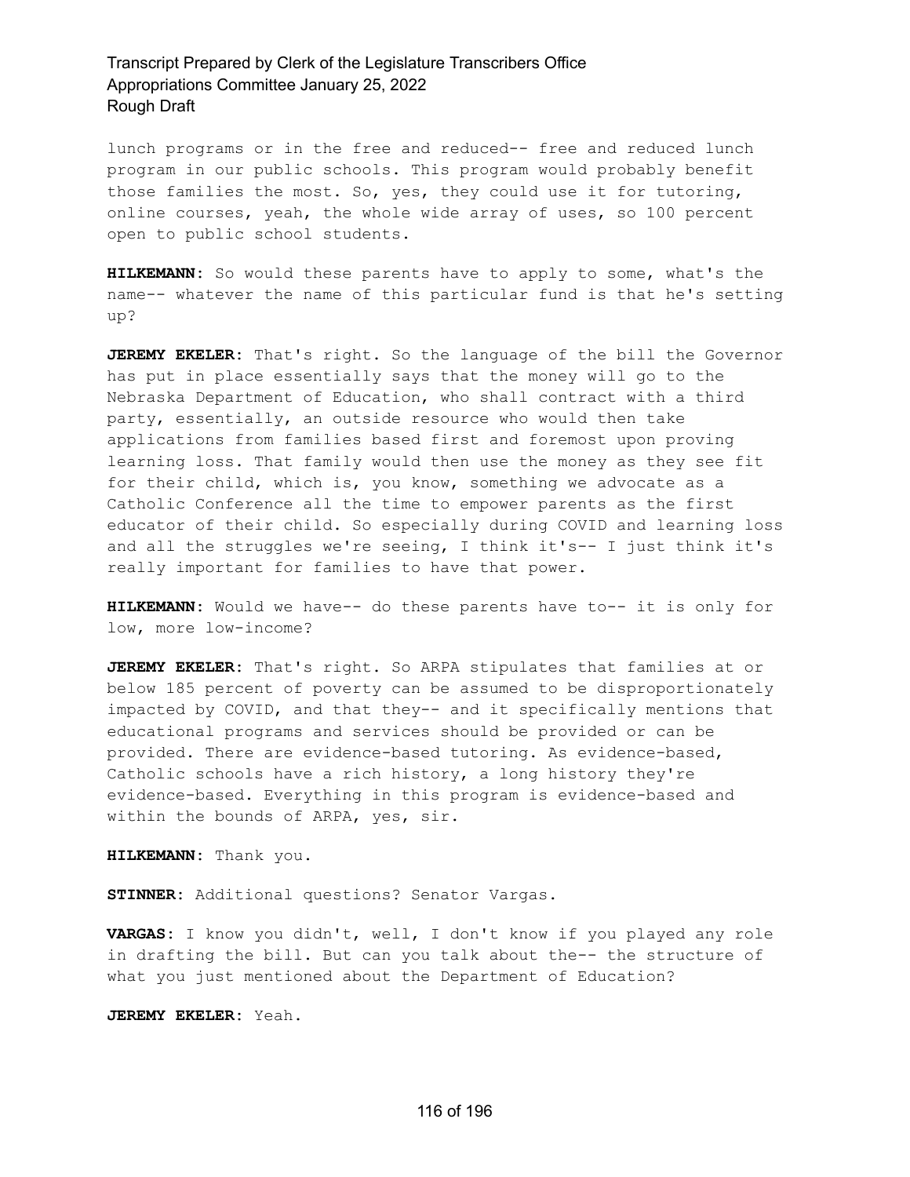lunch programs or in the free and reduced-- free and reduced lunch program in our public schools. This program would probably benefit those families the most. So, yes, they could use it for tutoring, online courses, yeah, the whole wide array of uses, so 100 percent open to public school students.

**HILKEMANN:** So would these parents have to apply to some, what's the name-- whatever the name of this particular fund is that he's setting up?

**JEREMY EKELER:** That's right. So the language of the bill the Governor has put in place essentially says that the money will go to the Nebraska Department of Education, who shall contract with a third party, essentially, an outside resource who would then take applications from families based first and foremost upon proving learning loss. That family would then use the money as they see fit for their child, which is, you know, something we advocate as a Catholic Conference all the time to empower parents as the first educator of their child. So especially during COVID and learning loss and all the struggles we're seeing, I think it's-- I just think it's really important for families to have that power.

**HILKEMANN:** Would we have-- do these parents have to-- it is only for low, more low-income?

**JEREMY EKELER:** That's right. So ARPA stipulates that families at or below 185 percent of poverty can be assumed to be disproportionately impacted by COVID, and that they-- and it specifically mentions that educational programs and services should be provided or can be provided. There are evidence-based tutoring. As evidence-based, Catholic schools have a rich history, a long history they're evidence-based. Everything in this program is evidence-based and within the bounds of ARPA, yes, sir.

**HILKEMANN:** Thank you.

**STINNER:** Additional questions? Senator Vargas.

**VARGAS:** I know you didn't, well, I don't know if you played any role in drafting the bill. But can you talk about the-- the structure of what you just mentioned about the Department of Education?

**JEREMY EKELER:** Yeah.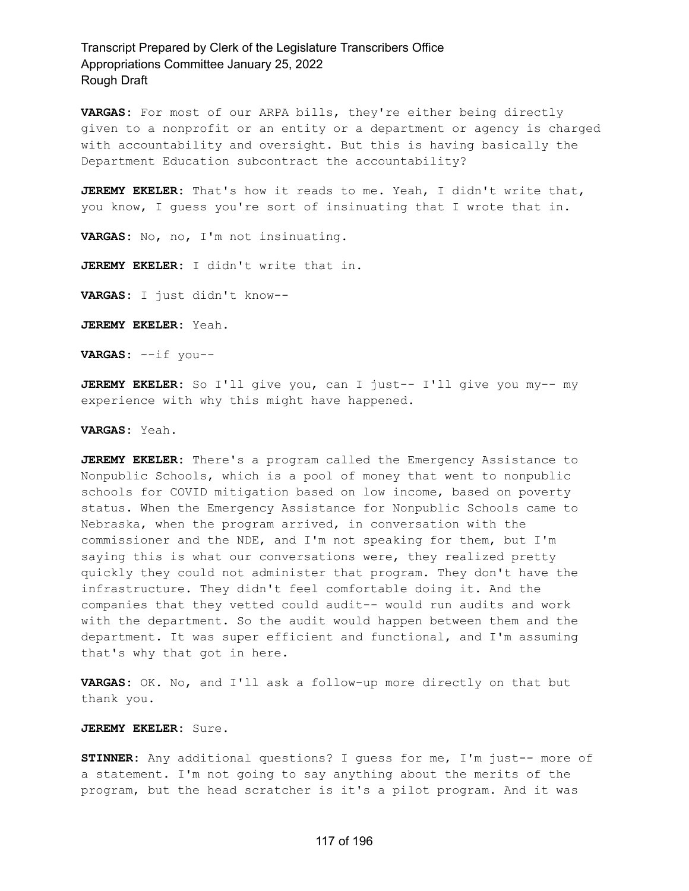**VARGAS:** For most of our ARPA bills, they're either being directly given to a nonprofit or an entity or a department or agency is charged with accountability and oversight. But this is having basically the Department Education subcontract the accountability?

**JEREMY EKELER:** That's how it reads to me. Yeah, I didn't write that, you know, I guess you're sort of insinuating that I wrote that in.

**VARGAS:** No, no, I'm not insinuating.

**JEREMY EKELER:** I didn't write that in.

**VARGAS:** I just didn't know--

**JEREMY EKELER:** Yeah.

**VARGAS:** --if you--

**JEREMY EKELER:** So I'll give you, can I just-- I'll give you my-- my experience with why this might have happened.

**VARGAS:** Yeah.

**JEREMY EKELER:** There's a program called the Emergency Assistance to Nonpublic Schools, which is a pool of money that went to nonpublic schools for COVID mitigation based on low income, based on poverty status. When the Emergency Assistance for Nonpublic Schools came to Nebraska, when the program arrived, in conversation with the commissioner and the NDE, and I'm not speaking for them, but I'm saying this is what our conversations were, they realized pretty quickly they could not administer that program. They don't have the infrastructure. They didn't feel comfortable doing it. And the companies that they vetted could audit-- would run audits and work with the department. So the audit would happen between them and the department. It was super efficient and functional, and I'm assuming that's why that got in here.

**VARGAS:** OK. No, and I'll ask a follow-up more directly on that but thank you.

**JEREMY EKELER:** Sure.

**STINNER:** Any additional questions? I guess for me, I'm just-- more of a statement. I'm not going to say anything about the merits of the program, but the head scratcher is it's a pilot program. And it was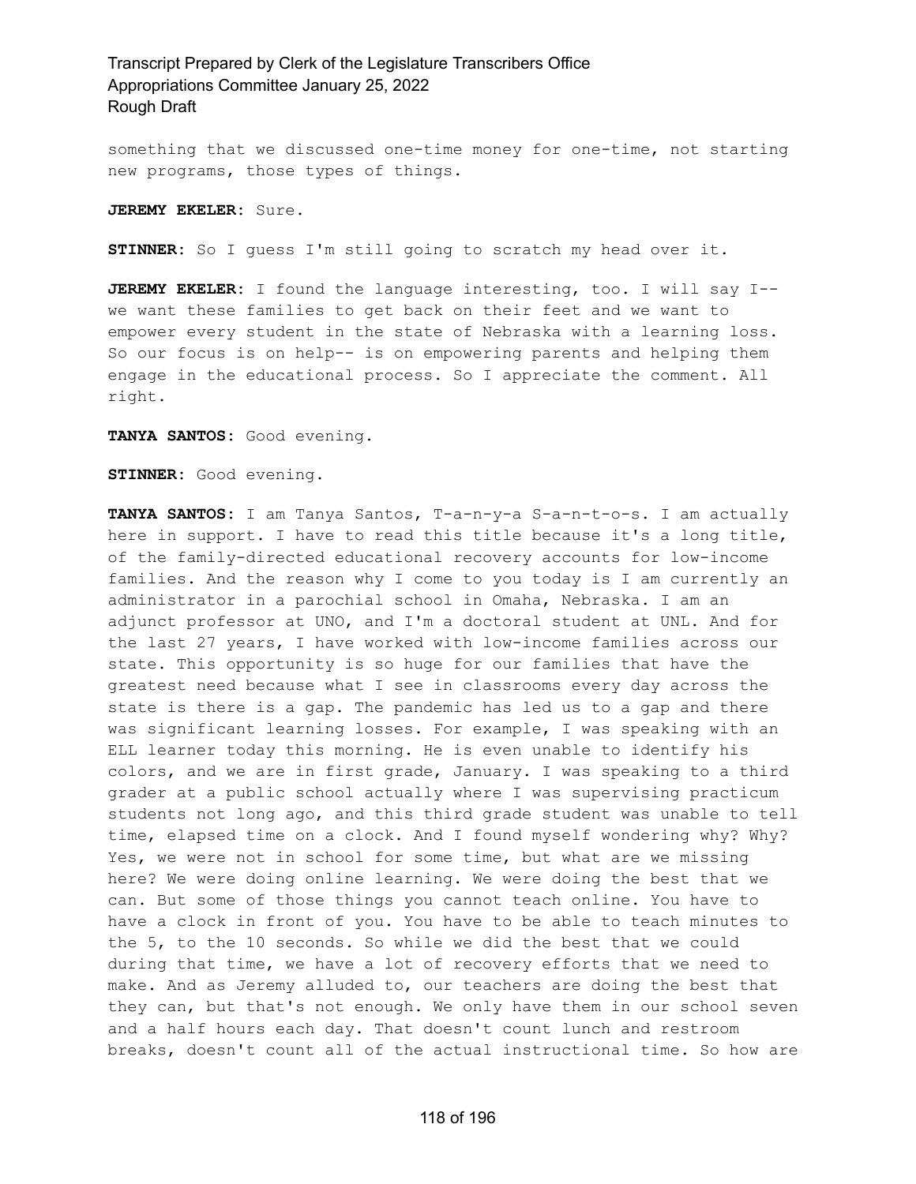something that we discussed one-time money for one-time, not starting new programs, those types of things.

**JEREMY EKELER:** Sure.

**STINNER:** So I guess I'm still going to scratch my head over it.

**JEREMY EKELER:** I found the language interesting, too. I will say I-- we want these families to get back on their feet and we want to empower every student in the state of Nebraska with a learning loss. So our focus is on help-- is on empowering parents and helping them engage in the educational process. So I appreciate the comment. All right.

**TANYA SANTOS:** Good evening.

**STINNER:** Good evening.

**TANYA SANTOS:** I am Tanya Santos, T-a-n-y-a S-a-n-t-o-s. I am actually here in support. I have to read this title because it's a long title, of the family-directed educational recovery accounts for low-income families. And the reason why I come to you today is I am currently an administrator in a parochial school in Omaha, Nebraska. I am an adjunct professor at UNO, and I'm a doctoral student at UNL. And for the last 27 years, I have worked with low-income families across our state. This opportunity is so huge for our families that have the greatest need because what I see in classrooms every day across the state is there is a gap. The pandemic has led us to a gap and there was significant learning losses. For example, I was speaking with an ELL learner today this morning. He is even unable to identify his colors, and we are in first grade, January. I was speaking to a third grader at a public school actually where I was supervising practicum students not long ago, and this third grade student was unable to tell time, elapsed time on a clock. And I found myself wondering why? Why? Yes, we were not in school for some time, but what are we missing here? We were doing online learning. We were doing the best that we can. But some of those things you cannot teach online. You have to have a clock in front of you. You have to be able to teach minutes to the 5, to the 10 seconds. So while we did the best that we could during that time, we have a lot of recovery efforts that we need to make. And as Jeremy alluded to, our teachers are doing the best that they can, but that's not enough. We only have them in our school seven and a half hours each day. That doesn't count lunch and restroom breaks, doesn't count all of the actual instructional time. So how are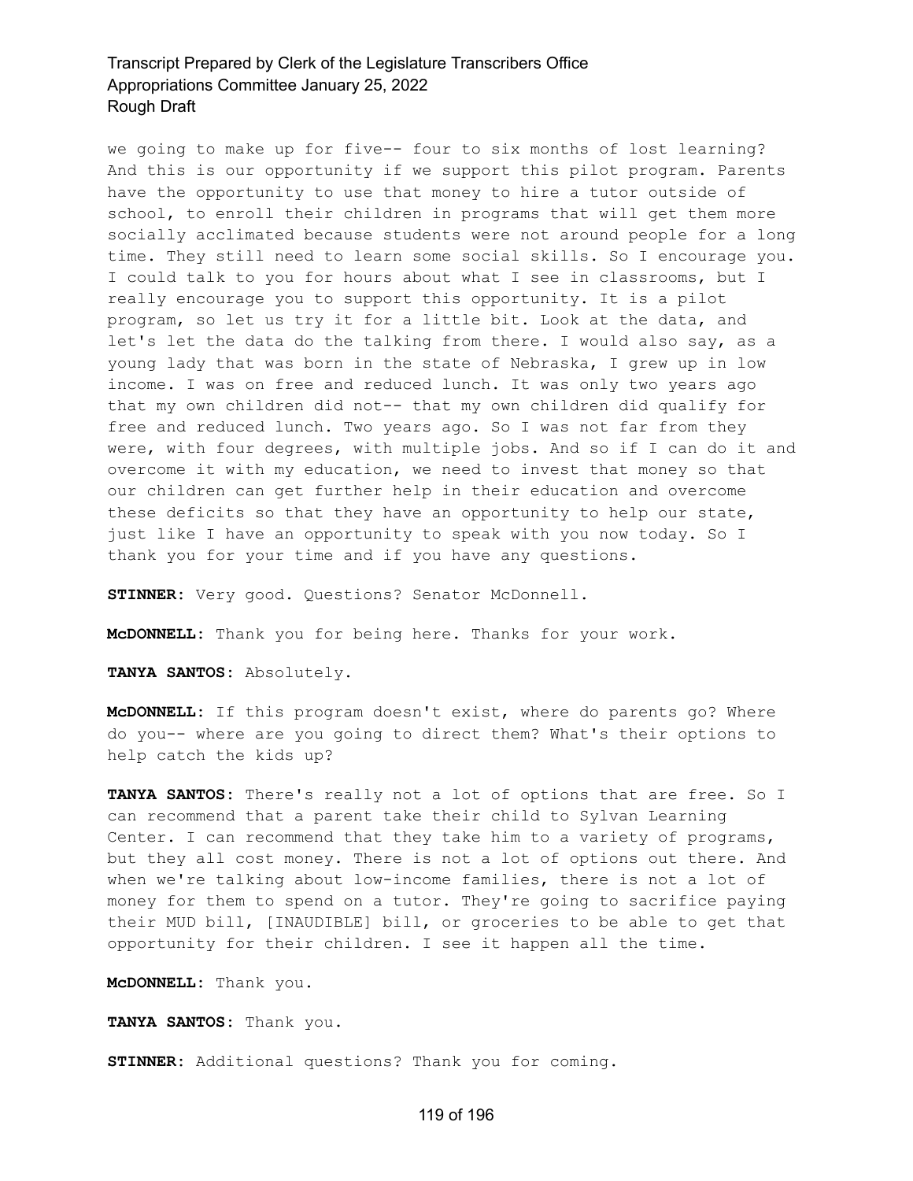we going to make up for five-- four to six months of lost learning? And this is our opportunity if we support this pilot program. Parents have the opportunity to use that money to hire a tutor outside of school, to enroll their children in programs that will get them more socially acclimated because students were not around people for a long time. They still need to learn some social skills. So I encourage you. I could talk to you for hours about what I see in classrooms, but I really encourage you to support this opportunity. It is a pilot program, so let us try it for a little bit. Look at the data, and let's let the data do the talking from there. I would also say, as a young lady that was born in the state of Nebraska, I grew up in low income. I was on free and reduced lunch. It was only two years ago that my own children did not-- that my own children did qualify for free and reduced lunch. Two years ago. So I was not far from they were, with four degrees, with multiple jobs. And so if I can do it and overcome it with my education, we need to invest that money so that our children can get further help in their education and overcome these deficits so that they have an opportunity to help our state, just like I have an opportunity to speak with you now today. So I thank you for your time and if you have any questions.

**STINNER:** Very good. Questions? Senator McDonnell.

**McDONNELL:** Thank you for being here. Thanks for your work.

**TANYA SANTOS:** Absolutely.

**McDONNELL:** If this program doesn't exist, where do parents go? Where do you-- where are you going to direct them? What's their options to help catch the kids up?

**TANYA SANTOS:** There's really not a lot of options that are free. So I can recommend that a parent take their child to Sylvan Learning Center. I can recommend that they take him to a variety of programs, but they all cost money. There is not a lot of options out there. And when we're talking about low-income families, there is not a lot of money for them to spend on a tutor. They're going to sacrifice paying their MUD bill, [INAUDIBLE] bill, or groceries to be able to get that opportunity for their children. I see it happen all the time.

**McDONNELL:** Thank you.

**TANYA SANTOS:** Thank you.

**STINNER:** Additional questions? Thank you for coming.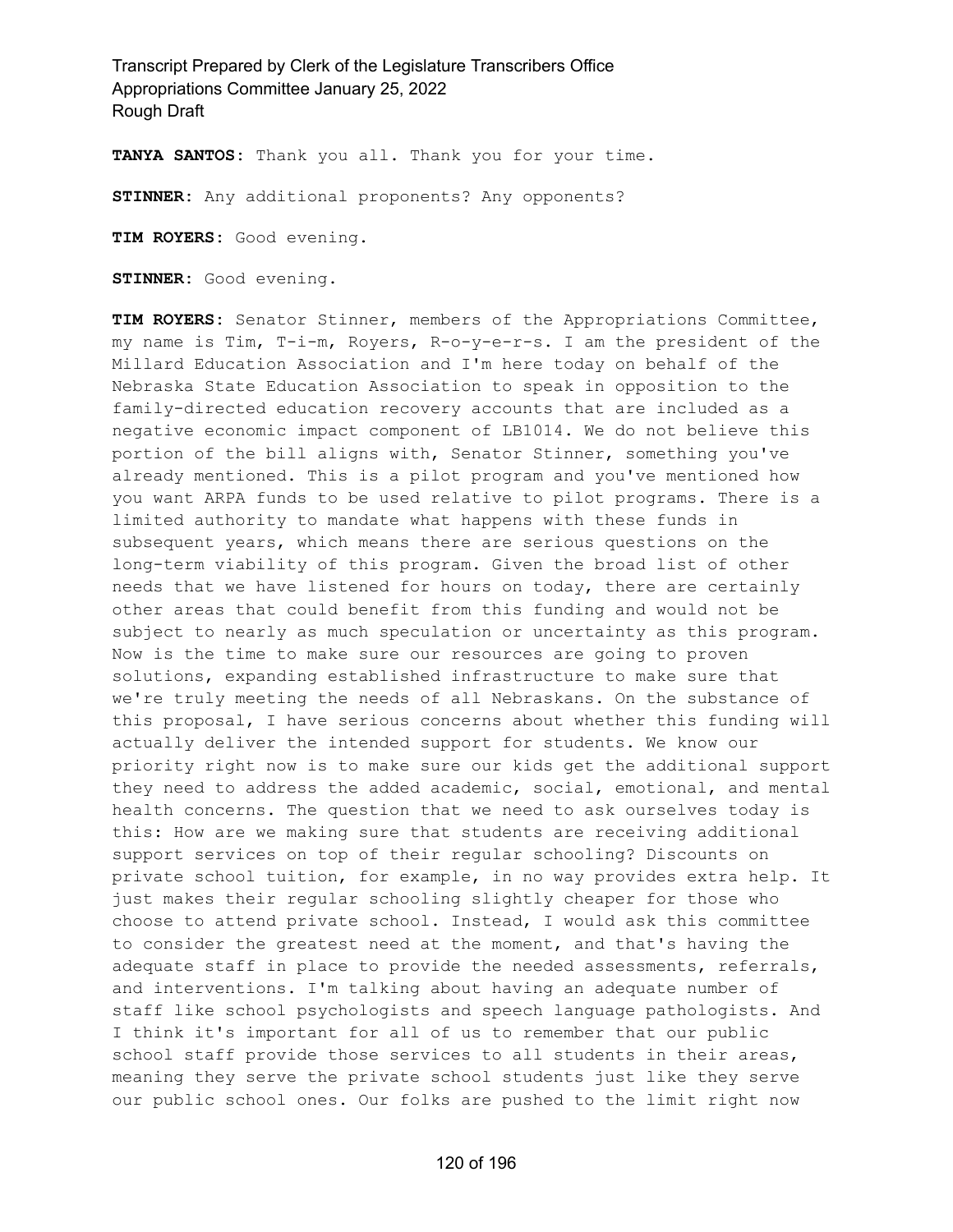**TANYA SANTOS:** Thank you all. Thank you for your time.

**STINNER:** Any additional proponents? Any opponents?

**TIM ROYERS:** Good evening.

**STINNER:** Good evening.

**TIM ROYERS:** Senator Stinner, members of the Appropriations Committee, my name is Tim, T-i-m, Royers, R-o-y-e-r-s. I am the president of the Millard Education Association and I'm here today on behalf of the Nebraska State Education Association to speak in opposition to the family-directed education recovery accounts that are included as a negative economic impact component of LB1014. We do not believe this portion of the bill aligns with, Senator Stinner, something you've already mentioned. This is a pilot program and you've mentioned how you want ARPA funds to be used relative to pilot programs. There is a limited authority to mandate what happens with these funds in subsequent years, which means there are serious questions on the long-term viability of this program. Given the broad list of other needs that we have listened for hours on today, there are certainly other areas that could benefit from this funding and would not be subject to nearly as much speculation or uncertainty as this program. Now is the time to make sure our resources are going to proven solutions, expanding established infrastructure to make sure that we're truly meeting the needs of all Nebraskans. On the substance of this proposal, I have serious concerns about whether this funding will actually deliver the intended support for students. We know our priority right now is to make sure our kids get the additional support they need to address the added academic, social, emotional, and mental health concerns. The question that we need to ask ourselves today is this: How are we making sure that students are receiving additional support services on top of their regular schooling? Discounts on private school tuition, for example, in no way provides extra help. It just makes their regular schooling slightly cheaper for those who choose to attend private school. Instead, I would ask this committee to consider the greatest need at the moment, and that's having the adequate staff in place to provide the needed assessments, referrals, and interventions. I'm talking about having an adequate number of staff like school psychologists and speech language pathologists. And I think it's important for all of us to remember that our public school staff provide those services to all students in their areas, meaning they serve the private school students just like they serve our public school ones. Our folks are pushed to the limit right now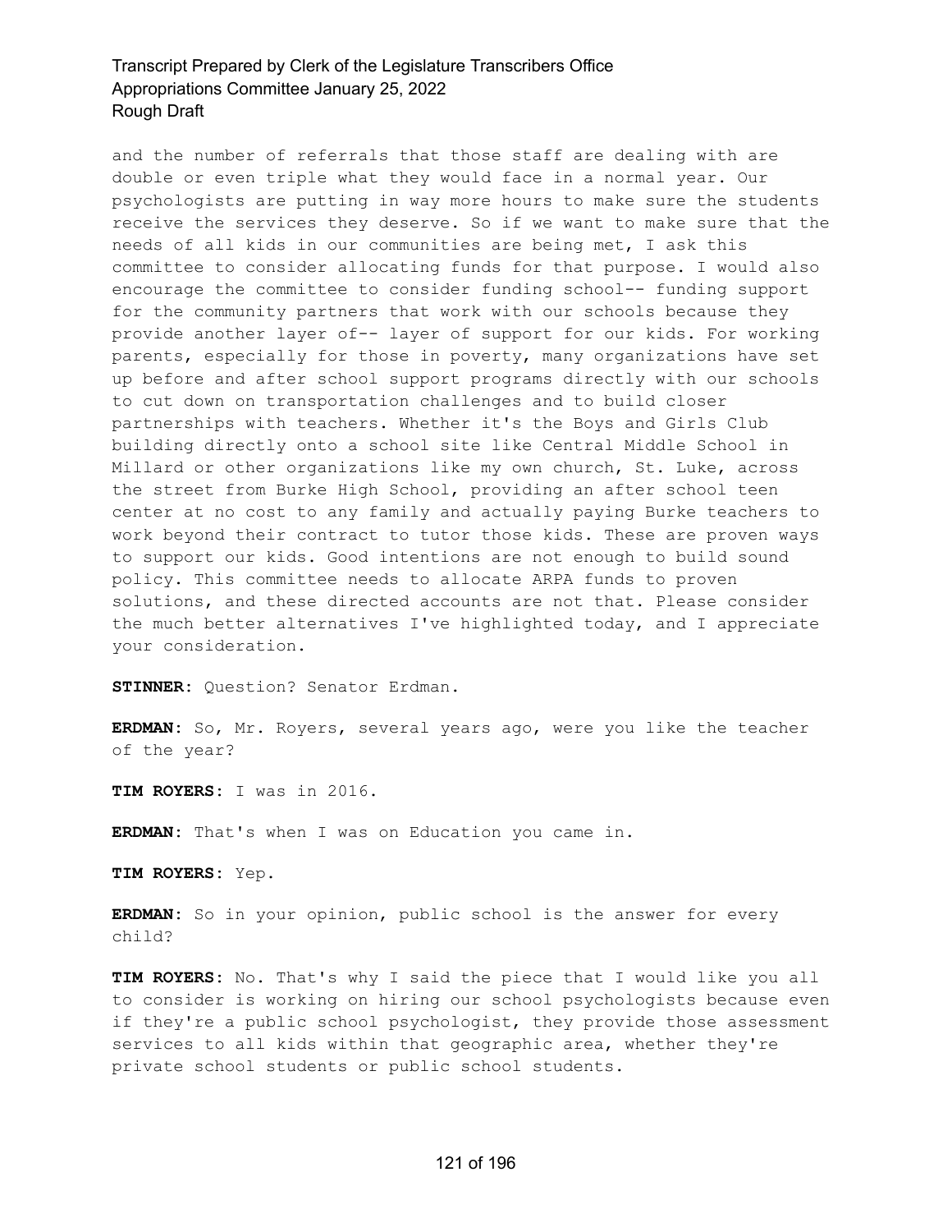and the number of referrals that those staff are dealing with are double or even triple what they would face in a normal year. Our psychologists are putting in way more hours to make sure the students receive the services they deserve. So if we want to make sure that the needs of all kids in our communities are being met, I ask this committee to consider allocating funds for that purpose. I would also encourage the committee to consider funding school-- funding support for the community partners that work with our schools because they provide another layer of-- layer of support for our kids. For working parents, especially for those in poverty, many organizations have set up before and after school support programs directly with our schools to cut down on transportation challenges and to build closer partnerships with teachers. Whether it's the Boys and Girls Club building directly onto a school site like Central Middle School in Millard or other organizations like my own church, St. Luke, across the street from Burke High School, providing an after school teen center at no cost to any family and actually paying Burke teachers to work beyond their contract to tutor those kids. These are proven ways to support our kids. Good intentions are not enough to build sound policy. This committee needs to allocate ARPA funds to proven solutions, and these directed accounts are not that. Please consider the much better alternatives I've highlighted today, and I appreciate your consideration.

**STINNER:** Question? Senator Erdman.

**ERDMAN:** So, Mr. Royers, several years ago, were you like the teacher of the year?

**TIM ROYERS:** I was in 2016.

**ERDMAN:** That's when I was on Education you came in.

**TIM ROYERS:** Yep.

**ERDMAN:** So in your opinion, public school is the answer for every child?

**TIM ROYERS:** No. That's why I said the piece that I would like you all to consider is working on hiring our school psychologists because even if they're a public school psychologist, they provide those assessment services to all kids within that geographic area, whether they're private school students or public school students.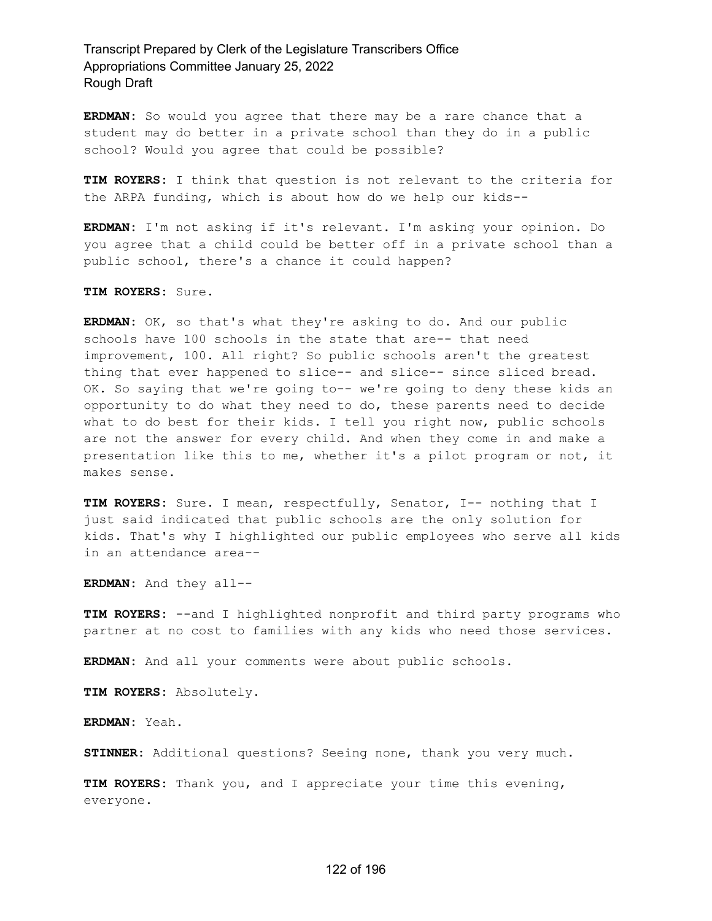**ERDMAN:** So would you agree that there may be a rare chance that a student may do better in a private school than they do in a public school? Would you agree that could be possible?

**TIM ROYERS:** I think that question is not relevant to the criteria for the ARPA funding, which is about how do we help our kids--

**ERDMAN:** I'm not asking if it's relevant. I'm asking your opinion. Do you agree that a child could be better off in a private school than a public school, there's a chance it could happen?

**TIM ROYERS:** Sure.

**ERDMAN:** OK, so that's what they're asking to do. And our public schools have 100 schools in the state that are-- that need improvement, 100. All right? So public schools aren't the greatest thing that ever happened to slice-- and slice-- since sliced bread. OK. So saying that we're going to-- we're going to deny these kids an opportunity to do what they need to do, these parents need to decide what to do best for their kids. I tell you right now, public schools are not the answer for every child. And when they come in and make a presentation like this to me, whether it's a pilot program or not, it makes sense.

**TIM ROYERS:** Sure. I mean, respectfully, Senator, I-- nothing that I just said indicated that public schools are the only solution for kids. That's why I highlighted our public employees who serve all kids in an attendance area--

**ERDMAN:** And they all--

**TIM ROYERS:** --and I highlighted nonprofit and third party programs who partner at no cost to families with any kids who need those services.

**ERDMAN:** And all your comments were about public schools.

**TIM ROYERS:** Absolutely.

**ERDMAN:** Yeah.

**STINNER:** Additional questions? Seeing none, thank you very much.

**TIM ROYERS:** Thank you, and I appreciate your time this evening, everyone.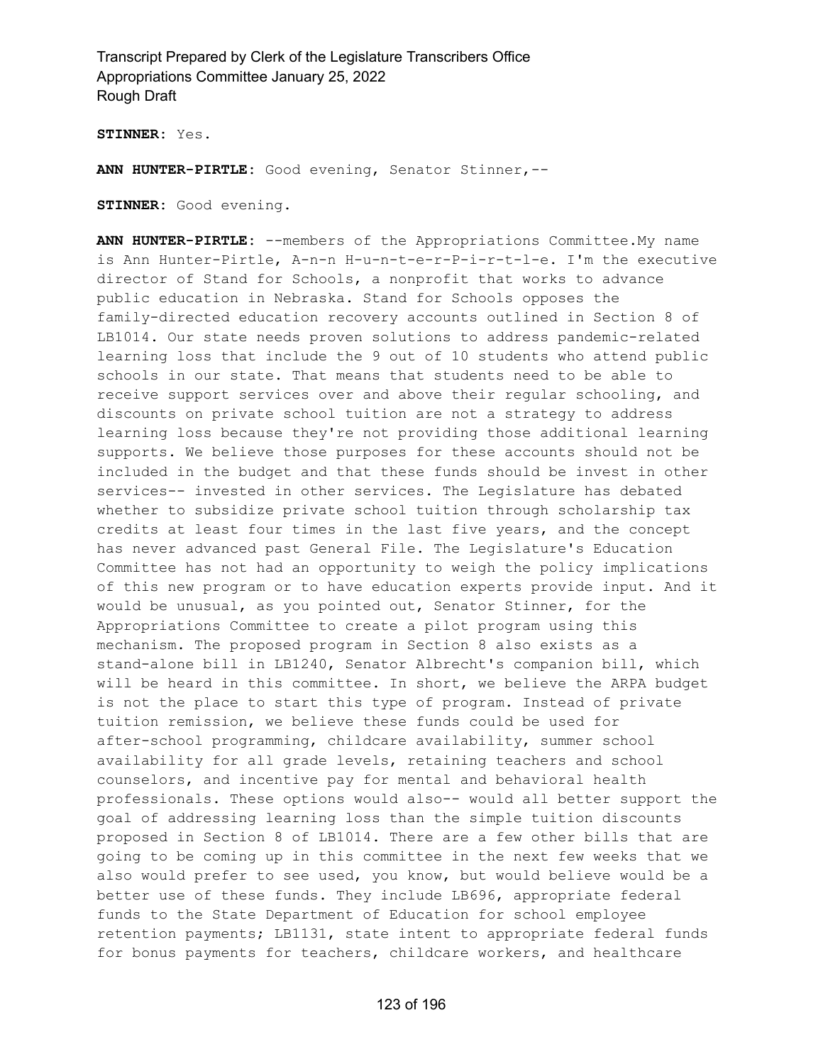**STINNER:** Yes.

**ANN HUNTER-PIRTLE:** Good evening, Senator Stinner,--

**STINNER:** Good evening.

**ANN HUNTER-PIRTLE:** --members of the Appropriations Committee.My name is Ann Hunter-Pirtle, A-n-n H-u-n-t-e-r-P-i-r-t-l-e. I'm the executive director of Stand for Schools, a nonprofit that works to advance public education in Nebraska. Stand for Schools opposes the family-directed education recovery accounts outlined in Section 8 of LB1014. Our state needs proven solutions to address pandemic-related learning loss that include the 9 out of 10 students who attend public schools in our state. That means that students need to be able to receive support services over and above their regular schooling, and discounts on private school tuition are not a strategy to address learning loss because they're not providing those additional learning supports. We believe those purposes for these accounts should not be included in the budget and that these funds should be invest in other services-- invested in other services. The Legislature has debated whether to subsidize private school tuition through scholarship tax credits at least four times in the last five years, and the concept has never advanced past General File. The Legislature's Education Committee has not had an opportunity to weigh the policy implications of this new program or to have education experts provide input. And it would be unusual, as you pointed out, Senator Stinner, for the Appropriations Committee to create a pilot program using this mechanism. The proposed program in Section 8 also exists as a stand-alone bill in LB1240, Senator Albrecht's companion bill, which will be heard in this committee. In short, we believe the ARPA budget is not the place to start this type of program. Instead of private tuition remission, we believe these funds could be used for after-school programming, childcare availability, summer school availability for all grade levels, retaining teachers and school counselors, and incentive pay for mental and behavioral health professionals. These options would also-- would all better support the goal of addressing learning loss than the simple tuition discounts proposed in Section 8 of LB1014. There are a few other bills that are going to be coming up in this committee in the next few weeks that we also would prefer to see used, you know, but would believe would be a better use of these funds. They include LB696, appropriate federal funds to the State Department of Education for school employee retention payments; LB1131, state intent to appropriate federal funds for bonus payments for teachers, childcare workers, and healthcare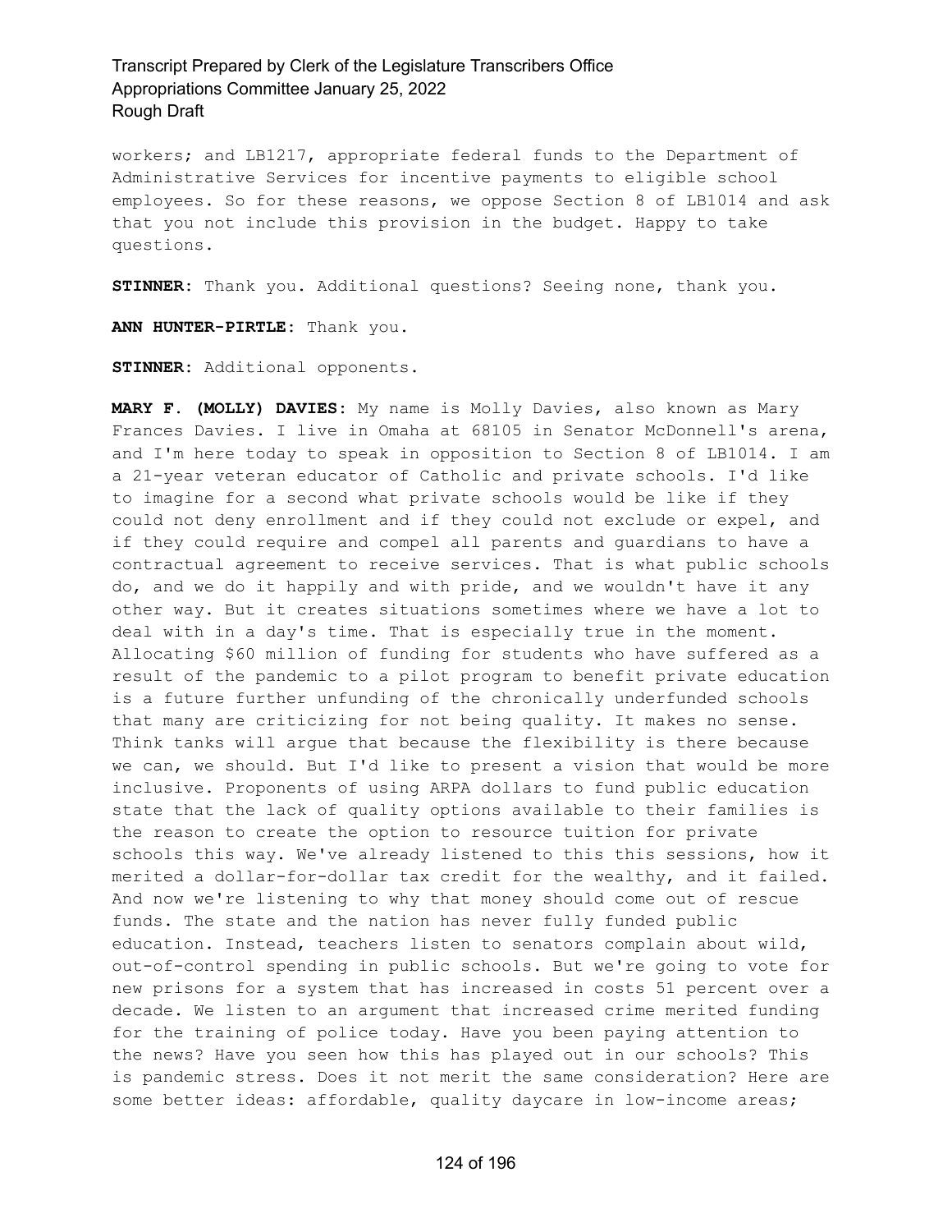workers; and LB1217, appropriate federal funds to the Department of Administrative Services for incentive payments to eligible school employees. So for these reasons, we oppose Section 8 of LB1014 and ask that you not include this provision in the budget. Happy to take questions.

**STINNER:** Thank you. Additional questions? Seeing none, thank you.

**ANN HUNTER-PIRTLE:** Thank you.

**STINNER:** Additional opponents.

**MARY F. (MOLLY) DAVIES:** My name is Molly Davies, also known as Mary Frances Davies. I live in Omaha at 68105 in Senator McDonnell's arena, and I'm here today to speak in opposition to Section 8 of LB1014. I am a 21-year veteran educator of Catholic and private schools. I'd like to imagine for a second what private schools would be like if they could not deny enrollment and if they could not exclude or expel, and if they could require and compel all parents and guardians to have a contractual agreement to receive services. That is what public schools do, and we do it happily and with pride, and we wouldn't have it any other way. But it creates situations sometimes where we have a lot to deal with in a day's time. That is especially true in the moment. Allocating $60 million of funding for students who have suffered as a result of the pandemic to a pilot program to benefit private education is a future further unfunding of the chronically underfunded schools that many are criticizing for not being quality. It makes no sense. Think tanks will argue that because the flexibility is there because we can, we should. But I'd like to present a vision that would be more inclusive. Proponents of using ARPA dollars to fund public education state that the lack of quality options available to their families is the reason to create the option to resource tuition for private schools this way. We've already listened to this this sessions, how it merited a dollar-for-dollar tax credit for the wealthy, and it failed. And now we're listening to why that money should come out of rescue funds. The state and the nation has never fully funded public education. Instead, teachers listen to senators complain about wild, out-of-control spending in public schools. But we're going to vote for new prisons for a system that has increased in costs 51 percent over a decade. We listen to an argument that increased crime merited funding for the training of police today. Have you been paying attention to the news? Have you seen how this has played out in our schools? This is pandemic stress. Does it not merit the same consideration? Here are some better ideas: affordable, quality daycare in low-income areas;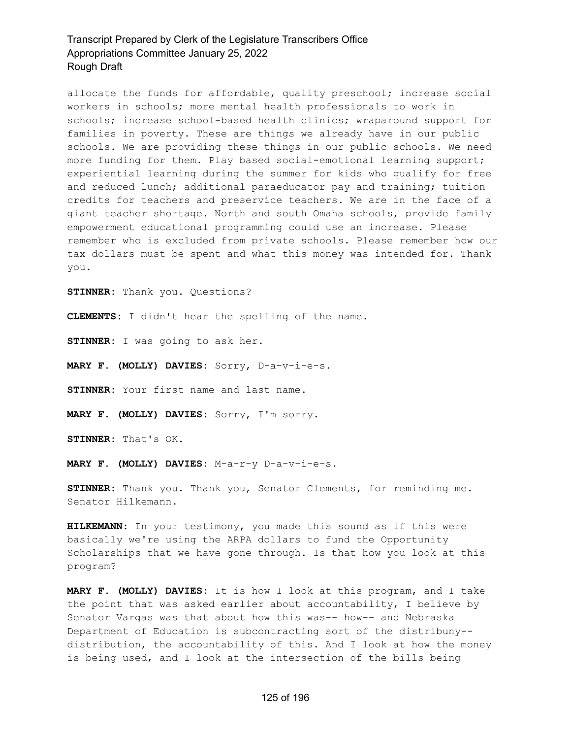allocate the funds for affordable, quality preschool; increase social workers in schools; more mental health professionals to work in schools; increase school-based health clinics; wraparound support for families in poverty. These are things we already have in our public schools. We are providing these things in our public schools. We need more funding for them. Play based social-emotional learning support; experiential learning during the summer for kids who qualify for free and reduced lunch; additional paraeducator pay and training; tuition credits for teachers and preservice teachers. We are in the face of a giant teacher shortage. North and south Omaha schools, provide family empowerment educational programming could use an increase. Please remember who is excluded from private schools. Please remember how our tax dollars must be spent and what this money was intended for. Thank you.

**STINNER:** Thank you. Questions?

**CLEMENTS:** I didn't hear the spelling of the name.

**STINNER:** I was going to ask her.

**MARY F. (MOLLY) DAVIES:** Sorry, D-a-v-i-e-s.

**STINNER:** Your first name and last name.

**MARY F. (MOLLY) DAVIES:** Sorry, I'm sorry.

**STINNER:** That's OK.

**MARY F. (MOLLY) DAVIES:** M-a-r-y D-a-v-i-e-s.

**STINNER:** Thank you. Thank you, Senator Clements, for reminding me. Senator Hilkemann.

**HILKEMANN:** In your testimony, you made this sound as if this were basically we're using the ARPA dollars to fund the Opportunity Scholarships that we have gone through. Is that how you look at this program?

**MARY F. (MOLLY) DAVIES:** It is how I look at this program, and I take the point that was asked earlier about accountability, I believe by Senator Vargas was that about how this was-- how-- and Nebraska Department of Education is subcontracting sort of the distribuny-- distribution, the accountability of this. And I look at how the money is being used, and I look at the intersection of the bills being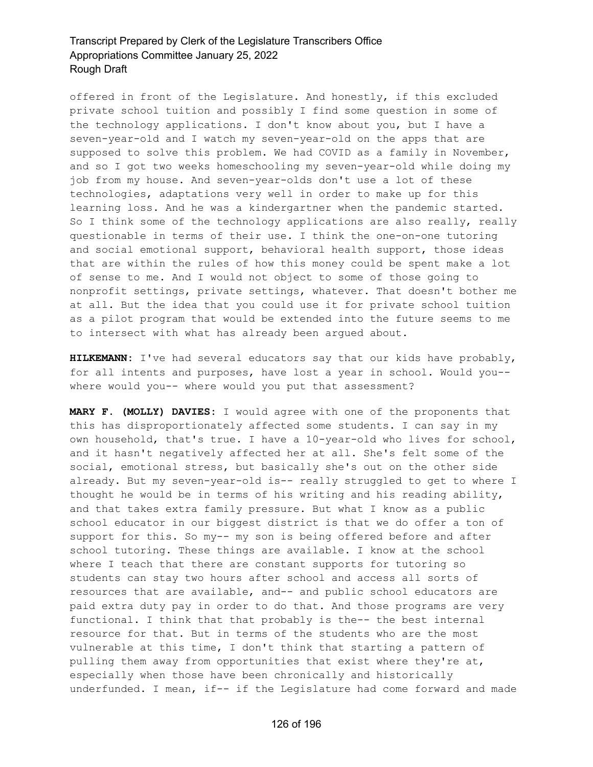offered in front of the Legislature. And honestly, if this excluded private school tuition and possibly I find some question in some of the technology applications. I don't know about you, but I have a seven-year-old and I watch my seven-year-old on the apps that are supposed to solve this problem. We had COVID as a family in November, and so I got two weeks homeschooling my seven-year-old while doing my job from my house. And seven-year-olds don't use a lot of these technologies, adaptations very well in order to make up for this learning loss. And he was a kindergartner when the pandemic started. So I think some of the technology applications are also really, really questionable in terms of their use. I think the one-on-one tutoring and social emotional support, behavioral health support, those ideas that are within the rules of how this money could be spent make a lot of sense to me. And I would not object to some of those going to nonprofit settings, private settings, whatever. That doesn't bother me at all. But the idea that you could use it for private school tuition as a pilot program that would be extended into the future seems to me to intersect with what has already been argued about.

**HILKEMANN:** I've had several educators say that our kids have probably, for all intents and purposes, have lost a year in school. Would you-- where would you-- where would you put that assessment?

**MARY F. (MOLLY) DAVIES:** I would agree with one of the proponents that this has disproportionately affected some students. I can say in my own household, that's true. I have a 10-year-old who lives for school, and it hasn't negatively affected her at all. She's felt some of the social, emotional stress, but basically she's out on the other side already. But my seven-year-old is-- really struggled to get to where I thought he would be in terms of his writing and his reading ability, and that takes extra family pressure. But what I know as a public school educator in our biggest district is that we do offer a ton of support for this. So my-- my son is being offered before and after school tutoring. These things are available. I know at the school where I teach that there are constant supports for tutoring so students can stay two hours after school and access all sorts of resources that are available, and-- and public school educators are paid extra duty pay in order to do that. And those programs are very functional. I think that that probably is the-- the best internal resource for that. But in terms of the students who are the most vulnerable at this time, I don't think that starting a pattern of pulling them away from opportunities that exist where they're at, especially when those have been chronically and historically underfunded. I mean, if-- if the Legislature had come forward and made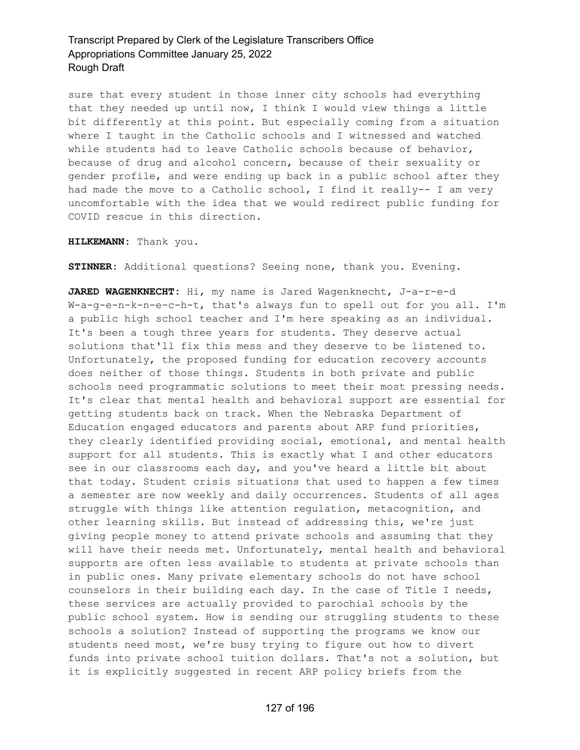sure that every student in those inner city schools had everything that they needed up until now, I think I would view things a little bit differently at this point. But especially coming from a situation where I taught in the Catholic schools and I witnessed and watched while students had to leave Catholic schools because of behavior, because of drug and alcohol concern, because of their sexuality or gender profile, and were ending up back in a public school after they had made the move to a Catholic school, I find it really-- I am very uncomfortable with the idea that we would redirect public funding for COVID rescue in this direction.

**HILKEMANN:** Thank you.

**STINNER:** Additional questions? Seeing none, thank you. Evening.

**JARED WAGENKNECHT:** Hi, my name is Jared Wagenknecht, J-a-r-e-d W-a-g-e-n-k-n-e-c-h-t, that's always fun to spell out for you all. I'm a public high school teacher and I'm here speaking as an individual. It's been a tough three years for students. They deserve actual solutions that'll fix this mess and they deserve to be listened to. Unfortunately, the proposed funding for education recovery accounts does neither of those things. Students in both private and public schools need programmatic solutions to meet their most pressing needs. It's clear that mental health and behavioral support are essential for getting students back on track. When the Nebraska Department of Education engaged educators and parents about ARP fund priorities, they clearly identified providing social, emotional, and mental health support for all students. This is exactly what I and other educators see in our classrooms each day, and you've heard a little bit about that today. Student crisis situations that used to happen a few times a semester are now weekly and daily occurrences. Students of all ages struggle with things like attention regulation, metacognition, and other learning skills. But instead of addressing this, we're just giving people money to attend private schools and assuming that they will have their needs met. Unfortunately, mental health and behavioral supports are often less available to students at private schools than in public ones. Many private elementary schools do not have school counselors in their building each day. In the case of Title I needs, these services are actually provided to parochial schools by the public school system. How is sending our struggling students to these schools a solution? Instead of supporting the programs we know our students need most, we're busy trying to figure out how to divert funds into private school tuition dollars. That's not a solution, but it is explicitly suggested in recent ARP policy briefs from the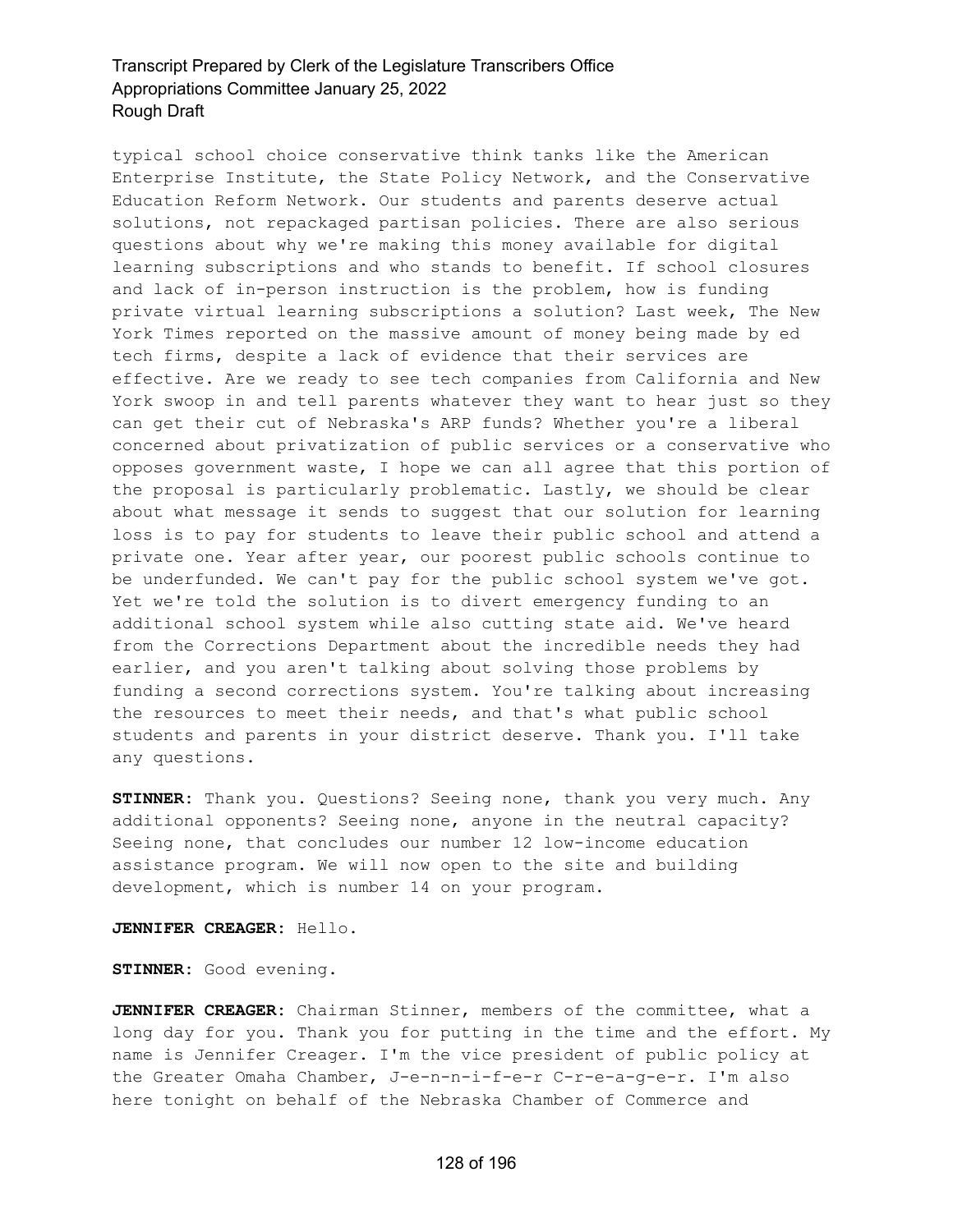typical school choice conservative think tanks like the American Enterprise Institute, the State Policy Network, and the Conservative Education Reform Network. Our students and parents deserve actual solutions, not repackaged partisan policies. There are also serious questions about why we're making this money available for digital learning subscriptions and who stands to benefit. If school closures and lack of in-person instruction is the problem, how is funding private virtual learning subscriptions a solution? Last week, The New York Times reported on the massive amount of money being made by ed tech firms, despite a lack of evidence that their services are effective. Are we ready to see tech companies from California and New York swoop in and tell parents whatever they want to hear just so they can get their cut of Nebraska's ARP funds? Whether you're a liberal concerned about privatization of public services or a conservative who opposes government waste, I hope we can all agree that this portion of the proposal is particularly problematic. Lastly, we should be clear about what message it sends to suggest that our solution for learning loss is to pay for students to leave their public school and attend a private one. Year after year, our poorest public schools continue to be underfunded. We can't pay for the public school system we've got. Yet we're told the solution is to divert emergency funding to an additional school system while also cutting state aid. We've heard from the Corrections Department about the incredible needs they had earlier, and you aren't talking about solving those problems by funding a second corrections system. You're talking about increasing the resources to meet their needs, and that's what public school students and parents in your district deserve. Thank you. I'll take any questions.

**STINNER:** Thank you. Questions? Seeing none, thank you very much. Any additional opponents? Seeing none, anyone in the neutral capacity? Seeing none, that concludes our number 12 low-income education assistance program. We will now open to the site and building development, which is number 14 on your program.

**JENNIFER CREAGER:** Hello.

**STINNER:** Good evening.

**JENNIFER CREAGER:** Chairman Stinner, members of the committee, what a long day for you. Thank you for putting in the time and the effort. My name is Jennifer Creager. I'm the vice president of public policy at the Greater Omaha Chamber, J-e-n-n-i-f-e-r C-r-e-a-g-e-r. I'm also here tonight on behalf of the Nebraska Chamber of Commerce and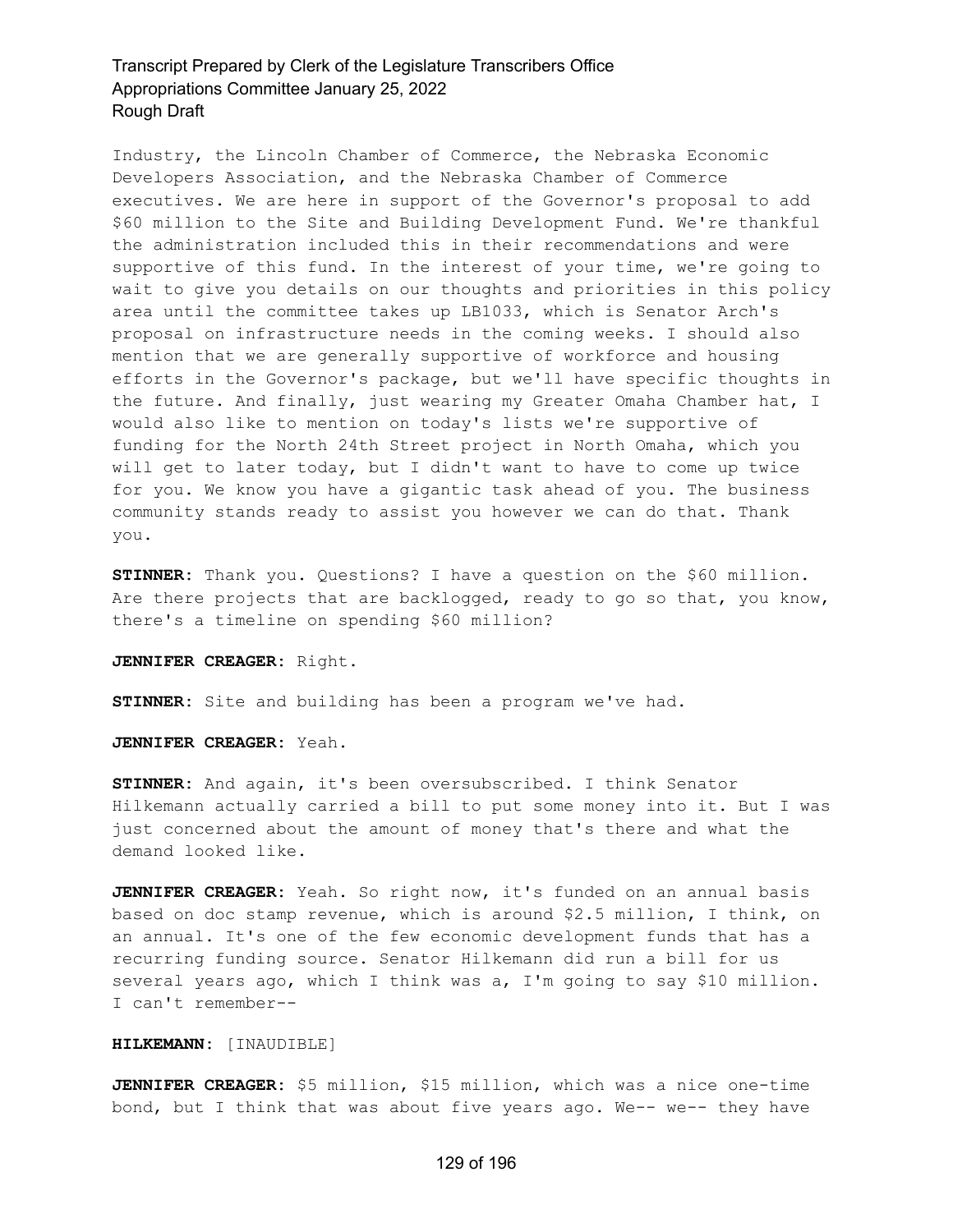Industry, the Lincoln Chamber of Commerce, the Nebraska Economic Developers Association, and the Nebraska Chamber of Commerce executives. We are here in support of the Governor's proposal to add $60 million to the Site and Building Development Fund. We're thankful the administration included this in their recommendations and were supportive of this fund. In the interest of your time, we're going to wait to give you details on our thoughts and priorities in this policy area until the committee takes up LB1033, which is Senator Arch's proposal on infrastructure needs in the coming weeks. I should also mention that we are generally supportive of workforce and housing efforts in the Governor's package, but we'll have specific thoughts in the future. And finally, just wearing my Greater Omaha Chamber hat, I would also like to mention on today's lists we're supportive of funding for the North 24th Street project in North Omaha, which you will get to later today, but I didn't want to have to come up twice for you. We know you have a gigantic task ahead of you. The business community stands ready to assist you however we can do that. Thank you.

**STINNER:** Thank you. Questions? I have a question on the $60 million. Are there projects that are backlogged, ready to go so that, you know, there's a timeline on spending $60 million?

**JENNIFER CREAGER:** Right.

**STINNER:** Site and building has been a program we've had.

**JENNIFER CREAGER:** Yeah.

**STINNER:** And again, it's been oversubscribed. I think Senator Hilkemann actually carried a bill to put some money into it. But I was just concerned about the amount of money that's there and what the demand looked like.

**JENNIFER CREAGER:** Yeah. So right now, it's funded on an annual basis based on doc stamp revenue, which is around $2.5 million, I think, on an annual. It's one of the few economic development funds that has a recurring funding source. Senator Hilkemann did run a bill for us several years ago, which I think was a, I'm going to say $10 million. I can't remember--

**HILKEMANN:** [INAUDIBLE]

**JENNIFER CREAGER:** $5 million, $15 million, which was a nice one-time bond, but I think that was about five years ago. We-- we-- they have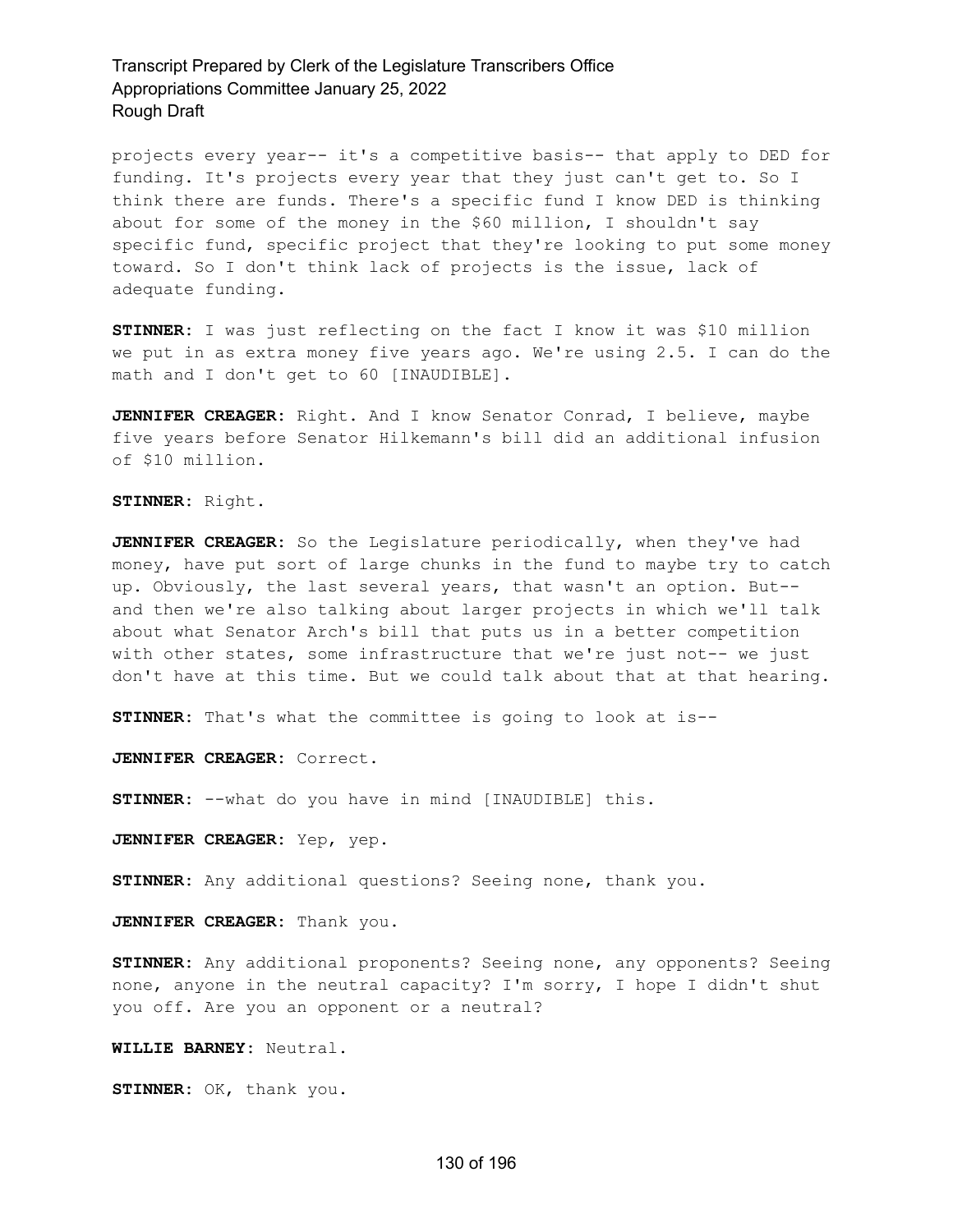projects every year-- it's a competitive basis-- that apply to DED for funding. It's projects every year that they just can't get to. So I think there are funds. There's a specific fund I know DED is thinking about for some of the money in the $60 million, I shouldn't say specific fund, specific project that they're looking to put some money toward. So I don't think lack of projects is the issue, lack of adequate funding.

**STINNER:** I was just reflecting on the fact I know it was $10 million we put in as extra money five years ago. We're using 2.5. I can do the math and I don't get to 60 [INAUDIBLE].

**JENNIFER CREAGER:** Right. And I know Senator Conrad, I believe, maybe five years before Senator Hilkemann's bill did an additional infusion of $10 million.

**STINNER:** Right.

**JENNIFER CREAGER:** So the Legislature periodically, when they've had money, have put sort of large chunks in the fund to maybe try to catch up. Obviously, the last several years, that wasn't an option. But-- and then we're also talking about larger projects in which we'll talk about what Senator Arch's bill that puts us in a better competition with other states, some infrastructure that we're just not-- we just don't have at this time. But we could talk about that at that hearing.

**STINNER:** That's what the committee is going to look at is--

**JENNIFER CREAGER:** Correct.

**STINNER:** --what do you have in mind [INAUDIBLE] this.

**JENNIFER CREAGER:** Yep, yep.

**STINNER:** Any additional questions? Seeing none, thank you.

**JENNIFER CREAGER:** Thank you.

**STINNER:** Any additional proponents? Seeing none, any opponents? Seeing none, anyone in the neutral capacity? I'm sorry, I hope I didn't shut you off. Are you an opponent or a neutral?

**WILLIE BARNEY:** Neutral.

**STINNER:** OK, thank you.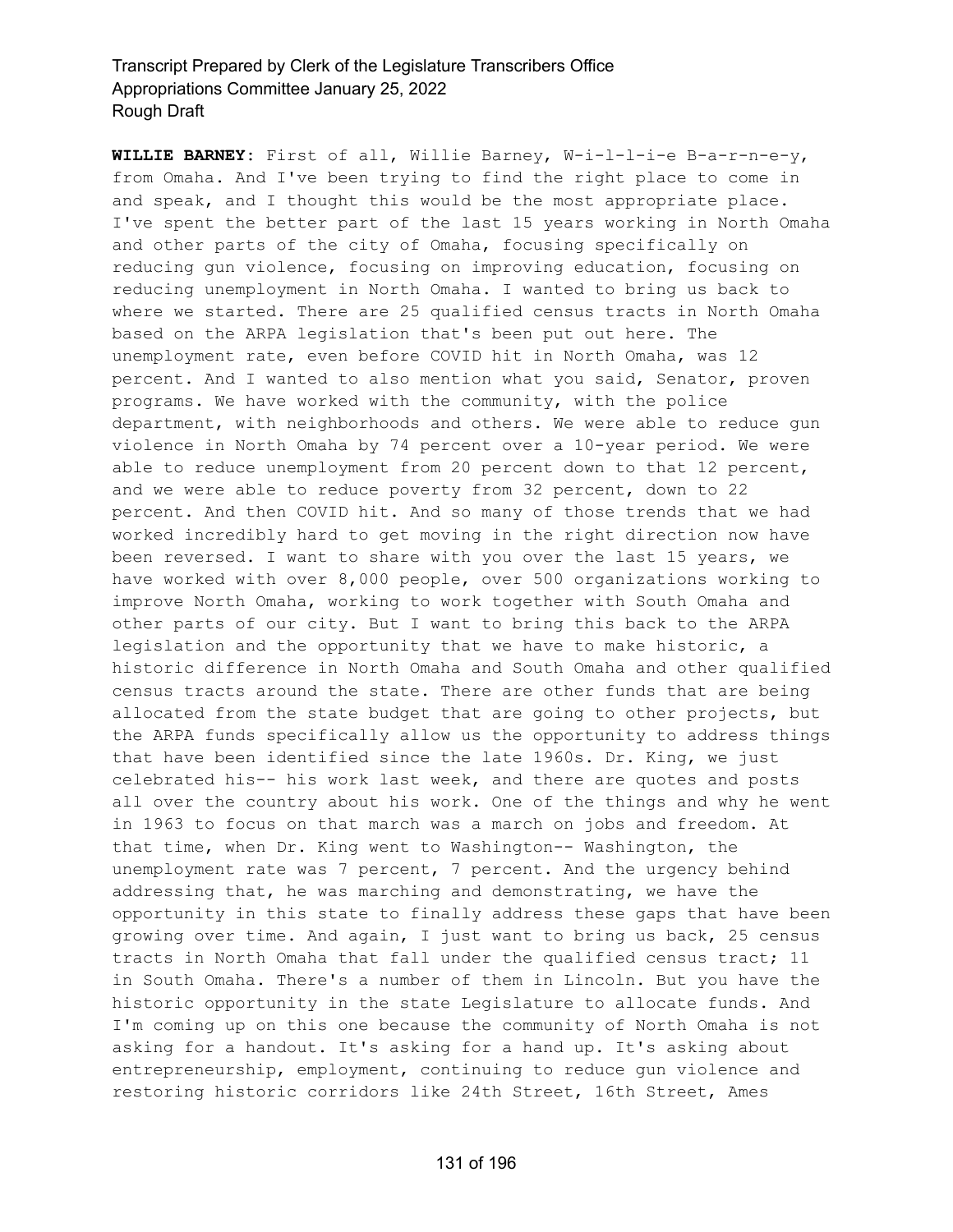**WILLIE BARNEY:** First of all, Willie Barney, W-i-l-l-i-e B-a-r-n-e-y, from Omaha. And I've been trying to find the right place to come in and speak, and I thought this would be the most appropriate place. I've spent the better part of the last 15 years working in North Omaha and other parts of the city of Omaha, focusing specifically on reducing gun violence, focusing on improving education, focusing on reducing unemployment in North Omaha. I wanted to bring us back to where we started. There are 25 qualified census tracts in North Omaha based on the ARPA legislation that's been put out here. The unemployment rate, even before COVID hit in North Omaha, was 12 percent. And I wanted to also mention what you said, Senator, proven programs. We have worked with the community, with the police department, with neighborhoods and others. We were able to reduce gun violence in North Omaha by 74 percent over a 10-year period. We were able to reduce unemployment from 20 percent down to that 12 percent, and we were able to reduce poverty from 32 percent, down to 22 percent. And then COVID hit. And so many of those trends that we had worked incredibly hard to get moving in the right direction now have been reversed. I want to share with you over the last 15 years, we have worked with over 8,000 people, over 500 organizations working to improve North Omaha, working to work together with South Omaha and other parts of our city. But I want to bring this back to the ARPA legislation and the opportunity that we have to make historic, a historic difference in North Omaha and South Omaha and other qualified census tracts around the state. There are other funds that are being allocated from the state budget that are going to other projects, but the ARPA funds specifically allow us the opportunity to address things that have been identified since the late 1960s. Dr. King, we just celebrated his-- his work last week, and there are quotes and posts all over the country about his work. One of the things and why he went in 1963 to focus on that march was a march on jobs and freedom. At that time, when Dr. King went to Washington-- Washington, the unemployment rate was 7 percent, 7 percent. And the urgency behind addressing that, he was marching and demonstrating, we have the opportunity in this state to finally address these gaps that have been growing over time. And again, I just want to bring us back, 25 census tracts in North Omaha that fall under the qualified census tract; 11 in South Omaha. There's a number of them in Lincoln. But you have the historic opportunity in the state Legislature to allocate funds. And I'm coming up on this one because the community of North Omaha is not asking for a handout. It's asking for a hand up. It's asking about entrepreneurship, employment, continuing to reduce gun violence and restoring historic corridors like 24th Street, 16th Street, Ames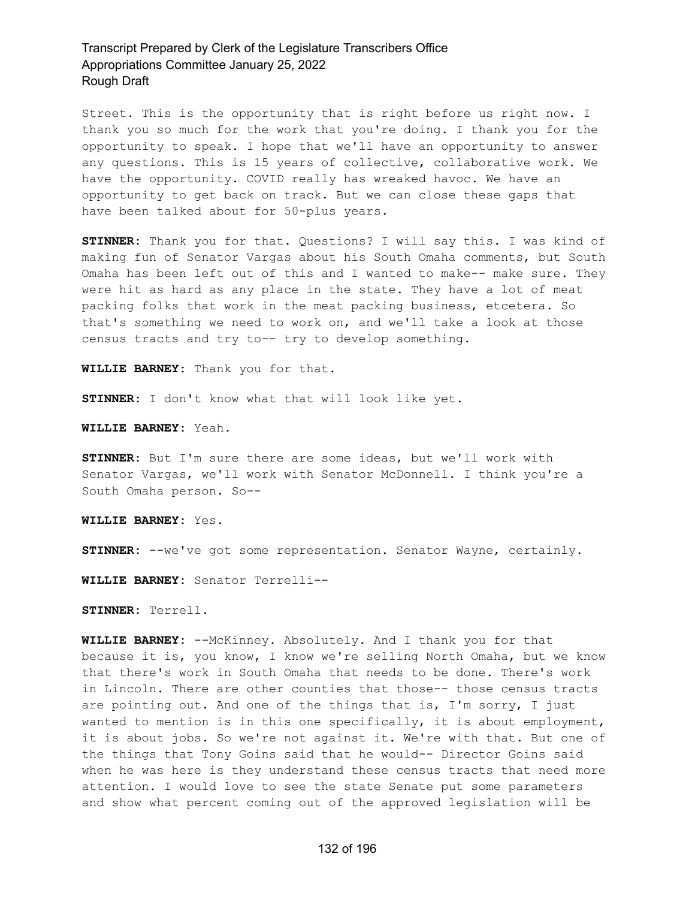Street. This is the opportunity that is right before us right now. I thank you so much for the work that you're doing. I thank you for the opportunity to speak. I hope that we'll have an opportunity to answer any questions. This is 15 years of collective, collaborative work. We have the opportunity. COVID really has wreaked havoc. We have an opportunity to get back on track. But we can close these gaps that have been talked about for 50-plus years.

**STINNER:** Thank you for that. Questions? I will say this. I was kind of making fun of Senator Vargas about his South Omaha comments, but South Omaha has been left out of this and I wanted to make-- make sure. They were hit as hard as any place in the state. They have a lot of meat packing folks that work in the meat packing business, etcetera. So that's something we need to work on, and we'll take a look at those census tracts and try to-- try to develop something.

**WILLIE BARNEY:** Thank you for that.

**STINNER:** I don't know what that will look like yet.

**WILLIE BARNEY:** Yeah.

**STINNER:** But I'm sure there are some ideas, but we'll work with Senator Vargas, we'll work with Senator McDonnell. I think you're a South Omaha person. So--

**WILLIE BARNEY:** Yes.

**STINNER:** --we've got some representation. Senator Wayne, certainly.

**WILLIE BARNEY:** Senator Terrelli--

**STINNER:** Terrell.

**WILLIE BARNEY:** --McKinney. Absolutely. And I thank you for that because it is, you know, I know we're selling North Omaha, but we know that there's work in South Omaha that needs to be done. There's work in Lincoln. There are other counties that those-- those census tracts are pointing out. And one of the things that is, I'm sorry, I just wanted to mention is in this one specifically, it is about employment, it is about jobs. So we're not against it. We're with that. But one of the things that Tony Goins said that he would-- Director Goins said when he was here is they understand these census tracts that need more attention. I would love to see the state Senate put some parameters and show what percent coming out of the approved legislation will be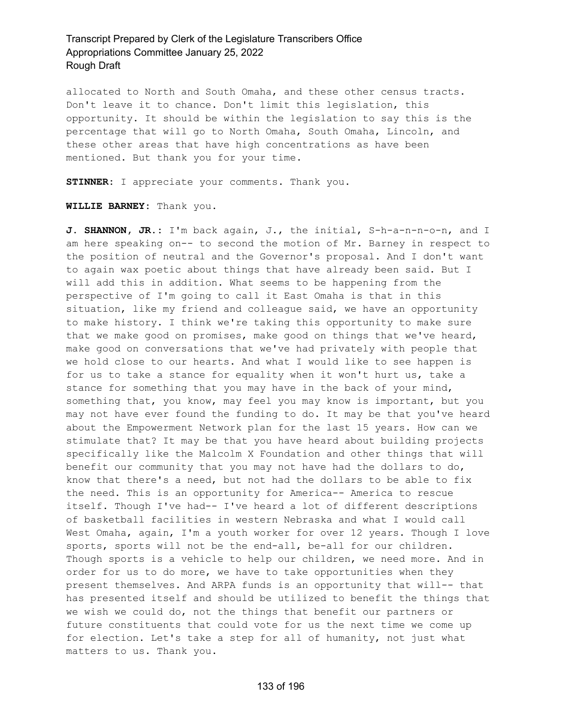allocated to North and South Omaha, and these other census tracts. Don't leave it to chance. Don't limit this legislation, this opportunity. It should be within the legislation to say this is the percentage that will go to North Omaha, South Omaha, Lincoln, and these other areas that have high concentrations as have been mentioned. But thank you for your time.

**STINNER:** I appreciate your comments. Thank you.

**WILLIE BARNEY:** Thank you.

**J. SHANNON, JR.:** I'm back again, J., the initial, S-h-a-n-n-o-n, and I am here speaking on-- to second the motion of Mr. Barney in respect to the position of neutral and the Governor's proposal. And I don't want to again wax poetic about things that have already been said. But I will add this in addition. What seems to be happening from the perspective of I'm going to call it East Omaha is that in this situation, like my friend and colleague said, we have an opportunity to make history. I think we're taking this opportunity to make sure that we make good on promises, make good on things that we've heard, make good on conversations that we've had privately with people that we hold close to our hearts. And what I would like to see happen is for us to take a stance for equality when it won't hurt us, take a stance for something that you may have in the back of your mind, something that, you know, may feel you may know is important, but you may not have ever found the funding to do. It may be that you've heard about the Empowerment Network plan for the last 15 years. How can we stimulate that? It may be that you have heard about building projects specifically like the Malcolm X Foundation and other things that will benefit our community that you may not have had the dollars to do, know that there's a need, but not had the dollars to be able to fix the need. This is an opportunity for America-- America to rescue itself. Though I've had-- I've heard a lot of different descriptions of basketball facilities in western Nebraska and what I would call West Omaha, again, I'm a youth worker for over 12 years. Though I love sports, sports will not be the end-all, be-all for our children. Though sports is a vehicle to help our children, we need more. And in order for us to do more, we have to take opportunities when they present themselves. And ARPA funds is an opportunity that will-- that has presented itself and should be utilized to benefit the things that we wish we could do, not the things that benefit our partners or future constituents that could vote for us the next time we come up for election. Let's take a step for all of humanity, not just what matters to us. Thank you.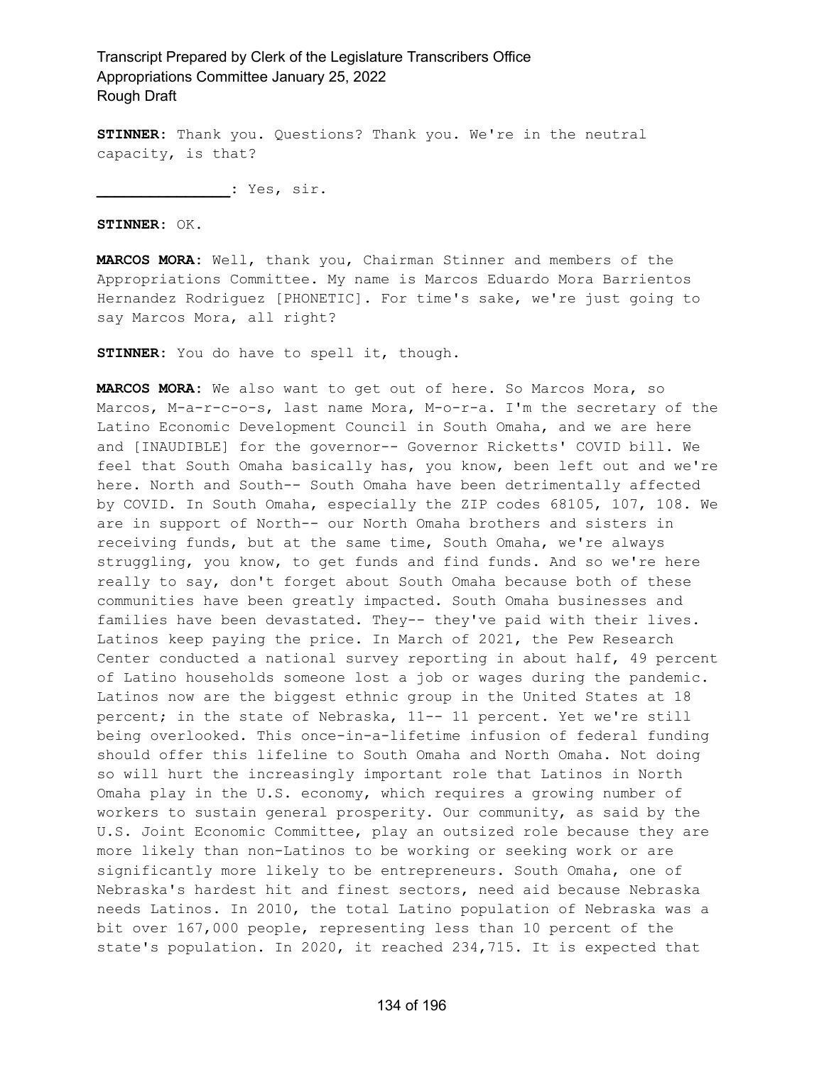**STINNER:** Thank you. Questions? Thank you. We're in the neutral capacity, is that?

**_______________:** Yes, sir.

**STINNER:** OK.

**MARCOS MORA:** Well, thank you, Chairman Stinner and members of the Appropriations Committee. My name is Marcos Eduardo Mora Barrientos Hernandez Rodriguez [PHONETIC]. For time's sake, we're just going to say Marcos Mora, all right?

**STINNER:** You do have to spell it, though.

**MARCOS MORA:** We also want to get out of here. So Marcos Mora, so Marcos, M-a-r-c-o-s, last name Mora, M-o-r-a. I'm the secretary of the Latino Economic Development Council in South Omaha, and we are here and [INAUDIBLE] for the governor-- Governor Ricketts' COVID bill. We feel that South Omaha basically has, you know, been left out and we're here. North and South-- South Omaha have been detrimentally affected by COVID. In South Omaha, especially the ZIP codes 68105, 107, 108. We are in support of North-- our North Omaha brothers and sisters in receiving funds, but at the same time, South Omaha, we're always struggling, you know, to get funds and find funds. And so we're here really to say, don't forget about South Omaha because both of these communities have been greatly impacted. South Omaha businesses and families have been devastated. They-- they've paid with their lives. Latinos keep paying the price. In March of 2021, the Pew Research Center conducted a national survey reporting in about half, 49 percent of Latino households someone lost a job or wages during the pandemic. Latinos now are the biggest ethnic group in the United States at 18 percent; in the state of Nebraska, 11-- 11 percent. Yet we're still being overlooked. This once-in-a-lifetime infusion of federal funding should offer this lifeline to South Omaha and North Omaha. Not doing so will hurt the increasingly important role that Latinos in North Omaha play in the U.S. economy, which requires a growing number of workers to sustain general prosperity. Our community, as said by the U.S. Joint Economic Committee, play an outsized role because they are more likely than non-Latinos to be working or seeking work or are significantly more likely to be entrepreneurs. South Omaha, one of Nebraska's hardest hit and finest sectors, need aid because Nebraska needs Latinos. In 2010, the total Latino population of Nebraska was a bit over 167,000 people, representing less than 10 percent of the state's population. In 2020, it reached 234,715. It is expected that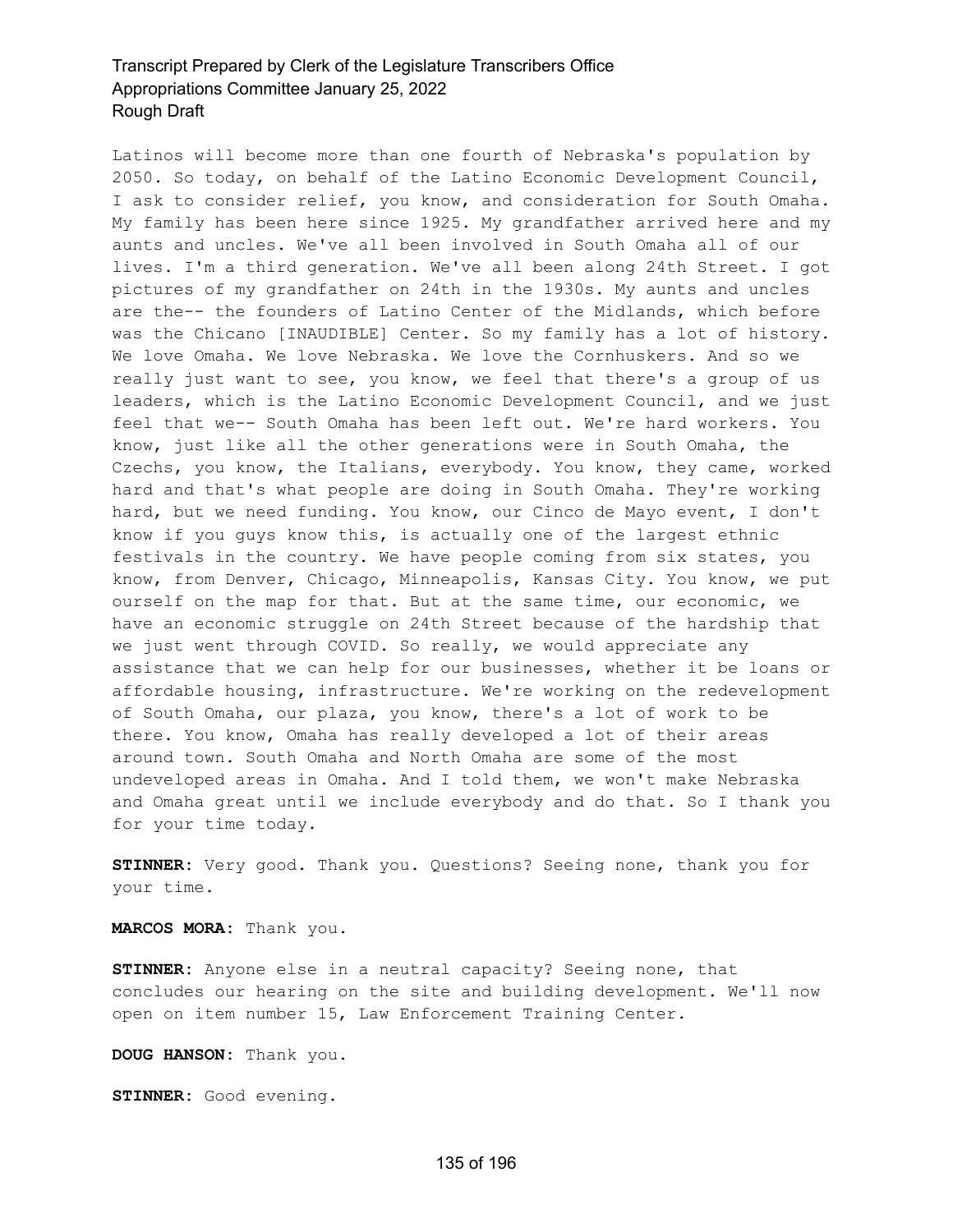Latinos will become more than one fourth of Nebraska's population by 2050. So today, on behalf of the Latino Economic Development Council, I ask to consider relief, you know, and consideration for South Omaha. My family has been here since 1925. My grandfather arrived here and my aunts and uncles. We've all been involved in South Omaha all of our lives. I'm a third generation. We've all been along 24th Street. I got pictures of my grandfather on 24th in the 1930s. My aunts and uncles are the-- the founders of Latino Center of the Midlands, which before was the Chicano [INAUDIBLE] Center. So my family has a lot of history. We love Omaha. We love Nebraska. We love the Cornhuskers. And so we really just want to see, you know, we feel that there's a group of us leaders, which is the Latino Economic Development Council, and we just feel that we-- South Omaha has been left out. We're hard workers. You know, just like all the other generations were in South Omaha, the Czechs, you know, the Italians, everybody. You know, they came, worked hard and that's what people are doing in South Omaha. They're working hard, but we need funding. You know, our Cinco de Mayo event, I don't know if you guys know this, is actually one of the largest ethnic festivals in the country. We have people coming from six states, you know, from Denver, Chicago, Minneapolis, Kansas City. You know, we put ourself on the map for that. But at the same time, our economic, we have an economic struggle on 24th Street because of the hardship that we just went through COVID. So really, we would appreciate any assistance that we can help for our businesses, whether it be loans or affordable housing, infrastructure. We're working on the redevelopment of South Omaha, our plaza, you know, there's a lot of work to be there. You know, Omaha has really developed a lot of their areas around town. South Omaha and North Omaha are some of the most undeveloped areas in Omaha. And I told them, we won't make Nebraska and Omaha great until we include everybody and do that. So I thank you for your time today.

**STINNER:** Very good. Thank you. Questions? Seeing none, thank you for your time.

**MARCOS MORA:** Thank you.

**STINNER:** Anyone else in a neutral capacity? Seeing none, that concludes our hearing on the site and building development. We'll now open on item number 15, Law Enforcement Training Center.

**DOUG HANSON:** Thank you.

**STINNER:** Good evening.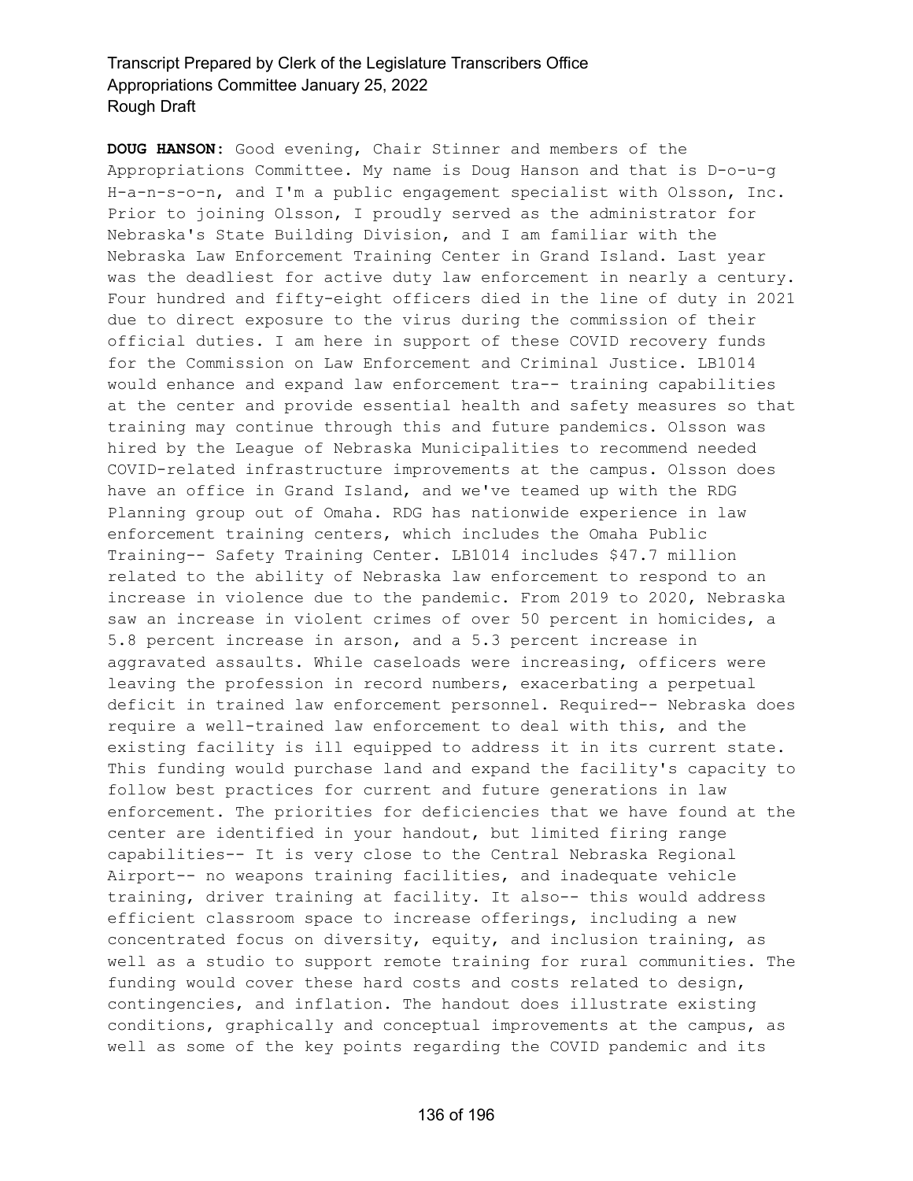**DOUG HANSON:** Good evening, Chair Stinner and members of the Appropriations Committee. My name is Doug Hanson and that is D-o-u-g H-a-n-s-o-n, and I'm a public engagement specialist with Olsson, Inc. Prior to joining Olsson, I proudly served as the administrator for Nebraska's State Building Division, and I am familiar with the Nebraska Law Enforcement Training Center in Grand Island. Last year was the deadliest for active duty law enforcement in nearly a century. Four hundred and fifty-eight officers died in the line of duty in 2021 due to direct exposure to the virus during the commission of their official duties. I am here in support of these COVID recovery funds for the Commission on Law Enforcement and Criminal Justice. LB1014 would enhance and expand law enforcement tra-- training capabilities at the center and provide essential health and safety measures so that training may continue through this and future pandemics. Olsson was hired by the League of Nebraska Municipalities to recommend needed COVID-related infrastructure improvements at the campus. Olsson does have an office in Grand Island, and we've teamed up with the RDG Planning group out of Omaha. RDG has nationwide experience in law enforcement training centers, which includes the Omaha Public Training-- Safety Training Center. LB1014 includes $47.7 million related to the ability of Nebraska law enforcement to respond to an increase in violence due to the pandemic. From 2019 to 2020, Nebraska saw an increase in violent crimes of over 50 percent in homicides, a 5.8 percent increase in arson, and a 5.3 percent increase in aggravated assaults. While caseloads were increasing, officers were leaving the profession in record numbers, exacerbating a perpetual deficit in trained law enforcement personnel. Required-- Nebraska does require a well-trained law enforcement to deal with this, and the existing facility is ill equipped to address it in its current state. This funding would purchase land and expand the facility's capacity to follow best practices for current and future generations in law enforcement. The priorities for deficiencies that we have found at the center are identified in your handout, but limited firing range capabilities-- It is very close to the Central Nebraska Regional Airport-- no weapons training facilities, and inadequate vehicle training, driver training at facility. It also-- this would address efficient classroom space to increase offerings, including a new concentrated focus on diversity, equity, and inclusion training, as well as a studio to support remote training for rural communities. The funding would cover these hard costs and costs related to design, contingencies, and inflation. The handout does illustrate existing conditions, graphically and conceptual improvements at the campus, as well as some of the key points regarding the COVID pandemic and its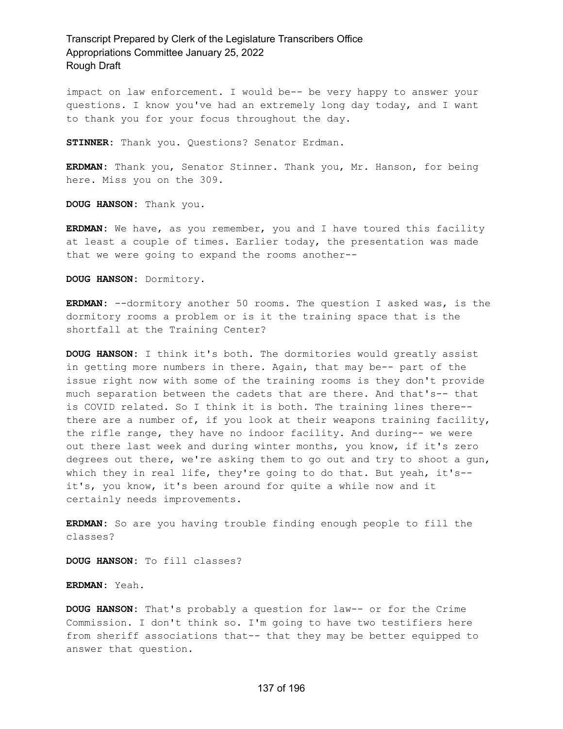impact on law enforcement. I would be-- be very happy to answer your questions. I know you've had an extremely long day today, and I want to thank you for your focus throughout the day.

**STINNER:** Thank you. Questions? Senator Erdman.

**ERDMAN:** Thank you, Senator Stinner. Thank you, Mr. Hanson, for being here. Miss you on the 309.

**DOUG HANSON:** Thank you.

**ERDMAN:** We have, as you remember, you and I have toured this facility at least a couple of times. Earlier today, the presentation was made that we were going to expand the rooms another--

**DOUG HANSON:** Dormitory.

**ERDMAN:** --dormitory another 50 rooms. The question I asked was, is the dormitory rooms a problem or is it the training space that is the shortfall at the Training Center?

**DOUG HANSON:** I think it's both. The dormitories would greatly assist in getting more numbers in there. Again, that may be-- part of the issue right now with some of the training rooms is they don't provide much separation between the cadets that are there. And that's-- that is COVID related. So I think it is both. The training lines there-- there are a number of, if you look at their weapons training facility, the rifle range, they have no indoor facility. And during-- we were out there last week and during winter months, you know, if it's zero degrees out there, we're asking them to go out and try to shoot a gun, which they in real life, they're going to do that. But yeah, it's-- it's, you know, it's been around for quite a while now and it certainly needs improvements.

**ERDMAN:** So are you having trouble finding enough people to fill the classes?

**DOUG HANSON:** To fill classes?

**ERDMAN:** Yeah.

**DOUG HANSON:** That's probably a question for law-- or for the Crime Commission. I don't think so. I'm going to have two testifiers here from sheriff associations that-- that they may be better equipped to answer that question.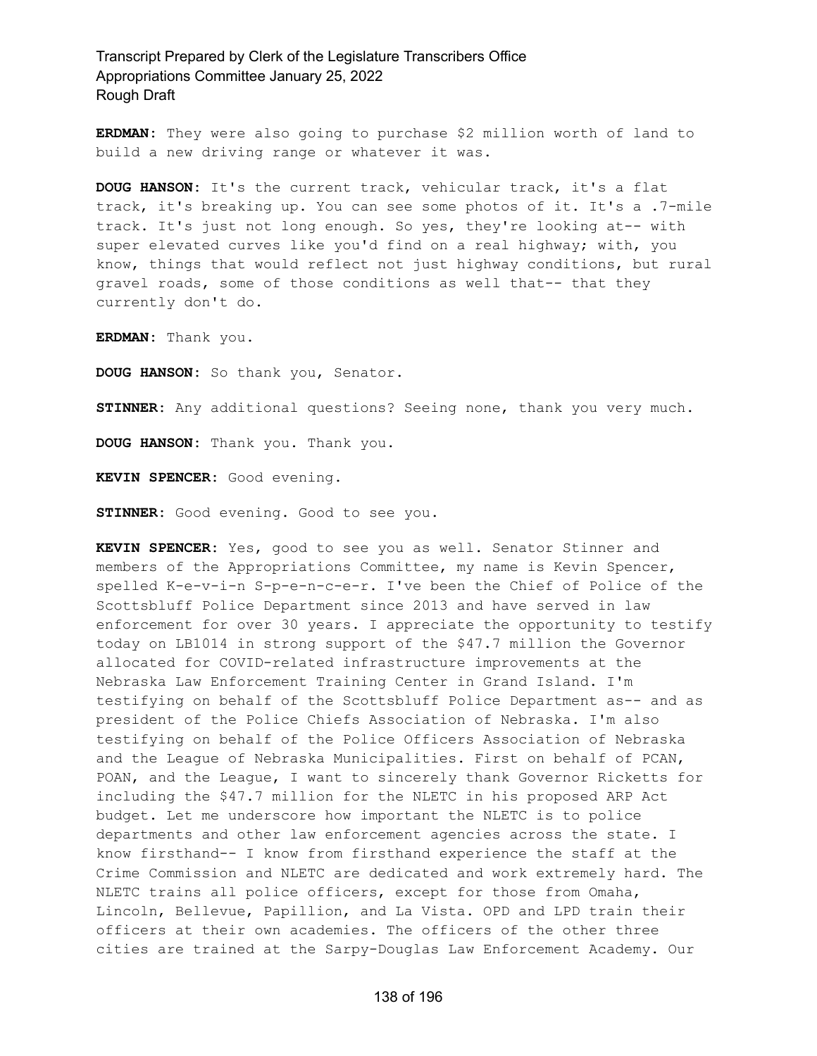**ERDMAN:** They were also going to purchase $2 million worth of land to build a new driving range or whatever it was.

**DOUG HANSON:** It's the current track, vehicular track, it's a flat track, it's breaking up. You can see some photos of it. It's a .7-mile track. It's just not long enough. So yes, they're looking at-- with super elevated curves like you'd find on a real highway; with, you know, things that would reflect not just highway conditions, but rural gravel roads, some of those conditions as well that-- that they currently don't do.

**ERDMAN:** Thank you.

**DOUG HANSON:** So thank you, Senator.

**STINNER:** Any additional questions? Seeing none, thank you very much.

**DOUG HANSON:** Thank you. Thank you.

**KEVIN SPENCER:** Good evening.

**STINNER:** Good evening. Good to see you.

**KEVIN SPENCER:** Yes, good to see you as well. Senator Stinner and members of the Appropriations Committee, my name is Kevin Spencer, spelled K-e-v-i-n S-p-e-n-c-e-r. I've been the Chief of Police of the Scottsbluff Police Department since 2013 and have served in law enforcement for over 30 years. I appreciate the opportunity to testify today on LB1014 in strong support of the $47.7 million the Governor allocated for COVID-related infrastructure improvements at the Nebraska Law Enforcement Training Center in Grand Island. I'm testifying on behalf of the Scottsbluff Police Department as-- and as president of the Police Chiefs Association of Nebraska. I'm also testifying on behalf of the Police Officers Association of Nebraska and the League of Nebraska Municipalities. First on behalf of PCAN, POAN, and the League, I want to sincerely thank Governor Ricketts for including the $47.7 million for the NLETC in his proposed ARP Act budget. Let me underscore how important the NLETC is to police departments and other law enforcement agencies across the state. I know firsthand-- I know from firsthand experience the staff at the Crime Commission and NLETC are dedicated and work extremely hard. The NLETC trains all police officers, except for those from Omaha, Lincoln, Bellevue, Papillion, and La Vista. OPD and LPD train their officers at their own academies. The officers of the other three cities are trained at the Sarpy-Douglas Law Enforcement Academy. Our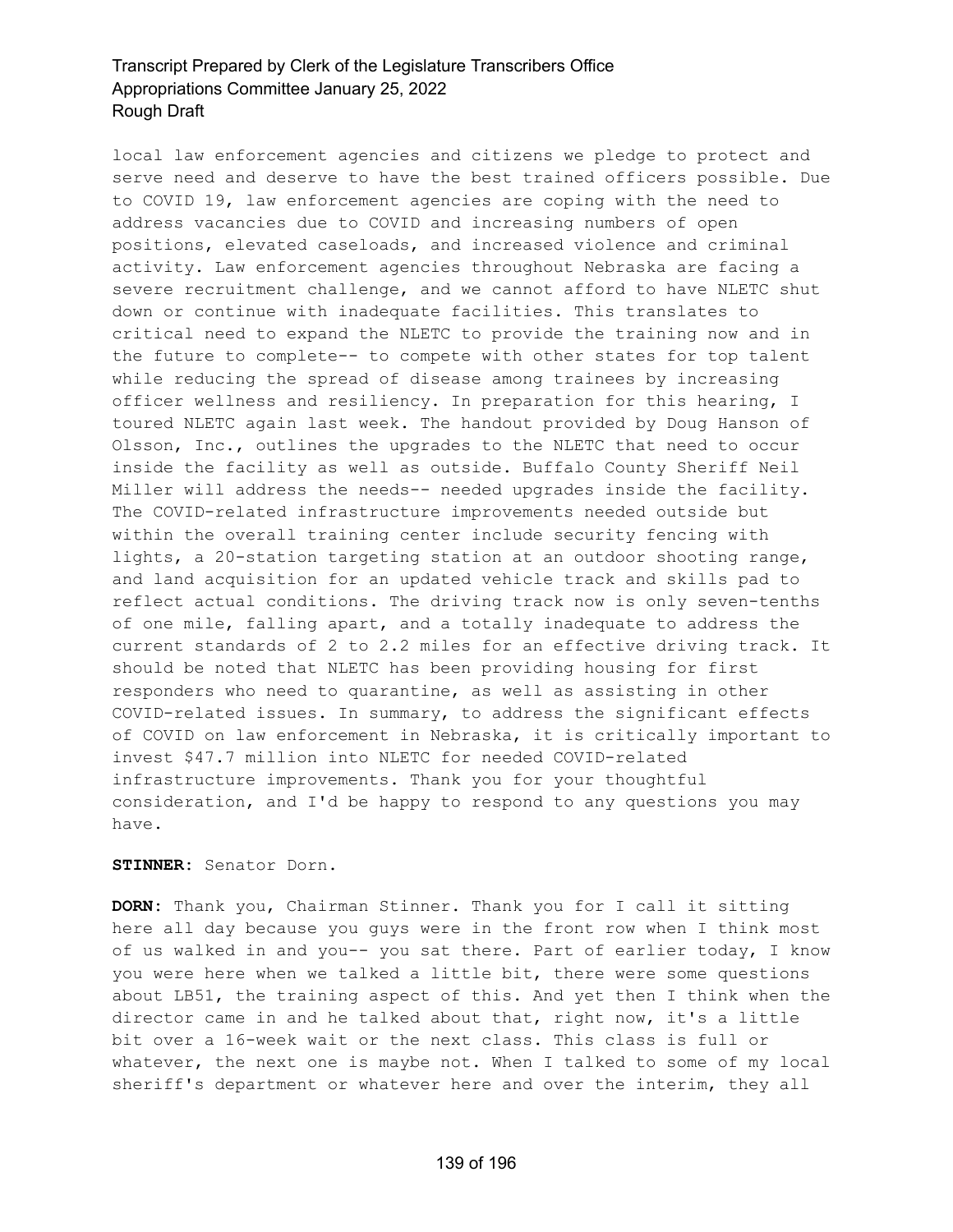local law enforcement agencies and citizens we pledge to protect and serve need and deserve to have the best trained officers possible. Due to COVID 19, law enforcement agencies are coping with the need to address vacancies due to COVID and increasing numbers of open positions, elevated caseloads, and increased violence and criminal activity. Law enforcement agencies throughout Nebraska are facing a severe recruitment challenge, and we cannot afford to have NLETC shut down or continue with inadequate facilities. This translates to critical need to expand the NLETC to provide the training now and in the future to complete-- to compete with other states for top talent while reducing the spread of disease among trainees by increasing officer wellness and resiliency. In preparation for this hearing, I toured NLETC again last week. The handout provided by Doug Hanson of Olsson, Inc., outlines the upgrades to the NLETC that need to occur inside the facility as well as outside. Buffalo County Sheriff Neil Miller will address the needs-- needed upgrades inside the facility. The COVID-related infrastructure improvements needed outside but within the overall training center include security fencing with lights, a 20-station targeting station at an outdoor shooting range, and land acquisition for an updated vehicle track and skills pad to reflect actual conditions. The driving track now is only seven-tenths of one mile, falling apart, and a totally inadequate to address the current standards of 2 to 2.2 miles for an effective driving track. It should be noted that NLETC has been providing housing for first responders who need to quarantine, as well as assisting in other COVID-related issues. In summary, to address the significant effects of COVID on law enforcement in Nebraska, it is critically important to invest $47.7 million into NLETC for needed COVID-related infrastructure improvements. Thank you for your thoughtful consideration, and I'd be happy to respond to any questions you may have.

**STINNER:** Senator Dorn.

**DORN:** Thank you, Chairman Stinner. Thank you for I call it sitting here all day because you guys were in the front row when I think most of us walked in and you-- you sat there. Part of earlier today, I know you were here when we talked a little bit, there were some questions about LB51, the training aspect of this. And yet then I think when the director came in and he talked about that, right now, it's a little bit over a 16-week wait or the next class. This class is full or whatever, the next one is maybe not. When I talked to some of my local sheriff's department or whatever here and over the interim, they all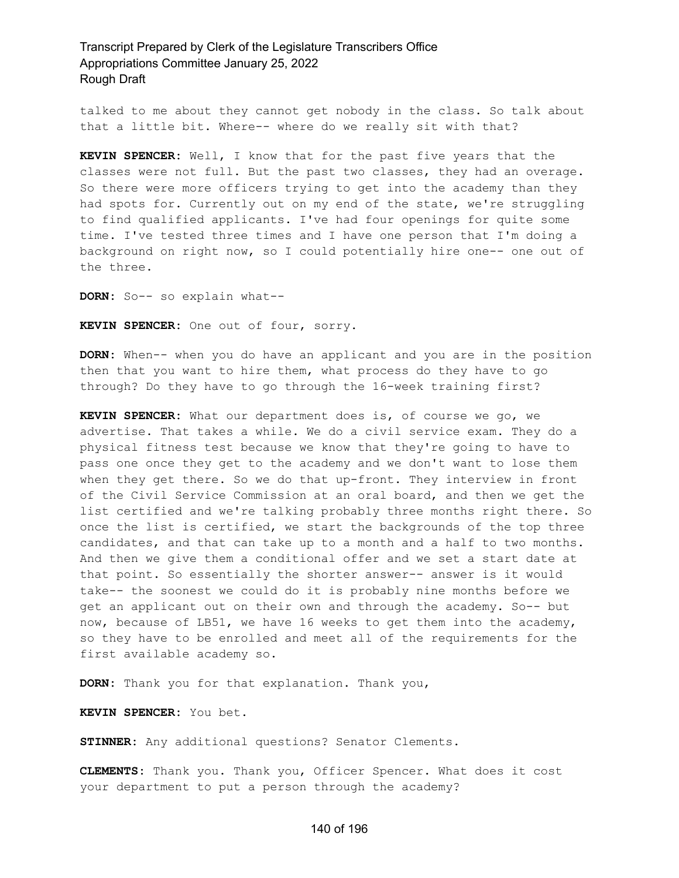talked to me about they cannot get nobody in the class. So talk about that a little bit. Where-- where do we really sit with that?

**KEVIN SPENCER:** Well, I know that for the past five years that the classes were not full. But the past two classes, they had an overage. So there were more officers trying to get into the academy than they had spots for. Currently out on my end of the state, we're struggling to find qualified applicants. I've had four openings for quite some time. I've tested three times and I have one person that I'm doing a background on right now, so I could potentially hire one-- one out of the three.

**DORN:** So-- so explain what--

**KEVIN SPENCER:** One out of four, sorry.

**DORN:** When-- when you do have an applicant and you are in the position then that you want to hire them, what process do they have to go through? Do they have to go through the 16-week training first?

**KEVIN SPENCER:** What our department does is, of course we go, we advertise. That takes a while. We do a civil service exam. They do a physical fitness test because we know that they're going to have to pass one once they get to the academy and we don't want to lose them when they get there. So we do that up-front. They interview in front of the Civil Service Commission at an oral board, and then we get the list certified and we're talking probably three months right there. So once the list is certified, we start the backgrounds of the top three candidates, and that can take up to a month and a half to two months. And then we give them a conditional offer and we set a start date at that point. So essentially the shorter answer-- answer is it would take-- the soonest we could do it is probably nine months before we get an applicant out on their own and through the academy. So-- but now, because of LB51, we have 16 weeks to get them into the academy, so they have to be enrolled and meet all of the requirements for the first available academy so.

**DORN:** Thank you for that explanation. Thank you,

**KEVIN SPENCER:** You bet.

**STINNER:** Any additional questions? Senator Clements.

**CLEMENTS:** Thank you. Thank you, Officer Spencer. What does it cost your department to put a person through the academy?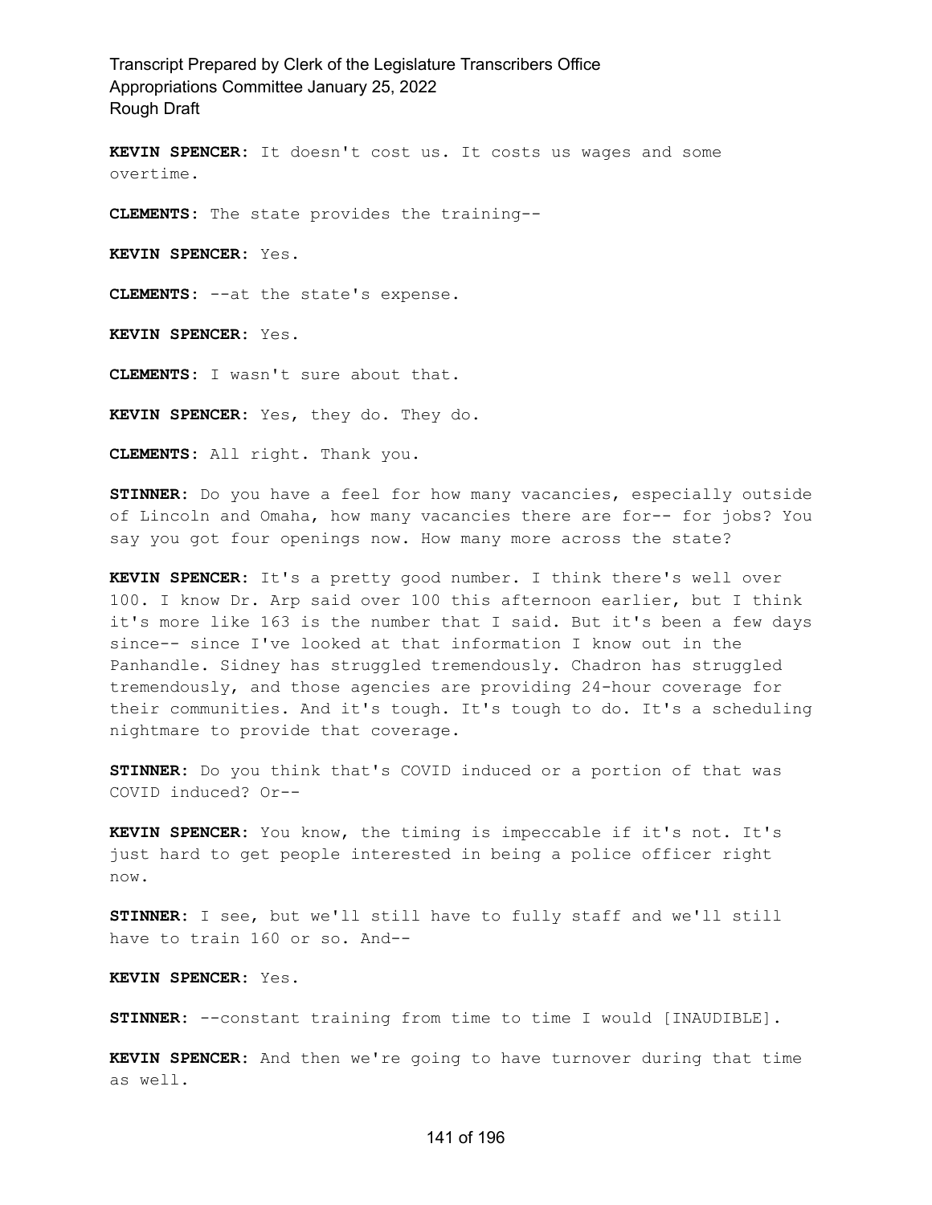**KEVIN SPENCER:** It doesn't cost us. It costs us wages and some overtime.

**CLEMENTS:** The state provides the training--

**KEVIN SPENCER:** Yes.

**CLEMENTS:** --at the state's expense.

**KEVIN SPENCER:** Yes.

**CLEMENTS:** I wasn't sure about that.

**KEVIN SPENCER:** Yes, they do. They do.

**CLEMENTS:** All right. Thank you.

**STINNER:** Do you have a feel for how many vacancies, especially outside of Lincoln and Omaha, how many vacancies there are for-- for jobs? You say you got four openings now. How many more across the state?

**KEVIN SPENCER:** It's a pretty good number. I think there's well over 100. I know Dr. Arp said over 100 this afternoon earlier, but I think it's more like 163 is the number that I said. But it's been a few days since-- since I've looked at that information I know out in the Panhandle. Sidney has struggled tremendously. Chadron has struggled tremendously, and those agencies are providing 24-hour coverage for their communities. And it's tough. It's tough to do. It's a scheduling nightmare to provide that coverage.

**STINNER:** Do you think that's COVID induced or a portion of that was COVID induced? Or--

**KEVIN SPENCER:** You know, the timing is impeccable if it's not. It's just hard to get people interested in being a police officer right now.

**STINNER:** I see, but we'll still have to fully staff and we'll still have to train 160 or so. And--

**KEVIN SPENCER:** Yes.

**STINNER:** --constant training from time to time I would [INAUDIBLE].

**KEVIN SPENCER:** And then we're going to have turnover during that time as well.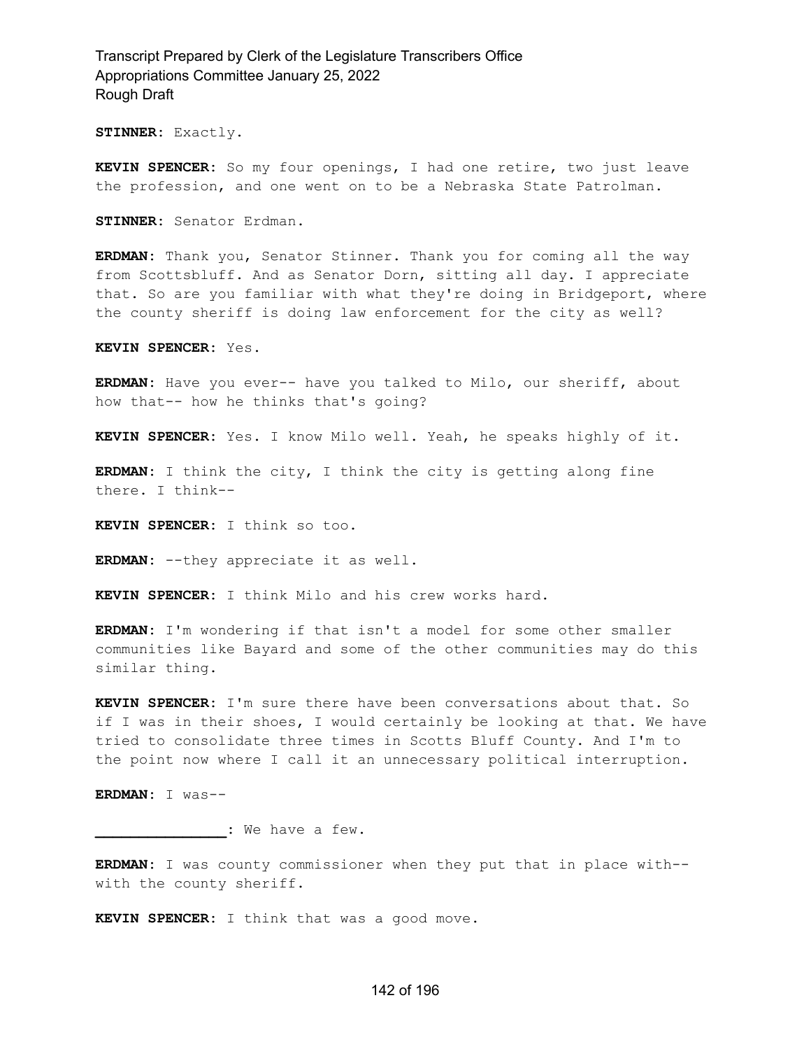**STINNER:** Exactly.

**KEVIN SPENCER:** So my four openings, I had one retire, two just leave the profession, and one went on to be a Nebraska State Patrolman.

**STINNER:** Senator Erdman.

**ERDMAN:** Thank you, Senator Stinner. Thank you for coming all the way from Scottsbluff. And as Senator Dorn, sitting all day. I appreciate that. So are you familiar with what they're doing in Bridgeport, where the county sheriff is doing law enforcement for the city as well?

**KEVIN SPENCER:** Yes.

**ERDMAN:** Have you ever-- have you talked to Milo, our sheriff, about how that-- how he thinks that's going?

**KEVIN SPENCER:** Yes. I know Milo well. Yeah, he speaks highly of it.

**ERDMAN:** I think the city, I think the city is getting along fine there. I think--

**KEVIN SPENCER:** I think so too.

**ERDMAN:** --they appreciate it as well.

**KEVIN SPENCER:** I think Milo and his crew works hard.

**ERDMAN:** I'm wondering if that isn't a model for some other smaller communities like Bayard and some of the other communities may do this similar thing.

**KEVIN SPENCER:** I'm sure there have been conversations about that. So if I was in their shoes, I would certainly be looking at that. We have tried to consolidate three times in Scotts Bluff County. And I'm to the point now where I call it an unnecessary political interruption.

**ERDMAN:** I was--

**_______________:** We have a few.

**ERDMAN:** I was county commissioner when they put that in place with-- with the county sheriff.

**KEVIN SPENCER:** I think that was a good move.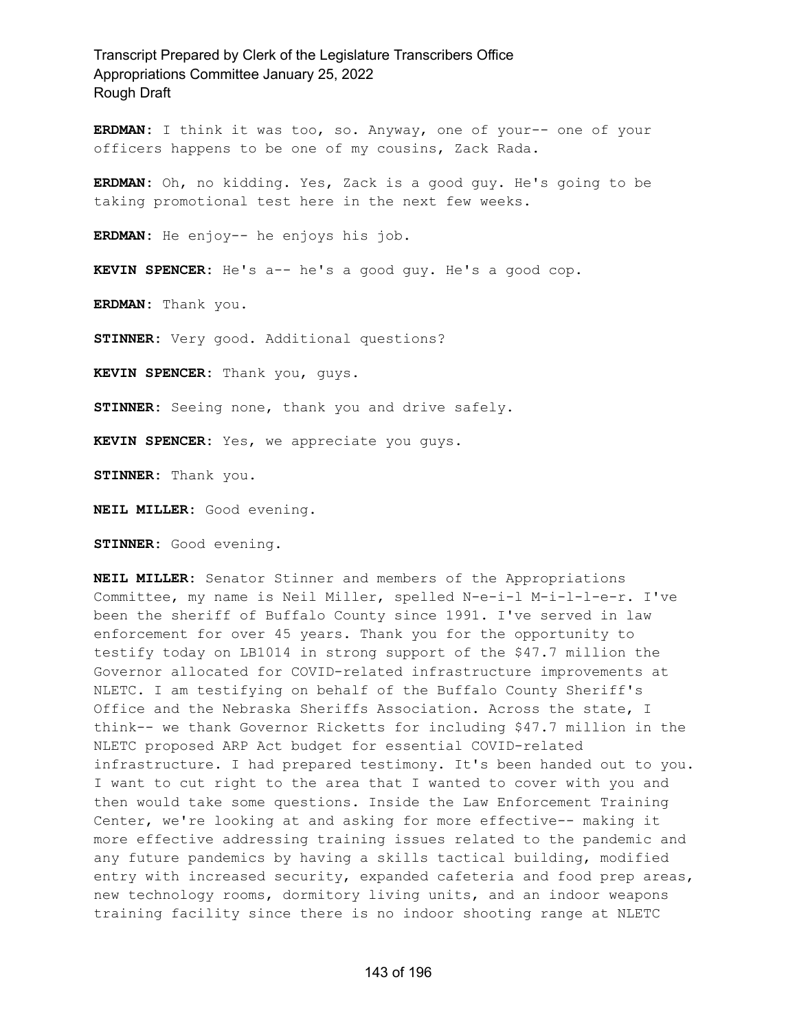**ERDMAN:** I think it was too, so. Anyway, one of your-- one of your officers happens to be one of my cousins, Zack Rada.

**ERDMAN:** Oh, no kidding. Yes, Zack is a good guy. He's going to be taking promotional test here in the next few weeks.

**ERDMAN:** He enjoy-- he enjoys his job.

**KEVIN SPENCER:** He's a-- he's a good guy. He's a good cop.

**ERDMAN:** Thank you.

**STINNER:** Very good. Additional questions?

**KEVIN SPENCER:** Thank you, guys.

**STINNER:** Seeing none, thank you and drive safely.

**KEVIN SPENCER:** Yes, we appreciate you guys.

**STINNER:** Thank you.

**NEIL MILLER:** Good evening.

**STINNER:** Good evening.

**NEIL MILLER:** Senator Stinner and members of the Appropriations Committee, my name is Neil Miller, spelled N-e-i-l M-i-l-l-e-r. I've been the sheriff of Buffalo County since 1991. I've served in law enforcement for over 45 years. Thank you for the opportunity to testify today on LB1014 in strong support of the $47.7 million the Governor allocated for COVID-related infrastructure improvements at NLETC. I am testifying on behalf of the Buffalo County Sheriff's Office and the Nebraska Sheriffs Association. Across the state, I think-- we thank Governor Ricketts for including $47.7 million in the NLETC proposed ARP Act budget for essential COVID-related infrastructure. I had prepared testimony. It's been handed out to you. I want to cut right to the area that I wanted to cover with you and then would take some questions. Inside the Law Enforcement Training Center, we're looking at and asking for more effective-- making it more effective addressing training issues related to the pandemic and any future pandemics by having a skills tactical building, modified entry with increased security, expanded cafeteria and food prep areas, new technology rooms, dormitory living units, and an indoor weapons training facility since there is no indoor shooting range at NLETC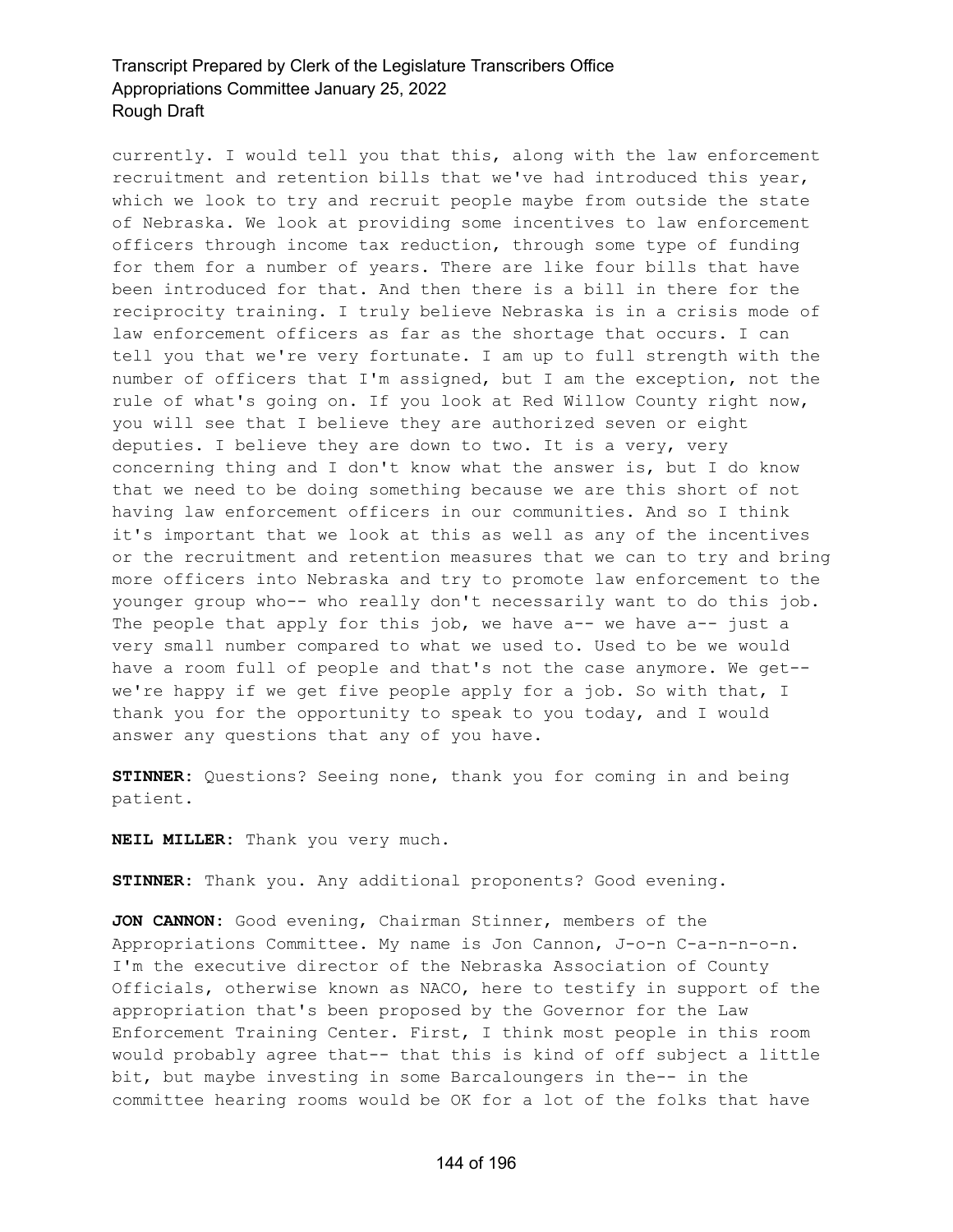currently. I would tell you that this, along with the law enforcement recruitment and retention bills that we've had introduced this year, which we look to try and recruit people maybe from outside the state of Nebraska. We look at providing some incentives to law enforcement officers through income tax reduction, through some type of funding for them for a number of years. There are like four bills that have been introduced for that. And then there is a bill in there for the reciprocity training. I truly believe Nebraska is in a crisis mode of law enforcement officers as far as the shortage that occurs. I can tell you that we're very fortunate. I am up to full strength with the number of officers that I'm assigned, but I am the exception, not the rule of what's going on. If you look at Red Willow County right now, you will see that I believe they are authorized seven or eight deputies. I believe they are down to two. It is a very, very concerning thing and I don't know what the answer is, but I do know that we need to be doing something because we are this short of not having law enforcement officers in our communities. And so I think it's important that we look at this as well as any of the incentives or the recruitment and retention measures that we can to try and bring more officers into Nebraska and try to promote law enforcement to the younger group who-- who really don't necessarily want to do this job. The people that apply for this job, we have a-- we have a-- just a very small number compared to what we used to. Used to be we would have a room full of people and that's not the case anymore. We get-- we're happy if we get five people apply for a job. So with that, I thank you for the opportunity to speak to you today, and I would answer any questions that any of you have.

**STINNER:** Questions? Seeing none, thank you for coming in and being patient.

**NEIL MILLER:** Thank you very much.

**STINNER:** Thank you. Any additional proponents? Good evening.

**JON CANNON:** Good evening, Chairman Stinner, members of the Appropriations Committee. My name is Jon Cannon, J-o-n C-a-n-n-o-n. I'm the executive director of the Nebraska Association of County Officials, otherwise known as NACO, here to testify in support of the appropriation that's been proposed by the Governor for the Law Enforcement Training Center. First, I think most people in this room would probably agree that-- that this is kind of off subject a little bit, but maybe investing in some Barcaloungers in the-- in the committee hearing rooms would be OK for a lot of the folks that have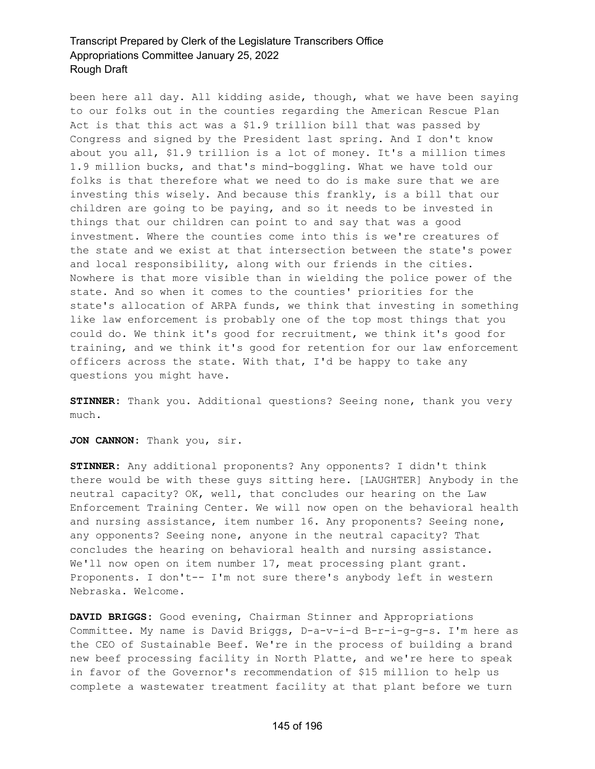been here all day. All kidding aside, though, what we have been saying to our folks out in the counties regarding the American Rescue Plan Act is that this act was a $1.9 trillion bill that was passed by Congress and signed by the President last spring. And I don't know about you all, $1.9 trillion is a lot of money. It's a million times 1.9 million bucks, and that's mind-boggling. What we have told our folks is that therefore what we need to do is make sure that we are investing this wisely. And because this frankly, is a bill that our children are going to be paying, and so it needs to be invested in things that our children can point to and say that was a good investment. Where the counties come into this is we're creatures of the state and we exist at that intersection between the state's power and local responsibility, along with our friends in the cities. Nowhere is that more visible than in wielding the police power of the state. And so when it comes to the counties' priorities for the state's allocation of ARPA funds, we think that investing in something like law enforcement is probably one of the top most things that you could do. We think it's good for recruitment, we think it's good for training, and we think it's good for retention for our law enforcement officers across the state. With that, I'd be happy to take any questions you might have.

**STINNER:** Thank you. Additional questions? Seeing none, thank you very much.

**JON CANNON:** Thank you, sir.

**STINNER:** Any additional proponents? Any opponents? I didn't think there would be with these guys sitting here. [LAUGHTER] Anybody in the neutral capacity? OK, well, that concludes our hearing on the Law Enforcement Training Center. We will now open on the behavioral health and nursing assistance, item number 16. Any proponents? Seeing none, any opponents? Seeing none, anyone in the neutral capacity? That concludes the hearing on behavioral health and nursing assistance. We'll now open on item number 17, meat processing plant grant. Proponents. I don't-- I'm not sure there's anybody left in western Nebraska. Welcome.

**DAVID BRIGGS:** Good evening, Chairman Stinner and Appropriations Committee. My name is David Briggs, D-a-v-i-d B-r-i-g-g-s. I'm here as the CEO of Sustainable Beef. We're in the process of building a brand new beef processing facility in North Platte, and we're here to speak in favor of the Governor's recommendation of $15 million to help us complete a wastewater treatment facility at that plant before we turn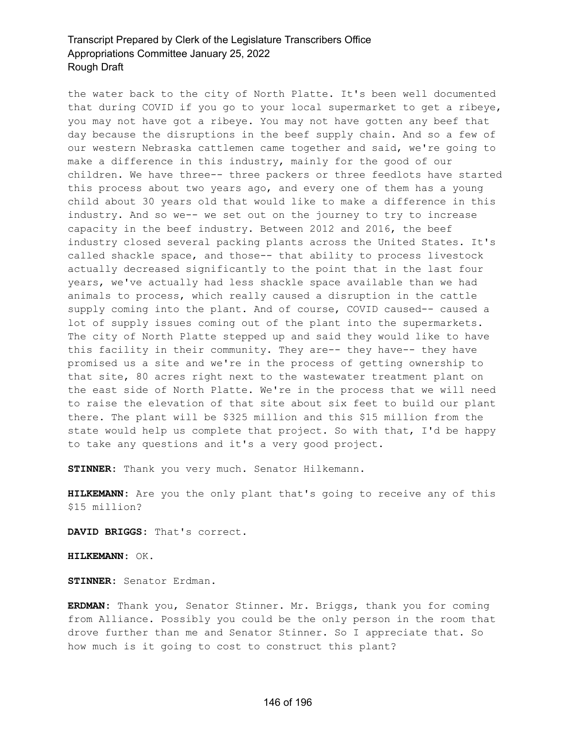the water back to the city of North Platte. It's been well documented that during COVID if you go to your local supermarket to get a ribeye, you may not have got a ribeye. You may not have gotten any beef that day because the disruptions in the beef supply chain. And so a few of our western Nebraska cattlemen came together and said, we're going to make a difference in this industry, mainly for the good of our children. We have three-- three packers or three feedlots have started this process about two years ago, and every one of them has a young child about 30 years old that would like to make a difference in this industry. And so we-- we set out on the journey to try to increase capacity in the beef industry. Between 2012 and 2016, the beef industry closed several packing plants across the United States. It's called shackle space, and those-- that ability to process livestock actually decreased significantly to the point that in the last four years, we've actually had less shackle space available than we had animals to process, which really caused a disruption in the cattle supply coming into the plant. And of course, COVID caused-- caused a lot of supply issues coming out of the plant into the supermarkets. The city of North Platte stepped up and said they would like to have this facility in their community. They are-- they have-- they have promised us a site and we're in the process of getting ownership to that site, 80 acres right next to the wastewater treatment plant on the east side of North Platte. We're in the process that we will need to raise the elevation of that site about six feet to build our plant there. The plant will be $325 million and this $15 million from the state would help us complete that project. So with that, I'd be happy to take any questions and it's a very good project.

**STINNER:** Thank you very much. Senator Hilkemann.

**HILKEMANN:** Are you the only plant that's going to receive any of this $15 million?

**DAVID BRIGGS:** That's correct.

**HILKEMANN:** OK.

**STINNER:** Senator Erdman.

**ERDMAN:** Thank you, Senator Stinner. Mr. Briggs, thank you for coming from Alliance. Possibly you could be the only person in the room that drove further than me and Senator Stinner. So I appreciate that. So how much is it going to cost to construct this plant?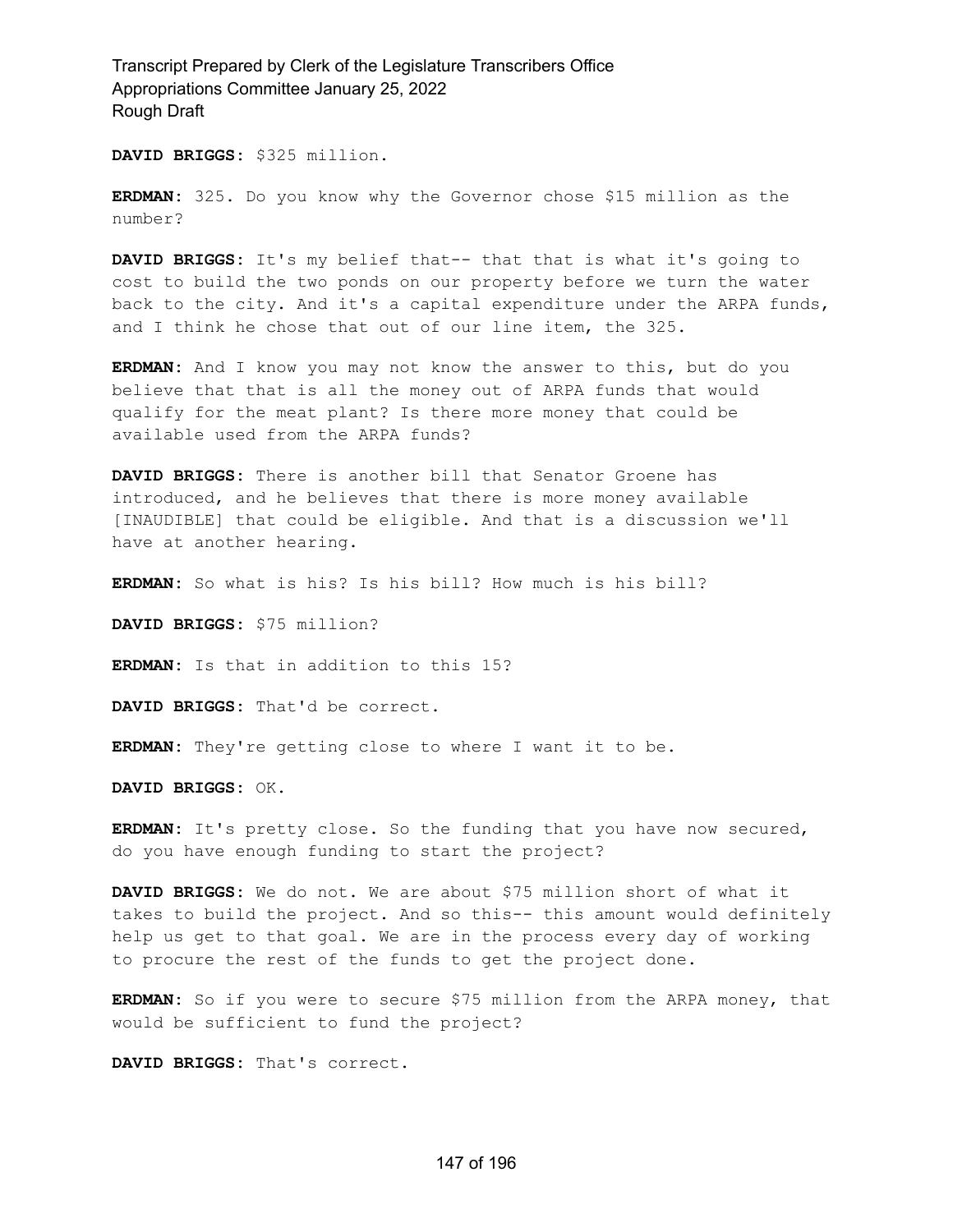**DAVID BRIGGS:** $325 million.

**ERDMAN:** 325. Do you know why the Governor chose $15 million as the number?

**DAVID BRIGGS:** It's my belief that-- that that is what it's going to cost to build the two ponds on our property before we turn the water back to the city. And it's a capital expenditure under the ARPA funds, and I think he chose that out of our line item, the 325.

**ERDMAN:** And I know you may not know the answer to this, but do you believe that that is all the money out of ARPA funds that would qualify for the meat plant? Is there more money that could be available used from the ARPA funds?

**DAVID BRIGGS:** There is another bill that Senator Groene has introduced, and he believes that there is more money available [INAUDIBLE] that could be eligible. And that is a discussion we'll have at another hearing.

**ERDMAN:** So what is his? Is his bill? How much is his bill?

**DAVID BRIGGS:** $75 million?

**ERDMAN:** Is that in addition to this 15?

**DAVID BRIGGS:** That'd be correct.

**ERDMAN:** They're getting close to where I want it to be.

**DAVID BRIGGS:** OK.

**ERDMAN:** It's pretty close. So the funding that you have now secured, do you have enough funding to start the project?

**DAVID BRIGGS:** We do not. We are about $75 million short of what it takes to build the project. And so this-- this amount would definitely help us get to that goal. We are in the process every day of working to procure the rest of the funds to get the project done.

**ERDMAN:** So if you were to secure $75 million from the ARPA money, that would be sufficient to fund the project?

**DAVID BRIGGS:** That's correct.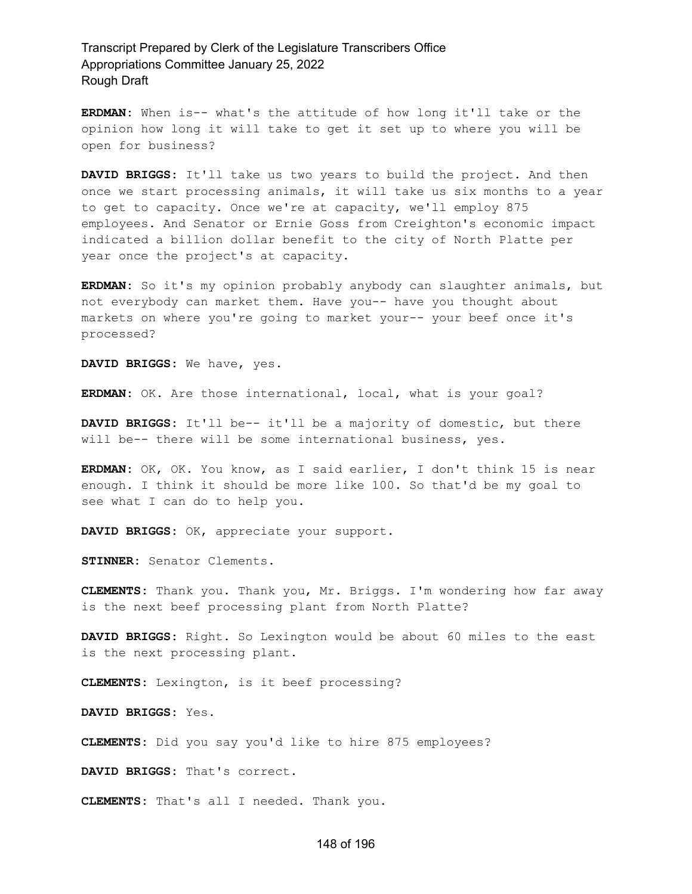**ERDMAN:** When is-- what's the attitude of how long it'll take or the opinion how long it will take to get it set up to where you will be open for business?

**DAVID BRIGGS:** It'll take us two years to build the project. And then once we start processing animals, it will take us six months to a year to get to capacity. Once we're at capacity, we'll employ 875 employees. And Senator or Ernie Goss from Creighton's economic impact indicated a billion dollar benefit to the city of North Platte per year once the project's at capacity.

**ERDMAN:** So it's my opinion probably anybody can slaughter animals, but not everybody can market them. Have you-- have you thought about markets on where you're going to market your-- your beef once it's processed?

**DAVID BRIGGS:** We have, yes.

**ERDMAN:** OK. Are those international, local, what is your goal?

**DAVID BRIGGS:** It'll be-- it'll be a majority of domestic, but there will be-- there will be some international business, yes.

**ERDMAN:** OK, OK. You know, as I said earlier, I don't think 15 is near enough. I think it should be more like 100. So that'd be my goal to see what I can do to help you.

**DAVID BRIGGS:** OK, appreciate your support.

**STINNER:** Senator Clements.

**CLEMENTS:** Thank you. Thank you, Mr. Briggs. I'm wondering how far away is the next beef processing plant from North Platte?

**DAVID BRIGGS:** Right. So Lexington would be about 60 miles to the east is the next processing plant.

**CLEMENTS:** Lexington, is it beef processing?

**DAVID BRIGGS:** Yes.

**CLEMENTS:** Did you say you'd like to hire 875 employees?

**DAVID BRIGGS:** That's correct.

**CLEMENTS:** That's all I needed. Thank you.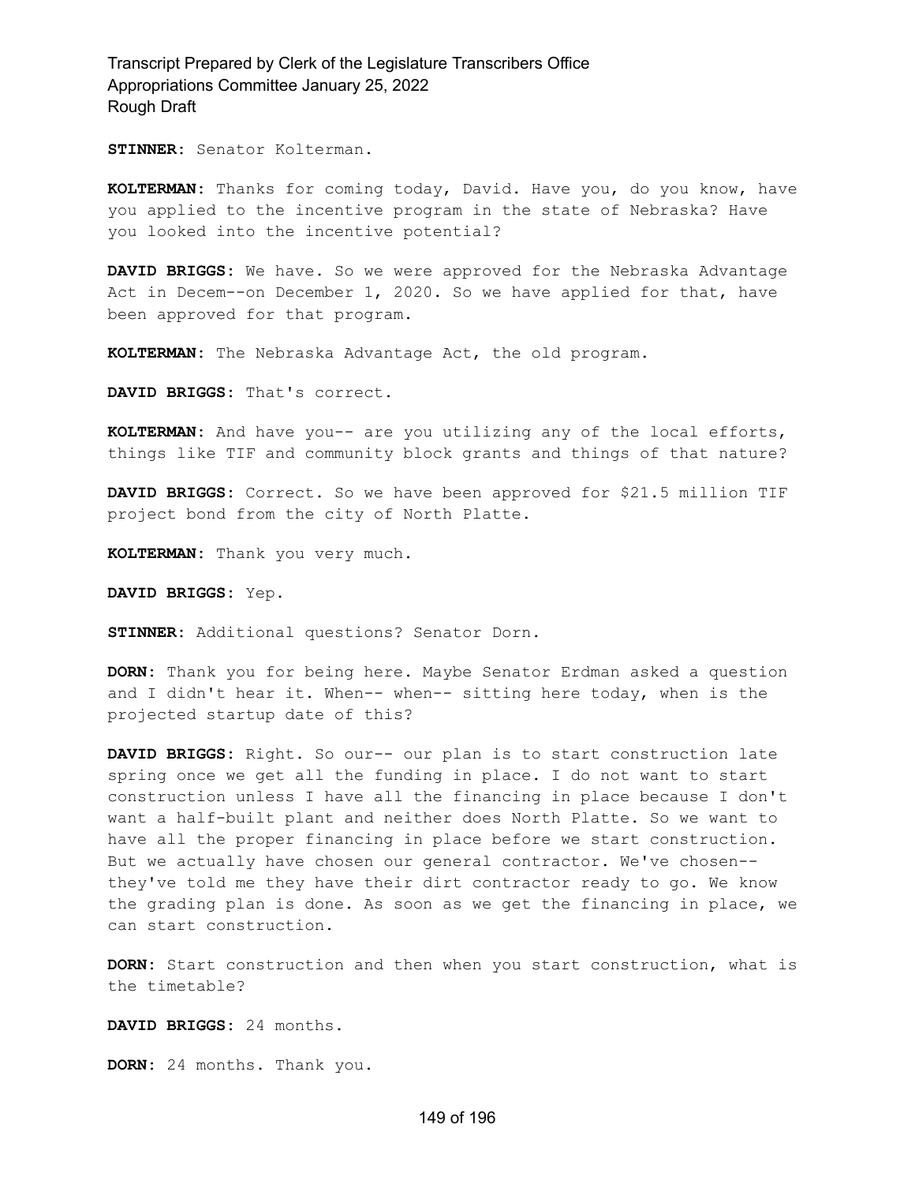**STINNER:** Senator Kolterman.

**KOLTERMAN:** Thanks for coming today, David. Have you, do you know, have you applied to the incentive program in the state of Nebraska? Have you looked into the incentive potential?

**DAVID BRIGGS:** We have. So we were approved for the Nebraska Advantage Act in Decem--on December 1, 2020. So we have applied for that, have been approved for that program.

**KOLTERMAN:** The Nebraska Advantage Act, the old program.

**DAVID BRIGGS:** That's correct.

**KOLTERMAN:** And have you-- are you utilizing any of the local efforts, things like TIF and community block grants and things of that nature?

**DAVID BRIGGS:** Correct. So we have been approved for $21.5 million TIF project bond from the city of North Platte.

**KOLTERMAN:** Thank you very much.

**DAVID BRIGGS:** Yep.

**STINNER:** Additional questions? Senator Dorn.

**DORN:** Thank you for being here. Maybe Senator Erdman asked a question and I didn't hear it. When-- when-- sitting here today, when is the projected startup date of this?

**DAVID BRIGGS:** Right. So our-- our plan is to start construction late spring once we get all the funding in place. I do not want to start construction unless I have all the financing in place because I don't want a half-built plant and neither does North Platte. So we want to have all the proper financing in place before we start construction. But we actually have chosen our general contractor. We've chosen-- they've told me they have their dirt contractor ready to go. We know the grading plan is done. As soon as we get the financing in place, we can start construction.

**DORN:** Start construction and then when you start construction, what is the timetable?

**DAVID BRIGGS:** 24 months.

**DORN:** 24 months. Thank you.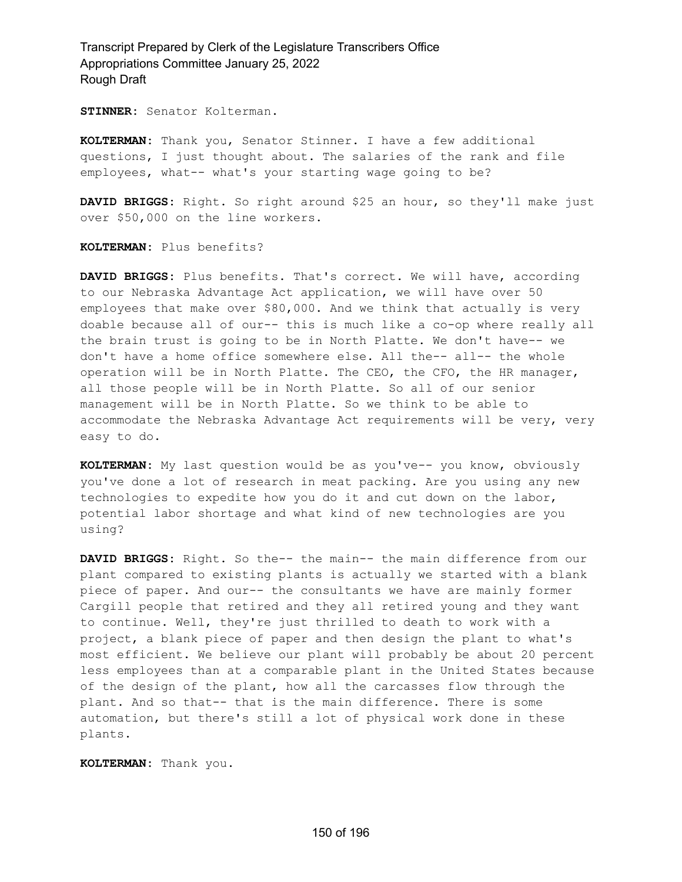**STINNER:** Senator Kolterman.

**KOLTERMAN:** Thank you, Senator Stinner. I have a few additional questions, I just thought about. The salaries of the rank and file employees, what-- what's your starting wage going to be?

**DAVID BRIGGS:** Right. So right around $25 an hour, so they'll make just over $50,000 on the line workers.

**KOLTERMAN:** Plus benefits?

**DAVID BRIGGS:** Plus benefits. That's correct. We will have, according to our Nebraska Advantage Act application, we will have over 50 employees that make over $80,000. And we think that actually is very doable because all of our-- this is much like a co-op where really all the brain trust is going to be in North Platte. We don't have-- we don't have a home office somewhere else. All the-- all-- the whole operation will be in North Platte. The CEO, the CFO, the HR manager, all those people will be in North Platte. So all of our senior management will be in North Platte. So we think to be able to accommodate the Nebraska Advantage Act requirements will be very, very easy to do.

**KOLTERMAN:** My last question would be as you've-- you know, obviously you've done a lot of research in meat packing. Are you using any new technologies to expedite how you do it and cut down on the labor, potential labor shortage and what kind of new technologies are you using?

**DAVID BRIGGS:** Right. So the-- the main-- the main difference from our plant compared to existing plants is actually we started with a blank piece of paper. And our-- the consultants we have are mainly former Cargill people that retired and they all retired young and they want to continue. Well, they're just thrilled to death to work with a project, a blank piece of paper and then design the plant to what's most efficient. We believe our plant will probably be about 20 percent less employees than at a comparable plant in the United States because of the design of the plant, how all the carcasses flow through the plant. And so that-- that is the main difference. There is some automation, but there's still a lot of physical work done in these plants.

**KOLTERMAN:** Thank you.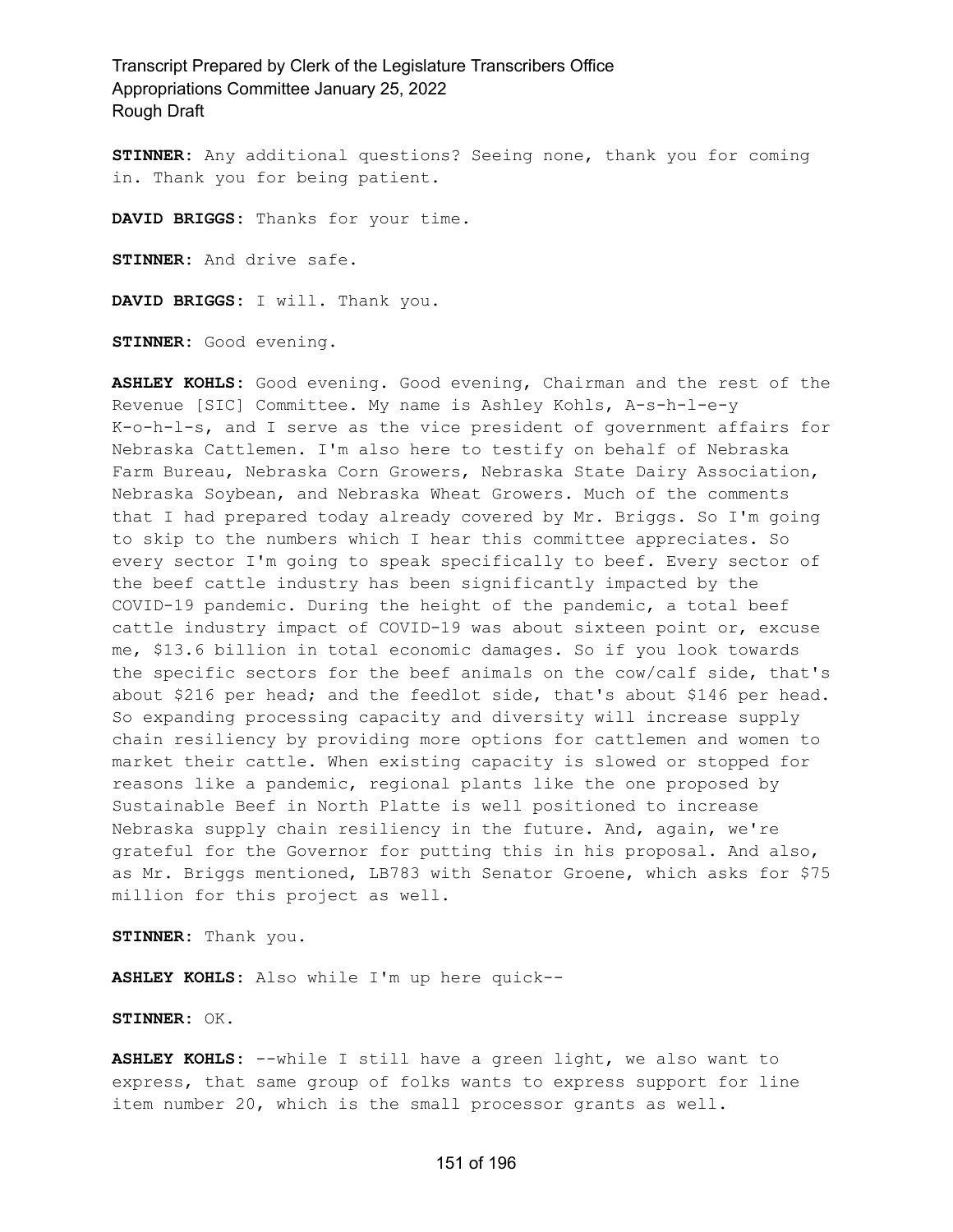**STINNER:** Any additional questions? Seeing none, thank you for coming in. Thank you for being patient.

**DAVID BRIGGS:** Thanks for your time.

**STINNER:** And drive safe.

**DAVID BRIGGS:** I will. Thank you.

**STINNER:** Good evening.

**ASHLEY KOHLS:** Good evening. Good evening, Chairman and the rest of the Revenue [SIC] Committee. My name is Ashley Kohls, A-s-h-l-e-y K-o-h-l-s, and I serve as the vice president of government affairs for Nebraska Cattlemen. I'm also here to testify on behalf of Nebraska Farm Bureau, Nebraska Corn Growers, Nebraska State Dairy Association, Nebraska Soybean, and Nebraska Wheat Growers. Much of the comments that I had prepared today already covered by Mr. Briggs. So I'm going to skip to the numbers which I hear this committee appreciates. So every sector I'm going to speak specifically to beef. Every sector of the beef cattle industry has been significantly impacted by the COVID-19 pandemic. During the height of the pandemic, a total beef cattle industry impact of COVID-19 was about sixteen point or, excuse me, $13.6 billion in total economic damages. So if you look towards the specific sectors for the beef animals on the cow/calf side, that's about $216 per head; and the feedlot side, that's about $146 per head. So expanding processing capacity and diversity will increase supply chain resiliency by providing more options for cattlemen and women to market their cattle. When existing capacity is slowed or stopped for reasons like a pandemic, regional plants like the one proposed by Sustainable Beef in North Platte is well positioned to increase Nebraska supply chain resiliency in the future. And, again, we're grateful for the Governor for putting this in his proposal. And also, as Mr. Briggs mentioned, LB783 with Senator Groene, which asks for $75 million for this project as well.

**STINNER:** Thank you.

**ASHLEY KOHLS:** Also while I'm up here quick--

**STINNER:** OK.

**ASHLEY KOHLS:** --while I still have a green light, we also want to express, that same group of folks wants to express support for line item number 20, which is the small processor grants as well.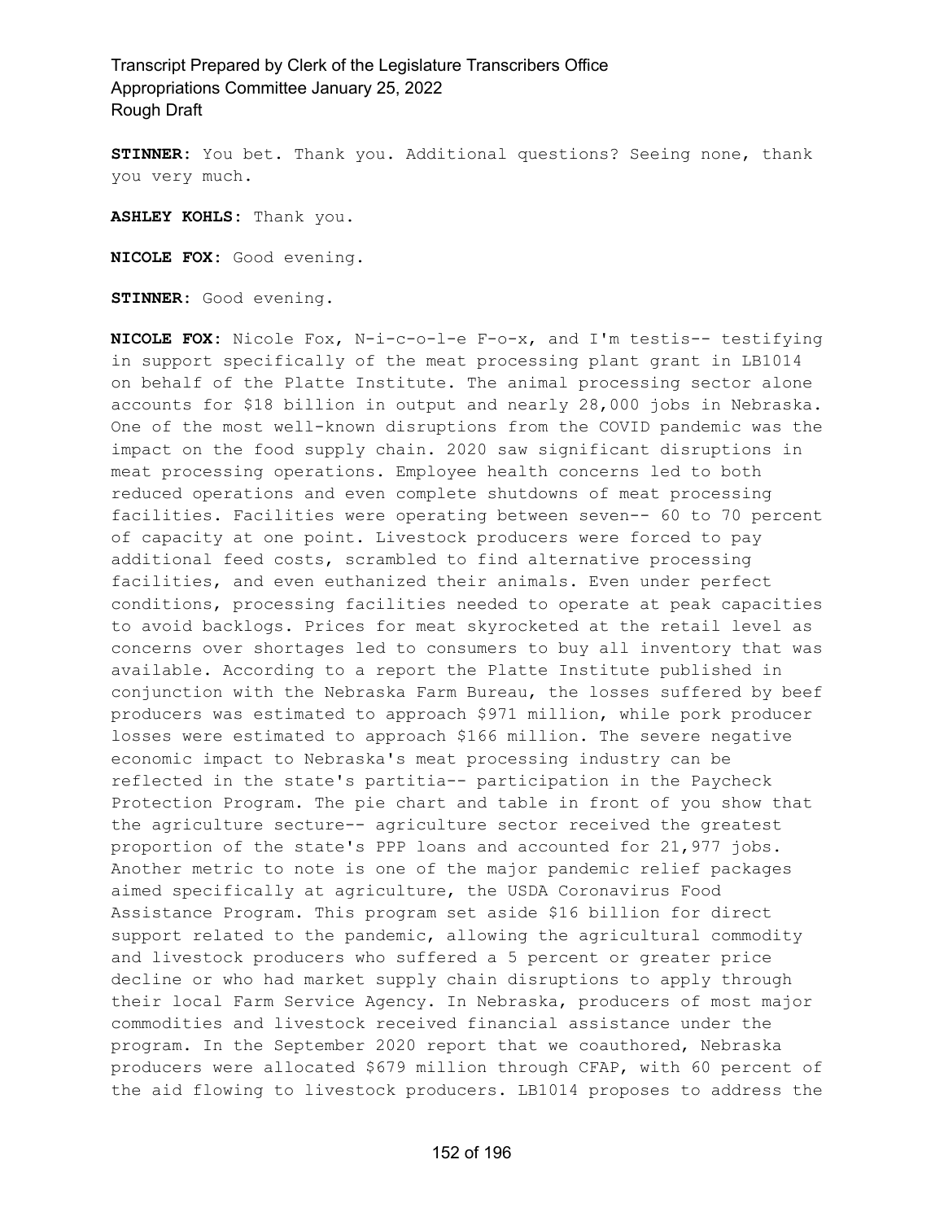**STINNER:** You bet. Thank you. Additional questions? Seeing none, thank you very much.

**ASHLEY KOHLS:** Thank you.

**NICOLE FOX:** Good evening.

**STINNER:** Good evening.

**NICOLE FOX:** Nicole Fox, N-i-c-o-l-e F-o-x, and I'm testis-- testifying in support specifically of the meat processing plant grant in LB1014 on behalf of the Platte Institute. The animal processing sector alone accounts for $18 billion in output and nearly 28,000 jobs in Nebraska. One of the most well-known disruptions from the COVID pandemic was the impact on the food supply chain. 2020 saw significant disruptions in meat processing operations. Employee health concerns led to both reduced operations and even complete shutdowns of meat processing facilities. Facilities were operating between seven-- 60 to 70 percent of capacity at one point. Livestock producers were forced to pay additional feed costs, scrambled to find alternative processing facilities, and even euthanized their animals. Even under perfect conditions, processing facilities needed to operate at peak capacities to avoid backlogs. Prices for meat skyrocketed at the retail level as concerns over shortages led to consumers to buy all inventory that was available. According to a report the Platte Institute published in conjunction with the Nebraska Farm Bureau, the losses suffered by beef producers was estimated to approach $971 million, while pork producer losses were estimated to approach $166 million. The severe negative economic impact to Nebraska's meat processing industry can be reflected in the state's partitia-- participation in the Paycheck Protection Program. The pie chart and table in front of you show that the agriculture secture-- agriculture sector received the greatest proportion of the state's PPP loans and accounted for 21,977 jobs. Another metric to note is one of the major pandemic relief packages aimed specifically at agriculture, the USDA Coronavirus Food Assistance Program. This program set aside $16 billion for direct support related to the pandemic, allowing the agricultural commodity and livestock producers who suffered a 5 percent or greater price decline or who had market supply chain disruptions to apply through their local Farm Service Agency. In Nebraska, producers of most major commodities and livestock received financial assistance under the program. In the September 2020 report that we coauthored, Nebraska producers were allocated $679 million through CFAP, with 60 percent of the aid flowing to livestock producers. LB1014 proposes to address the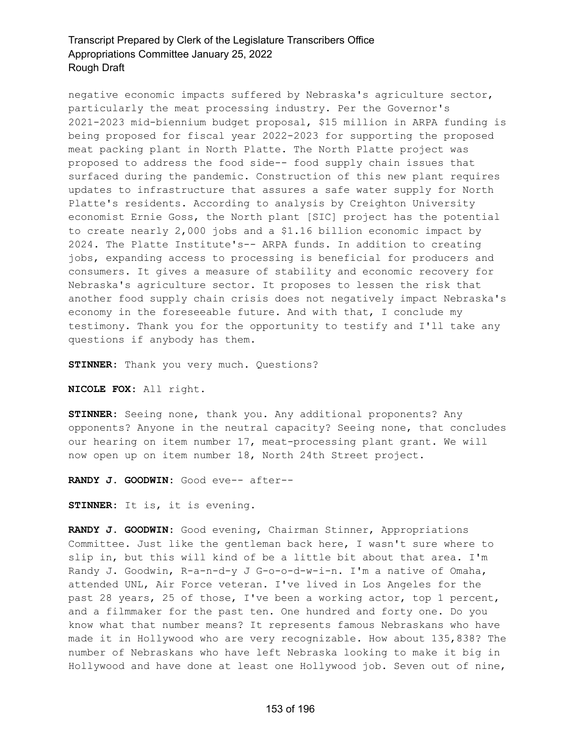negative economic impacts suffered by Nebraska's agriculture sector, particularly the meat processing industry. Per the Governor's 2021-2023 mid-biennium budget proposal, $15 million in ARPA funding is being proposed for fiscal year 2022-2023 for supporting the proposed meat packing plant in North Platte. The North Platte project was proposed to address the food side-- food supply chain issues that surfaced during the pandemic. Construction of this new plant requires updates to infrastructure that assures a safe water supply for North Platte's residents. According to analysis by Creighton University economist Ernie Goss, the North plant [SIC] project has the potential to create nearly 2,000 jobs and a $1.16 billion economic impact by 2024. The Platte Institute's-- ARPA funds. In addition to creating jobs, expanding access to processing is beneficial for producers and consumers. It gives a measure of stability and economic recovery for Nebraska's agriculture sector. It proposes to lessen the risk that another food supply chain crisis does not negatively impact Nebraska's economy in the foreseeable future. And with that, I conclude my testimony. Thank you for the opportunity to testify and I'll take any questions if anybody has them.

**STINNER:** Thank you very much. Questions?

**NICOLE FOX:** All right.

**STINNER:** Seeing none, thank you. Any additional proponents? Any opponents? Anyone in the neutral capacity? Seeing none, that concludes our hearing on item number 17, meat-processing plant grant. We will now open up on item number 18, North 24th Street project.

**RANDY J. GOODWIN:** Good eve-- after--

**STINNER:** It is, it is evening.

**RANDY J. GOODWIN:** Good evening, Chairman Stinner, Appropriations Committee. Just like the gentleman back here, I wasn't sure where to slip in, but this will kind of be a little bit about that area. I'm Randy J. Goodwin, R-a-n-d-y J G-o-o-d-w-i-n. I'm a native of Omaha, attended UNL, Air Force veteran. I've lived in Los Angeles for the past 28 years, 25 of those, I've been a working actor, top 1 percent, and a filmmaker for the past ten. One hundred and forty one. Do you know what that number means? It represents famous Nebraskans who have made it in Hollywood who are very recognizable. How about 135,838? The number of Nebraskans who have left Nebraska looking to make it big in Hollywood and have done at least one Hollywood job. Seven out of nine,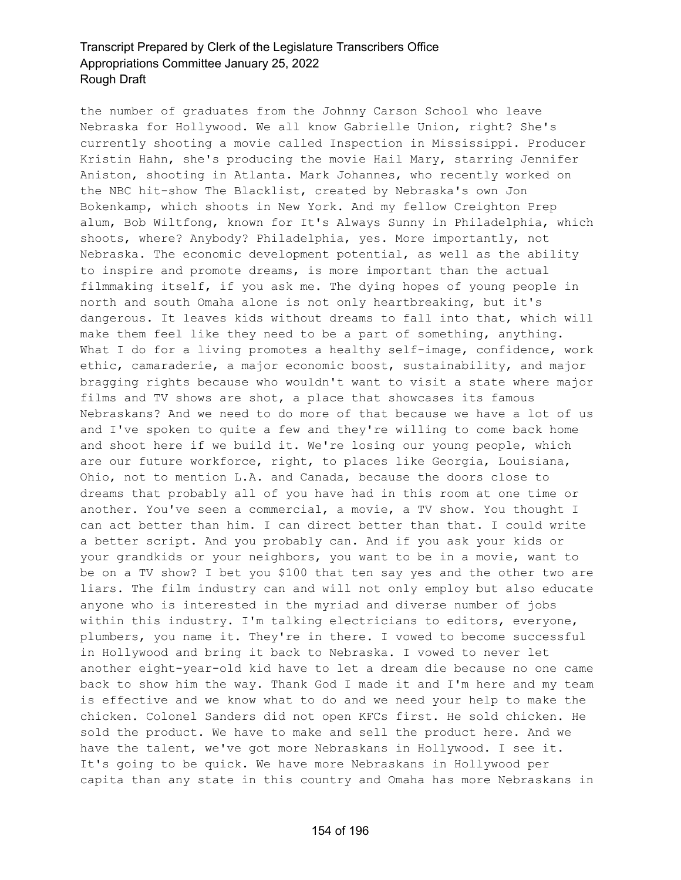the number of graduates from the Johnny Carson School who leave Nebraska for Hollywood. We all know Gabrielle Union, right? She's currently shooting a movie called Inspection in Mississippi. Producer Kristin Hahn, she's producing the movie Hail Mary, starring Jennifer Aniston, shooting in Atlanta. Mark Johannes, who recently worked on the NBC hit-show The Blacklist, created by Nebraska's own Jon Bokenkamp, which shoots in New York. And my fellow Creighton Prep alum, Bob Wiltfong, known for It's Always Sunny in Philadelphia, which shoots, where? Anybody? Philadelphia, yes. More importantly, not Nebraska. The economic development potential, as well as the ability to inspire and promote dreams, is more important than the actual filmmaking itself, if you ask me. The dying hopes of young people in north and south Omaha alone is not only heartbreaking, but it's dangerous. It leaves kids without dreams to fall into that, which will make them feel like they need to be a part of something, anything. What I do for a living promotes a healthy self-image, confidence, work ethic, camaraderie, a major economic boost, sustainability, and major bragging rights because who wouldn't want to visit a state where major films and TV shows are shot, a place that showcases its famous Nebraskans? And we need to do more of that because we have a lot of us and I've spoken to quite a few and they're willing to come back home and shoot here if we build it. We're losing our young people, which are our future workforce, right, to places like Georgia, Louisiana, Ohio, not to mention L.A. and Canada, because the doors close to dreams that probably all of you have had in this room at one time or another. You've seen a commercial, a movie, a TV show. You thought I can act better than him. I can direct better than that. I could write a better script. And you probably can. And if you ask your kids or your grandkids or your neighbors, you want to be in a movie, want to be on a TV show? I bet you $100 that ten say yes and the other two are liars. The film industry can and will not only employ but also educate anyone who is interested in the myriad and diverse number of jobs within this industry. I'm talking electricians to editors, everyone, plumbers, you name it. They're in there. I vowed to become successful in Hollywood and bring it back to Nebraska. I vowed to never let another eight-year-old kid have to let a dream die because no one came back to show him the way. Thank God I made it and I'm here and my team is effective and we know what to do and we need your help to make the chicken. Colonel Sanders did not open KFCs first. He sold chicken. He sold the product. We have to make and sell the product here. And we have the talent, we've got more Nebraskans in Hollywood. I see it. It's going to be quick. We have more Nebraskans in Hollywood per capita than any state in this country and Omaha has more Nebraskans in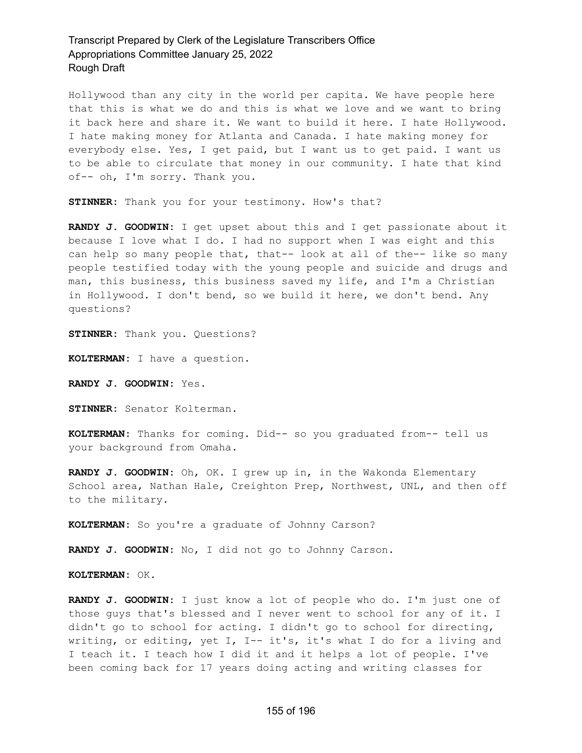Hollywood than any city in the world per capita. We have people here that this is what we do and this is what we love and we want to bring it back here and share it. We want to build it here. I hate Hollywood. I hate making money for Atlanta and Canada. I hate making money for everybody else. Yes, I get paid, but I want us to get paid. I want us to be able to circulate that money in our community. I hate that kind of-- oh, I'm sorry. Thank you.

**STINNER:** Thank you for your testimony. How's that?

**RANDY J. GOODWIN:** I get upset about this and I get passionate about it because I love what I do. I had no support when I was eight and this can help so many people that, that-- look at all of the-- like so many people testified today with the young people and suicide and drugs and man, this business, this business saved my life, and I'm a Christian in Hollywood. I don't bend, so we build it here, we don't bend. Any questions?

**STINNER:** Thank you. Questions?

**KOLTERMAN:** I have a question.

**RANDY J. GOODWIN:** Yes.

**STINNER:** Senator Kolterman.

**KOLTERMAN:** Thanks for coming. Did-- so you graduated from-- tell us your background from Omaha.

**RANDY J. GOODWIN:** Oh, OK. I grew up in, in the Wakonda Elementary School area, Nathan Hale, Creighton Prep, Northwest, UNL, and then off to the military.

**KOLTERMAN:** So you're a graduate of Johnny Carson?

**RANDY J. GOODWIN:** No, I did not go to Johnny Carson.

**KOLTERMAN:** OK.

**RANDY J. GOODWIN:** I just know a lot of people who do. I'm just one of those guys that's blessed and I never went to school for any of it. I didn't go to school for acting. I didn't go to school for directing, writing, or editing, yet I, I-- it's, it's what I do for a living and I teach it. I teach how I did it and it helps a lot of people. I've been coming back for 17 years doing acting and writing classes for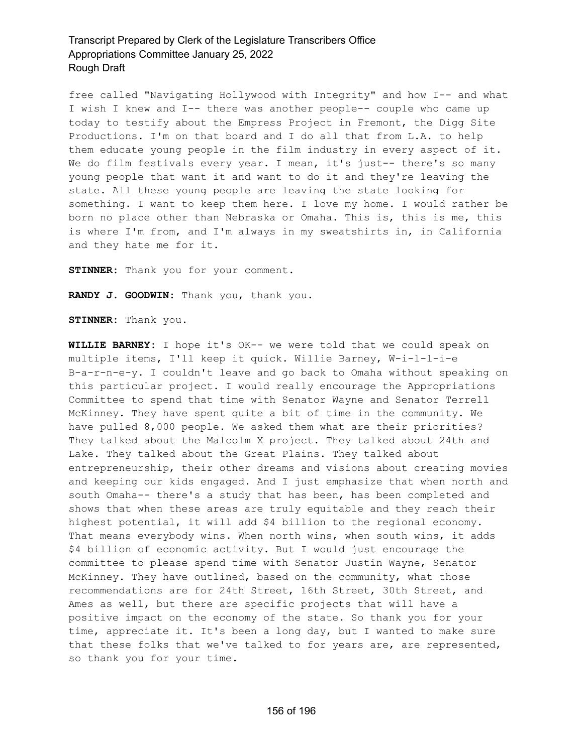free called "Navigating Hollywood with Integrity" and how I-- and what I wish I knew and I-- there was another people-- couple who came up today to testify about the Empress Project in Fremont, the Digg Site Productions. I'm on that board and I do all that from L.A. to help them educate young people in the film industry in every aspect of it. We do film festivals every year. I mean, it's just-- there's so many young people that want it and want to do it and they're leaving the state. All these young people are leaving the state looking for something. I want to keep them here. I love my home. I would rather be born no place other than Nebraska or Omaha. This is, this is me, this is where I'm from, and I'm always in my sweatshirts in, in California and they hate me for it.

**STINNER:** Thank you for your comment.

**RANDY J. GOODWIN:** Thank you, thank you.

**STINNER:** Thank you.

**WILLIE BARNEY:** I hope it's OK-- we were told that we could speak on multiple items, I'll keep it quick. Willie Barney, W-i-l-l-i-e B-a-r-n-e-y. I couldn't leave and go back to Omaha without speaking on this particular project. I would really encourage the Appropriations Committee to spend that time with Senator Wayne and Senator Terrell McKinney. They have spent quite a bit of time in the community. We have pulled 8,000 people. We asked them what are their priorities? They talked about the Malcolm X project. They talked about 24th and Lake. They talked about the Great Plains. They talked about entrepreneurship, their other dreams and visions about creating movies and keeping our kids engaged. And I just emphasize that when north and south Omaha-- there's a study that has been, has been completed and shows that when these areas are truly equitable and they reach their highest potential, it will add $4 billion to the regional economy. That means everybody wins. When north wins, when south wins, it adds $4 billion of economic activity. But I would just encourage the committee to please spend time with Senator Justin Wayne, Senator McKinney. They have outlined, based on the community, what those recommendations are for 24th Street, 16th Street, 30th Street, and Ames as well, but there are specific projects that will have a positive impact on the economy of the state. So thank you for your time, appreciate it. It's been a long day, but I wanted to make sure that these folks that we've talked to for years are, are represented, so thank you for your time.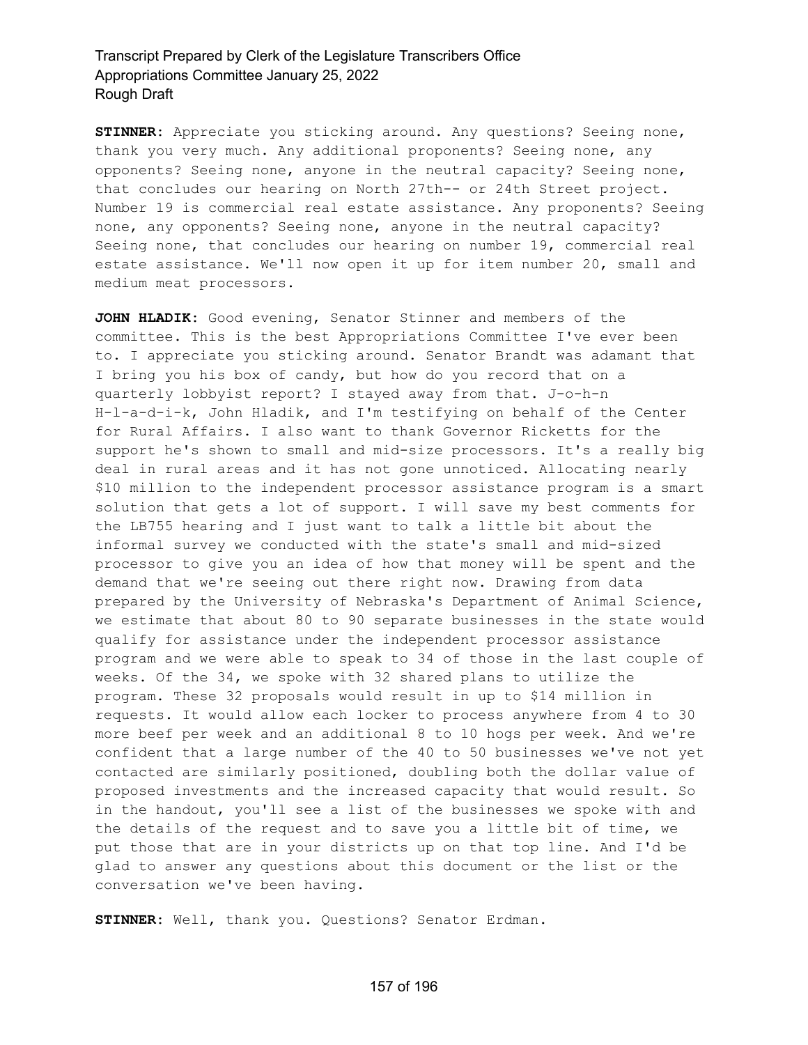**STINNER:** Appreciate you sticking around. Any questions? Seeing none, thank you very much. Any additional proponents? Seeing none, any opponents? Seeing none, anyone in the neutral capacity? Seeing none, that concludes our hearing on North 27th-- or 24th Street project. Number 19 is commercial real estate assistance. Any proponents? Seeing none, any opponents? Seeing none, anyone in the neutral capacity? Seeing none, that concludes our hearing on number 19, commercial real estate assistance. We'll now open it up for item number 20, small and medium meat processors.

**JOHN HLADIK:** Good evening, Senator Stinner and members of the committee. This is the best Appropriations Committee I've ever been to. I appreciate you sticking around. Senator Brandt was adamant that I bring you his box of candy, but how do you record that on a quarterly lobbyist report? I stayed away from that. J-o-h-n H-l-a-d-i-k, John Hladik, and I'm testifying on behalf of the Center for Rural Affairs. I also want to thank Governor Ricketts for the support he's shown to small and mid-size processors. It's a really big deal in rural areas and it has not gone unnoticed. Allocating nearly $10 million to the independent processor assistance program is a smart solution that gets a lot of support. I will save my best comments for the LB755 hearing and I just want to talk a little bit about the informal survey we conducted with the state's small and mid-sized processor to give you an idea of how that money will be spent and the demand that we're seeing out there right now. Drawing from data prepared by the University of Nebraska's Department of Animal Science, we estimate that about 80 to 90 separate businesses in the state would qualify for assistance under the independent processor assistance program and we were able to speak to 34 of those in the last couple of weeks. Of the 34, we spoke with 32 shared plans to utilize the program. These 32 proposals would result in up to $14 million in requests. It would allow each locker to process anywhere from 4 to 30 more beef per week and an additional 8 to 10 hogs per week. And we're confident that a large number of the 40 to 50 businesses we've not yet contacted are similarly positioned, doubling both the dollar value of proposed investments and the increased capacity that would result. So in the handout, you'll see a list of the businesses we spoke with and the details of the request and to save you a little bit of time, we put those that are in your districts up on that top line. And I'd be glad to answer any questions about this document or the list or the conversation we've been having.

**STINNER:** Well, thank you. Questions? Senator Erdman.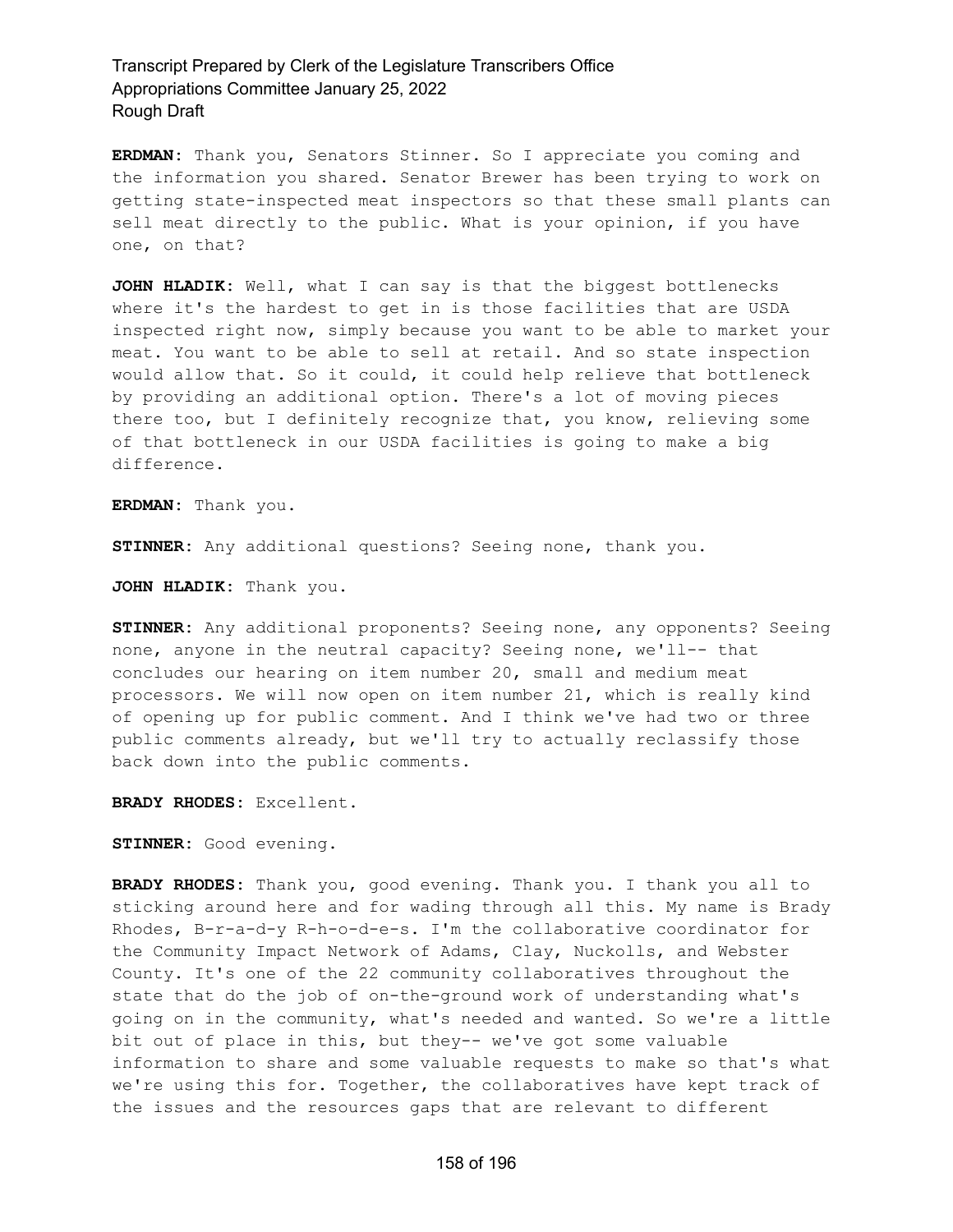**ERDMAN:** Thank you, Senators Stinner. So I appreciate you coming and the information you shared. Senator Brewer has been trying to work on getting state-inspected meat inspectors so that these small plants can sell meat directly to the public. What is your opinion, if you have one, on that?

**JOHN HLADIK:** Well, what I can say is that the biggest bottlenecks where it's the hardest to get in is those facilities that are USDA inspected right now, simply because you want to be able to market your meat. You want to be able to sell at retail. And so state inspection would allow that. So it could, it could help relieve that bottleneck by providing an additional option. There's a lot of moving pieces there too, but I definitely recognize that, you know, relieving some of that bottleneck in our USDA facilities is going to make a big difference.

**ERDMAN:** Thank you.

**STINNER:** Any additional questions? Seeing none, thank you.

**JOHN HLADIK:** Thank you.

**STINNER:** Any additional proponents? Seeing none, any opponents? Seeing none, anyone in the neutral capacity? Seeing none, we'll-- that concludes our hearing on item number 20, small and medium meat processors. We will now open on item number 21, which is really kind of opening up for public comment. And I think we've had two or three public comments already, but we'll try to actually reclassify those back down into the public comments.

**BRADY RHODES:** Excellent.

**STINNER:** Good evening.

**BRADY RHODES:** Thank you, good evening. Thank you. I thank you all to sticking around here and for wading through all this. My name is Brady Rhodes, B-r-a-d-y R-h-o-d-e-s. I'm the collaborative coordinator for the Community Impact Network of Adams, Clay, Nuckolls, and Webster County. It's one of the 22 community collaboratives throughout the state that do the job of on-the-ground work of understanding what's going on in the community, what's needed and wanted. So we're a little bit out of place in this, but they-- we've got some valuable information to share and some valuable requests to make so that's what we're using this for. Together, the collaboratives have kept track of the issues and the resources gaps that are relevant to different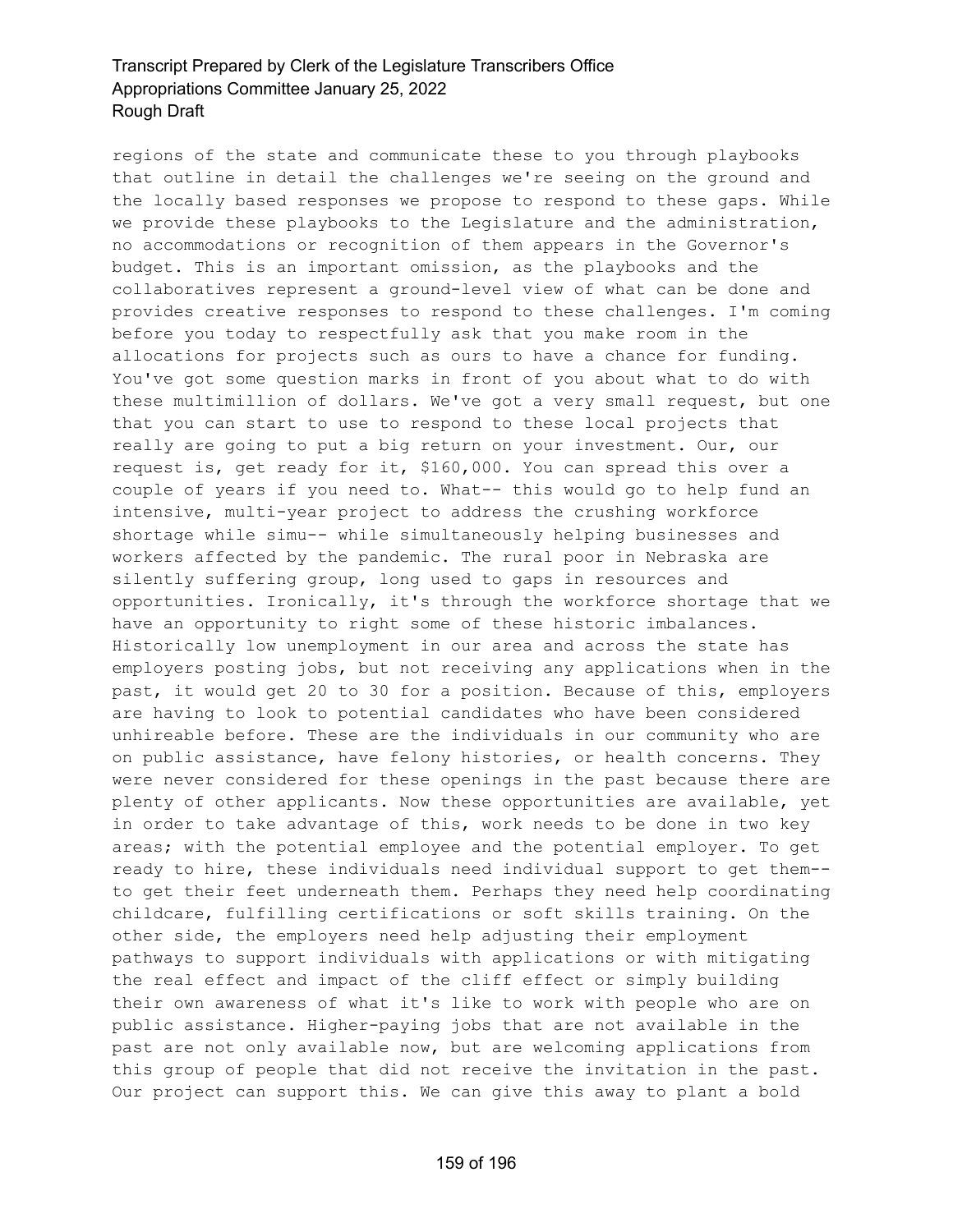regions of the state and communicate these to you through playbooks that outline in detail the challenges we're seeing on the ground and the locally based responses we propose to respond to these gaps. While we provide these playbooks to the Legislature and the administration, no accommodations or recognition of them appears in the Governor's budget. This is an important omission, as the playbooks and the collaboratives represent a ground-level view of what can be done and provides creative responses to respond to these challenges. I'm coming before you today to respectfully ask that you make room in the allocations for projects such as ours to have a chance for funding. You've got some question marks in front of you about what to do with these multimillion of dollars. We've got a very small request, but one that you can start to use to respond to these local projects that really are going to put a big return on your investment. Our, our request is, get ready for it, $160,000. You can spread this over a couple of years if you need to. What-- this would go to help fund an intensive, multi-year project to address the crushing workforce shortage while simu-- while simultaneously helping businesses and workers affected by the pandemic. The rural poor in Nebraska are silently suffering group, long used to gaps in resources and opportunities. Ironically, it's through the workforce shortage that we have an opportunity to right some of these historic imbalances. Historically low unemployment in our area and across the state has employers posting jobs, but not receiving any applications when in the past, it would get 20 to 30 for a position. Because of this, employers are having to look to potential candidates who have been considered unhireable before. These are the individuals in our community who are on public assistance, have felony histories, or health concerns. They were never considered for these openings in the past because there are plenty of other applicants. Now these opportunities are available, yet in order to take advantage of this, work needs to be done in two key areas; with the potential employee and the potential employer. To get ready to hire, these individuals need individual support to get them-- to get their feet underneath them. Perhaps they need help coordinating childcare, fulfilling certifications or soft skills training. On the other side, the employers need help adjusting their employment pathways to support individuals with applications or with mitigating the real effect and impact of the cliff effect or simply building their own awareness of what it's like to work with people who are on public assistance. Higher-paying jobs that are not available in the past are not only available now, but are welcoming applications from this group of people that did not receive the invitation in the past. Our project can support this. We can give this away to plant a bold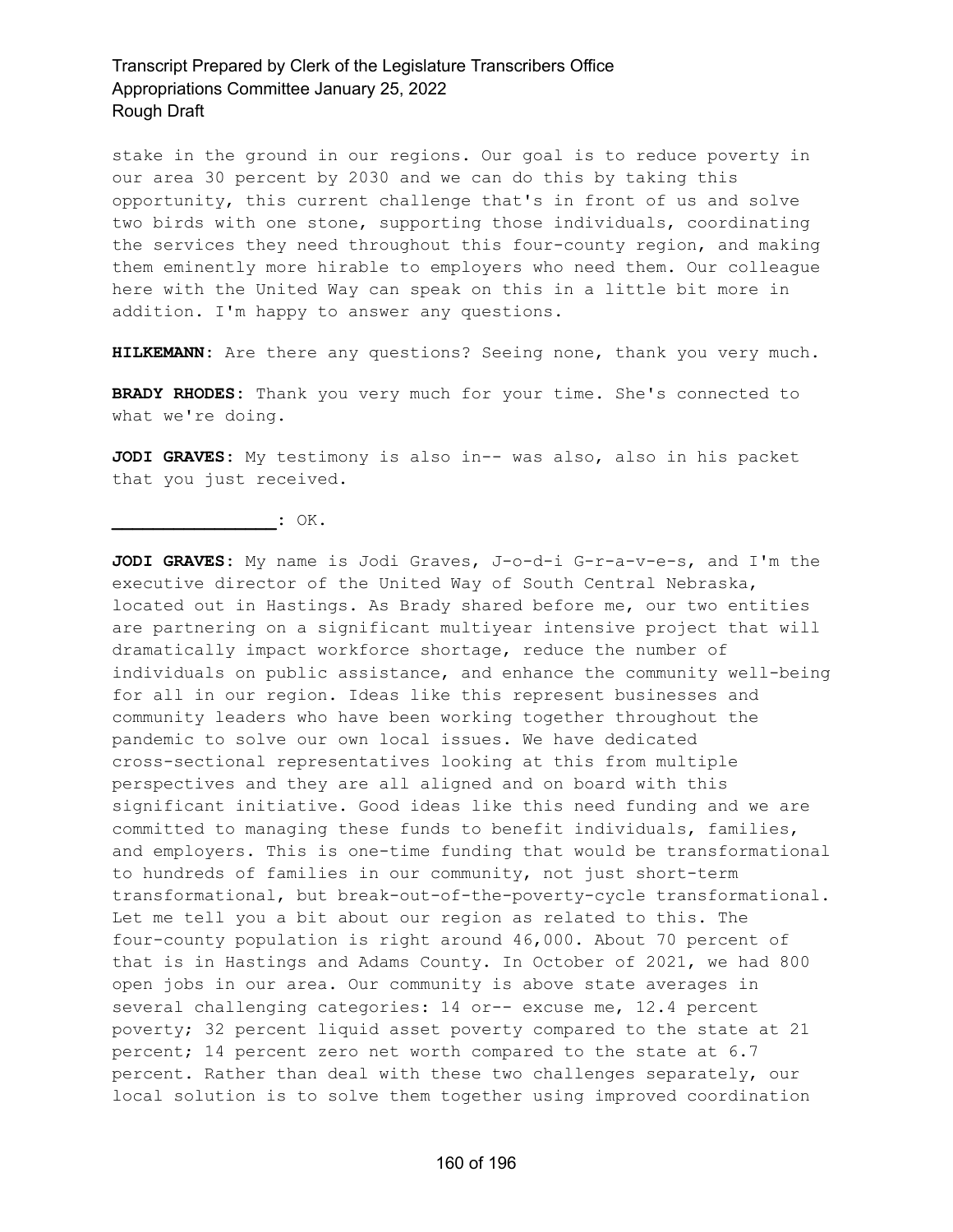stake in the ground in our regions. Our goal is to reduce poverty in our area 30 percent by 2030 and we can do this by taking this opportunity, this current challenge that's in front of us and solve two birds with one stone, supporting those individuals, coordinating the services they need throughout this four-county region, and making them eminently more hirable to employers who need them. Our colleague here with the United Way can speak on this in a little bit more in addition. I'm happy to answer any questions.

**HILKEMANN:** Are there any questions? Seeing none, thank you very much.

**BRADY RHODES:** Thank you very much for your time. She's connected to what we're doing.

**JODI GRAVES:** My testimony is also in-- was also, also in his packet that you just received.

**________________:** OK.

**JODI GRAVES:** My name is Jodi Graves, J-o-d-i G-r-a-v-e-s, and I'm the executive director of the United Way of South Central Nebraska, located out in Hastings. As Brady shared before me, our two entities are partnering on a significant multiyear intensive project that will dramatically impact workforce shortage, reduce the number of individuals on public assistance, and enhance the community well-being for all in our region. Ideas like this represent businesses and community leaders who have been working together throughout the pandemic to solve our own local issues. We have dedicated cross-sectional representatives looking at this from multiple perspectives and they are all aligned and on board with this significant initiative. Good ideas like this need funding and we are committed to managing these funds to benefit individuals, families, and employers. This is one-time funding that would be transformational to hundreds of families in our community, not just short-term transformational, but break-out-of-the-poverty-cycle transformational. Let me tell you a bit about our region as related to this. The four-county population is right around 46,000. About 70 percent of that is in Hastings and Adams County. In October of 2021, we had 800 open jobs in our area. Our community is above state averages in several challenging categories: 14 or-- excuse me, 12.4 percent poverty; 32 percent liquid asset poverty compared to the state at 21 percent; 14 percent zero net worth compared to the state at 6.7 percent. Rather than deal with these two challenges separately, our local solution is to solve them together using improved coordination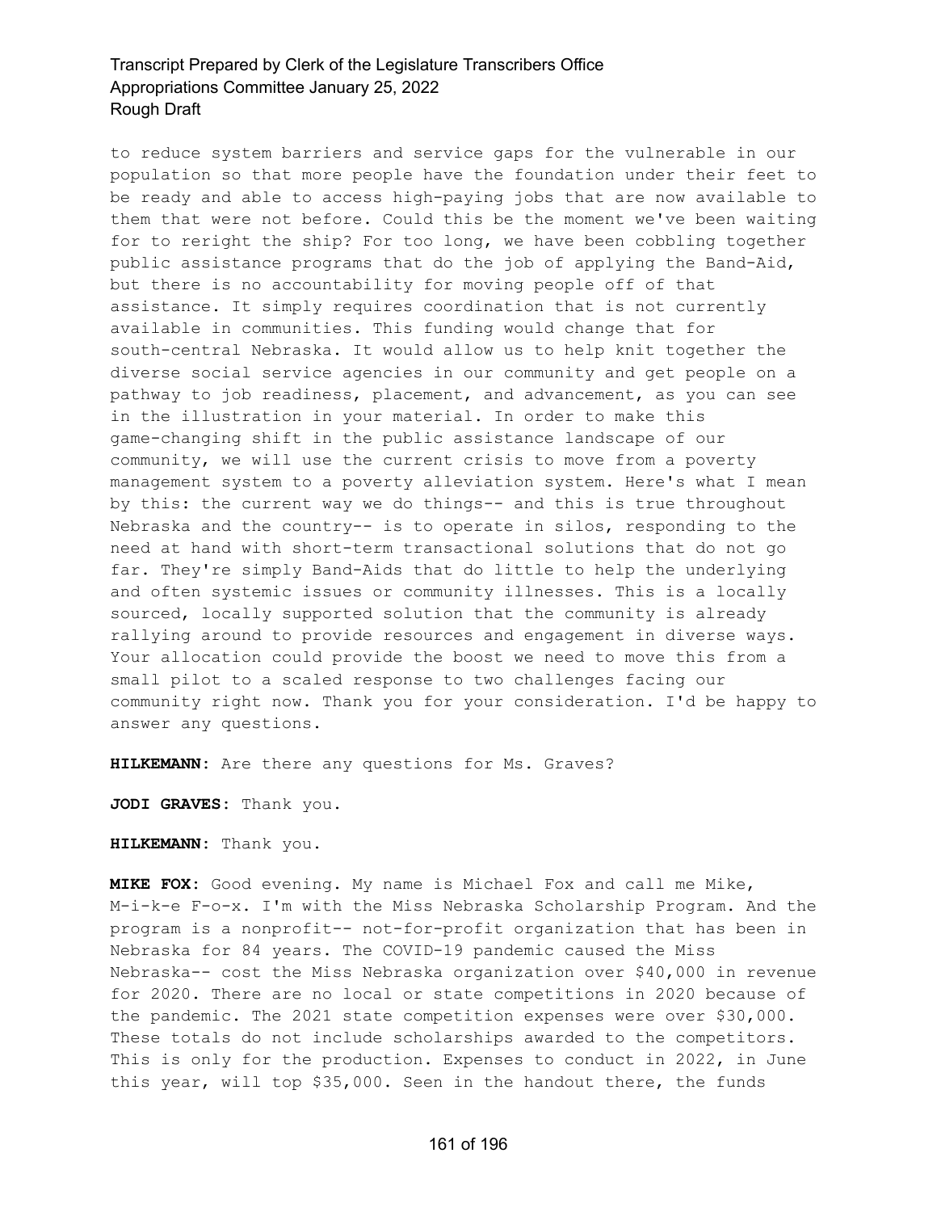to reduce system barriers and service gaps for the vulnerable in our population so that more people have the foundation under their feet to be ready and able to access high-paying jobs that are now available to them that were not before. Could this be the moment we've been waiting for to reright the ship? For too long, we have been cobbling together public assistance programs that do the job of applying the Band-Aid, but there is no accountability for moving people off of that assistance. It simply requires coordination that is not currently available in communities. This funding would change that for south-central Nebraska. It would allow us to help knit together the diverse social service agencies in our community and get people on a pathway to job readiness, placement, and advancement, as you can see in the illustration in your material. In order to make this game-changing shift in the public assistance landscape of our community, we will use the current crisis to move from a poverty management system to a poverty alleviation system. Here's what I mean by this: the current way we do things-- and this is true throughout Nebraska and the country-- is to operate in silos, responding to the need at hand with short-term transactional solutions that do not go far. They're simply Band-Aids that do little to help the underlying and often systemic issues or community illnesses. This is a locally sourced, locally supported solution that the community is already rallying around to provide resources and engagement in diverse ways. Your allocation could provide the boost we need to move this from a small pilot to a scaled response to two challenges facing our community right now. Thank you for your consideration. I'd be happy to answer any questions.

**HILKEMANN:** Are there any questions for Ms. Graves?

**JODI GRAVES:** Thank you.

**HILKEMANN:** Thank you.

**MIKE FOX:** Good evening. My name is Michael Fox and call me Mike, M-i-k-e F-o-x. I'm with the Miss Nebraska Scholarship Program. And the program is a nonprofit-- not-for-profit organization that has been in Nebraska for 84 years. The COVID-19 pandemic caused the Miss Nebraska-- cost the Miss Nebraska organization over $40,000 in revenue for 2020. There are no local or state competitions in 2020 because of the pandemic. The 2021 state competition expenses were over $30,000. These totals do not include scholarships awarded to the competitors. This is only for the production. Expenses to conduct in 2022, in June this year, will top $35,000. Seen in the handout there, the funds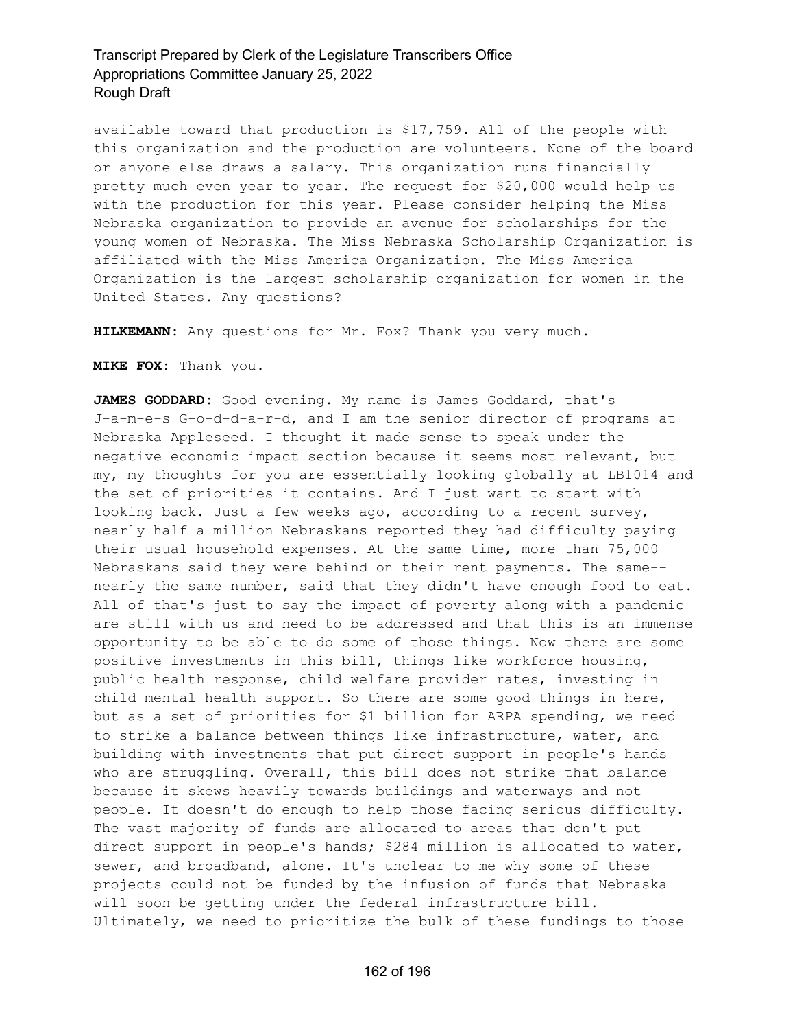available toward that production is $17,759. All of the people with this organization and the production are volunteers. None of the board or anyone else draws a salary. This organization runs financially pretty much even year to year. The request for $20,000 would help us with the production for this year. Please consider helping the Miss Nebraska organization to provide an avenue for scholarships for the young women of Nebraska. The Miss Nebraska Scholarship Organization is affiliated with the Miss America Organization. The Miss America Organization is the largest scholarship organization for women in the United States. Any questions?

**HILKEMANN:** Any questions for Mr. Fox? Thank you very much.

**MIKE FOX:** Thank you.

**JAMES GODDARD:** Good evening. My name is James Goddard, that's J-a-m-e-s G-o-d-d-a-r-d, and I am the senior director of programs at Nebraska Appleseed. I thought it made sense to speak under the negative economic impact section because it seems most relevant, but my, my thoughts for you are essentially looking globally at LB1014 and the set of priorities it contains. And I just want to start with looking back. Just a few weeks ago, according to a recent survey, nearly half a million Nebraskans reported they had difficulty paying their usual household expenses. At the same time, more than 75,000 Nebraskans said they were behind on their rent payments. The same-- nearly the same number, said that they didn't have enough food to eat. All of that's just to say the impact of poverty along with a pandemic are still with us and need to be addressed and that this is an immense opportunity to be able to do some of those things. Now there are some positive investments in this bill, things like workforce housing, public health response, child welfare provider rates, investing in child mental health support. So there are some good things in here, but as a set of priorities for $1 billion for ARPA spending, we need to strike a balance between things like infrastructure, water, and building with investments that put direct support in people's hands who are struggling. Overall, this bill does not strike that balance because it skews heavily towards buildings and waterways and not people. It doesn't do enough to help those facing serious difficulty. The vast majority of funds are allocated to areas that don't put direct support in people's hands; $284 million is allocated to water, sewer, and broadband, alone. It's unclear to me why some of these projects could not be funded by the infusion of funds that Nebraska will soon be getting under the federal infrastructure bill. Ultimately, we need to prioritize the bulk of these fundings to those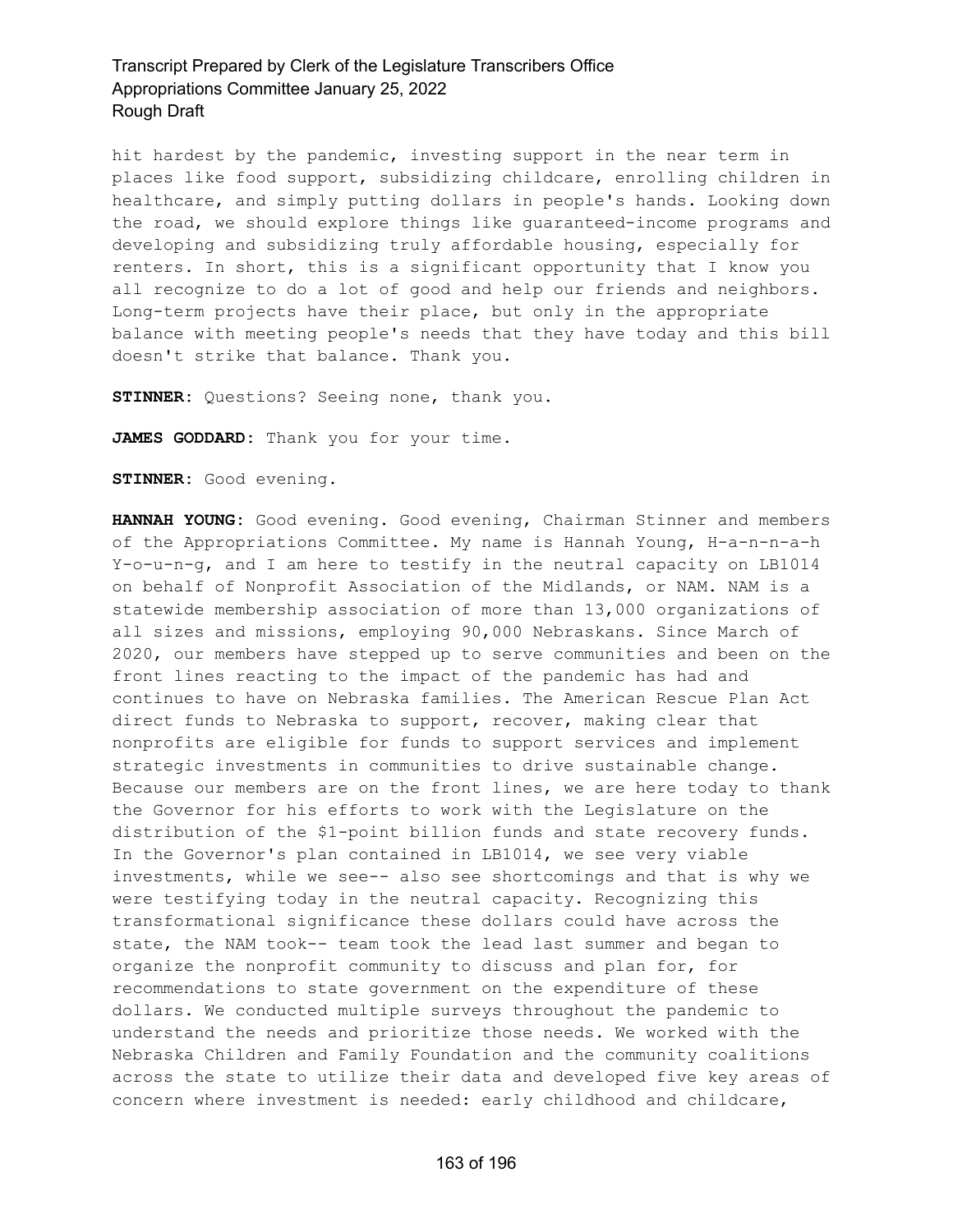hit hardest by the pandemic, investing support in the near term in places like food support, subsidizing childcare, enrolling children in healthcare, and simply putting dollars in people's hands. Looking down the road, we should explore things like guaranteed-income programs and developing and subsidizing truly affordable housing, especially for renters. In short, this is a significant opportunity that I know you all recognize to do a lot of good and help our friends and neighbors. Long-term projects have their place, but only in the appropriate balance with meeting people's needs that they have today and this bill doesn't strike that balance. Thank you.

**STINNER:** Questions? Seeing none, thank you.

**JAMES GODDARD:** Thank you for your time.

**STINNER:** Good evening.

**HANNAH YOUNG:** Good evening. Good evening, Chairman Stinner and members of the Appropriations Committee. My name is Hannah Young, H-a-n-n-a-h Y-o-u-n-g, and I am here to testify in the neutral capacity on LB1014 on behalf of Nonprofit Association of the Midlands, or NAM. NAM is a statewide membership association of more than 13,000 organizations of all sizes and missions, employing 90,000 Nebraskans. Since March of 2020, our members have stepped up to serve communities and been on the front lines reacting to the impact of the pandemic has had and continues to have on Nebraska families. The American Rescue Plan Act direct funds to Nebraska to support, recover, making clear that nonprofits are eligible for funds to support services and implement strategic investments in communities to drive sustainable change. Because our members are on the front lines, we are here today to thank the Governor for his efforts to work with the Legislature on the distribution of the $1-point billion funds and state recovery funds. In the Governor's plan contained in LB1014, we see very viable investments, while we see-- also see shortcomings and that is why we were testifying today in the neutral capacity. Recognizing this transformational significance these dollars could have across the state, the NAM took-- team took the lead last summer and began to organize the nonprofit community to discuss and plan for, for recommendations to state government on the expenditure of these dollars. We conducted multiple surveys throughout the pandemic to understand the needs and prioritize those needs. We worked with the Nebraska Children and Family Foundation and the community coalitions across the state to utilize their data and developed five key areas of concern where investment is needed: early childhood and childcare,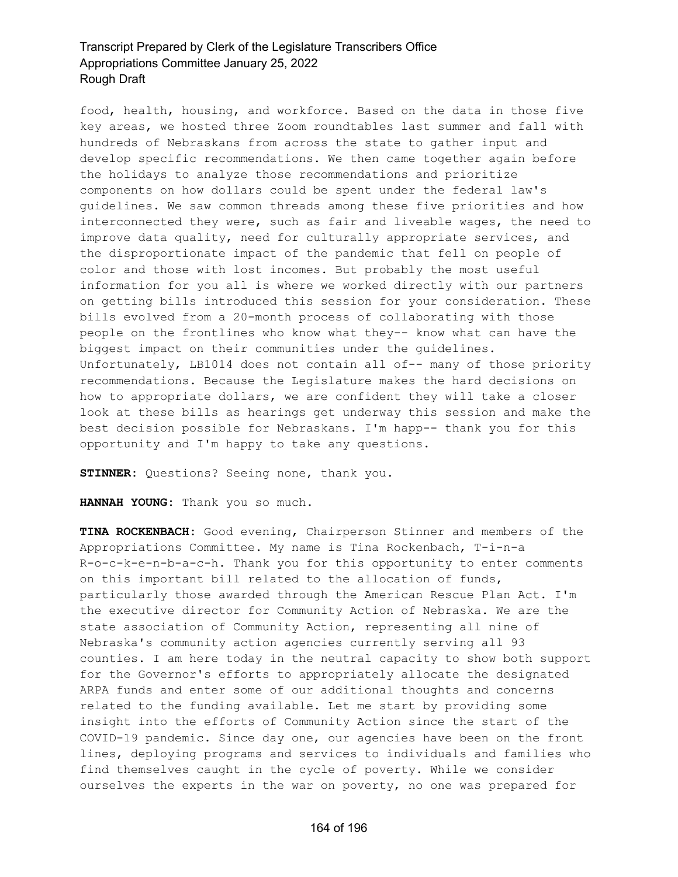food, health, housing, and workforce. Based on the data in those five key areas, we hosted three Zoom roundtables last summer and fall with hundreds of Nebraskans from across the state to gather input and develop specific recommendations. We then came together again before the holidays to analyze those recommendations and prioritize components on how dollars could be spent under the federal law's guidelines. We saw common threads among these five priorities and how interconnected they were, such as fair and liveable wages, the need to improve data quality, need for culturally appropriate services, and the disproportionate impact of the pandemic that fell on people of color and those with lost incomes. But probably the most useful information for you all is where we worked directly with our partners on getting bills introduced this session for your consideration. These bills evolved from a 20-month process of collaborating with those people on the frontlines who know what they-- know what can have the biggest impact on their communities under the guidelines. Unfortunately, LB1014 does not contain all of-- many of those priority recommendations. Because the Legislature makes the hard decisions on how to appropriate dollars, we are confident they will take a closer look at these bills as hearings get underway this session and make the best decision possible for Nebraskans. I'm happ-- thank you for this opportunity and I'm happy to take any questions.

**STINNER:** Questions? Seeing none, thank you.

**HANNAH YOUNG:** Thank you so much.

**TINA ROCKENBACH:** Good evening, Chairperson Stinner and members of the Appropriations Committee. My name is Tina Rockenbach, T-i-n-a R-o-c-k-e-n-b-a-c-h. Thank you for this opportunity to enter comments on this important bill related to the allocation of funds, particularly those awarded through the American Rescue Plan Act. I'm the executive director for Community Action of Nebraska. We are the state association of Community Action, representing all nine of Nebraska's community action agencies currently serving all 93 counties. I am here today in the neutral capacity to show both support for the Governor's efforts to appropriately allocate the designated ARPA funds and enter some of our additional thoughts and concerns related to the funding available. Let me start by providing some insight into the efforts of Community Action since the start of the COVID-19 pandemic. Since day one, our agencies have been on the front lines, deploying programs and services to individuals and families who find themselves caught in the cycle of poverty. While we consider ourselves the experts in the war on poverty, no one was prepared for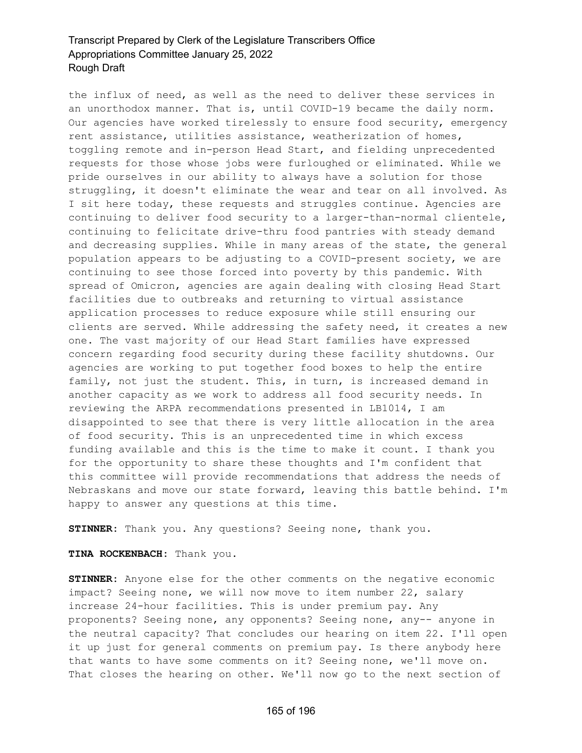the influx of need, as well as the need to deliver these services in an unorthodox manner. That is, until COVID-19 became the daily norm. Our agencies have worked tirelessly to ensure food security, emergency rent assistance, utilities assistance, weatherization of homes, toggling remote and in-person Head Start, and fielding unprecedented requests for those whose jobs were furloughed or eliminated. While we pride ourselves in our ability to always have a solution for those struggling, it doesn't eliminate the wear and tear on all involved. As I sit here today, these requests and struggles continue. Agencies are continuing to deliver food security to a larger-than-normal clientele, continuing to felicitate drive-thru food pantries with steady demand and decreasing supplies. While in many areas of the state, the general population appears to be adjusting to a COVID-present society, we are continuing to see those forced into poverty by this pandemic. With spread of Omicron, agencies are again dealing with closing Head Start facilities due to outbreaks and returning to virtual assistance application processes to reduce exposure while still ensuring our clients are served. While addressing the safety need, it creates a new one. The vast majority of our Head Start families have expressed concern regarding food security during these facility shutdowns. Our agencies are working to put together food boxes to help the entire family, not just the student. This, in turn, is increased demand in another capacity as we work to address all food security needs. In reviewing the ARPA recommendations presented in LB1014, I am disappointed to see that there is very little allocation in the area of food security. This is an unprecedented time in which excess funding available and this is the time to make it count. I thank you for the opportunity to share these thoughts and I'm confident that this committee will provide recommendations that address the needs of Nebraskans and move our state forward, leaving this battle behind. I'm happy to answer any questions at this time.

**STINNER:** Thank you. Any questions? Seeing none, thank you.

**TINA ROCKENBACH:** Thank you.

**STINNER:** Anyone else for the other comments on the negative economic impact? Seeing none, we will now move to item number 22, salary increase 24-hour facilities. This is under premium pay. Any proponents? Seeing none, any opponents? Seeing none, any-- anyone in the neutral capacity? That concludes our hearing on item 22. I'll open it up just for general comments on premium pay. Is there anybody here that wants to have some comments on it? Seeing none, we'll move on. That closes the hearing on other. We'll now go to the next section of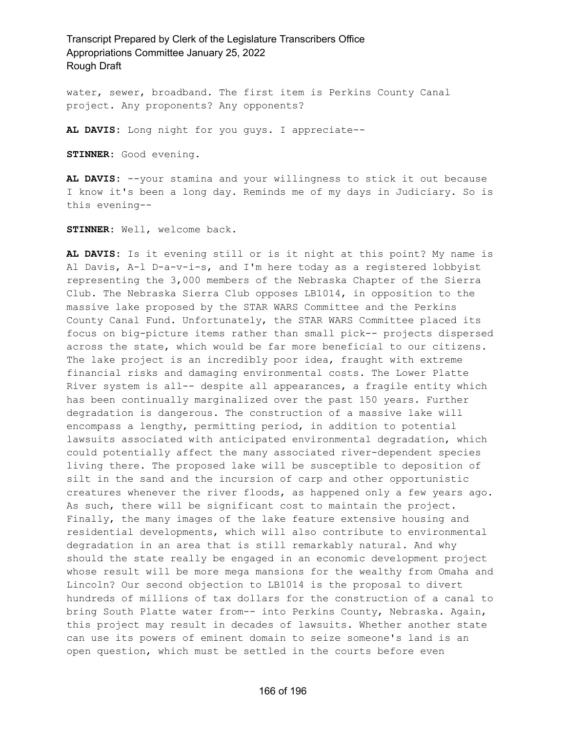water, sewer, broadband. The first item is Perkins County Canal project. Any proponents? Any opponents?

**AL DAVIS:** Long night for you guys. I appreciate--

**STINNER:** Good evening.

**AL DAVIS:** --your stamina and your willingness to stick it out because I know it's been a long day. Reminds me of my days in Judiciary. So is this evening--

**STINNER:** Well, welcome back.

**AL DAVIS:** Is it evening still or is it night at this point? My name is Al Davis, A-l D-a-v-i-s, and I'm here today as a registered lobbyist representing the 3,000 members of the Nebraska Chapter of the Sierra Club. The Nebraska Sierra Club opposes LB1014, in opposition to the massive lake proposed by the STAR WARS Committee and the Perkins County Canal Fund. Unfortunately, the STAR WARS Committee placed its focus on big-picture items rather than small pick-- projects dispersed across the state, which would be far more beneficial to our citizens. The lake project is an incredibly poor idea, fraught with extreme financial risks and damaging environmental costs. The Lower Platte River system is all-- despite all appearances, a fragile entity which has been continually marginalized over the past 150 years. Further degradation is dangerous. The construction of a massive lake will encompass a lengthy, permitting period, in addition to potential lawsuits associated with anticipated environmental degradation, which could potentially affect the many associated river-dependent species living there. The proposed lake will be susceptible to deposition of silt in the sand and the incursion of carp and other opportunistic creatures whenever the river floods, as happened only a few years ago. As such, there will be significant cost to maintain the project. Finally, the many images of the lake feature extensive housing and residential developments, which will also contribute to environmental degradation in an area that is still remarkably natural. And why should the state really be engaged in an economic development project whose result will be more mega mansions for the wealthy from Omaha and Lincoln? Our second objection to LB1014 is the proposal to divert hundreds of millions of tax dollars for the construction of a canal to bring South Platte water from-- into Perkins County, Nebraska. Again, this project may result in decades of lawsuits. Whether another state can use its powers of eminent domain to seize someone's land is an open question, which must be settled in the courts before even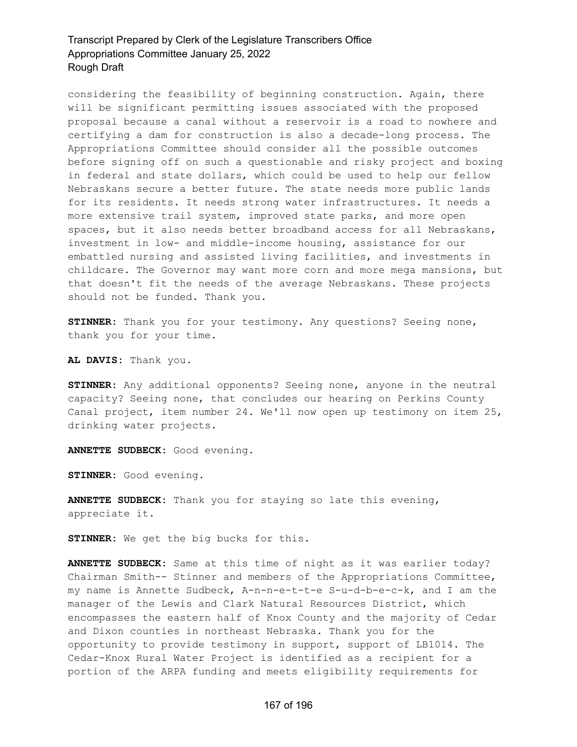considering the feasibility of beginning construction. Again, there will be significant permitting issues associated with the proposed proposal because a canal without a reservoir is a road to nowhere and certifying a dam for construction is also a decade-long process. The Appropriations Committee should consider all the possible outcomes before signing off on such a questionable and risky project and boxing in federal and state dollars, which could be used to help our fellow Nebraskans secure a better future. The state needs more public lands for its residents. It needs strong water infrastructures. It needs a more extensive trail system, improved state parks, and more open spaces, but it also needs better broadband access for all Nebraskans, investment in low- and middle-income housing, assistance for our embattled nursing and assisted living facilities, and investments in childcare. The Governor may want more corn and more mega mansions, but that doesn't fit the needs of the average Nebraskans. These projects should not be funded. Thank you.

**STINNER:** Thank you for your testimony. Any questions? Seeing none, thank you for your time.

**AL DAVIS:** Thank you.

**STINNER:** Any additional opponents? Seeing none, anyone in the neutral capacity? Seeing none, that concludes our hearing on Perkins County Canal project, item number 24. We'll now open up testimony on item 25, drinking water projects.

**ANNETTE SUDBECK:** Good evening.

**STINNER:** Good evening.

**ANNETTE SUDBECK:** Thank you for staying so late this evening, appreciate it.

**STINNER:** We get the big bucks for this.

**ANNETTE SUDBECK:** Same at this time of night as it was earlier today? Chairman Smith-- Stinner and members of the Appropriations Committee, my name is Annette Sudbeck, A-n-n-e-t-t-e S-u-d-b-e-c-k, and I am the manager of the Lewis and Clark Natural Resources District, which encompasses the eastern half of Knox County and the majority of Cedar and Dixon counties in northeast Nebraska. Thank you for the opportunity to provide testimony in support, support of LB1014. The Cedar-Knox Rural Water Project is identified as a recipient for a portion of the ARPA funding and meets eligibility requirements for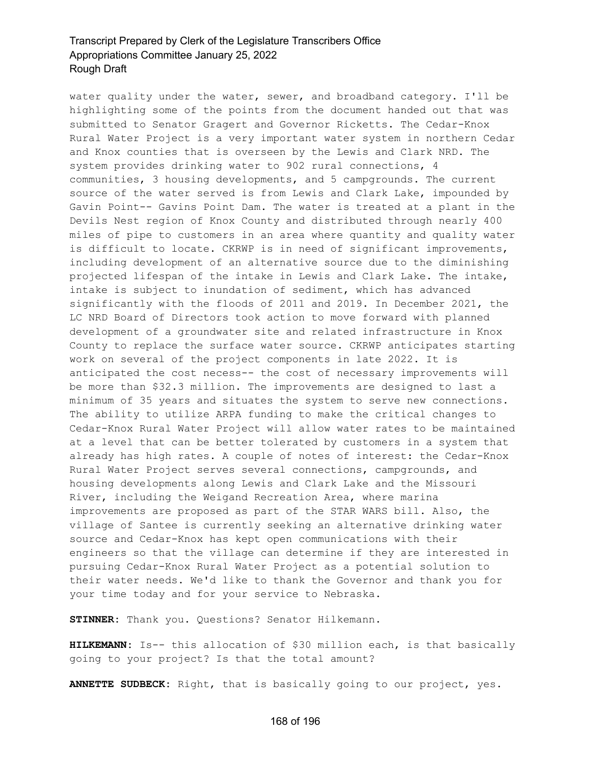water quality under the water, sewer, and broadband category. I'll be highlighting some of the points from the document handed out that was submitted to Senator Gragert and Governor Ricketts. The Cedar-Knox Rural Water Project is a very important water system in northern Cedar and Knox counties that is overseen by the Lewis and Clark NRD. The system provides drinking water to 902 rural connections, 4 communities, 3 housing developments, and 5 campgrounds. The current source of the water served is from Lewis and Clark Lake, impounded by Gavin Point-- Gavins Point Dam. The water is treated at a plant in the Devils Nest region of Knox County and distributed through nearly 400 miles of pipe to customers in an area where quantity and quality water is difficult to locate. CKRWP is in need of significant improvements, including development of an alternative source due to the diminishing projected lifespan of the intake in Lewis and Clark Lake. The intake, intake is subject to inundation of sediment, which has advanced significantly with the floods of 2011 and 2019. In December 2021, the LC NRD Board of Directors took action to move forward with planned development of a groundwater site and related infrastructure in Knox County to replace the surface water source. CKRWP anticipates starting work on several of the project components in late 2022. It is anticipated the cost necess-- the cost of necessary improvements will be more than $32.3 million. The improvements are designed to last a minimum of 35 years and situates the system to serve new connections. The ability to utilize ARPA funding to make the critical changes to Cedar-Knox Rural Water Project will allow water rates to be maintained at a level that can be better tolerated by customers in a system that already has high rates. A couple of notes of interest: the Cedar-Knox Rural Water Project serves several connections, campgrounds, and housing developments along Lewis and Clark Lake and the Missouri River, including the Weigand Recreation Area, where marina improvements are proposed as part of the STAR WARS bill. Also, the village of Santee is currently seeking an alternative drinking water source and Cedar-Knox has kept open communications with their engineers so that the village can determine if they are interested in pursuing Cedar-Knox Rural Water Project as a potential solution to their water needs. We'd like to thank the Governor and thank you for your time today and for your service to Nebraska.

**STINNER:** Thank you. Questions? Senator Hilkemann.

**HILKEMANN:** Is-- this allocation of $30 million each, is that basically going to your project? Is that the total amount?

**ANNETTE SUDBECK:** Right, that is basically going to our project, yes.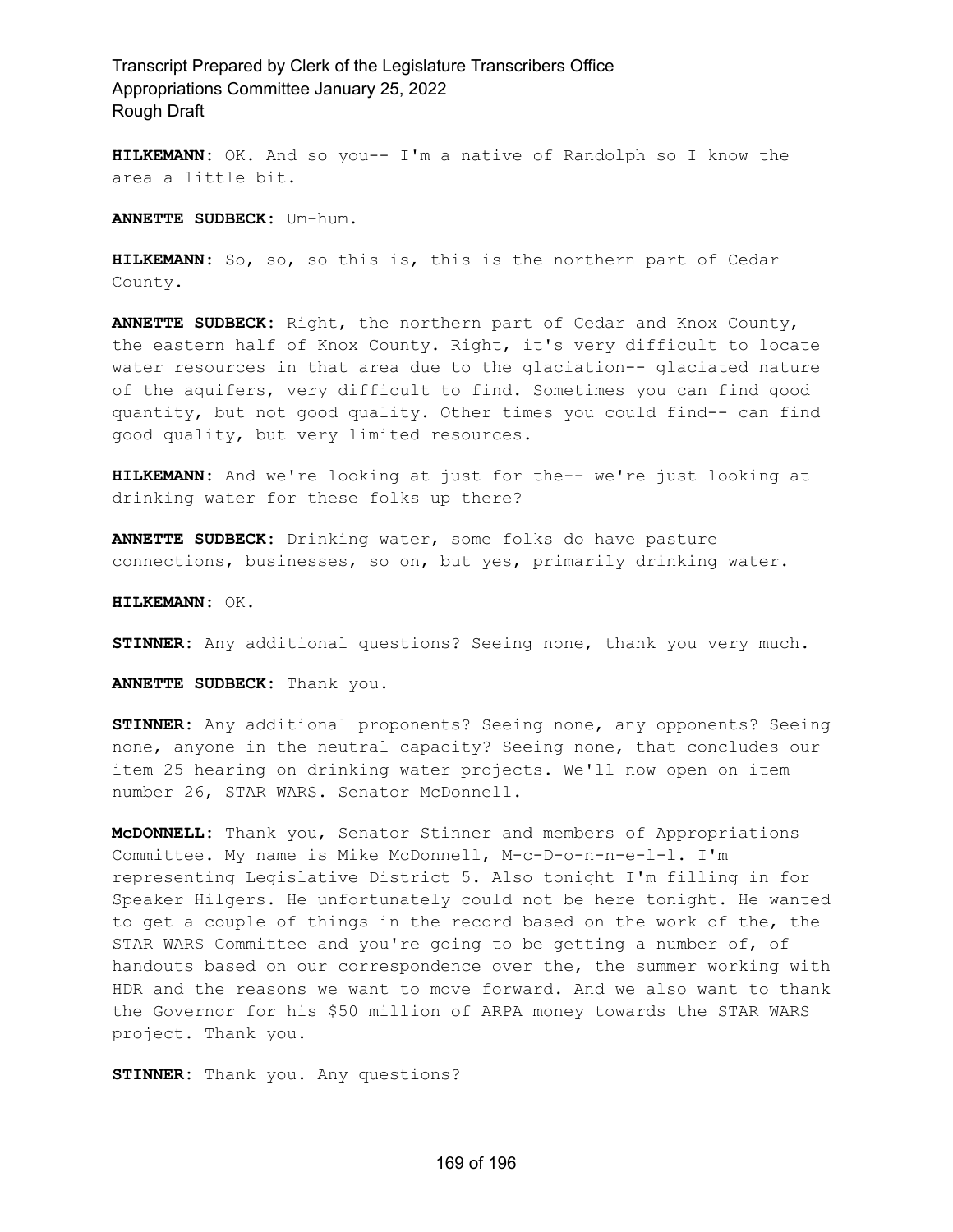**HILKEMANN:** OK. And so you-- I'm a native of Randolph so I know the area a little bit.

**ANNETTE SUDBECK:** Um-hum.

**HILKEMANN:** So, so, so this is, this is the northern part of Cedar County.

**ANNETTE SUDBECK:** Right, the northern part of Cedar and Knox County, the eastern half of Knox County. Right, it's very difficult to locate water resources in that area due to the glaciation-- glaciated nature of the aquifers, very difficult to find. Sometimes you can find good quantity, but not good quality. Other times you could find-- can find good quality, but very limited resources.

**HILKEMANN:** And we're looking at just for the-- we're just looking at drinking water for these folks up there?

**ANNETTE SUDBECK:** Drinking water, some folks do have pasture connections, businesses, so on, but yes, primarily drinking water.

**HILKEMANN:** OK.

**STINNER:** Any additional questions? Seeing none, thank you very much.

**ANNETTE SUDBECK:** Thank you.

**STINNER:** Any additional proponents? Seeing none, any opponents? Seeing none, anyone in the neutral capacity? Seeing none, that concludes our item 25 hearing on drinking water projects. We'll now open on item number 26, STAR WARS. Senator McDonnell.

**McDONNELL:** Thank you, Senator Stinner and members of Appropriations Committee. My name is Mike McDonnell, M-c-D-o-n-n-e-l-l. I'm representing Legislative District 5. Also tonight I'm filling in for Speaker Hilgers. He unfortunately could not be here tonight. He wanted to get a couple of things in the record based on the work of the, the STAR WARS Committee and you're going to be getting a number of, of handouts based on our correspondence over the, the summer working with HDR and the reasons we want to move forward. And we also want to thank the Governor for his $50 million of ARPA money towards the STAR WARS project. Thank you.

**STINNER:** Thank you. Any questions?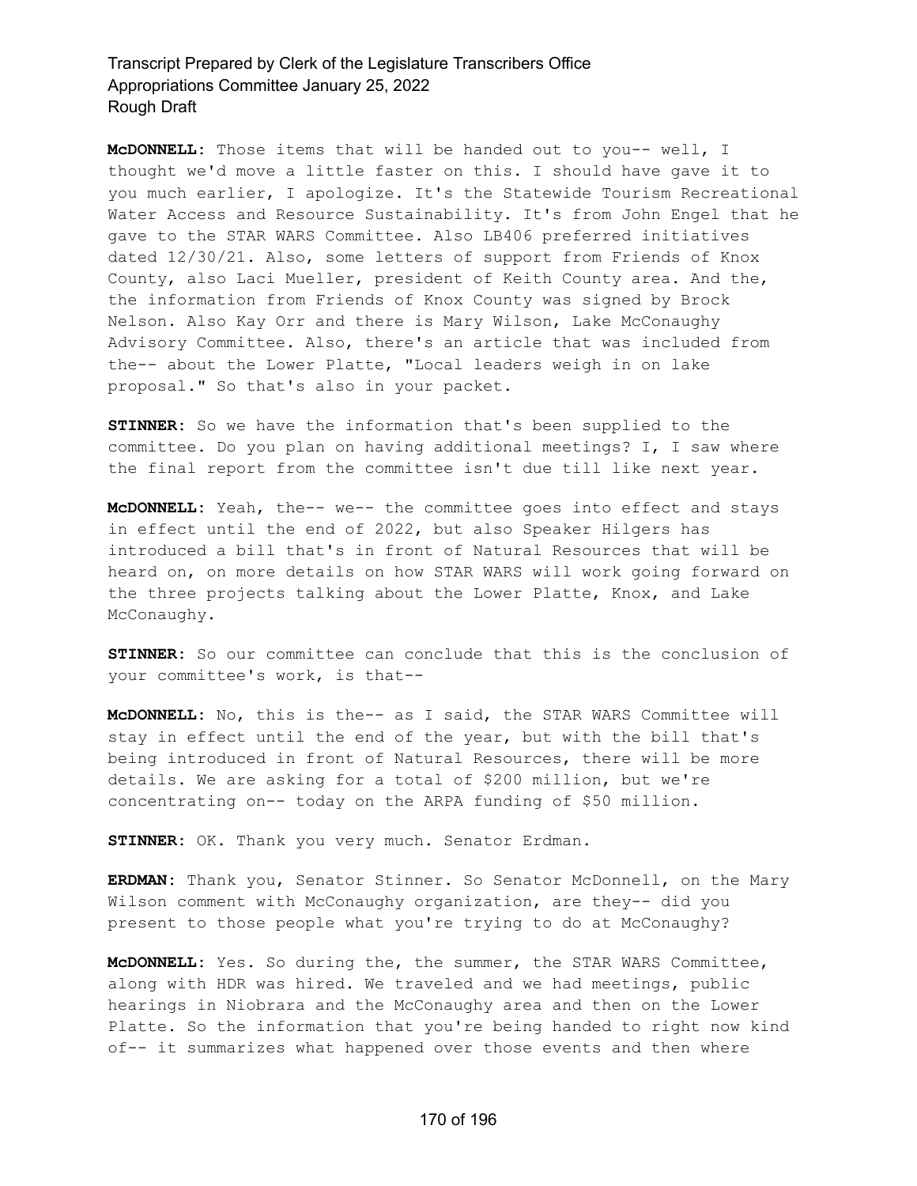**McDONNELL:** Those items that will be handed out to you-- well, I thought we'd move a little faster on this. I should have gave it to you much earlier, I apologize. It's the Statewide Tourism Recreational Water Access and Resource Sustainability. It's from John Engel that he gave to the STAR WARS Committee. Also LB406 preferred initiatives dated 12/30/21. Also, some letters of support from Friends of Knox County, also Laci Mueller, president of Keith County area. And the, the information from Friends of Knox County was signed by Brock Nelson. Also Kay Orr and there is Mary Wilson, Lake McConaughy Advisory Committee. Also, there's an article that was included from the-- about the Lower Platte, "Local leaders weigh in on lake proposal." So that's also in your packet.

**STINNER:** So we have the information that's been supplied to the committee. Do you plan on having additional meetings? I, I saw where the final report from the committee isn't due till like next year.

**McDONNELL:** Yeah, the-- we-- the committee goes into effect and stays in effect until the end of 2022, but also Speaker Hilgers has introduced a bill that's in front of Natural Resources that will be heard on, on more details on how STAR WARS will work going forward on the three projects talking about the Lower Platte, Knox, and Lake McConaughy.

**STINNER:** So our committee can conclude that this is the conclusion of your committee's work, is that--

**McDONNELL:** No, this is the-- as I said, the STAR WARS Committee will stay in effect until the end of the year, but with the bill that's being introduced in front of Natural Resources, there will be more details. We are asking for a total of $200 million, but we're concentrating on-- today on the ARPA funding of $50 million.

**STINNER:** OK. Thank you very much. Senator Erdman.

**ERDMAN:** Thank you, Senator Stinner. So Senator McDonnell, on the Mary Wilson comment with McConaughy organization, are they-- did you present to those people what you're trying to do at McConaughy?

**McDONNELL:** Yes. So during the, the summer, the STAR WARS Committee, along with HDR was hired. We traveled and we had meetings, public hearings in Niobrara and the McConaughy area and then on the Lower Platte. So the information that you're being handed to right now kind of-- it summarizes what happened over those events and then where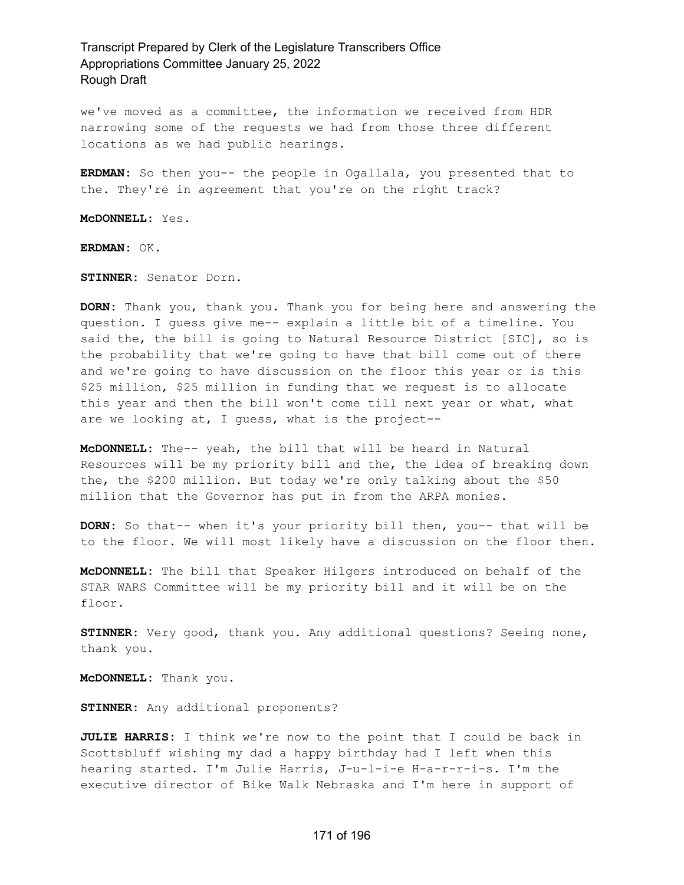we've moved as a committee, the information we received from HDR narrowing some of the requests we had from those three different locations as we had public hearings.

**ERDMAN:** So then you-- the people in Ogallala, you presented that to the. They're in agreement that you're on the right track?

**McDONNELL:** Yes.

**ERDMAN:** OK.

**STINNER:** Senator Dorn.

**DORN:** Thank you, thank you. Thank you for being here and answering the question. I guess give me-- explain a little bit of a timeline. You said the, the bill is going to Natural Resource District [SIC], so is the probability that we're going to have that bill come out of there and we're going to have discussion on the floor this year or is this $25 million, $25 million in funding that we request is to allocate this year and then the bill won't come till next year or what, what are we looking at, I guess, what is the project--

**McDONNELL:** The-- yeah, the bill that will be heard in Natural Resources will be my priority bill and the, the idea of breaking down the, the $200 million. But today we're only talking about the $50 million that the Governor has put in from the ARPA monies.

**DORN:** So that-- when it's your priority bill then, you-- that will be to the floor. We will most likely have a discussion on the floor then.

**McDONNELL:** The bill that Speaker Hilgers introduced on behalf of the STAR WARS Committee will be my priority bill and it will be on the floor.

**STINNER:** Very good, thank you. Any additional questions? Seeing none, thank you.

**McDONNELL:** Thank you.

**STINNER:** Any additional proponents?

**JULIE HARRIS:** I think we're now to the point that I could be back in Scottsbluff wishing my dad a happy birthday had I left when this hearing started. I'm Julie Harris, J-u-l-i-e H-a-r-r-i-s. I'm the executive director of Bike Walk Nebraska and I'm here in support of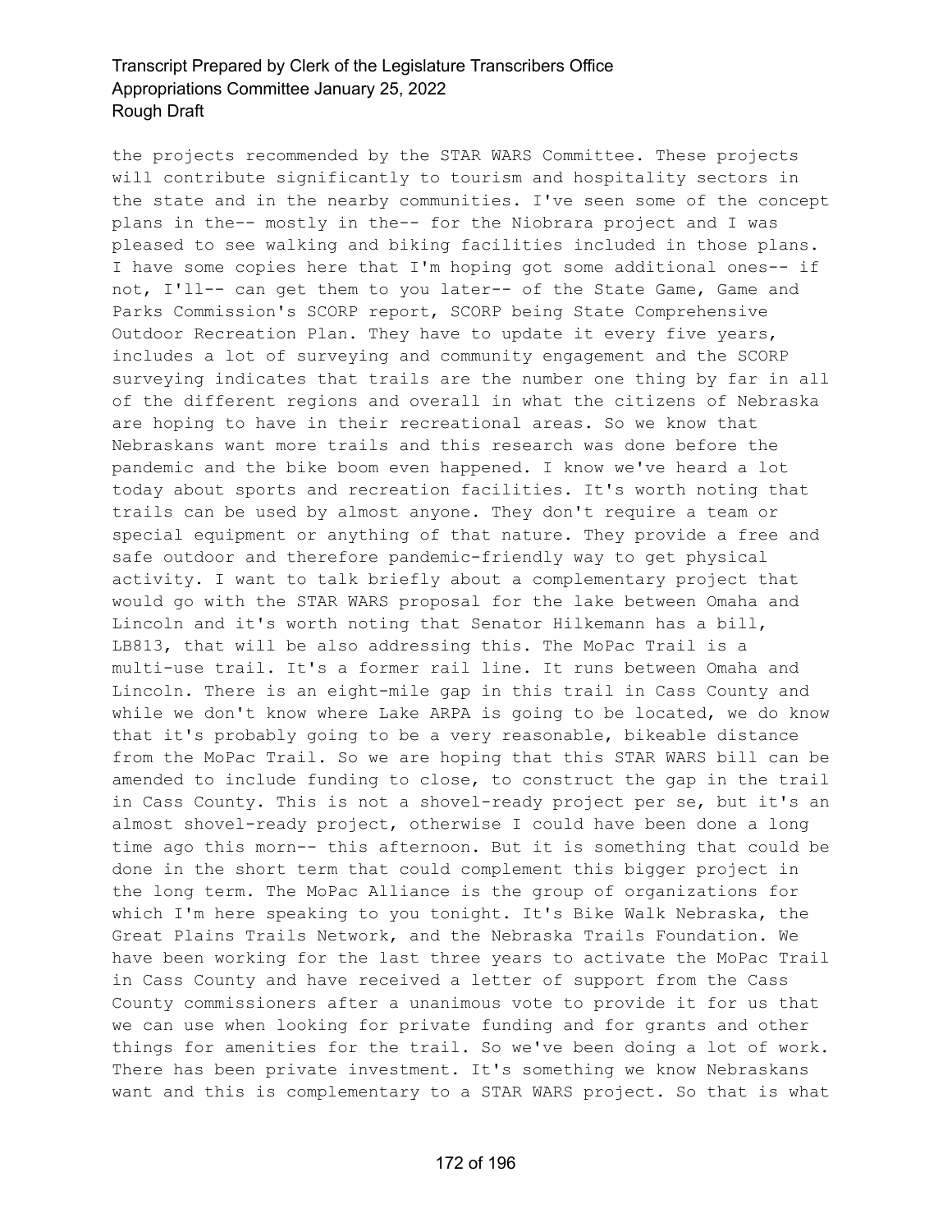the projects recommended by the STAR WARS Committee. These projects will contribute significantly to tourism and hospitality sectors in the state and in the nearby communities. I've seen some of the concept plans in the-- mostly in the-- for the Niobrara project and I was pleased to see walking and biking facilities included in those plans. I have some copies here that I'm hoping got some additional ones-- if not, I'll-- can get them to you later-- of the State Game, Game and Parks Commission's SCORP report, SCORP being State Comprehensive Outdoor Recreation Plan. They have to update it every five years, includes a lot of surveying and community engagement and the SCORP surveying indicates that trails are the number one thing by far in all of the different regions and overall in what the citizens of Nebraska are hoping to have in their recreational areas. So we know that Nebraskans want more trails and this research was done before the pandemic and the bike boom even happened. I know we've heard a lot today about sports and recreation facilities. It's worth noting that trails can be used by almost anyone. They don't require a team or special equipment or anything of that nature. They provide a free and safe outdoor and therefore pandemic-friendly way to get physical activity. I want to talk briefly about a complementary project that would go with the STAR WARS proposal for the lake between Omaha and Lincoln and it's worth noting that Senator Hilkemann has a bill, LB813, that will be also addressing this. The MoPac Trail is a multi-use trail. It's a former rail line. It runs between Omaha and Lincoln. There is an eight-mile gap in this trail in Cass County and while we don't know where Lake ARPA is going to be located, we do know that it's probably going to be a very reasonable, bikeable distance from the MoPac Trail. So we are hoping that this STAR WARS bill can be amended to include funding to close, to construct the gap in the trail in Cass County. This is not a shovel-ready project per se, but it's an almost shovel-ready project, otherwise I could have been done a long time ago this morn-- this afternoon. But it is something that could be done in the short term that could complement this bigger project in the long term. The MoPac Alliance is the group of organizations for which I'm here speaking to you tonight. It's Bike Walk Nebraska, the Great Plains Trails Network, and the Nebraska Trails Foundation. We have been working for the last three years to activate the MoPac Trail in Cass County and have received a letter of support from the Cass County commissioners after a unanimous vote to provide it for us that we can use when looking for private funding and for grants and other things for amenities for the trail. So we've been doing a lot of work. There has been private investment. It's something we know Nebraskans want and this is complementary to a STAR WARS project. So that is what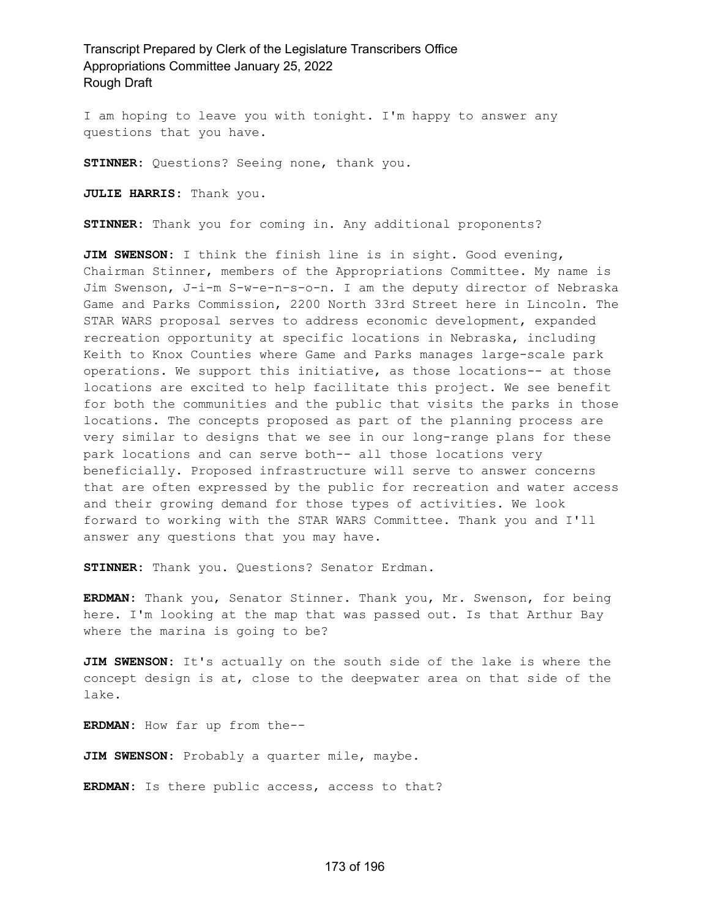I am hoping to leave you with tonight. I'm happy to answer any questions that you have.

**STINNER:** Questions? Seeing none, thank you.

**JULIE HARRIS:** Thank you.

**STINNER:** Thank you for coming in. Any additional proponents?

**JIM SWENSON:** I think the finish line is in sight. Good evening, Chairman Stinner, members of the Appropriations Committee. My name is Jim Swenson, J-i-m S-w-e-n-s-o-n. I am the deputy director of Nebraska Game and Parks Commission, 2200 North 33rd Street here in Lincoln. The STAR WARS proposal serves to address economic development, expanded recreation opportunity at specific locations in Nebraska, including Keith to Knox Counties where Game and Parks manages large-scale park operations. We support this initiative, as those locations-- at those locations are excited to help facilitate this project. We see benefit for both the communities and the public that visits the parks in those locations. The concepts proposed as part of the planning process are very similar to designs that we see in our long-range plans for these park locations and can serve both-- all those locations very beneficially. Proposed infrastructure will serve to answer concerns that are often expressed by the public for recreation and water access and their growing demand for those types of activities. We look forward to working with the STAR WARS Committee. Thank you and I'll answer any questions that you may have.

**STINNER:** Thank you. Questions? Senator Erdman.

**ERDMAN:** Thank you, Senator Stinner. Thank you, Mr. Swenson, for being here. I'm looking at the map that was passed out. Is that Arthur Bay where the marina is going to be?

**JIM SWENSON:** It's actually on the south side of the lake is where the concept design is at, close to the deepwater area on that side of the lake.

**ERDMAN:** How far up from the--

**JIM SWENSON:** Probably a quarter mile, maybe.

**ERDMAN:** Is there public access, access to that?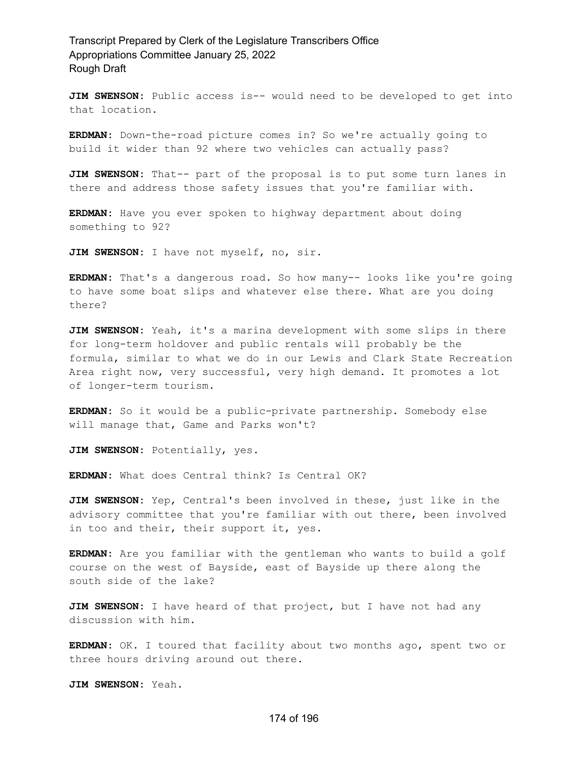**JIM SWENSON:** Public access is-- would need to be developed to get into that location.

**ERDMAN:** Down-the-road picture comes in? So we're actually going to build it wider than 92 where two vehicles can actually pass?

**JIM SWENSON:** That-- part of the proposal is to put some turn lanes in there and address those safety issues that you're familiar with.

**ERDMAN:** Have you ever spoken to highway department about doing something to 92?

**JIM SWENSON:** I have not myself, no, sir.

**ERDMAN:** That's a dangerous road. So how many-- looks like you're going to have some boat slips and whatever else there. What are you doing there?

**JIM SWENSON:** Yeah, it's a marina development with some slips in there for long-term holdover and public rentals will probably be the formula, similar to what we do in our Lewis and Clark State Recreation Area right now, very successful, very high demand. It promotes a lot of longer-term tourism.

**ERDMAN:** So it would be a public-private partnership. Somebody else will manage that, Game and Parks won't?

**JIM SWENSON:** Potentially, yes.

**ERDMAN:** What does Central think? Is Central OK?

**JIM SWENSON:** Yep, Central's been involved in these, just like in the advisory committee that you're familiar with out there, been involved in too and their, their support it, yes.

**ERDMAN:** Are you familiar with the gentleman who wants to build a golf course on the west of Bayside, east of Bayside up there along the south side of the lake?

**JIM SWENSON:** I have heard of that project, but I have not had any discussion with him.

**ERDMAN:** OK. I toured that facility about two months ago, spent two or three hours driving around out there.

**JIM SWENSON:** Yeah.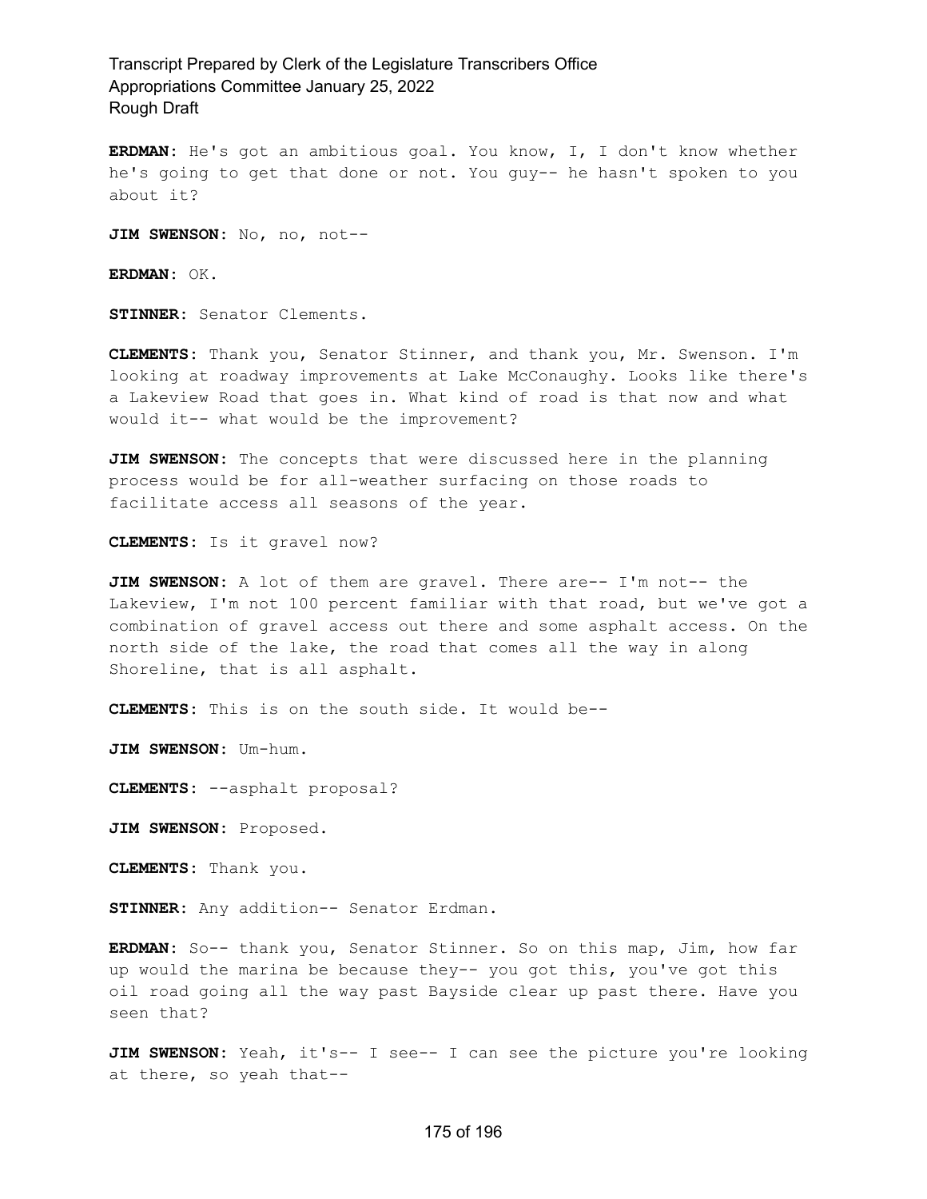**ERDMAN:** He's got an ambitious goal. You know, I, I don't know whether he's going to get that done or not. You guy-- he hasn't spoken to you about it?

**JIM SWENSON:** No, no, not--

**ERDMAN:** OK.

**STINNER:** Senator Clements.

**CLEMENTS:** Thank you, Senator Stinner, and thank you, Mr. Swenson. I'm looking at roadway improvements at Lake McConaughy. Looks like there's a Lakeview Road that goes in. What kind of road is that now and what would it-- what would be the improvement?

**JIM SWENSON:** The concepts that were discussed here in the planning process would be for all-weather surfacing on those roads to facilitate access all seasons of the year.

**CLEMENTS:** Is it gravel now?

**JIM SWENSON:** A lot of them are gravel. There are-- I'm not-- the Lakeview, I'm not 100 percent familiar with that road, but we've got a combination of gravel access out there and some asphalt access. On the north side of the lake, the road that comes all the way in along Shoreline, that is all asphalt.

**CLEMENTS:** This is on the south side. It would be--

**JIM SWENSON:** Um-hum.

**CLEMENTS:** --asphalt proposal?

**JIM SWENSON:** Proposed.

**CLEMENTS:** Thank you.

**STINNER:** Any addition-- Senator Erdman.

**ERDMAN:** So-- thank you, Senator Stinner. So on this map, Jim, how far up would the marina be because they-- you got this, you've got this oil road going all the way past Bayside clear up past there. Have you seen that?

**JIM SWENSON:** Yeah, it's-- I see-- I can see the picture you're looking at there, so yeah that--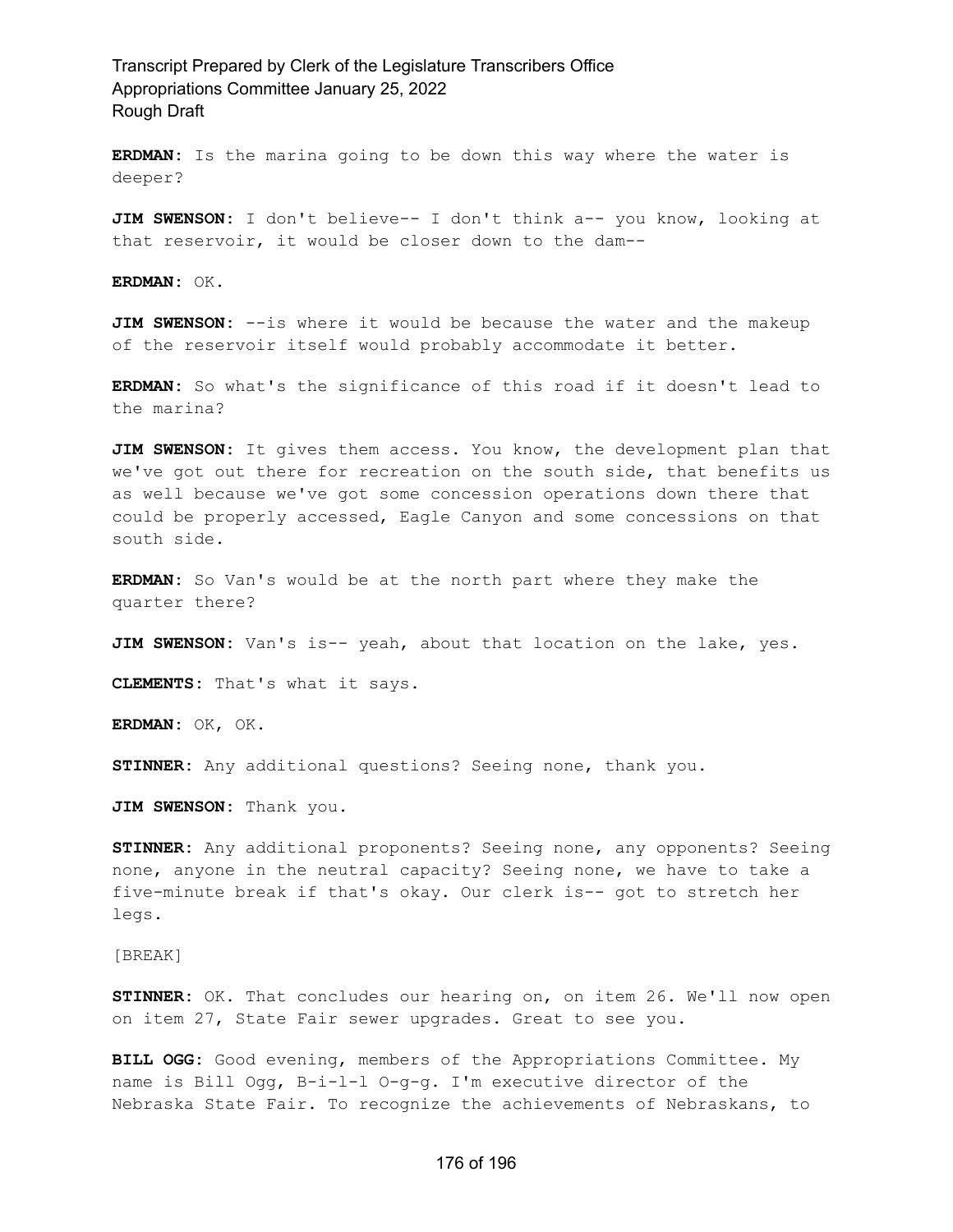**ERDMAN:** Is the marina going to be down this way where the water is deeper?

**JIM SWENSON:** I don't believe-- I don't think a-- you know, looking at that reservoir, it would be closer down to the dam--

**ERDMAN:** OK.

**JIM SWENSON:** --is where it would be because the water and the makeup of the reservoir itself would probably accommodate it better.

**ERDMAN:** So what's the significance of this road if it doesn't lead to the marina?

**JIM SWENSON:** It gives them access. You know, the development plan that we've got out there for recreation on the south side, that benefits us as well because we've got some concession operations down there that could be properly accessed, Eagle Canyon and some concessions on that south side.

**ERDMAN:** So Van's would be at the north part where they make the quarter there?

**JIM SWENSON:** Van's is-- yeah, about that location on the lake, yes.

**CLEMENTS:** That's what it says.

**ERDMAN:** OK, OK.

**STINNER:** Any additional questions? Seeing none, thank you.

**JIM SWENSON:** Thank you.

**STINNER:** Any additional proponents? Seeing none, any opponents? Seeing none, anyone in the neutral capacity? Seeing none, we have to take a five-minute break if that's okay. Our clerk is-- got to stretch her legs.

[BREAK]

**STINNER:** OK. That concludes our hearing on, on item 26. We'll now open on item 27, State Fair sewer upgrades. Great to see you.

**BILL OGG:** Good evening, members of the Appropriations Committee. My name is Bill Ogg, B-i-l-l O-g-g. I'm executive director of the Nebraska State Fair. To recognize the achievements of Nebraskans, to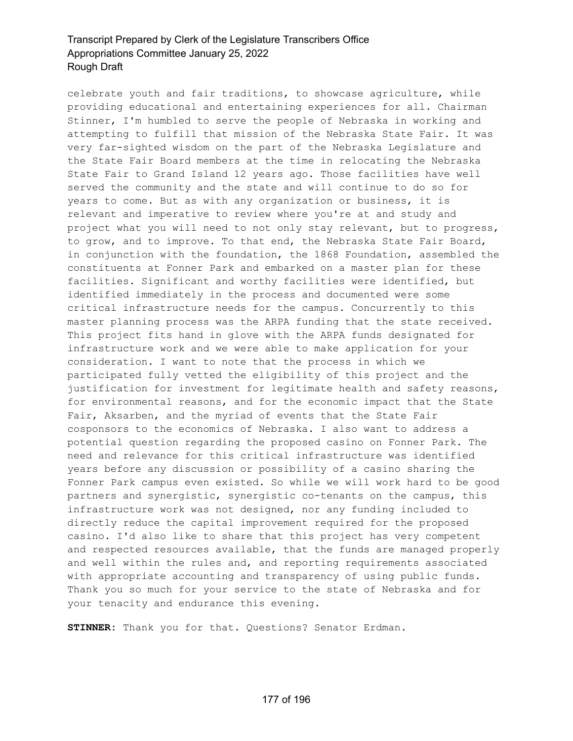celebrate youth and fair traditions, to showcase agriculture, while providing educational and entertaining experiences for all. Chairman Stinner, I'm humbled to serve the people of Nebraska in working and attempting to fulfill that mission of the Nebraska State Fair. It was very far-sighted wisdom on the part of the Nebraska Legislature and the State Fair Board members at the time in relocating the Nebraska State Fair to Grand Island 12 years ago. Those facilities have well served the community and the state and will continue to do so for years to come. But as with any organization or business, it is relevant and imperative to review where you're at and study and project what you will need to not only stay relevant, but to progress, to grow, and to improve. To that end, the Nebraska State Fair Board, in conjunction with the foundation, the 1868 Foundation, assembled the constituents at Fonner Park and embarked on a master plan for these facilities. Significant and worthy facilities were identified, but identified immediately in the process and documented were some critical infrastructure needs for the campus. Concurrently to this master planning process was the ARPA funding that the state received. This project fits hand in glove with the ARPA funds designated for infrastructure work and we were able to make application for your consideration. I want to note that the process in which we participated fully vetted the eligibility of this project and the justification for investment for legitimate health and safety reasons, for environmental reasons, and for the economic impact that the State Fair, Aksarben, and the myriad of events that the State Fair cosponsors to the economics of Nebraska. I also want to address a potential question regarding the proposed casino on Fonner Park. The need and relevance for this critical infrastructure was identified years before any discussion or possibility of a casino sharing the Fonner Park campus even existed. So while we will work hard to be good partners and synergistic, synergistic co-tenants on the campus, this infrastructure work was not designed, nor any funding included to directly reduce the capital improvement required for the proposed casino. I'd also like to share that this project has very competent and respected resources available, that the funds are managed properly and well within the rules and, and reporting requirements associated with appropriate accounting and transparency of using public funds. Thank you so much for your service to the state of Nebraska and for your tenacity and endurance this evening.

**STINNER:** Thank you for that. Questions? Senator Erdman.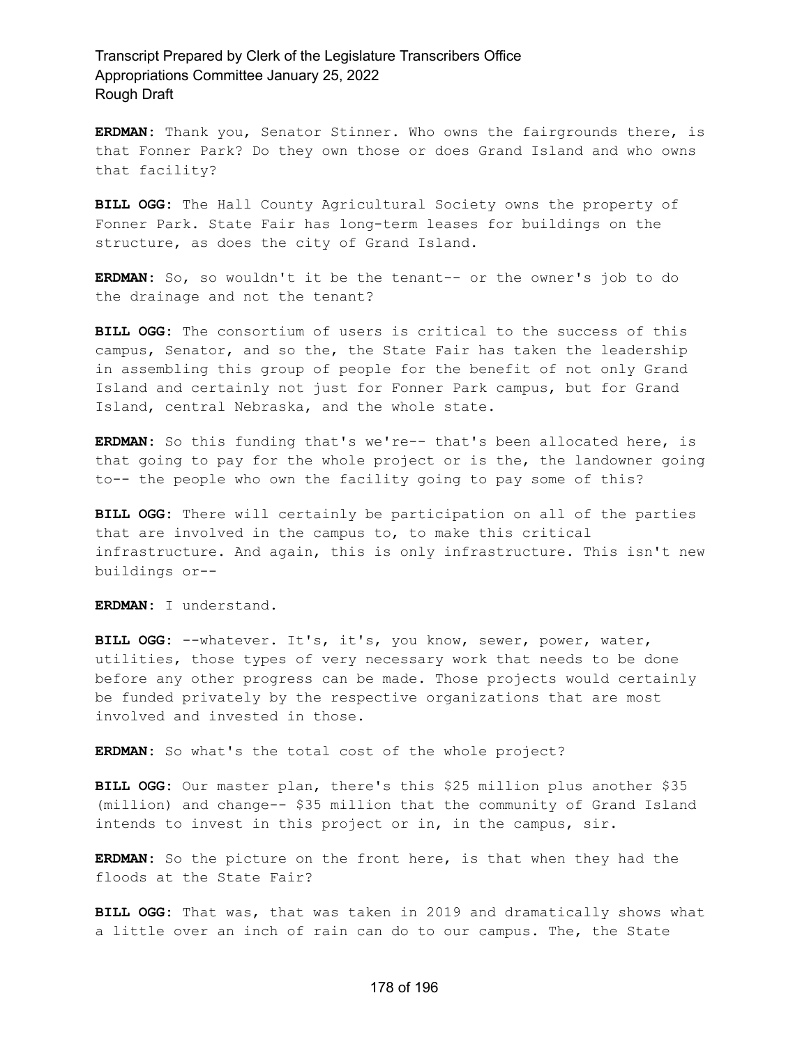**ERDMAN:** Thank you, Senator Stinner. Who owns the fairgrounds there, is that Fonner Park? Do they own those or does Grand Island and who owns that facility?

**BILL OGG:** The Hall County Agricultural Society owns the property of Fonner Park. State Fair has long-term leases for buildings on the structure, as does the city of Grand Island.

**ERDMAN:** So, so wouldn't it be the tenant-- or the owner's job to do the drainage and not the tenant?

**BILL OGG:** The consortium of users is critical to the success of this campus, Senator, and so the, the State Fair has taken the leadership in assembling this group of people for the benefit of not only Grand Island and certainly not just for Fonner Park campus, but for Grand Island, central Nebraska, and the whole state.

**ERDMAN:** So this funding that's we're-- that's been allocated here, is that going to pay for the whole project or is the, the landowner going to-- the people who own the facility going to pay some of this?

**BILL OGG:** There will certainly be participation on all of the parties that are involved in the campus to, to make this critical infrastructure. And again, this is only infrastructure. This isn't new buildings or--

**ERDMAN:** I understand.

**BILL OGG:** --whatever. It's, it's, you know, sewer, power, water, utilities, those types of very necessary work that needs to be done before any other progress can be made. Those projects would certainly be funded privately by the respective organizations that are most involved and invested in those.

**ERDMAN:** So what's the total cost of the whole project?

**BILL OGG:** Our master plan, there's this $25 million plus another $35 (million) and change-- $35 million that the community of Grand Island intends to invest in this project or in, in the campus, sir.

**ERDMAN:** So the picture on the front here, is that when they had the floods at the State Fair?

**BILL OGG:** That was, that was taken in 2019 and dramatically shows what a little over an inch of rain can do to our campus. The, the State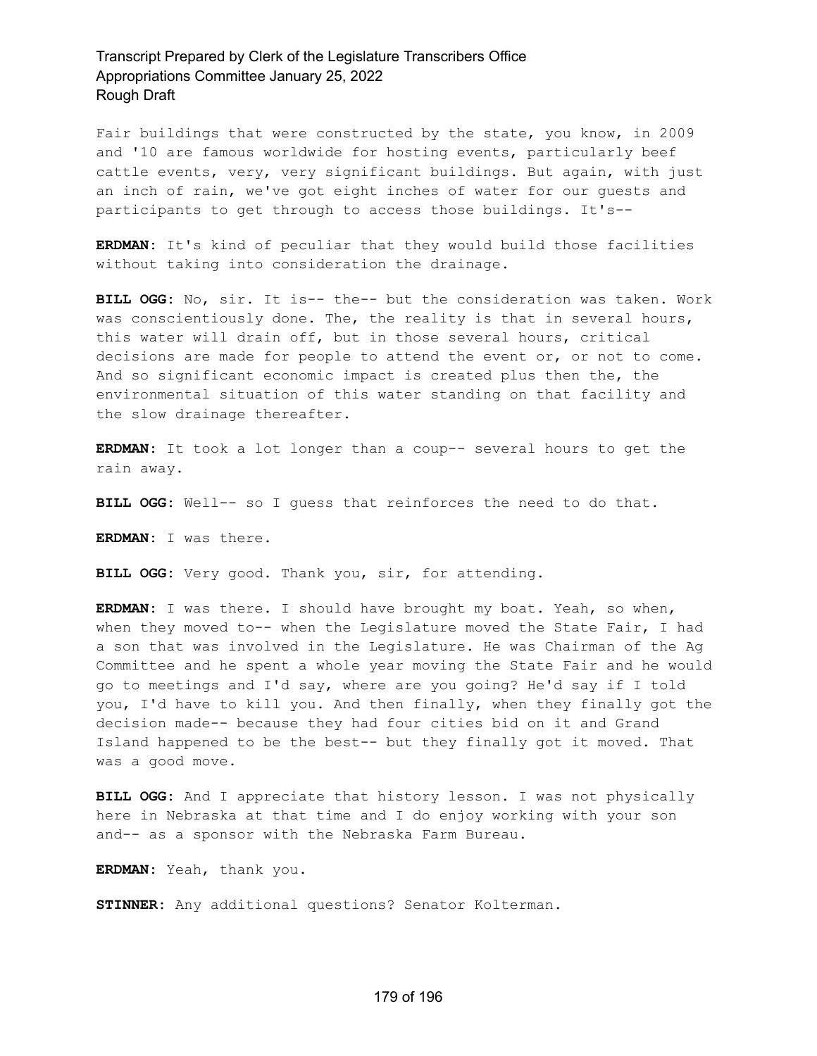Fair buildings that were constructed by the state, you know, in 2009 and '10 are famous worldwide for hosting events, particularly beef cattle events, very, very significant buildings. But again, with just an inch of rain, we've got eight inches of water for our guests and participants to get through to access those buildings. It's--

**ERDMAN:** It's kind of peculiar that they would build those facilities without taking into consideration the drainage.

**BILL OGG:** No, sir. It is-- the-- but the consideration was taken. Work was conscientiously done. The, the reality is that in several hours, this water will drain off, but in those several hours, critical decisions are made for people to attend the event or, or not to come. And so significant economic impact is created plus then the, the environmental situation of this water standing on that facility and the slow drainage thereafter.

**ERDMAN:** It took a lot longer than a coup-- several hours to get the rain away.

**BILL OGG:** Well-- so I guess that reinforces the need to do that.

**ERDMAN:** I was there.

**BILL OGG:** Very good. Thank you, sir, for attending.

**ERDMAN:** I was there. I should have brought my boat. Yeah, so when, when they moved to-- when the Legislature moved the State Fair, I had a son that was involved in the Legislature. He was Chairman of the Ag Committee and he spent a whole year moving the State Fair and he would go to meetings and I'd say, where are you going? He'd say if I told you, I'd have to kill you. And then finally, when they finally got the decision made-- because they had four cities bid on it and Grand Island happened to be the best-- but they finally got it moved. That was a good move.

**BILL OGG:** And I appreciate that history lesson. I was not physically here in Nebraska at that time and I do enjoy working with your son and-- as a sponsor with the Nebraska Farm Bureau.

**ERDMAN:** Yeah, thank you.

**STINNER:** Any additional questions? Senator Kolterman.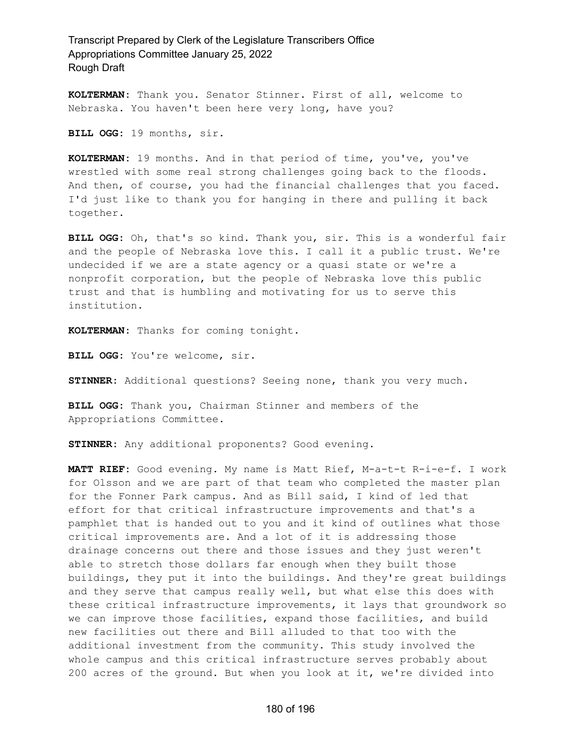**KOLTERMAN:** Thank you. Senator Stinner. First of all, welcome to Nebraska. You haven't been here very long, have you?

**BILL OGG:** 19 months, sir.

**KOLTERMAN:** 19 months. And in that period of time, you've, you've wrestled with some real strong challenges going back to the floods. And then, of course, you had the financial challenges that you faced. I'd just like to thank you for hanging in there and pulling it back together.

**BILL OGG:** Oh, that's so kind. Thank you, sir. This is a wonderful fair and the people of Nebraska love this. I call it a public trust. We're undecided if we are a state agency or a quasi state or we're a nonprofit corporation, but the people of Nebraska love this public trust and that is humbling and motivating for us to serve this institution.

**KOLTERMAN:** Thanks for coming tonight.

**BILL OGG:** You're welcome, sir.

**STINNER:** Additional questions? Seeing none, thank you very much.

**BILL OGG:** Thank you, Chairman Stinner and members of the Appropriations Committee.

**STINNER:** Any additional proponents? Good evening.

**MATT RIEF:** Good evening. My name is Matt Rief, M-a-t-t R-i-e-f. I work for Olsson and we are part of that team who completed the master plan for the Fonner Park campus. And as Bill said, I kind of led that effort for that critical infrastructure improvements and that's a pamphlet that is handed out to you and it kind of outlines what those critical improvements are. And a lot of it is addressing those drainage concerns out there and those issues and they just weren't able to stretch those dollars far enough when they built those buildings, they put it into the buildings. And they're great buildings and they serve that campus really well, but what else this does with these critical infrastructure improvements, it lays that groundwork so we can improve those facilities, expand those facilities, and build new facilities out there and Bill alluded to that too with the additional investment from the community. This study involved the whole campus and this critical infrastructure serves probably about 200 acres of the ground. But when you look at it, we're divided into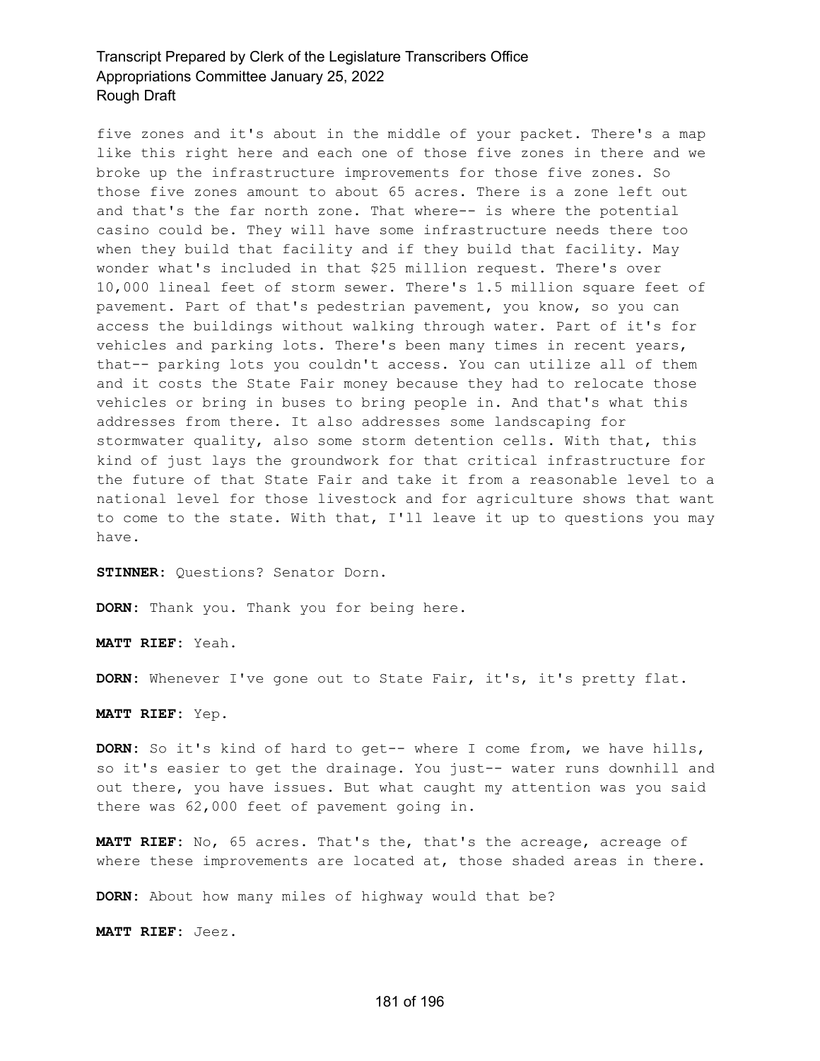five zones and it's about in the middle of your packet. There's a map like this right here and each one of those five zones in there and we broke up the infrastructure improvements for those five zones. So those five zones amount to about 65 acres. There is a zone left out and that's the far north zone. That where-- is where the potential casino could be. They will have some infrastructure needs there too when they build that facility and if they build that facility. May wonder what's included in that $25 million request. There's over 10,000 lineal feet of storm sewer. There's 1.5 million square feet of pavement. Part of that's pedestrian pavement, you know, so you can access the buildings without walking through water. Part of it's for vehicles and parking lots. There's been many times in recent years, that-- parking lots you couldn't access. You can utilize all of them and it costs the State Fair money because they had to relocate those vehicles or bring in buses to bring people in. And that's what this addresses from there. It also addresses some landscaping for stormwater quality, also some storm detention cells. With that, this kind of just lays the groundwork for that critical infrastructure for the future of that State Fair and take it from a reasonable level to a national level for those livestock and for agriculture shows that want to come to the state. With that, I'll leave it up to questions you may have.

**STINNER:** Questions? Senator Dorn.

**DORN:** Thank you. Thank you for being here.

**MATT RIEF:** Yeah.

**DORN:** Whenever I've gone out to State Fair, it's, it's pretty flat.

**MATT RIEF:** Yep.

**DORN:** So it's kind of hard to get-- where I come from, we have hills, so it's easier to get the drainage. You just-- water runs downhill and out there, you have issues. But what caught my attention was you said there was 62,000 feet of pavement going in.

**MATT RIEF:** No, 65 acres. That's the, that's the acreage, acreage of where these improvements are located at, those shaded areas in there.

**DORN:** About how many miles of highway would that be?

**MATT RIEF:** Jeez.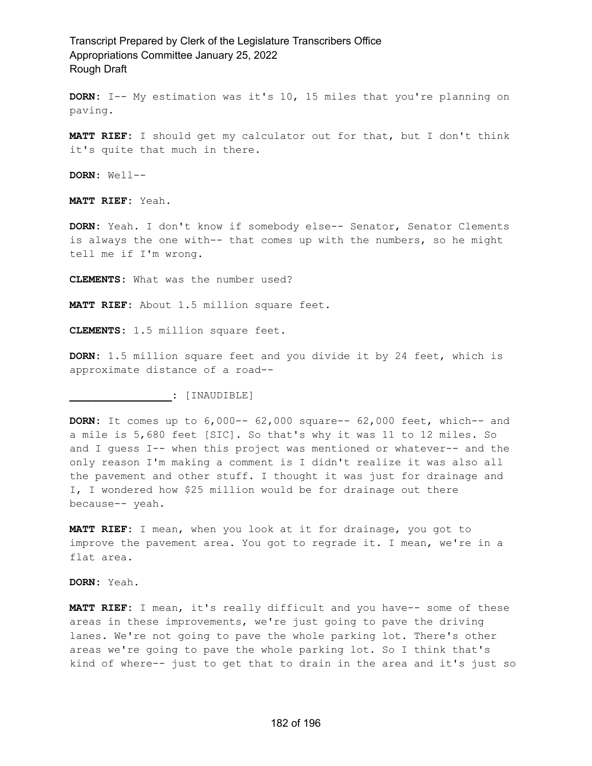**DORN:** I-- My estimation was it's 10, 15 miles that you're planning on paving.

**MATT RIEF:** I should get my calculator out for that, but I don't think it's quite that much in there.

**DORN:** Well--

**MATT RIEF:** Yeah.

**DORN:** Yeah. I don't know if somebody else-- Senator, Senator Clements is always the one with-- that comes up with the numbers, so he might tell me if I'm wrong.

**CLEMENTS:** What was the number used?

**MATT RIEF:** About 1.5 million square feet.

**CLEMENTS:** 1.5 million square feet.

**DORN:** 1.5 million square feet and you divide it by 24 feet, which is approximate distance of a road--

**________________:** [INAUDIBLE]

**DORN:** It comes up to 6,000-- 62,000 square-- 62,000 feet, which-- and a mile is 5,680 feet [SIC]. So that's why it was 11 to 12 miles. So and I guess I-- when this project was mentioned or whatever-- and the only reason I'm making a comment is I didn't realize it was also all the pavement and other stuff. I thought it was just for drainage and I, I wondered how $25 million would be for drainage out there because-- yeah.

**MATT RIEF:** I mean, when you look at it for drainage, you got to improve the pavement area. You got to regrade it. I mean, we're in a flat area.

**DORN:** Yeah.

**MATT RIEF:** I mean, it's really difficult and you have-- some of these areas in these improvements, we're just going to pave the driving lanes. We're not going to pave the whole parking lot. There's other areas we're going to pave the whole parking lot. So I think that's kind of where-- just to get that to drain in the area and it's just so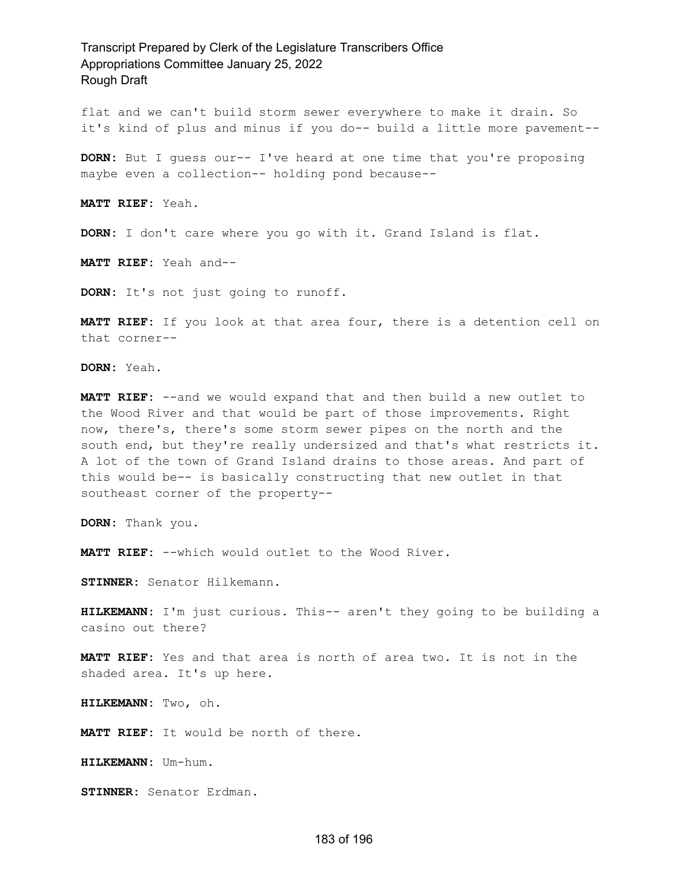flat and we can't build storm sewer everywhere to make it drain. So it's kind of plus and minus if you do-- build a little more pavement--

**DORN:** But I guess our-- I've heard at one time that you're proposing maybe even a collection-- holding pond because--

**MATT RIEF:** Yeah.

**DORN:** I don't care where you go with it. Grand Island is flat.

**MATT RIEF:** Yeah and--

**DORN:** It's not just going to runoff.

**MATT RIEF:** If you look at that area four, there is a detention cell on that corner--

**DORN:** Yeah.

**MATT RIEF:** --and we would expand that and then build a new outlet to the Wood River and that would be part of those improvements. Right now, there's, there's some storm sewer pipes on the north and the south end, but they're really undersized and that's what restricts it. A lot of the town of Grand Island drains to those areas. And part of this would be-- is basically constructing that new outlet in that southeast corner of the property--

**DORN:** Thank you.

**MATT RIEF:** --which would outlet to the Wood River.

**STINNER:** Senator Hilkemann.

**HILKEMANN:** I'm just curious. This-- aren't they going to be building a casino out there?

**MATT RIEF:** Yes and that area is north of area two. It is not in the shaded area. It's up here.

**HILKEMANN:** Two, oh.

**MATT RIEF:** It would be north of there.

**HILKEMANN:** Um-hum.

**STINNER:** Senator Erdman.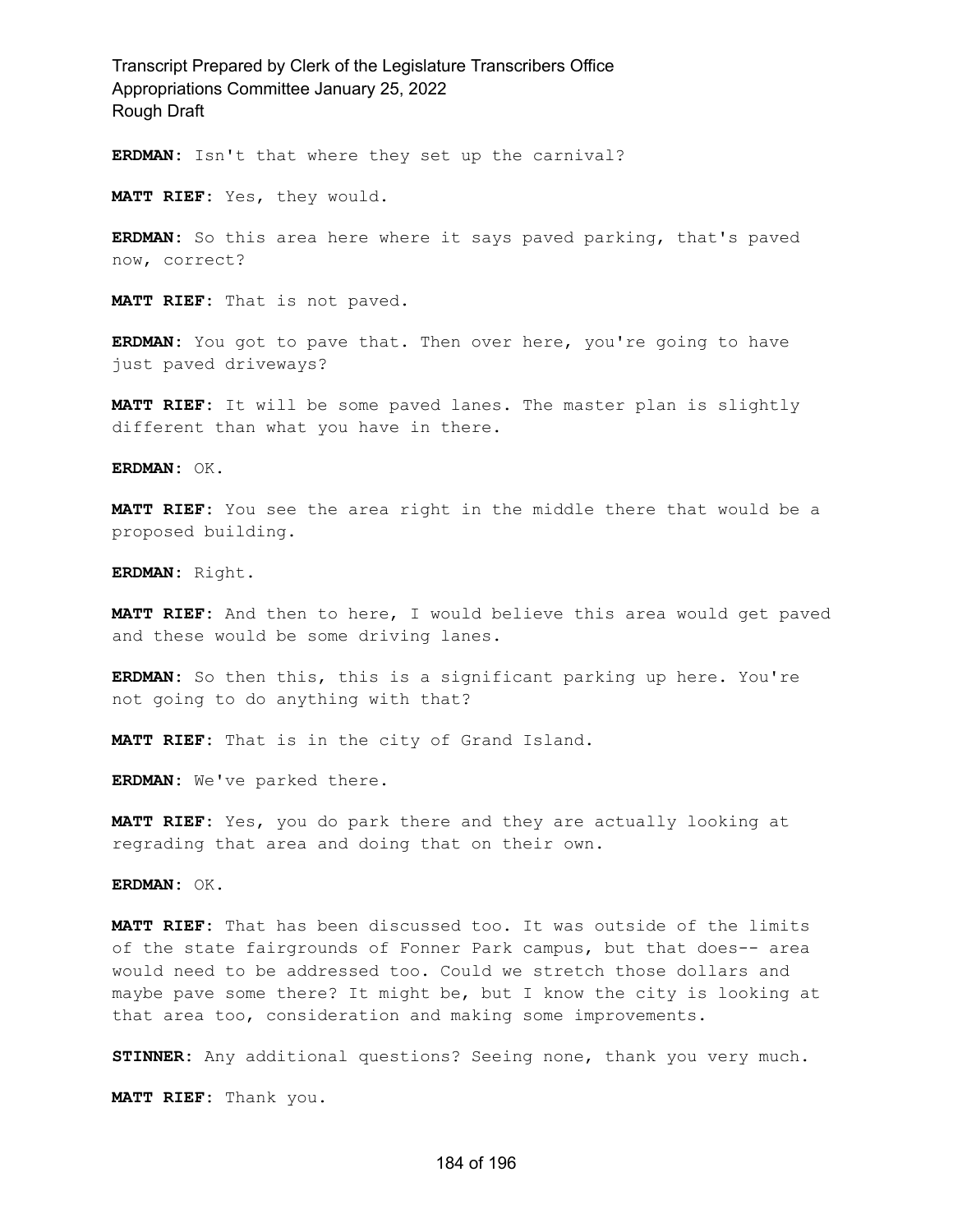**ERDMAN:** Isn't that where they set up the carnival?

**MATT RIEF:** Yes, they would.

**ERDMAN:** So this area here where it says paved parking, that's paved now, correct?

**MATT RIEF:** That is not paved.

**ERDMAN:** You got to pave that. Then over here, you're going to have just paved driveways?

**MATT RIEF:** It will be some paved lanes. The master plan is slightly different than what you have in there.

**ERDMAN:** OK.

**MATT RIEF:** You see the area right in the middle there that would be a proposed building.

**ERDMAN:** Right.

**MATT RIEF:** And then to here, I would believe this area would get paved and these would be some driving lanes.

**ERDMAN:** So then this, this is a significant parking up here. You're not going to do anything with that?

**MATT RIEF:** That is in the city of Grand Island.

**ERDMAN:** We've parked there.

**MATT RIEF:** Yes, you do park there and they are actually looking at regrading that area and doing that on their own.

**ERDMAN:** OK.

**MATT RIEF:** That has been discussed too. It was outside of the limits of the state fairgrounds of Fonner Park campus, but that does-- area would need to be addressed too. Could we stretch those dollars and maybe pave some there? It might be, but I know the city is looking at that area too, consideration and making some improvements.

**STINNER:** Any additional questions? Seeing none, thank you very much.

**MATT RIEF:** Thank you.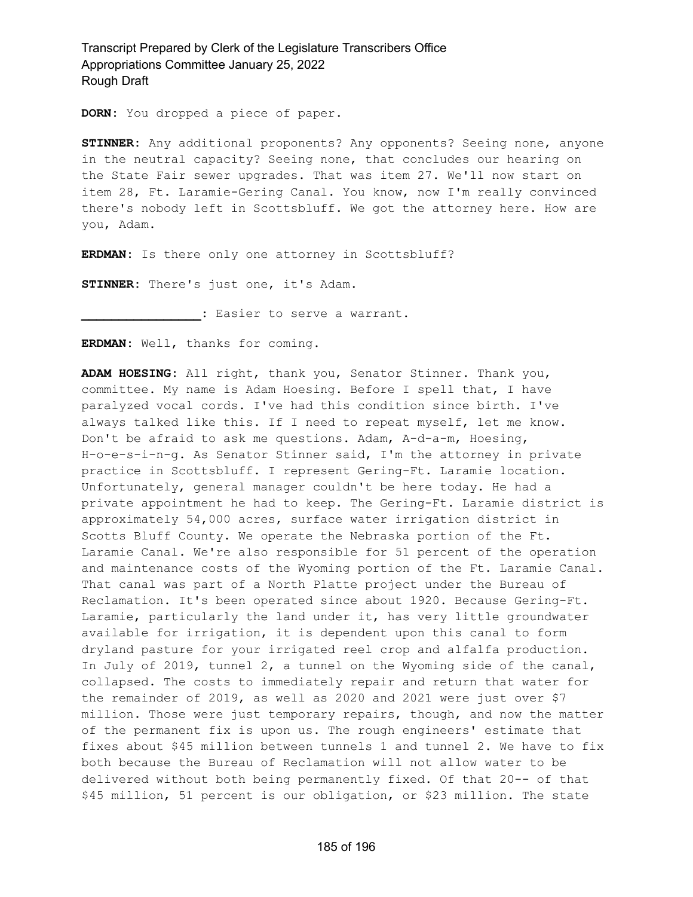**DORN:** You dropped a piece of paper.

**STINNER:** Any additional proponents? Any opponents? Seeing none, anyone in the neutral capacity? Seeing none, that concludes our hearing on the State Fair sewer upgrades. That was item 27. We'll now start on item 28, Ft. Laramie-Gering Canal. You know, now I'm really convinced there's nobody left in Scottsbluff. We got the attorney here. How are you, Adam.

**ERDMAN:** Is there only one attorney in Scottsbluff?

**STINNER:** There's just one, it's Adam.

**________________:** Easier to serve a warrant.

**ERDMAN:** Well, thanks for coming.

**ADAM HOESING:** All right, thank you, Senator Stinner. Thank you, committee. My name is Adam Hoesing. Before I spell that, I have paralyzed vocal cords. I've had this condition since birth. I've always talked like this. If I need to repeat myself, let me know. Don't be afraid to ask me questions. Adam, A-d-a-m, Hoesing, H-o-e-s-i-n-g. As Senator Stinner said, I'm the attorney in private practice in Scottsbluff. I represent Gering-Ft. Laramie location. Unfortunately, general manager couldn't be here today. He had a private appointment he had to keep. The Gering-Ft. Laramie district is approximately 54,000 acres, surface water irrigation district in Scotts Bluff County. We operate the Nebraska portion of the Ft. Laramie Canal. We're also responsible for 51 percent of the operation and maintenance costs of the Wyoming portion of the Ft. Laramie Canal. That canal was part of a North Platte project under the Bureau of Reclamation. It's been operated since about 1920. Because Gering-Ft. Laramie, particularly the land under it, has very little groundwater available for irrigation, it is dependent upon this canal to form dryland pasture for your irrigated reel crop and alfalfa production. In July of 2019, tunnel 2, a tunnel on the Wyoming side of the canal, collapsed. The costs to immediately repair and return that water for the remainder of 2019, as well as 2020 and 2021 were just over $7 million. Those were just temporary repairs, though, and now the matter of the permanent fix is upon us. The rough engineers' estimate that fixes about $45 million between tunnels 1 and tunnel 2. We have to fix both because the Bureau of Reclamation will not allow water to be delivered without both being permanently fixed. Of that 20-- of that $45 million, 51 percent is our obligation, or $23 million. The state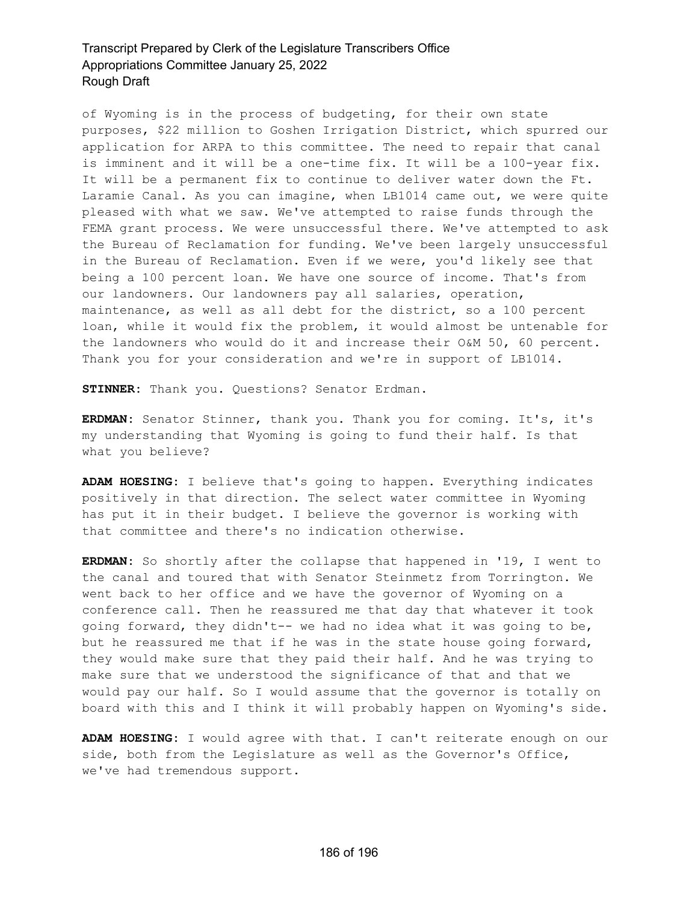of Wyoming is in the process of budgeting, for their own state purposes, $22 million to Goshen Irrigation District, which spurred our application for ARPA to this committee. The need to repair that canal is imminent and it will be a one-time fix. It will be a 100-year fix. It will be a permanent fix to continue to deliver water down the Ft. Laramie Canal. As you can imagine, when LB1014 came out, we were quite pleased with what we saw. We've attempted to raise funds through the FEMA grant process. We were unsuccessful there. We've attempted to ask the Bureau of Reclamation for funding. We've been largely unsuccessful in the Bureau of Reclamation. Even if we were, you'd likely see that being a 100 percent loan. We have one source of income. That's from our landowners. Our landowners pay all salaries, operation, maintenance, as well as all debt for the district, so a 100 percent loan, while it would fix the problem, it would almost be untenable for the landowners who would do it and increase their O&M 50, 60 percent. Thank you for your consideration and we're in support of LB1014.

**STINNER:** Thank you. Questions? Senator Erdman.

**ERDMAN:** Senator Stinner, thank you. Thank you for coming. It's, it's my understanding that Wyoming is going to fund their half. Is that what you believe?

**ADAM HOESING:** I believe that's going to happen. Everything indicates positively in that direction. The select water committee in Wyoming has put it in their budget. I believe the governor is working with that committee and there's no indication otherwise.

**ERDMAN:** So shortly after the collapse that happened in '19, I went to the canal and toured that with Senator Steinmetz from Torrington. We went back to her office and we have the governor of Wyoming on a conference call. Then he reassured me that day that whatever it took going forward, they didn't-- we had no idea what it was going to be, but he reassured me that if he was in the state house going forward, they would make sure that they paid their half. And he was trying to make sure that we understood the significance of that and that we would pay our half. So I would assume that the governor is totally on board with this and I think it will probably happen on Wyoming's side.

**ADAM HOESING:** I would agree with that. I can't reiterate enough on our side, both from the Legislature as well as the Governor's Office, we've had tremendous support.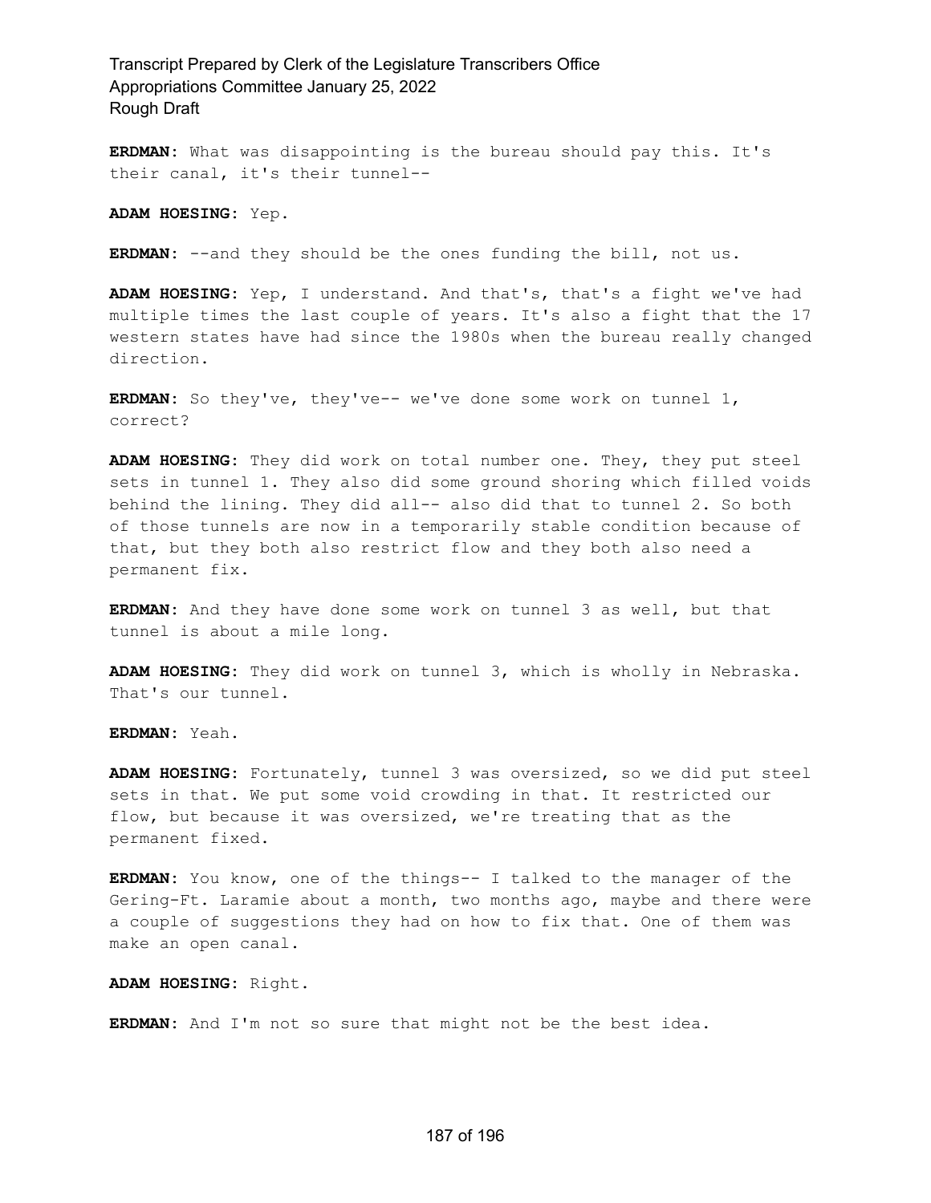**ERDMAN:** What was disappointing is the bureau should pay this. It's their canal, it's their tunnel--

**ADAM HOESING:** Yep.

**ERDMAN:** --and they should be the ones funding the bill, not us.

**ADAM HOESING:** Yep, I understand. And that's, that's a fight we've had multiple times the last couple of years. It's also a fight that the 17 western states have had since the 1980s when the bureau really changed direction.

**ERDMAN:** So they've, they've-- we've done some work on tunnel 1, correct?

**ADAM HOESING:** They did work on total number one. They, they put steel sets in tunnel 1. They also did some ground shoring which filled voids behind the lining. They did all-- also did that to tunnel 2. So both of those tunnels are now in a temporarily stable condition because of that, but they both also restrict flow and they both also need a permanent fix.

**ERDMAN:** And they have done some work on tunnel 3 as well, but that tunnel is about a mile long.

**ADAM HOESING:** They did work on tunnel 3, which is wholly in Nebraska. That's our tunnel.

**ERDMAN:** Yeah.

**ADAM HOESING:** Fortunately, tunnel 3 was oversized, so we did put steel sets in that. We put some void crowding in that. It restricted our flow, but because it was oversized, we're treating that as the permanent fixed.

**ERDMAN:** You know, one of the things-- I talked to the manager of the Gering-Ft. Laramie about a month, two months ago, maybe and there were a couple of suggestions they had on how to fix that. One of them was make an open canal.

**ADAM HOESING:** Right.

**ERDMAN:** And I'm not so sure that might not be the best idea.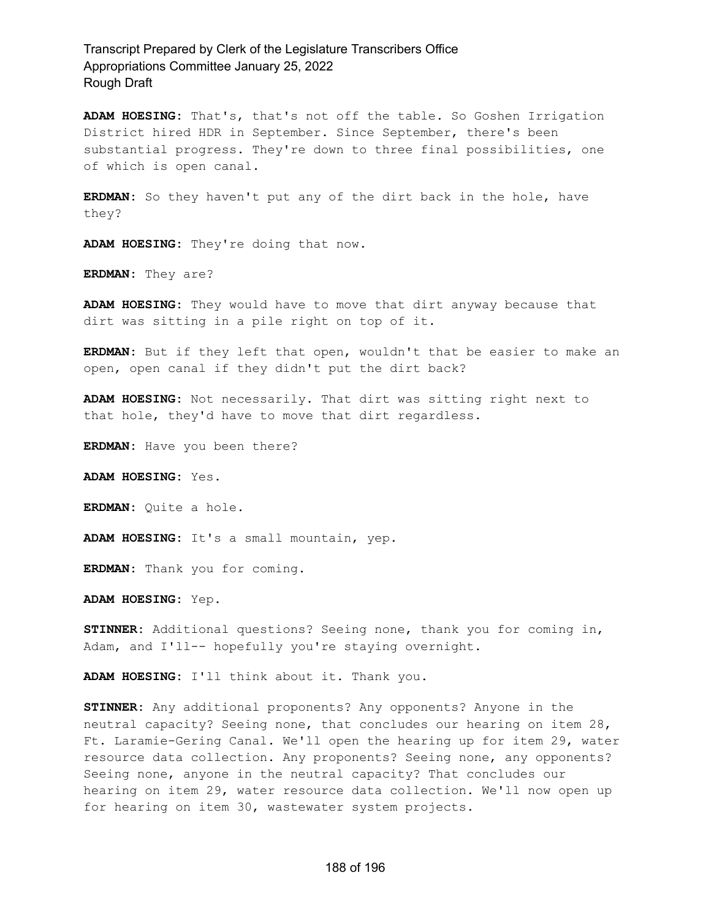**ADAM HOESING:** That's, that's not off the table. So Goshen Irrigation District hired HDR in September. Since September, there's been substantial progress. They're down to three final possibilities, one of which is open canal.

**ERDMAN:** So they haven't put any of the dirt back in the hole, have they?

**ADAM HOESING:** They're doing that now.

**ERDMAN:** They are?

**ADAM HOESING:** They would have to move that dirt anyway because that dirt was sitting in a pile right on top of it.

**ERDMAN:** But if they left that open, wouldn't that be easier to make an open, open canal if they didn't put the dirt back?

**ADAM HOESING:** Not necessarily. That dirt was sitting right next to that hole, they'd have to move that dirt regardless.

**ERDMAN:** Have you been there?

**ADAM HOESING:** Yes.

**ERDMAN:** Quite a hole.

**ADAM HOESING:** It's a small mountain, yep.

**ERDMAN:** Thank you for coming.

**ADAM HOESING:** Yep.

**STINNER:** Additional questions? Seeing none, thank you for coming in, Adam, and I'll-- hopefully you're staying overnight.

**ADAM HOESING:** I'll think about it. Thank you.

**STINNER:** Any additional proponents? Any opponents? Anyone in the neutral capacity? Seeing none, that concludes our hearing on item 28, Ft. Laramie-Gering Canal. We'll open the hearing up for item 29, water resource data collection. Any proponents? Seeing none, any opponents? Seeing none, anyone in the neutral capacity? That concludes our hearing on item 29, water resource data collection. We'll now open up for hearing on item 30, wastewater system projects.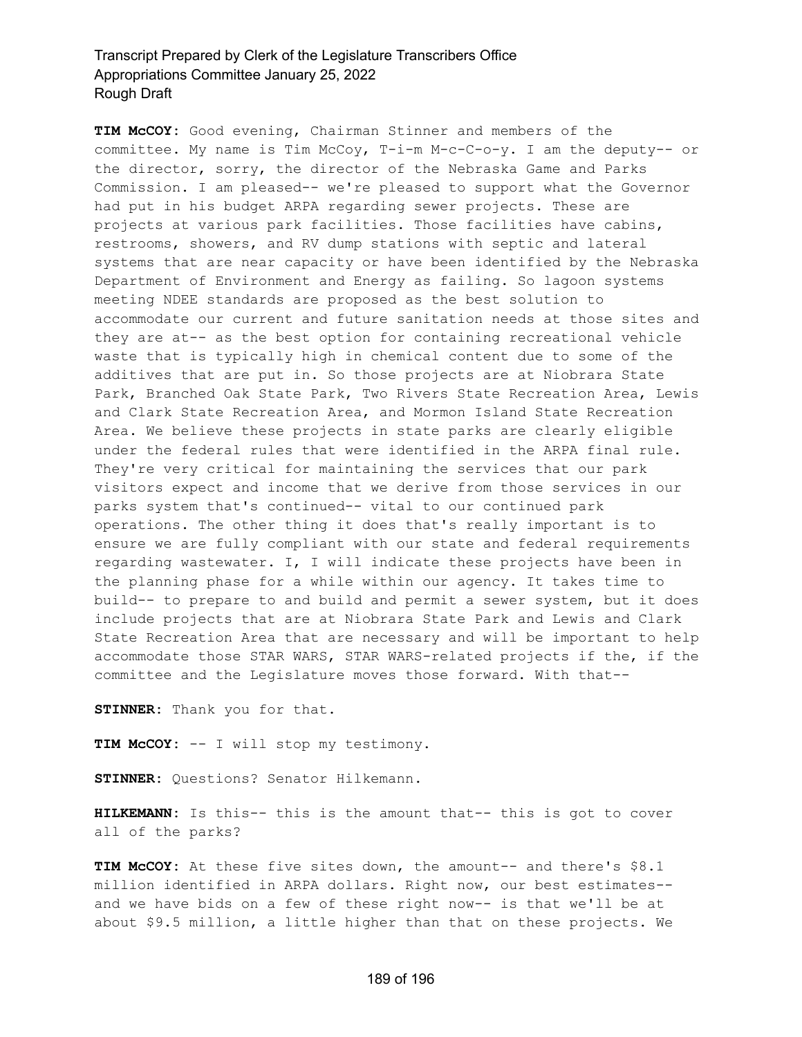**TIM McCOY:** Good evening, Chairman Stinner and members of the committee. My name is Tim McCoy, T-i-m M-c-C-o-y. I am the deputy-- or the director, sorry, the director of the Nebraska Game and Parks Commission. I am pleased-- we're pleased to support what the Governor had put in his budget ARPA regarding sewer projects. These are projects at various park facilities. Those facilities have cabins, restrooms, showers, and RV dump stations with septic and lateral systems that are near capacity or have been identified by the Nebraska Department of Environment and Energy as failing. So lagoon systems meeting NDEE standards are proposed as the best solution to accommodate our current and future sanitation needs at those sites and they are at-- as the best option for containing recreational vehicle waste that is typically high in chemical content due to some of the additives that are put in. So those projects are at Niobrara State Park, Branched Oak State Park, Two Rivers State Recreation Area, Lewis and Clark State Recreation Area, and Mormon Island State Recreation Area. We believe these projects in state parks are clearly eligible under the federal rules that were identified in the ARPA final rule. They're very critical for maintaining the services that our park visitors expect and income that we derive from those services in our parks system that's continued-- vital to our continued park operations. The other thing it does that's really important is to ensure we are fully compliant with our state and federal requirements regarding wastewater. I, I will indicate these projects have been in the planning phase for a while within our agency. It takes time to build-- to prepare to and build and permit a sewer system, but it does include projects that are at Niobrara State Park and Lewis and Clark State Recreation Area that are necessary and will be important to help accommodate those STAR WARS, STAR WARS-related projects if the, if the committee and the Legislature moves those forward. With that--

**STINNER:** Thank you for that.

**TIM McCOY:** -- I will stop my testimony.

**STINNER:** Questions? Senator Hilkemann.

**HILKEMANN:** Is this-- this is the amount that-- this is got to cover all of the parks?

**TIM McCOY:** At these five sites down, the amount-- and there's $8.1 million identified in ARPA dollars. Right now, our best estimates-- and we have bids on a few of these right now-- is that we'll be at about $9.5 million, a little higher than that on these projects. We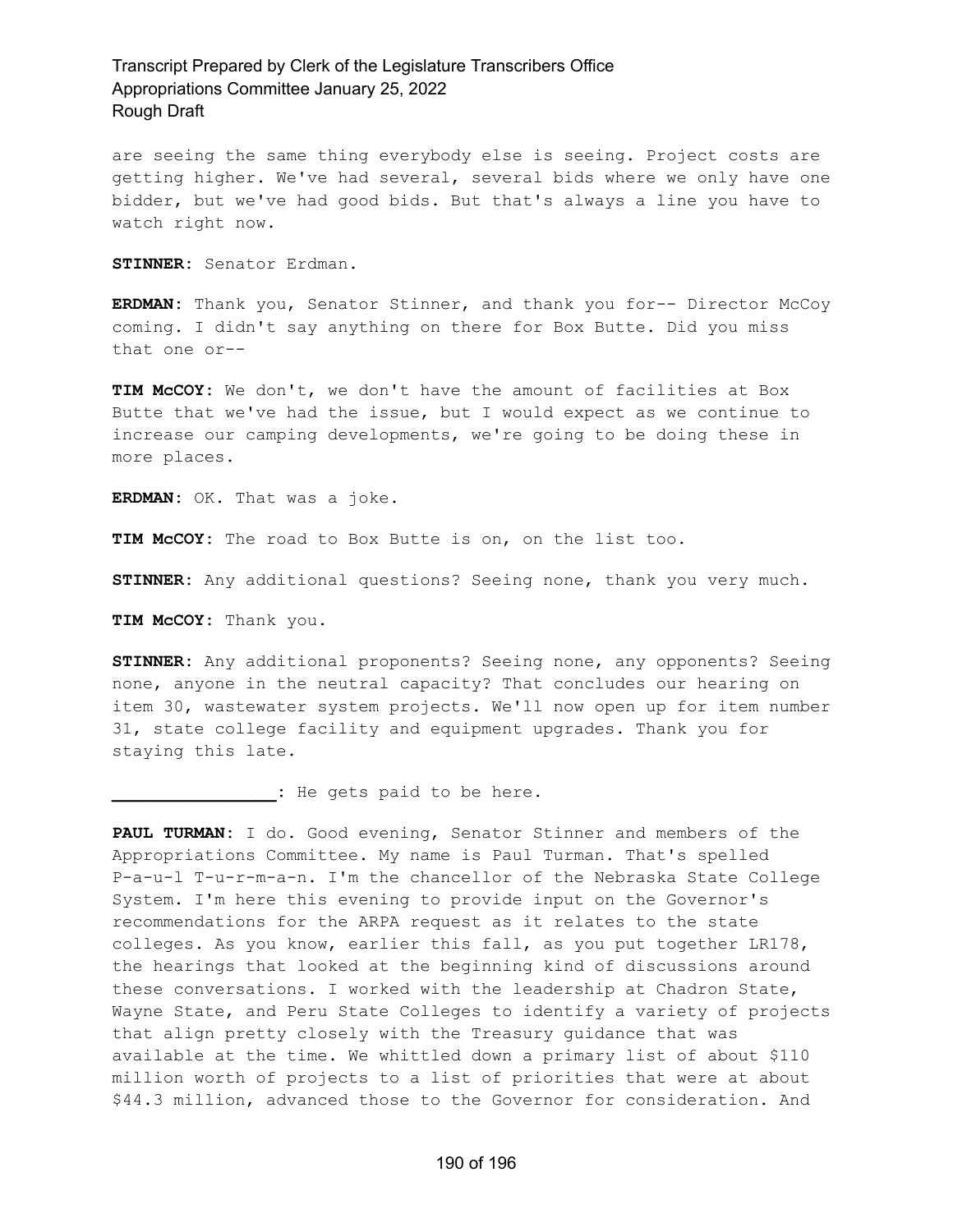are seeing the same thing everybody else is seeing. Project costs are getting higher. We've had several, several bids where we only have one bidder, but we've had good bids. But that's always a line you have to watch right now.

**STINNER:** Senator Erdman.

**ERDMAN:** Thank you, Senator Stinner, and thank you for-- Director McCoy coming. I didn't say anything on there for Box Butte. Did you miss that one or--

**TIM McCOY:** We don't, we don't have the amount of facilities at Box Butte that we've had the issue, but I would expect as we continue to increase our camping developments, we're going to be doing these in more places.

**ERDMAN:** OK. That was a joke.

**TIM McCOY:** The road to Box Butte is on, on the list too.

**STINNER:** Any additional questions? Seeing none, thank you very much.

**TIM McCOY:** Thank you.

**STINNER:** Any additional proponents? Seeing none, any opponents? Seeing none, anyone in the neutral capacity? That concludes our hearing on item 30, wastewater system projects. We'll now open up for item number 31, state college facility and equipment upgrades. Thank you for staying this late.

**________________:** He gets paid to be here.

**PAUL TURMAN:** I do. Good evening, Senator Stinner and members of the Appropriations Committee. My name is Paul Turman. That's spelled P-a-u-l T-u-r-m-a-n. I'm the chancellor of the Nebraska State College System. I'm here this evening to provide input on the Governor's recommendations for the ARPA request as it relates to the state colleges. As you know, earlier this fall, as you put together LR178, the hearings that looked at the beginning kind of discussions around these conversations. I worked with the leadership at Chadron State, Wayne State, and Peru State Colleges to identify a variety of projects that align pretty closely with the Treasury guidance that was available at the time. We whittled down a primary list of about $110 million worth of projects to a list of priorities that were at about $44.3 million, advanced those to the Governor for consideration. And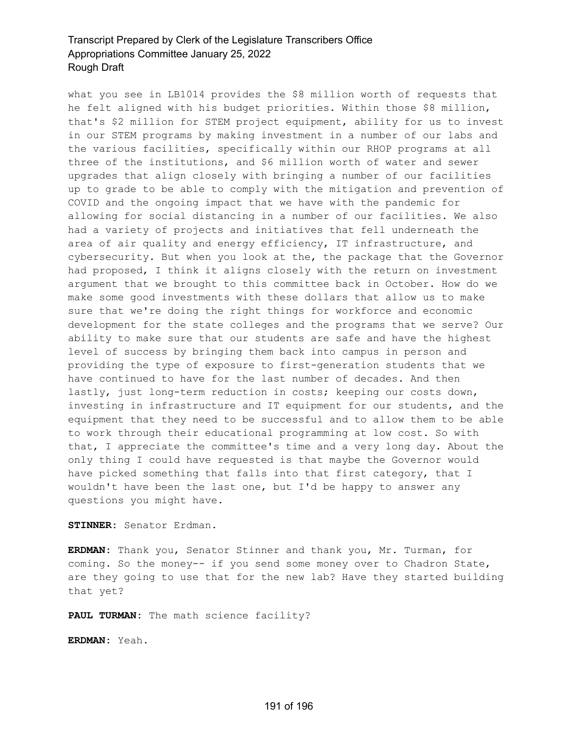what you see in LB1014 provides the $8 million worth of requests that he felt aligned with his budget priorities. Within those $8 million, that's $2 million for STEM project equipment, ability for us to invest in our STEM programs by making investment in a number of our labs and the various facilities, specifically within our RHOP programs at all three of the institutions, and $6 million worth of water and sewer upgrades that align closely with bringing a number of our facilities up to grade to be able to comply with the mitigation and prevention of COVID and the ongoing impact that we have with the pandemic for allowing for social distancing in a number of our facilities. We also had a variety of projects and initiatives that fell underneath the area of air quality and energy efficiency, IT infrastructure, and cybersecurity. But when you look at the, the package that the Governor had proposed, I think it aligns closely with the return on investment argument that we brought to this committee back in October. How do we make some good investments with these dollars that allow us to make sure that we're doing the right things for workforce and economic development for the state colleges and the programs that we serve? Our ability to make sure that our students are safe and have the highest level of success by bringing them back into campus in person and providing the type of exposure to first-generation students that we have continued to have for the last number of decades. And then lastly, just long-term reduction in costs; keeping our costs down, investing in infrastructure and IT equipment for our students, and the equipment that they need to be successful and to allow them to be able to work through their educational programming at low cost. So with that, I appreciate the committee's time and a very long day. About the only thing I could have requested is that maybe the Governor would have picked something that falls into that first category, that I wouldn't have been the last one, but I'd be happy to answer any questions you might have.

**STINNER:** Senator Erdman.

**ERDMAN:** Thank you, Senator Stinner and thank you, Mr. Turman, for coming. So the money-- if you send some money over to Chadron State, are they going to use that for the new lab? Have they started building that yet?

**PAUL TURMAN:** The math science facility?

**ERDMAN:** Yeah.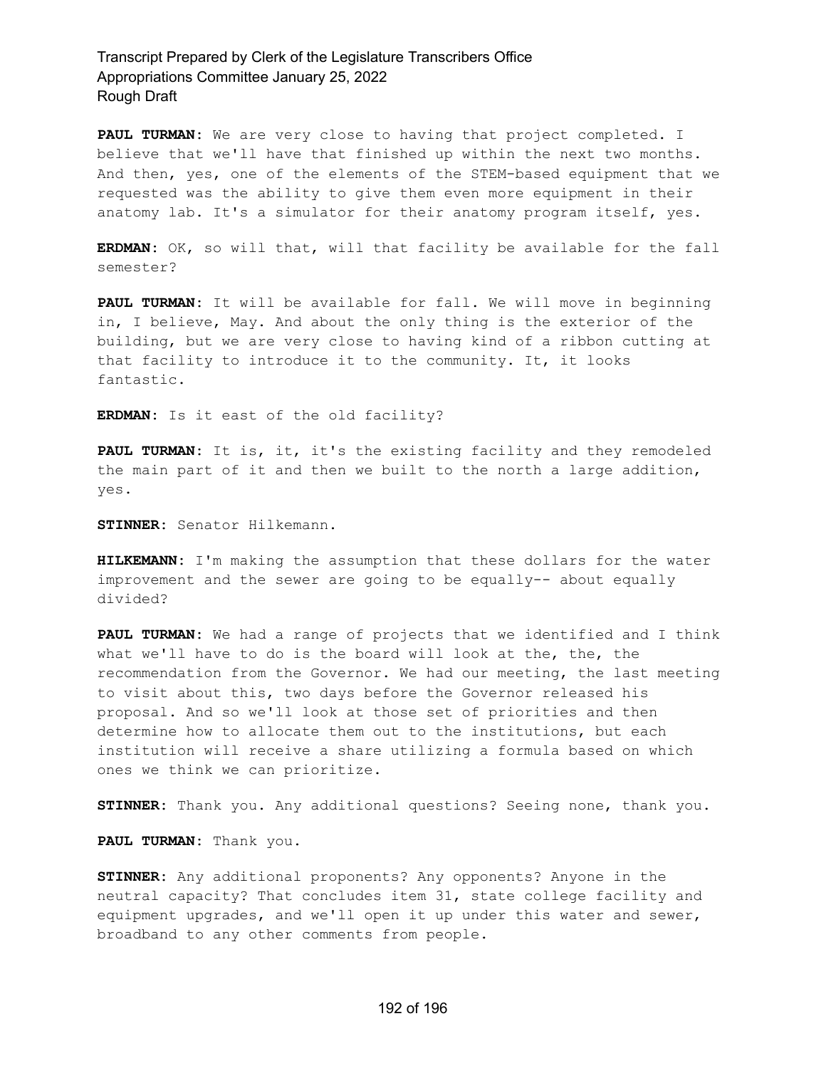**PAUL TURMAN:** We are very close to having that project completed. I believe that we'll have that finished up within the next two months. And then, yes, one of the elements of the STEM-based equipment that we requested was the ability to give them even more equipment in their anatomy lab. It's a simulator for their anatomy program itself, yes.

**ERDMAN:** OK, so will that, will that facility be available for the fall semester?

**PAUL TURMAN:** It will be available for fall. We will move in beginning in, I believe, May. And about the only thing is the exterior of the building, but we are very close to having kind of a ribbon cutting at that facility to introduce it to the community. It, it looks fantastic.

**ERDMAN:** Is it east of the old facility?

**PAUL TURMAN:** It is, it, it's the existing facility and they remodeled the main part of it and then we built to the north a large addition, yes.

**STINNER:** Senator Hilkemann.

**HILKEMANN:** I'm making the assumption that these dollars for the water improvement and the sewer are going to be equally-- about equally divided?

**PAUL TURMAN:** We had a range of projects that we identified and I think what we'll have to do is the board will look at the, the, the recommendation from the Governor. We had our meeting, the last meeting to visit about this, two days before the Governor released his proposal. And so we'll look at those set of priorities and then determine how to allocate them out to the institutions, but each institution will receive a share utilizing a formula based on which ones we think we can prioritize.

**STINNER:** Thank you. Any additional questions? Seeing none, thank you.

**PAUL TURMAN:** Thank you.

**STINNER:** Any additional proponents? Any opponents? Anyone in the neutral capacity? That concludes item 31, state college facility and equipment upgrades, and we'll open it up under this water and sewer, broadband to any other comments from people.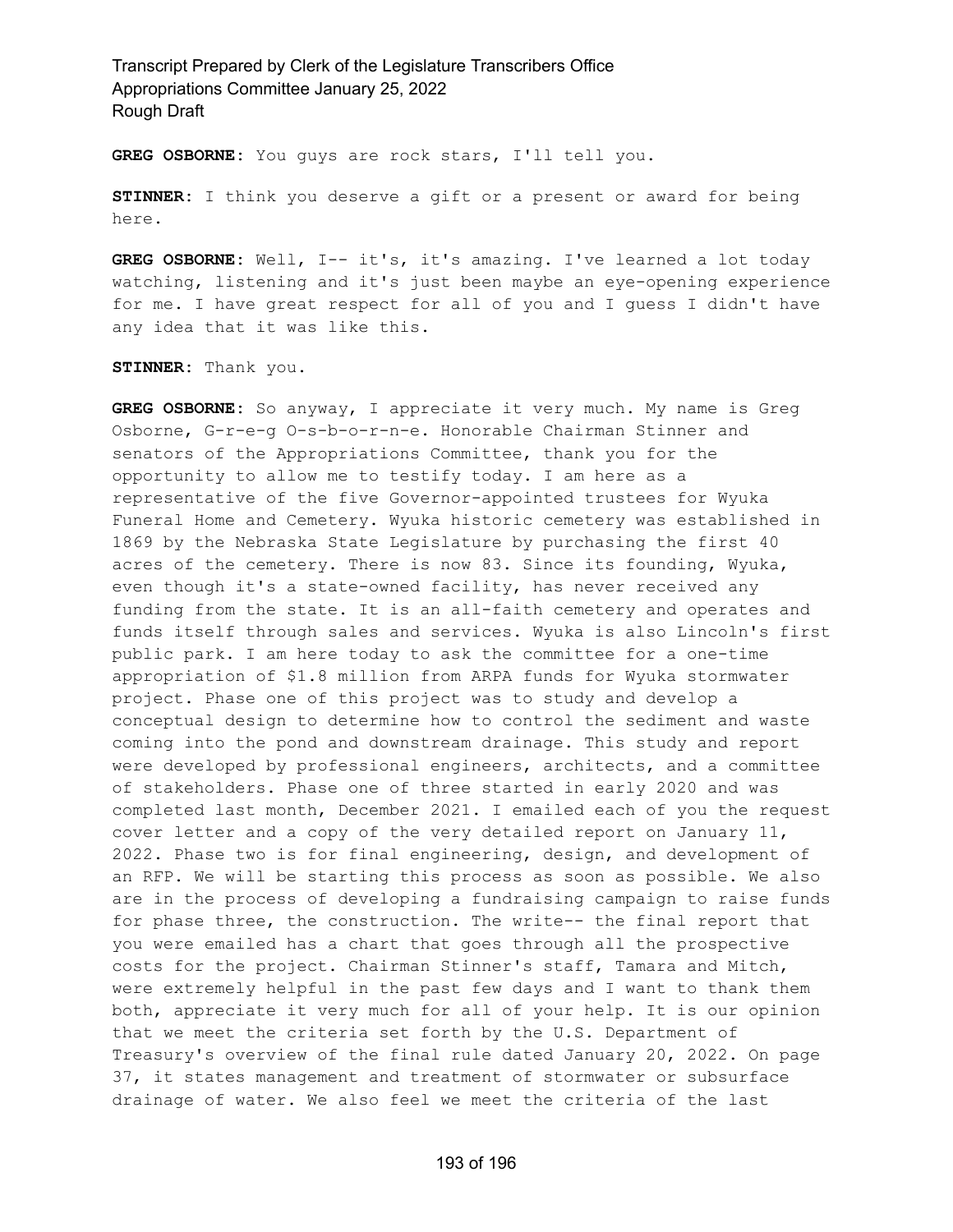**GREG OSBORNE:** You guys are rock stars, I'll tell you.

**STINNER:** I think you deserve a gift or a present or award for being here.

**GREG OSBORNE:** Well, I-- it's, it's amazing. I've learned a lot today watching, listening and it's just been maybe an eye-opening experience for me. I have great respect for all of you and I guess I didn't have any idea that it was like this.

**STINNER:** Thank you.

**GREG OSBORNE:** So anyway, I appreciate it very much. My name is Greg Osborne, G-r-e-g O-s-b-o-r-n-e. Honorable Chairman Stinner and senators of the Appropriations Committee, thank you for the opportunity to allow me to testify today. I am here as a representative of the five Governor-appointed trustees for Wyuka Funeral Home and Cemetery. Wyuka historic cemetery was established in 1869 by the Nebraska State Legislature by purchasing the first 40 acres of the cemetery. There is now 83. Since its founding, Wyuka, even though it's a state-owned facility, has never received any funding from the state. It is an all-faith cemetery and operates and funds itself through sales and services. Wyuka is also Lincoln's first public park. I am here today to ask the committee for a one-time appropriation of $1.8 million from ARPA funds for Wyuka stormwater project. Phase one of this project was to study and develop a conceptual design to determine how to control the sediment and waste coming into the pond and downstream drainage. This study and report were developed by professional engineers, architects, and a committee of stakeholders. Phase one of three started in early 2020 and was completed last month, December 2021. I emailed each of you the request cover letter and a copy of the very detailed report on January 11, 2022. Phase two is for final engineering, design, and development of an RFP. We will be starting this process as soon as possible. We also are in the process of developing a fundraising campaign to raise funds for phase three, the construction. The write-- the final report that you were emailed has a chart that goes through all the prospective costs for the project. Chairman Stinner's staff, Tamara and Mitch, were extremely helpful in the past few days and I want to thank them both, appreciate it very much for all of your help. It is our opinion that we meet the criteria set forth by the U.S. Department of Treasury's overview of the final rule dated January 20, 2022. On page 37, it states management and treatment of stormwater or subsurface drainage of water. We also feel we meet the criteria of the last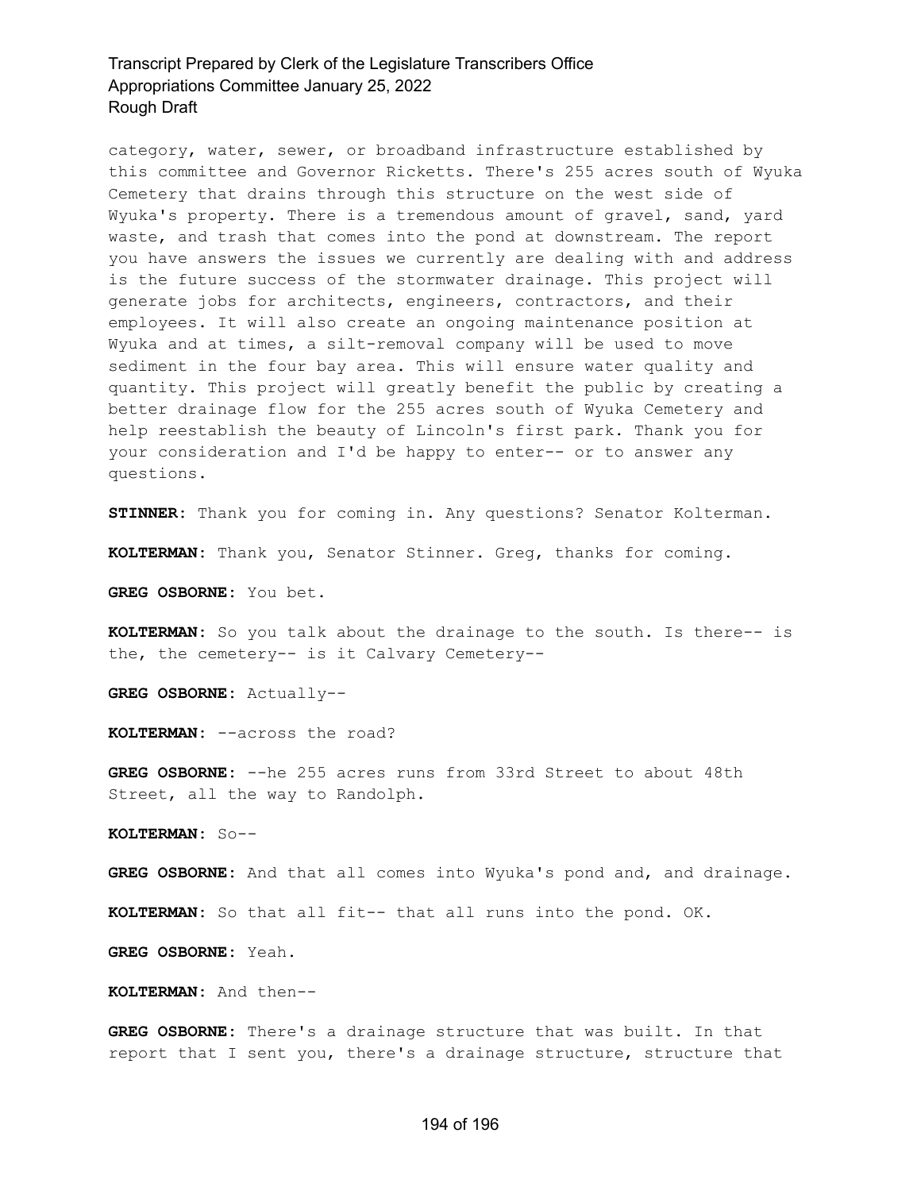category, water, sewer, or broadband infrastructure established by this committee and Governor Ricketts. There's 255 acres south of Wyuka Cemetery that drains through this structure on the west side of Wyuka's property. There is a tremendous amount of gravel, sand, yard waste, and trash that comes into the pond at downstream. The report you have answers the issues we currently are dealing with and address is the future success of the stormwater drainage. This project will generate jobs for architects, engineers, contractors, and their employees. It will also create an ongoing maintenance position at Wyuka and at times, a silt-removal company will be used to move sediment in the four bay area. This will ensure water quality and quantity. This project will greatly benefit the public by creating a better drainage flow for the 255 acres south of Wyuka Cemetery and help reestablish the beauty of Lincoln's first park. Thank you for your consideration and I'd be happy to enter-- or to answer any questions.

**STINNER:** Thank you for coming in. Any questions? Senator Kolterman.

**KOLTERMAN:** Thank you, Senator Stinner. Greg, thanks for coming.

**GREG OSBORNE:** You bet.

**KOLTERMAN:** So you talk about the drainage to the south. Is there-- is the, the cemetery-- is it Calvary Cemetery--

**GREG OSBORNE:** Actually--

**KOLTERMAN:** --across the road?

**GREG OSBORNE:** --he 255 acres runs from 33rd Street to about 48th Street, all the way to Randolph.

**KOLTERMAN:** So--

**GREG OSBORNE:** And that all comes into Wyuka's pond and, and drainage.

**KOLTERMAN:** So that all fit-- that all runs into the pond. OK.

**GREG OSBORNE:** Yeah.

**KOLTERMAN:** And then--

**GREG OSBORNE:** There's a drainage structure that was built. In that report that I sent you, there's a drainage structure, structure that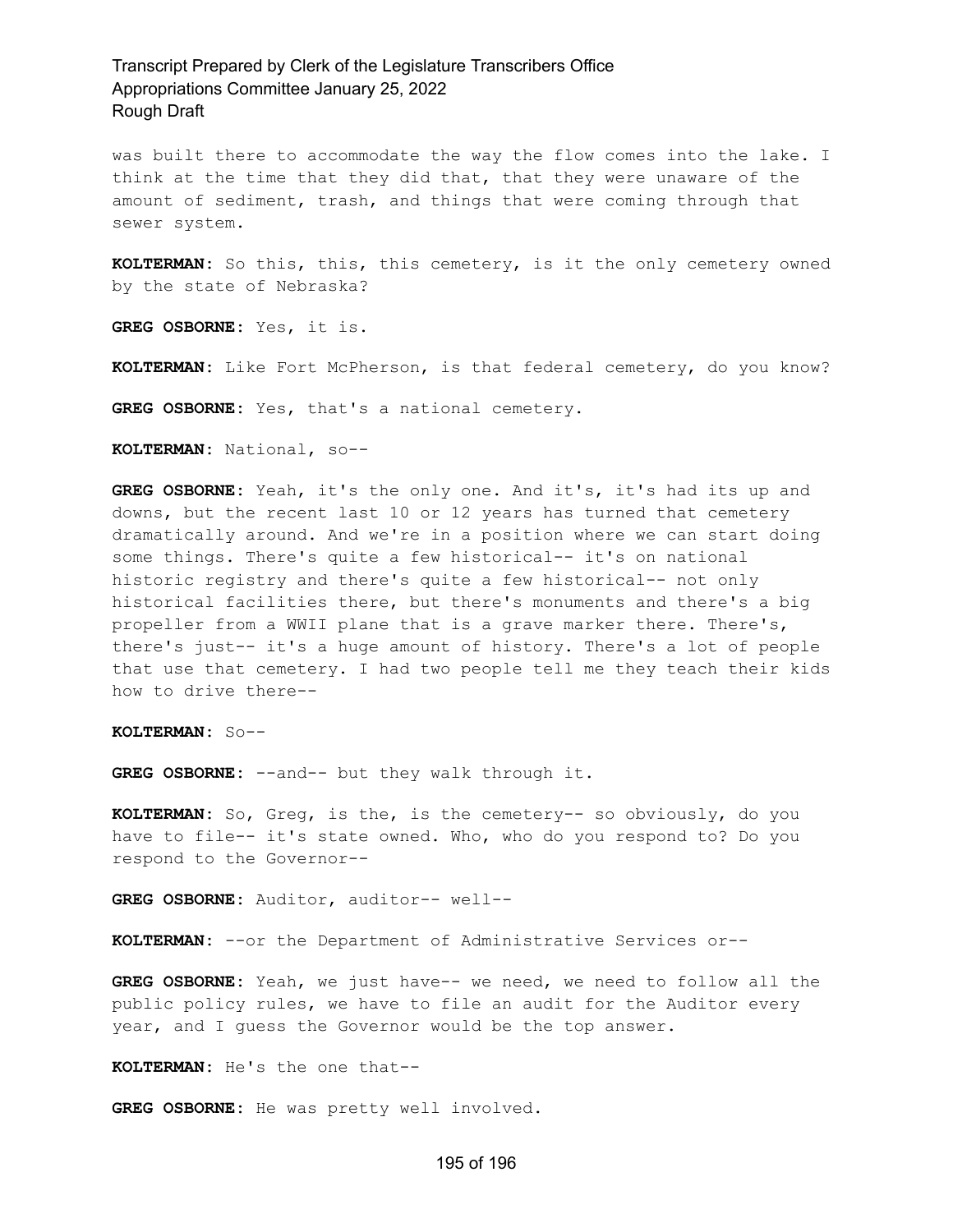was built there to accommodate the way the flow comes into the lake. I think at the time that they did that, that they were unaware of the amount of sediment, trash, and things that were coming through that sewer system.

**KOLTERMAN:** So this, this, this cemetery, is it the only cemetery owned by the state of Nebraska?

**GREG OSBORNE:** Yes, it is.

**KOLTERMAN:** Like Fort McPherson, is that federal cemetery, do you know?

**GREG OSBORNE:** Yes, that's a national cemetery.

**KOLTERMAN:** National, so--

**GREG OSBORNE:** Yeah, it's the only one. And it's, it's had its up and downs, but the recent last 10 or 12 years has turned that cemetery dramatically around. And we're in a position where we can start doing some things. There's quite a few historical-- it's on national historic registry and there's quite a few historical-- not only historical facilities there, but there's monuments and there's a big propeller from a WWII plane that is a grave marker there. There's, there's just-- it's a huge amount of history. There's a lot of people that use that cemetery. I had two people tell me they teach their kids how to drive there--

**KOLTERMAN:** So--

**GREG OSBORNE:** --and-- but they walk through it.

**KOLTERMAN:** So, Greg, is the, is the cemetery-- so obviously, do you have to file-- it's state owned. Who, who do you respond to? Do you respond to the Governor--

**GREG OSBORNE:** Auditor, auditor-- well--

**KOLTERMAN:** --or the Department of Administrative Services or--

**GREG OSBORNE:** Yeah, we just have-- we need, we need to follow all the public policy rules, we have to file an audit for the Auditor every year, and I guess the Governor would be the top answer.

**KOLTERMAN:** He's the one that--

**GREG OSBORNE:** He was pretty well involved.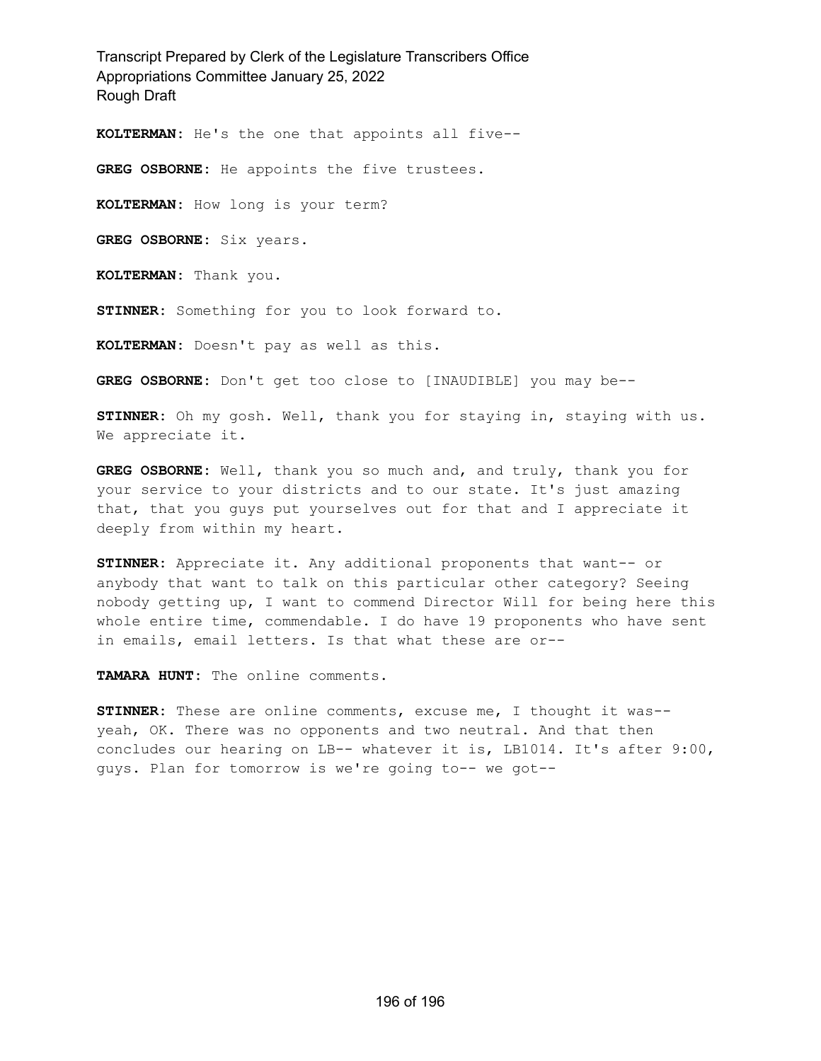**KOLTERMAN:** He's the one that appoints all five--

**GREG OSBORNE:** He appoints the five trustees.

**KOLTERMAN:** How long is your term?

**GREG OSBORNE:** Six years.

**KOLTERMAN:** Thank you.

**STINNER:** Something for you to look forward to.

**KOLTERMAN:** Doesn't pay as well as this.

**GREG OSBORNE:** Don't get too close to [INAUDIBLE] you may be--

**STINNER:** Oh my gosh. Well, thank you for staying in, staying with us. We appreciate it.

**GREG OSBORNE:** Well, thank you so much and, and truly, thank you for your service to your districts and to our state. It's just amazing that, that you guys put yourselves out for that and I appreciate it deeply from within my heart.

**STINNER:** Appreciate it. Any additional proponents that want-- or anybody that want to talk on this particular other category? Seeing nobody getting up, I want to commend Director Will for being here this whole entire time, commendable. I do have 19 proponents who have sent in emails, email letters. Is that what these are or--

**TAMARA HUNT:** The online comments.

**STINNER:** These are online comments, excuse me, I thought it was-- yeah, OK. There was no opponents and two neutral. And that then concludes our hearing on LB-- whatever it is, LB1014. It's after 9:00, guys. Plan for tomorrow is we're going to-- we got--